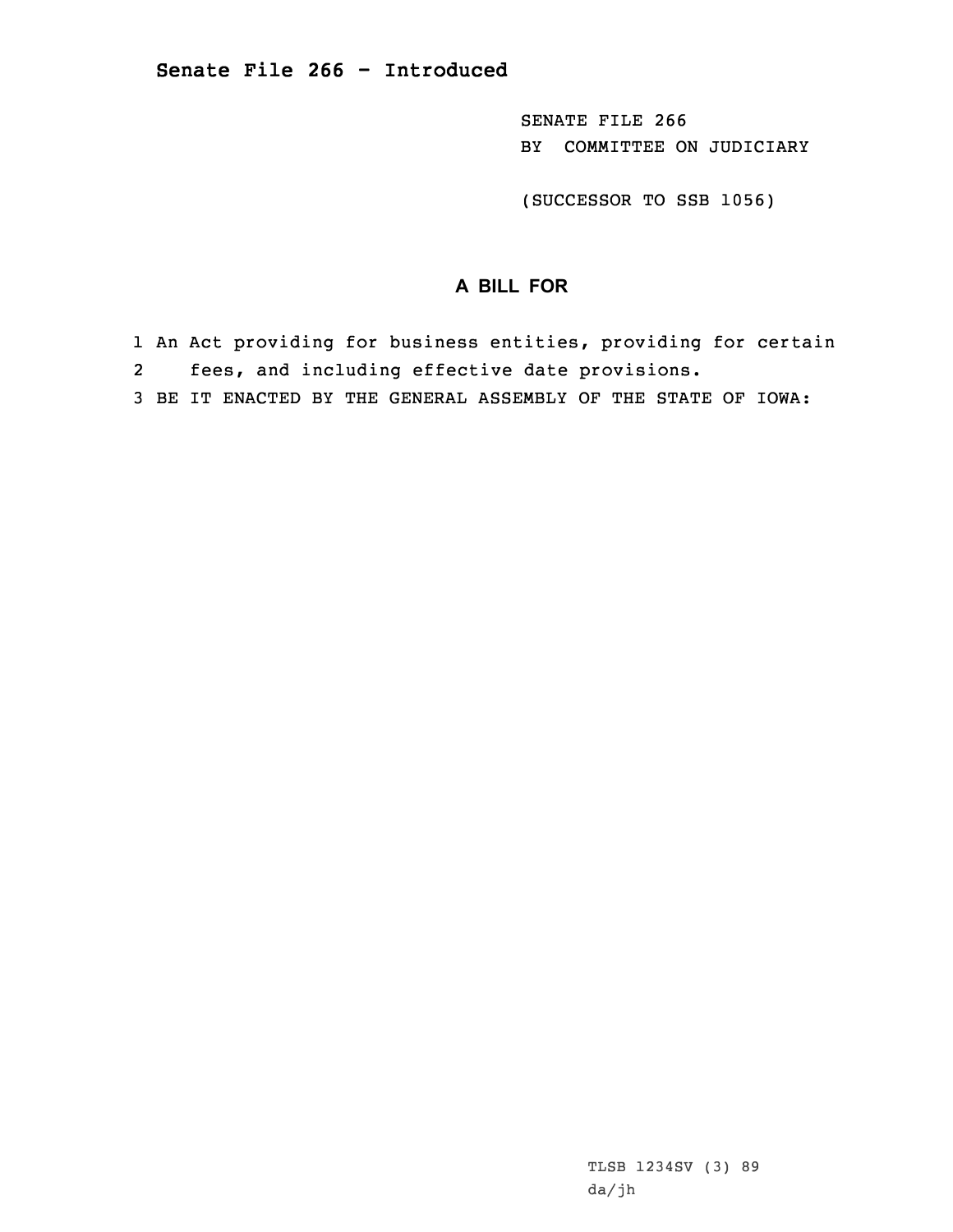# Senate File 266 - Introduced

SENATE FILE 266
BY COMMITTEE ON JUDICIARY

(SUCCESSOR TO SSB 1056)

## A BILL FOR

1 An Act providing for business entities, providing for certain
2 fees, and including effective date provisions.
3 BE IT ENACTED BY THE GENERAL ASSEMBLY OF THE STATE OF IOWA:

TLSB 1234SV (3) 89
da/jh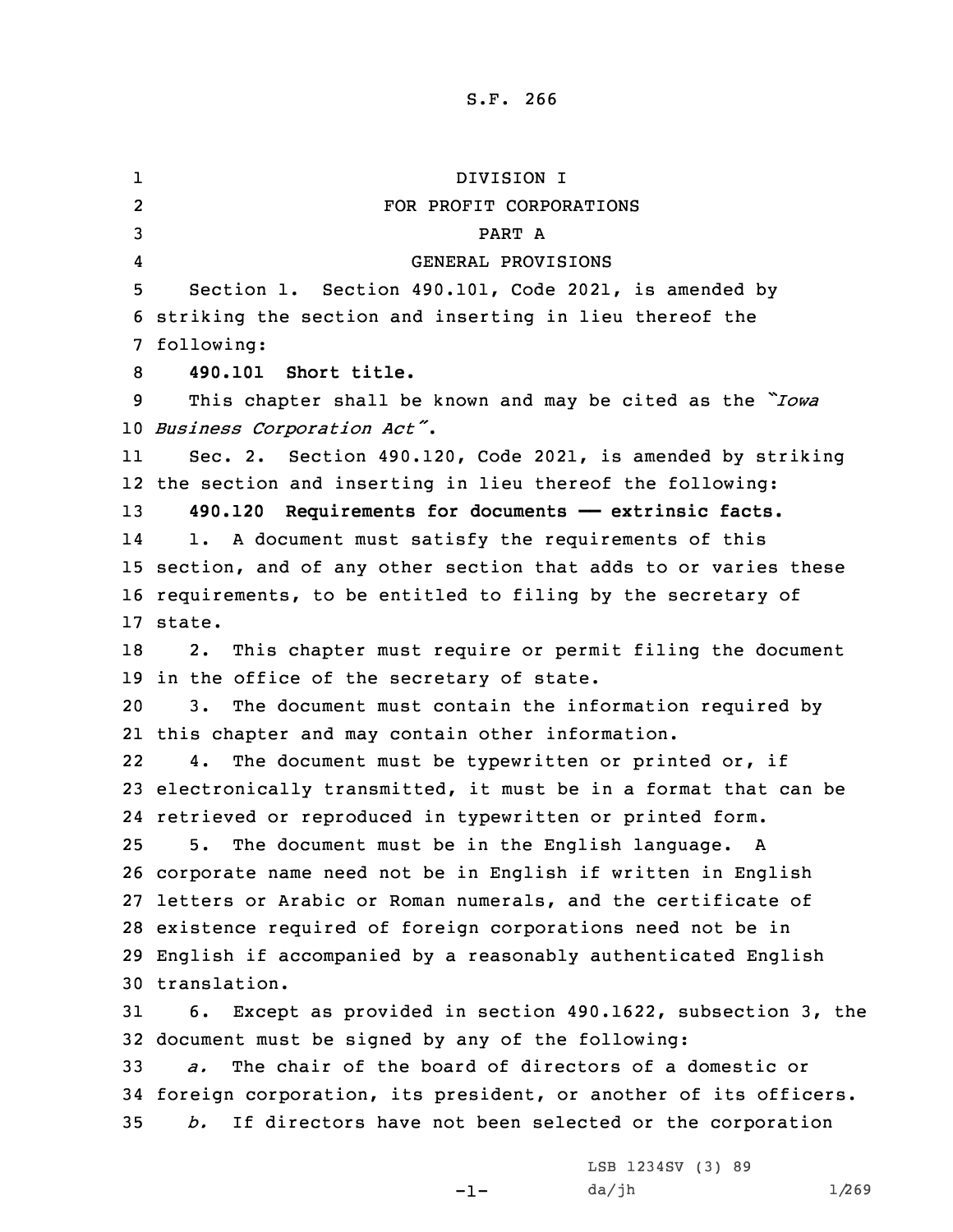DIVISION I

FOR PROFIT CORPORATIONS

PART A

GENERAL PROVISIONS

Section 1. Section 490.101, Code 2021, is amended by striking the section and inserting in lieu thereof the following:

**490.101 Short title.**

This chapter shall be known and may be cited as the *"Iowa Business Corporation Act"*.

Sec. 2. Section 490.120, Code 2021, is amended by striking the section and inserting in lieu thereof the following:

**490.120 Requirements for documents —— extrinsic facts.**

1. A document must satisfy the requirements of this section, and of any other section that adds to or varies these requirements, to be entitled to filing by the secretary of state.

2. This chapter must require or permit filing the document in the office of the secretary of state.

3. The document must contain the information required by this chapter and may contain other information.

4. The document must be typewritten or printed or, if electronically transmitted, it must be in a format that can be retrieved or reproduced in typewritten or printed form.

5. The document must be in the English language. A corporate name need not be in English if written in English letters or Arabic or Roman numerals, and the certificate of existence required of foreign corporations need not be in English if accompanied by a reasonably authenticated English translation.

6. Except as provided in section 490.1622, subsection 3, the document must be signed by any of the following:

*a.* The chair of the board of directors of a domestic or foreign corporation, its president, or another of its officers.

*b.* If directors have not been selected or the corporation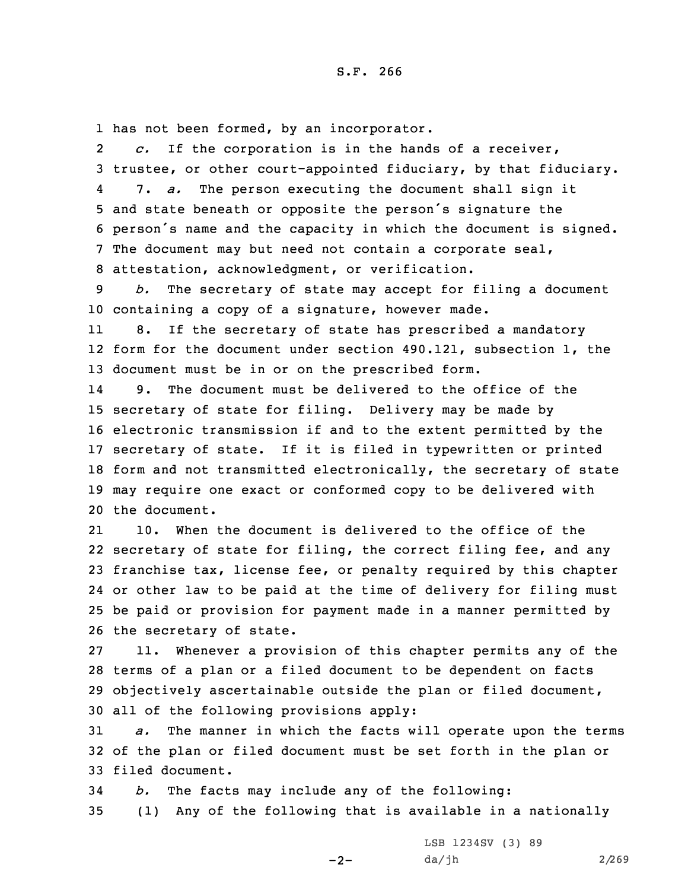has not been formed, by an incorporator.

*c.* If the corporation is in the hands of a receiver, trustee, or other court-appointed fiduciary, by that fiduciary.

7. *a.* The person executing the document shall sign it and state beneath or opposite the person's signature the person's name and the capacity in which the document is signed. The document may but need not contain a corporate seal, attestation, acknowledgment, or verification.

*b.* The secretary of state may accept for filing a document containing a copy of a signature, however made.

8. If the secretary of state has prescribed a mandatory form for the document under section 490.121, subsection 1, the document must be in or on the prescribed form.

9. The document must be delivered to the office of the secretary of state for filing. Delivery may be made by electronic transmission if and to the extent permitted by the secretary of state. If it is filed in typewritten or printed form and not transmitted electronically, the secretary of state may require one exact or conformed copy to be delivered with the document.

10. When the document is delivered to the office of the secretary of state for filing, the correct filing fee, and any franchise tax, license fee, or penalty required by this chapter or other law to be paid at the time of delivery for filing must be paid or provision for payment made in a manner permitted by the secretary of state.

11. Whenever a provision of this chapter permits any of the terms of a plan or a filed document to be dependent on facts objectively ascertainable outside the plan or filed document, all of the following provisions apply:

*a.* The manner in which the facts will operate upon the terms of the plan or filed document must be set forth in the plan or filed document.

*b.* The facts may include any of the following:

(1) Any of the following that is available in a nationally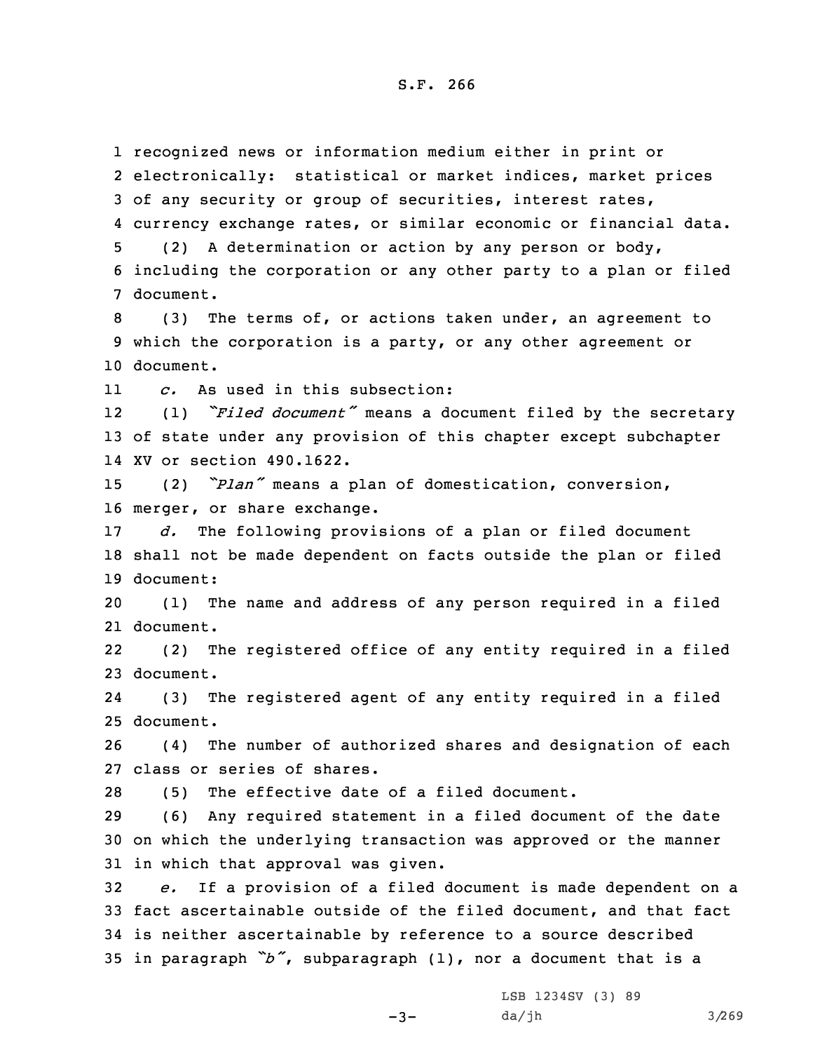recognized news or information medium either in print or electronically: statistical or market indices, market prices of any security or group of securities, interest rates, currency exchange rates, or similar economic or financial data.

(2) A determination or action by any person or body, including the corporation or any other party to a plan or filed document.

(3) The terms of, or actions taken under, an agreement to which the corporation is a party, or any other agreement or document.

*c.* As used in this subsection:

(1) *"Filed document"* means a document filed by the secretary of state under any provision of this chapter except subchapter XV or section 490.1622.

(2) *"Plan"* means a plan of domestication, conversion, merger, or share exchange.

*d.* The following provisions of a plan or filed document shall not be made dependent on facts outside the plan or filed document:

(1) The name and address of any person required in a filed document.

(2) The registered office of any entity required in a filed document.

(3) The registered agent of any entity required in a filed document.

(4) The number of authorized shares and designation of each class or series of shares.

(5) The effective date of a filed document.

(6) Any required statement in a filed document of the date on which the underlying transaction was approved or the manner in which that approval was given.

*e.* If a provision of a filed document is made dependent on a fact ascertainable outside of the filed document, and that fact is neither ascertainable by reference to a source described in paragraph *"b"*, subparagraph (1), nor a document that is a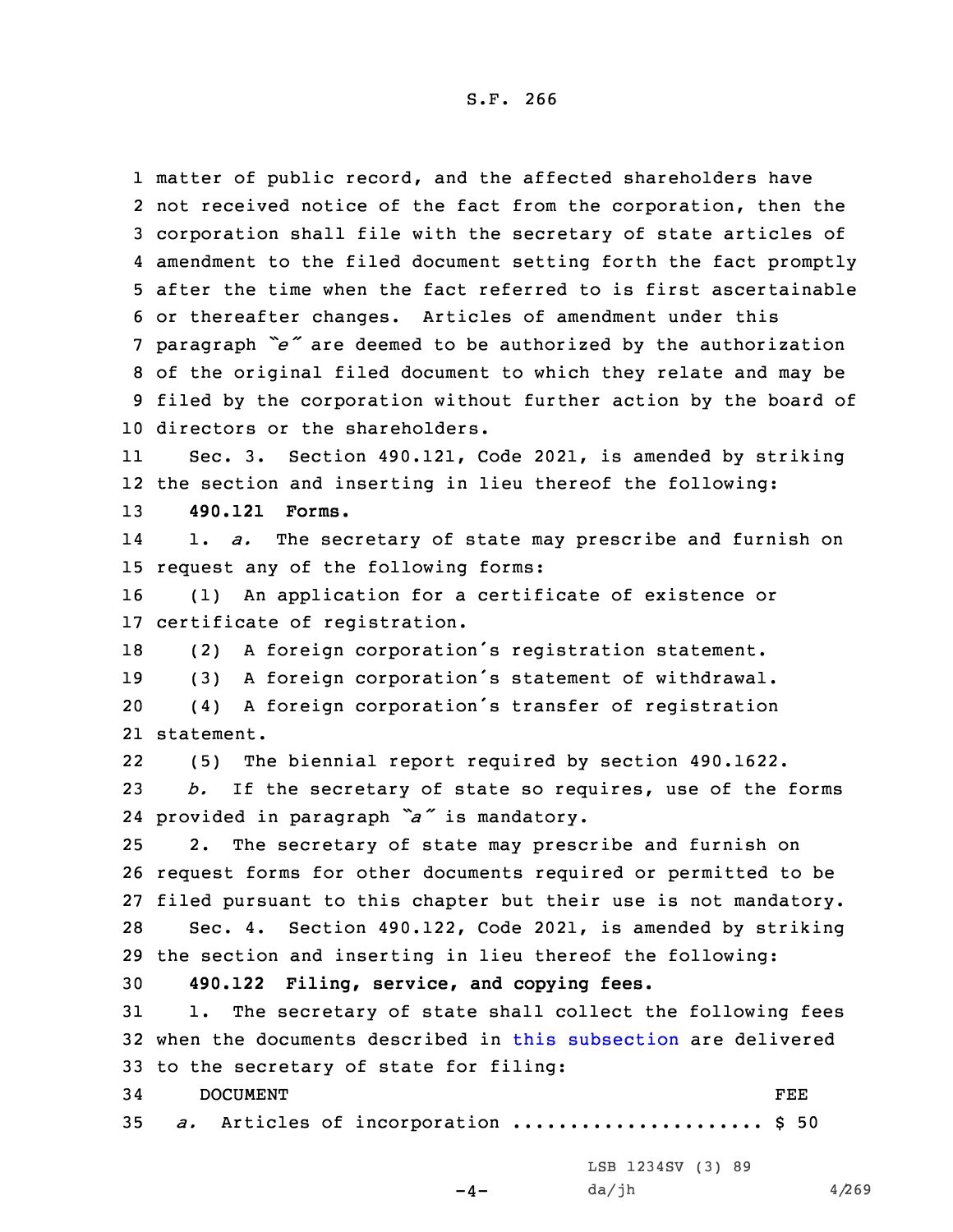matter of public record, and the affected shareholders have not received notice of the fact from the corporation, then the corporation shall file with the secretary of state articles of amendment to the filed document setting forth the fact promptly after the time when the fact referred to is first ascertainable or thereafter changes. Articles of amendment under this paragraph *"e"* are deemed to be authorized by the authorization of the original filed document to which they relate and may be filed by the corporation without further action by the board of directors or the shareholders.

Sec. 3. Section 490.121, Code 2021, is amended by striking the section and inserting in lieu thereof the following:

**490.121 Forms.**

1. *a.* The secretary of state may prescribe and furnish on request any of the following forms:

(1) An application for a certificate of existence or certificate of registration.

(2) A foreign corporation's registration statement.

(3) A foreign corporation's statement of withdrawal.

(4) A foreign corporation's transfer of registration statement.

(5) The biennial report required by section 490.1622.

*b.* If the secretary of state so requires, use of the forms provided in paragraph *"a"* is mandatory.

2. The secretary of state may prescribe and furnish on request forms for other documents required or permitted to be filed pursuant to this chapter but their use is not mandatory.

Sec. 4. Section 490.122, Code 2021, is amended by striking the section and inserting in lieu thereof the following:

**490.122 Filing, service, and copying fees.**

1. The secretary of state shall collect the following fees when the documents described in this subsection are delivered to the secretary of state for filing:

| DOCUMENT | FEE |
|---|---|
| *a.* Articles of incorporation ..................... | $ 50 |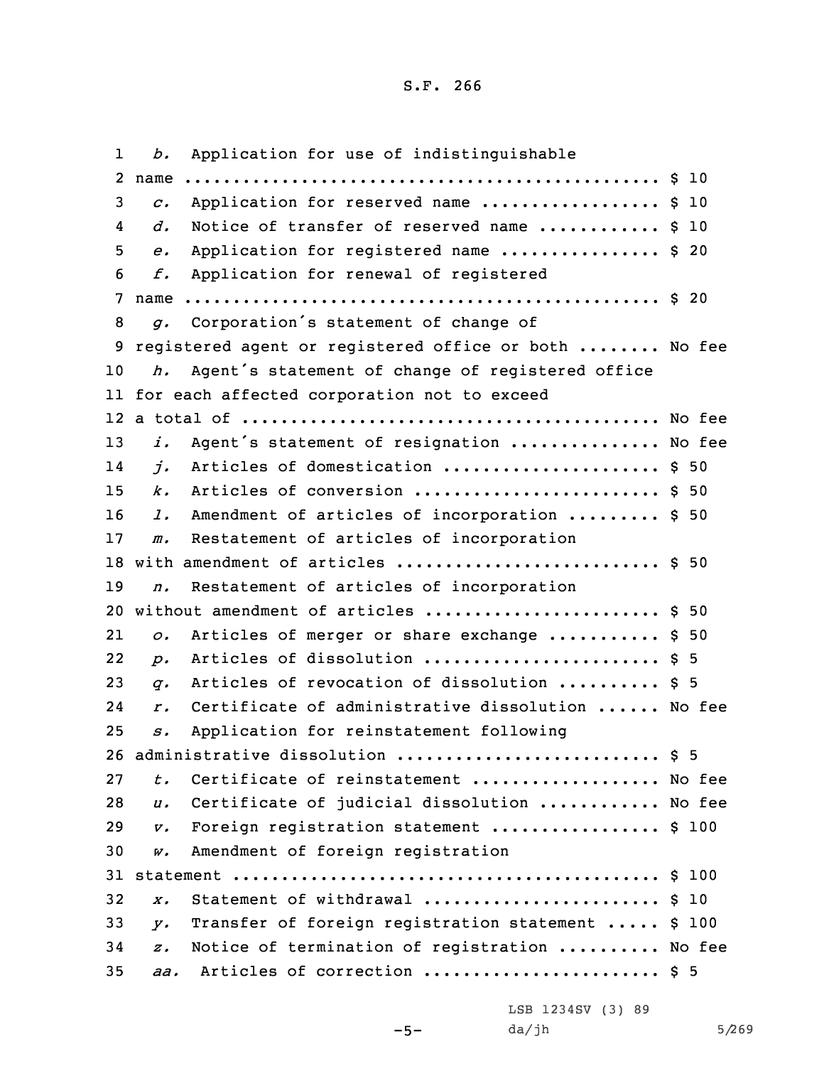*b.* Application for use of indistinguishable name ................................................ $ 10

*c.* Application for reserved name ................. $ 10

*d.* Notice of transfer of reserved name ........... $ 10

*e.* Application for registered name ............... $ 20

*f.* Application for renewal of registered name ................................................ $ 20

*g.* Corporation's statement of change of registered agent or registered office or both ........ No fee

*h.* Agent's statement of change of registered office for each affected corporation not to exceed a total of .......................................... No fee

*i.* Agent's statement of resignation .............. No fee

*j.* Articles of domestication ...................... $ 50

*k.* Articles of conversion ........................ $ 50

*l.* Amendment of articles of incorporation ......... $ 50

*m.* Restatement of articles of incorporation with amendment of articles .......................... $ 50

*n.* Restatement of articles of incorporation without amendment of articles ....................... $ 50

*o.* Articles of merger or share exchange ........... $ 50

*p.* Articles of dissolution ....................... $ 5

*q.* Articles of revocation of dissolution .......... $ 5

*r.* Certificate of administrative dissolution ...... No fee

*s.* Application for reinstatement following administrative dissolution .......................... $ 5

*t.* Certificate of reinstatement .................. No fee

*u.* Certificate of judicial dissolution ........... No fee

*v.* Foreign registration statement ................ $ 100

*w.* Amendment of foreign registration statement ............................................ $ 100

*x.* Statement of withdrawal ....................... $ 10

*y.* Transfer of foreign registration statement ..... $ 100

*z.* Notice of termination of registration .......... No fee

*aa.* Articles of correction ....................... $ 5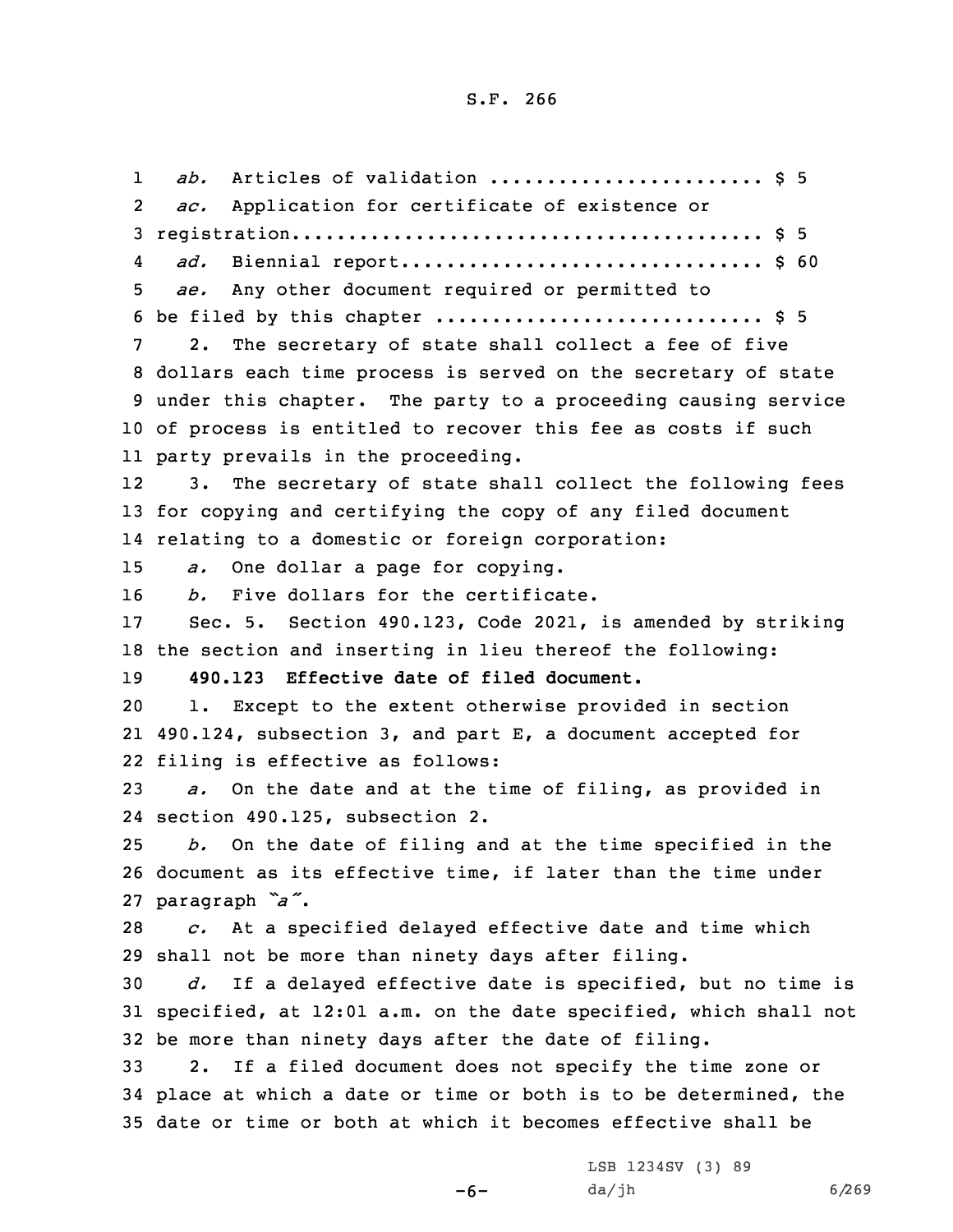*ab.* Articles of validation ........................ $ 5

*ac.* Application for certificate of existence or registration.......................................... $ 5

*ad.* Biennial report............................... $ 60

*ae.* Any other document required or permitted to be filed by this chapter ............................ $ 5

2. The secretary of state shall collect a fee of five dollars each time process is served on the secretary of state under this chapter. The party to a proceeding causing service of process is entitled to recover this fee as costs if such party prevails in the proceeding.

3. The secretary of state shall collect the following fees for copying and certifying the copy of any filed document relating to a domestic or foreign corporation:

*a.* One dollar a page for copying.

*b.* Five dollars for the certificate.

Sec. 5. Section 490.123, Code 2021, is amended by striking the section and inserting in lieu thereof the following:

**490.123 Effective date of filed document.**

1. Except to the extent otherwise provided in section 490.124, subsection 3, and part E, a document accepted for filing is effective as follows:

*a.* On the date and at the time of filing, as provided in section 490.125, subsection 2.

*b.* On the date of filing and at the time specified in the document as its effective time, if later than the time under paragraph *"a"*.

*c.* At a specified delayed effective date and time which shall not be more than ninety days after filing.

*d.* If a delayed effective date is specified, but no time is specified, at 12:01 a.m. on the date specified, which shall not be more than ninety days after the date of filing.

2. If a filed document does not specify the time zone or place at which a date or time or both is to be determined, the date or time or both at which it becomes effective shall be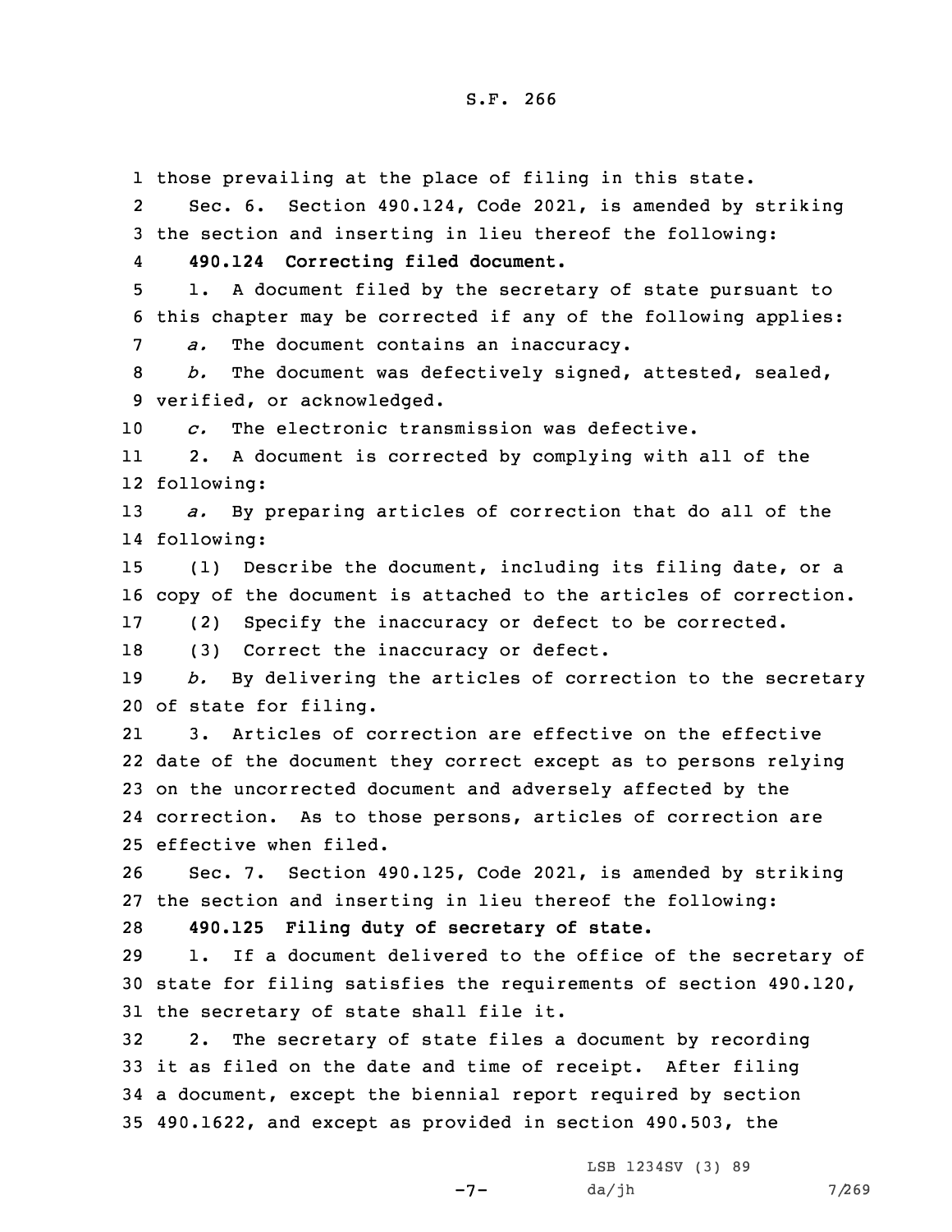those prevailing at the place of filing in this state.

Sec. 6. Section 490.124, Code 2021, is amended by striking the section and inserting in lieu thereof the following:

**490.124 Correcting filed document.**

1. A document filed by the secretary of state pursuant to this chapter may be corrected if any of the following applies:

*a.* The document contains an inaccuracy.

*b.* The document was defectively signed, attested, sealed, verified, or acknowledged.

*c.* The electronic transmission was defective.

2. A document is corrected by complying with all of the following:

*a.* By preparing articles of correction that do all of the following:

(1) Describe the document, including its filing date, or a copy of the document is attached to the articles of correction.

(2) Specify the inaccuracy or defect to be corrected.

(3) Correct the inaccuracy or defect.

*b.* By delivering the articles of correction to the secretary of state for filing.

3. Articles of correction are effective on the effective date of the document they correct except as to persons relying on the uncorrected document and adversely affected by the correction. As to those persons, articles of correction are effective when filed.

Sec. 7. Section 490.125, Code 2021, is amended by striking the section and inserting in lieu thereof the following:

**490.125 Filing duty of secretary of state.**

1. If a document delivered to the office of the secretary of state for filing satisfies the requirements of section 490.120, the secretary of state shall file it.

2. The secretary of state files a document by recording it as filed on the date and time of receipt. After filing a document, except the biennial report required by section 490.1622, and except as provided in section 490.503, the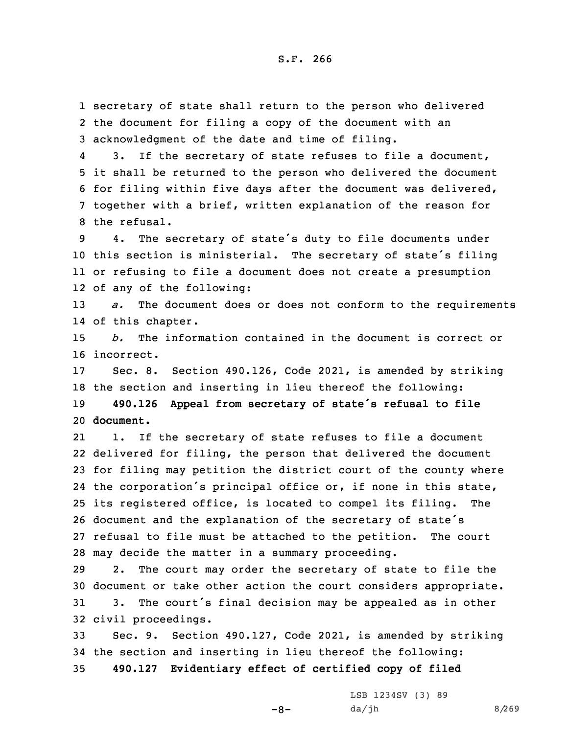secretary of state shall return to the person who delivered the document for filing a copy of the document with an acknowledgment of the date and time of filing.

3. If the secretary of state refuses to file a document, it shall be returned to the person who delivered the document for filing within five days after the document was delivered, together with a brief, written explanation of the reason for the refusal.

4. The secretary of state's duty to file documents under this section is ministerial. The secretary of state's filing or refusing to file a document does not create a presumption of any of the following:

*a.* The document does or does not conform to the requirements of this chapter.

*b.* The information contained in the document is correct or incorrect.

Sec. 8. Section 490.126, Code 2021, is amended by striking the section and inserting in lieu thereof the following:

**490.126 Appeal from secretary of state's refusal to file document.**

1. If the secretary of state refuses to file a document delivered for filing, the person that delivered the document for filing may petition the district court of the county where the corporation's principal office or, if none in this state, its registered office, is located to compel its filing. The document and the explanation of the secretary of state's refusal to file must be attached to the petition. The court may decide the matter in a summary proceeding.

2. The court may order the secretary of state to file the document or take other action the court considers appropriate.

3. The court's final decision may be appealed as in other civil proceedings.

Sec. 9. Section 490.127, Code 2021, is amended by striking the section and inserting in lieu thereof the following:

**490.127 Evidentiary effect of certified copy of filed**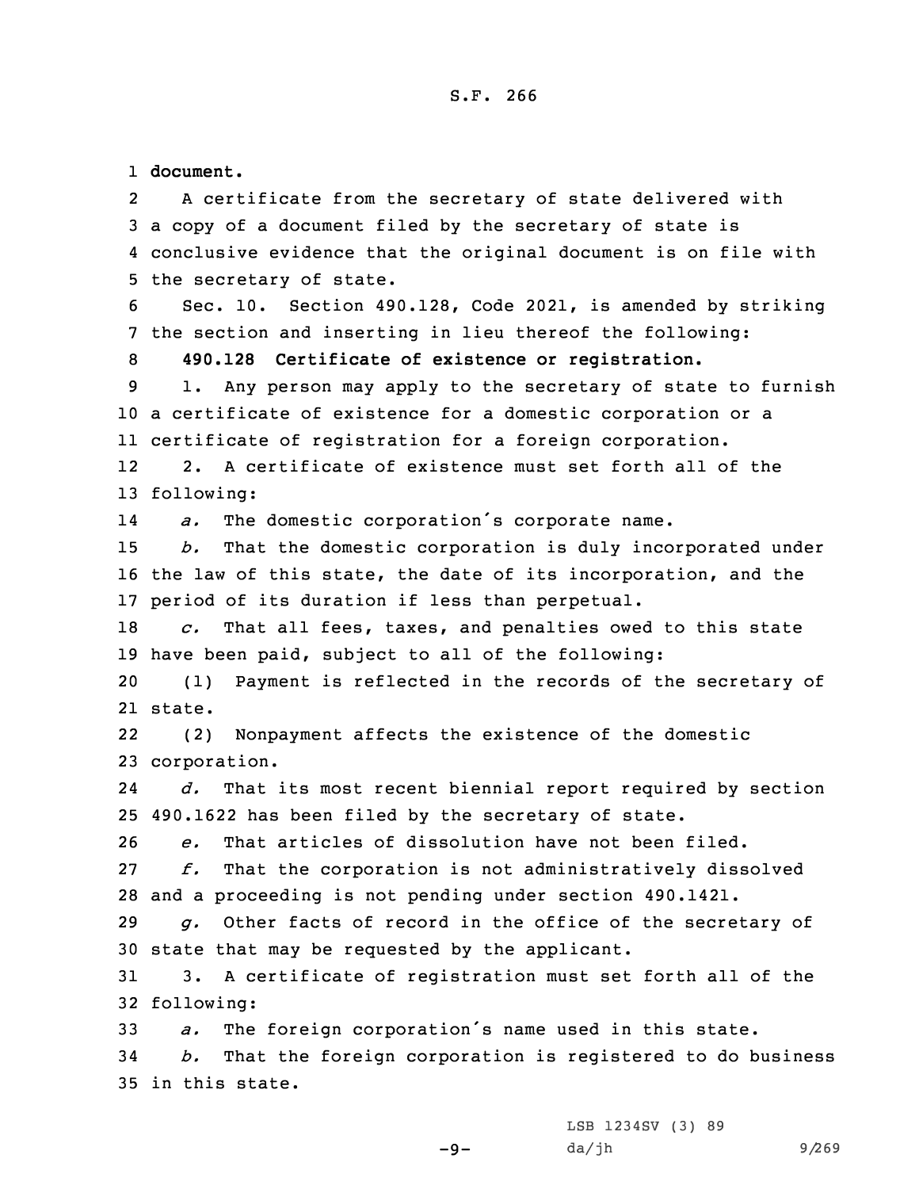**document.**

A certificate from the secretary of state delivered with a copy of a document filed by the secretary of state is conclusive evidence that the original document is on file with the secretary of state.

Sec. 10. Section 490.128, Code 2021, is amended by striking the section and inserting in lieu thereof the following:

**490.128 Certificate of existence or registration.**

1. Any person may apply to the secretary of state to furnish a certificate of existence for a domestic corporation or a certificate of registration for a foreign corporation.

2. A certificate of existence must set forth all of the following:

*a.* The domestic corporation's corporate name.

*b.* That the domestic corporation is duly incorporated under the law of this state, the date of its incorporation, and the period of its duration if less than perpetual.

*c.* That all fees, taxes, and penalties owed to this state have been paid, subject to all of the following:

(1) Payment is reflected in the records of the secretary of state.

(2) Nonpayment affects the existence of the domestic corporation.

*d.* That its most recent biennial report required by section 490.1622 has been filed by the secretary of state.

*e.* That articles of dissolution have not been filed.

*f.* That the corporation is not administratively dissolved and a proceeding is not pending under section 490.1421.

*g.* Other facts of record in the office of the secretary of state that may be requested by the applicant.

3. A certificate of registration must set forth all of the following:

*a.* The foreign corporation's name used in this state.

*b.* That the foreign corporation is registered to do business in this state.

LSB 1234SV (3) 89
da/jh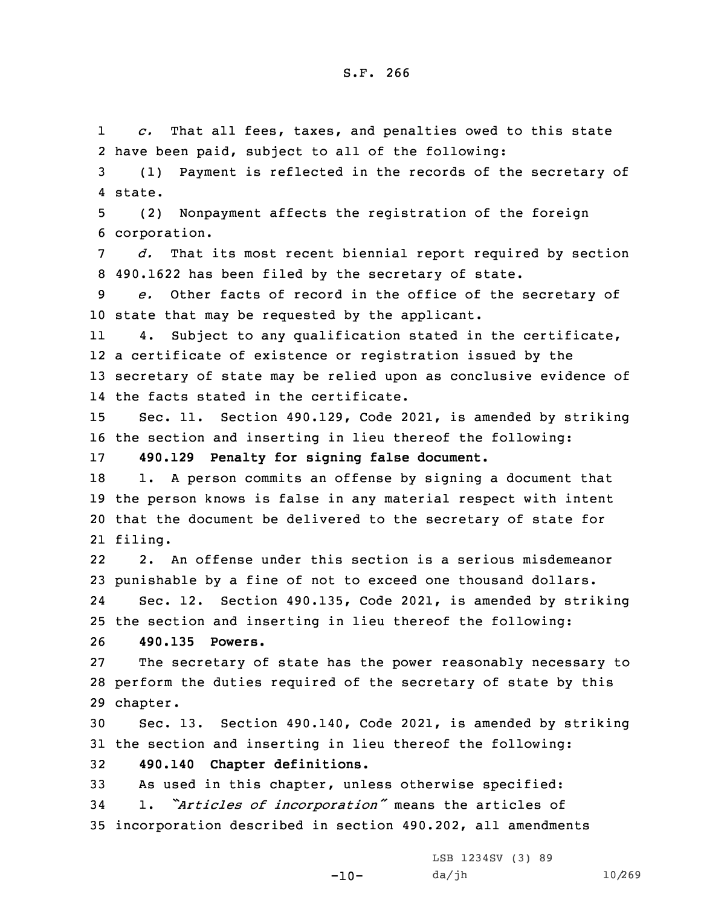*c.* That all fees, taxes, and penalties owed to this state have been paid, subject to all of the following:

(1) Payment is reflected in the records of the secretary of state.

(2) Nonpayment affects the registration of the foreign corporation.

*d.* That its most recent biennial report required by section 490.1622 has been filed by the secretary of state.

*e.* Other facts of record in the office of the secretary of state that may be requested by the applicant.

4. Subject to any qualification stated in the certificate, a certificate of existence or registration issued by the secretary of state may be relied upon as conclusive evidence of the facts stated in the certificate.

Sec. 11. Section 490.129, Code 2021, is amended by striking the section and inserting in lieu thereof the following:

**490.129 Penalty for signing false document.**

1. A person commits an offense by signing a document that the person knows is false in any material respect with intent that the document be delivered to the secretary of state for filing.

2. An offense under this section is a serious misdemeanor punishable by a fine of not to exceed one thousand dollars.

Sec. 12. Section 490.135, Code 2021, is amended by striking the section and inserting in lieu thereof the following:

**490.135 Powers.**

The secretary of state has the power reasonably necessary to perform the duties required of the secretary of state by this chapter.

Sec. 13. Section 490.140, Code 2021, is amended by striking the section and inserting in lieu thereof the following:

**490.140 Chapter definitions.**

As used in this chapter, unless otherwise specified:

1. *"Articles of incorporation"* means the articles of incorporation described in section 490.202, all amendments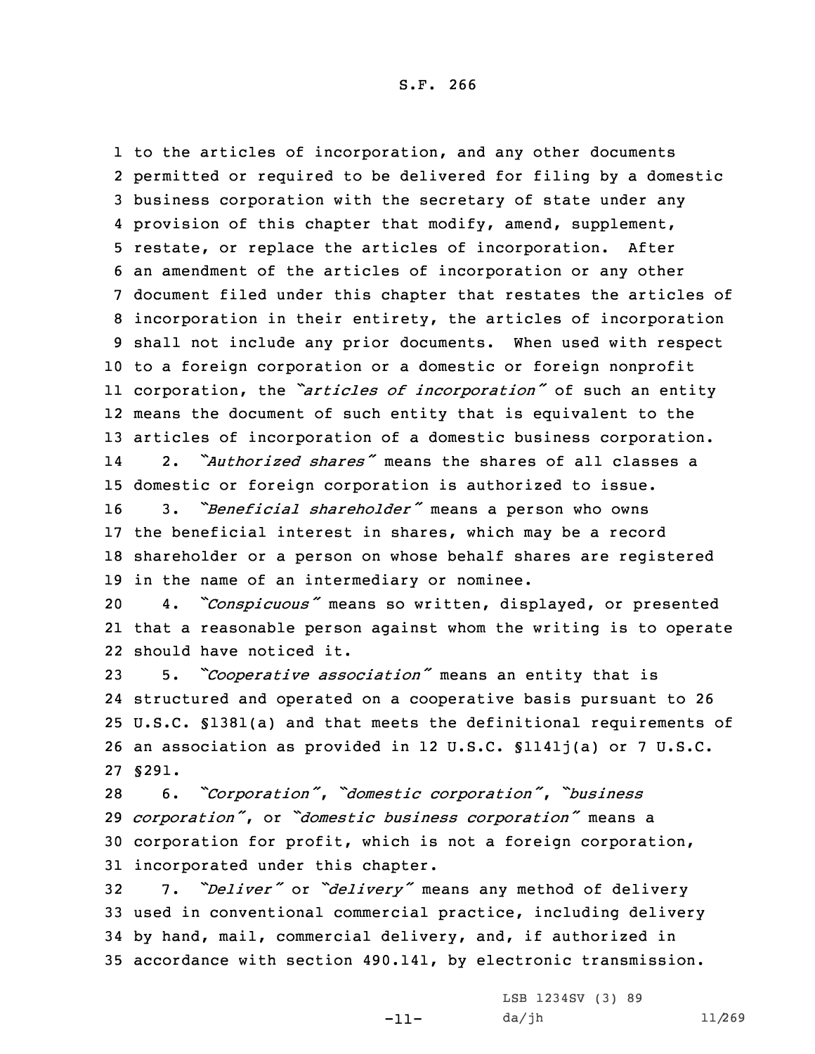to the articles of incorporation, and any other documents permitted or required to be delivered for filing by a domestic business corporation with the secretary of state under any provision of this chapter that modify, amend, supplement, restate, or replace the articles of incorporation. After an amendment of the articles of incorporation or any other document filed under this chapter that restates the articles of incorporation in their entirety, the articles of incorporation shall not include any prior documents. When used with respect to a foreign corporation or a domestic or foreign nonprofit corporation, the *"articles of incorporation"* of such an entity means the document of such entity that is equivalent to the articles of incorporation of a domestic business corporation.

2. *"Authorized shares"* means the shares of all classes a domestic or foreign corporation is authorized to issue.

3. *"Beneficial shareholder"* means a person who owns the beneficial interest in shares, which may be a record shareholder or a person on whose behalf shares are registered in the name of an intermediary or nominee.

4. *"Conspicuous"* means so written, displayed, or presented that a reasonable person against whom the writing is to operate should have noticed it.

5. *"Cooperative association"* means an entity that is structured and operated on a cooperative basis pursuant to 26 U.S.C. §1381(a) and that meets the definitional requirements of an association as provided in 12 U.S.C. §1141j(a) or 7 U.S.C. §291.

6. *"Corporation"*, *"domestic corporation"*, *"business corporation"*, or *"domestic business corporation"* means a corporation for profit, which is not a foreign corporation, incorporated under this chapter.

7. *"Deliver"* or *"delivery"* means any method of delivery used in conventional commercial practice, including delivery by hand, mail, commercial delivery, and, if authorized in accordance with section 490.141, by electronic transmission.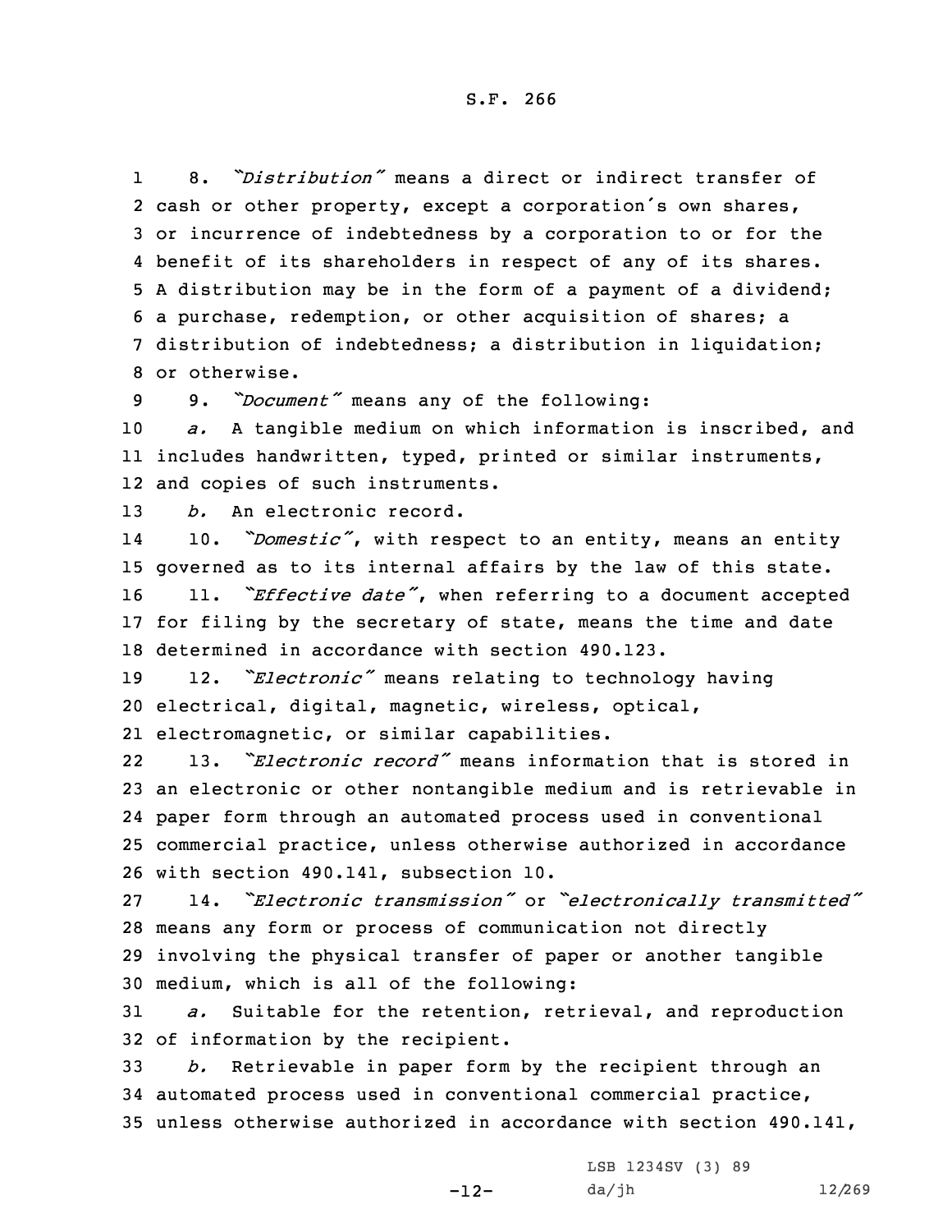8. *"Distribution"* means a direct or indirect transfer of cash or other property, except a corporation's own shares, or incurrence of indebtedness by a corporation to or for the benefit of its shareholders in respect of any of its shares. A distribution may be in the form of a payment of a dividend; a purchase, redemption, or other acquisition of shares; a distribution of indebtedness; a distribution in liquidation; or otherwise.

9. *"Document"* means any of the following:

*a.* A tangible medium on which information is inscribed, and includes handwritten, typed, printed or similar instruments, and copies of such instruments.

*b.* An electronic record.

10. *"Domestic"*, with respect to an entity, means an entity governed as to its internal affairs by the law of this state.

11. *"Effective date"*, when referring to a document accepted for filing by the secretary of state, means the time and date determined in accordance with section 490.123.

12. *"Electronic"* means relating to technology having electrical, digital, magnetic, wireless, optical, electromagnetic, or similar capabilities.

13. *"Electronic record"* means information that is stored in an electronic or other nontangible medium and is retrievable in paper form through an automated process used in conventional commercial practice, unless otherwise authorized in accordance with section 490.141, subsection 10.

14. *"Electronic transmission"* or *"electronically transmitted"* means any form or process of communication not directly involving the physical transfer of paper or another tangible medium, which is all of the following:

*a.* Suitable for the retention, retrieval, and reproduction of information by the recipient.

*b.* Retrievable in paper form by the recipient through an automated process used in conventional commercial practice, unless otherwise authorized in accordance with section 490.141,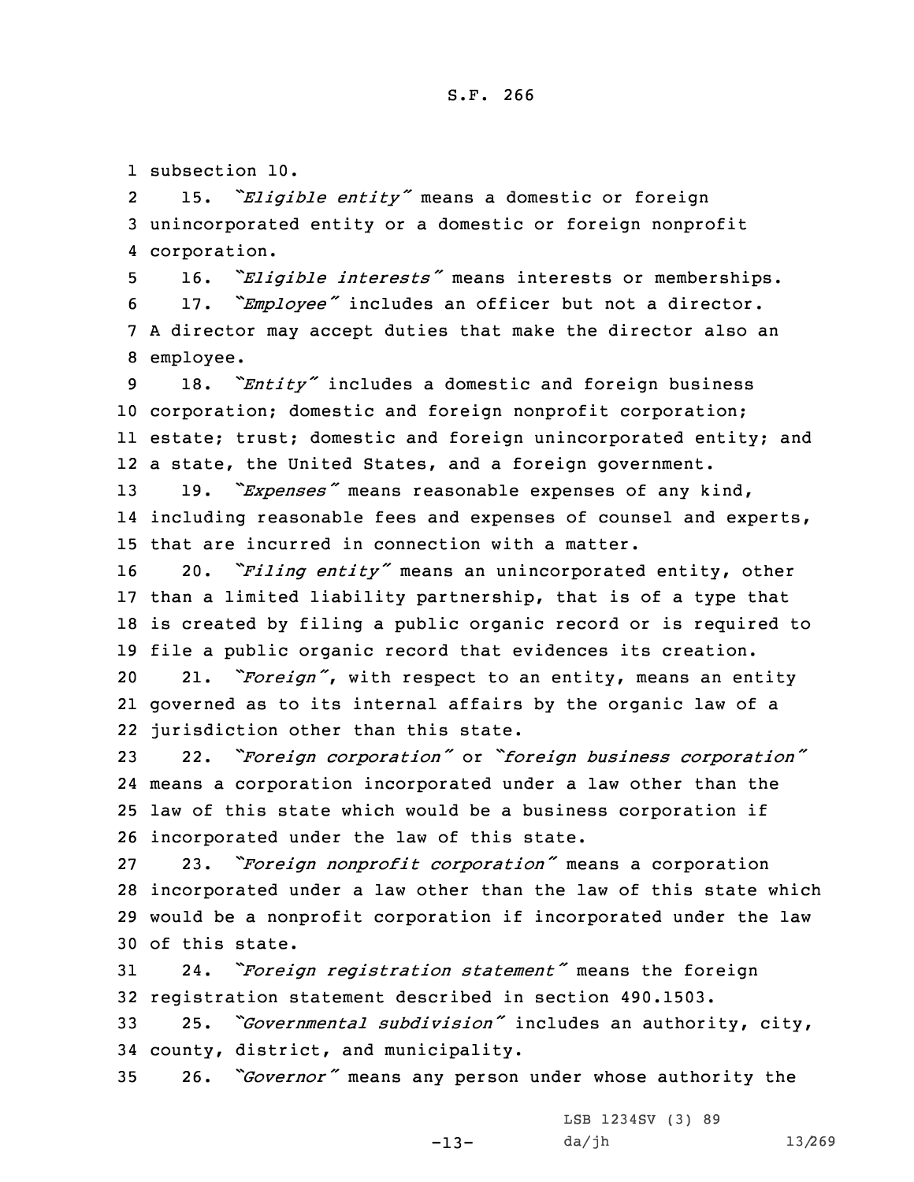subsection 10.

15. *"Eligible entity"* means a domestic or foreign unincorporated entity or a domestic or foreign nonprofit corporation.

16. *"Eligible interests"* means interests or memberships.

17. *"Employee"* includes an officer but not a director. A director may accept duties that make the director also an employee.

18. *"Entity"* includes a domestic and foreign business corporation; domestic and foreign nonprofit corporation; estate; trust; domestic and foreign unincorporated entity; and a state, the United States, and a foreign government.

19. *"Expenses"* means reasonable expenses of any kind, including reasonable fees and expenses of counsel and experts, that are incurred in connection with a matter.

20. *"Filing entity"* means an unincorporated entity, other than a limited liability partnership, that is of a type that is created by filing a public organic record or is required to file a public organic record that evidences its creation.

21. *"Foreign"*, with respect to an entity, means an entity governed as to its internal affairs by the organic law of a jurisdiction other than this state.

22. *"Foreign corporation"* or *"foreign business corporation"* means a corporation incorporated under a law other than the law of this state which would be a business corporation if incorporated under the law of this state.

23. *"Foreign nonprofit corporation"* means a corporation incorporated under a law other than the law of this state which would be a nonprofit corporation if incorporated under the law of this state.

24. *"Foreign registration statement"* means the foreign registration statement described in section 490.1503.

25. *"Governmental subdivision"* includes an authority, city, county, district, and municipality.

26. *"Governor"* means any person under whose authority the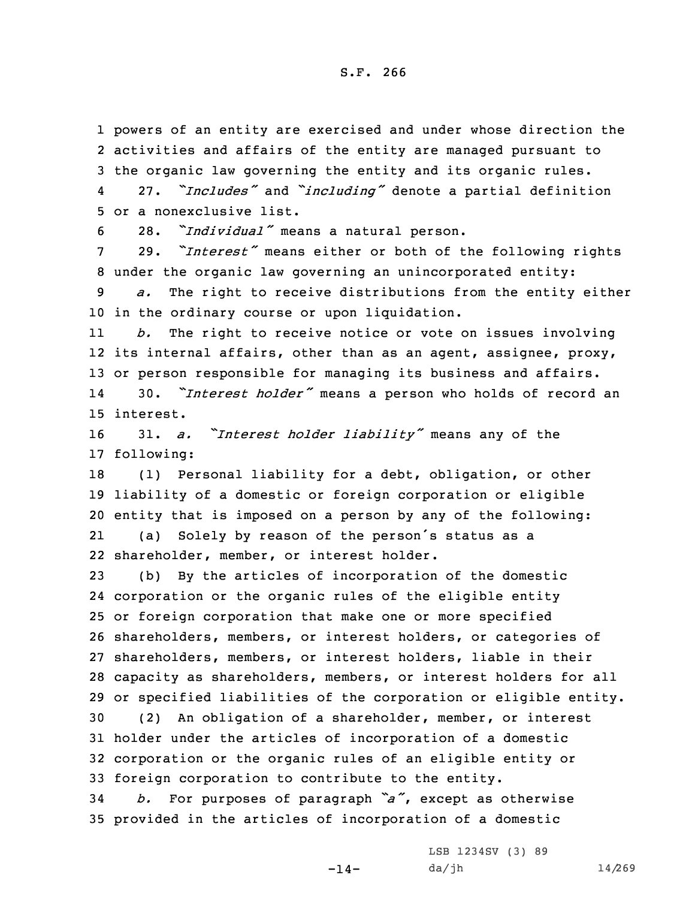powers of an entity are exercised and under whose direction the activities and affairs of the entity are managed pursuant to the organic law governing the entity and its organic rules.

27. *"Includes"* and *"including"* denote a partial definition or a nonexclusive list.

28. *"Individual"* means a natural person.

29. *"Interest"* means either or both of the following rights under the organic law governing an unincorporated entity:

*a.* The right to receive distributions from the entity either in the ordinary course or upon liquidation.

*b.* The right to receive notice or vote on issues involving its internal affairs, other than as an agent, assignee, proxy, or person responsible for managing its business and affairs.

30. *"Interest holder"* means a person who holds of record an interest.

31. *a. "Interest holder liability"* means any of the following:

(1) Personal liability for a debt, obligation, or other liability of a domestic or foreign corporation or eligible entity that is imposed on a person by any of the following:

(a) Solely by reason of the person's status as a shareholder, member, or interest holder.

(b) By the articles of incorporation of the domestic corporation or the organic rules of the eligible entity or foreign corporation that make one or more specified shareholders, members, or interest holders, or categories of shareholders, members, or interest holders, liable in their capacity as shareholders, members, or interest holders for all or specified liabilities of the corporation or eligible entity.

(2) An obligation of a shareholder, member, or interest holder under the articles of incorporation of a domestic corporation or the organic rules of an eligible entity or foreign corporation to contribute to the entity.

*b.* For purposes of paragraph *"a"*, except as otherwise provided in the articles of incorporation of a domestic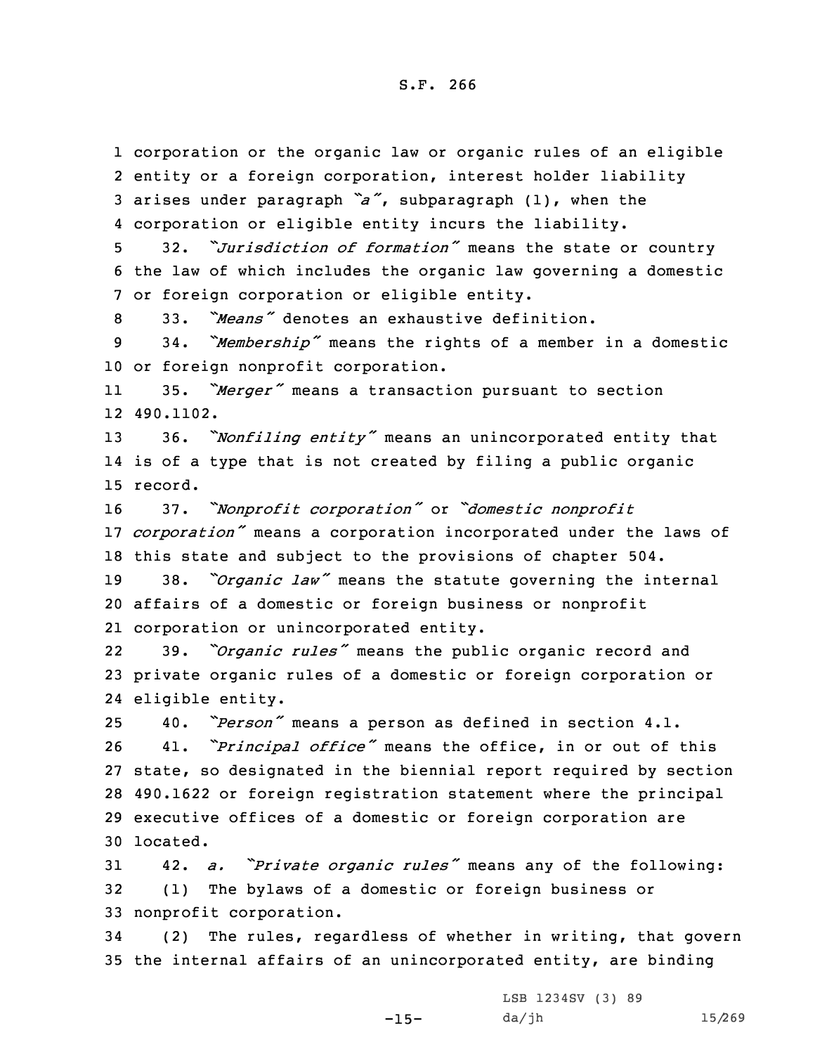corporation or the organic law or organic rules of an eligible entity or a foreign corporation, interest holder liability arises under paragraph *"a"*, subparagraph (1), when the corporation or eligible entity incurs the liability.

32. *"Jurisdiction of formation"* means the state or country the law of which includes the organic law governing a domestic or foreign corporation or eligible entity.

33. *"Means"* denotes an exhaustive definition.

34. *"Membership"* means the rights of a member in a domestic or foreign nonprofit corporation.

35. *"Merger"* means a transaction pursuant to section 490.1102.

36. *"Nonfiling entity"* means an unincorporated entity that is of a type that is not created by filing a public organic record.

37. *"Nonprofit corporation"* or *"domestic nonprofit corporation"* means a corporation incorporated under the laws of this state and subject to the provisions of chapter 504.

38. *"Organic law"* means the statute governing the internal affairs of a domestic or foreign business or nonprofit corporation or unincorporated entity.

39. *"Organic rules"* means the public organic record and private organic rules of a domestic or foreign corporation or eligible entity.

40. *"Person"* means a person as defined in section 4.1.

41. *"Principal office"* means the office, in or out of this state, so designated in the biennial report required by section 490.1622 or foreign registration statement where the principal executive offices of a domestic or foreign corporation are located.

42. *a. "Private organic rules"* means any of the following:

(1) The bylaws of a domestic or foreign business or nonprofit corporation.

(2) The rules, regardless of whether in writing, that govern the internal affairs of an unincorporated entity, are binding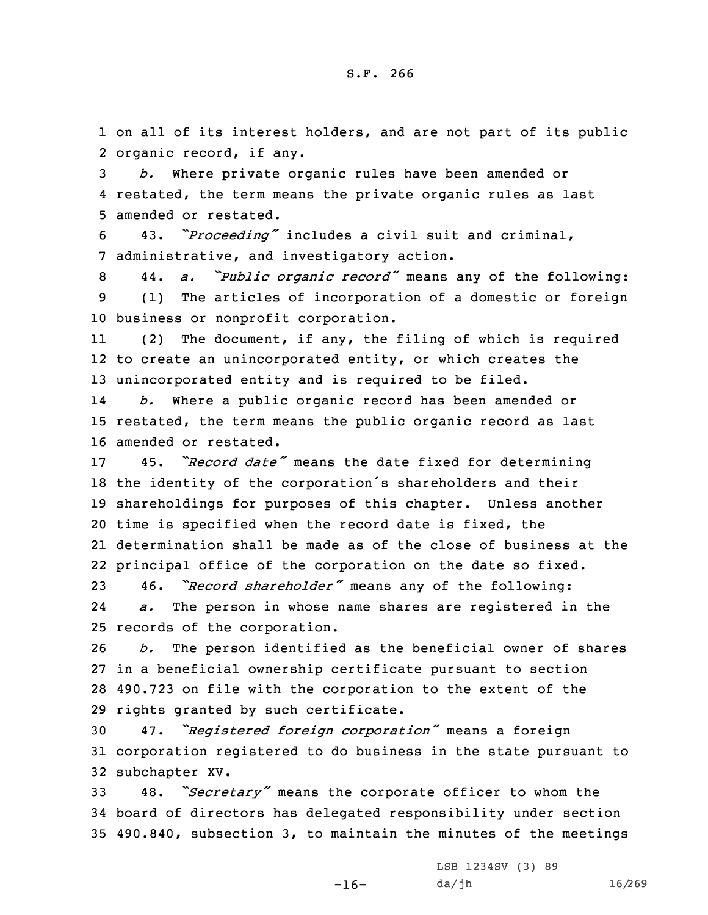on all of its interest holders, and are not part of its public organic record, if any.

*b.* Where private organic rules have been amended or restated, the term means the private organic rules as last amended or restated.

43. *"Proceeding"* includes a civil suit and criminal, administrative, and investigatory action.

44. *a. "Public organic record"* means any of the following:

(1) The articles of incorporation of a domestic or foreign business or nonprofit corporation.

(2) The document, if any, the filing of which is required to create an unincorporated entity, or which creates the unincorporated entity and is required to be filed.

*b.* Where a public organic record has been amended or restated, the term means the public organic record as last amended or restated.

45. *"Record date"* means the date fixed for determining the identity of the corporation's shareholders and their shareholdings for purposes of this chapter. Unless another time is specified when the record date is fixed, the determination shall be made as of the close of business at the principal office of the corporation on the date so fixed.

46. *"Record shareholder"* means any of the following:

*a.* The person in whose name shares are registered in the records of the corporation.

*b.* The person identified as the beneficial owner of shares in a beneficial ownership certificate pursuant to section 490.723 on file with the corporation to the extent of the rights granted by such certificate.

47. *"Registered foreign corporation"* means a foreign corporation registered to do business in the state pursuant to subchapter XV.

48. *"Secretary"* means the corporate officer to whom the board of directors has delegated responsibility under section 490.840, subsection 3, to maintain the minutes of the meetings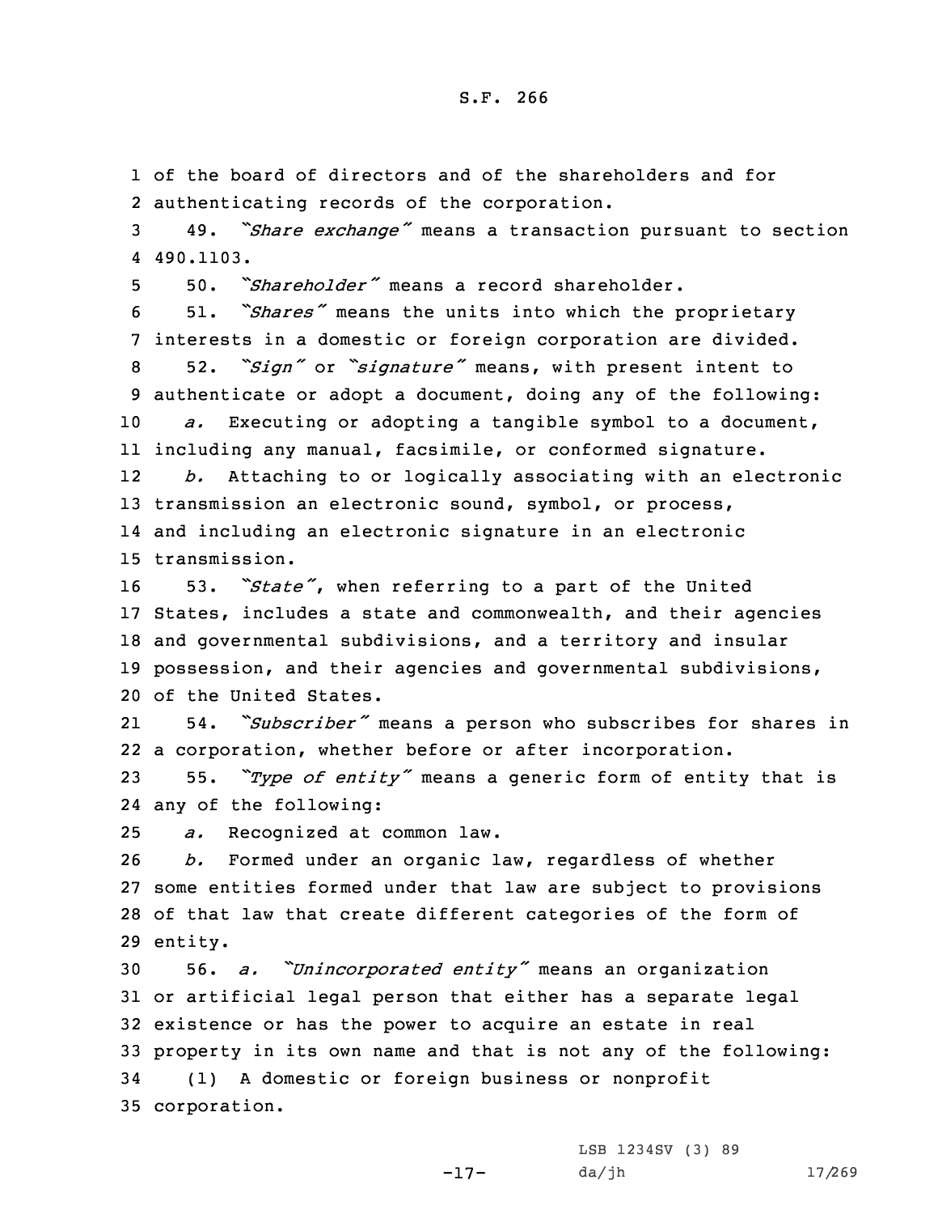of the board of directors and of the shareholders and for authenticating records of the corporation.

49. *"Share exchange"* means a transaction pursuant to section 490.1103.

50. *"Shareholder"* means a record shareholder.

51. *"Shares"* means the units into which the proprietary interests in a domestic or foreign corporation are divided.

52. *"Sign"* or *"signature"* means, with present intent to authenticate or adopt a document, doing any of the following:

*a.* Executing or adopting a tangible symbol to a document, including any manual, facsimile, or conformed signature.

*b.* Attaching to or logically associating with an electronic transmission an electronic sound, symbol, or process, and including an electronic signature in an electronic transmission.

53. *"State"*, when referring to a part of the United States, includes a state and commonwealth, and their agencies and governmental subdivisions, and a territory and insular possession, and their agencies and governmental subdivisions, of the United States.

54. *"Subscriber"* means a person who subscribes for shares in a corporation, whether before or after incorporation.

55. *"Type of entity"* means a generic form of entity that is any of the following:

*a.* Recognized at common law.

*b.* Formed under an organic law, regardless of whether some entities formed under that law are subject to provisions of that law that create different categories of the form of entity.

56. *a. "Unincorporated entity"* means an organization or artificial legal person that either has a separate legal existence or has the power to acquire an estate in real property in its own name and that is not any of the following:

(1) A domestic or foreign business or nonprofit corporation.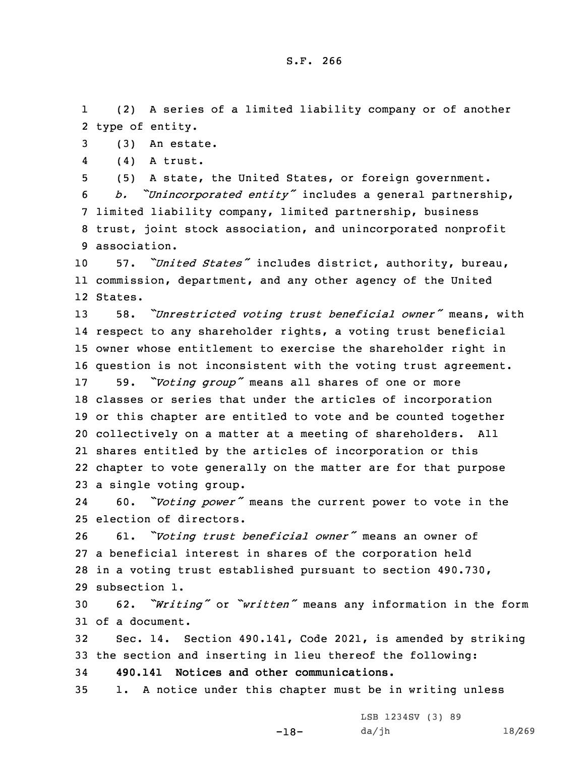(2) A series of a limited liability company or of another type of entity.

(3) An estate.

(4) A trust.

(5) A state, the United States, or foreign government.

*b. "Unincorporated entity"* includes a general partnership, limited liability company, limited partnership, business trust, joint stock association, and unincorporated nonprofit association.

57. *"United States"* includes district, authority, bureau, commission, department, and any other agency of the United States.

58. *"Unrestricted voting trust beneficial owner"* means, with respect to any shareholder rights, a voting trust beneficial owner whose entitlement to exercise the shareholder right in question is not inconsistent with the voting trust agreement.

59. *"Voting group"* means all shares of one or more classes or series that under the articles of incorporation or this chapter are entitled to vote and be counted together collectively on a matter at a meeting of shareholders. All shares entitled by the articles of incorporation or this chapter to vote generally on the matter are for that purpose a single voting group.

60. *"Voting power"* means the current power to vote in the election of directors.

61. *"Voting trust beneficial owner"* means an owner of a beneficial interest in shares of the corporation held in a voting trust established pursuant to section 490.730, subsection 1.

62. *"Writing"* or *"written"* means any information in the form of a document.

Sec. 14. Section 490.141, Code 2021, is amended by striking the section and inserting in lieu thereof the following:

**490.141 Notices and other communications.**

1. A notice under this chapter must be in writing unless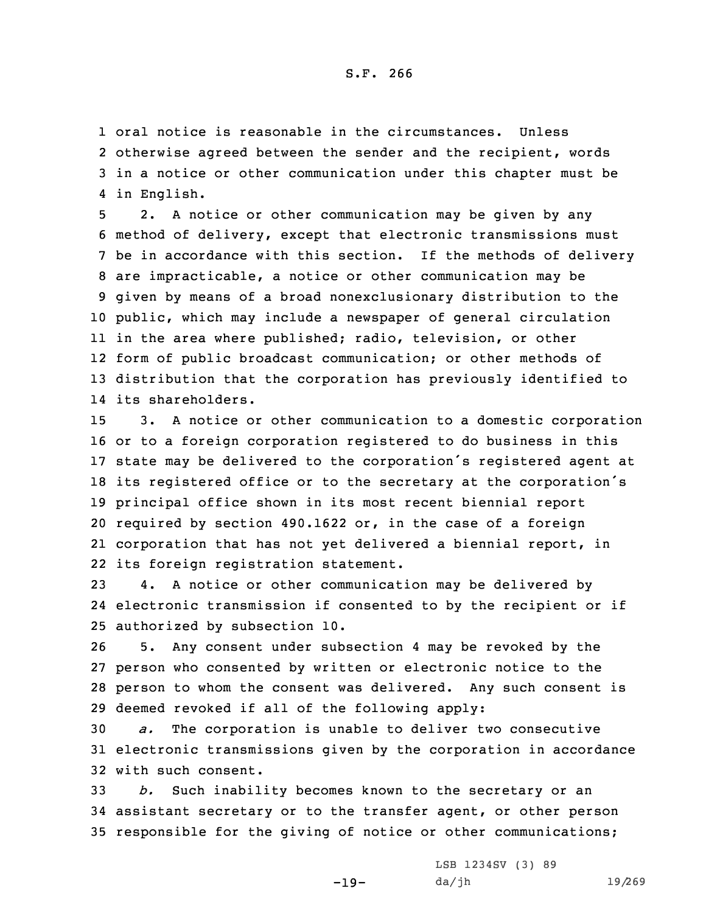oral notice is reasonable in the circumstances. Unless otherwise agreed between the sender and the recipient, words in a notice or other communication under this chapter must be in English.

2. A notice or other communication may be given by any method of delivery, except that electronic transmissions must be in accordance with this section. If the methods of delivery are impracticable, a notice or other communication may be given by means of a broad nonexclusionary distribution to the public, which may include a newspaper of general circulation in the area where published; radio, television, or other form of public broadcast communication; or other methods of distribution that the corporation has previously identified to its shareholders.

3. A notice or other communication to a domestic corporation or to a foreign corporation registered to do business in this state may be delivered to the corporation's registered agent at its registered office or to the secretary at the corporation's principal office shown in its most recent biennial report required by section 490.1622 or, in the case of a foreign corporation that has not yet delivered a biennial report, in its foreign registration statement.

4. A notice or other communication may be delivered by electronic transmission if consented to by the recipient or if authorized by subsection 10.

5. Any consent under subsection 4 may be revoked by the person who consented by written or electronic notice to the person to whom the consent was delivered. Any such consent is deemed revoked if all of the following apply:

*a.* The corporation is unable to deliver two consecutive electronic transmissions given by the corporation in accordance with such consent.

*b.* Such inability becomes known to the secretary or an assistant secretary or to the transfer agent, or other person responsible for the giving of notice or other communications;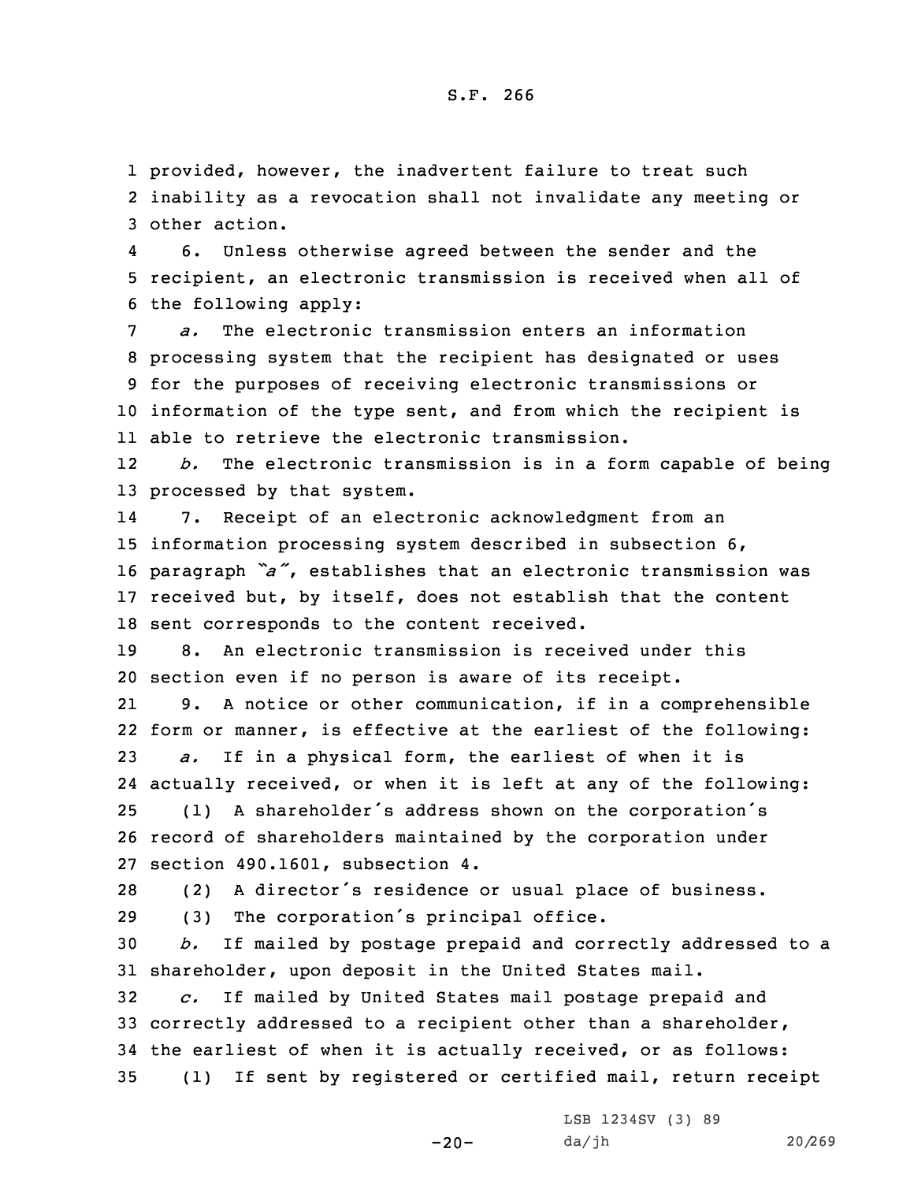provided, however, the inadvertent failure to treat such inability as a revocation shall not invalidate any meeting or other action.

6. Unless otherwise agreed between the sender and the recipient, an electronic transmission is received when all of the following apply:

*a.* The electronic transmission enters an information processing system that the recipient has designated or uses for the purposes of receiving electronic transmissions or information of the type sent, and from which the recipient is able to retrieve the electronic transmission.

*b.* The electronic transmission is in a form capable of being processed by that system.

7. Receipt of an electronic acknowledgment from an information processing system described in subsection 6, paragraph *"a"*, establishes that an electronic transmission was received but, by itself, does not establish that the content sent corresponds to the content received.

8. An electronic transmission is received under this section even if no person is aware of its receipt.

9. A notice or other communication, if in a comprehensible form or manner, is effective at the earliest of the following:

*a.* If in a physical form, the earliest of when it is actually received, or when it is left at any of the following:

(1) A shareholder's address shown on the corporation's record of shareholders maintained by the corporation under section 490.1601, subsection 4.

(2) A director's residence or usual place of business.

(3) The corporation's principal office.

*b.* If mailed by postage prepaid and correctly addressed to a shareholder, upon deposit in the United States mail.

*c.* If mailed by United States mail postage prepaid and correctly addressed to a recipient other than a shareholder, the earliest of when it is actually received, or as follows:

(1) If sent by registered or certified mail, return receipt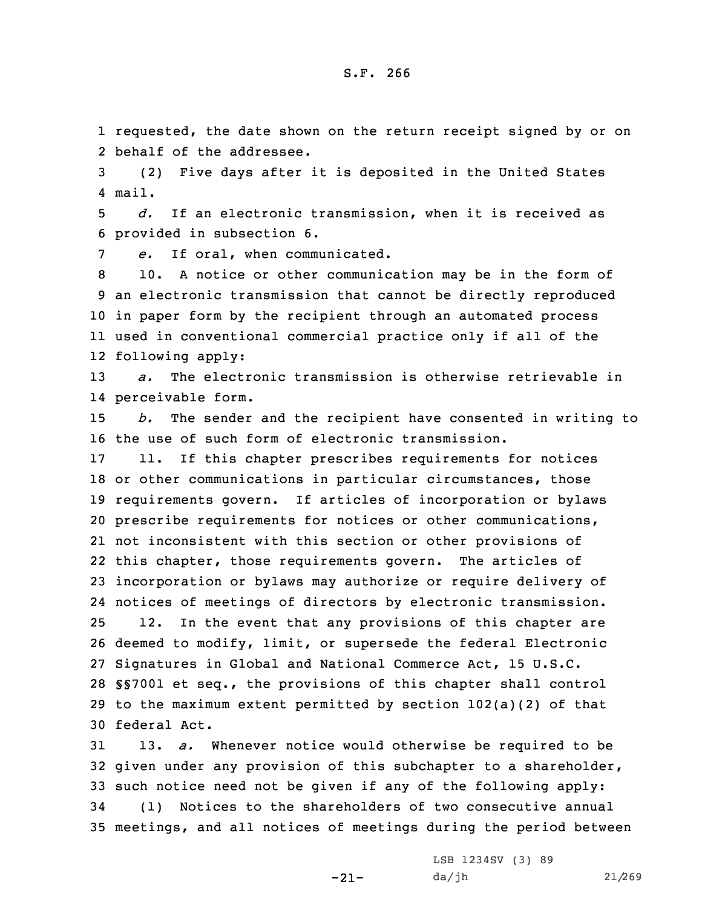requested, the date shown on the return receipt signed by or on behalf of the addressee.

(2) Five days after it is deposited in the United States mail.

*d.* If an electronic transmission, when it is received as provided in subsection 6.

*e.* If oral, when communicated.

10. A notice or other communication may be in the form of an electronic transmission that cannot be directly reproduced in paper form by the recipient through an automated process used in conventional commercial practice only if all of the following apply:

*a.* The electronic transmission is otherwise retrievable in perceivable form.

*b.* The sender and the recipient have consented in writing to the use of such form of electronic transmission.

11. If this chapter prescribes requirements for notices or other communications in particular circumstances, those requirements govern. If articles of incorporation or bylaws prescribe requirements for notices or other communications, not inconsistent with this section or other provisions of this chapter, those requirements govern. The articles of incorporation or bylaws may authorize or require delivery of notices of meetings of directors by electronic transmission.

12. In the event that any provisions of this chapter are deemed to modify, limit, or supersede the federal Electronic Signatures in Global and National Commerce Act, 15 U.S.C. §§7001 et seq., the provisions of this chapter shall control to the maximum extent permitted by section 102(a)(2) of that federal Act.

13. *a.* Whenever notice would otherwise be required to be given under any provision of this subchapter to a shareholder, such notice need not be given if any of the following apply:

(1) Notices to the shareholders of two consecutive annual meetings, and all notices of meetings during the period between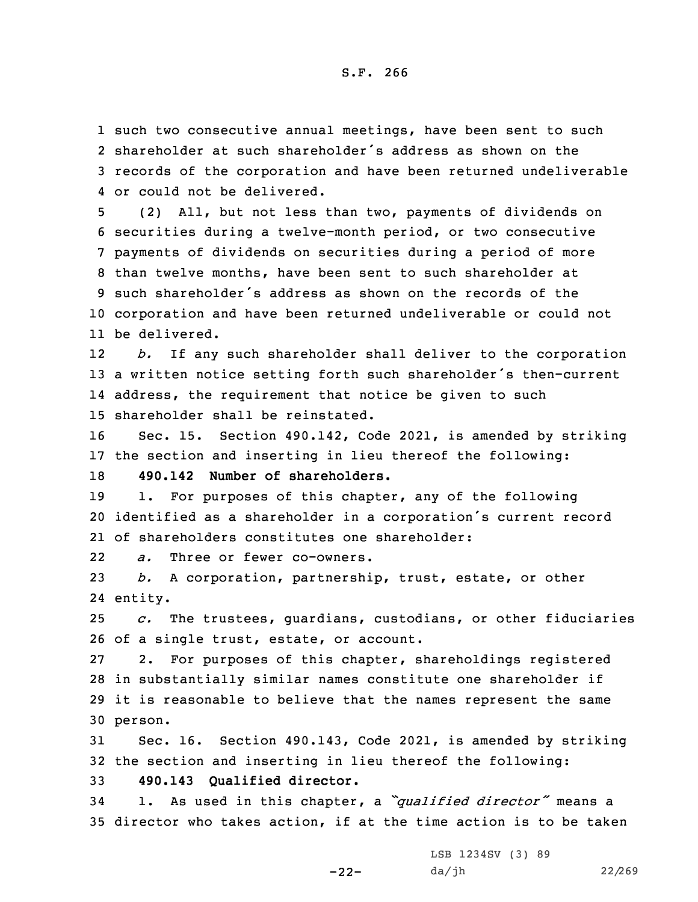such two consecutive annual meetings, have been sent to such shareholder at such shareholder's address as shown on the records of the corporation and have been returned undeliverable or could not be delivered.

(2) All, but not less than two, payments of dividends on securities during a twelve-month period, or two consecutive payments of dividends on securities during a period of more than twelve months, have been sent to such shareholder at such shareholder's address as shown on the records of the corporation and have been returned undeliverable or could not be delivered.

*b.* If any such shareholder shall deliver to the corporation a written notice setting forth such shareholder's then-current address, the requirement that notice be given to such shareholder shall be reinstated.

Sec. 15. Section 490.142, Code 2021, is amended by striking the section and inserting in lieu thereof the following:

**490.142 Number of shareholders.**

1. For purposes of this chapter, any of the following identified as a shareholder in a corporation's current record of shareholders constitutes one shareholder:

*a.* Three or fewer co-owners.

*b.* A corporation, partnership, trust, estate, or other entity.

*c.* The trustees, guardians, custodians, or other fiduciaries of a single trust, estate, or account.

2. For purposes of this chapter, shareholdings registered in substantially similar names constitute one shareholder if it is reasonable to believe that the names represent the same person.

Sec. 16. Section 490.143, Code 2021, is amended by striking the section and inserting in lieu thereof the following:

**490.143 Qualified director.**

1. As used in this chapter, a *"qualified director"* means a director who takes action, if at the time action is to be taken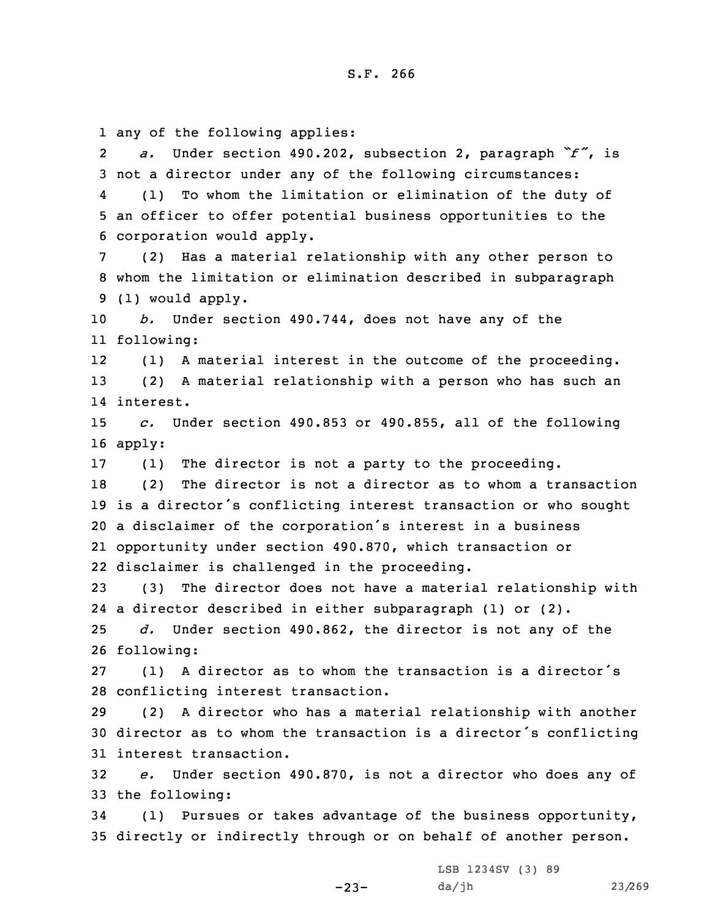any of the following applies:

*a.* Under section 490.202, subsection 2, paragraph *"f"*, is not a director under any of the following circumstances:

(1) To whom the limitation or elimination of the duty of an officer to offer potential business opportunities to the corporation would apply.

(2) Has a material relationship with any other person to whom the limitation or elimination described in subparagraph (1) would apply.

*b.* Under section 490.744, does not have any of the following:

(1) A material interest in the outcome of the proceeding.

(2) A material relationship with a person who has such an interest.

*c.* Under section 490.853 or 490.855, all of the following apply:

(1) The director is not a party to the proceeding.

(2) The director is not a director as to whom a transaction is a director's conflicting interest transaction or who sought a disclaimer of the corporation's interest in a business opportunity under section 490.870, which transaction or disclaimer is challenged in the proceeding.

(3) The director does not have a material relationship with a director described in either subparagraph (1) or (2).

*d.* Under section 490.862, the director is not any of the following:

(1) A director as to whom the transaction is a director's conflicting interest transaction.

(2) A director who has a material relationship with another director as to whom the transaction is a director's conflicting interest transaction.

*e.* Under section 490.870, is not a director who does any of the following:

(1) Pursues or takes advantage of the business opportunity, directly or indirectly through or on behalf of another person.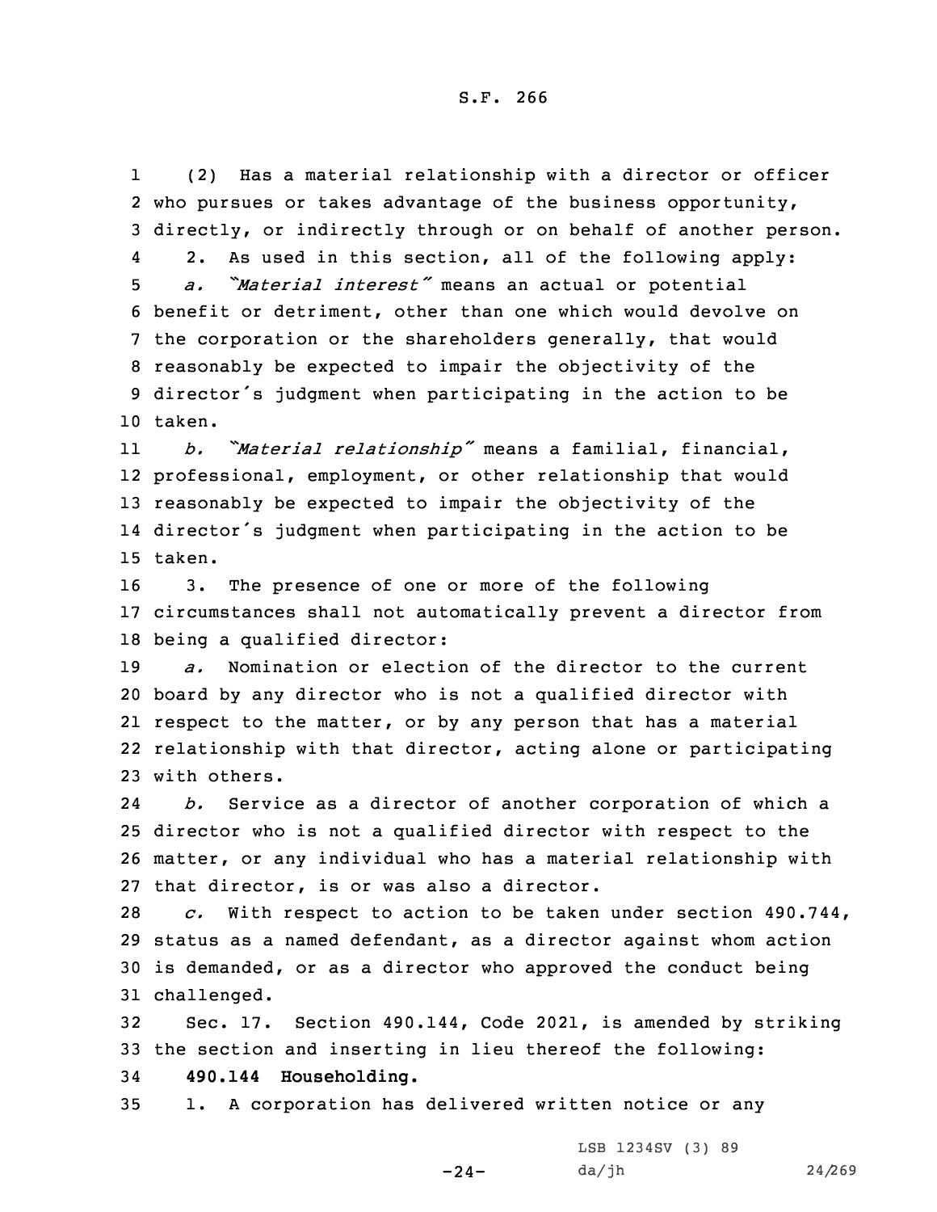(2) Has a material relationship with a director or officer who pursues or takes advantage of the business opportunity, directly, or indirectly through or on behalf of another person.

2. As used in this section, all of the following apply:

*a. "Material interest"* means an actual or potential benefit or detriment, other than one which would devolve on the corporation or the shareholders generally, that would reasonably be expected to impair the objectivity of the director's judgment when participating in the action to be taken.

*b. "Material relationship"* means a familial, financial, professional, employment, or other relationship that would reasonably be expected to impair the objectivity of the director's judgment when participating in the action to be taken.

3. The presence of one or more of the following circumstances shall not automatically prevent a director from being a qualified director:

*a.* Nomination or election of the director to the current board by any director who is not a qualified director with respect to the matter, or by any person that has a material relationship with that director, acting alone or participating with others.

*b.* Service as a director of another corporation of which a director who is not a qualified director with respect to the matter, or any individual who has a material relationship with that director, is or was also a director.

*c.* With respect to action to be taken under section 490.744, status as a named defendant, as a director against whom action is demanded, or as a director who approved the conduct being challenged.

Sec. 17. Section 490.144, Code 2021, is amended by striking the section and inserting in lieu thereof the following:

**490.144 Householding.**

1. A corporation has delivered written notice or any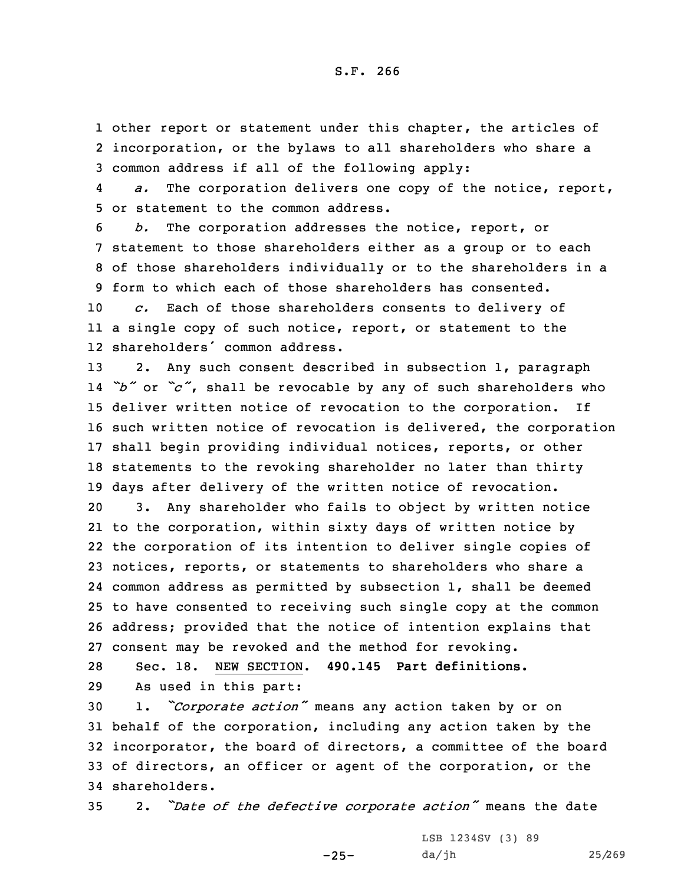other report or statement under this chapter, the articles of incorporation, or the bylaws to all shareholders who share a common address if all of the following apply:

*a.* The corporation delivers one copy of the notice, report, or statement to the common address.

*b.* The corporation addresses the notice, report, or statement to those shareholders either as a group or to each of those shareholders individually or to the shareholders in a form to which each of those shareholders has consented.

*c.* Each of those shareholders consents to delivery of a single copy of such notice, report, or statement to the shareholders' common address.

2. Any such consent described in subsection 1, paragraph "*b*" or "*c*", shall be revocable by any of such shareholders who deliver written notice of revocation to the corporation. If such written notice of revocation is delivered, the corporation shall begin providing individual notices, reports, or other statements to the revoking shareholder no later than thirty days after delivery of the written notice of revocation.

3. Any shareholder who fails to object by written notice to the corporation, within sixty days of written notice by the corporation of its intention to deliver single copies of notices, reports, or statements to shareholders who share a common address as permitted by subsection 1, shall be deemed to have consented to receiving such single copy at the common address; provided that the notice of intention explains that consent may be revoked and the method for revoking.

Sec. 18. NEW SECTION. **490.145 Part definitions.**

As used in this part:

1. "*Corporate action*" means any action taken by or on behalf of the corporation, including any action taken by the incorporator, the board of directors, a committee of the board of directors, an officer or agent of the corporation, or the shareholders.

2. "*Date of the defective corporate action*" means the date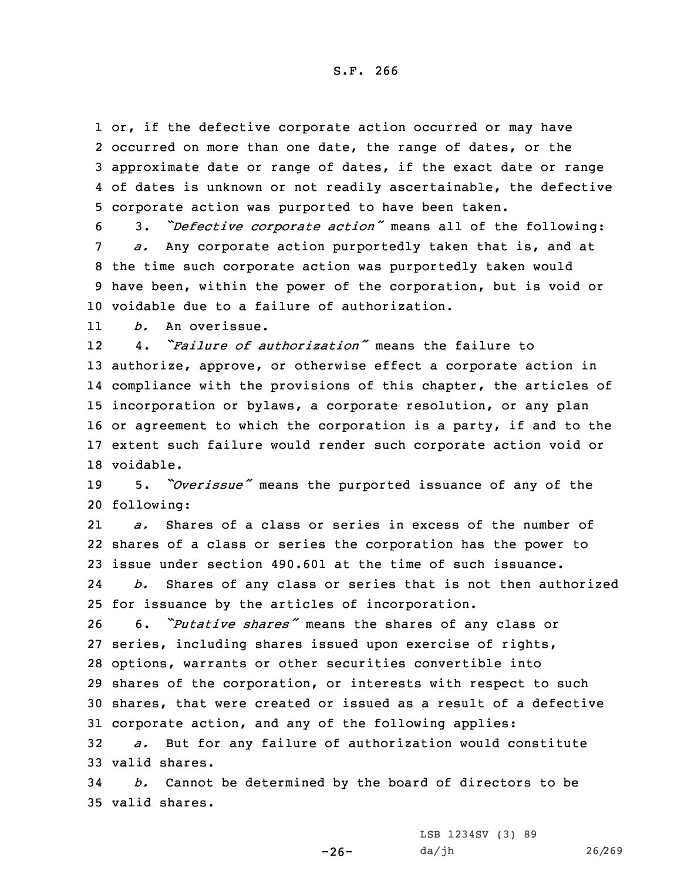or, if the defective corporate action occurred or may have occurred on more than one date, the range of dates, or the approximate date or range of dates, if the exact date or range of dates is unknown or not readily ascertainable, the defective corporate action was purported to have been taken.

3. *"Defective corporate action"* means all of the following:

*a.* Any corporate action purportedly taken that is, and at the time such corporate action was purportedly taken would have been, within the power of the corporation, but is void or voidable due to a failure of authorization.

*b.* An overissue.

4. *"Failure of authorization"* means the failure to authorize, approve, or otherwise effect a corporate action in compliance with the provisions of this chapter, the articles of incorporation or bylaws, a corporate resolution, or any plan or agreement to which the corporation is a party, if and to the extent such failure would render such corporate action void or voidable.

5. *"Overissue"* means the purported issuance of any of the following:

*a.* Shares of a class or series in excess of the number of shares of a class or series the corporation has the power to issue under section 490.601 at the time of such issuance.

*b.* Shares of any class or series that is not then authorized for issuance by the articles of incorporation.

6. *"Putative shares"* means the shares of any class or series, including shares issued upon exercise of rights, options, warrants or other securities convertible into shares of the corporation, or interests with respect to such shares, that were created or issued as a result of a defective corporate action, and any of the following applies:

*a.* But for any failure of authorization would constitute valid shares.

*b.* Cannot be determined by the board of directors to be valid shares.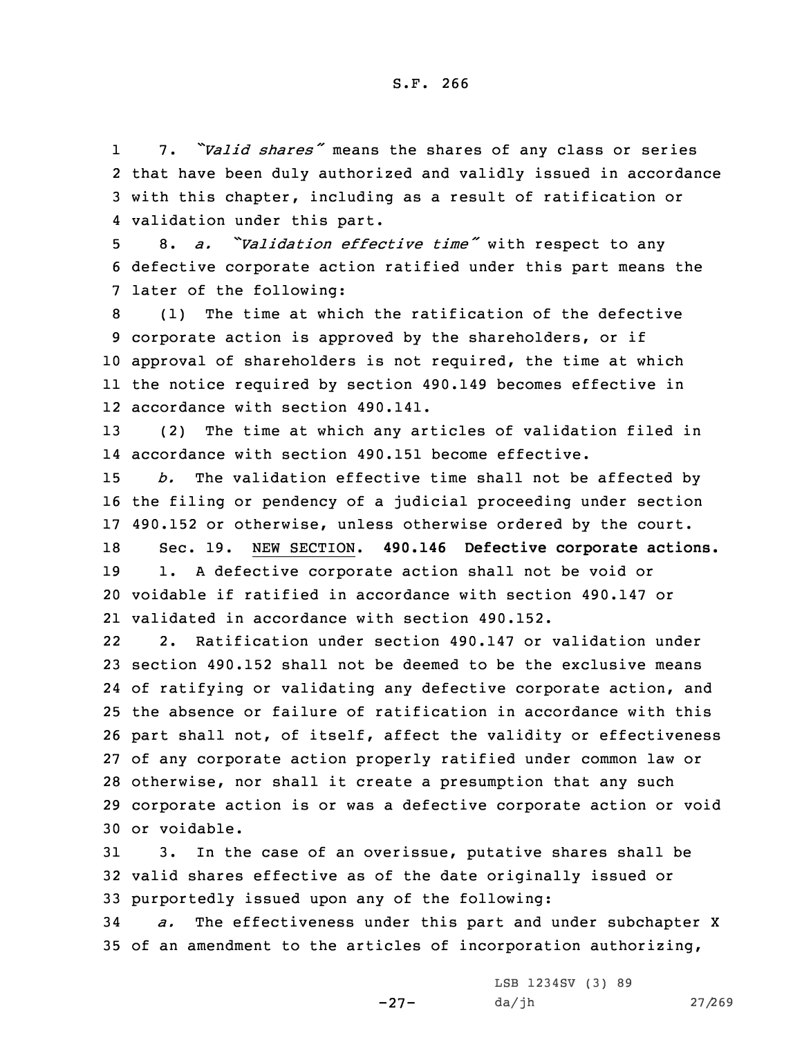7. *"Valid shares"* means the shares of any class or series that have been duly authorized and validly issued in accordance with this chapter, including as a result of ratification or validation under this part.

8. *a. "Validation effective time"* with respect to any defective corporate action ratified under this part means the later of the following:

(1) The time at which the ratification of the defective corporate action is approved by the shareholders, or if approval of shareholders is not required, the time at which the notice required by section 490.149 becomes effective in accordance with section 490.141.

(2) The time at which any articles of validation filed in accordance with section 490.151 become effective.

*b.* The validation effective time shall not be affected by the filing or pendency of a judicial proceeding under section 490.152 or otherwise, unless otherwise ordered by the court.

Sec. 19. NEW SECTION. **490.146 Defective corporate actions.**

1. A defective corporate action shall not be void or voidable if ratified in accordance with section 490.147 or validated in accordance with section 490.152.

2. Ratification under section 490.147 or validation under section 490.152 shall not be deemed to be the exclusive means of ratifying or validating any defective corporate action, and the absence or failure of ratification in accordance with this part shall not, of itself, affect the validity or effectiveness of any corporate action properly ratified under common law or otherwise, nor shall it create a presumption that any such corporate action is or was a defective corporate action or void or voidable.

3. In the case of an overissue, putative shares shall be valid shares effective as of the date originally issued or purportedly issued upon any of the following:

*a.* The effectiveness under this part and under subchapter X of an amendment to the articles of incorporation authorizing,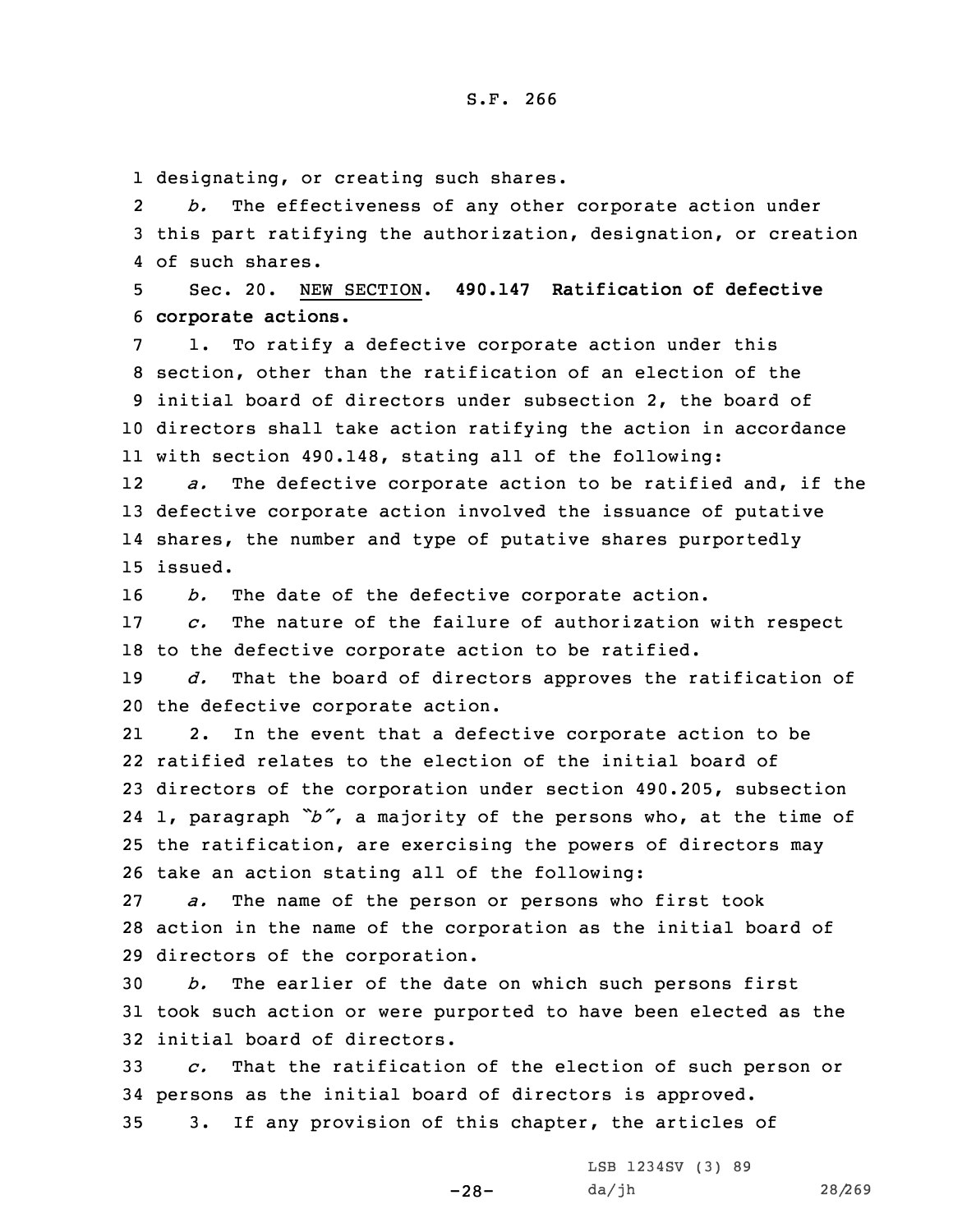designating, or creating such shares.

*b.* The effectiveness of any other corporate action under this part ratifying the authorization, designation, or creation of such shares.

Sec. 20. NEW SECTION. **490.147 Ratification of defective corporate actions.**

1. To ratify a defective corporate action under this section, other than the ratification of an election of the initial board of directors under subsection 2, the board of directors shall take action ratifying the action in accordance with section 490.148, stating all of the following:

*a.* The defective corporate action to be ratified and, if the defective corporate action involved the issuance of putative shares, the number and type of putative shares purportedly issued.

*b.* The date of the defective corporate action.

*c.* The nature of the failure of authorization with respect to the defective corporate action to be ratified.

*d.* That the board of directors approves the ratification of the defective corporate action.

2. In the event that a defective corporate action to be ratified relates to the election of the initial board of directors of the corporation under section 490.205, subsection 1, paragraph *"b"*, a majority of the persons who, at the time of the ratification, are exercising the powers of directors may take an action stating all of the following:

*a.* The name of the person or persons who first took action in the name of the corporation as the initial board of directors of the corporation.

*b.* The earlier of the date on which such persons first took such action or were purported to have been elected as the initial board of directors.

*c.* That the ratification of the election of such person or persons as the initial board of directors is approved.

3. If any provision of this chapter, the articles of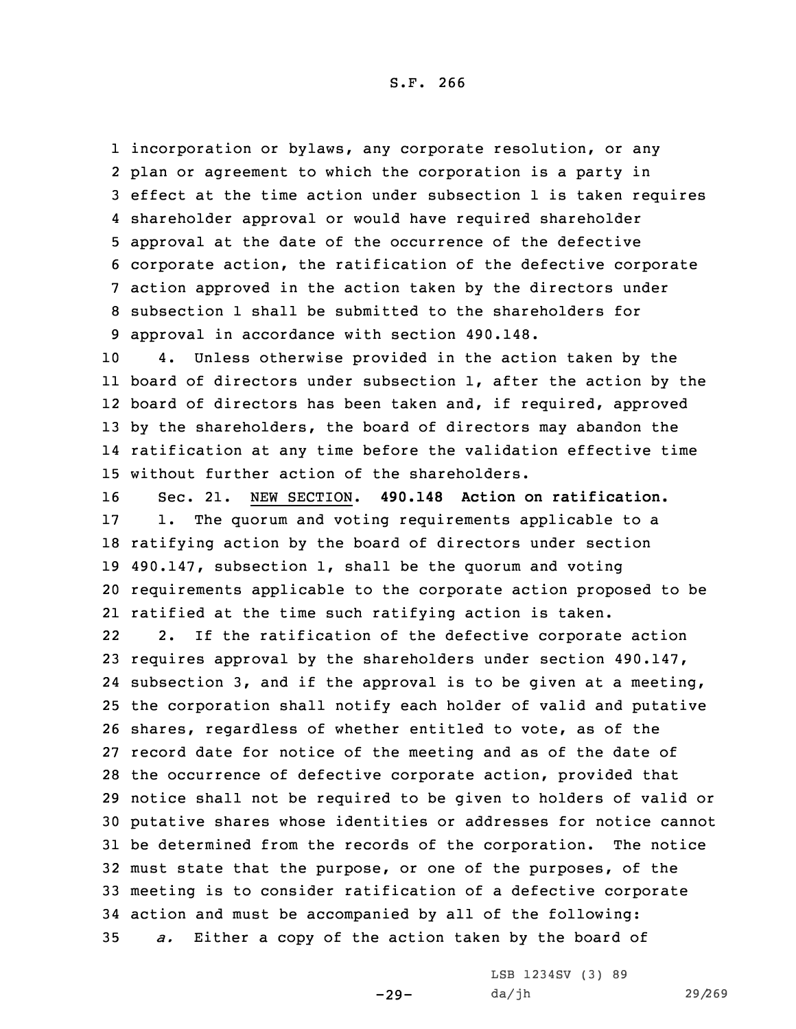incorporation or bylaws, any corporate resolution, or any plan or agreement to which the corporation is a party in effect at the time action under subsection 1 is taken requires shareholder approval or would have required shareholder approval at the date of the occurrence of the defective corporate action, the ratification of the defective corporate action approved in the action taken by the directors under subsection 1 shall be submitted to the shareholders for approval in accordance with section 490.148.

4. Unless otherwise provided in the action taken by the board of directors under subsection 1, after the action by the board of directors has been taken and, if required, approved by the shareholders, the board of directors may abandon the ratification at any time before the validation effective time without further action of the shareholders.

Sec. 21. NEW SECTION. **490.148 Action on ratification.**

1. The quorum and voting requirements applicable to a ratifying action by the board of directors under section 490.147, subsection 1, shall be the quorum and voting requirements applicable to the corporate action proposed to be ratified at the time such ratifying action is taken.

2. If the ratification of the defective corporate action requires approval by the shareholders under section 490.147, subsection 3, and if the approval is to be given at a meeting, the corporation shall notify each holder of valid and putative shares, regardless of whether entitled to vote, as of the record date for notice of the meeting and as of the date of the occurrence of defective corporate action, provided that notice shall not be required to be given to holders of valid or putative shares whose identities or addresses for notice cannot be determined from the records of the corporation. The notice must state that the purpose, or one of the purposes, of the meeting is to consider ratification of a defective corporate action and must be accompanied by all of the following:

*a.* Either a copy of the action taken by the board of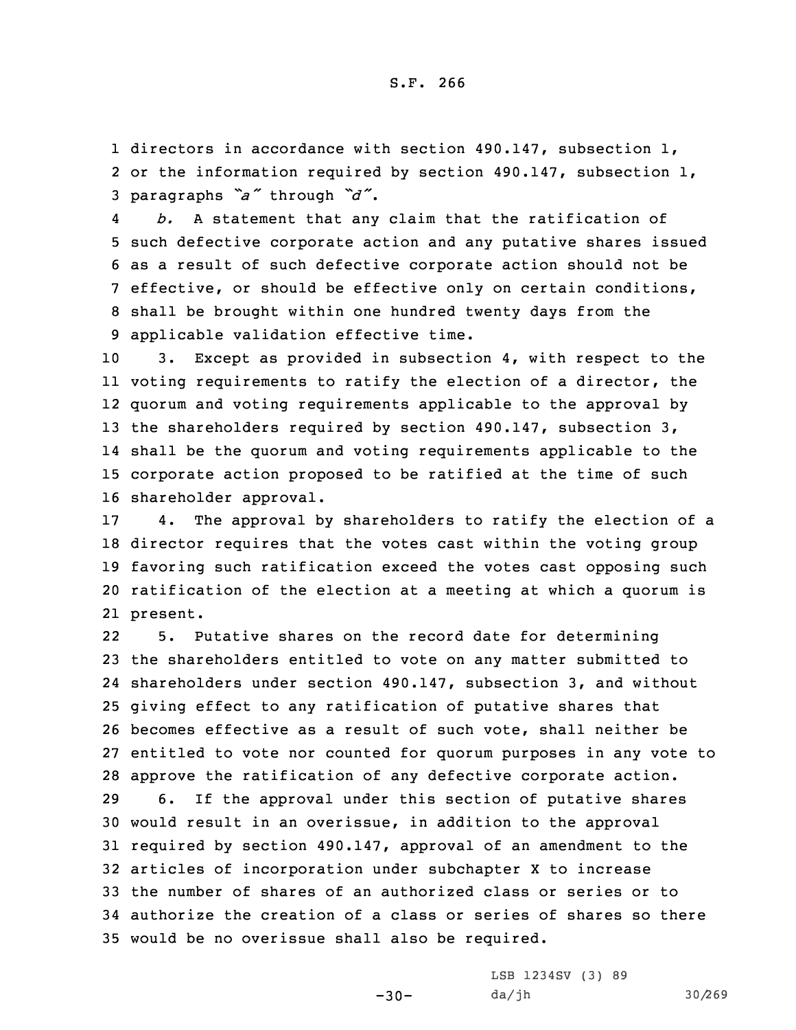directors in accordance with section 490.147, subsection 1, or the information required by section 490.147, subsection 1, paragraphs *"a"* through *"d"*.

*b.* A statement that any claim that the ratification of such defective corporate action and any putative shares issued as a result of such defective corporate action should not be effective, or should be effective only on certain conditions, shall be brought within one hundred twenty days from the applicable validation effective time.

3. Except as provided in subsection 4, with respect to the voting requirements to ratify the election of a director, the quorum and voting requirements applicable to the approval by the shareholders required by section 490.147, subsection 3, shall be the quorum and voting requirements applicable to the corporate action proposed to be ratified at the time of such shareholder approval.

4. The approval by shareholders to ratify the election of a director requires that the votes cast within the voting group favoring such ratification exceed the votes cast opposing such ratification of the election at a meeting at which a quorum is present.

5. Putative shares on the record date for determining the shareholders entitled to vote on any matter submitted to shareholders under section 490.147, subsection 3, and without giving effect to any ratification of putative shares that becomes effective as a result of such vote, shall neither be entitled to vote nor counted for quorum purposes in any vote to approve the ratification of any defective corporate action.

6. If the approval under this section of putative shares would result in an overissue, in addition to the approval required by section 490.147, approval of an amendment to the articles of incorporation under subchapter X to increase the number of shares of an authorized class or series or to authorize the creation of a class or series of shares so there would be no overissue shall also be required.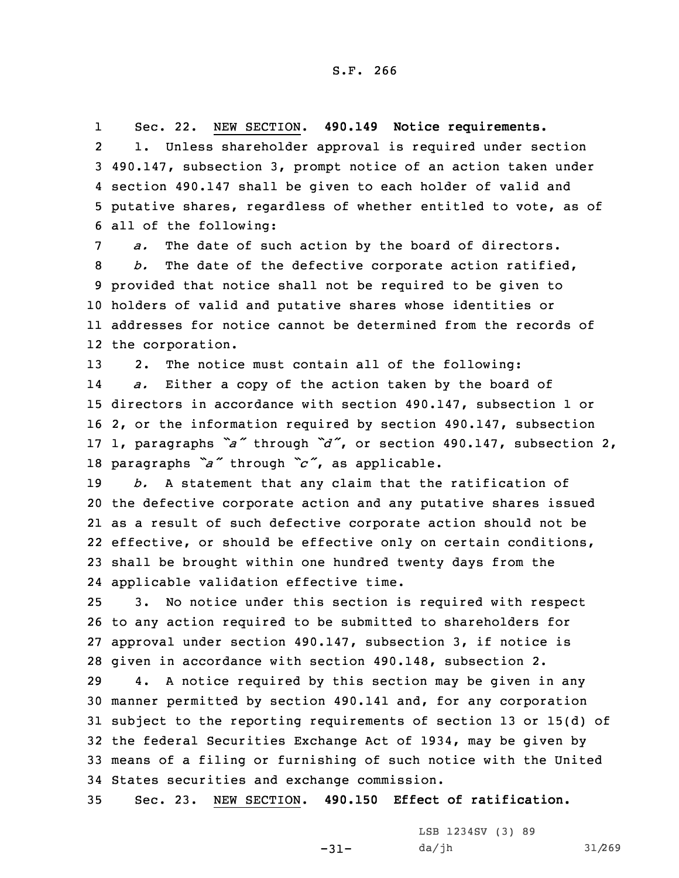Sec. 22. NEW SECTION. **490.149 Notice requirements.**

1. Unless shareholder approval is required under section 490.147, subsection 3, prompt notice of an action taken under section 490.147 shall be given to each holder of valid and putative shares, regardless of whether entitled to vote, as of all of the following:

*a.* The date of such action by the board of directors.

*b.* The date of the defective corporate action ratified, provided that notice shall not be required to be given to holders of valid and putative shares whose identities or addresses for notice cannot be determined from the records of the corporation.

2. The notice must contain all of the following:

*a.* Either a copy of the action taken by the board of directors in accordance with section 490.147, subsection 1 or 2, or the information required by section 490.147, subsection 1, paragraphs *"a"* through *"d"*, or section 490.147, subsection 2, paragraphs *"a"* through *"c"*, as applicable.

*b.* A statement that any claim that the ratification of the defective corporate action and any putative shares issued as a result of such defective corporate action should not be effective, or should be effective only on certain conditions, shall be brought within one hundred twenty days from the applicable validation effective time.

3. No notice under this section is required with respect to any action required to be submitted to shareholders for approval under section 490.147, subsection 3, if notice is given in accordance with section 490.148, subsection 2.

4. A notice required by this section may be given in any manner permitted by section 490.141 and, for any corporation subject to the reporting requirements of section 13 or 15(d) of the federal Securities Exchange Act of 1934, may be given by means of a filing or furnishing of such notice with the United States securities and exchange commission.

Sec. 23. NEW SECTION. **490.150 Effect of ratification.**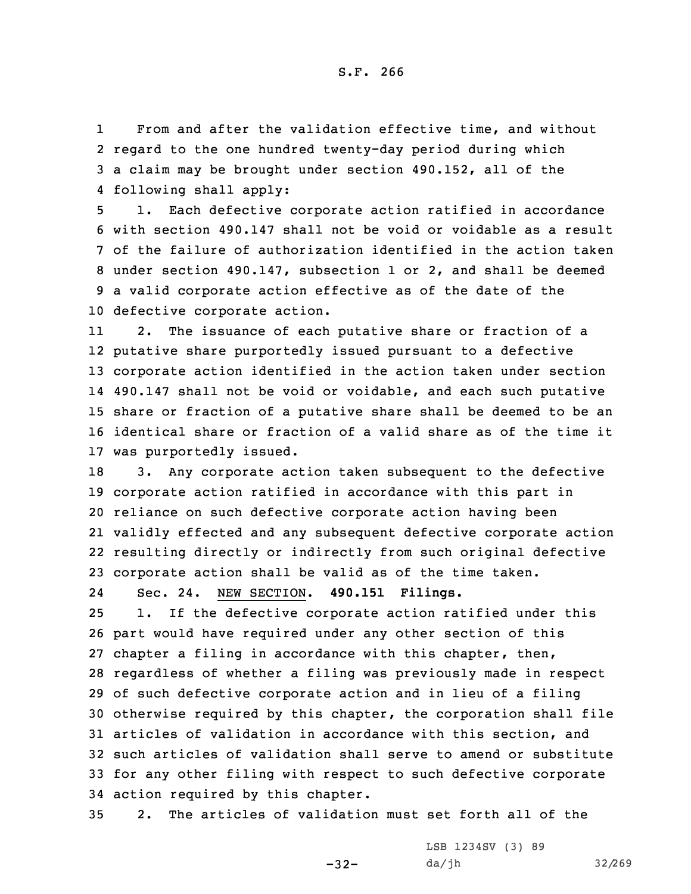From and after the validation effective time, and without regard to the one hundred twenty-day period during which a claim may be brought under section 490.152, all of the following shall apply:

1. Each defective corporate action ratified in accordance with section 490.147 shall not be void or voidable as a result of the failure of authorization identified in the action taken under section 490.147, subsection 1 or 2, and shall be deemed a valid corporate action effective as of the date of the defective corporate action.

2. The issuance of each putative share or fraction of a putative share purportedly issued pursuant to a defective corporate action identified in the action taken under section 490.147 shall not be void or voidable, and each such putative share or fraction of a putative share shall be deemed to be an identical share or fraction of a valid share as of the time it was purportedly issued.

3. Any corporate action taken subsequent to the defective corporate action ratified in accordance with this part in reliance on such defective corporate action having been validly effected and any subsequent defective corporate action resulting directly or indirectly from such original defective corporate action shall be valid as of the time taken.

Sec. 24. NEW SECTION. **490.151 Filings.**

1. If the defective corporate action ratified under this part would have required under any other section of this chapter a filing in accordance with this chapter, then, regardless of whether a filing was previously made in respect of such defective corporate action and in lieu of a filing otherwise required by this chapter, the corporation shall file articles of validation in accordance with this section, and such articles of validation shall serve to amend or substitute for any other filing with respect to such defective corporate action required by this chapter.

2. The articles of validation must set forth all of the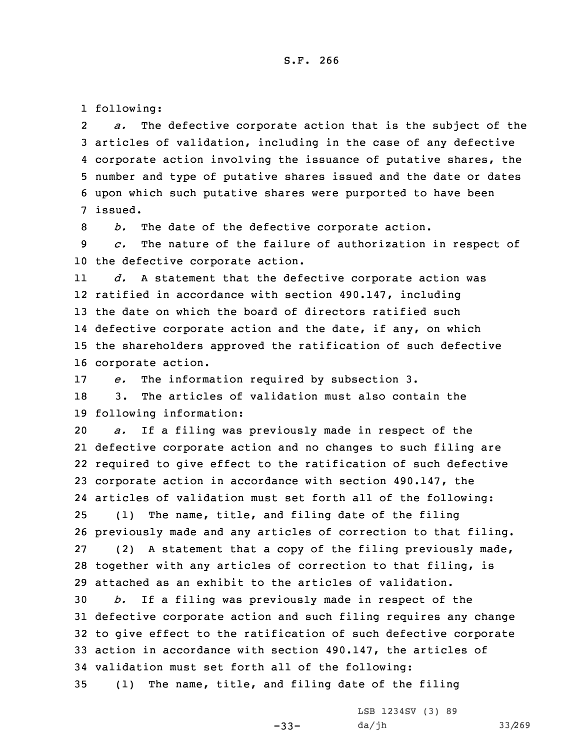following:

*a.* The defective corporate action that is the subject of the articles of validation, including in the case of any defective corporate action involving the issuance of putative shares, the number and type of putative shares issued and the date or dates upon which such putative shares were purported to have been issued.

*b.* The date of the defective corporate action.

*c.* The nature of the failure of authorization in respect of the defective corporate action.

*d.* A statement that the defective corporate action was ratified in accordance with section 490.147, including the date on which the board of directors ratified such defective corporate action and the date, if any, on which the shareholders approved the ratification of such defective corporate action.

*e.* The information required by subsection 3.

3. The articles of validation must also contain the following information:

*a.* If a filing was previously made in respect of the defective corporate action and no changes to such filing are required to give effect to the ratification of such defective corporate action in accordance with section 490.147, the articles of validation must set forth all of the following:

(1) The name, title, and filing date of the filing previously made and any articles of correction to that filing.

(2) A statement that a copy of the filing previously made, together with any articles of correction to that filing, is attached as an exhibit to the articles of validation.

*b.* If a filing was previously made in respect of the defective corporate action and such filing requires any change to give effect to the ratification of such defective corporate action in accordance with section 490.147, the articles of validation must set forth all of the following:

(1) The name, title, and filing date of the filing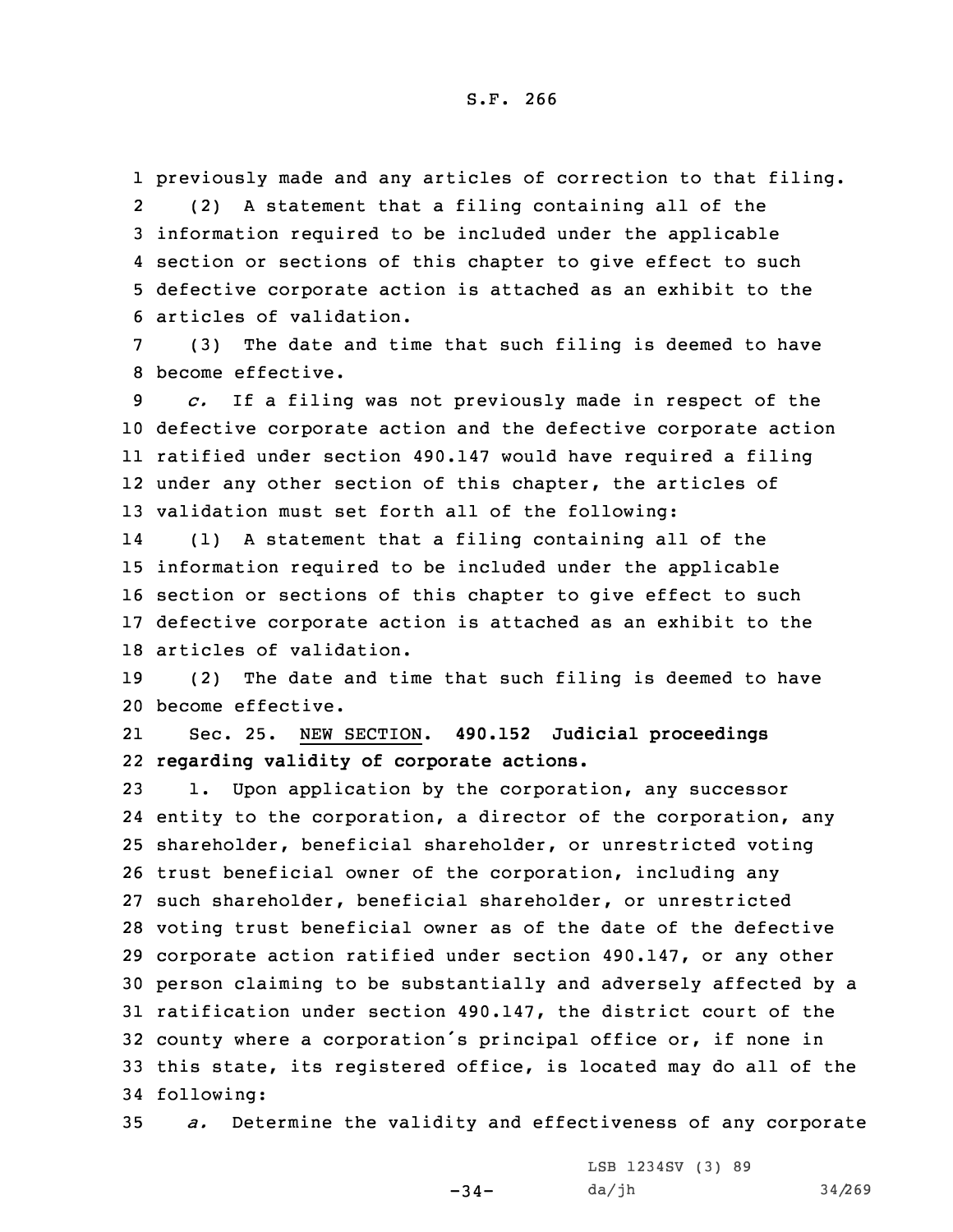previously made and any articles of correction to that filing.

(2) A statement that a filing containing all of the information required to be included under the applicable section or sections of this chapter to give effect to such defective corporate action is attached as an exhibit to the articles of validation.

(3) The date and time that such filing is deemed to have become effective.

*c.* If a filing was not previously made in respect of the defective corporate action and the defective corporate action ratified under section 490.147 would have required a filing under any other section of this chapter, the articles of validation must set forth all of the following:

(1) A statement that a filing containing all of the information required to be included under the applicable section or sections of this chapter to give effect to such defective corporate action is attached as an exhibit to the articles of validation.

(2) The date and time that such filing is deemed to have become effective.

Sec. 25. NEW SECTION. **490.152 Judicial proceedings regarding validity of corporate actions.**

1. Upon application by the corporation, any successor entity to the corporation, a director of the corporation, any shareholder, beneficial shareholder, or unrestricted voting trust beneficial owner of the corporation, including any such shareholder, beneficial shareholder, or unrestricted voting trust beneficial owner as of the date of the defective corporate action ratified under section 490.147, or any other person claiming to be substantially and adversely affected by a ratification under section 490.147, the district court of the county where a corporation's principal office or, if none in this state, its registered office, is located may do all of the following:

*a.* Determine the validity and effectiveness of any corporate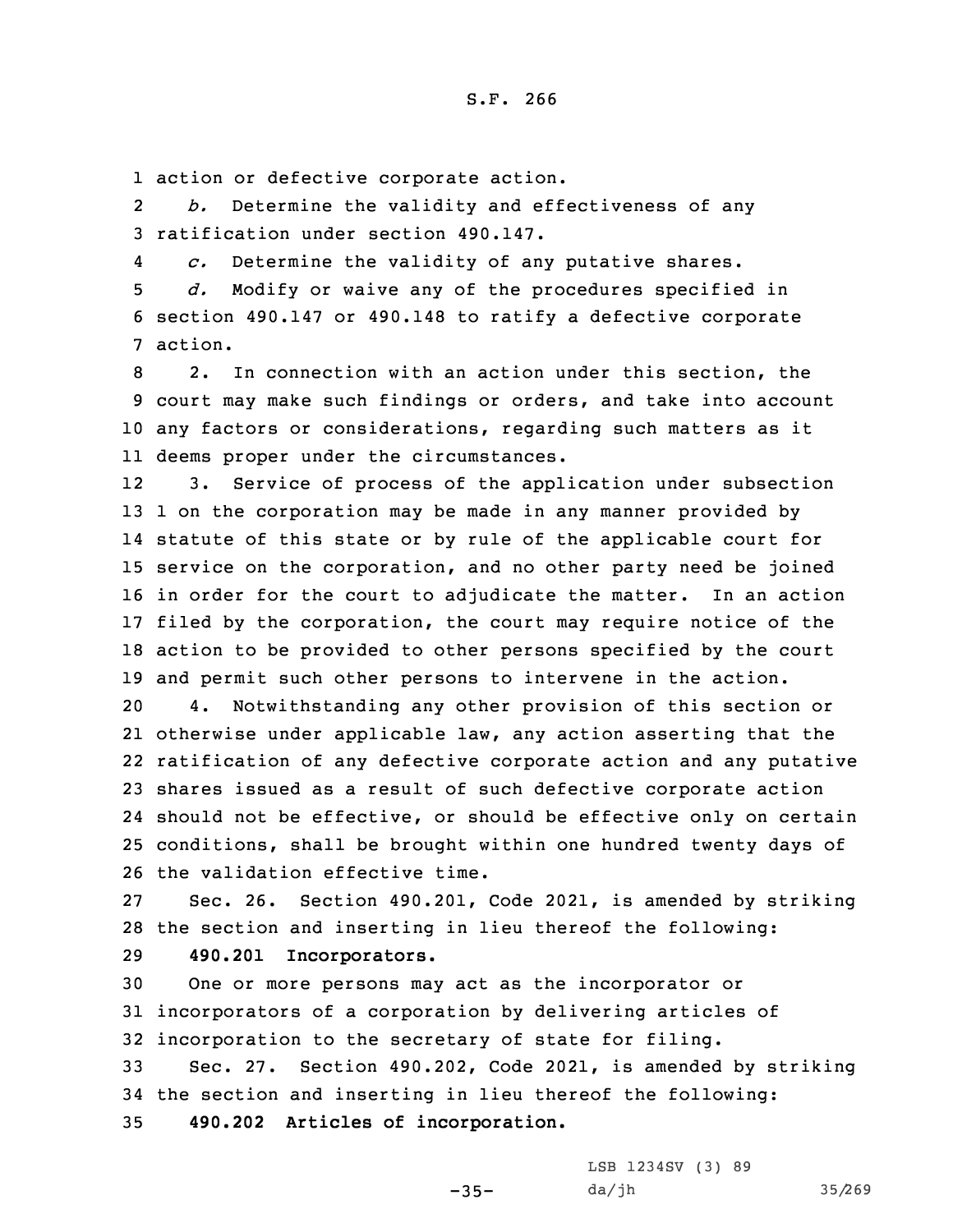action or defective corporate action.

*b.* Determine the validity and effectiveness of any ratification under section 490.147.

*c.* Determine the validity of any putative shares.

*d.* Modify or waive any of the procedures specified in section 490.147 or 490.148 to ratify a defective corporate action.

2. In connection with an action under this section, the court may make such findings or orders, and take into account any factors or considerations, regarding such matters as it deems proper under the circumstances.

3. Service of process of the application under subsection 1 on the corporation may be made in any manner provided by statute of this state or by rule of the applicable court for service on the corporation, and no other party need be joined in order for the court to adjudicate the matter. In an action filed by the corporation, the court may require notice of the action to be provided to other persons specified by the court and permit such other persons to intervene in the action.

4. Notwithstanding any other provision of this section or otherwise under applicable law, any action asserting that the ratification of any defective corporate action and any putative shares issued as a result of such defective corporate action should not be effective, or should be effective only on certain conditions, shall be brought within one hundred twenty days of the validation effective time.

Sec. 26. Section 490.201, Code 2021, is amended by striking the section and inserting in lieu thereof the following:

**490.201 Incorporators.**

One or more persons may act as the incorporator or incorporators of a corporation by delivering articles of incorporation to the secretary of state for filing.

Sec. 27. Section 490.202, Code 2021, is amended by striking the section and inserting in lieu thereof the following:

**490.202 Articles of incorporation.**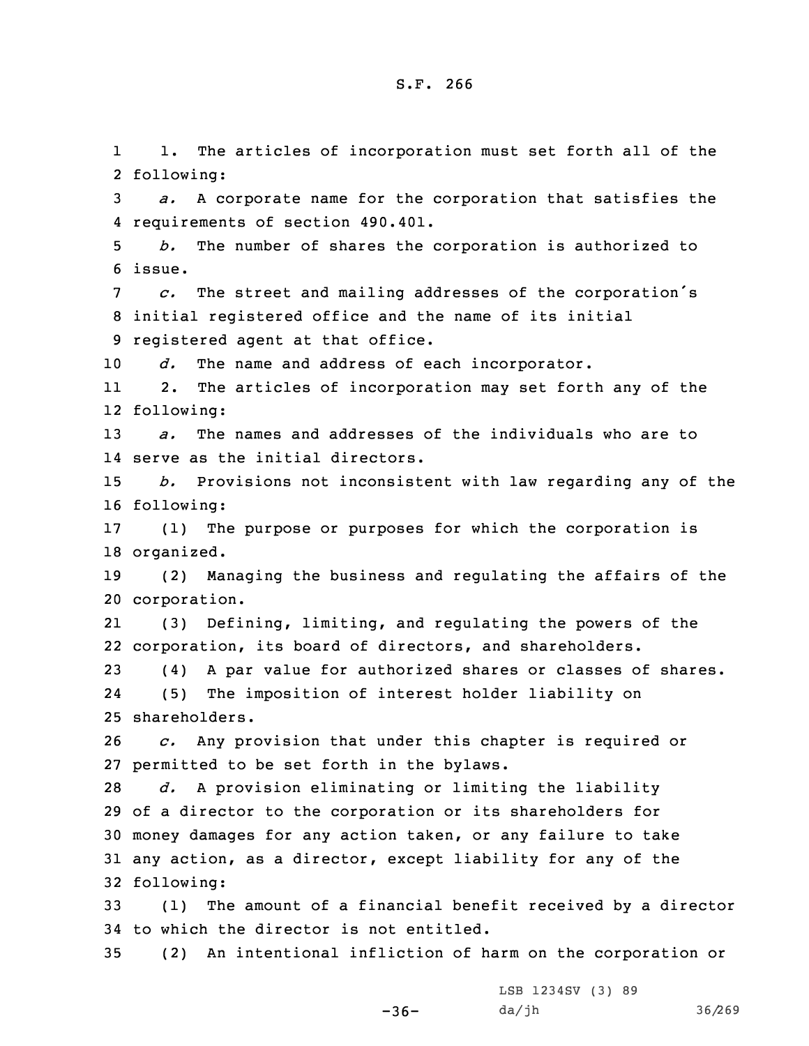1. The articles of incorporation must set forth all of the following:

*a.* A corporate name for the corporation that satisfies the requirements of section 490.401.

*b.* The number of shares the corporation is authorized to issue.

*c.* The street and mailing addresses of the corporation's initial registered office and the name of its initial registered agent at that office.

*d.* The name and address of each incorporator.

2. The articles of incorporation may set forth any of the following:

*a.* The names and addresses of the individuals who are to serve as the initial directors.

*b.* Provisions not inconsistent with law regarding any of the following:

(1) The purpose or purposes for which the corporation is organized.

(2) Managing the business and regulating the affairs of the corporation.

(3) Defining, limiting, and regulating the powers of the corporation, its board of directors, and shareholders.

(4) A par value for authorized shares or classes of shares.

(5) The imposition of interest holder liability on shareholders.

*c.* Any provision that under this chapter is required or permitted to be set forth in the bylaws.

*d.* A provision eliminating or limiting the liability of a director to the corporation or its shareholders for money damages for any action taken, or any failure to take any action, as a director, except liability for any of the following:

(1) The amount of a financial benefit received by a director to which the director is not entitled.

(2) An intentional infliction of harm on the corporation or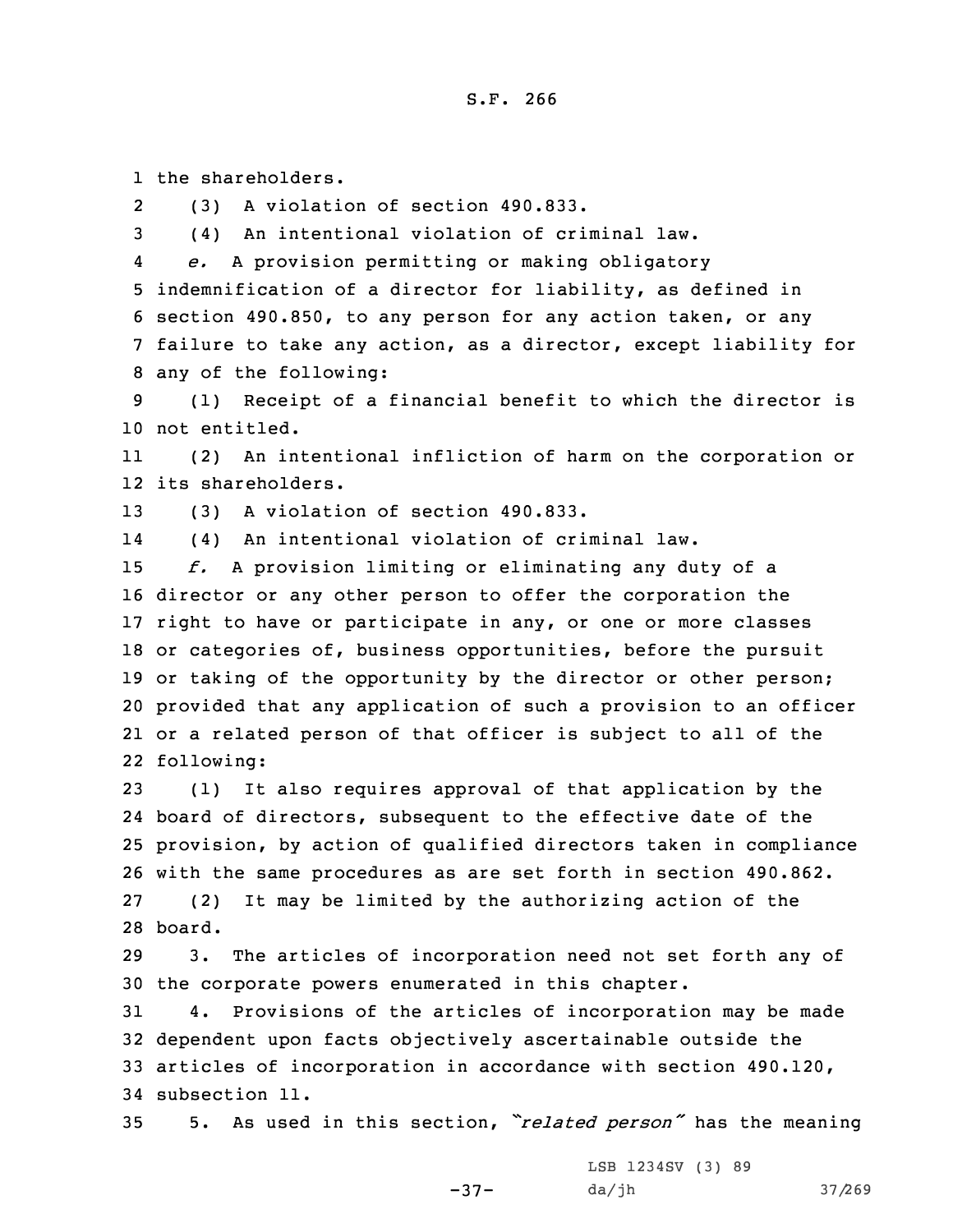the shareholders.

(3) A violation of section 490.833.

(4) An intentional violation of criminal law.

*e.* A provision permitting or making obligatory indemnification of a director for liability, as defined in section 490.850, to any person for any action taken, or any failure to take any action, as a director, except liability for any of the following:

(1) Receipt of a financial benefit to which the director is not entitled.

(2) An intentional infliction of harm on the corporation or its shareholders.

(3) A violation of section 490.833.

(4) An intentional violation of criminal law.

*f.* A provision limiting or eliminating any duty of a director or any other person to offer the corporation the right to have or participate in any, or one or more classes or categories of, business opportunities, before the pursuit or taking of the opportunity by the director or other person; provided that any application of such a provision to an officer or a related person of that officer is subject to all of the following:

(1) It also requires approval of that application by the board of directors, subsequent to the effective date of the provision, by action of qualified directors taken in compliance with the same procedures as are set forth in section 490.862.

(2) It may be limited by the authorizing action of the board.

3. The articles of incorporation need not set forth any of the corporate powers enumerated in this chapter.

4. Provisions of the articles of incorporation may be made dependent upon facts objectively ascertainable outside the articles of incorporation in accordance with section 490.120, subsection 11.

5. As used in this section, *"related person"* has the meaning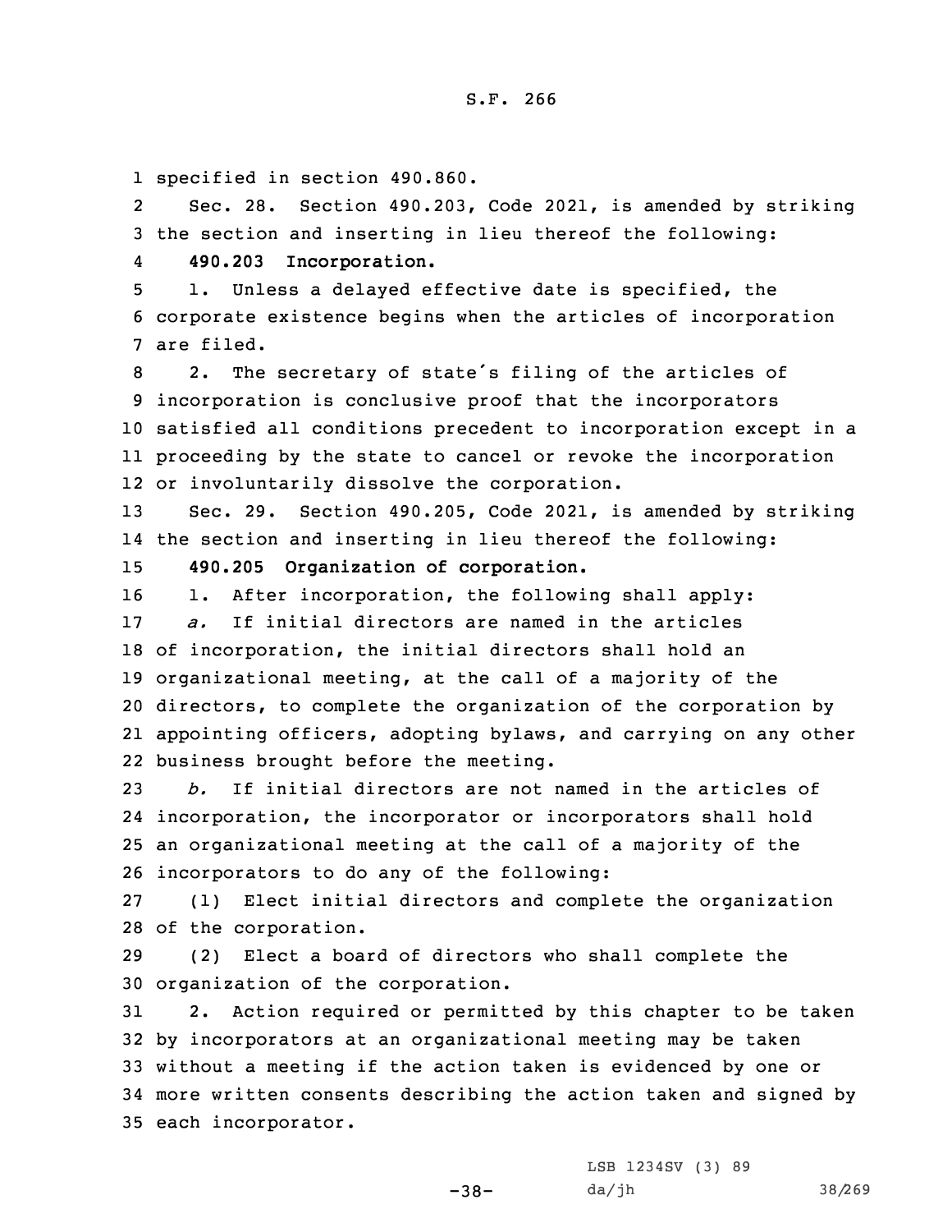specified in section 490.860.

Sec. 28. Section 490.203, Code 2021, is amended by striking the section and inserting in lieu thereof the following:

**490.203 Incorporation.**

1. Unless a delayed effective date is specified, the corporate existence begins when the articles of incorporation are filed.

2. The secretary of state's filing of the articles of incorporation is conclusive proof that the incorporators satisfied all conditions precedent to incorporation except in a proceeding by the state to cancel or revoke the incorporation or involuntarily dissolve the corporation.

Sec. 29. Section 490.205, Code 2021, is amended by striking the section and inserting in lieu thereof the following:

**490.205 Organization of corporation.**

1. After incorporation, the following shall apply:

*a.* If initial directors are named in the articles of incorporation, the initial directors shall hold an organizational meeting, at the call of a majority of the directors, to complete the organization of the corporation by appointing officers, adopting bylaws, and carrying on any other business brought before the meeting.

*b.* If initial directors are not named in the articles of incorporation, the incorporator or incorporators shall hold an organizational meeting at the call of a majority of the incorporators to do any of the following:

(1) Elect initial directors and complete the organization of the corporation.

(2) Elect a board of directors who shall complete the organization of the corporation.

2. Action required or permitted by this chapter to be taken by incorporators at an organizational meeting may be taken without a meeting if the action taken is evidenced by one or more written consents describing the action taken and signed by each incorporator.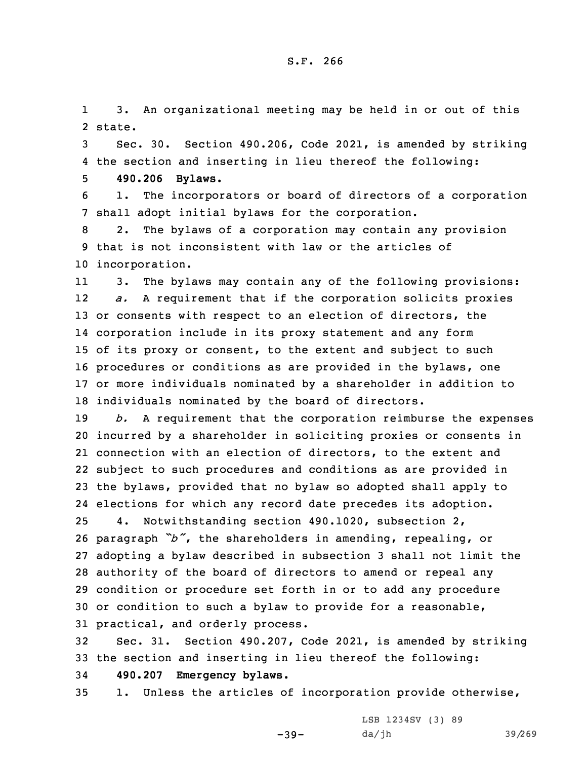3. An organizational meeting may be held in or out of this state.

Sec. 30. Section 490.206, Code 2021, is amended by striking the section and inserting in lieu thereof the following:

**490.206 Bylaws.**

1. The incorporators or board of directors of a corporation shall adopt initial bylaws for the corporation.

2. The bylaws of a corporation may contain any provision that is not inconsistent with law or the articles of incorporation.

3. The bylaws may contain any of the following provisions:

*a.* A requirement that if the corporation solicits proxies or consents with respect to an election of directors, the corporation include in its proxy statement and any form of its proxy or consent, to the extent and subject to such procedures or conditions as are provided in the bylaws, one or more individuals nominated by a shareholder in addition to individuals nominated by the board of directors.

*b.* A requirement that the corporation reimburse the expenses incurred by a shareholder in soliciting proxies or consents in connection with an election of directors, to the extent and subject to such procedures and conditions as are provided in the bylaws, provided that no bylaw so adopted shall apply to elections for which any record date precedes its adoption.

4. Notwithstanding section 490.1020, subsection 2, paragraph *"b"*, the shareholders in amending, repealing, or adopting a bylaw described in subsection 3 shall not limit the authority of the board of directors to amend or repeal any condition or procedure set forth in or to add any procedure or condition to such a bylaw to provide for a reasonable, practical, and orderly process.

Sec. 31. Section 490.207, Code 2021, is amended by striking the section and inserting in lieu thereof the following:

**490.207 Emergency bylaws.**

1. Unless the articles of incorporation provide otherwise,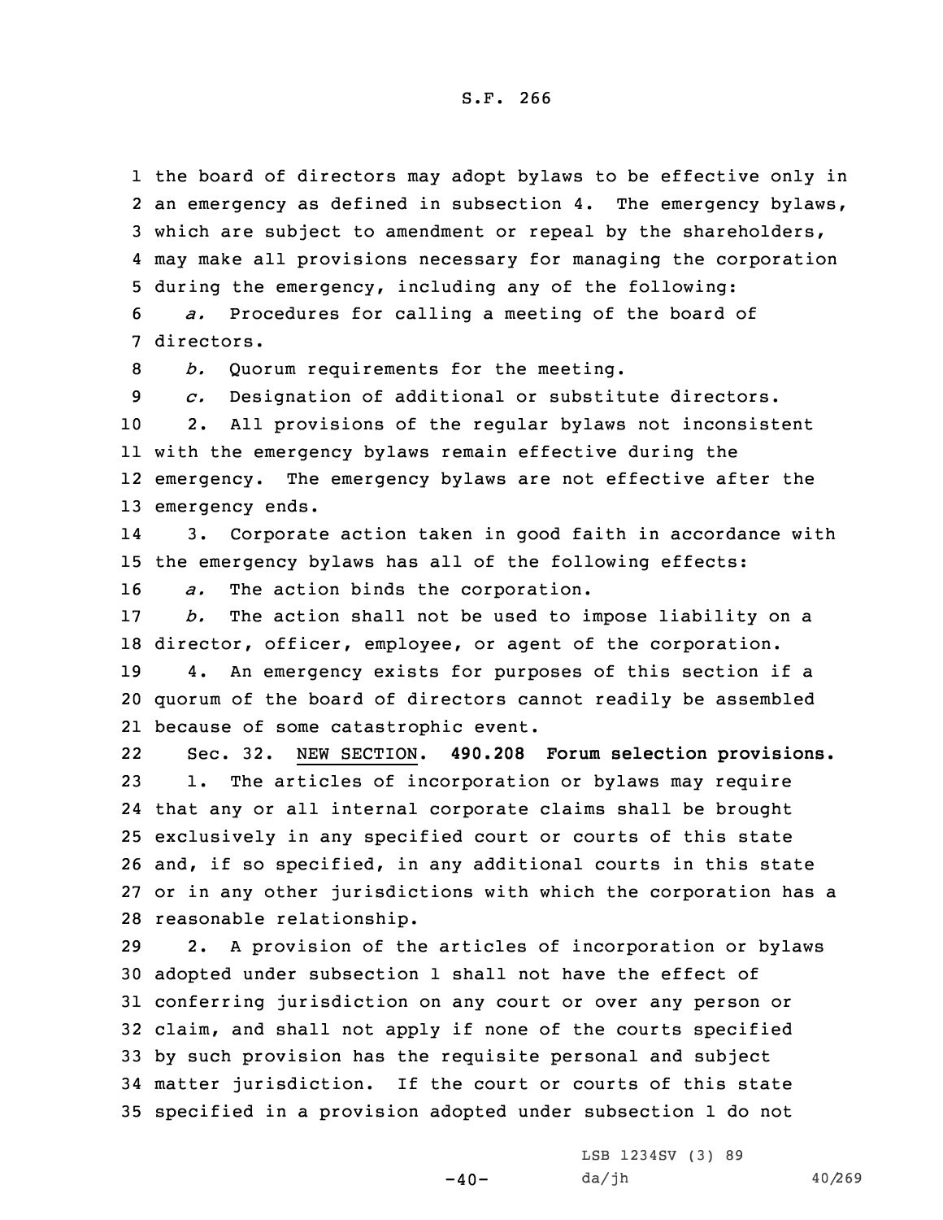the board of directors may adopt bylaws to be effective only in an emergency as defined in subsection 4. The emergency bylaws, which are subject to amendment or repeal by the shareholders, may make all provisions necessary for managing the corporation during the emergency, including any of the following:

*a.* Procedures for calling a meeting of the board of directors.

*b.* Quorum requirements for the meeting.

*c.* Designation of additional or substitute directors.

2. All provisions of the regular bylaws not inconsistent with the emergency bylaws remain effective during the emergency. The emergency bylaws are not effective after the emergency ends.

3. Corporate action taken in good faith in accordance with the emergency bylaws has all of the following effects:

*a.* The action binds the corporation.

*b.* The action shall not be used to impose liability on a director, officer, employee, or agent of the corporation.

4. An emergency exists for purposes of this section if a quorum of the board of directors cannot readily be assembled because of some catastrophic event.

Sec. 32. NEW SECTION. **490.208 Forum selection provisions.**

1. The articles of incorporation or bylaws may require that any or all internal corporate claims shall be brought exclusively in any specified court or courts of this state and, if so specified, in any additional courts in this state or in any other jurisdictions with which the corporation has a reasonable relationship.

2. A provision of the articles of incorporation or bylaws adopted under subsection 1 shall not have the effect of conferring jurisdiction on any court or over any person or claim, and shall not apply if none of the courts specified by such provision has the requisite personal and subject matter jurisdiction. If the court or courts of this state specified in a provision adopted under subsection 1 do not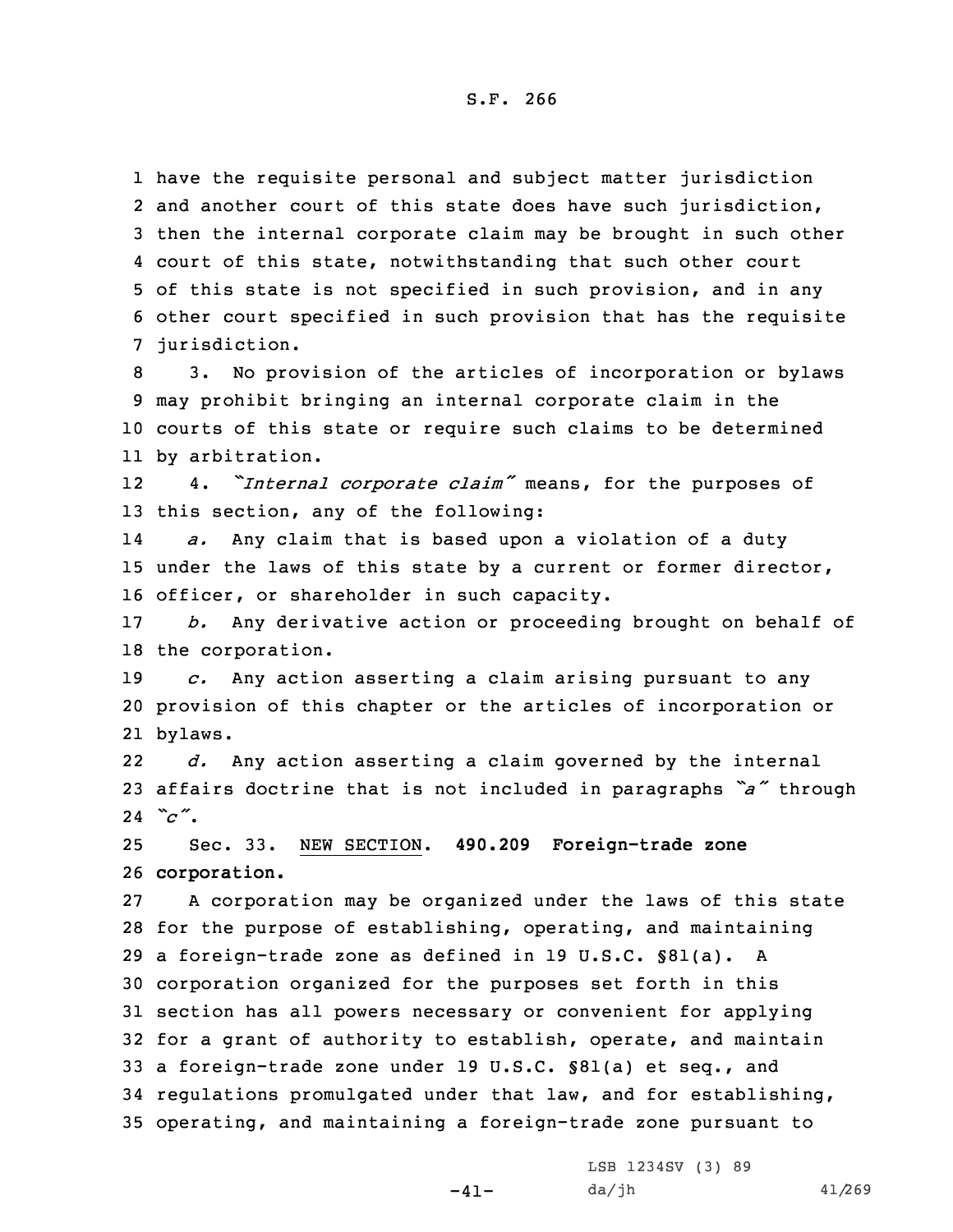have the requisite personal and subject matter jurisdiction and another court of this state does have such jurisdiction, then the internal corporate claim may be brought in such other court of this state, notwithstanding that such other court of this state is not specified in such provision, and in any other court specified in such provision that has the requisite jurisdiction.

3. No provision of the articles of incorporation or bylaws may prohibit bringing an internal corporate claim in the courts of this state or require such claims to be determined by arbitration.

4. *"Internal corporate claim"* means, for the purposes of this section, any of the following:

*a.* Any claim that is based upon a violation of a duty under the laws of this state by a current or former director, officer, or shareholder in such capacity.

*b.* Any derivative action or proceeding brought on behalf of the corporation.

*c.* Any action asserting a claim arising pursuant to any provision of this chapter or the articles of incorporation or bylaws.

*d.* Any action asserting a claim governed by the internal affairs doctrine that is not included in paragraphs *"a"* through *"c"*.

Sec. 33. NEW SECTION. **490.209 Foreign-trade zone corporation.**

A corporation may be organized under the laws of this state for the purpose of establishing, operating, and maintaining a foreign-trade zone as defined in 19 U.S.C. §81(a). A corporation organized for the purposes set forth in this section has all powers necessary or convenient for applying for a grant of authority to establish, operate, and maintain a foreign-trade zone under 19 U.S.C. §81(a) et seq., and regulations promulgated under that law, and for establishing, operating, and maintaining a foreign-trade zone pursuant to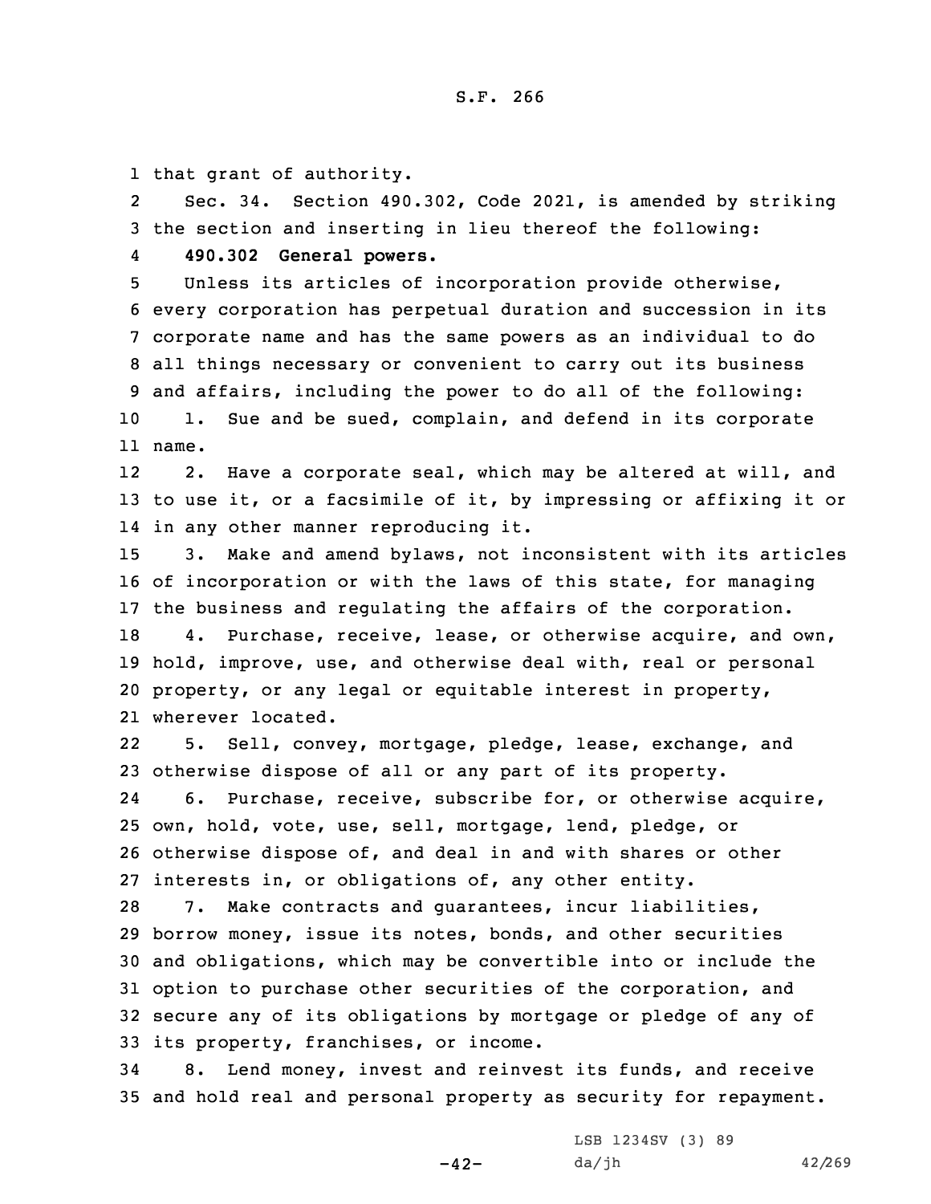that grant of authority.

Sec. 34. Section 490.302, Code 2021, is amended by striking the section and inserting in lieu thereof the following:

**490.302 General powers.**

Unless its articles of incorporation provide otherwise, every corporation has perpetual duration and succession in its corporate name and has the same powers as an individual to do all things necessary or convenient to carry out its business and affairs, including the power to do all of the following:

1. Sue and be sued, complain, and defend in its corporate name.

2. Have a corporate seal, which may be altered at will, and to use it, or a facsimile of it, by impressing or affixing it or in any other manner reproducing it.

3. Make and amend bylaws, not inconsistent with its articles of incorporation or with the laws of this state, for managing the business and regulating the affairs of the corporation.

4. Purchase, receive, lease, or otherwise acquire, and own, hold, improve, use, and otherwise deal with, real or personal property, or any legal or equitable interest in property, wherever located.

5. Sell, convey, mortgage, pledge, lease, exchange, and otherwise dispose of all or any part of its property.

6. Purchase, receive, subscribe for, or otherwise acquire, own, hold, vote, use, sell, mortgage, lend, pledge, or otherwise dispose of, and deal in and with shares or other interests in, or obligations of, any other entity.

7. Make contracts and guarantees, incur liabilities, borrow money, issue its notes, bonds, and other securities and obligations, which may be convertible into or include the option to purchase other securities of the corporation, and secure any of its obligations by mortgage or pledge of any of its property, franchises, or income.

8. Lend money, invest and reinvest its funds, and receive and hold real and personal property as security for repayment.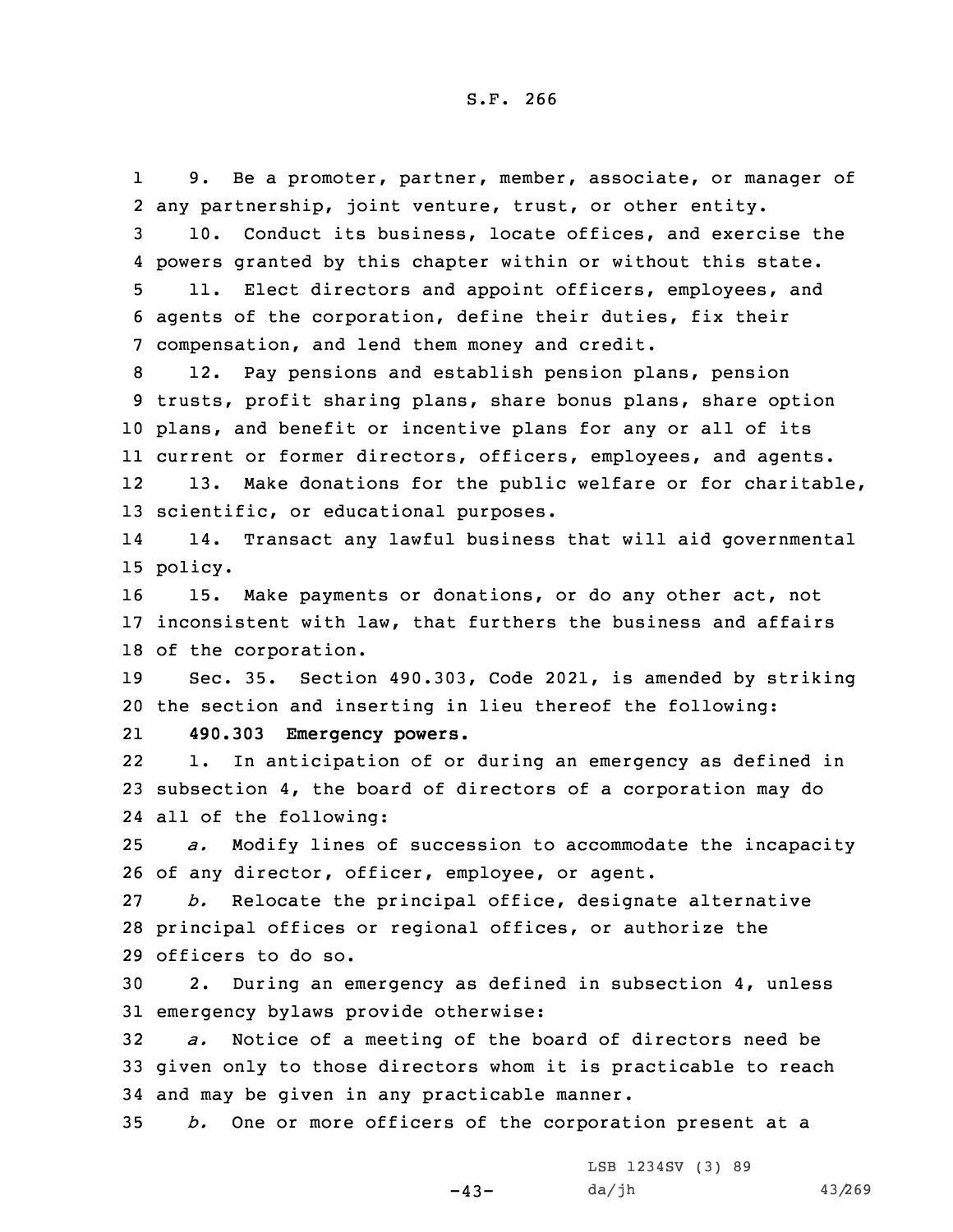9. Be a promoter, partner, member, associate, or manager of any partnership, joint venture, trust, or other entity.

10. Conduct its business, locate offices, and exercise the powers granted by this chapter within or without this state.

11. Elect directors and appoint officers, employees, and agents of the corporation, define their duties, fix their compensation, and lend them money and credit.

12. Pay pensions and establish pension plans, pension trusts, profit sharing plans, share bonus plans, share option plans, and benefit or incentive plans for any or all of its current or former directors, officers, employees, and agents.

13. Make donations for the public welfare or for charitable, scientific, or educational purposes.

14. Transact any lawful business that will aid governmental policy.

15. Make payments or donations, or do any other act, not inconsistent with law, that furthers the business and affairs of the corporation.

Sec. 35. Section 490.303, Code 2021, is amended by striking the section and inserting in lieu thereof the following:

**490.303 Emergency powers.**

1. In anticipation of or during an emergency as defined in subsection 4, the board of directors of a corporation may do all of the following:

*a.* Modify lines of succession to accommodate the incapacity of any director, officer, employee, or agent.

*b.* Relocate the principal office, designate alternative principal offices or regional offices, or authorize the officers to do so.

2. During an emergency as defined in subsection 4, unless emergency bylaws provide otherwise:

*a.* Notice of a meeting of the board of directors need be given only to those directors whom it is practicable to reach and may be given in any practicable manner.

*b.* One or more officers of the corporation present at a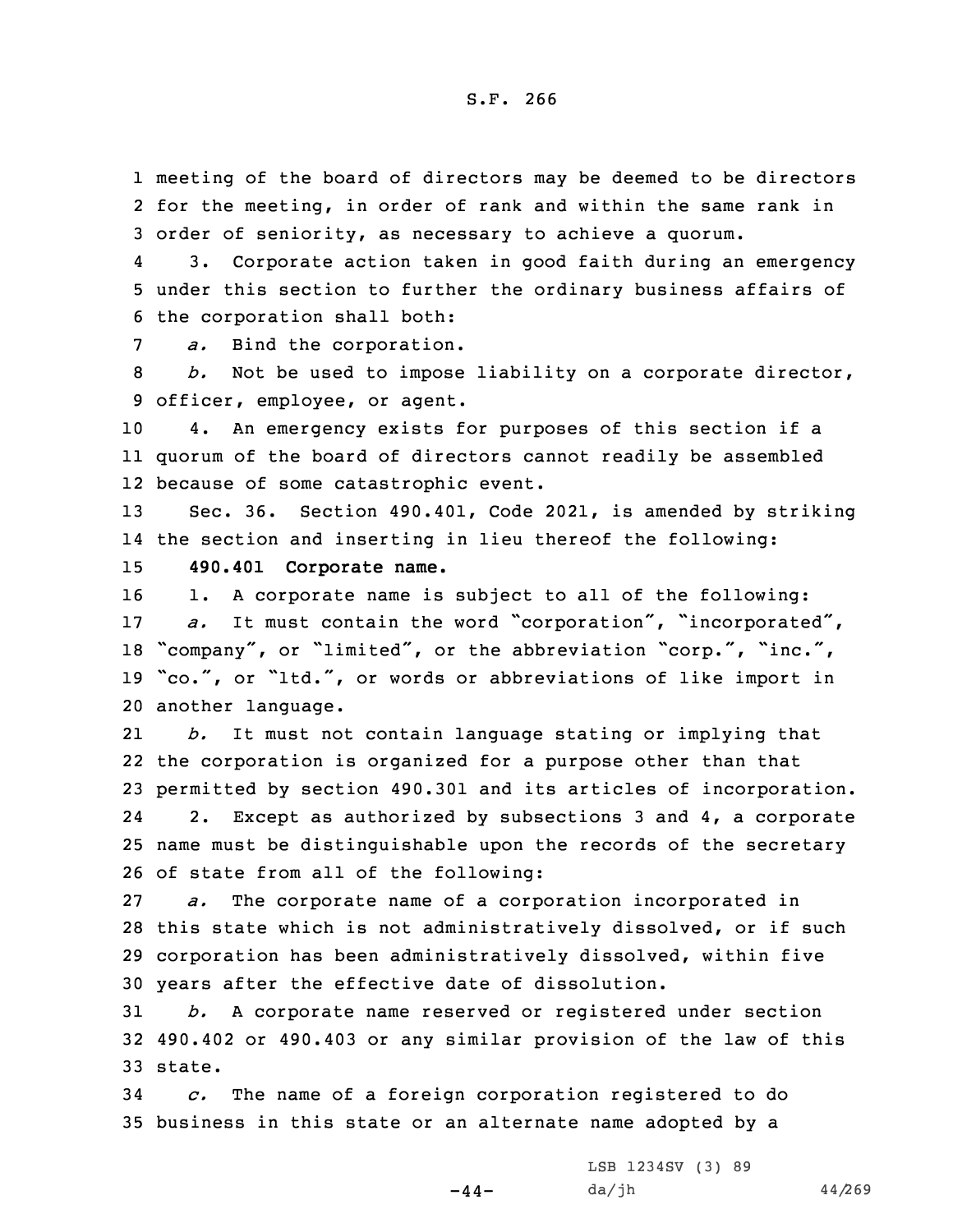meeting of the board of directors may be deemed to be directors for the meeting, in order of rank and within the same rank in order of seniority, as necessary to achieve a quorum.

3. Corporate action taken in good faith during an emergency under this section to further the ordinary business affairs of the corporation shall both:

*a.* Bind the corporation.

*b.* Not be used to impose liability on a corporate director, officer, employee, or agent.

4. An emergency exists for purposes of this section if a quorum of the board of directors cannot readily be assembled because of some catastrophic event.

Sec. 36. Section 490.401, Code 2021, is amended by striking the section and inserting in lieu thereof the following:

**490.401 Corporate name.**

1. A corporate name is subject to all of the following:

*a.* It must contain the word "corporation", "incorporated", "company", or "limited", or the abbreviation "corp.", "inc.", "co.", or "ltd.", or words or abbreviations of like import in another language.

*b.* It must not contain language stating or implying that the corporation is organized for a purpose other than that permitted by section 490.301 and its articles of incorporation.

2. Except as authorized by subsections 3 and 4, a corporate name must be distinguishable upon the records of the secretary of state from all of the following:

*a.* The corporate name of a corporation incorporated in this state which is not administratively dissolved, or if such corporation has been administratively dissolved, within five years after the effective date of dissolution.

*b.* A corporate name reserved or registered under section 490.402 or 490.403 or any similar provision of the law of this state.

*c.* The name of a foreign corporation registered to do business in this state or an alternate name adopted by a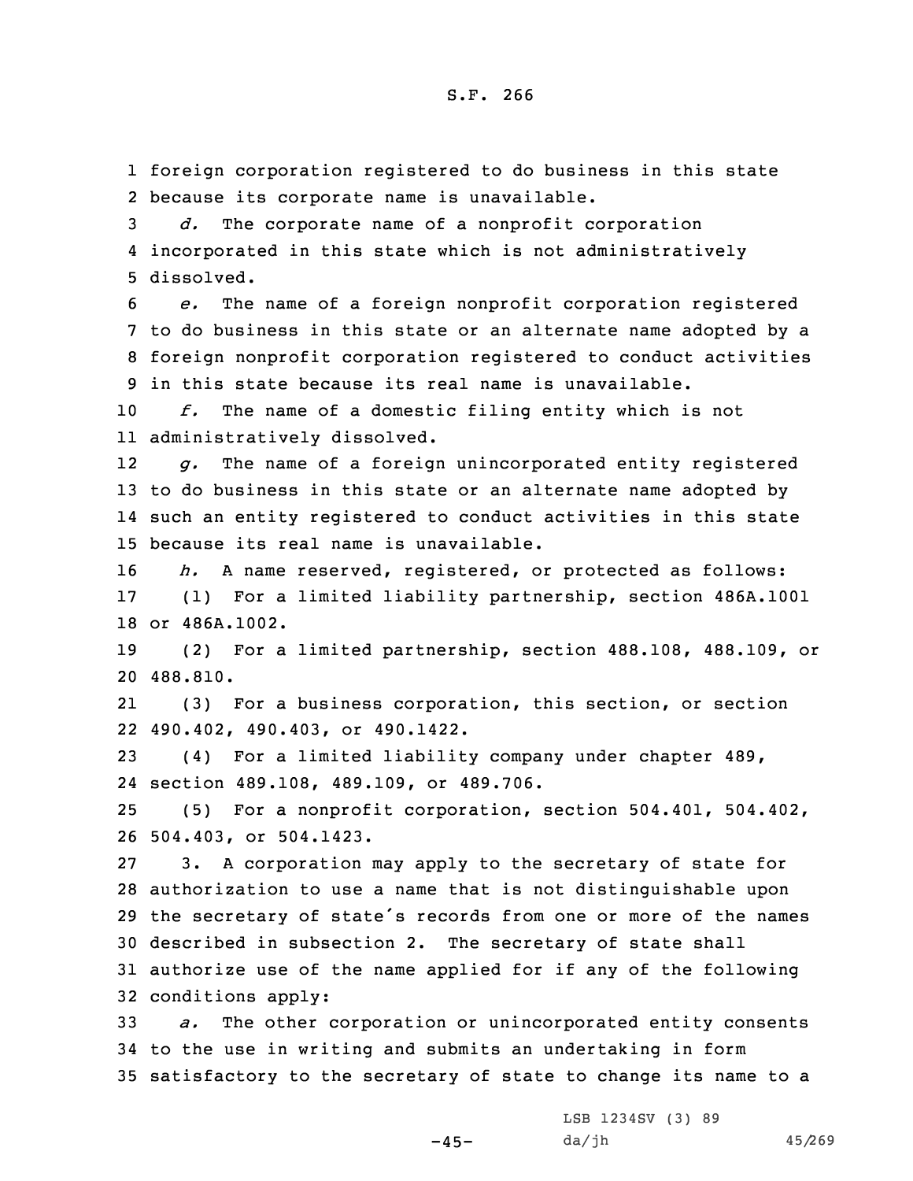foreign corporation registered to do business in this state because its corporate name is unavailable.

*d.* The corporate name of a nonprofit corporation incorporated in this state which is not administratively dissolved.

*e.* The name of a foreign nonprofit corporation registered to do business in this state or an alternate name adopted by a foreign nonprofit corporation registered to conduct activities in this state because its real name is unavailable.

*f.* The name of a domestic filing entity which is not administratively dissolved.

*g.* The name of a foreign unincorporated entity registered to do business in this state or an alternate name adopted by such an entity registered to conduct activities in this state because its real name is unavailable.

*h.* A name reserved, registered, or protected as follows:

(1) For a limited liability partnership, section 486A.1001 or 486A.1002.

(2) For a limited partnership, section 488.108, 488.109, or 488.810.

(3) For a business corporation, this section, or section 490.402, 490.403, or 490.1422.

(4) For a limited liability company under chapter 489, section 489.108, 489.109, or 489.706.

(5) For a nonprofit corporation, section 504.401, 504.402, 504.403, or 504.1423.

3. A corporation may apply to the secretary of state for authorization to use a name that is not distinguishable upon the secretary of state's records from one or more of the names described in subsection 2. The secretary of state shall authorize use of the name applied for if any of the following conditions apply:

*a.* The other corporation or unincorporated entity consents to the use in writing and submits an undertaking in form satisfactory to the secretary of state to change its name to a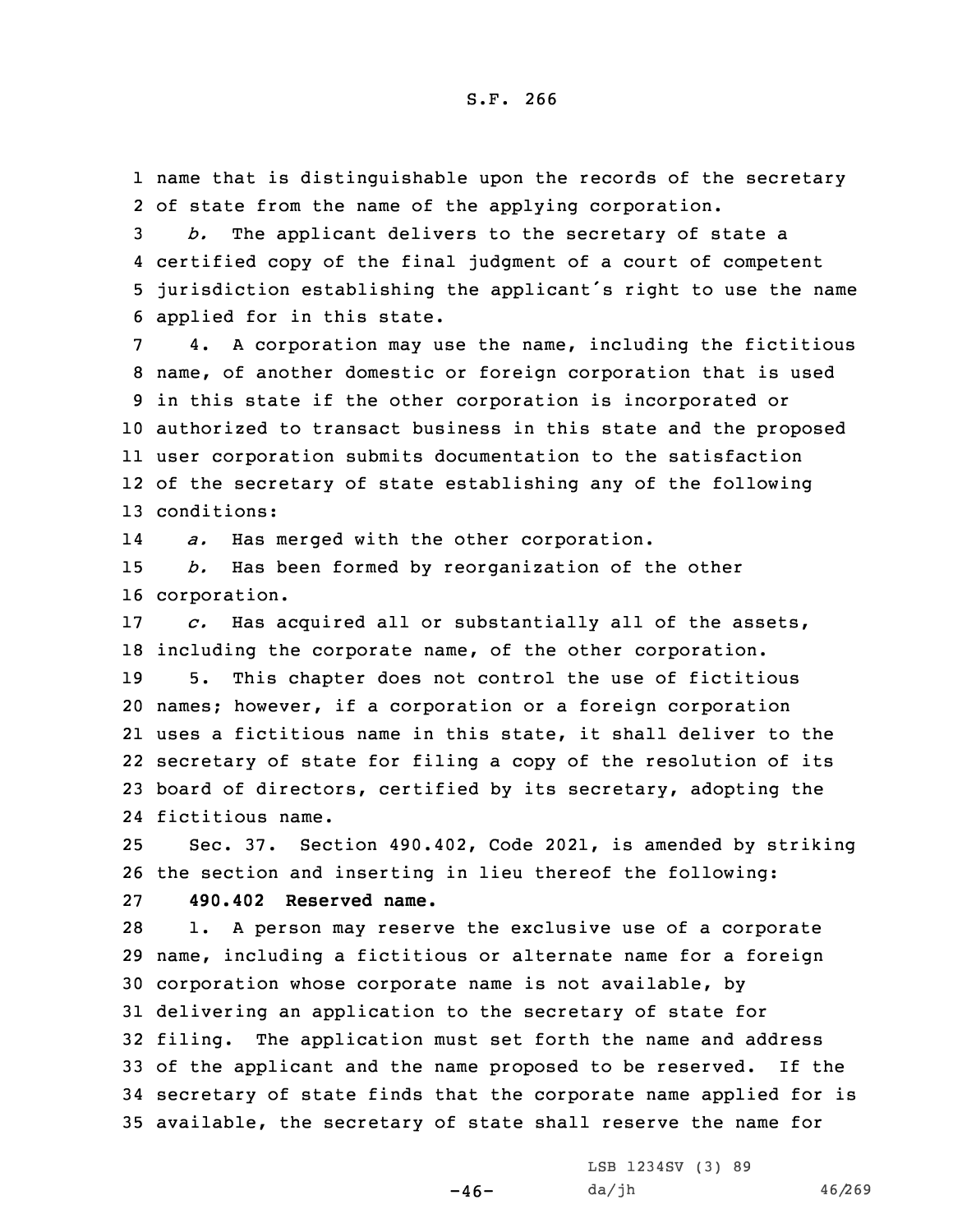name that is distinguishable upon the records of the secretary of state from the name of the applying corporation.

*b.* The applicant delivers to the secretary of state a certified copy of the final judgment of a court of competent jurisdiction establishing the applicant's right to use the name applied for in this state.

4. A corporation may use the name, including the fictitious name, of another domestic or foreign corporation that is used in this state if the other corporation is incorporated or authorized to transact business in this state and the proposed user corporation submits documentation to the satisfaction of the secretary of state establishing any of the following conditions:

*a.* Has merged with the other corporation.

*b.* Has been formed by reorganization of the other corporation.

*c.* Has acquired all or substantially all of the assets, including the corporate name, of the other corporation.

5. This chapter does not control the use of fictitious names; however, if a corporation or a foreign corporation uses a fictitious name in this state, it shall deliver to the secretary of state for filing a copy of the resolution of its board of directors, certified by its secretary, adopting the fictitious name.

Sec. 37. Section 490.402, Code 2021, is amended by striking the section and inserting in lieu thereof the following:

**490.402 Reserved name.**

1. A person may reserve the exclusive use of a corporate name, including a fictitious or alternate name for a foreign corporation whose corporate name is not available, by delivering an application to the secretary of state for filing. The application must set forth the name and address of the applicant and the name proposed to be reserved. If the secretary of state finds that the corporate name applied for is available, the secretary of state shall reserve the name for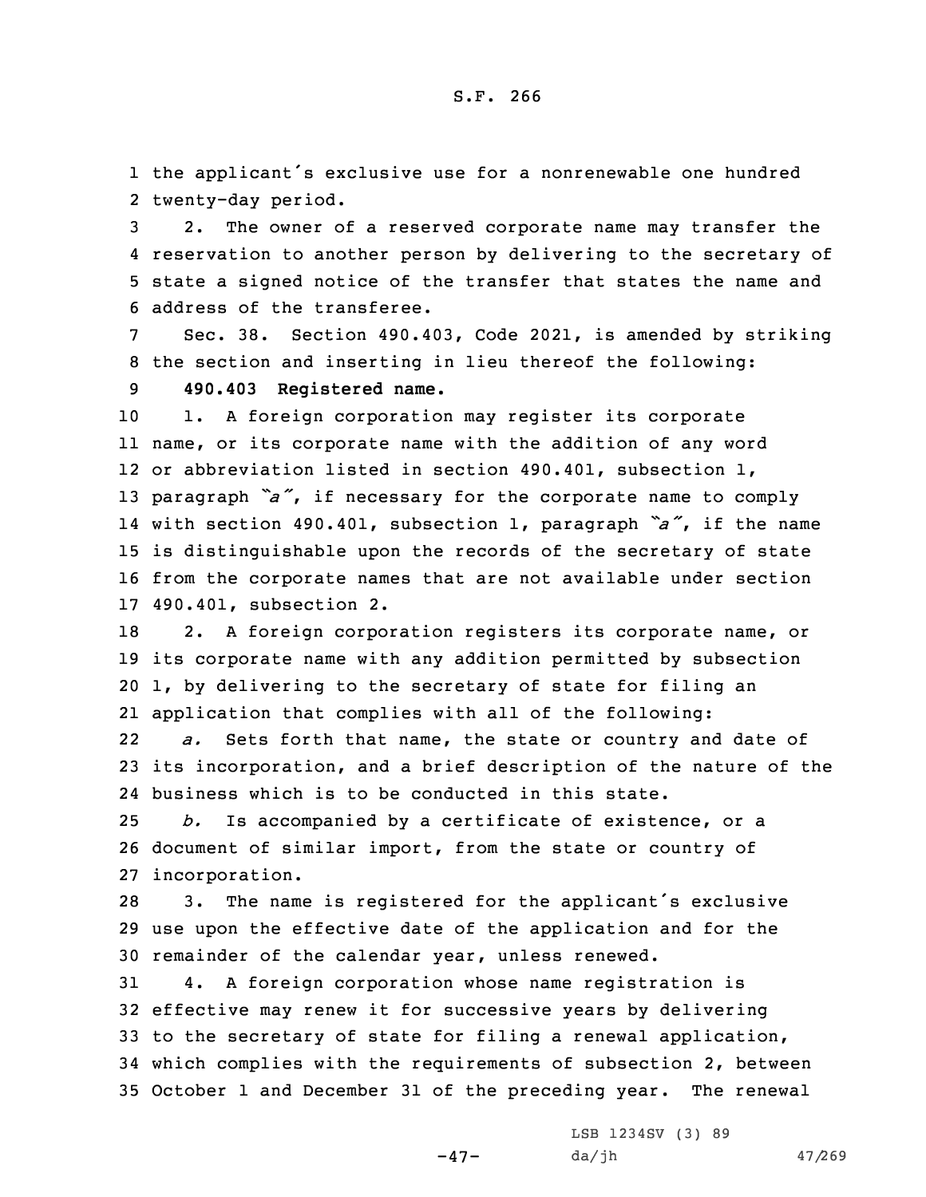the applicant's exclusive use for a nonrenewable one hundred twenty-day period.

2. The owner of a reserved corporate name may transfer the reservation to another person by delivering to the secretary of state a signed notice of the transfer that states the name and address of the transferee.

Sec. 38. Section 490.403, Code 2021, is amended by striking the section and inserting in lieu thereof the following:

**490.403 Registered name.**

1. A foreign corporation may register its corporate name, or its corporate name with the addition of any word or abbreviation listed in section 490.401, subsection 1, paragraph *"a"*, if necessary for the corporate name to comply with section 490.401, subsection 1, paragraph *"a"*, if the name is distinguishable upon the records of the secretary of state from the corporate names that are not available under section 490.401, subsection 2.

2. A foreign corporation registers its corporate name, or its corporate name with any addition permitted by subsection 1, by delivering to the secretary of state for filing an application that complies with all of the following:

*a.* Sets forth that name, the state or country and date of its incorporation, and a brief description of the nature of the business which is to be conducted in this state.

*b.* Is accompanied by a certificate of existence, or a document of similar import, from the state or country of incorporation.

3. The name is registered for the applicant's exclusive use upon the effective date of the application and for the remainder of the calendar year, unless renewed.

4. A foreign corporation whose name registration is effective may renew it for successive years by delivering to the secretary of state for filing a renewal application, which complies with the requirements of subsection 2, between October 1 and December 31 of the preceding year. The renewal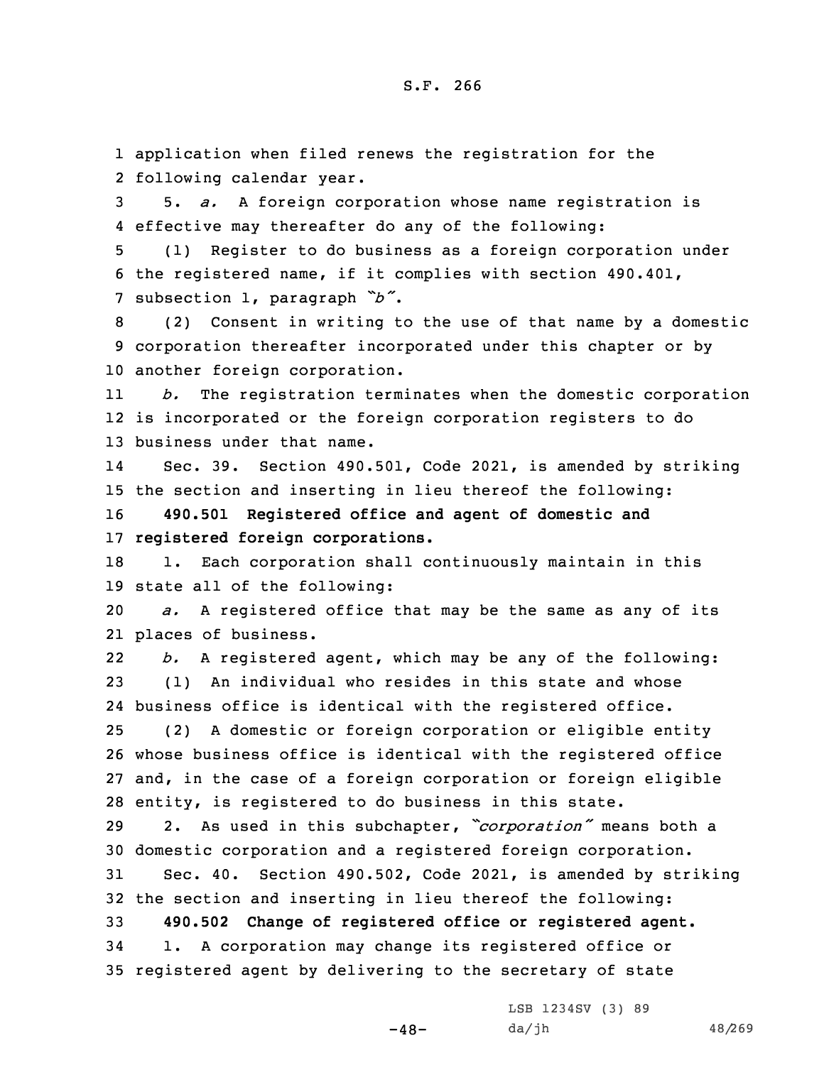application when filed renews the registration for the following calendar year.

5. *a.* A foreign corporation whose name registration is effective may thereafter do any of the following:

(1) Register to do business as a foreign corporation under the registered name, if it complies with section 490.401, subsection 1, paragraph *"b"*.

(2) Consent in writing to the use of that name by a domestic corporation thereafter incorporated under this chapter or by another foreign corporation.

*b.* The registration terminates when the domestic corporation is incorporated or the foreign corporation registers to do business under that name.

Sec. 39. Section 490.501, Code 2021, is amended by striking the section and inserting in lieu thereof the following:

**490.501 Registered office and agent of domestic and registered foreign corporations.**

1. Each corporation shall continuously maintain in this state all of the following:

*a.* A registered office that may be the same as any of its places of business.

*b.* A registered agent, which may be any of the following:

(1) An individual who resides in this state and whose business office is identical with the registered office.

(2) A domestic or foreign corporation or eligible entity whose business office is identical with the registered office and, in the case of a foreign corporation or foreign eligible entity, is registered to do business in this state.

2. As used in this subchapter, *"corporation"* means both a domestic corporation and a registered foreign corporation.

Sec. 40. Section 490.502, Code 2021, is amended by striking the section and inserting in lieu thereof the following:

**490.502 Change of registered office or registered agent.**

1. A corporation may change its registered office or registered agent by delivering to the secretary of state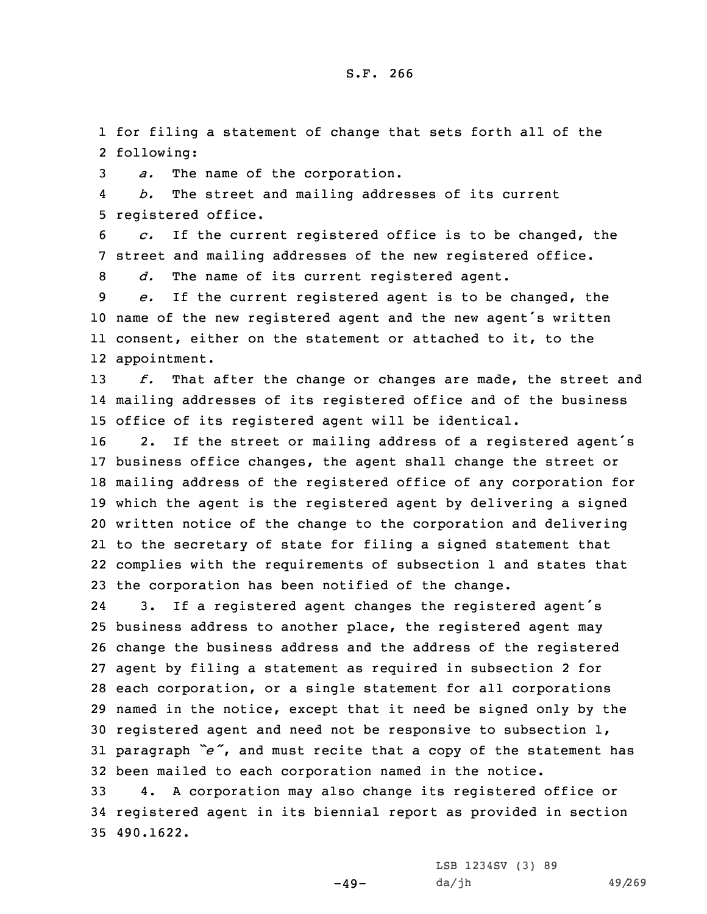for filing a statement of change that sets forth all of the following:

*a.* The name of the corporation.

*b.* The street and mailing addresses of its current registered office.

*c.* If the current registered office is to be changed, the street and mailing addresses of the new registered office.

*d.* The name of its current registered agent.

*e.* If the current registered agent is to be changed, the name of the new registered agent and the new agent's written consent, either on the statement or attached to it, to the appointment.

*f.* That after the change or changes are made, the street and mailing addresses of its registered office and of the business office of its registered agent will be identical.

2. If the street or mailing address of a registered agent's business office changes, the agent shall change the street or mailing address of the registered office of any corporation for which the agent is the registered agent by delivering a signed written notice of the change to the corporation and delivering to the secretary of state for filing a signed statement that complies with the requirements of subsection 1 and states that the corporation has been notified of the change.

3. If a registered agent changes the registered agent's business address to another place, the registered agent may change the business address and the address of the registered agent by filing a statement as required in subsection 2 for each corporation, or a single statement for all corporations named in the notice, except that it need be signed only by the registered agent and need not be responsive to subsection 1, paragraph *"e"*, and must recite that a copy of the statement has been mailed to each corporation named in the notice.

4. A corporation may also change its registered office or registered agent in its biennial report as provided in section 490.1622.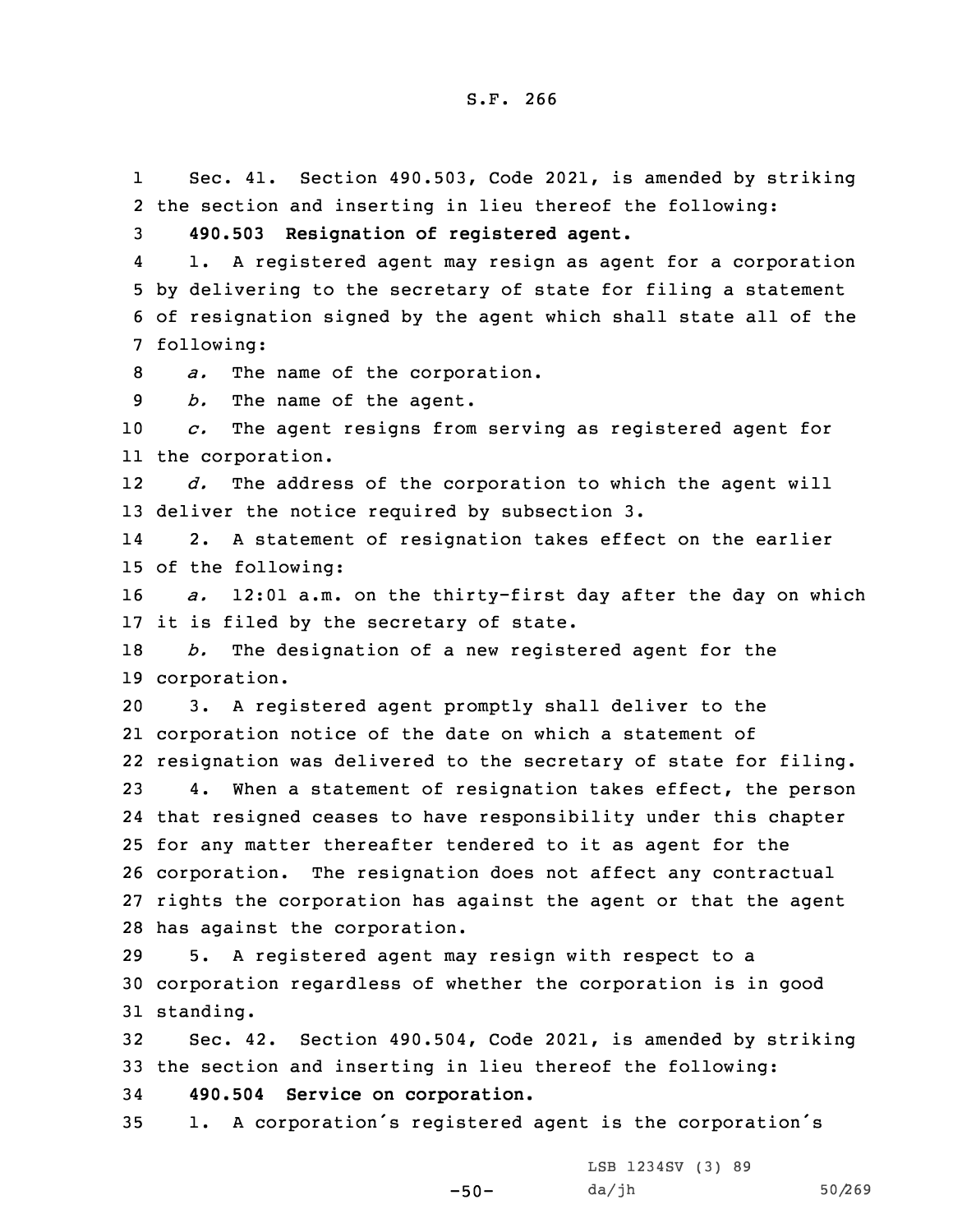Sec. 41. Section 490.503, Code 2021, is amended by striking the section and inserting in lieu thereof the following:

**490.503 Resignation of registered agent.**

1. A registered agent may resign as agent for a corporation by delivering to the secretary of state for filing a statement of resignation signed by the agent which shall state all of the following:

*a.* The name of the corporation.

*b.* The name of the agent.

*c.* The agent resigns from serving as registered agent for the corporation.

*d.* The address of the corporation to which the agent will deliver the notice required by subsection 3.

2. A statement of resignation takes effect on the earlier of the following:

*a.* 12:01 a.m. on the thirty-first day after the day on which it is filed by the secretary of state.

*b.* The designation of a new registered agent for the corporation.

3. A registered agent promptly shall deliver to the corporation notice of the date on which a statement of resignation was delivered to the secretary of state for filing.

4. When a statement of resignation takes effect, the person that resigned ceases to have responsibility under this chapter for any matter thereafter tendered to it as agent for the corporation. The resignation does not affect any contractual rights the corporation has against the agent or that the agent has against the corporation.

5. A registered agent may resign with respect to a corporation regardless of whether the corporation is in good standing.

Sec. 42. Section 490.504, Code 2021, is amended by striking the section and inserting in lieu thereof the following:

**490.504 Service on corporation.**

1. A corporation's registered agent is the corporation's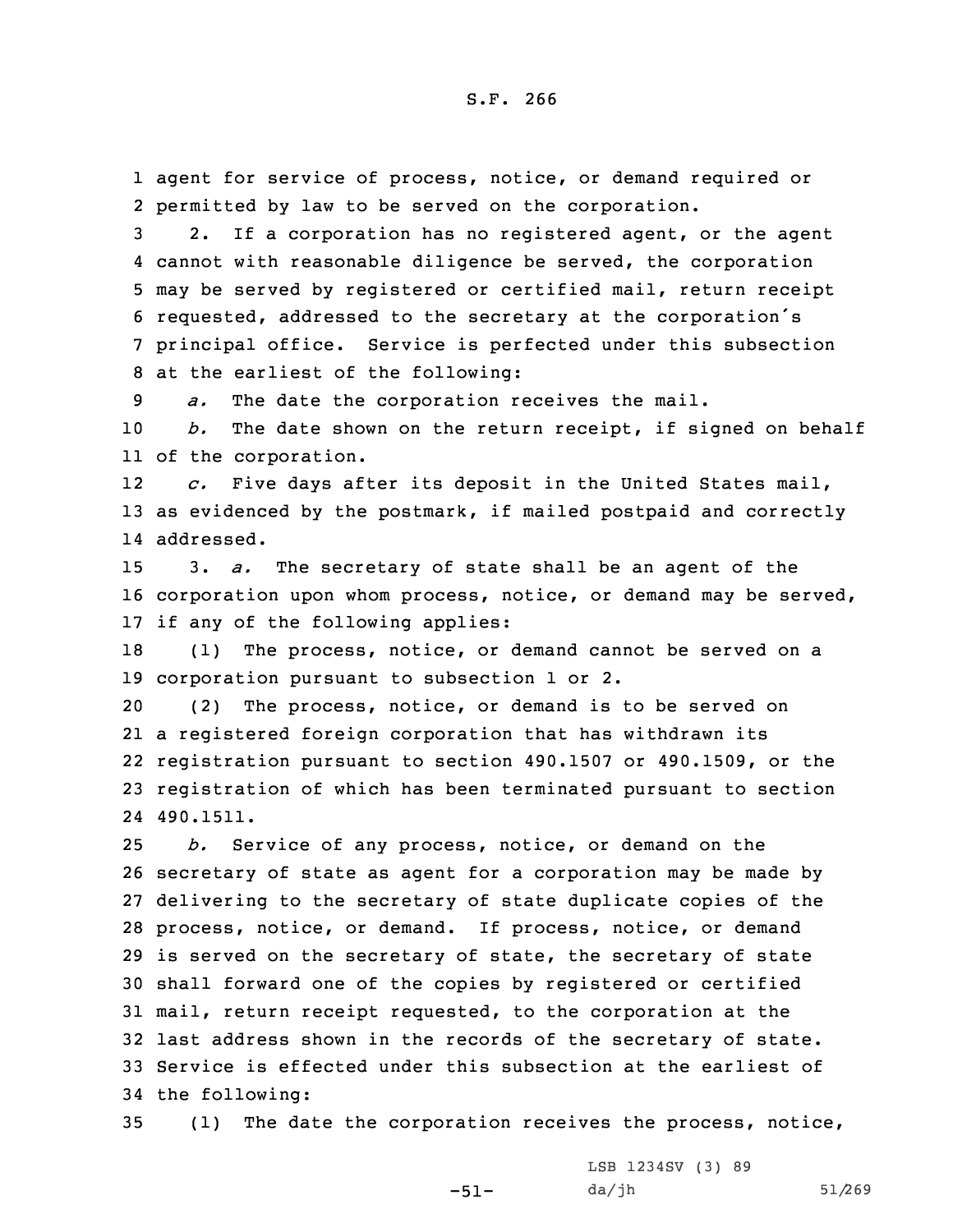agent for service of process, notice, or demand required or permitted by law to be served on the corporation.

2. If a corporation has no registered agent, or the agent cannot with reasonable diligence be served, the corporation may be served by registered or certified mail, return receipt requested, addressed to the secretary at the corporation's principal office. Service is perfected under this subsection at the earliest of the following:

*a.* The date the corporation receives the mail.

*b.* The date shown on the return receipt, if signed on behalf of the corporation.

*c.* Five days after its deposit in the United States mail, as evidenced by the postmark, if mailed postpaid and correctly addressed.

3. *a.* The secretary of state shall be an agent of the corporation upon whom process, notice, or demand may be served, if any of the following applies:

(1) The process, notice, or demand cannot be served on a corporation pursuant to subsection 1 or 2.

(2) The process, notice, or demand is to be served on a registered foreign corporation that has withdrawn its registration pursuant to section 490.1507 or 490.1509, or the registration of which has been terminated pursuant to section 490.1511.

*b.* Service of any process, notice, or demand on the secretary of state as agent for a corporation may be made by delivering to the secretary of state duplicate copies of the process, notice, or demand. If process, notice, or demand is served on the secretary of state, the secretary of state shall forward one of the copies by registered or certified mail, return receipt requested, to the corporation at the last address shown in the records of the secretary of state. Service is effected under this subsection at the earliest of the following:

(1) The date the corporation receives the process, notice,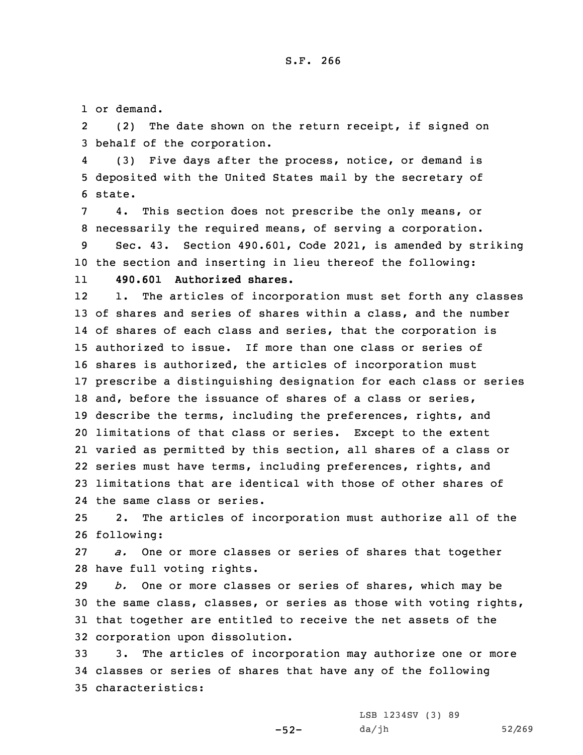or demand.

(2) The date shown on the return receipt, if signed on behalf of the corporation.

(3) Five days after the process, notice, or demand is deposited with the United States mail by the secretary of state.

4. This section does not prescribe the only means, or necessarily the required means, of serving a corporation.

Sec. 43. Section 490.601, Code 2021, is amended by striking the section and inserting in lieu thereof the following:

**490.601 Authorized shares.**

1. The articles of incorporation must set forth any classes of shares and series of shares within a class, and the number of shares of each class and series, that the corporation is authorized to issue. If more than one class or series of shares is authorized, the articles of incorporation must prescribe a distinguishing designation for each class or series and, before the issuance of shares of a class or series, describe the terms, including the preferences, rights, and limitations of that class or series. Except to the extent varied as permitted by this section, all shares of a class or series must have terms, including preferences, rights, and limitations that are identical with those of other shares of the same class or series.

2. The articles of incorporation must authorize all of the following:

*a.* One or more classes or series of shares that together have full voting rights.

*b.* One or more classes or series of shares, which may be the same class, classes, or series as those with voting rights, that together are entitled to receive the net assets of the corporation upon dissolution.

3. The articles of incorporation may authorize one or more classes or series of shares that have any of the following characteristics: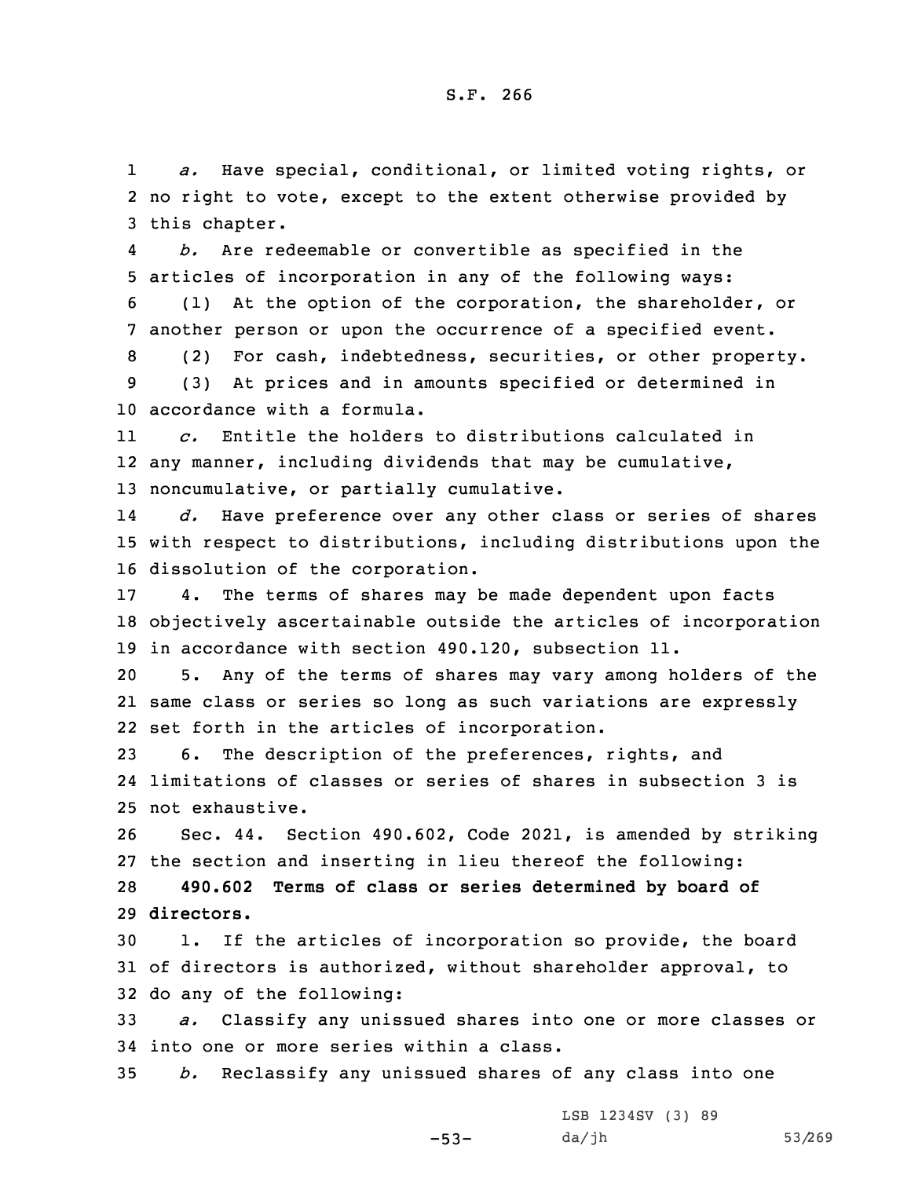*a.* Have special, conditional, or limited voting rights, or no right to vote, except to the extent otherwise provided by this chapter.

*b.* Are redeemable or convertible as specified in the articles of incorporation in any of the following ways:

(1) At the option of the corporation, the shareholder, or another person or upon the occurrence of a specified event.

(2) For cash, indebtedness, securities, or other property.

(3) At prices and in amounts specified or determined in accordance with a formula.

*c.* Entitle the holders to distributions calculated in any manner, including dividends that may be cumulative, noncumulative, or partially cumulative.

*d.* Have preference over any other class or series of shares with respect to distributions, including distributions upon the dissolution of the corporation.

4. The terms of shares may be made dependent upon facts objectively ascertainable outside the articles of incorporation in accordance with section 490.120, subsection 11.

5. Any of the terms of shares may vary among holders of the same class or series so long as such variations are expressly set forth in the articles of incorporation.

6. The description of the preferences, rights, and limitations of classes or series of shares in subsection 3 is not exhaustive.

Sec. 44. Section 490.602, Code 2021, is amended by striking the section and inserting in lieu thereof the following:

**490.602 Terms of class or series determined by board of directors.**

1. If the articles of incorporation so provide, the board of directors is authorized, without shareholder approval, to do any of the following:

*a.* Classify any unissued shares into one or more classes or into one or more series within a class.

*b.* Reclassify any unissued shares of any class into one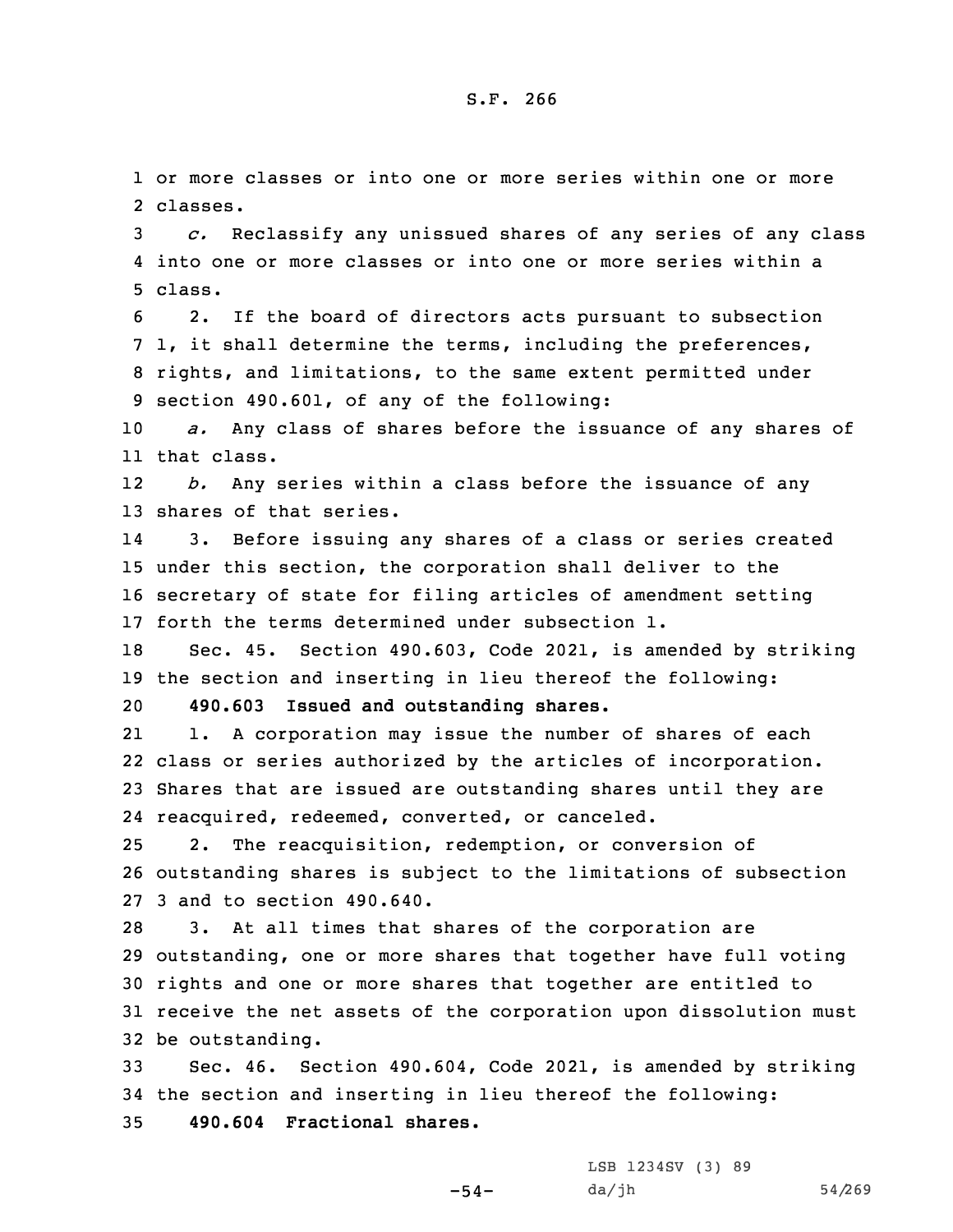or more classes or into one or more series within one or more classes.

*c.* Reclassify any unissued shares of any series of any class into one or more classes or into one or more series within a class.

2. If the board of directors acts pursuant to subsection 1, it shall determine the terms, including the preferences, rights, and limitations, to the same extent permitted under section 490.601, of any of the following:

*a.* Any class of shares before the issuance of any shares of that class.

*b.* Any series within a class before the issuance of any shares of that series.

3. Before issuing any shares of a class or series created under this section, the corporation shall deliver to the secretary of state for filing articles of amendment setting forth the terms determined under subsection 1.

Sec. 45. Section 490.603, Code 2021, is amended by striking the section and inserting in lieu thereof the following:

**490.603 Issued and outstanding shares.**

1. A corporation may issue the number of shares of each class or series authorized by the articles of incorporation. Shares that are issued are outstanding shares until they are reacquired, redeemed, converted, or canceled.

2. The reacquisition, redemption, or conversion of outstanding shares is subject to the limitations of subsection 3 and to section 490.640.

3. At all times that shares of the corporation are outstanding, one or more shares that together have full voting rights and one or more shares that together are entitled to receive the net assets of the corporation upon dissolution must be outstanding.

Sec. 46. Section 490.604, Code 2021, is amended by striking the section and inserting in lieu thereof the following:

**490.604 Fractional shares.**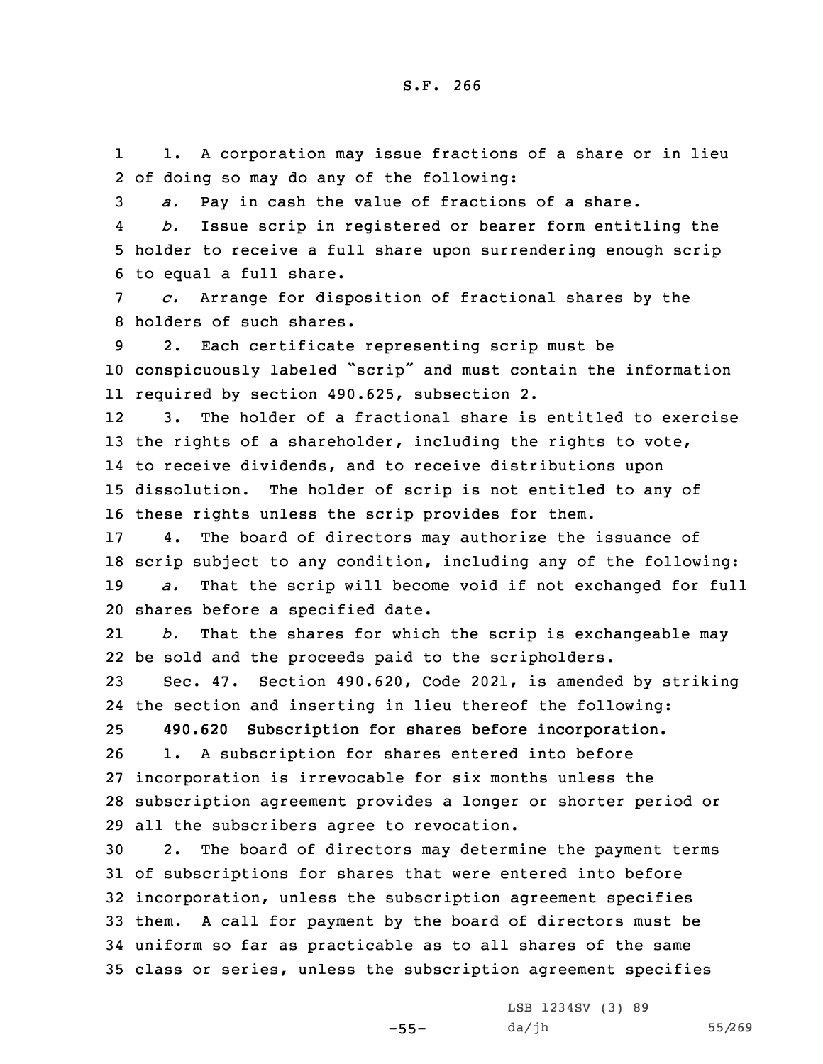1. A corporation may issue fractions of a share or in lieu of doing so may do any of the following:

*a.* Pay in cash the value of fractions of a share.

*b.* Issue scrip in registered or bearer form entitling the holder to receive a full share upon surrendering enough scrip to equal a full share.

*c.* Arrange for disposition of fractional shares by the holders of such shares.

2. Each certificate representing scrip must be conspicuously labeled "scrip" and must contain the information required by section 490.625, subsection 2.

3. The holder of a fractional share is entitled to exercise the rights of a shareholder, including the rights to vote, to receive dividends, and to receive distributions upon dissolution. The holder of scrip is not entitled to any of these rights unless the scrip provides for them.

4. The board of directors may authorize the issuance of scrip subject to any condition, including any of the following:

*a.* That the scrip will become void if not exchanged for full shares before a specified date.

*b.* That the shares for which the scrip is exchangeable may be sold and the proceeds paid to the scripholders.

Sec. 47. Section 490.620, Code 2021, is amended by striking the section and inserting in lieu thereof the following:

**490.620 Subscription for shares before incorporation.**

1. A subscription for shares entered into before incorporation is irrevocable for six months unless the subscription agreement provides a longer or shorter period or all the subscribers agree to revocation.

2. The board of directors may determine the payment terms of subscriptions for shares that were entered into before incorporation, unless the subscription agreement specifies them. A call for payment by the board of directors must be uniform so far as practicable as to all shares of the same class or series, unless the subscription agreement specifies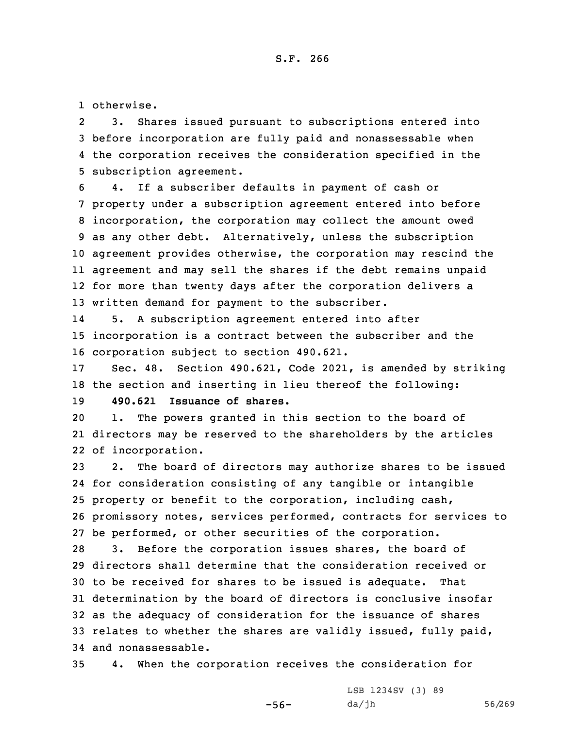otherwise.

3. Shares issued pursuant to subscriptions entered into before incorporation are fully paid and nonassessable when the corporation receives the consideration specified in the subscription agreement.

4. If a subscriber defaults in payment of cash or property under a subscription agreement entered into before incorporation, the corporation may collect the amount owed as any other debt. Alternatively, unless the subscription agreement provides otherwise, the corporation may rescind the agreement and may sell the shares if the debt remains unpaid for more than twenty days after the corporation delivers a written demand for payment to the subscriber.

5. A subscription agreement entered into after incorporation is a contract between the subscriber and the corporation subject to section 490.621.

Sec. 48. Section 490.621, Code 2021, is amended by striking the section and inserting in lieu thereof the following:

**490.621 Issuance of shares.**

1. The powers granted in this section to the board of directors may be reserved to the shareholders by the articles of incorporation.

2. The board of directors may authorize shares to be issued for consideration consisting of any tangible or intangible property or benefit to the corporation, including cash, promissory notes, services performed, contracts for services to be performed, or other securities of the corporation.

3. Before the corporation issues shares, the board of directors shall determine that the consideration received or to be received for shares to be issued is adequate. That determination by the board of directors is conclusive insofar as the adequacy of consideration for the issuance of shares relates to whether the shares are validly issued, fully paid, and nonassessable.

4. When the corporation receives the consideration for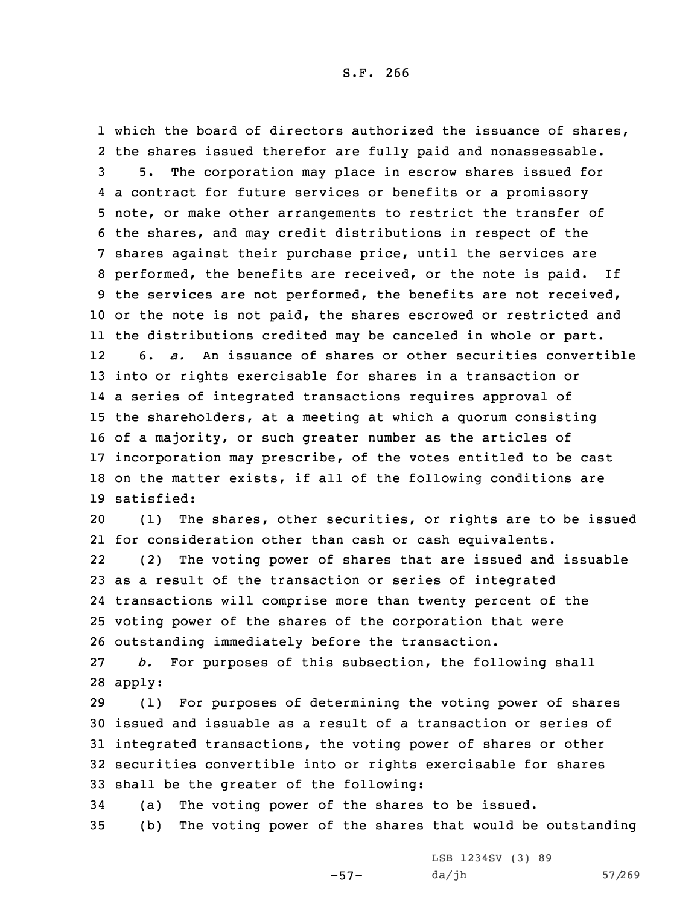which the board of directors authorized the issuance of shares, the shares issued therefor are fully paid and nonassessable.

5. The corporation may place in escrow shares issued for a contract for future services or benefits or a promissory note, or make other arrangements to restrict the transfer of the shares, and may credit distributions in respect of the shares against their purchase price, until the services are performed, the benefits are received, or the note is paid. If the services are not performed, the benefits are not received, or the note is not paid, the shares escrowed or restricted and the distributions credited may be canceled in whole or part.

6. *a.* An issuance of shares or other securities convertible into or rights exercisable for shares in a transaction or a series of integrated transactions requires approval of the shareholders, at a meeting at which a quorum consisting of a majority, or such greater number as the articles of incorporation may prescribe, of the votes entitled to be cast on the matter exists, if all of the following conditions are satisfied:

(1) The shares, other securities, or rights are to be issued for consideration other than cash or cash equivalents.

(2) The voting power of shares that are issued and issuable as a result of the transaction or series of integrated transactions will comprise more than twenty percent of the voting power of the shares of the corporation that were outstanding immediately before the transaction.

*b.* For purposes of this subsection, the following shall apply:

(1) For purposes of determining the voting power of shares issued and issuable as a result of a transaction or series of integrated transactions, the voting power of shares or other securities convertible into or rights exercisable for shares shall be the greater of the following:

(a) The voting power of the shares to be issued.

(b) The voting power of the shares that would be outstanding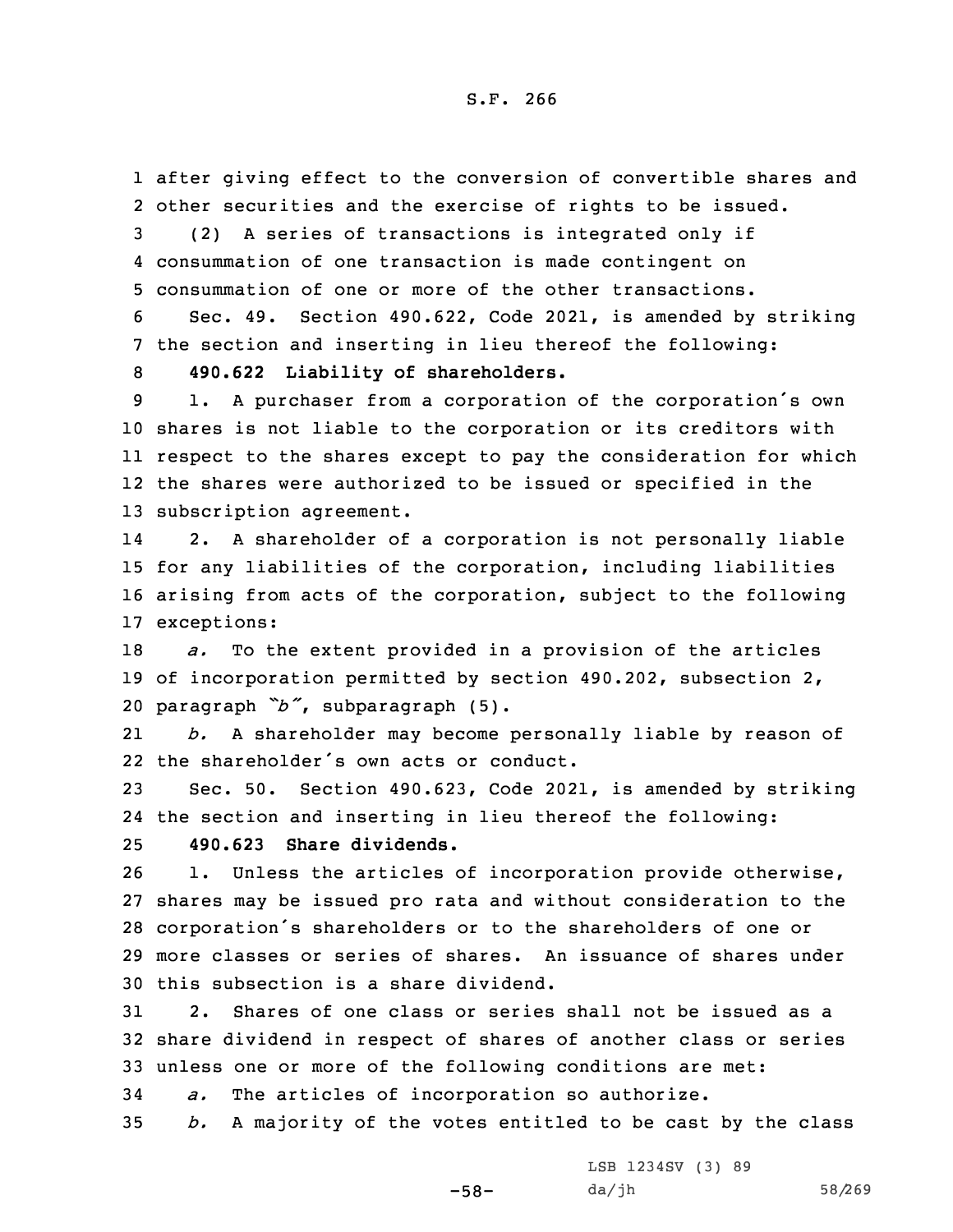after giving effect to the conversion of convertible shares and other securities and the exercise of rights to be issued.

(2) A series of transactions is integrated only if consummation of one transaction is made contingent on consummation of one or more of the other transactions.

Sec. 49. Section 490.622, Code 2021, is amended by striking the section and inserting in lieu thereof the following:

**490.622 Liability of shareholders.**

1. A purchaser from a corporation of the corporation's own shares is not liable to the corporation or its creditors with respect to the shares except to pay the consideration for which the shares were authorized to be issued or specified in the subscription agreement.

2. A shareholder of a corporation is not personally liable for any liabilities of the corporation, including liabilities arising from acts of the corporation, subject to the following exceptions:

*a.* To the extent provided in a provision of the articles of incorporation permitted by section 490.202, subsection 2, paragraph *"b"*, subparagraph (5).

*b.* A shareholder may become personally liable by reason of the shareholder's own acts or conduct.

Sec. 50. Section 490.623, Code 2021, is amended by striking the section and inserting in lieu thereof the following:

**490.623 Share dividends.**

1. Unless the articles of incorporation provide otherwise, shares may be issued pro rata and without consideration to the corporation's shareholders or to the shareholders of one or more classes or series of shares. An issuance of shares under this subsection is a share dividend.

2. Shares of one class or series shall not be issued as a share dividend in respect of shares of another class or series unless one or more of the following conditions are met:

*a.* The articles of incorporation so authorize.

*b.* A majority of the votes entitled to be cast by the class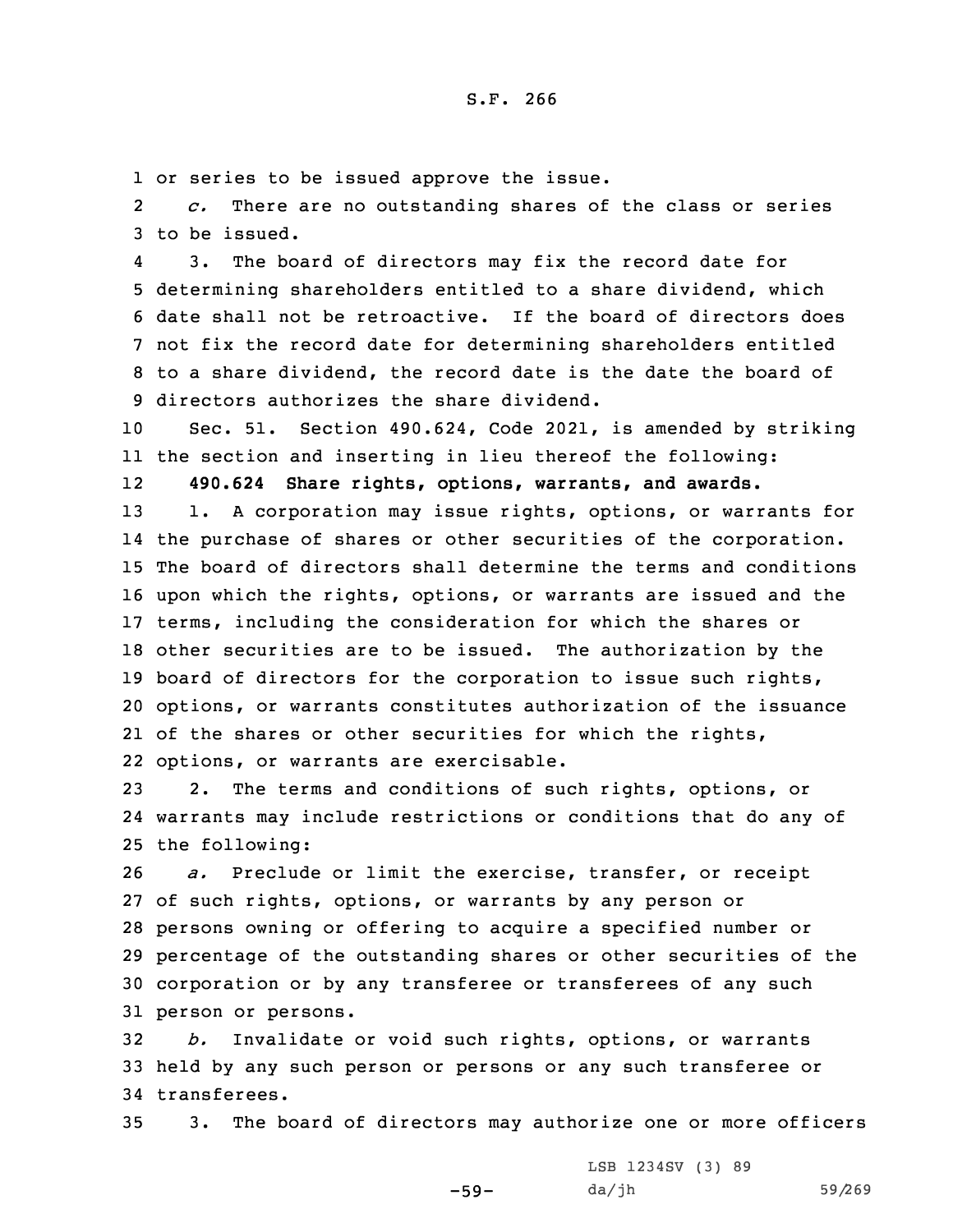or series to be issued approve the issue.

*c.* There are no outstanding shares of the class or series to be issued.

3. The board of directors may fix the record date for determining shareholders entitled to a share dividend, which date shall not be retroactive. If the board of directors does not fix the record date for determining shareholders entitled to a share dividend, the record date is the date the board of directors authorizes the share dividend.

Sec. 51. Section 490.624, Code 2021, is amended by striking the section and inserting in lieu thereof the following:

**490.624 Share rights, options, warrants, and awards.**

1. A corporation may issue rights, options, or warrants for the purchase of shares or other securities of the corporation. The board of directors shall determine the terms and conditions upon which the rights, options, or warrants are issued and the terms, including the consideration for which the shares or other securities are to be issued. The authorization by the board of directors for the corporation to issue such rights, options, or warrants constitutes authorization of the issuance of the shares or other securities for which the rights, options, or warrants are exercisable.

2. The terms and conditions of such rights, options, or warrants may include restrictions or conditions that do any of the following:

*a.* Preclude or limit the exercise, transfer, or receipt of such rights, options, or warrants by any person or persons owning or offering to acquire a specified number or percentage of the outstanding shares or other securities of the corporation or by any transferee or transferees of any such person or persons.

*b.* Invalidate or void such rights, options, or warrants held by any such person or persons or any such transferee or transferees.

3. The board of directors may authorize one or more officers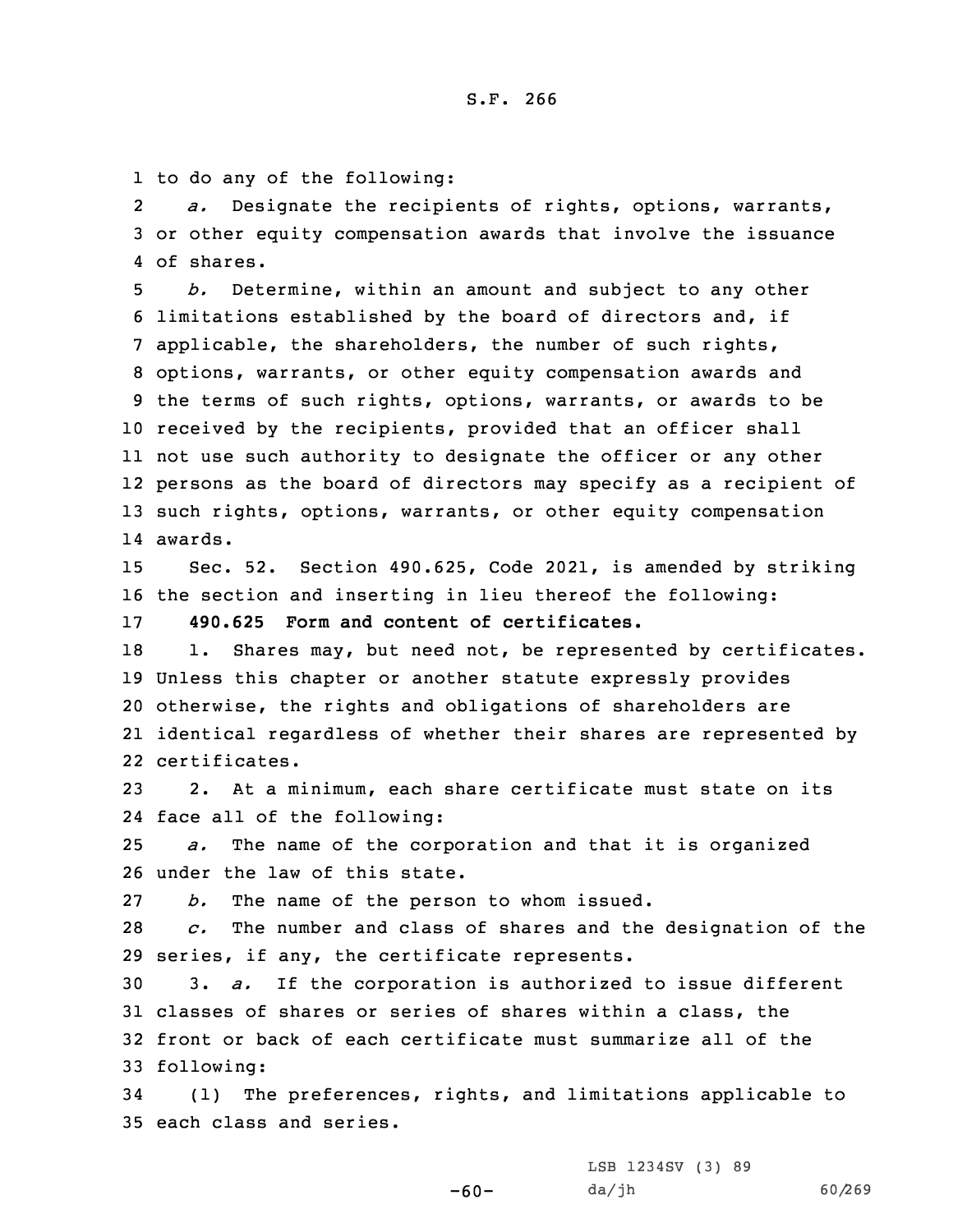to do any of the following:

*a.* Designate the recipients of rights, options, warrants, or other equity compensation awards that involve the issuance of shares.

*b.* Determine, within an amount and subject to any other limitations established by the board of directors and, if applicable, the shareholders, the number of such rights, options, warrants, or other equity compensation awards and the terms of such rights, options, warrants, or awards to be received by the recipients, provided that an officer shall not use such authority to designate the officer or any other persons as the board of directors may specify as a recipient of such rights, options, warrants, or other equity compensation awards.

Sec. 52. Section 490.625, Code 2021, is amended by striking the section and inserting in lieu thereof the following:

**490.625 Form and content of certificates.**

1. Shares may, but need not, be represented by certificates. Unless this chapter or another statute expressly provides otherwise, the rights and obligations of shareholders are identical regardless of whether their shares are represented by certificates.

2. At a minimum, each share certificate must state on its face all of the following:

*a.* The name of the corporation and that it is organized under the law of this state.

*b.* The name of the person to whom issued.

*c.* The number and class of shares and the designation of the series, if any, the certificate represents.

3. *a.* If the corporation is authorized to issue different classes of shares or series of shares within a class, the front or back of each certificate must summarize all of the following:

(1) The preferences, rights, and limitations applicable to each class and series.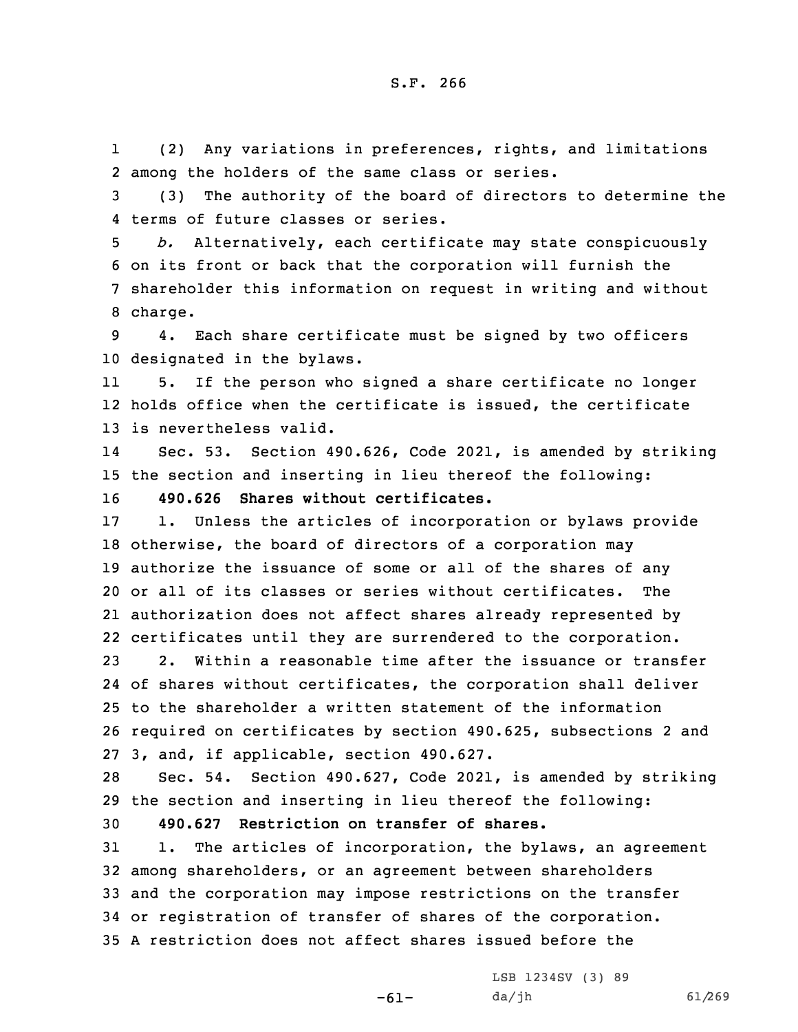(2) Any variations in preferences, rights, and limitations among the holders of the same class or series.

(3) The authority of the board of directors to determine the terms of future classes or series.

*b.* Alternatively, each certificate may state conspicuously on its front or back that the corporation will furnish the shareholder this information on request in writing and without charge.

4. Each share certificate must be signed by two officers designated in the bylaws.

5. If the person who signed a share certificate no longer holds office when the certificate is issued, the certificate is nevertheless valid.

Sec. 53. Section 490.626, Code 2021, is amended by striking the section and inserting in lieu thereof the following:

**490.626 Shares without certificates.**

1. Unless the articles of incorporation or bylaws provide otherwise, the board of directors of a corporation may authorize the issuance of some or all of the shares of any or all of its classes or series without certificates. The authorization does not affect shares already represented by certificates until they are surrendered to the corporation.

2. Within a reasonable time after the issuance or transfer of shares without certificates, the corporation shall deliver to the shareholder a written statement of the information required on certificates by section 490.625, subsections 2 and 3, and, if applicable, section 490.627.

Sec. 54. Section 490.627, Code 2021, is amended by striking the section and inserting in lieu thereof the following:

**490.627 Restriction on transfer of shares.**

1. The articles of incorporation, the bylaws, an agreement among shareholders, or an agreement between shareholders and the corporation may impose restrictions on the transfer or registration of transfer of shares of the corporation. A restriction does not affect shares issued before the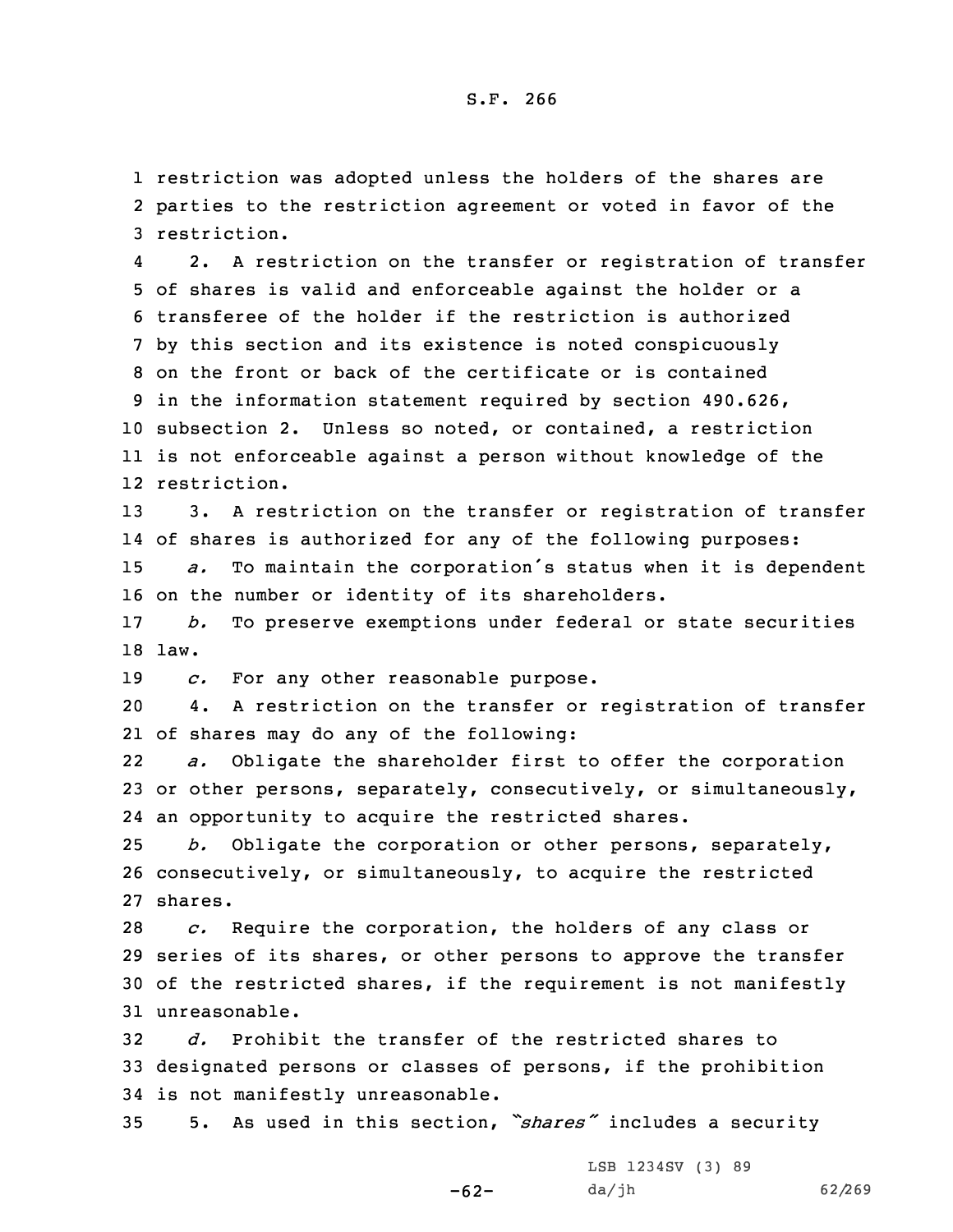restriction was adopted unless the holders of the shares are parties to the restriction agreement or voted in favor of the restriction.

2. A restriction on the transfer or registration of transfer of shares is valid and enforceable against the holder or a transferee of the holder if the restriction is authorized by this section and its existence is noted conspicuously on the front or back of the certificate or is contained in the information statement required by section 490.626, subsection 2. Unless so noted, or contained, a restriction is not enforceable against a person without knowledge of the restriction.

3. A restriction on the transfer or registration of transfer of shares is authorized for any of the following purposes:

*a.* To maintain the corporation's status when it is dependent on the number or identity of its shareholders.

*b.* To preserve exemptions under federal or state securities law.

*c.* For any other reasonable purpose.

4. A restriction on the transfer or registration of transfer of shares may do any of the following:

*a.* Obligate the shareholder first to offer the corporation or other persons, separately, consecutively, or simultaneously, an opportunity to acquire the restricted shares.

*b.* Obligate the corporation or other persons, separately, consecutively, or simultaneously, to acquire the restricted shares.

*c.* Require the corporation, the holders of any class or series of its shares, or other persons to approve the transfer of the restricted shares, if the requirement is not manifestly unreasonable.

*d.* Prohibit the transfer of the restricted shares to designated persons or classes of persons, if the prohibition is not manifestly unreasonable.

5. As used in this section, *"shares"* includes a security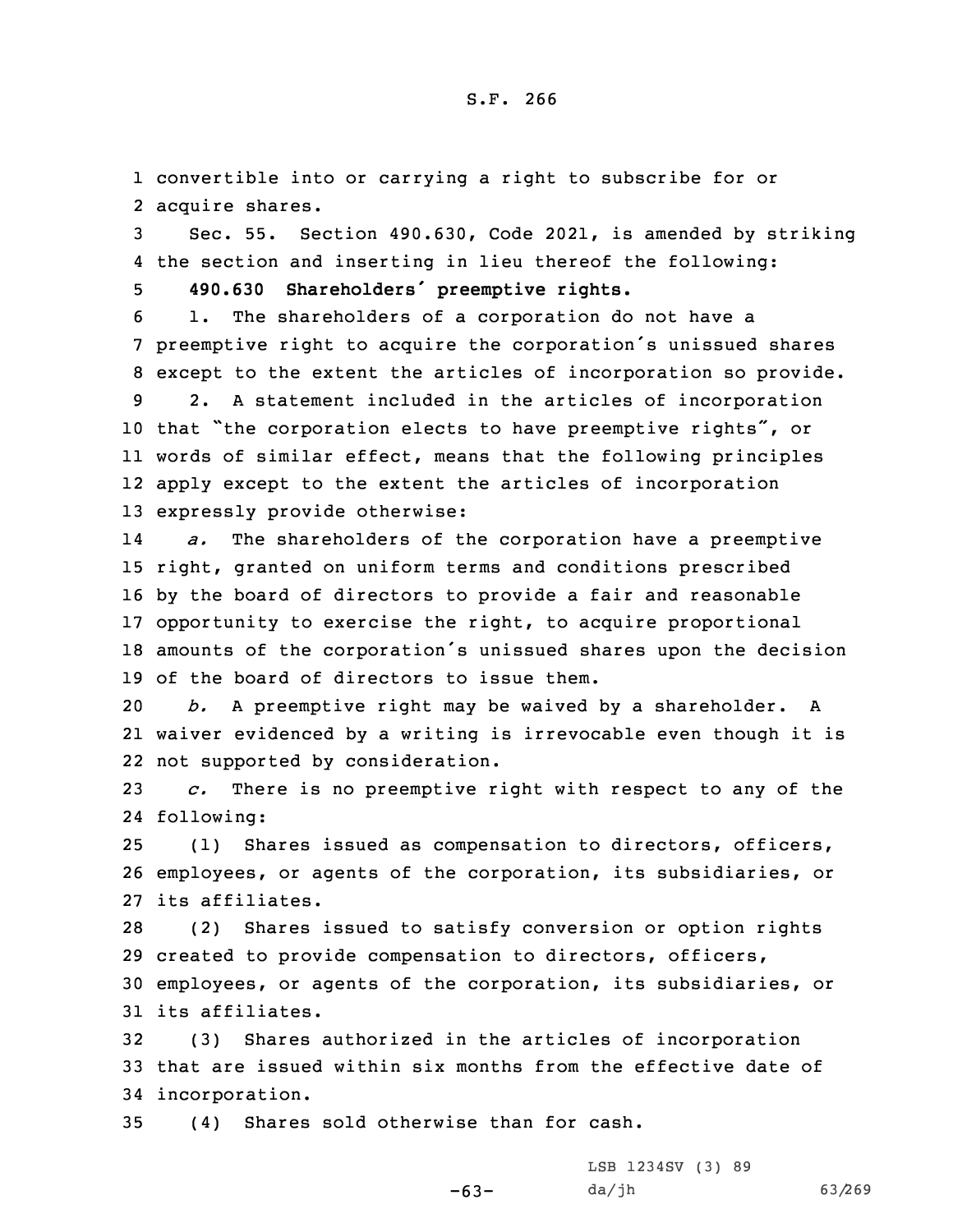convertible into or carrying a right to subscribe for or acquire shares.

Sec. 55. Section 490.630, Code 2021, is amended by striking the section and inserting in lieu thereof the following:

**490.630 Shareholders' preemptive rights.**

1. The shareholders of a corporation do not have a preemptive right to acquire the corporation's unissued shares except to the extent the articles of incorporation so provide.

2. A statement included in the articles of incorporation that "the corporation elects to have preemptive rights", or words of similar effect, means that the following principles apply except to the extent the articles of incorporation expressly provide otherwise:

*a.* The shareholders of the corporation have a preemptive right, granted on uniform terms and conditions prescribed by the board of directors to provide a fair and reasonable opportunity to exercise the right, to acquire proportional amounts of the corporation's unissued shares upon the decision of the board of directors to issue them.

*b.* A preemptive right may be waived by a shareholder. A waiver evidenced by a writing is irrevocable even though it is not supported by consideration.

*c.* There is no preemptive right with respect to any of the following:

(1) Shares issued as compensation to directors, officers, employees, or agents of the corporation, its subsidiaries, or its affiliates.

(2) Shares issued to satisfy conversion or option rights created to provide compensation to directors, officers, employees, or agents of the corporation, its subsidiaries, or its affiliates.

(3) Shares authorized in the articles of incorporation that are issued within six months from the effective date of incorporation.

(4) Shares sold otherwise than for cash.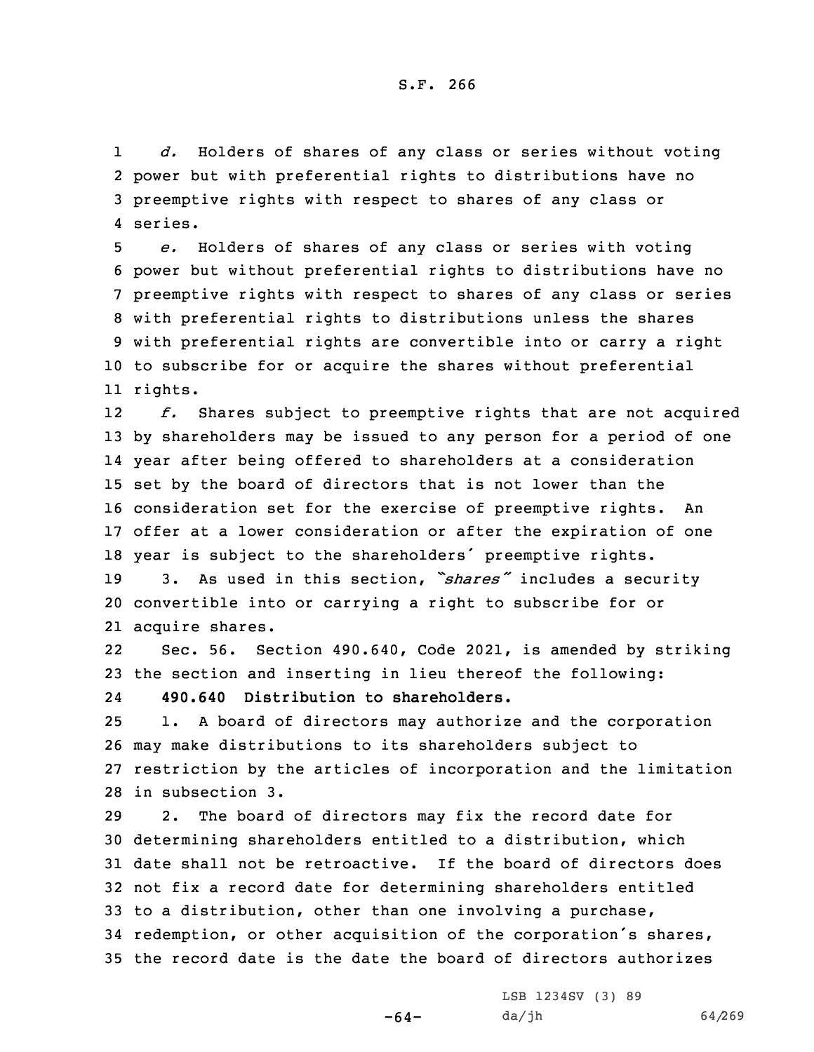*d.* Holders of shares of any class or series without voting power but with preferential rights to distributions have no preemptive rights with respect to shares of any class or series.

*e.* Holders of shares of any class or series with voting power but without preferential rights to distributions have no preemptive rights with respect to shares of any class or series with preferential rights to distributions unless the shares with preferential rights are convertible into or carry a right to subscribe for or acquire the shares without preferential rights.

*f.* Shares subject to preemptive rights that are not acquired by shareholders may be issued to any person for a period of one year after being offered to shareholders at a consideration set by the board of directors that is not lower than the consideration set for the exercise of preemptive rights. An offer at a lower consideration or after the expiration of one year is subject to the shareholders' preemptive rights.

3. As used in this section, *"shares"* includes a security convertible into or carrying a right to subscribe for or acquire shares.

Sec. 56. Section 490.640, Code 2021, is amended by striking the section and inserting in lieu thereof the following:

**490.640 Distribution to shareholders.**

1. A board of directors may authorize and the corporation may make distributions to its shareholders subject to restriction by the articles of incorporation and the limitation in subsection 3.

2. The board of directors may fix the record date for determining shareholders entitled to a distribution, which date shall not be retroactive. If the board of directors does not fix a record date for determining shareholders entitled to a distribution, other than one involving a purchase, redemption, or other acquisition of the corporation's shares, the record date is the date the board of directors authorizes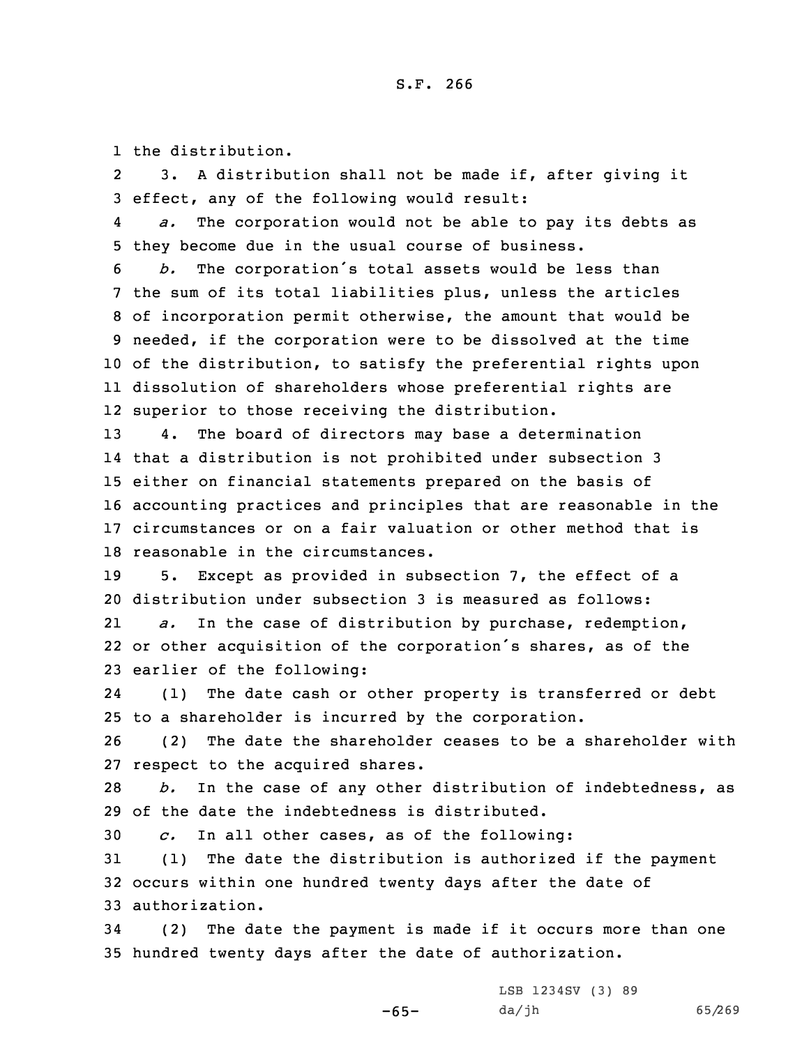the distribution.

3. A distribution shall not be made if, after giving it effect, any of the following would result:

*a.* The corporation would not be able to pay its debts as they become due in the usual course of business.

*b.* The corporation's total assets would be less than the sum of its total liabilities plus, unless the articles of incorporation permit otherwise, the amount that would be needed, if the corporation were to be dissolved at the time of the distribution, to satisfy the preferential rights upon dissolution of shareholders whose preferential rights are superior to those receiving the distribution.

4. The board of directors may base a determination that a distribution is not prohibited under subsection 3 either on financial statements prepared on the basis of accounting practices and principles that are reasonable in the circumstances or on a fair valuation or other method that is reasonable in the circumstances.

5. Except as provided in subsection 7, the effect of a distribution under subsection 3 is measured as follows:

*a.* In the case of distribution by purchase, redemption, or other acquisition of the corporation's shares, as of the earlier of the following:

(1) The date cash or other property is transferred or debt to a shareholder is incurred by the corporation.

(2) The date the shareholder ceases to be a shareholder with respect to the acquired shares.

*b.* In the case of any other distribution of indebtedness, as of the date the indebtedness is distributed.

*c.* In all other cases, as of the following:

(1) The date the distribution is authorized if the payment occurs within one hundred twenty days after the date of authorization.

(2) The date the payment is made if it occurs more than one hundred twenty days after the date of authorization.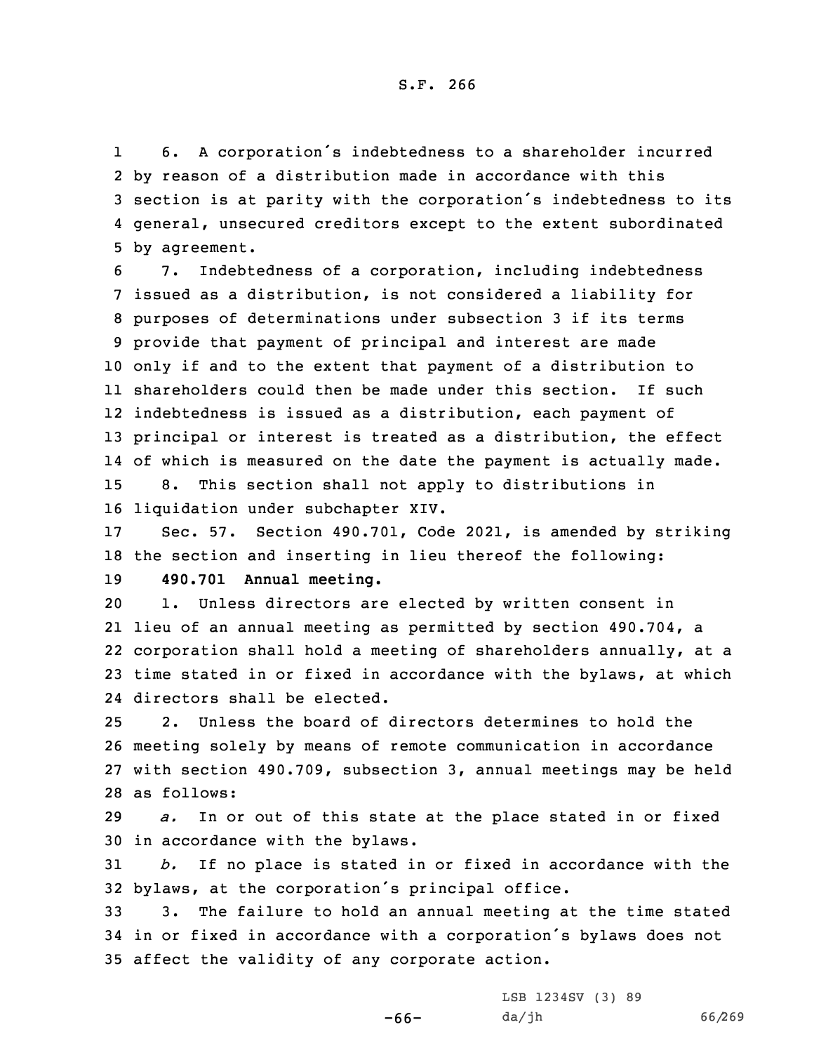6. A corporation's indebtedness to a shareholder incurred by reason of a distribution made in accordance with this section is at parity with the corporation's indebtedness to its general, unsecured creditors except to the extent subordinated by agreement.

7. Indebtedness of a corporation, including indebtedness issued as a distribution, is not considered a liability for purposes of determinations under subsection 3 if its terms provide that payment of principal and interest are made only if and to the extent that payment of a distribution to shareholders could then be made under this section. If such indebtedness is issued as a distribution, each payment of principal or interest is treated as a distribution, the effect of which is measured on the date the payment is actually made.

8. This section shall not apply to distributions in liquidation under subchapter XIV.

Sec. 57. Section 490.701, Code 2021, is amended by striking the section and inserting in lieu thereof the following:

**490.701 Annual meeting.**

1. Unless directors are elected by written consent in lieu of an annual meeting as permitted by section 490.704, a corporation shall hold a meeting of shareholders annually, at a time stated in or fixed in accordance with the bylaws, at which directors shall be elected.

2. Unless the board of directors determines to hold the meeting solely by means of remote communication in accordance with section 490.709, subsection 3, annual meetings may be held as follows:

*a.* In or out of this state at the place stated in or fixed in accordance with the bylaws.

*b.* If no place is stated in or fixed in accordance with the bylaws, at the corporation's principal office.

3. The failure to hold an annual meeting at the time stated in or fixed in accordance with a corporation's bylaws does not affect the validity of any corporate action.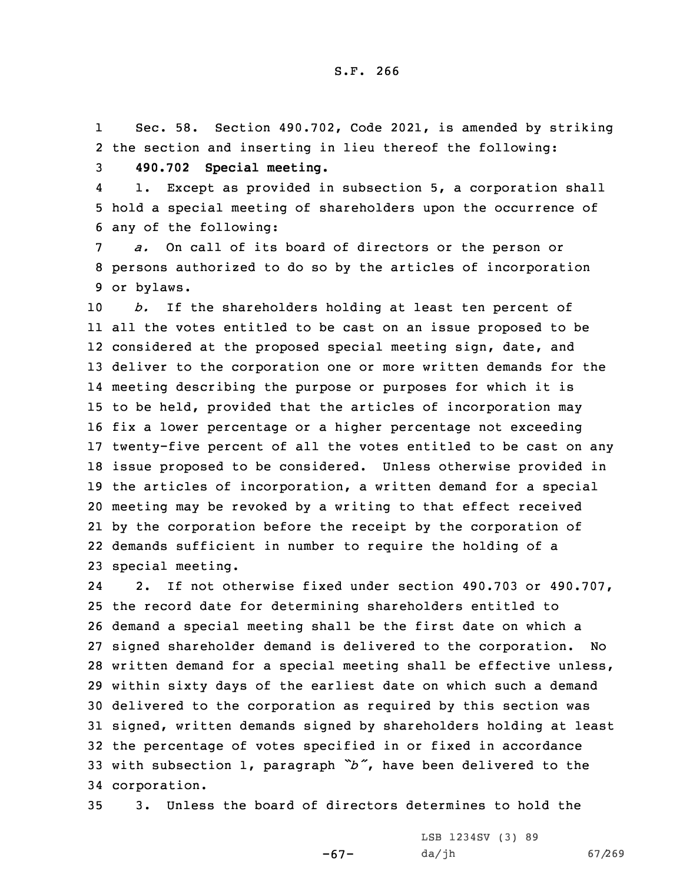Sec. 58. Section 490.702, Code 2021, is amended by striking the section and inserting in lieu thereof the following:

**490.702 Special meeting.**

1. Except as provided in subsection 5, a corporation shall hold a special meeting of shareholders upon the occurrence of any of the following:

*a.* On call of its board of directors or the person or persons authorized to do so by the articles of incorporation or bylaws.

*b.* If the shareholders holding at least ten percent of all the votes entitled to be cast on an issue proposed to be considered at the proposed special meeting sign, date, and deliver to the corporation one or more written demands for the meeting describing the purpose or purposes for which it is to be held, provided that the articles of incorporation may fix a lower percentage or a higher percentage not exceeding twenty-five percent of all the votes entitled to be cast on any issue proposed to be considered. Unless otherwise provided in the articles of incorporation, a written demand for a special meeting may be revoked by a writing to that effect received by the corporation before the receipt by the corporation of demands sufficient in number to require the holding of a special meeting.

2. If not otherwise fixed under section 490.703 or 490.707, the record date for determining shareholders entitled to demand a special meeting shall be the first date on which a signed shareholder demand is delivered to the corporation. No written demand for a special meeting shall be effective unless, within sixty days of the earliest date on which such a demand delivered to the corporation as required by this section was signed, written demands signed by shareholders holding at least the percentage of votes specified in or fixed in accordance with subsection 1, paragraph *"b"*, have been delivered to the corporation.

3. Unless the board of directors determines to hold the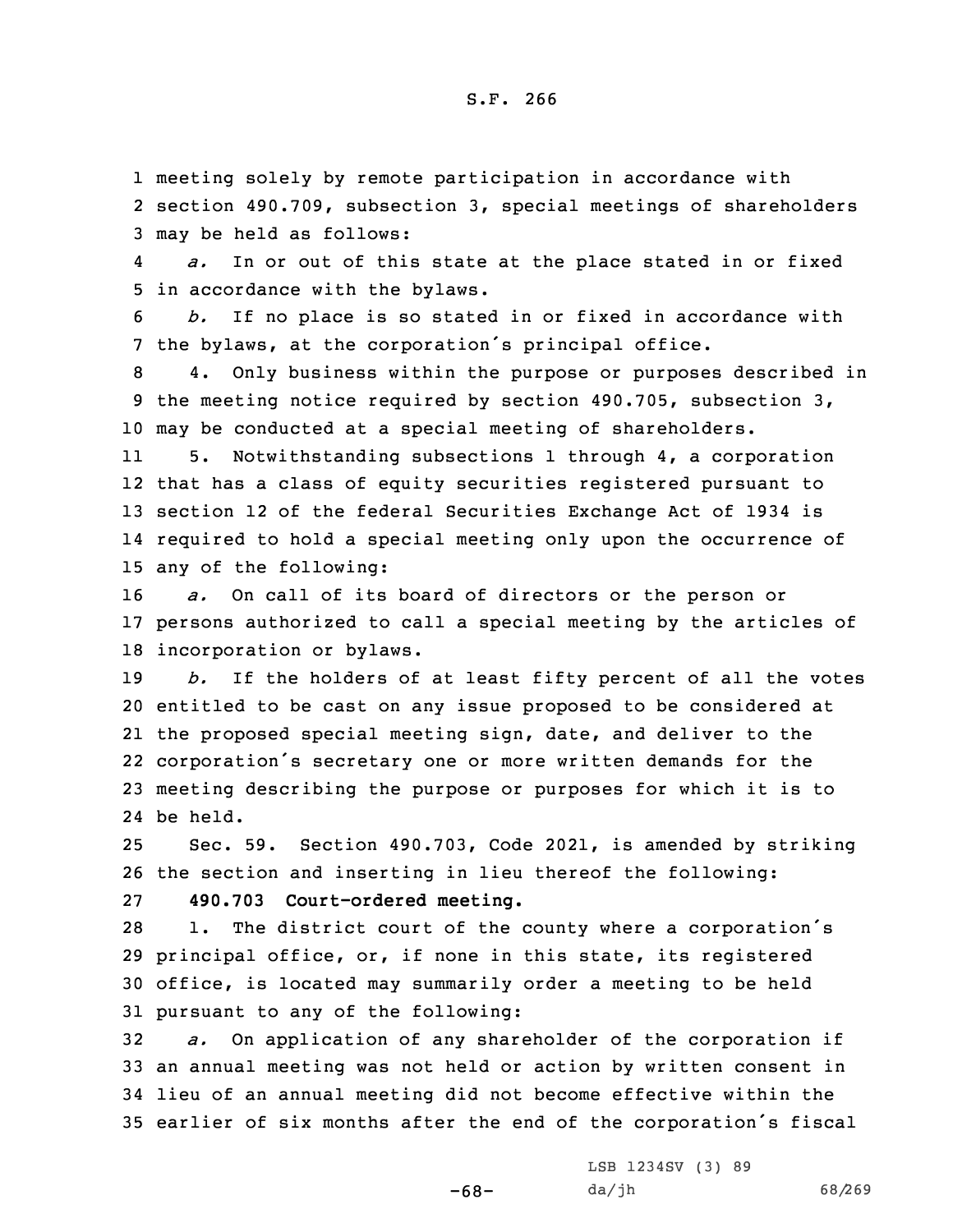meeting solely by remote participation in accordance with section 490.709, subsection 3, special meetings of shareholders may be held as follows:

*a.* In or out of this state at the place stated in or fixed in accordance with the bylaws.

*b.* If no place is so stated in or fixed in accordance with the bylaws, at the corporation's principal office.

4. Only business within the purpose or purposes described in the meeting notice required by section 490.705, subsection 3, may be conducted at a special meeting of shareholders.

5. Notwithstanding subsections 1 through 4, a corporation that has a class of equity securities registered pursuant to section 12 of the federal Securities Exchange Act of 1934 is required to hold a special meeting only upon the occurrence of any of the following:

*a.* On call of its board of directors or the person or persons authorized to call a special meeting by the articles of incorporation or bylaws.

*b.* If the holders of at least fifty percent of all the votes entitled to be cast on any issue proposed to be considered at the proposed special meeting sign, date, and deliver to the corporation's secretary one or more written demands for the meeting describing the purpose or purposes for which it is to be held.

Sec. 59. Section 490.703, Code 2021, is amended by striking the section and inserting in lieu thereof the following:

**490.703 Court-ordered meeting.**

1. The district court of the county where a corporation's principal office, or, if none in this state, its registered office, is located may summarily order a meeting to be held pursuant to any of the following:

*a.* On application of any shareholder of the corporation if an annual meeting was not held or action by written consent in lieu of an annual meeting did not become effective within the earlier of six months after the end of the corporation's fiscal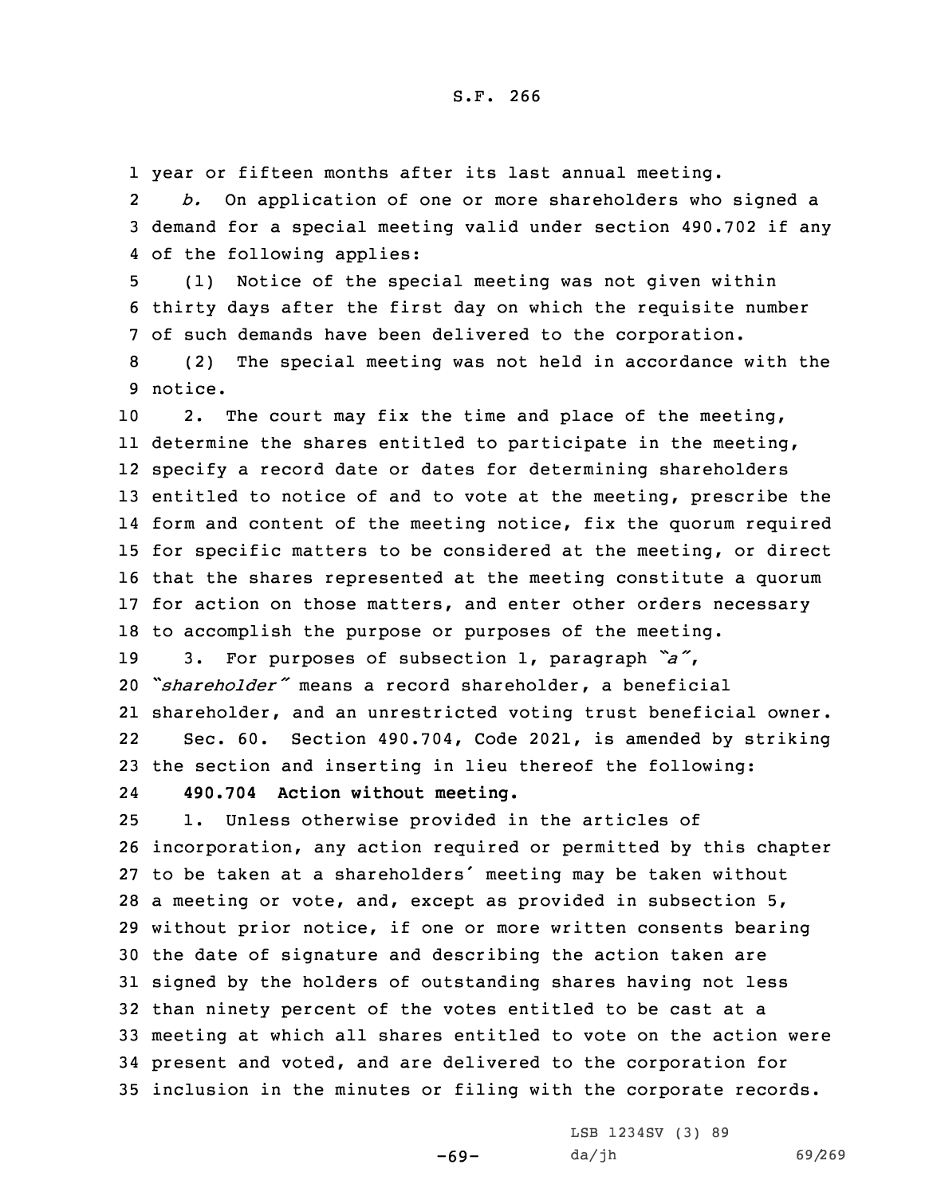year or fifteen months after its last annual meeting.

*b.* On application of one or more shareholders who signed a demand for a special meeting valid under section 490.702 if any of the following applies:

(1) Notice of the special meeting was not given within thirty days after the first day on which the requisite number of such demands have been delivered to the corporation.

(2) The special meeting was not held in accordance with the notice.

2. The court may fix the time and place of the meeting, determine the shares entitled to participate in the meeting, specify a record date or dates for determining shareholders entitled to notice of and to vote at the meeting, prescribe the form and content of the meeting notice, fix the quorum required for specific matters to be considered at the meeting, or direct that the shares represented at the meeting constitute a quorum for action on those matters, and enter other orders necessary to accomplish the purpose or purposes of the meeting.

3. For purposes of subsection 1, paragraph *"a"*, *"shareholder"* means a record shareholder, a beneficial shareholder, and an unrestricted voting trust beneficial owner.

Sec. 60. Section 490.704, Code 2021, is amended by striking the section and inserting in lieu thereof the following:

**490.704 Action without meeting.**

1. Unless otherwise provided in the articles of incorporation, any action required or permitted by this chapter to be taken at a shareholders' meeting may be taken without a meeting or vote, and, except as provided in subsection 5, without prior notice, if one or more written consents bearing the date of signature and describing the action taken are signed by the holders of outstanding shares having not less than ninety percent of the votes entitled to be cast at a meeting at which all shares entitled to vote on the action were present and voted, and are delivered to the corporation for inclusion in the minutes or filing with the corporate records.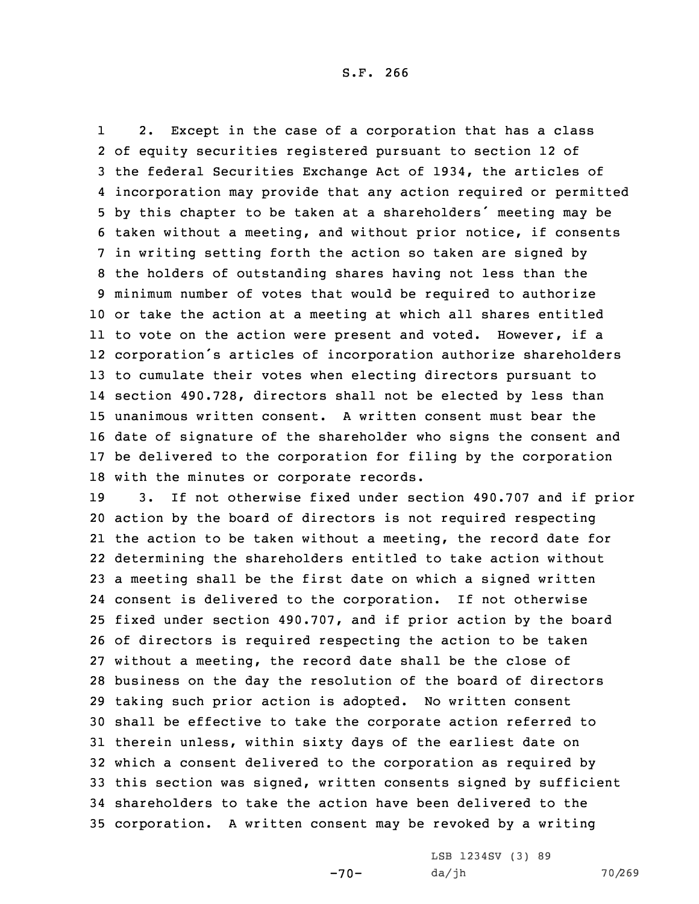2. Except in the case of a corporation that has a class of equity securities registered pursuant to section 12 of the federal Securities Exchange Act of 1934, the articles of incorporation may provide that any action required or permitted by this chapter to be taken at a shareholders' meeting may be taken without a meeting, and without prior notice, if consents in writing setting forth the action so taken are signed by the holders of outstanding shares having not less than the minimum number of votes that would be required to authorize or take the action at a meeting at which all shares entitled to vote on the action were present and voted. However, if a corporation's articles of incorporation authorize shareholders to cumulate their votes when electing directors pursuant to section 490.728, directors shall not be elected by less than unanimous written consent. A written consent must bear the date of signature of the shareholder who signs the consent and be delivered to the corporation for filing by the corporation with the minutes or corporate records.

3. If not otherwise fixed under section 490.707 and if prior action by the board of directors is not required respecting the action to be taken without a meeting, the record date for determining the shareholders entitled to take action without a meeting shall be the first date on which a signed written consent is delivered to the corporation. If not otherwise fixed under section 490.707, and if prior action by the board of directors is required respecting the action to be taken without a meeting, the record date shall be the close of business on the day the resolution of the board of directors taking such prior action is adopted. No written consent shall be effective to take the corporate action referred to therein unless, within sixty days of the earliest date on which a consent delivered to the corporation as required by this section was signed, written consents signed by sufficient shareholders to take the action have been delivered to the corporation. A written consent may be revoked by a writing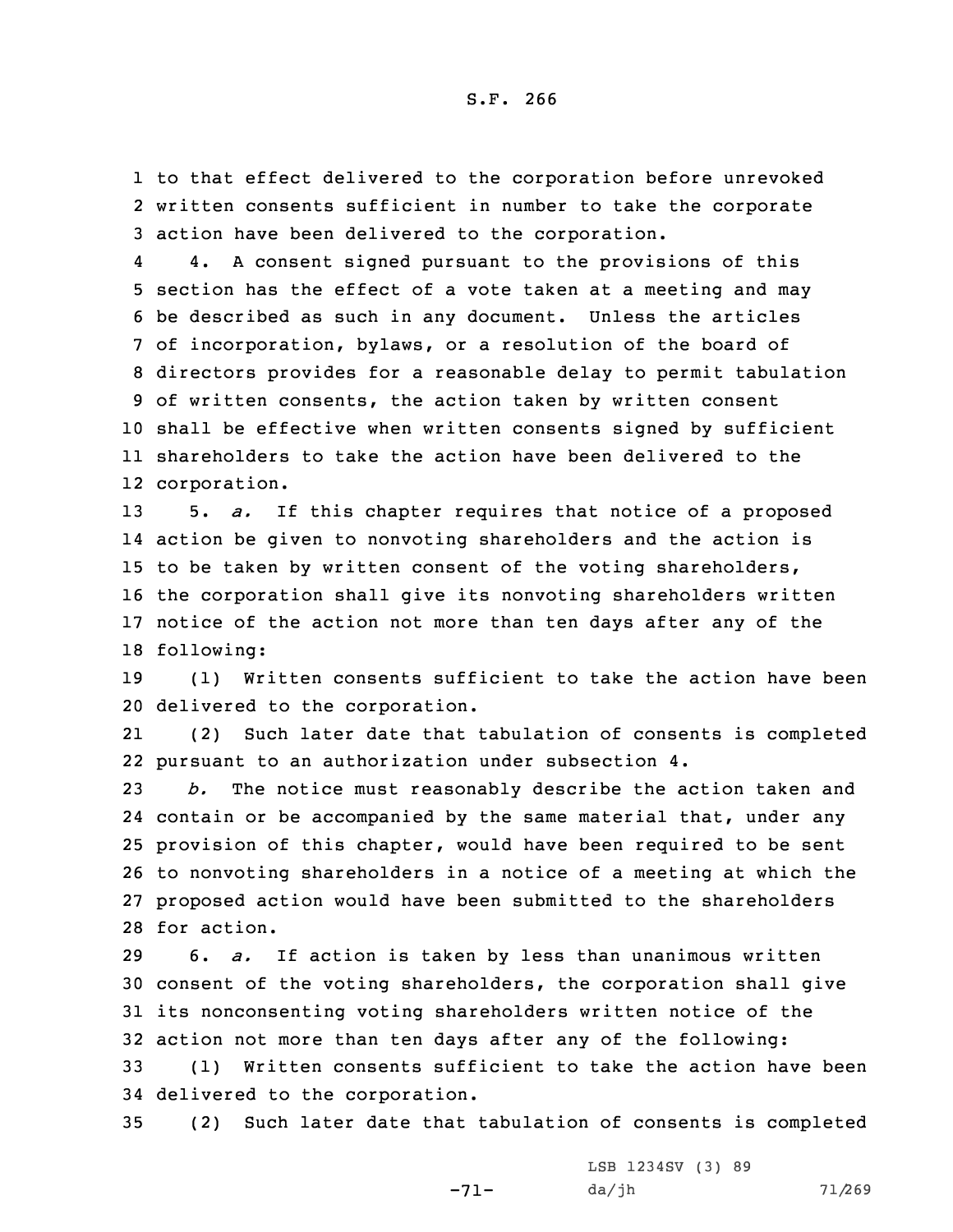to that effect delivered to the corporation before unrevoked written consents sufficient in number to take the corporate action have been delivered to the corporation.

4. A consent signed pursuant to the provisions of this section has the effect of a vote taken at a meeting and may be described as such in any document. Unless the articles of incorporation, bylaws, or a resolution of the board of directors provides for a reasonable delay to permit tabulation of written consents, the action taken by written consent shall be effective when written consents signed by sufficient shareholders to take the action have been delivered to the corporation.

5. *a.* If this chapter requires that notice of a proposed action be given to nonvoting shareholders and the action is to be taken by written consent of the voting shareholders, the corporation shall give its nonvoting shareholders written notice of the action not more than ten days after any of the following:

(1) Written consents sufficient to take the action have been delivered to the corporation.

(2) Such later date that tabulation of consents is completed pursuant to an authorization under subsection 4.

*b.* The notice must reasonably describe the action taken and contain or be accompanied by the same material that, under any provision of this chapter, would have been required to be sent to nonvoting shareholders in a notice of a meeting at which the proposed action would have been submitted to the shareholders for action.

6. *a.* If action is taken by less than unanimous written consent of the voting shareholders, the corporation shall give its nonconsenting voting shareholders written notice of the action not more than ten days after any of the following:

(1) Written consents sufficient to take the action have been delivered to the corporation.

(2) Such later date that tabulation of consents is completed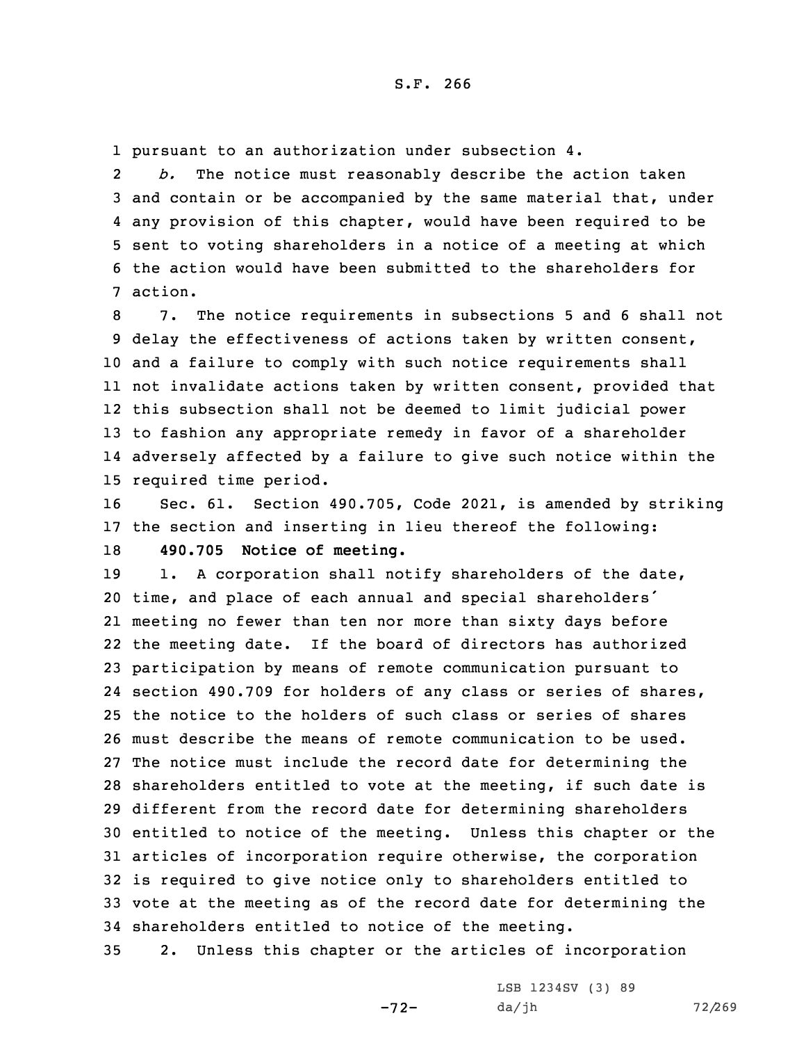pursuant to an authorization under subsection 4.

*b.* The notice must reasonably describe the action taken and contain or be accompanied by the same material that, under any provision of this chapter, would have been required to be sent to voting shareholders in a notice of a meeting at which the action would have been submitted to the shareholders for action.

7. The notice requirements in subsections 5 and 6 shall not delay the effectiveness of actions taken by written consent, and a failure to comply with such notice requirements shall not invalidate actions taken by written consent, provided that this subsection shall not be deemed to limit judicial power to fashion any appropriate remedy in favor of a shareholder adversely affected by a failure to give such notice within the required time period.

Sec. 61. Section 490.705, Code 2021, is amended by striking the section and inserting in lieu thereof the following:

**490.705 Notice of meeting.**

1. A corporation shall notify shareholders of the date, time, and place of each annual and special shareholders' meeting no fewer than ten nor more than sixty days before the meeting date. If the board of directors has authorized participation by means of remote communication pursuant to section 490.709 for holders of any class or series of shares, the notice to the holders of such class or series of shares must describe the means of remote communication to be used. The notice must include the record date for determining the shareholders entitled to vote at the meeting, if such date is different from the record date for determining shareholders entitled to notice of the meeting. Unless this chapter or the articles of incorporation require otherwise, the corporation is required to give notice only to shareholders entitled to vote at the meeting as of the record date for determining the shareholders entitled to notice of the meeting.

2. Unless this chapter or the articles of incorporation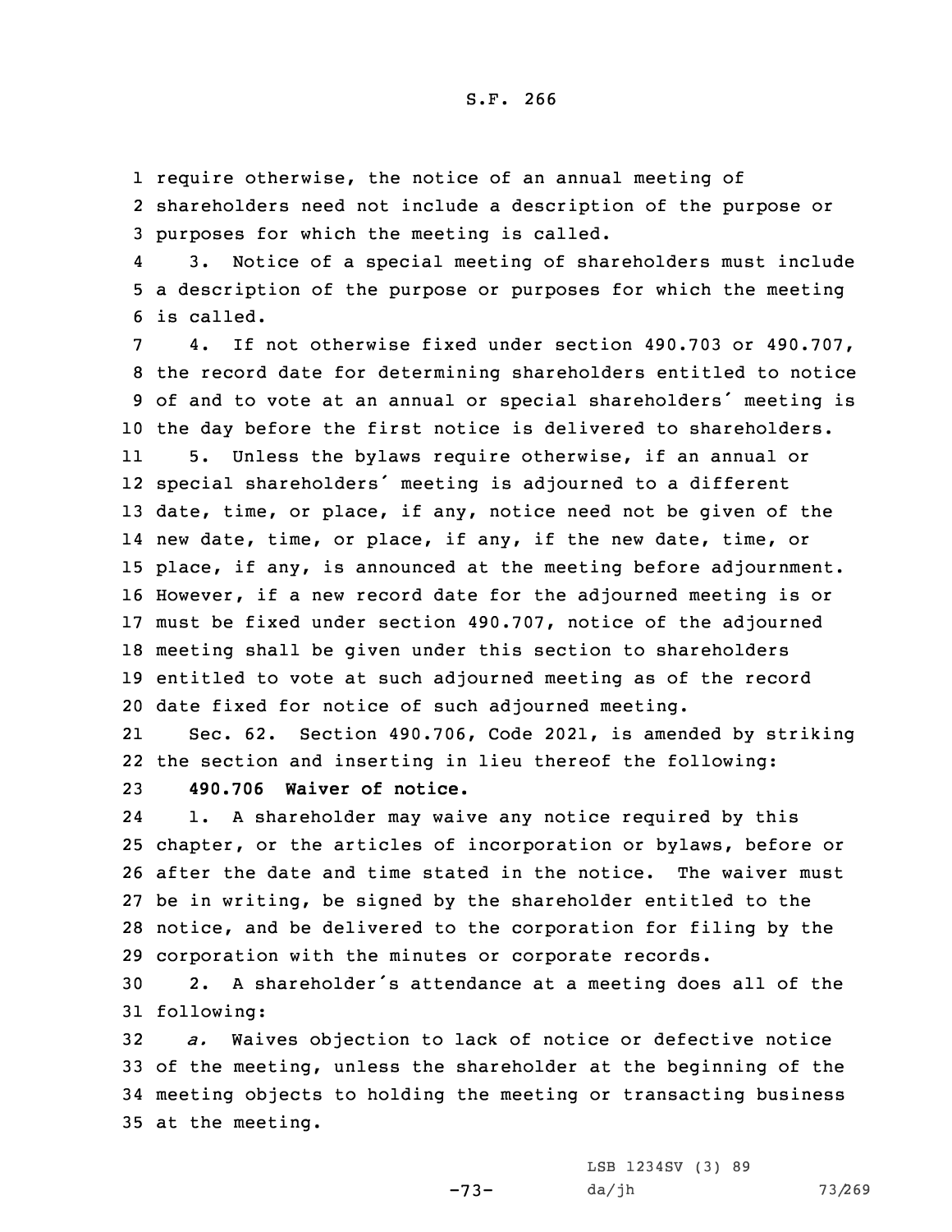require otherwise, the notice of an annual meeting of shareholders need not include a description of the purpose or purposes for which the meeting is called.

3. Notice of a special meeting of shareholders must include a description of the purpose or purposes for which the meeting is called.

4. If not otherwise fixed under section 490.703 or 490.707, the record date for determining shareholders entitled to notice of and to vote at an annual or special shareholders' meeting is the day before the first notice is delivered to shareholders.

5. Unless the bylaws require otherwise, if an annual or special shareholders' meeting is adjourned to a different date, time, or place, if any, notice need not be given of the new date, time, or place, if any, if the new date, time, or place, if any, is announced at the meeting before adjournment. However, if a new record date for the adjourned meeting is or must be fixed under section 490.707, notice of the adjourned meeting shall be given under this section to shareholders entitled to vote at such adjourned meeting as of the record date fixed for notice of such adjourned meeting.

Sec. 62. Section 490.706, Code 2021, is amended by striking the section and inserting in lieu thereof the following:

**490.706 Waiver of notice.**

1. A shareholder may waive any notice required by this chapter, or the articles of incorporation or bylaws, before or after the date and time stated in the notice. The waiver must be in writing, be signed by the shareholder entitled to the notice, and be delivered to the corporation for filing by the corporation with the minutes or corporate records.

2. A shareholder's attendance at a meeting does all of the following:

*a.* Waives objection to lack of notice or defective notice of the meeting, unless the shareholder at the beginning of the meeting objects to holding the meeting or transacting business at the meeting.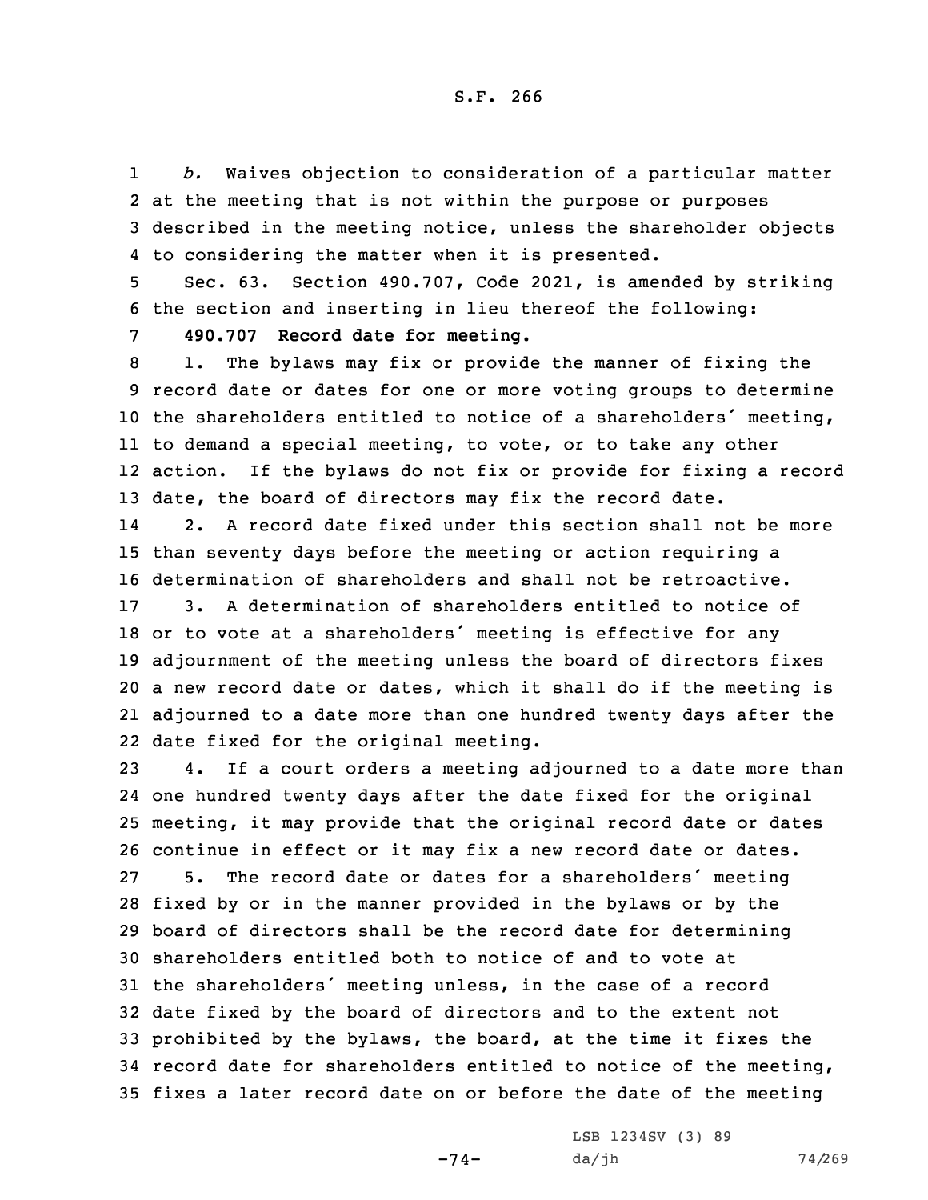*b.* Waives objection to consideration of a particular matter at the meeting that is not within the purpose or purposes described in the meeting notice, unless the shareholder objects to considering the matter when it is presented.

Sec. 63. Section 490.707, Code 2021, is amended by striking the section and inserting in lieu thereof the following:

**490.707 Record date for meeting.**

1. The bylaws may fix or provide the manner of fixing the record date or dates for one or more voting groups to determine the shareholders entitled to notice of a shareholders' meeting, to demand a special meeting, to vote, or to take any other action. If the bylaws do not fix or provide for fixing a record date, the board of directors may fix the record date.

2. A record date fixed under this section shall not be more than seventy days before the meeting or action requiring a determination of shareholders and shall not be retroactive.

3. A determination of shareholders entitled to notice of or to vote at a shareholders' meeting is effective for any adjournment of the meeting unless the board of directors fixes a new record date or dates, which it shall do if the meeting is adjourned to a date more than one hundred twenty days after the date fixed for the original meeting.

4. If a court orders a meeting adjourned to a date more than one hundred twenty days after the date fixed for the original meeting, it may provide that the original record date or dates continue in effect or it may fix a new record date or dates.

5. The record date or dates for a shareholders' meeting fixed by or in the manner provided in the bylaws or by the board of directors shall be the record date for determining shareholders entitled both to notice of and to vote at the shareholders' meeting unless, in the case of a record date fixed by the board of directors and to the extent not prohibited by the bylaws, the board, at the time it fixes the record date for shareholders entitled to notice of the meeting, fixes a later record date on or before the date of the meeting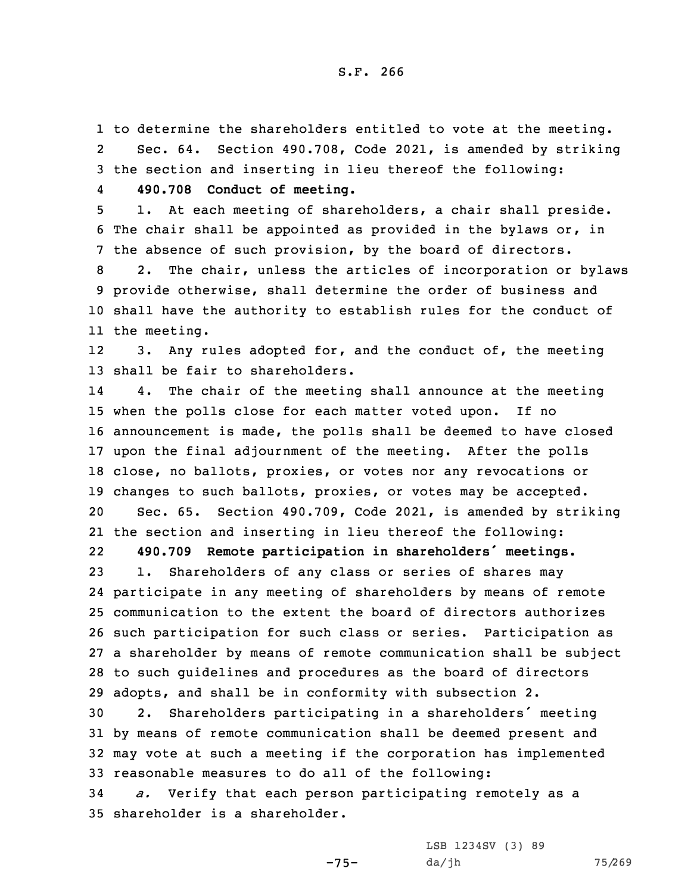to determine the shareholders entitled to vote at the meeting.

Sec. 64. Section 490.708, Code 2021, is amended by striking the section and inserting in lieu thereof the following:

**490.708 Conduct of meeting.**

1. At each meeting of shareholders, a chair shall preside. The chair shall be appointed as provided in the bylaws or, in the absence of such provision, by the board of directors.

2. The chair, unless the articles of incorporation or bylaws provide otherwise, shall determine the order of business and shall have the authority to establish rules for the conduct of the meeting.

3. Any rules adopted for, and the conduct of, the meeting shall be fair to shareholders.

4. The chair of the meeting shall announce at the meeting when the polls close for each matter voted upon. If no announcement is made, the polls shall be deemed to have closed upon the final adjournment of the meeting. After the polls close, no ballots, proxies, or votes nor any revocations or changes to such ballots, proxies, or votes may be accepted.

Sec. 65. Section 490.709, Code 2021, is amended by striking the section and inserting in lieu thereof the following:

**490.709 Remote participation in shareholders' meetings.**

1. Shareholders of any class or series of shares may participate in any meeting of shareholders by means of remote communication to the extent the board of directors authorizes such participation for such class or series. Participation as a shareholder by means of remote communication shall be subject to such guidelines and procedures as the board of directors adopts, and shall be in conformity with subsection 2.

2. Shareholders participating in a shareholders' meeting by means of remote communication shall be deemed present and may vote at such a meeting if the corporation has implemented reasonable measures to do all of the following:

*a.* Verify that each person participating remotely as a shareholder is a shareholder.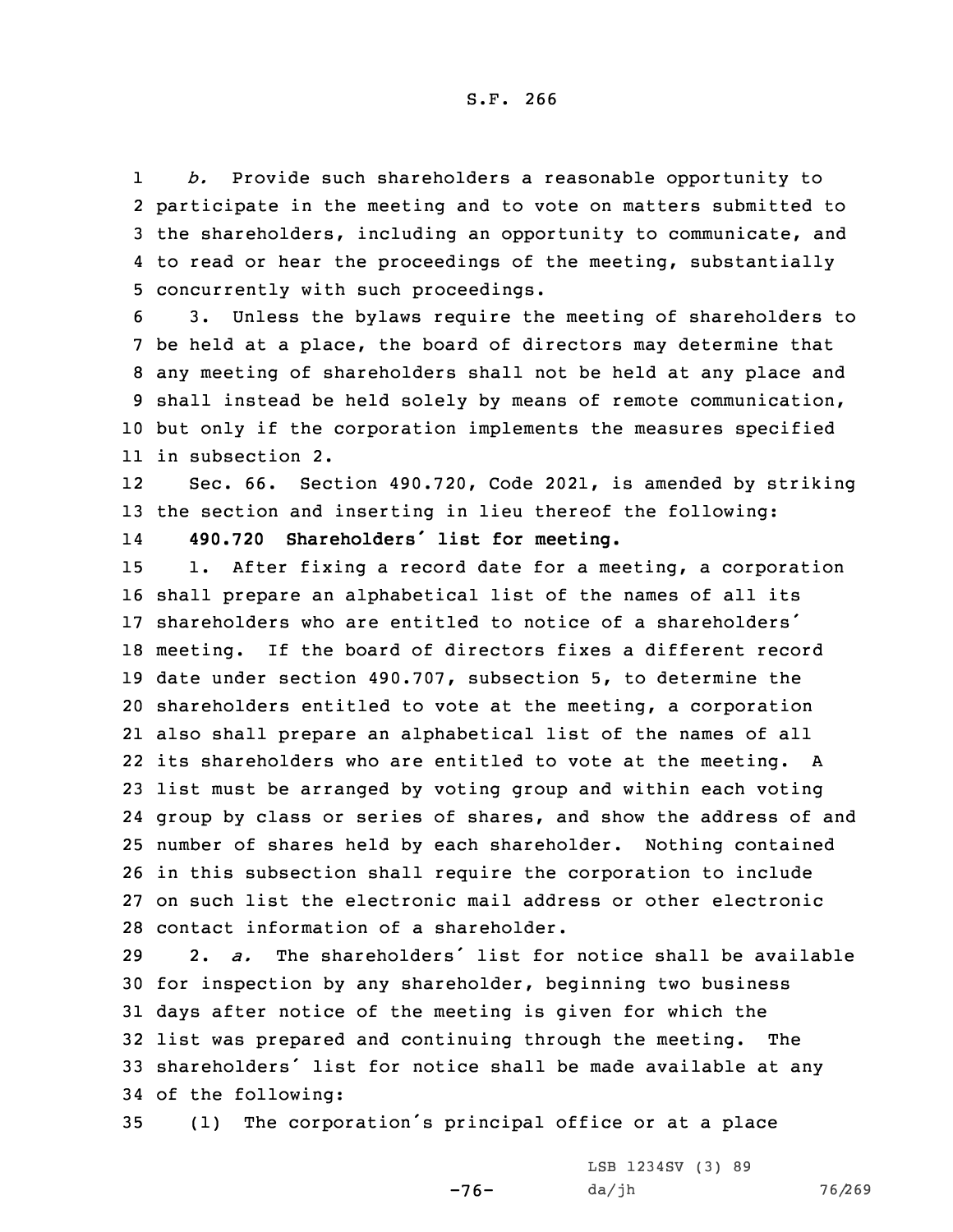*b.* Provide such shareholders a reasonable opportunity to participate in the meeting and to vote on matters submitted to the shareholders, including an opportunity to communicate, and to read or hear the proceedings of the meeting, substantially concurrently with such proceedings.

3. Unless the bylaws require the meeting of shareholders to be held at a place, the board of directors may determine that any meeting of shareholders shall not be held at any place and shall instead be held solely by means of remote communication, but only if the corporation implements the measures specified in subsection 2.

Sec. 66. Section 490.720, Code 2021, is amended by striking the section and inserting in lieu thereof the following:

**490.720 Shareholders' list for meeting.**

1. After fixing a record date for a meeting, a corporation shall prepare an alphabetical list of the names of all its shareholders who are entitled to notice of a shareholders' meeting. If the board of directors fixes a different record date under section 490.707, subsection 5, to determine the shareholders entitled to vote at the meeting, a corporation also shall prepare an alphabetical list of the names of all its shareholders who are entitled to vote at the meeting. A list must be arranged by voting group and within each voting group by class or series of shares, and show the address of and number of shares held by each shareholder. Nothing contained in this subsection shall require the corporation to include on such list the electronic mail address or other electronic contact information of a shareholder.

2. *a.* The shareholders' list for notice shall be available for inspection by any shareholder, beginning two business days after notice of the meeting is given for which the list was prepared and continuing through the meeting. The shareholders' list for notice shall be made available at any of the following:

(1) The corporation's principal office or at a place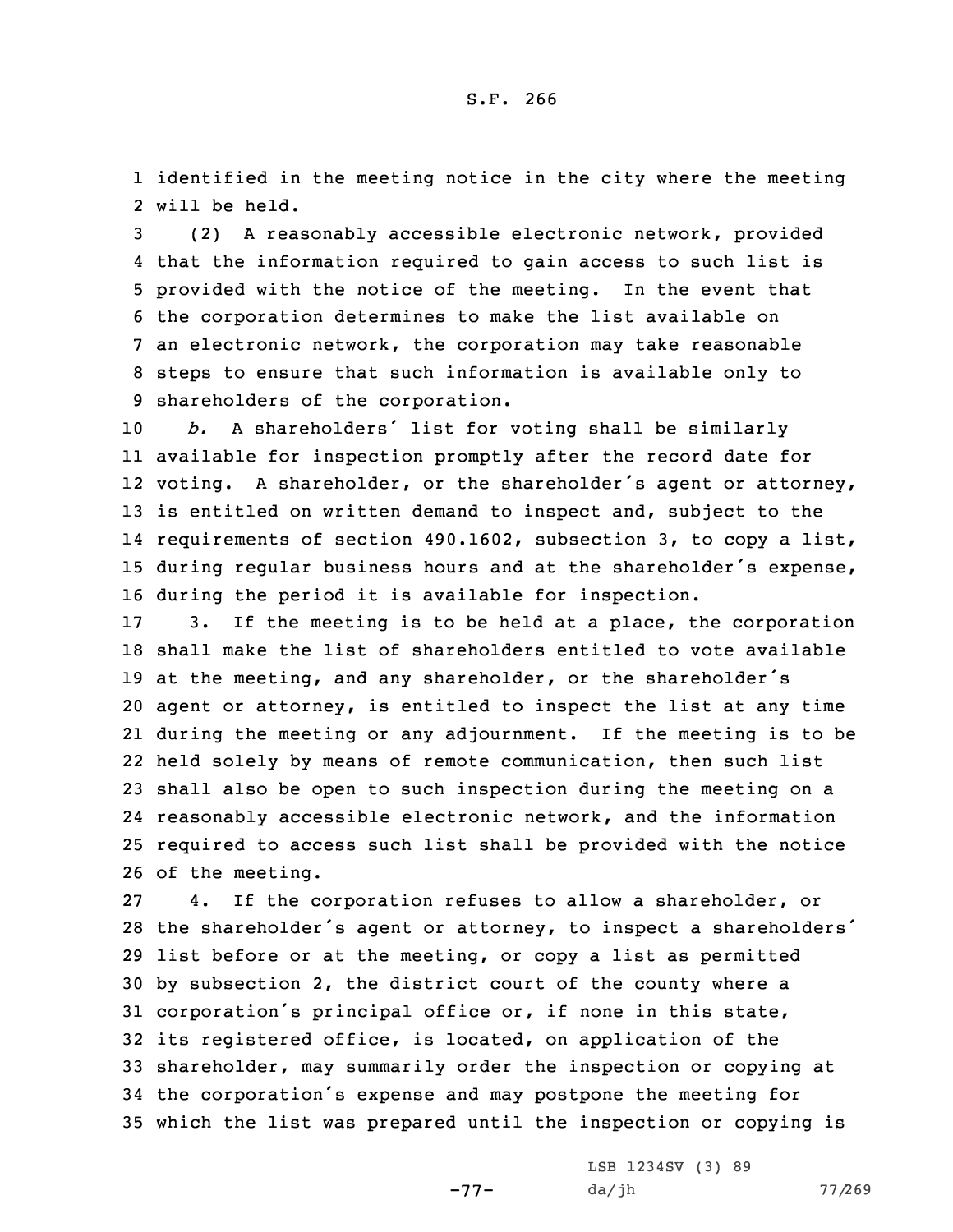identified in the meeting notice in the city where the meeting will be held.

(2) A reasonably accessible electronic network, provided that the information required to gain access to such list is provided with the notice of the meeting. In the event that the corporation determines to make the list available on an electronic network, the corporation may take reasonable steps to ensure that such information is available only to shareholders of the corporation.

*b.* A shareholders' list for voting shall be similarly available for inspection promptly after the record date for voting. A shareholder, or the shareholder's agent or attorney, is entitled on written demand to inspect and, subject to the requirements of section 490.1602, subsection 3, to copy a list, during regular business hours and at the shareholder's expense, during the period it is available for inspection.

3. If the meeting is to be held at a place, the corporation shall make the list of shareholders entitled to vote available at the meeting, and any shareholder, or the shareholder's agent or attorney, is entitled to inspect the list at any time during the meeting or any adjournment. If the meeting is to be held solely by means of remote communication, then such list shall also be open to such inspection during the meeting on a reasonably accessible electronic network, and the information required to access such list shall be provided with the notice of the meeting.

4. If the corporation refuses to allow a shareholder, or the shareholder's agent or attorney, to inspect a shareholders' list before or at the meeting, or copy a list as permitted by subsection 2, the district court of the county where a corporation's principal office or, if none in this state, its registered office, is located, on application of the shareholder, may summarily order the inspection or copying at the corporation's expense and may postpone the meeting for which the list was prepared until the inspection or copying is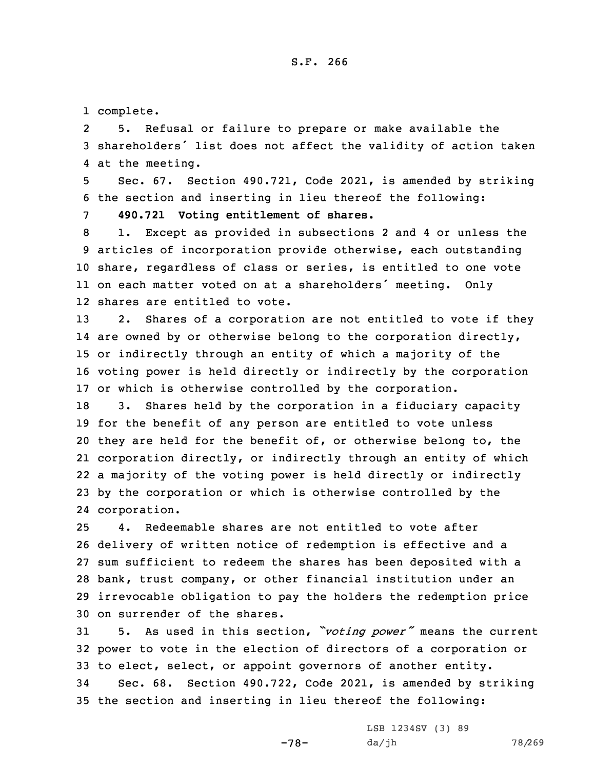complete.

5. Refusal or failure to prepare or make available the shareholders' list does not affect the validity of action taken at the meeting.

Sec. 67. Section 490.721, Code 2021, is amended by striking the section and inserting in lieu thereof the following:

**490.721 Voting entitlement of shares.**

1. Except as provided in subsections 2 and 4 or unless the articles of incorporation provide otherwise, each outstanding share, regardless of class or series, is entitled to one vote on each matter voted on at a shareholders' meeting. Only shares are entitled to vote.

2. Shares of a corporation are not entitled to vote if they are owned by or otherwise belong to the corporation directly, or indirectly through an entity of which a majority of the voting power is held directly or indirectly by the corporation or which is otherwise controlled by the corporation.

3. Shares held by the corporation in a fiduciary capacity for the benefit of any person are entitled to vote unless they are held for the benefit of, or otherwise belong to, the corporation directly, or indirectly through an entity of which a majority of the voting power is held directly or indirectly by the corporation or which is otherwise controlled by the corporation.

4. Redeemable shares are not entitled to vote after delivery of written notice of redemption is effective and a sum sufficient to redeem the shares has been deposited with a bank, trust company, or other financial institution under an irrevocable obligation to pay the holders the redemption price on surrender of the shares.

5. As used in this section, *"voting power"* means the current power to vote in the election of directors of a corporation or to elect, select, or appoint governors of another entity.

Sec. 68. Section 490.722, Code 2021, is amended by striking the section and inserting in lieu thereof the following: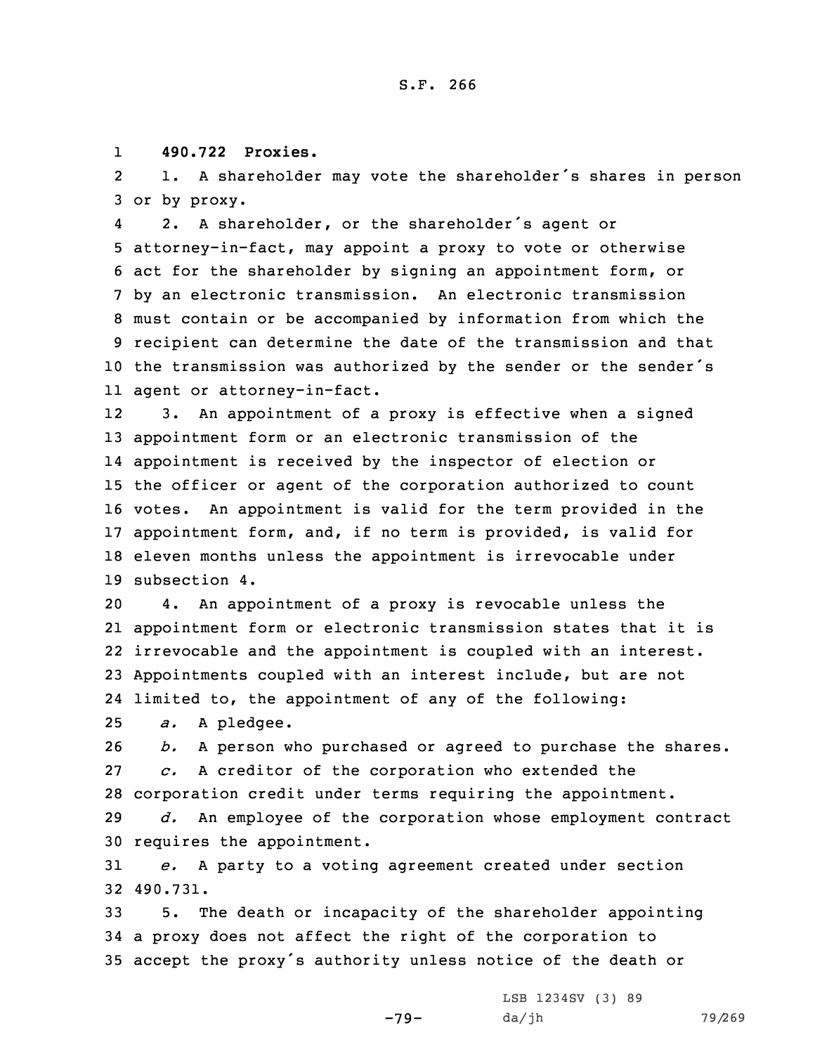**490.722 Proxies.**

1. A shareholder may vote the shareholder's shares in person or by proxy.

2. A shareholder, or the shareholder's agent or attorney-in-fact, may appoint a proxy to vote or otherwise act for the shareholder by signing an appointment form, or by an electronic transmission. An electronic transmission must contain or be accompanied by information from which the recipient can determine the date of the transmission and that the transmission was authorized by the sender or the sender's agent or attorney-in-fact.

3. An appointment of a proxy is effective when a signed appointment form or an electronic transmission of the appointment is received by the inspector of election or the officer or agent of the corporation authorized to count votes. An appointment is valid for the term provided in the appointment form, and, if no term is provided, is valid for eleven months unless the appointment is irrevocable under subsection 4.

4. An appointment of a proxy is revocable unless the appointment form or electronic transmission states that it is irrevocable and the appointment is coupled with an interest. Appointments coupled with an interest include, but are not limited to, the appointment of any of the following:

*a.* A pledgee.

*b.* A person who purchased or agreed to purchase the shares.

*c.* A creditor of the corporation who extended the corporation credit under terms requiring the appointment.

*d.* An employee of the corporation whose employment contract requires the appointment.

*e.* A party to a voting agreement created under section 490.731.

5. The death or incapacity of the shareholder appointing a proxy does not affect the right of the corporation to accept the proxy's authority unless notice of the death or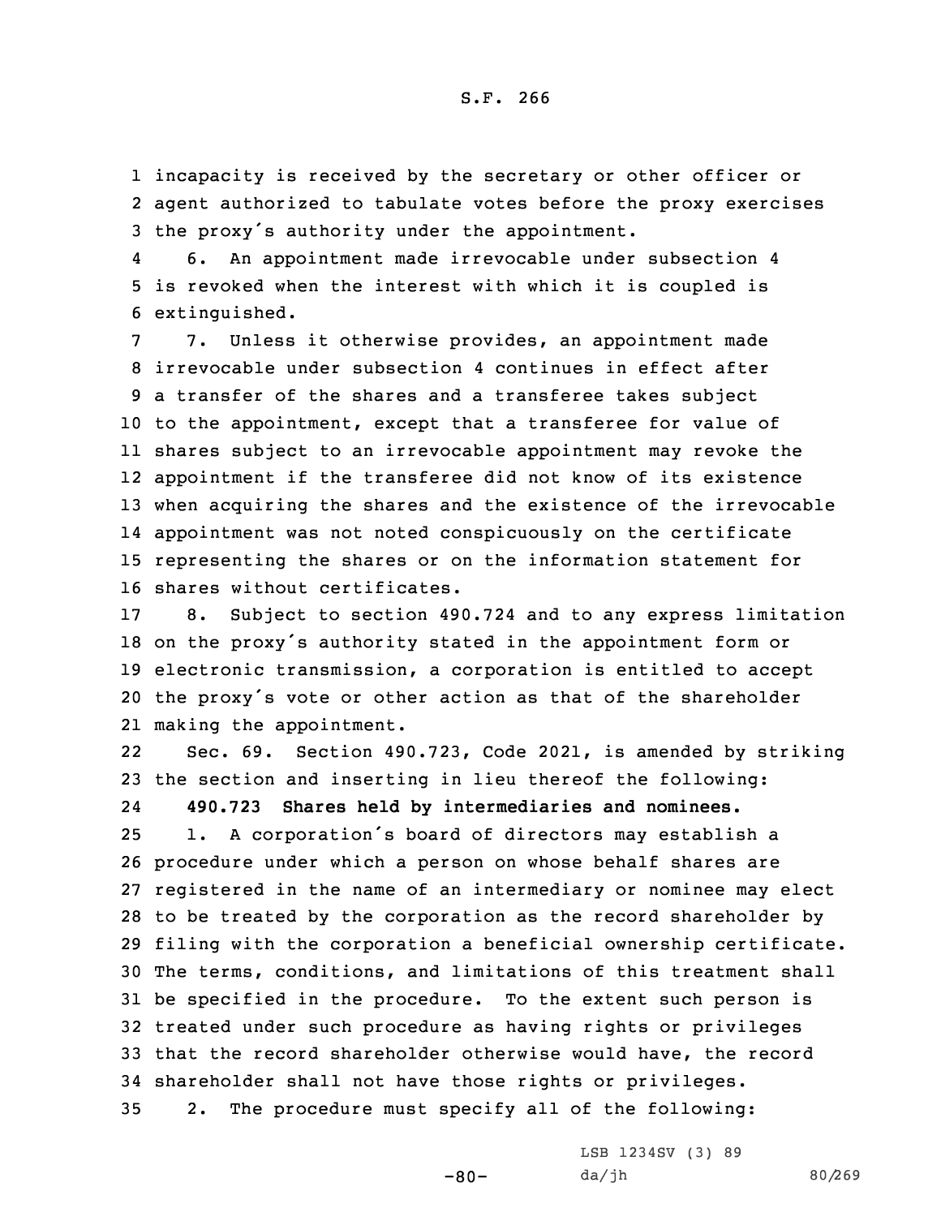incapacity is received by the secretary or other officer or agent authorized to tabulate votes before the proxy exercises the proxy's authority under the appointment.

6. An appointment made irrevocable under subsection 4 is revoked when the interest with which it is coupled is extinguished.

7. Unless it otherwise provides, an appointment made irrevocable under subsection 4 continues in effect after a transfer of the shares and a transferee takes subject to the appointment, except that a transferee for value of shares subject to an irrevocable appointment may revoke the appointment if the transferee did not know of its existence when acquiring the shares and the existence of the irrevocable appointment was not noted conspicuously on the certificate representing the shares or on the information statement for shares without certificates.

8. Subject to section 490.724 and to any express limitation on the proxy's authority stated in the appointment form or electronic transmission, a corporation is entitled to accept the proxy's vote or other action as that of the shareholder making the appointment.

Sec. 69. Section 490.723, Code 2021, is amended by striking the section and inserting in lieu thereof the following:

**490.723 Shares held by intermediaries and nominees.**

1. A corporation's board of directors may establish a procedure under which a person on whose behalf shares are registered in the name of an intermediary or nominee may elect to be treated by the corporation as the record shareholder by filing with the corporation a beneficial ownership certificate. The terms, conditions, and limitations of this treatment shall be specified in the procedure. To the extent such person is treated under such procedure as having rights or privileges that the record shareholder otherwise would have, the record shareholder shall not have those rights or privileges.

2. The procedure must specify all of the following: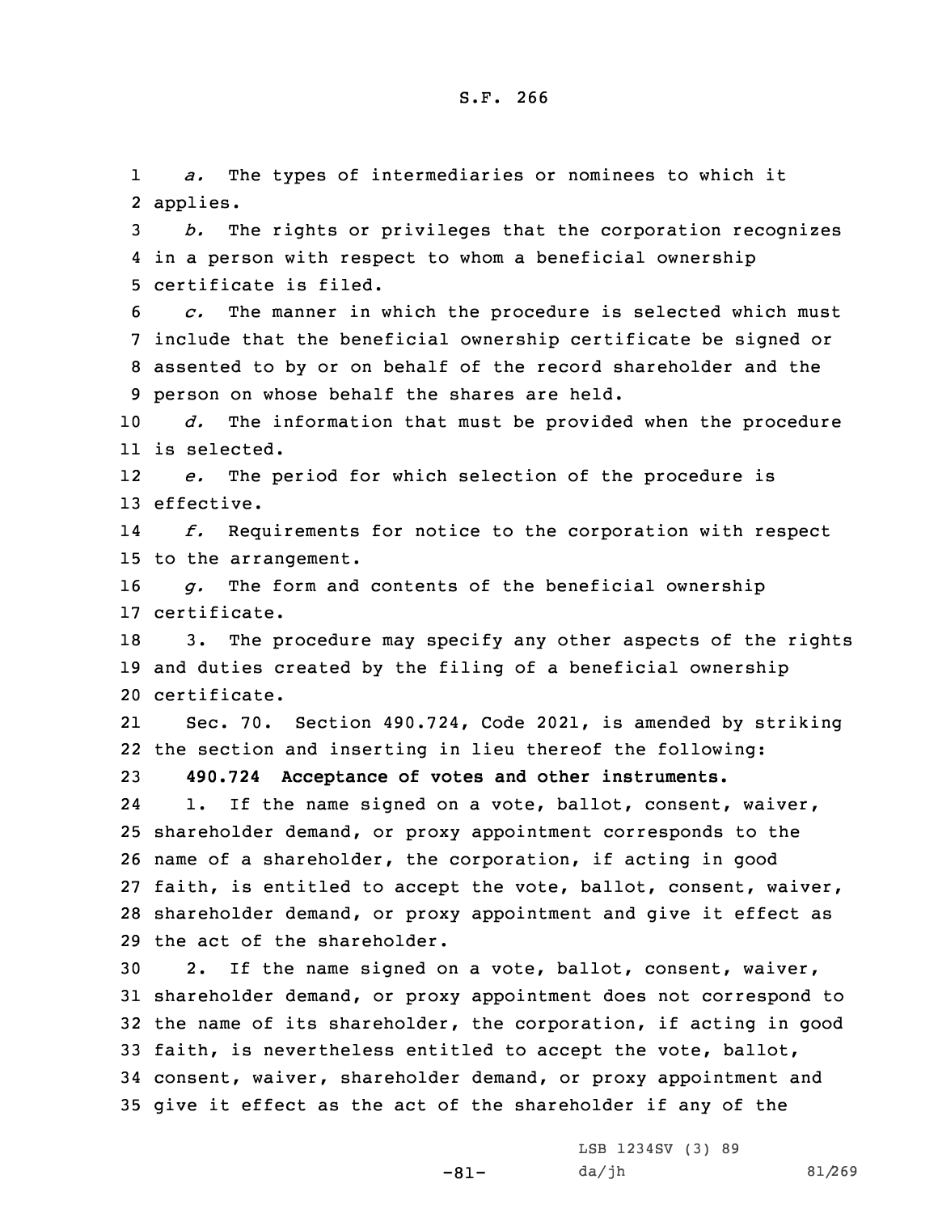*a.* The types of intermediaries or nominees to which it applies.

*b.* The rights or privileges that the corporation recognizes in a person with respect to whom a beneficial ownership certificate is filed.

*c.* The manner in which the procedure is selected which must include that the beneficial ownership certificate be signed or assented to by or on behalf of the record shareholder and the person on whose behalf the shares are held.

*d.* The information that must be provided when the procedure is selected.

*e.* The period for which selection of the procedure is effective.

*f.* Requirements for notice to the corporation with respect to the arrangement.

*g.* The form and contents of the beneficial ownership certificate.

3. The procedure may specify any other aspects of the rights and duties created by the filing of a beneficial ownership certificate.

Sec. 70. Section 490.724, Code 2021, is amended by striking the section and inserting in lieu thereof the following:

**490.724 Acceptance of votes and other instruments.**

1. If the name signed on a vote, ballot, consent, waiver, shareholder demand, or proxy appointment corresponds to the name of a shareholder, the corporation, if acting in good faith, is entitled to accept the vote, ballot, consent, waiver, shareholder demand, or proxy appointment and give it effect as the act of the shareholder.

2. If the name signed on a vote, ballot, consent, waiver, shareholder demand, or proxy appointment does not correspond to the name of its shareholder, the corporation, if acting in good faith, is nevertheless entitled to accept the vote, ballot, consent, waiver, shareholder demand, or proxy appointment and give it effect as the act of the shareholder if any of the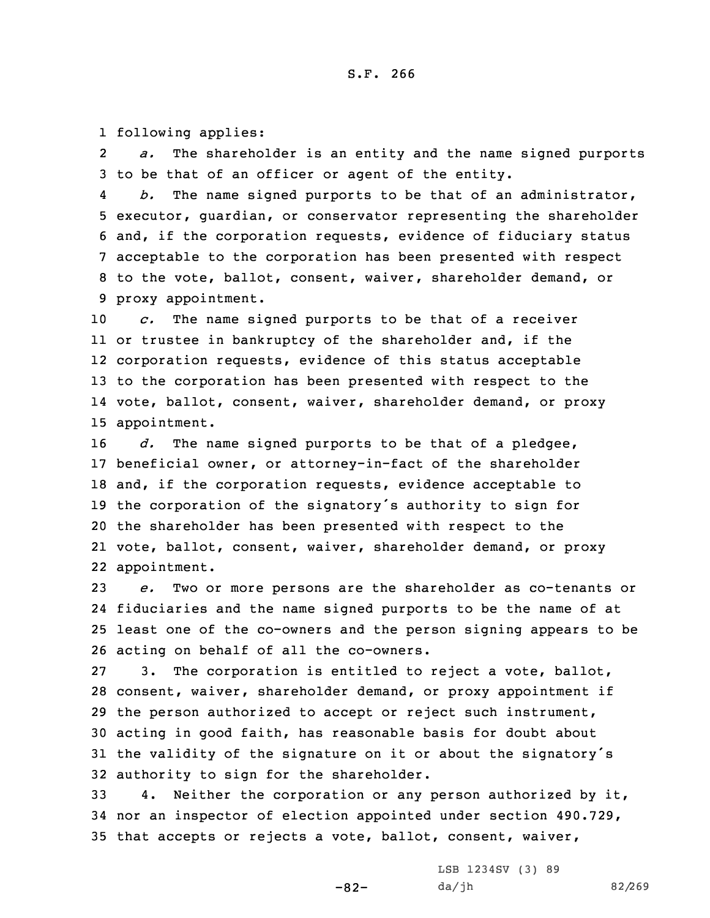following applies:

*a.* The shareholder is an entity and the name signed purports to be that of an officer or agent of the entity.

*b.* The name signed purports to be that of an administrator, executor, guardian, or conservator representing the shareholder and, if the corporation requests, evidence of fiduciary status acceptable to the corporation has been presented with respect to the vote, ballot, consent, waiver, shareholder demand, or proxy appointment.

*c.* The name signed purports to be that of a receiver or trustee in bankruptcy of the shareholder and, if the corporation requests, evidence of this status acceptable to the corporation has been presented with respect to the vote, ballot, consent, waiver, shareholder demand, or proxy appointment.

*d.* The name signed purports to be that of a pledgee, beneficial owner, or attorney-in-fact of the shareholder and, if the corporation requests, evidence acceptable to the corporation of the signatory's authority to sign for the shareholder has been presented with respect to the vote, ballot, consent, waiver, shareholder demand, or proxy appointment.

*e.* Two or more persons are the shareholder as co-tenants or fiduciaries and the name signed purports to be the name of at least one of the co-owners and the person signing appears to be acting on behalf of all the co-owners.

3. The corporation is entitled to reject a vote, ballot, consent, waiver, shareholder demand, or proxy appointment if the person authorized to accept or reject such instrument, acting in good faith, has reasonable basis for doubt about the validity of the signature on it or about the signatory's authority to sign for the shareholder.

4. Neither the corporation or any person authorized by it, nor an inspector of election appointed under section 490.729, that accepts or rejects a vote, ballot, consent, waiver,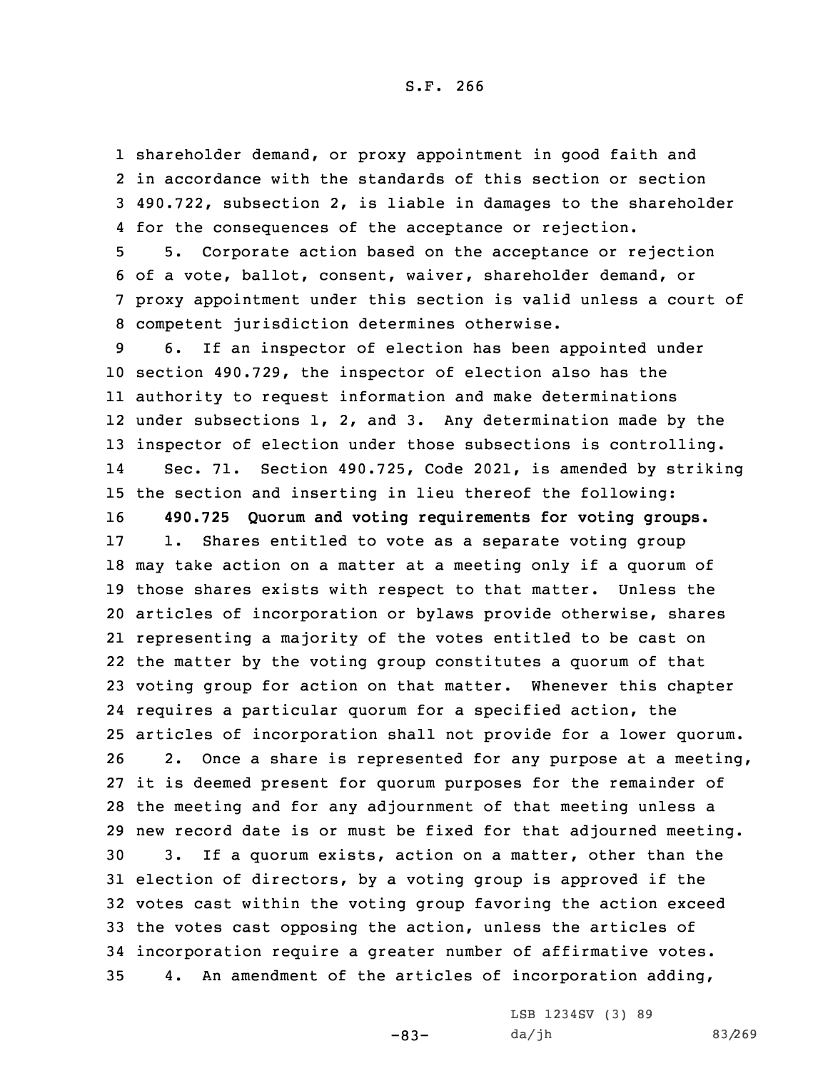shareholder demand, or proxy appointment in good faith and in accordance with the standards of this section or section 490.722, subsection 2, is liable in damages to the shareholder for the consequences of the acceptance or rejection.

5. Corporate action based on the acceptance or rejection of a vote, ballot, consent, waiver, shareholder demand, or proxy appointment under this section is valid unless a court of competent jurisdiction determines otherwise.

6. If an inspector of election has been appointed under section 490.729, the inspector of election also has the authority to request information and make determinations under subsections 1, 2, and 3. Any determination made by the inspector of election under those subsections is controlling.

Sec. 71. Section 490.725, Code 2021, is amended by striking the section and inserting in lieu thereof the following:

**490.725 Quorum and voting requirements for voting groups.**

1. Shares entitled to vote as a separate voting group may take action on a matter at a meeting only if a quorum of those shares exists with respect to that matter. Unless the articles of incorporation or bylaws provide otherwise, shares representing a majority of the votes entitled to be cast on the matter by the voting group constitutes a quorum of that voting group for action on that matter. Whenever this chapter requires a particular quorum for a specified action, the articles of incorporation shall not provide for a lower quorum.

2. Once a share is represented for any purpose at a meeting, it is deemed present for quorum purposes for the remainder of the meeting and for any adjournment of that meeting unless a new record date is or must be fixed for that adjourned meeting.

3. If a quorum exists, action on a matter, other than the election of directors, by a voting group is approved if the votes cast within the voting group favoring the action exceed the votes cast opposing the action, unless the articles of incorporation require a greater number of affirmative votes.

4. An amendment of the articles of incorporation adding,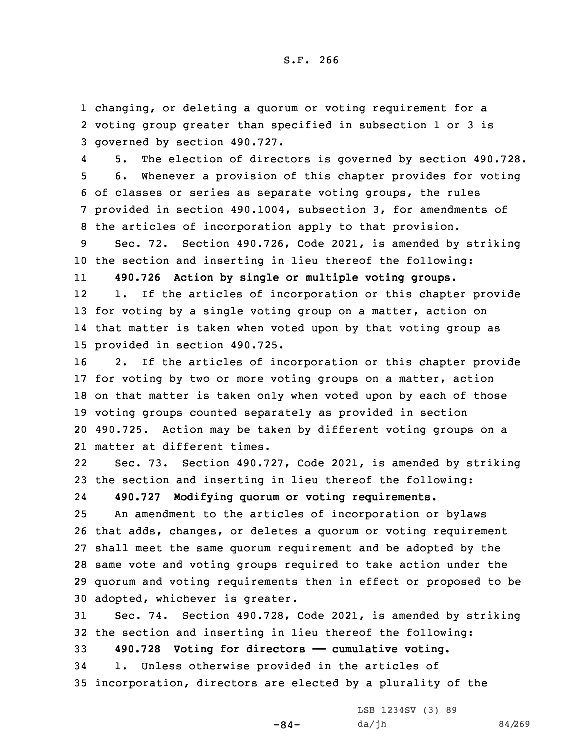changing, or deleting a quorum or voting requirement for a voting group greater than specified in subsection 1 or 3 is governed by section 490.727.

5. The election of directors is governed by section 490.728.

6. Whenever a provision of this chapter provides for voting of classes or series as separate voting groups, the rules provided in section 490.1004, subsection 3, for amendments of the articles of incorporation apply to that provision.

Sec. 72. Section 490.726, Code 2021, is amended by striking the section and inserting in lieu thereof the following:

**490.726 Action by single or multiple voting groups.**

1. If the articles of incorporation or this chapter provide for voting by a single voting group on a matter, action on that matter is taken when voted upon by that voting group as provided in section 490.725.

2. If the articles of incorporation or this chapter provide for voting by two or more voting groups on a matter, action on that matter is taken only when voted upon by each of those voting groups counted separately as provided in section 490.725. Action may be taken by different voting groups on a matter at different times.

Sec. 73. Section 490.727, Code 2021, is amended by striking the section and inserting in lieu thereof the following:

**490.727 Modifying quorum or voting requirements.**

An amendment to the articles of incorporation or bylaws that adds, changes, or deletes a quorum or voting requirement shall meet the same quorum requirement and be adopted by the same vote and voting groups required to take action under the quorum and voting requirements then in effect or proposed to be adopted, whichever is greater.

Sec. 74. Section 490.728, Code 2021, is amended by striking the section and inserting in lieu thereof the following:

**490.728 Voting for directors —— cumulative voting.**

1. Unless otherwise provided in the articles of incorporation, directors are elected by a plurality of the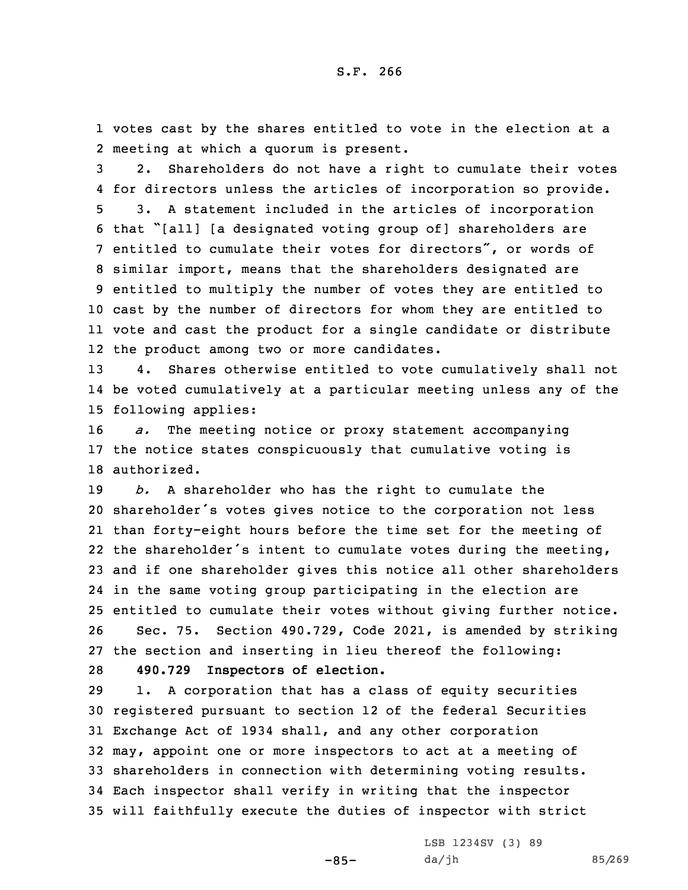votes cast by the shares entitled to vote in the election at a meeting at which a quorum is present.

2. Shareholders do not have a right to cumulate their votes for directors unless the articles of incorporation so provide.

3. A statement included in the articles of incorporation that "[all] [a designated voting group of] shareholders are entitled to cumulate their votes for directors", or words of similar import, means that the shareholders designated are entitled to multiply the number of votes they are entitled to cast by the number of directors for whom they are entitled to vote and cast the product for a single candidate or distribute the product among two or more candidates.

4. Shares otherwise entitled to vote cumulatively shall not be voted cumulatively at a particular meeting unless any of the following applies:

*a.* The meeting notice or proxy statement accompanying the notice states conspicuously that cumulative voting is authorized.

*b.* A shareholder who has the right to cumulate the shareholder's votes gives notice to the corporation not less than forty-eight hours before the time set for the meeting of the shareholder's intent to cumulate votes during the meeting, and if one shareholder gives this notice all other shareholders in the same voting group participating in the election are entitled to cumulate their votes without giving further notice.

Sec. 75. Section 490.729, Code 2021, is amended by striking the section and inserting in lieu thereof the following:

**490.729 Inspectors of election.**

1. A corporation that has a class of equity securities registered pursuant to section 12 of the federal Securities Exchange Act of 1934 shall, and any other corporation may, appoint one or more inspectors to act at a meeting of shareholders in connection with determining voting results. Each inspector shall verify in writing that the inspector will faithfully execute the duties of inspector with strict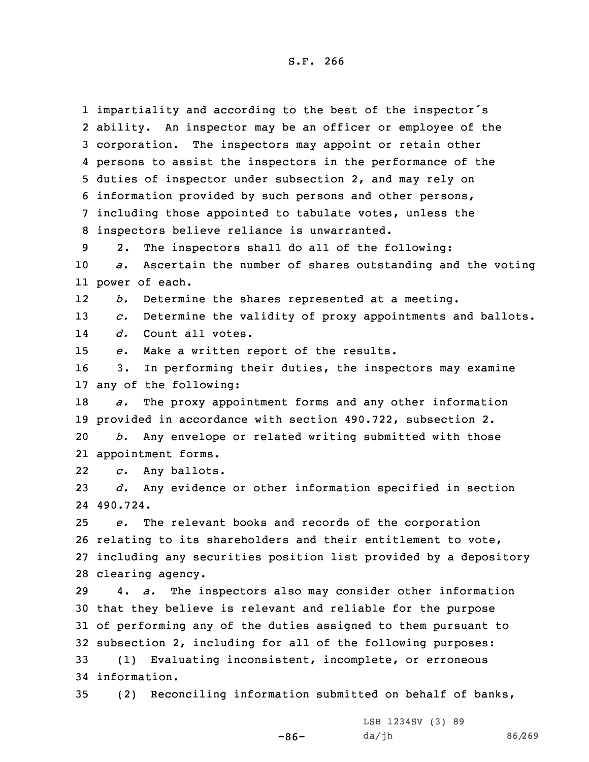impartiality and according to the best of the inspector's ability. An inspector may be an officer or employee of the corporation. The inspectors may appoint or retain other persons to assist the inspectors in the performance of the duties of inspector under subsection 2, and may rely on information provided by such persons and other persons, including those appointed to tabulate votes, unless the inspectors believe reliance is unwarranted.

2. The inspectors shall do all of the following:

*a.* Ascertain the number of shares outstanding and the voting power of each.

*b.* Determine the shares represented at a meeting.

*c.* Determine the validity of proxy appointments and ballots.

*d.* Count all votes.

*e.* Make a written report of the results.

3. In performing their duties, the inspectors may examine any of the following:

*a.* The proxy appointment forms and any other information provided in accordance with section 490.722, subsection 2.

*b.* Any envelope or related writing submitted with those appointment forms.

*c.* Any ballots.

*d.* Any evidence or other information specified in section 490.724.

*e.* The relevant books and records of the corporation relating to its shareholders and their entitlement to vote, including any securities position list provided by a depository clearing agency.

4. *a.* The inspectors also may consider other information that they believe is relevant and reliable for the purpose of performing any of the duties assigned to them pursuant to subsection 2, including for all of the following purposes:

(1) Evaluating inconsistent, incomplete, or erroneous information.

(2) Reconciling information submitted on behalf of banks,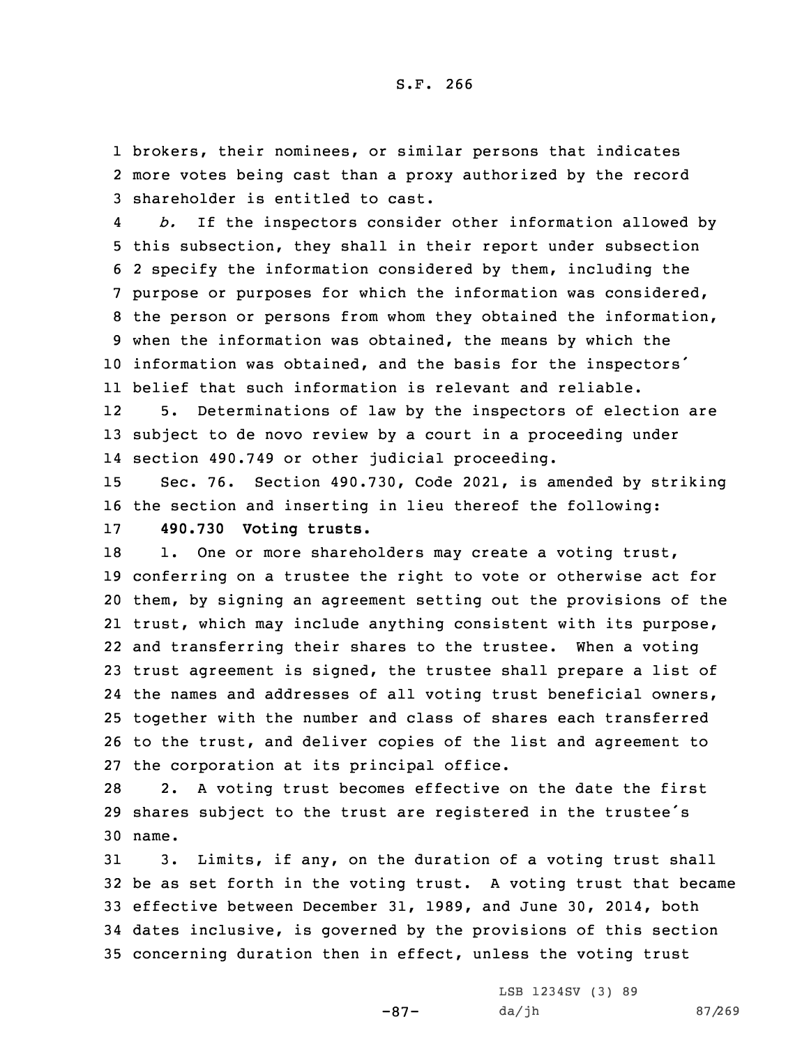brokers, their nominees, or similar persons that indicates more votes being cast than a proxy authorized by the record shareholder is entitled to cast.

*b.* If the inspectors consider other information allowed by this subsection, they shall in their report under subsection 2 specify the information considered by them, including the purpose or purposes for which the information was considered, the person or persons from whom they obtained the information, when the information was obtained, the means by which the information was obtained, and the basis for the inspectors' belief that such information is relevant and reliable.

5. Determinations of law by the inspectors of election are subject to de novo review by a court in a proceeding under section 490.749 or other judicial proceeding.

Sec. 76. Section 490.730, Code 2021, is amended by striking the section and inserting in lieu thereof the following:

**490.730 Voting trusts.**

1. One or more shareholders may create a voting trust, conferring on a trustee the right to vote or otherwise act for them, by signing an agreement setting out the provisions of the trust, which may include anything consistent with its purpose, and transferring their shares to the trustee. When a voting trust agreement is signed, the trustee shall prepare a list of the names and addresses of all voting trust beneficial owners, together with the number and class of shares each transferred to the trust, and deliver copies of the list and agreement to the corporation at its principal office.

2. A voting trust becomes effective on the date the first shares subject to the trust are registered in the trustee's name.

3. Limits, if any, on the duration of a voting trust shall be as set forth in the voting trust. A voting trust that became effective between December 31, 1989, and June 30, 2014, both dates inclusive, is governed by the provisions of this section concerning duration then in effect, unless the voting trust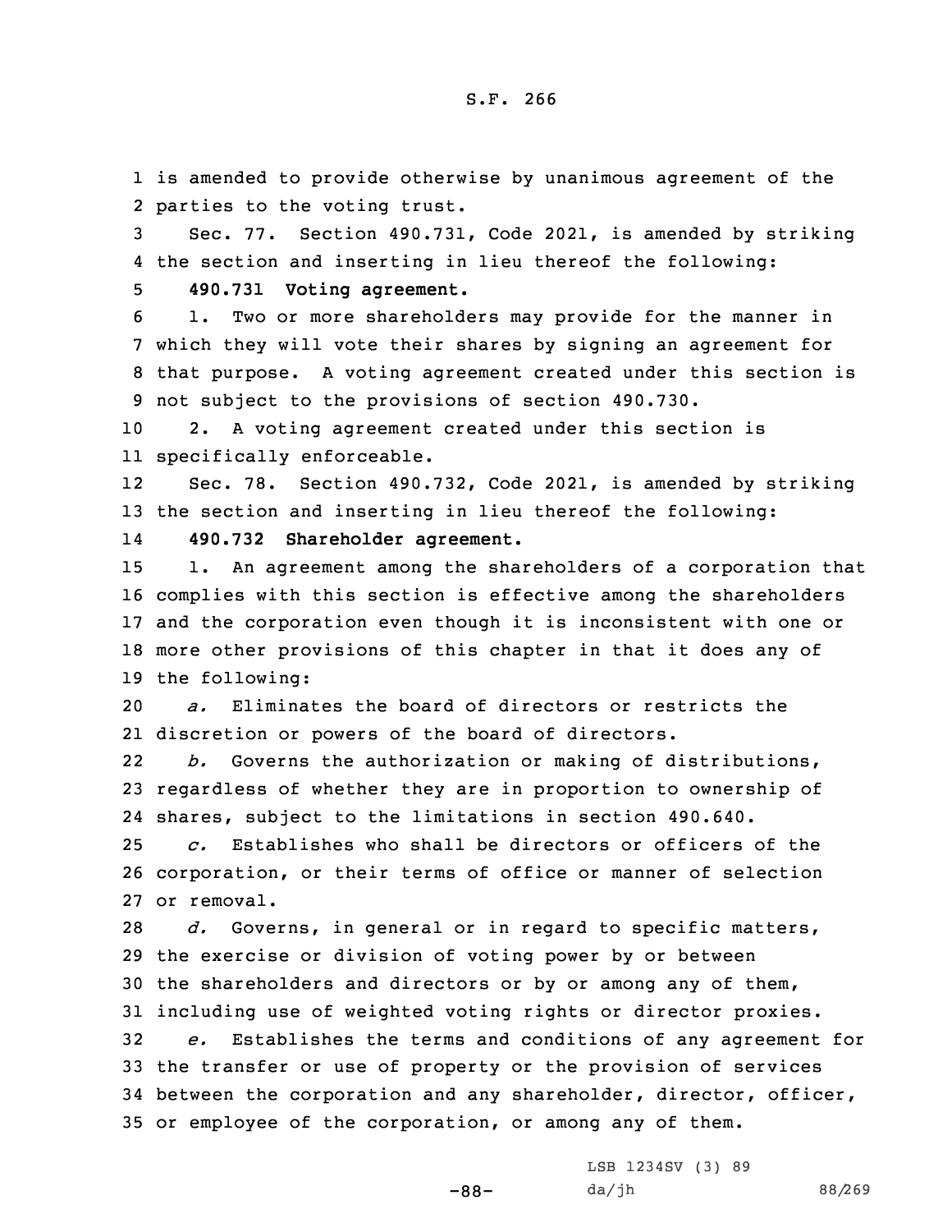is amended to provide otherwise by unanimous agreement of the parties to the voting trust.

Sec. 77. Section 490.731, Code 2021, is amended by striking the section and inserting in lieu thereof the following:

**490.731 Voting agreement.**

1. Two or more shareholders may provide for the manner in which they will vote their shares by signing an agreement for that purpose. A voting agreement created under this section is not subject to the provisions of section 490.730.

2. A voting agreement created under this section is specifically enforceable.

Sec. 78. Section 490.732, Code 2021, is amended by striking the section and inserting in lieu thereof the following:

**490.732 Shareholder agreement.**

1. An agreement among the shareholders of a corporation that complies with this section is effective among the shareholders and the corporation even though it is inconsistent with one or more other provisions of this chapter in that it does any of the following:

*a.* Eliminates the board of directors or restricts the discretion or powers of the board of directors.

*b.* Governs the authorization or making of distributions, regardless of whether they are in proportion to ownership of shares, subject to the limitations in section 490.640.

*c.* Establishes who shall be directors or officers of the corporation, or their terms of office or manner of selection or removal.

*d.* Governs, in general or in regard to specific matters, the exercise or division of voting power by or between the shareholders and directors or by or among any of them, including use of weighted voting rights or director proxies.

*e.* Establishes the terms and conditions of any agreement for the transfer or use of property or the provision of services between the corporation and any shareholder, director, officer, or employee of the corporation, or among any of them.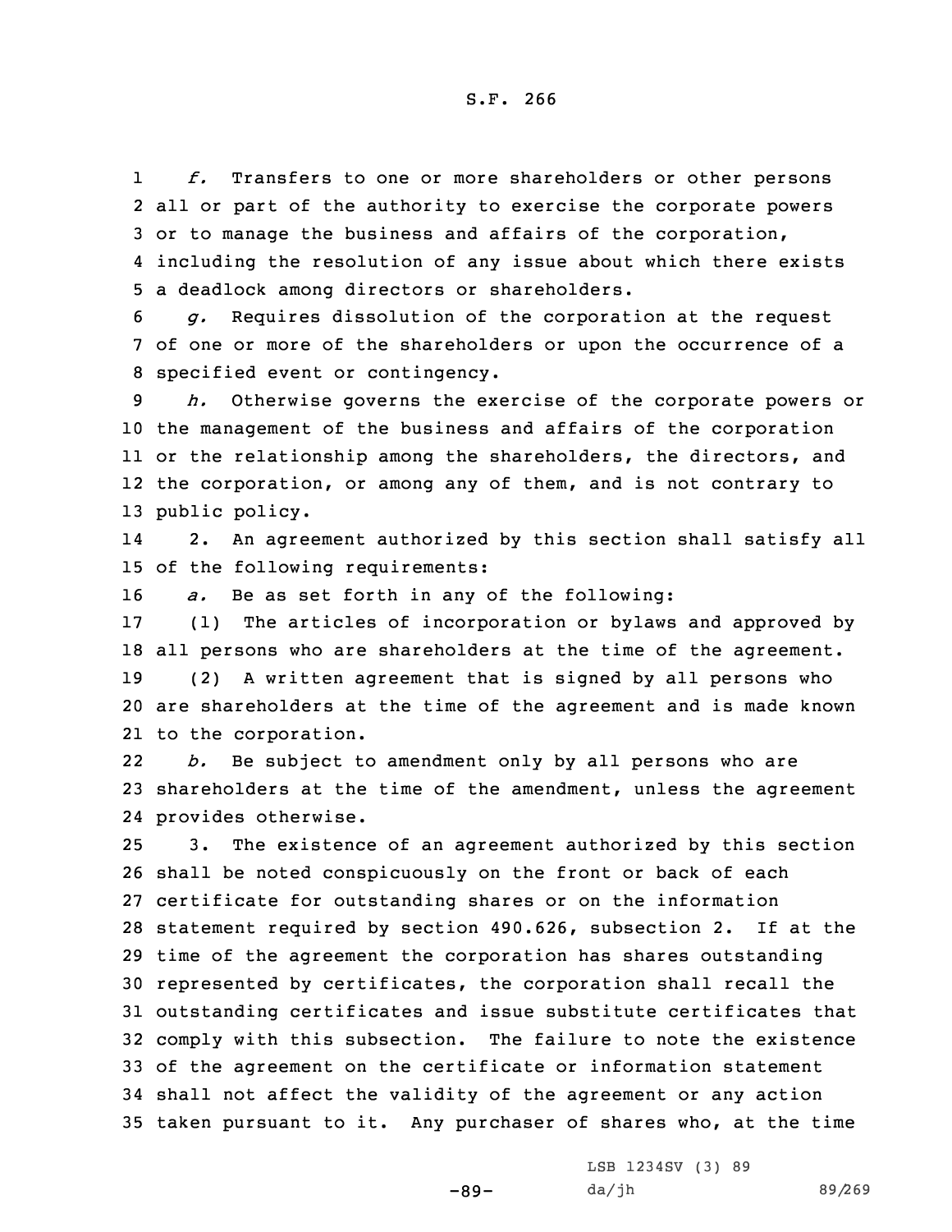*f.* Transfers to one or more shareholders or other persons all or part of the authority to exercise the corporate powers or to manage the business and affairs of the corporation, including the resolution of any issue about which there exists a deadlock among directors or shareholders.

*g.* Requires dissolution of the corporation at the request of one or more of the shareholders or upon the occurrence of a specified event or contingency.

*h.* Otherwise governs the exercise of the corporate powers or the management of the business and affairs of the corporation or the relationship among the shareholders, the directors, and the corporation, or among any of them, and is not contrary to public policy.

2. An agreement authorized by this section shall satisfy all of the following requirements:

*a.* Be as set forth in any of the following:

(1) The articles of incorporation or bylaws and approved by all persons who are shareholders at the time of the agreement.

(2) A written agreement that is signed by all persons who are shareholders at the time of the agreement and is made known to the corporation.

*b.* Be subject to amendment only by all persons who are shareholders at the time of the amendment, unless the agreement provides otherwise.

3. The existence of an agreement authorized by this section shall be noted conspicuously on the front or back of each certificate for outstanding shares or on the information statement required by section 490.626, subsection 2. If at the time of the agreement the corporation has shares outstanding represented by certificates, the corporation shall recall the outstanding certificates and issue substitute certificates that comply with this subsection. The failure to note the existence of the agreement on the certificate or information statement shall not affect the validity of the agreement or any action taken pursuant to it. Any purchaser of shares who, at the time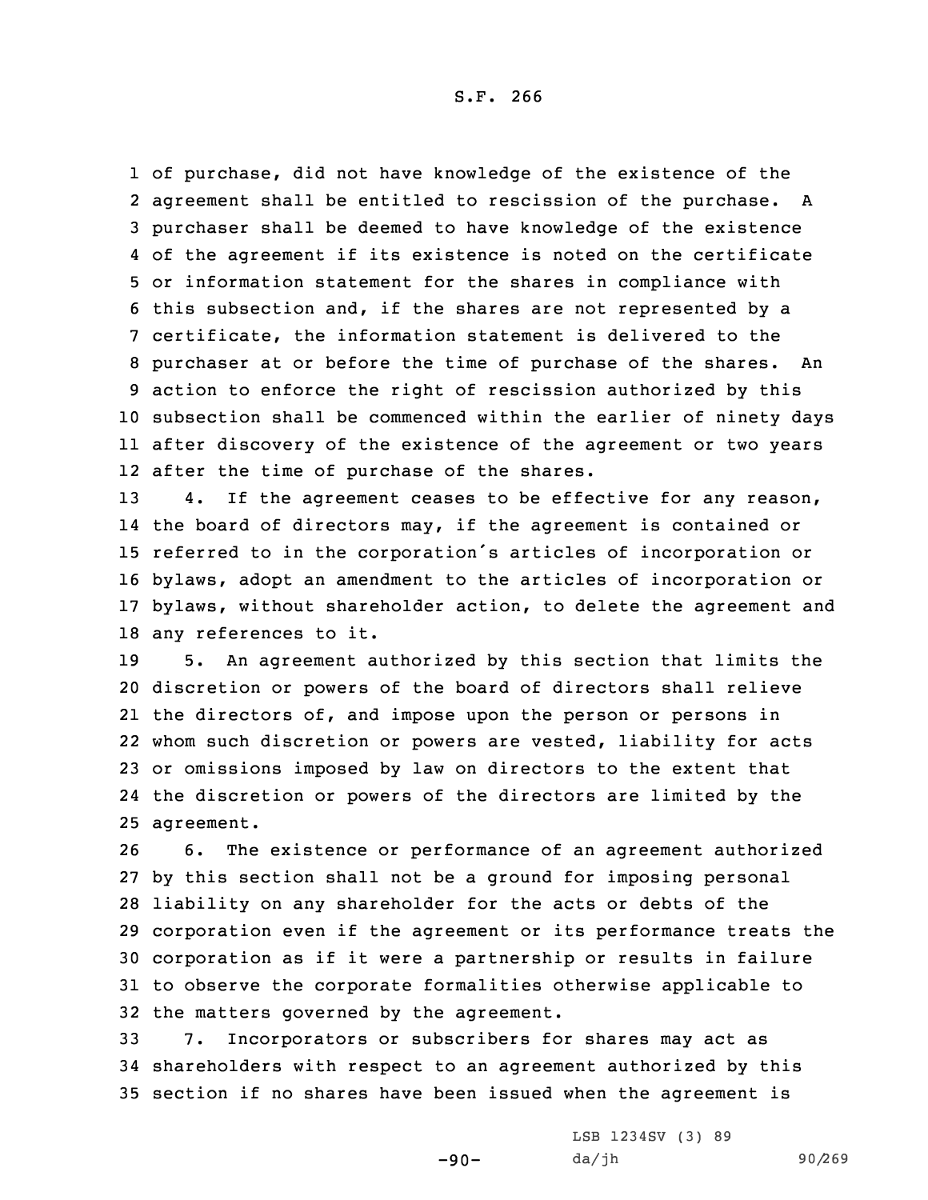of purchase, did not have knowledge of the existence of the agreement shall be entitled to rescission of the purchase. A purchaser shall be deemed to have knowledge of the existence of the agreement if its existence is noted on the certificate or information statement for the shares in compliance with this subsection and, if the shares are not represented by a certificate, the information statement is delivered to the purchaser at or before the time of purchase of the shares. An action to enforce the right of rescission authorized by this subsection shall be commenced within the earlier of ninety days after discovery of the existence of the agreement or two years after the time of purchase of the shares.

4. If the agreement ceases to be effective for any reason, the board of directors may, if the agreement is contained or referred to in the corporation's articles of incorporation or bylaws, adopt an amendment to the articles of incorporation or bylaws, without shareholder action, to delete the agreement and any references to it.

5. An agreement authorized by this section that limits the discretion or powers of the board of directors shall relieve the directors of, and impose upon the person or persons in whom such discretion or powers are vested, liability for acts or omissions imposed by law on directors to the extent that the discretion or powers of the directors are limited by the agreement.

6. The existence or performance of an agreement authorized by this section shall not be a ground for imposing personal liability on any shareholder for the acts or debts of the corporation even if the agreement or its performance treats the corporation as if it were a partnership or results in failure to observe the corporate formalities otherwise applicable to the matters governed by the agreement.

7. Incorporators or subscribers for shares may act as shareholders with respect to an agreement authorized by this section if no shares have been issued when the agreement is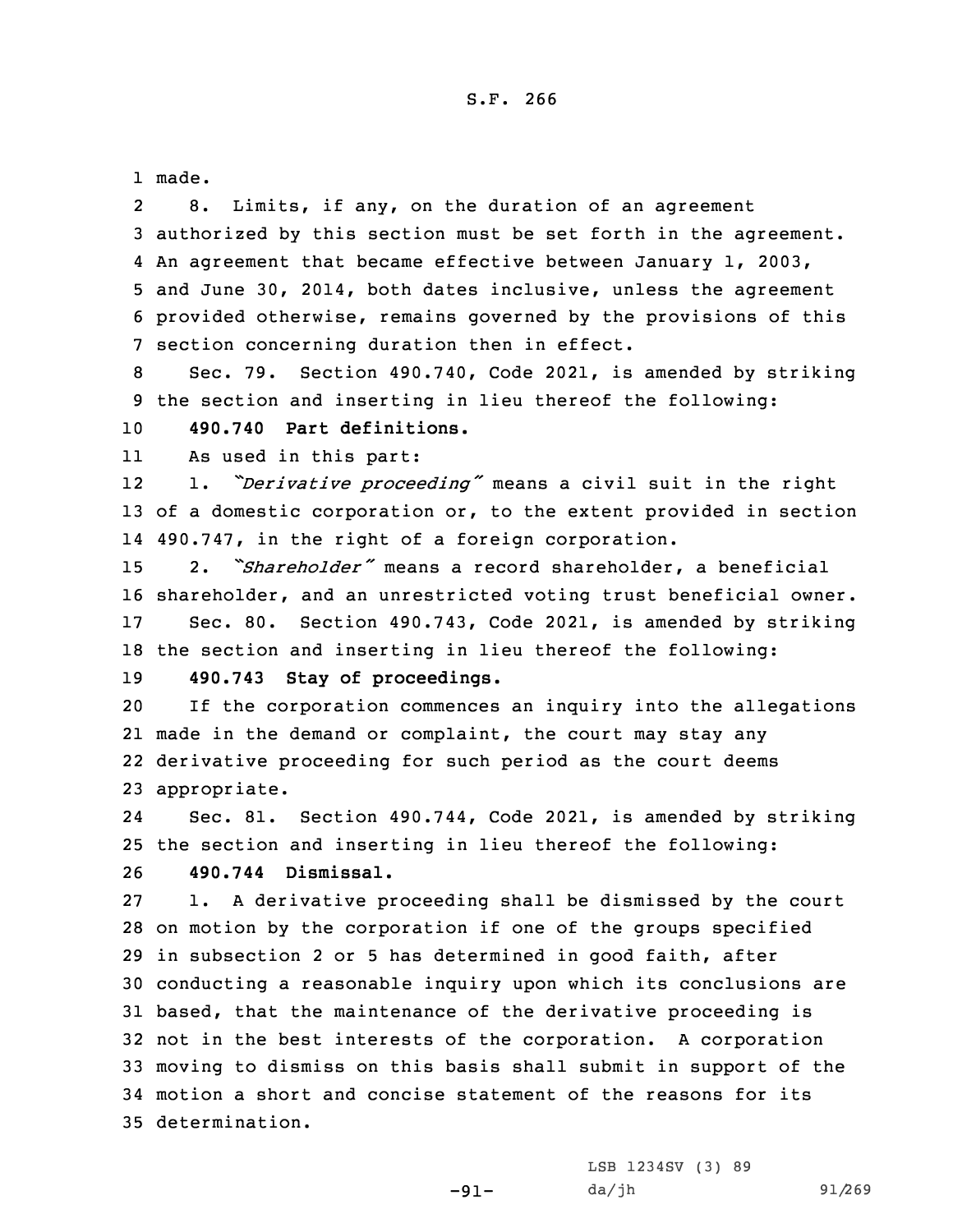made.

8. Limits, if any, on the duration of an agreement authorized by this section must be set forth in the agreement. An agreement that became effective between January 1, 2003, and June 30, 2014, both dates inclusive, unless the agreement provided otherwise, remains governed by the provisions of this section concerning duration then in effect.

Sec. 79. Section 490.740, Code 2021, is amended by striking the section and inserting in lieu thereof the following:

**490.740 Part definitions.**

As used in this part:

1. *"Derivative proceeding"* means a civil suit in the right of a domestic corporation or, to the extent provided in section 490.747, in the right of a foreign corporation.

2. *"Shareholder"* means a record shareholder, a beneficial shareholder, and an unrestricted voting trust beneficial owner.

Sec. 80. Section 490.743, Code 2021, is amended by striking the section and inserting in lieu thereof the following:

**490.743 Stay of proceedings.**

If the corporation commences an inquiry into the allegations made in the demand or complaint, the court may stay any derivative proceeding for such period as the court deems appropriate.

Sec. 81. Section 490.744, Code 2021, is amended by striking the section and inserting in lieu thereof the following:

**490.744 Dismissal.**

1. A derivative proceeding shall be dismissed by the court on motion by the corporation if one of the groups specified in subsection 2 or 5 has determined in good faith, after conducting a reasonable inquiry upon which its conclusions are based, that the maintenance of the derivative proceeding is not in the best interests of the corporation. A corporation moving to dismiss on this basis shall submit in support of the motion a short and concise statement of the reasons for its determination.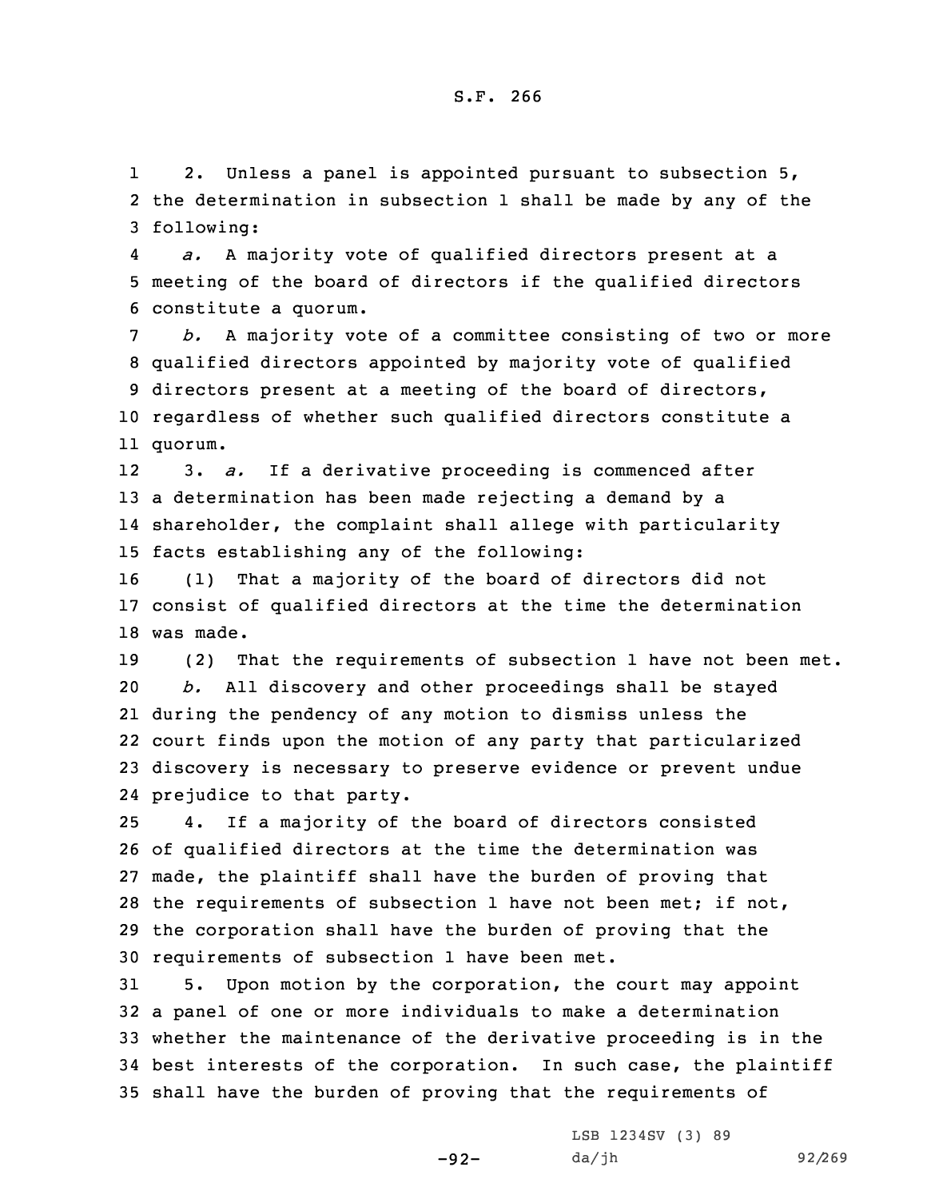2. Unless a panel is appointed pursuant to subsection 5, the determination in subsection 1 shall be made by any of the following:

*a.* A majority vote of qualified directors present at a meeting of the board of directors if the qualified directors constitute a quorum.

*b.* A majority vote of a committee consisting of two or more qualified directors appointed by majority vote of qualified directors present at a meeting of the board of directors, regardless of whether such qualified directors constitute a quorum.

3. *a.* If a derivative proceeding is commenced after a determination has been made rejecting a demand by a shareholder, the complaint shall allege with particularity facts establishing any of the following:

(1) That a majority of the board of directors did not consist of qualified directors at the time the determination was made.

(2) That the requirements of subsection 1 have not been met.

*b.* All discovery and other proceedings shall be stayed during the pendency of any motion to dismiss unless the court finds upon the motion of any party that particularized discovery is necessary to preserve evidence or prevent undue prejudice to that party.

4. If a majority of the board of directors consisted of qualified directors at the time the determination was made, the plaintiff shall have the burden of proving that the requirements of subsection 1 have not been met; if not, the corporation shall have the burden of proving that the requirements of subsection 1 have been met.

5. Upon motion by the corporation, the court may appoint a panel of one or more individuals to make a determination whether the maintenance of the derivative proceeding is in the best interests of the corporation. In such case, the plaintiff shall have the burden of proving that the requirements of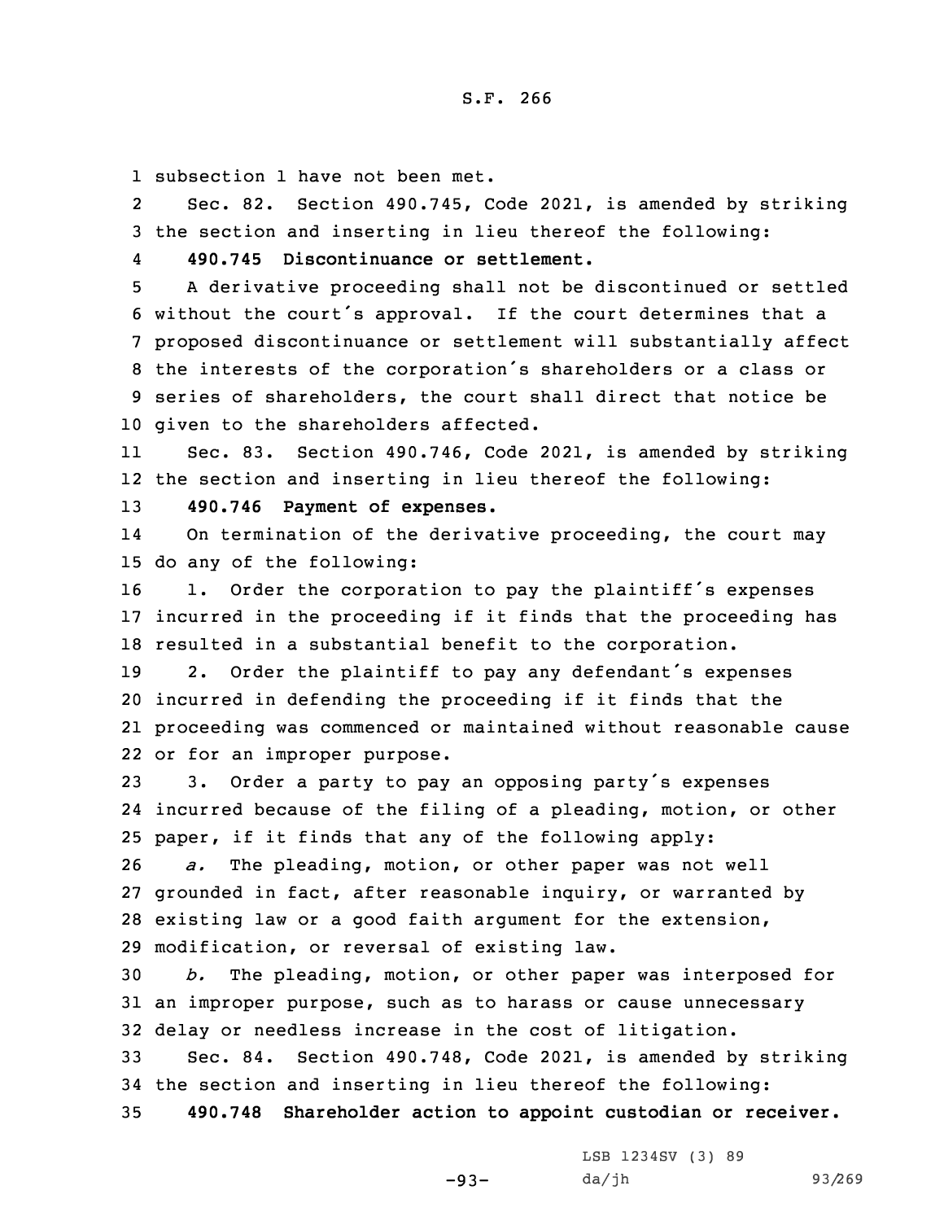subsection 1 have not been met.

Sec. 82. Section 490.745, Code 2021, is amended by striking the section and inserting in lieu thereof the following:

**490.745 Discontinuance or settlement.**

A derivative proceeding shall not be discontinued or settled without the court's approval. If the court determines that a proposed discontinuance or settlement will substantially affect the interests of the corporation's shareholders or a class or series of shareholders, the court shall direct that notice be given to the shareholders affected.

Sec. 83. Section 490.746, Code 2021, is amended by striking the section and inserting in lieu thereof the following:

**490.746 Payment of expenses.**

On termination of the derivative proceeding, the court may do any of the following:

1. Order the corporation to pay the plaintiff's expenses incurred in the proceeding if it finds that the proceeding has resulted in a substantial benefit to the corporation.

2. Order the plaintiff to pay any defendant's expenses incurred in defending the proceeding if it finds that the proceeding was commenced or maintained without reasonable cause or for an improper purpose.

3. Order a party to pay an opposing party's expenses incurred because of the filing of a pleading, motion, or other paper, if it finds that any of the following apply:

*a.* The pleading, motion, or other paper was not well grounded in fact, after reasonable inquiry, or warranted by existing law or a good faith argument for the extension, modification, or reversal of existing law.

*b.* The pleading, motion, or other paper was interposed for an improper purpose, such as to harass or cause unnecessary delay or needless increase in the cost of litigation.

Sec. 84. Section 490.748, Code 2021, is amended by striking the section and inserting in lieu thereof the following:

**490.748 Shareholder action to appoint custodian or receiver.**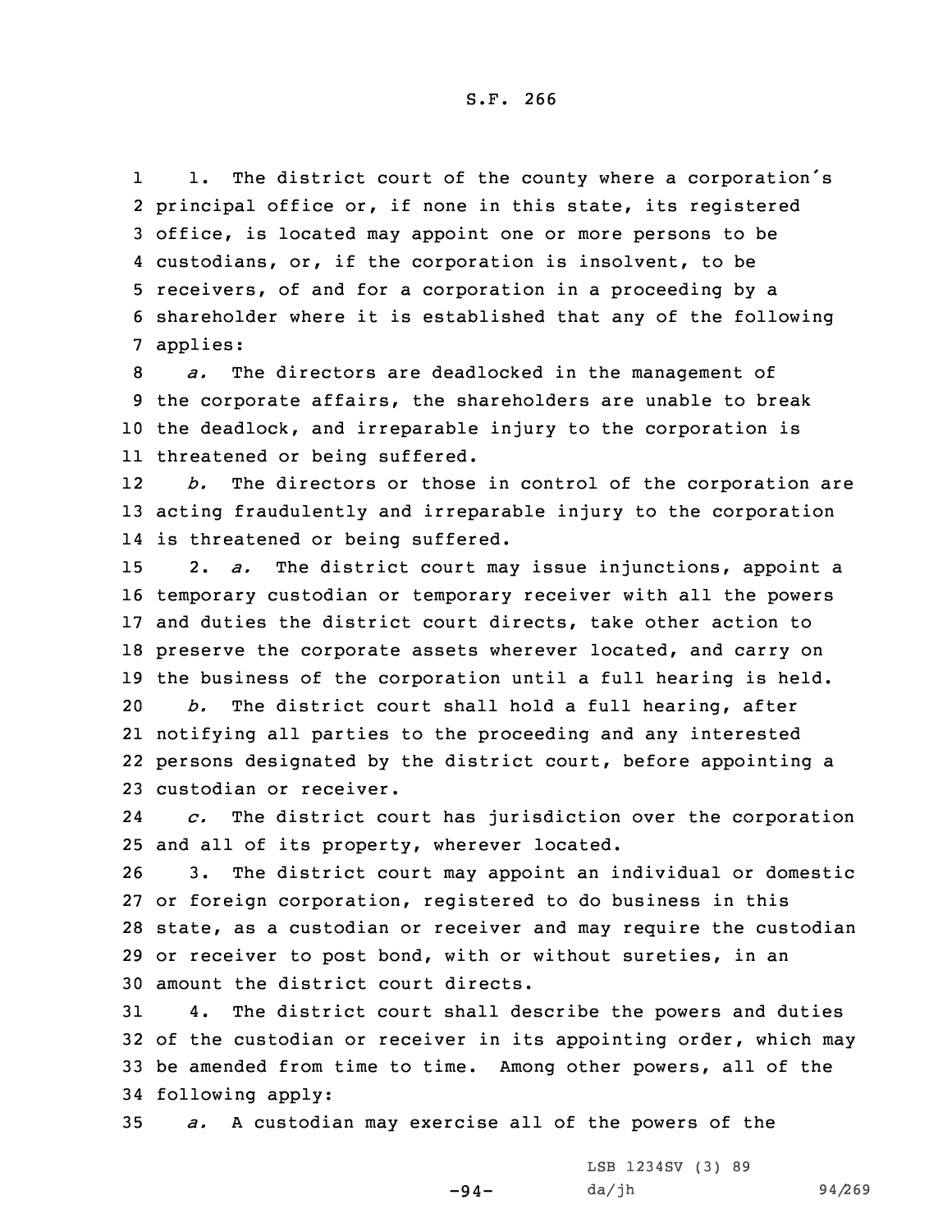1. The district court of the county where a corporation's principal office or, if none in this state, its registered office, is located may appoint one or more persons to be custodians, or, if the corporation is insolvent, to be receivers, of and for a corporation in a proceeding by a shareholder where it is established that any of the following applies:

*a.* The directors are deadlocked in the management of the corporate affairs, the shareholders are unable to break the deadlock, and irreparable injury to the corporation is threatened or being suffered.

*b.* The directors or those in control of the corporation are acting fraudulently and irreparable injury to the corporation is threatened or being suffered.

2. *a.* The district court may issue injunctions, appoint a temporary custodian or temporary receiver with all the powers and duties the district court directs, take other action to preserve the corporate assets wherever located, and carry on the business of the corporation until a full hearing is held.

*b.* The district court shall hold a full hearing, after notifying all parties to the proceeding and any interested persons designated by the district court, before appointing a custodian or receiver.

*c.* The district court has jurisdiction over the corporation and all of its property, wherever located.

3. The district court may appoint an individual or domestic or foreign corporation, registered to do business in this state, as a custodian or receiver and may require the custodian or receiver to post bond, with or without sureties, in an amount the district court directs.

4. The district court shall describe the powers and duties of the custodian or receiver in its appointing order, which may be amended from time to time. Among other powers, all of the following apply:

*a.* A custodian may exercise all of the powers of the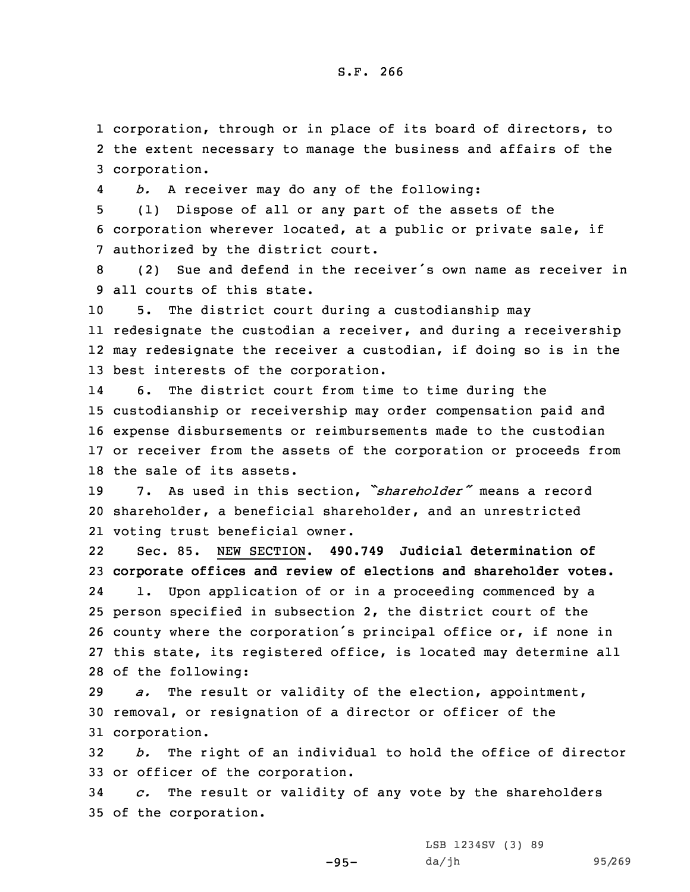corporation, through or in place of its board of directors, to the extent necessary to manage the business and affairs of the corporation.

*b.* A receiver may do any of the following:

(1) Dispose of all or any part of the assets of the corporation wherever located, at a public or private sale, if authorized by the district court.

(2) Sue and defend in the receiver's own name as receiver in all courts of this state.

5. The district court during a custodianship may redesignate the custodian a receiver, and during a receivership may redesignate the receiver a custodian, if doing so is in the best interests of the corporation.

6. The district court from time to time during the custodianship or receivership may order compensation paid and expense disbursements or reimbursements made to the custodian or receiver from the assets of the corporation or proceeds from the sale of its assets.

7. As used in this section, *"shareholder"* means a record shareholder, a beneficial shareholder, and an unrestricted voting trust beneficial owner.

Sec. 85. NEW SECTION. **490.749 Judicial determination of corporate offices and review of elections and shareholder votes.**

1. Upon application of or in a proceeding commenced by a person specified in subsection 2, the district court of the county where the corporation's principal office or, if none in this state, its registered office, is located may determine all of the following:

*a.* The result or validity of the election, appointment, removal, or resignation of a director or officer of the corporation.

*b.* The right of an individual to hold the office of director or officer of the corporation.

*c.* The result or validity of any vote by the shareholders of the corporation.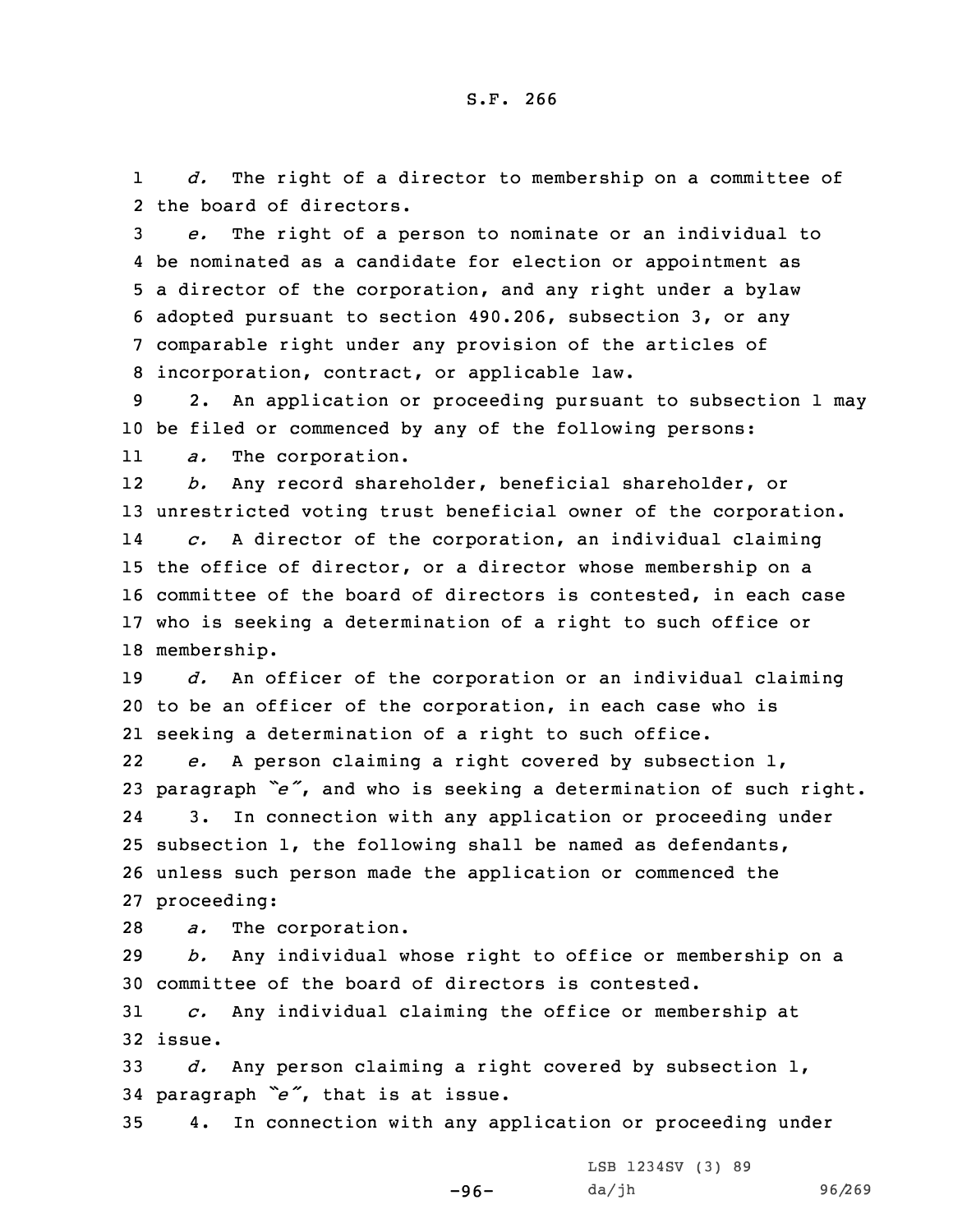*d.* The right of a director to membership on a committee of the board of directors.

*e.* The right of a person to nominate or an individual to be nominated as a candidate for election or appointment as a director of the corporation, and any right under a bylaw adopted pursuant to section 490.206, subsection 3, or any comparable right under any provision of the articles of incorporation, contract, or applicable law.

2. An application or proceeding pursuant to subsection 1 may be filed or commenced by any of the following persons:

*a.* The corporation.

*b.* Any record shareholder, beneficial shareholder, or unrestricted voting trust beneficial owner of the corporation.

*c.* A director of the corporation, an individual claiming the office of director, or a director whose membership on a committee of the board of directors is contested, in each case who is seeking a determination of a right to such office or membership.

*d.* An officer of the corporation or an individual claiming to be an officer of the corporation, in each case who is seeking a determination of a right to such office.

*e.* A person claiming a right covered by subsection 1, paragraph *"e"*, and who is seeking a determination of such right.

3. In connection with any application or proceeding under subsection 1, the following shall be named as defendants, unless such person made the application or commenced the proceeding:

*a.* The corporation.

*b.* Any individual whose right to office or membership on a committee of the board of directors is contested.

*c.* Any individual claiming the office or membership at issue.

*d.* Any person claiming a right covered by subsection 1, paragraph *"e"*, that is at issue.

4. In connection with any application or proceeding under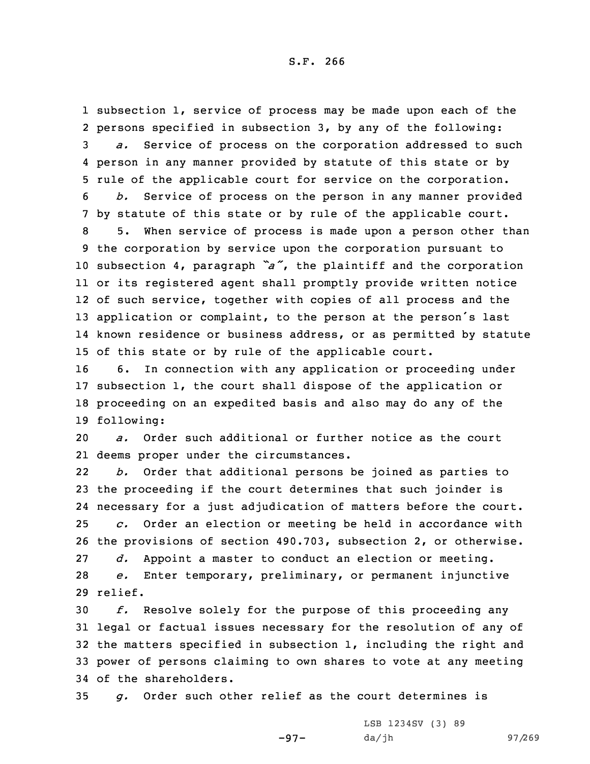subsection 1, service of process may be made upon each of the persons specified in subsection 3, by any of the following:

*a.* Service of process on the corporation addressed to such person in any manner provided by statute of this state or by rule of the applicable court for service on the corporation.

*b.* Service of process on the person in any manner provided by statute of this state or by rule of the applicable court.

5. When service of process is made upon a person other than the corporation by service upon the corporation pursuant to subsection 4, paragraph *"a"*, the plaintiff and the corporation or its registered agent shall promptly provide written notice of such service, together with copies of all process and the application or complaint, to the person at the person's last known residence or business address, or as permitted by statute of this state or by rule of the applicable court.

6. In connection with any application or proceeding under subsection 1, the court shall dispose of the application or proceeding on an expedited basis and also may do any of the following:

*a.* Order such additional or further notice as the court deems proper under the circumstances.

*b.* Order that additional persons be joined as parties to the proceeding if the court determines that such joinder is necessary for a just adjudication of matters before the court.

*c.* Order an election or meeting be held in accordance with the provisions of section 490.703, subsection 2, or otherwise.

*d.* Appoint a master to conduct an election or meeting.

*e.* Enter temporary, preliminary, or permanent injunctive relief.

*f.* Resolve solely for the purpose of this proceeding any legal or factual issues necessary for the resolution of any of the matters specified in subsection 1, including the right and power of persons claiming to own shares to vote at any meeting of the shareholders.

*g.* Order such other relief as the court determines is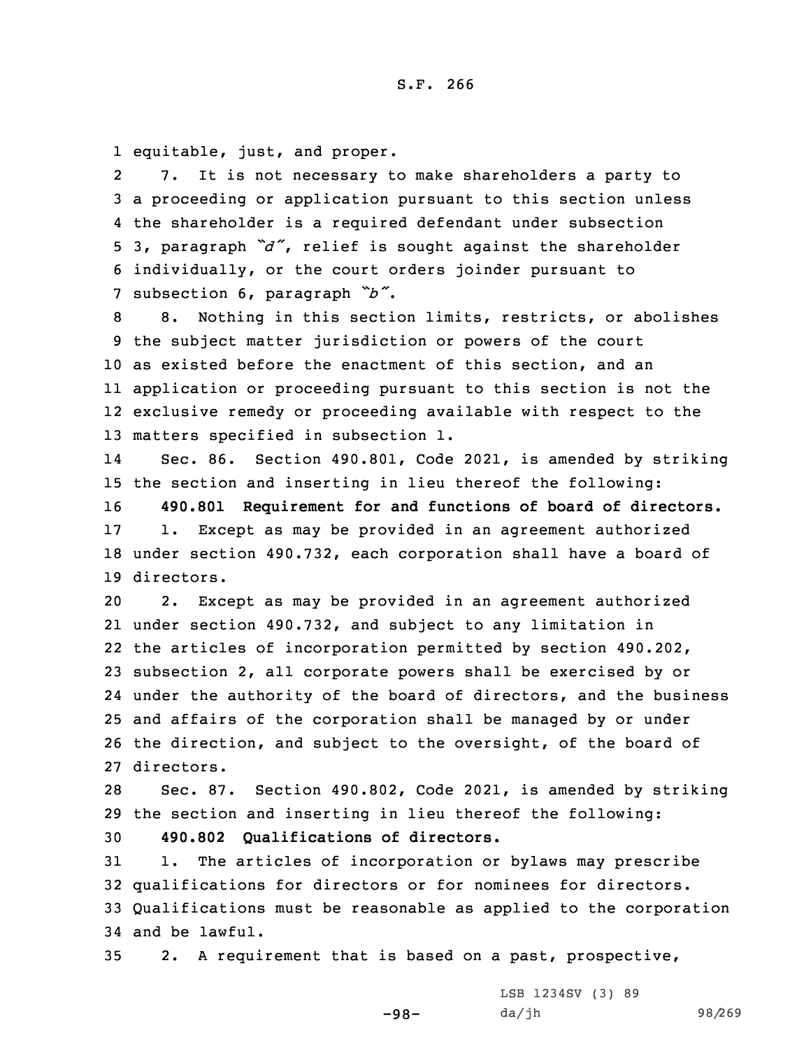equitable, just, and proper.

7. It is not necessary to make shareholders a party to a proceeding or application pursuant to this section unless the shareholder is a required defendant under subsection 3, paragraph *"d"*, relief is sought against the shareholder individually, or the court orders joinder pursuant to subsection 6, paragraph *"b"*.

8. Nothing in this section limits, restricts, or abolishes the subject matter jurisdiction or powers of the court as existed before the enactment of this section, and an application or proceeding pursuant to this section is not the exclusive remedy or proceeding available with respect to the matters specified in subsection 1.

Sec. 86. Section 490.801, Code 2021, is amended by striking the section and inserting in lieu thereof the following:

**490.801 Requirement for and functions of board of directors.**

1. Except as may be provided in an agreement authorized under section 490.732, each corporation shall have a board of directors.

2. Except as may be provided in an agreement authorized under section 490.732, and subject to any limitation in the articles of incorporation permitted by section 490.202, subsection 2, all corporate powers shall be exercised by or under the authority of the board of directors, and the business and affairs of the corporation shall be managed by or under the direction, and subject to the oversight, of the board of directors.

Sec. 87. Section 490.802, Code 2021, is amended by striking the section and inserting in lieu thereof the following:

**490.802 Qualifications of directors.**

1. The articles of incorporation or bylaws may prescribe qualifications for directors or for nominees for directors. Qualifications must be reasonable as applied to the corporation and be lawful.

2. A requirement that is based on a past, prospective,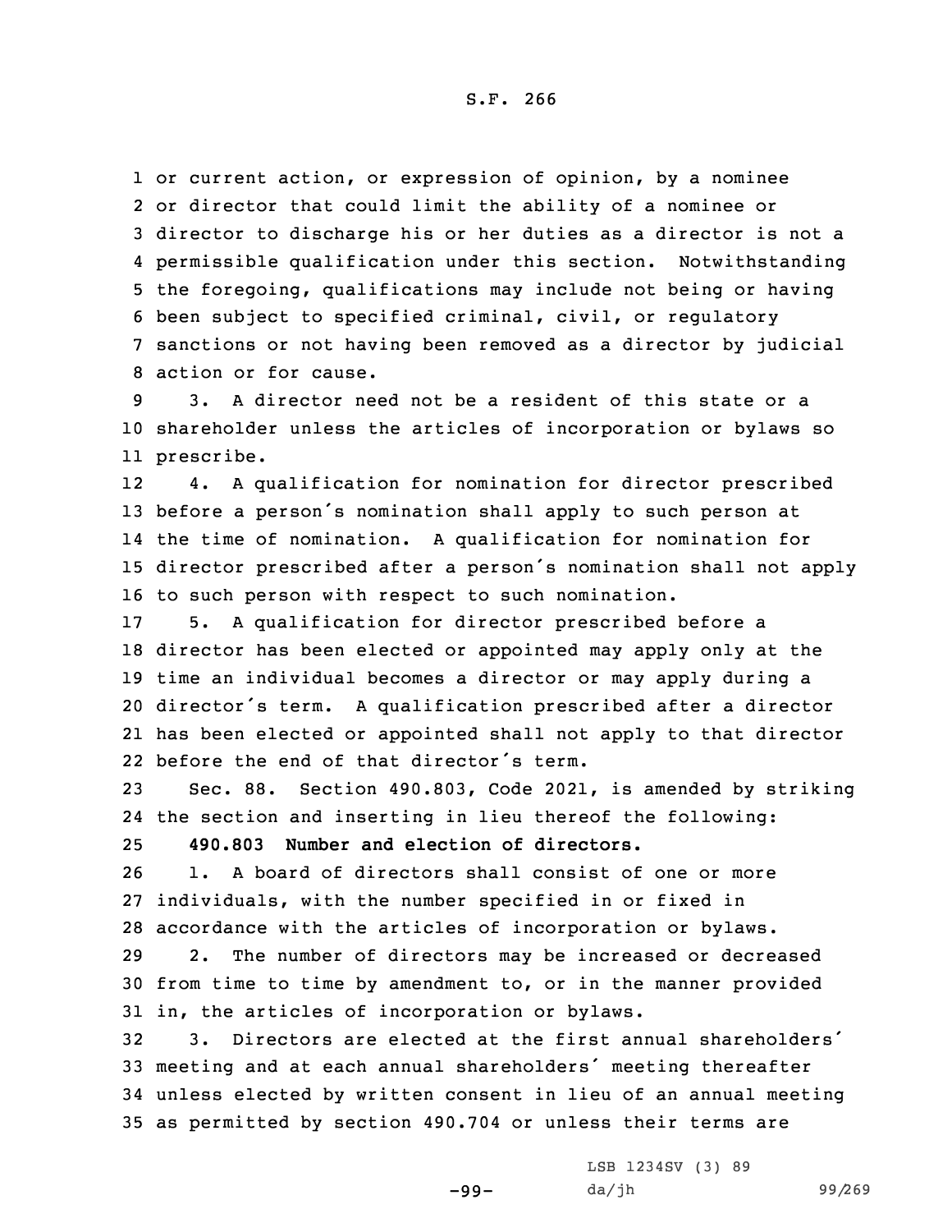or current action, or expression of opinion, by a nominee or director that could limit the ability of a nominee or director to discharge his or her duties as a director is not a permissible qualification under this section. Notwithstanding the foregoing, qualifications may include not being or having been subject to specified criminal, civil, or regulatory sanctions or not having been removed as a director by judicial action or for cause.

3. A director need not be a resident of this state or a shareholder unless the articles of incorporation or bylaws so prescribe.

4. A qualification for nomination for director prescribed before a person's nomination shall apply to such person at the time of nomination. A qualification for nomination for director prescribed after a person's nomination shall not apply to such person with respect to such nomination.

5. A qualification for director prescribed before a director has been elected or appointed may apply only at the time an individual becomes a director or may apply during a director's term. A qualification prescribed after a director has been elected or appointed shall not apply to that director before the end of that director's term.

Sec. 88. Section 490.803, Code 2021, is amended by striking the section and inserting in lieu thereof the following:

**490.803 Number and election of directors.**

1. A board of directors shall consist of one or more individuals, with the number specified in or fixed in accordance with the articles of incorporation or bylaws.

2. The number of directors may be increased or decreased from time to time by amendment to, or in the manner provided in, the articles of incorporation or bylaws.

3. Directors are elected at the first annual shareholders' meeting and at each annual shareholders' meeting thereafter unless elected by written consent in lieu of an annual meeting as permitted by section 490.704 or unless their terms are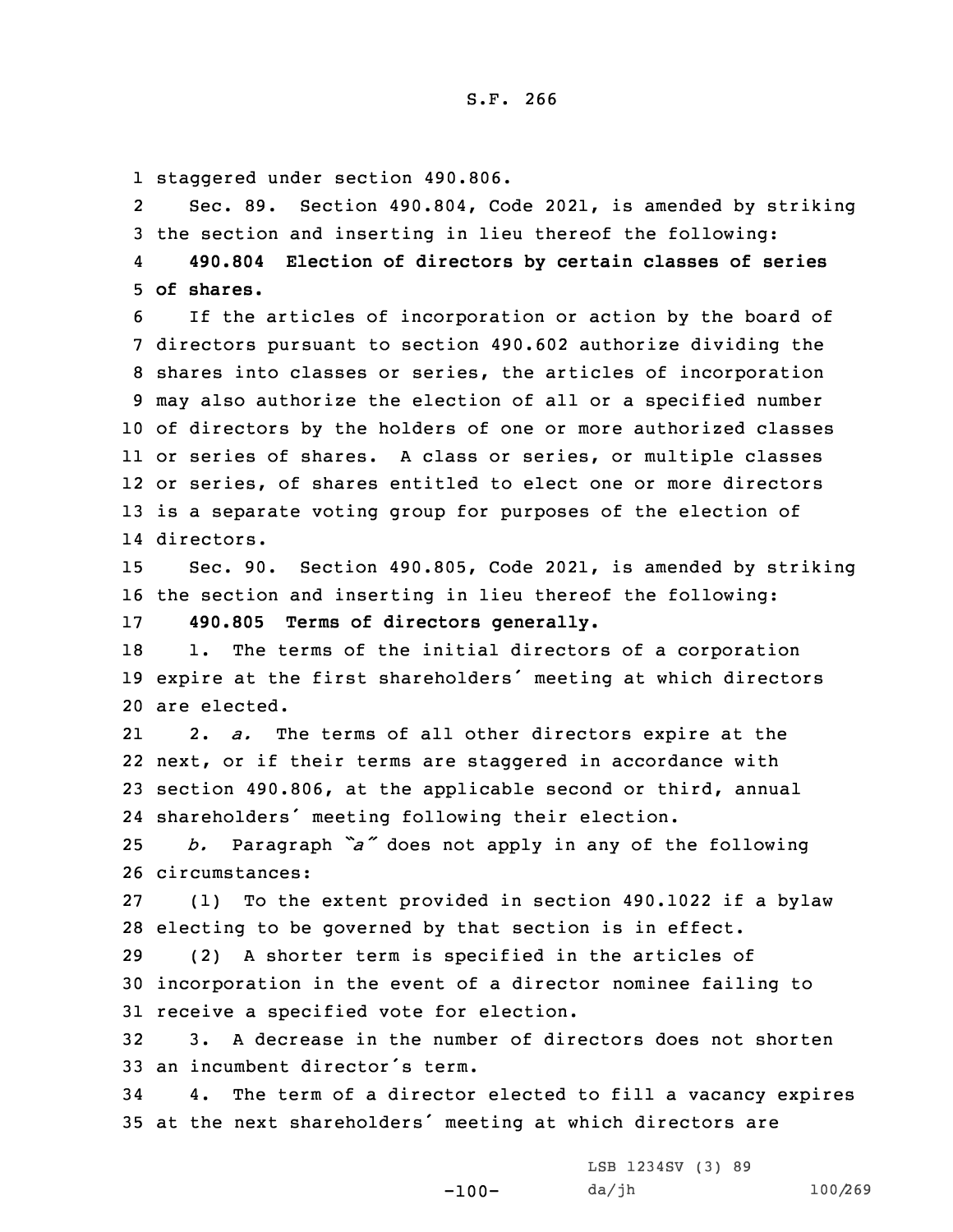staggered under section 490.806.

Sec. 89. Section 490.804, Code 2021, is amended by striking the section and inserting in lieu thereof the following:

**490.804 Election of directors by certain classes of series of shares.**

If the articles of incorporation or action by the board of directors pursuant to section 490.602 authorize dividing the shares into classes or series, the articles of incorporation may also authorize the election of all or a specified number of directors by the holders of one or more authorized classes or series of shares. A class or series, or multiple classes or series, of shares entitled to elect one or more directors is a separate voting group for purposes of the election of directors.

Sec. 90. Section 490.805, Code 2021, is amended by striking the section and inserting in lieu thereof the following:

**490.805 Terms of directors generally.**

1. The terms of the initial directors of a corporation expire at the first shareholders' meeting at which directors are elected.

2. *a.* The terms of all other directors expire at the next, or if their terms are staggered in accordance with section 490.806, at the applicable second or third, annual shareholders' meeting following their election.

*b.* Paragraph *"a"* does not apply in any of the following circumstances:

(1) To the extent provided in section 490.1022 if a bylaw electing to be governed by that section is in effect.

(2) A shorter term is specified in the articles of incorporation in the event of a director nominee failing to receive a specified vote for election.

3. A decrease in the number of directors does not shorten an incumbent director's term.

4. The term of a director elected to fill a vacancy expires at the next shareholders' meeting at which directors are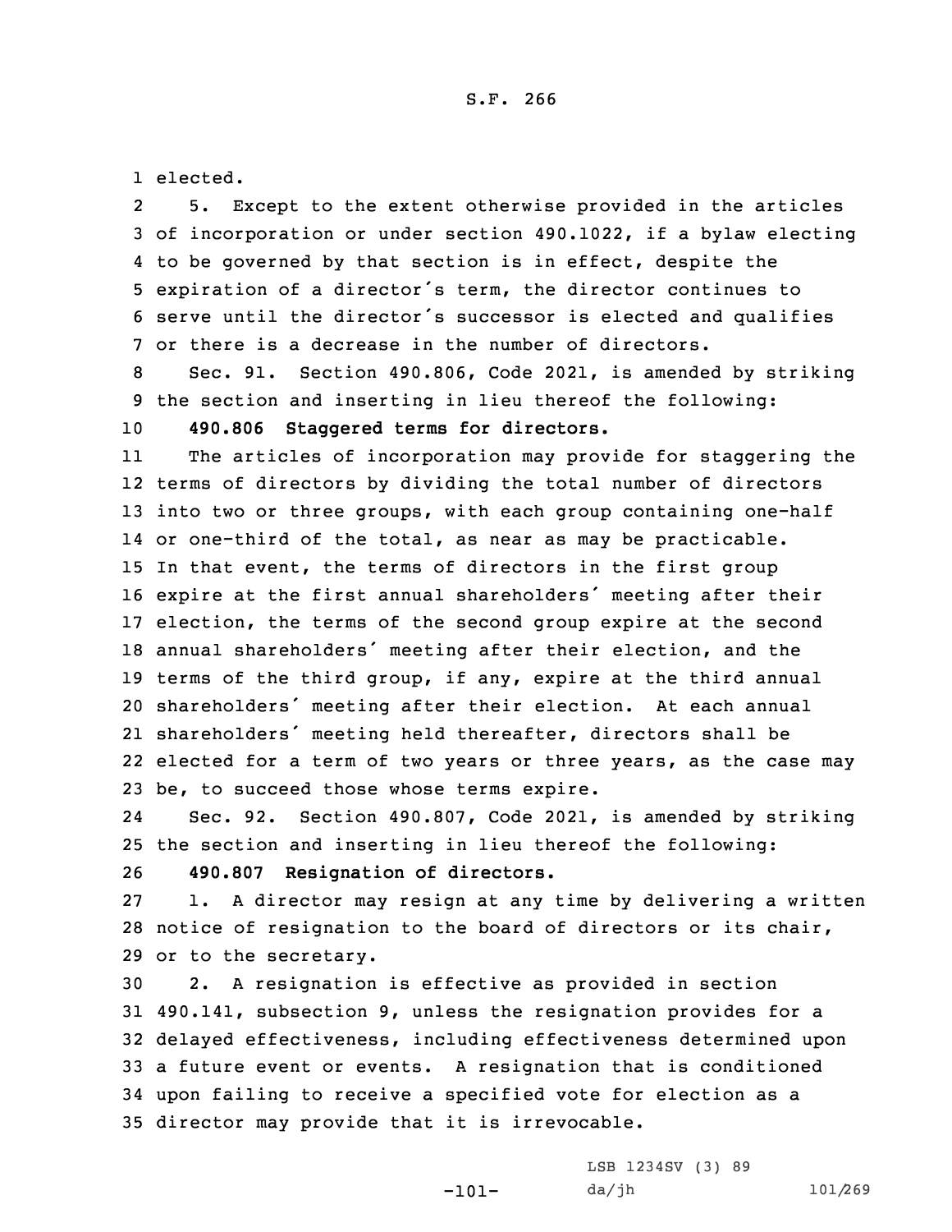elected.

5. Except to the extent otherwise provided in the articles of incorporation or under section 490.1022, if a bylaw electing to be governed by that section is in effect, despite the expiration of a director's term, the director continues to serve until the director's successor is elected and qualifies or there is a decrease in the number of directors.

Sec. 91. Section 490.806, Code 2021, is amended by striking the section and inserting in lieu thereof the following:

**490.806 Staggered terms for directors.**

The articles of incorporation may provide for staggering the terms of directors by dividing the total number of directors into two or three groups, with each group containing one-half or one-third of the total, as near as may be practicable. In that event, the terms of directors in the first group expire at the first annual shareholders' meeting after their election, the terms of the second group expire at the second annual shareholders' meeting after their election, and the terms of the third group, if any, expire at the third annual shareholders' meeting after their election. At each annual shareholders' meeting held thereafter, directors shall be elected for a term of two years or three years, as the case may be, to succeed those whose terms expire.

Sec. 92. Section 490.807, Code 2021, is amended by striking the section and inserting in lieu thereof the following:

**490.807 Resignation of directors.**

1. A director may resign at any time by delivering a written notice of resignation to the board of directors or its chair, or to the secretary.

2. A resignation is effective as provided in section 490.141, subsection 9, unless the resignation provides for a delayed effectiveness, including effectiveness determined upon a future event or events. A resignation that is conditioned upon failing to receive a specified vote for election as a director may provide that it is irrevocable.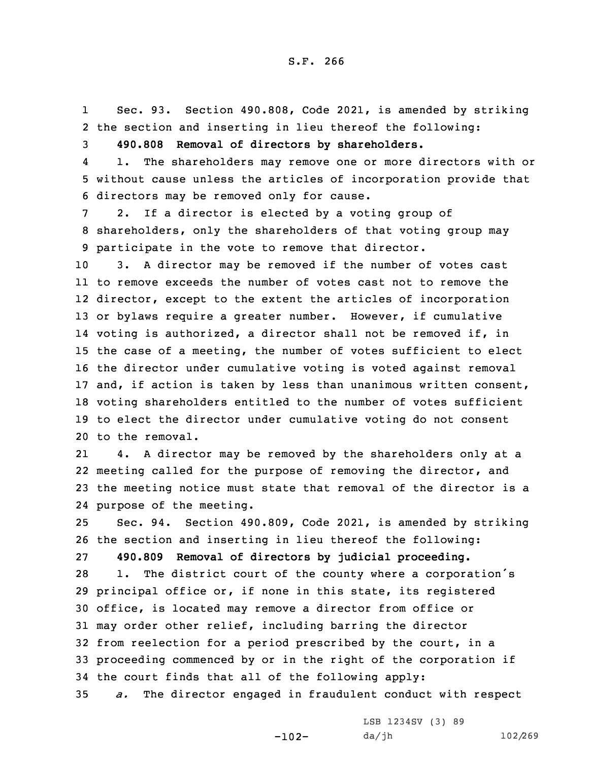Sec. 93. Section 490.808, Code 2021, is amended by striking the section and inserting in lieu thereof the following:

**490.808 Removal of directors by shareholders.**

1. The shareholders may remove one or more directors with or without cause unless the articles of incorporation provide that directors may be removed only for cause.

2. If a director is elected by a voting group of shareholders, only the shareholders of that voting group may participate in the vote to remove that director.

3. A director may be removed if the number of votes cast to remove exceeds the number of votes cast not to remove the director, except to the extent the articles of incorporation or bylaws require a greater number. However, if cumulative voting is authorized, a director shall not be removed if, in the case of a meeting, the number of votes sufficient to elect the director under cumulative voting is voted against removal and, if action is taken by less than unanimous written consent, voting shareholders entitled to the number of votes sufficient to elect the director under cumulative voting do not consent to the removal.

4. A director may be removed by the shareholders only at a meeting called for the purpose of removing the director, and the meeting notice must state that removal of the director is a purpose of the meeting.

Sec. 94. Section 490.809, Code 2021, is amended by striking the section and inserting in lieu thereof the following:

**490.809 Removal of directors by judicial proceeding.**

1. The district court of the county where a corporation's principal office or, if none in this state, its registered office, is located may remove a director from office or may order other relief, including barring the director from reelection for a period prescribed by the court, in a proceeding commenced by or in the right of the corporation if the court finds that all of the following apply:

*a.* The director engaged in fraudulent conduct with respect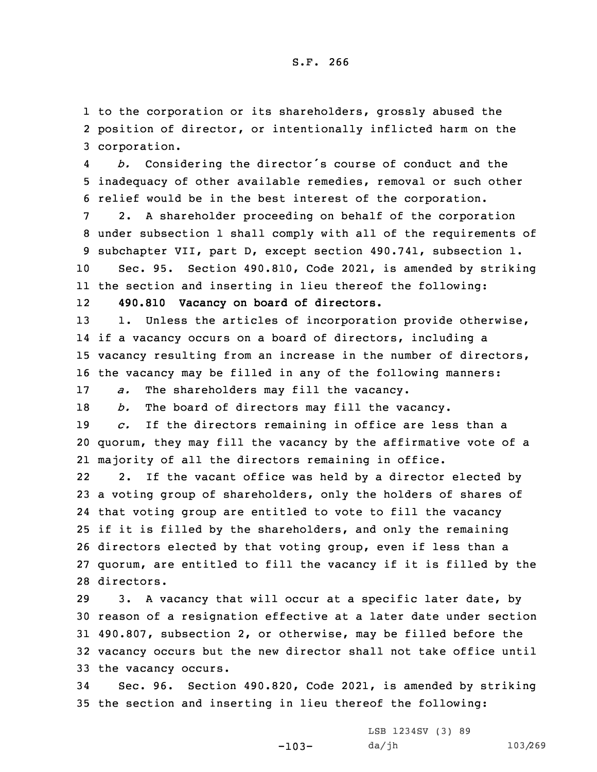to the corporation or its shareholders, grossly abused the position of director, or intentionally inflicted harm on the corporation.

*b.* Considering the director's course of conduct and the inadequacy of other available remedies, removal or such other relief would be in the best interest of the corporation.

2. A shareholder proceeding on behalf of the corporation under subsection 1 shall comply with all of the requirements of subchapter VII, part D, except section 490.741, subsection 1.

Sec. 95. Section 490.810, Code 2021, is amended by striking the section and inserting in lieu thereof the following:

**490.810 Vacancy on board of directors.**

1. Unless the articles of incorporation provide otherwise, if a vacancy occurs on a board of directors, including a vacancy resulting from an increase in the number of directors, the vacancy may be filled in any of the following manners:

*a.* The shareholders may fill the vacancy.

*b.* The board of directors may fill the vacancy.

*c.* If the directors remaining in office are less than a quorum, they may fill the vacancy by the affirmative vote of a majority of all the directors remaining in office.

2. If the vacant office was held by a director elected by a voting group of shareholders, only the holders of shares of that voting group are entitled to vote to fill the vacancy if it is filled by the shareholders, and only the remaining directors elected by that voting group, even if less than a quorum, are entitled to fill the vacancy if it is filled by the directors.

3. A vacancy that will occur at a specific later date, by reason of a resignation effective at a later date under section 490.807, subsection 2, or otherwise, may be filled before the vacancy occurs but the new director shall not take office until the vacancy occurs.

Sec. 96. Section 490.820, Code 2021, is amended by striking the section and inserting in lieu thereof the following: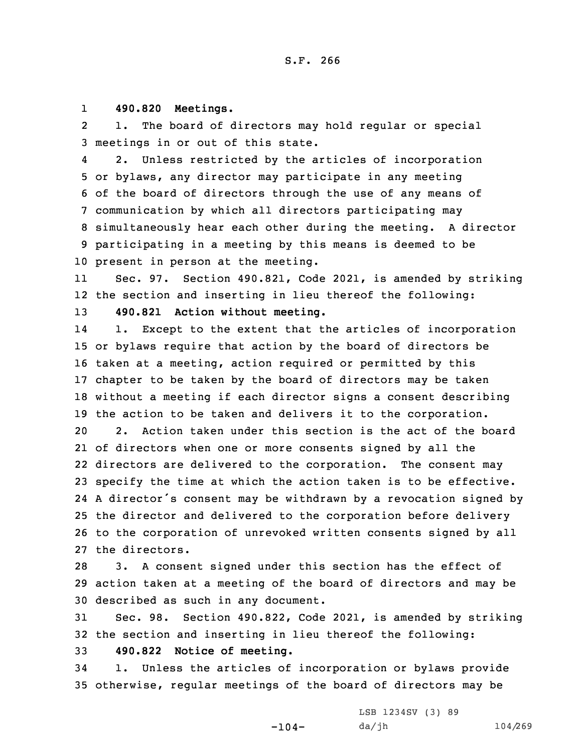**490.820 Meetings.**

1. The board of directors may hold regular or special meetings in or out of this state.

2. Unless restricted by the articles of incorporation or bylaws, any director may participate in any meeting of the board of directors through the use of any means of communication by which all directors participating may simultaneously hear each other during the meeting. A director participating in a meeting by this means is deemed to be present in person at the meeting.

Sec. 97. Section 490.821, Code 2021, is amended by striking the section and inserting in lieu thereof the following:

**490.821 Action without meeting.**

1. Except to the extent that the articles of incorporation or bylaws require that action by the board of directors be taken at a meeting, action required or permitted by this chapter to be taken by the board of directors may be taken without a meeting if each director signs a consent describing the action to be taken and delivers it to the corporation.

2. Action taken under this section is the act of the board of directors when one or more consents signed by all the directors are delivered to the corporation. The consent may specify the time at which the action taken is to be effective. A director's consent may be withdrawn by a revocation signed by the director and delivered to the corporation before delivery to the corporation of unrevoked written consents signed by all the directors.

3. A consent signed under this section has the effect of action taken at a meeting of the board of directors and may be described as such in any document.

Sec. 98. Section 490.822, Code 2021, is amended by striking the section and inserting in lieu thereof the following:

**490.822 Notice of meeting.**

1. Unless the articles of incorporation or bylaws provide otherwise, regular meetings of the board of directors may be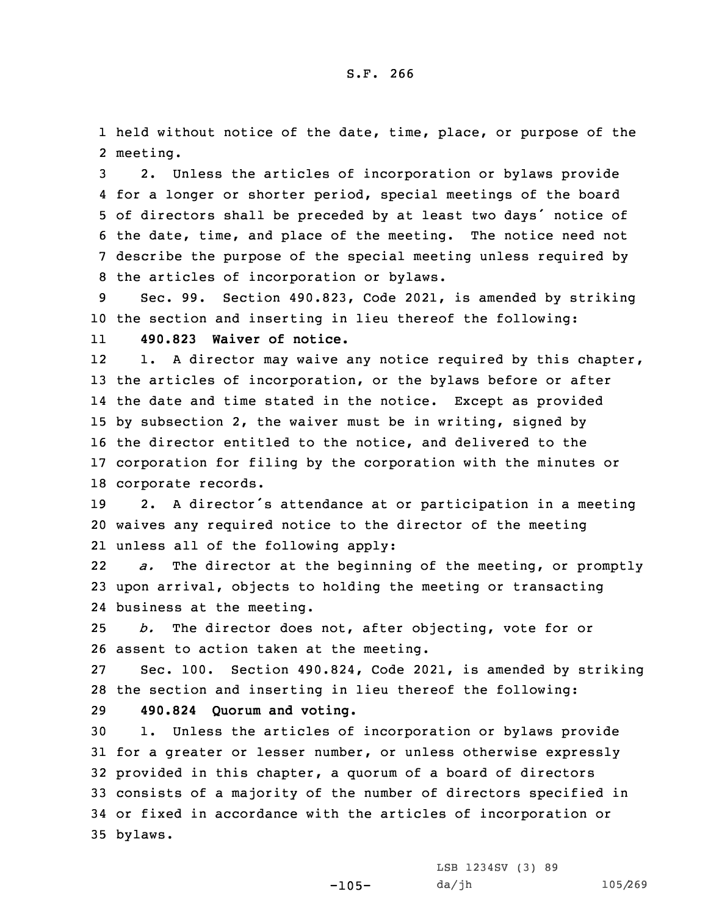held without notice of the date, time, place, or purpose of the meeting.

2. Unless the articles of incorporation or bylaws provide for a longer or shorter period, special meetings of the board of directors shall be preceded by at least two days' notice of the date, time, and place of the meeting. The notice need not describe the purpose of the special meeting unless required by the articles of incorporation or bylaws.

Sec. 99. Section 490.823, Code 2021, is amended by striking the section and inserting in lieu thereof the following:

**490.823 Waiver of notice.**

1. A director may waive any notice required by this chapter, the articles of incorporation, or the bylaws before or after the date and time stated in the notice. Except as provided by subsection 2, the waiver must be in writing, signed by the director entitled to the notice, and delivered to the corporation for filing by the corporation with the minutes or corporate records.

2. A director's attendance at or participation in a meeting waives any required notice to the director of the meeting unless all of the following apply:

*a.* The director at the beginning of the meeting, or promptly upon arrival, objects to holding the meeting or transacting business at the meeting.

*b.* The director does not, after objecting, vote for or assent to action taken at the meeting.

Sec. 100. Section 490.824, Code 2021, is amended by striking the section and inserting in lieu thereof the following:

**490.824 Quorum and voting.**

1. Unless the articles of incorporation or bylaws provide for a greater or lesser number, or unless otherwise expressly provided in this chapter, a quorum of a board of directors consists of a majority of the number of directors specified in or fixed in accordance with the articles of incorporation or bylaws.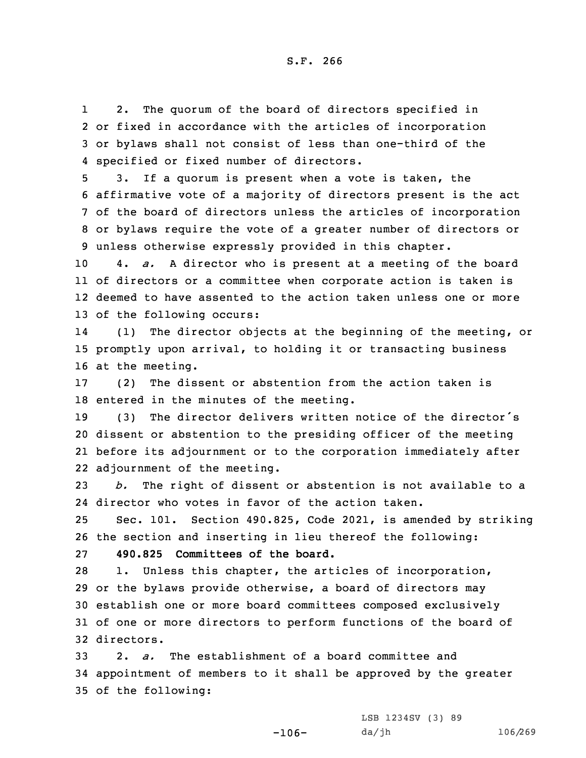2. The quorum of the board of directors specified in or fixed in accordance with the articles of incorporation or bylaws shall not consist of less than one-third of the specified or fixed number of directors.

3. If a quorum is present when a vote is taken, the affirmative vote of a majority of directors present is the act of the board of directors unless the articles of incorporation or bylaws require the vote of a greater number of directors or unless otherwise expressly provided in this chapter.

4. *a.* A director who is present at a meeting of the board of directors or a committee when corporate action is taken is deemed to have assented to the action taken unless one or more of the following occurs:

(1) The director objects at the beginning of the meeting, or promptly upon arrival, to holding it or transacting business at the meeting.

(2) The dissent or abstention from the action taken is entered in the minutes of the meeting.

(3) The director delivers written notice of the director's dissent or abstention to the presiding officer of the meeting before its adjournment or to the corporation immediately after adjournment of the meeting.

*b.* The right of dissent or abstention is not available to a director who votes in favor of the action taken.

Sec. 101. Section 490.825, Code 2021, is amended by striking the section and inserting in lieu thereof the following:

**490.825 Committees of the board.**

1. Unless this chapter, the articles of incorporation, or the bylaws provide otherwise, a board of directors may establish one or more board committees composed exclusively of one or more directors to perform functions of the board of directors.

2. *a.* The establishment of a board committee and appointment of members to it shall be approved by the greater of the following: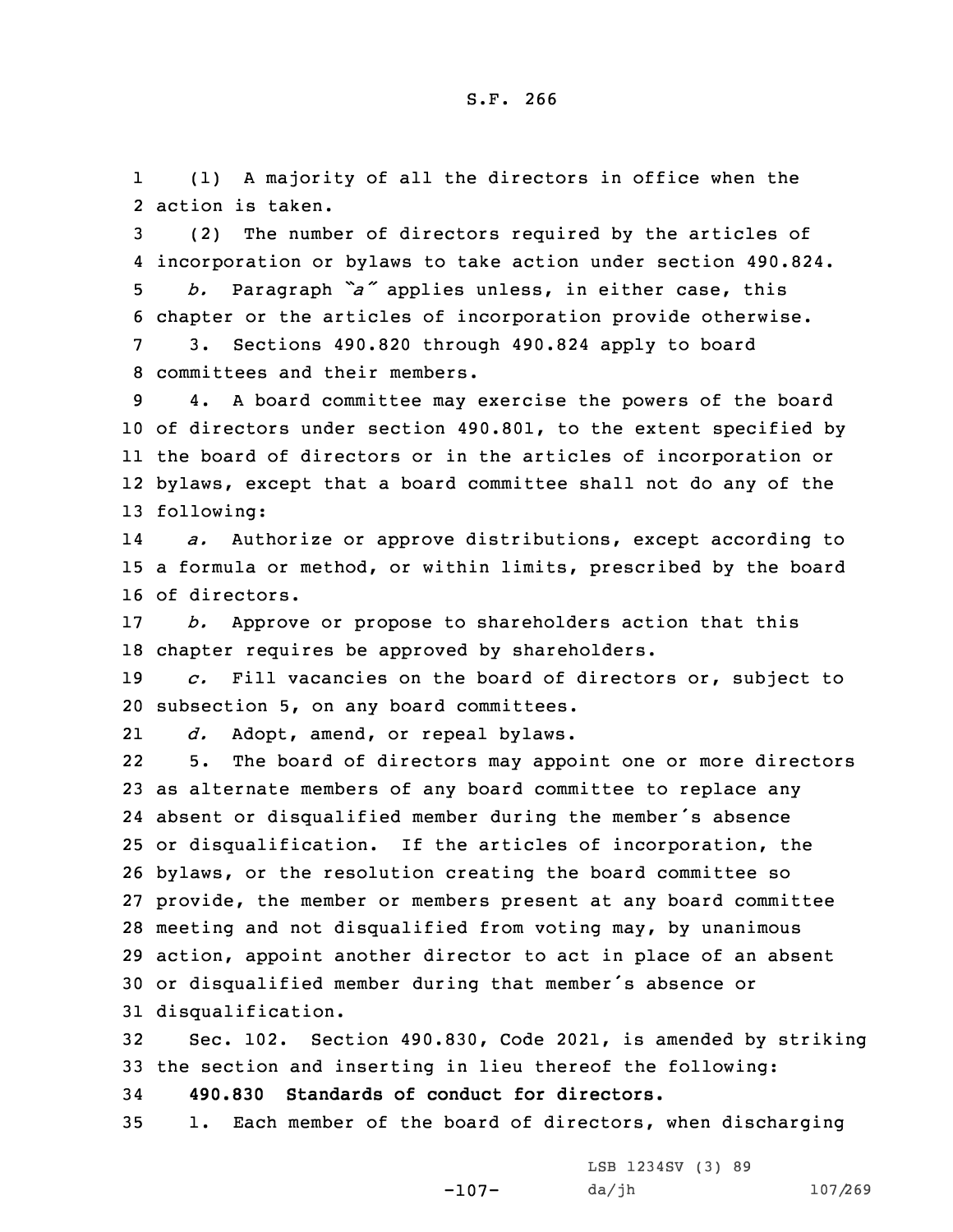(1) A majority of all the directors in office when the action is taken.

(2) The number of directors required by the articles of incorporation or bylaws to take action under section 490.824.

*b.* Paragraph *"a"* applies unless, in either case, this chapter or the articles of incorporation provide otherwise.

3. Sections 490.820 through 490.824 apply to board committees and their members.

4. A board committee may exercise the powers of the board of directors under section 490.801, to the extent specified by the board of directors or in the articles of incorporation or bylaws, except that a board committee shall not do any of the following:

*a.* Authorize or approve distributions, except according to a formula or method, or within limits, prescribed by the board of directors.

*b.* Approve or propose to shareholders action that this chapter requires be approved by shareholders.

*c.* Fill vacancies on the board of directors or, subject to subsection 5, on any board committees.

*d.* Adopt, amend, or repeal bylaws.

5. The board of directors may appoint one or more directors as alternate members of any board committee to replace any absent or disqualified member during the member's absence or disqualification. If the articles of incorporation, the bylaws, or the resolution creating the board committee so provide, the member or members present at any board committee meeting and not disqualified from voting may, by unanimous action, appoint another director to act in place of an absent or disqualified member during that member's absence or disqualification.

Sec. 102. Section 490.830, Code 2021, is amended by striking the section and inserting in lieu thereof the following:

**490.830 Standards of conduct for directors.**

1. Each member of the board of directors, when discharging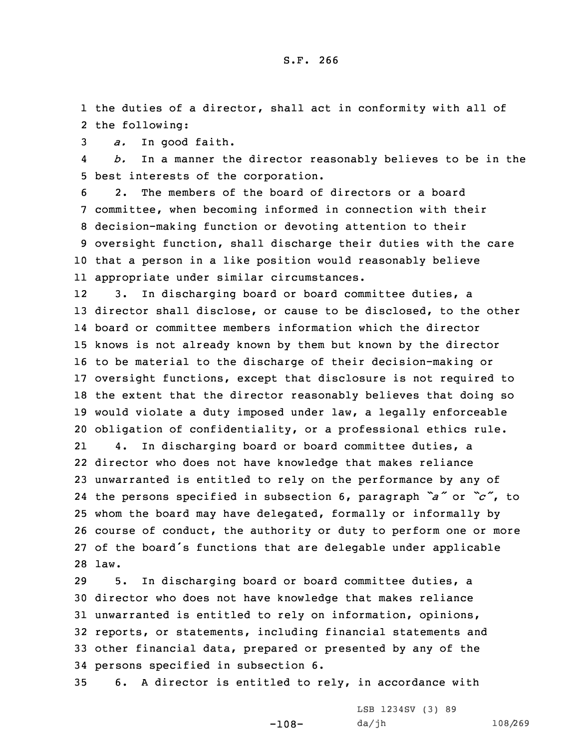the duties of a director, shall act in conformity with all of the following:

*a.* In good faith.

*b.* In a manner the director reasonably believes to be in the best interests of the corporation.

2. The members of the board of directors or a board committee, when becoming informed in connection with their decision-making function or devoting attention to their oversight function, shall discharge their duties with the care that a person in a like position would reasonably believe appropriate under similar circumstances.

3. In discharging board or board committee duties, a director shall disclose, or cause to be disclosed, to the other board or committee members information which the director knows is not already known by them but known by the director to be material to the discharge of their decision-making or oversight functions, except that disclosure is not required to the extent that the director reasonably believes that doing so would violate a duty imposed under law, a legally enforceable obligation of confidentiality, or a professional ethics rule.

4. In discharging board or board committee duties, a director who does not have knowledge that makes reliance unwarranted is entitled to rely on the performance by any of the persons specified in subsection 6, paragraph *"a"* or *"c"*, to whom the board may have delegated, formally or informally by course of conduct, the authority or duty to perform one or more of the board's functions that are delegable under applicable law.

5. In discharging board or board committee duties, a director who does not have knowledge that makes reliance unwarranted is entitled to rely on information, opinions, reports, or statements, including financial statements and other financial data, prepared or presented by any of the persons specified in subsection 6.

6. A director is entitled to rely, in accordance with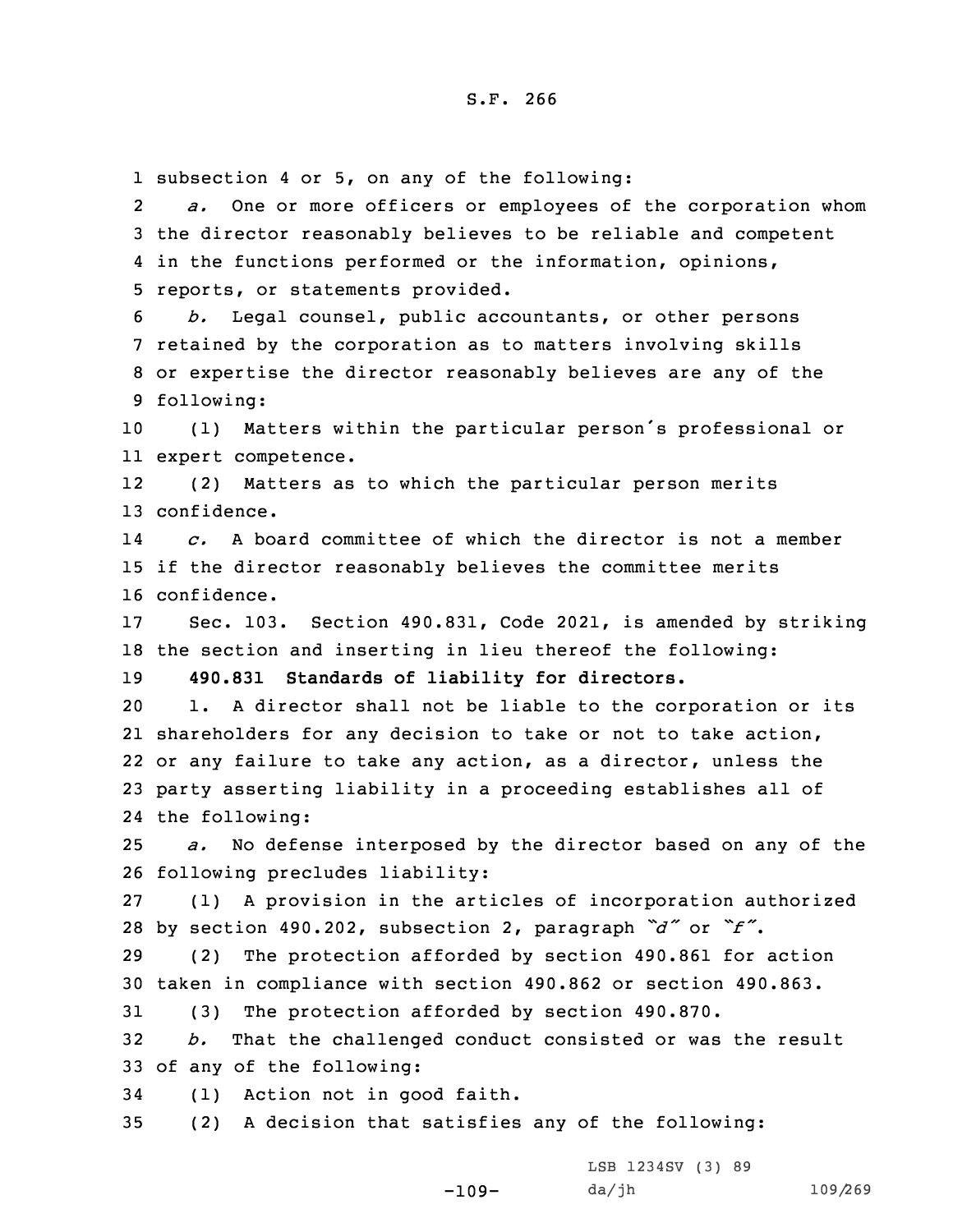subsection 4 or 5, on any of the following:

*a.* One or more officers or employees of the corporation whom the director reasonably believes to be reliable and competent in the functions performed or the information, opinions, reports, or statements provided.

*b.* Legal counsel, public accountants, or other persons retained by the corporation as to matters involving skills or expertise the director reasonably believes are any of the following:

(1) Matters within the particular person's professional or expert competence.

(2) Matters as to which the particular person merits confidence.

*c.* A board committee of which the director is not a member if the director reasonably believes the committee merits confidence.

Sec. 103. Section 490.831, Code 2021, is amended by striking the section and inserting in lieu thereof the following:

**490.831 Standards of liability for directors.**

1. A director shall not be liable to the corporation or its shareholders for any decision to take or not to take action, or any failure to take any action, as a director, unless the party asserting liability in a proceeding establishes all of the following:

*a.* No defense interposed by the director based on any of the following precludes liability:

(1) A provision in the articles of incorporation authorized by section 490.202, subsection 2, paragraph *"d"* or *"f"*.

(2) The protection afforded by section 490.861 for action taken in compliance with section 490.862 or section 490.863.

(3) The protection afforded by section 490.870.

*b.* That the challenged conduct consisted or was the result of any of the following:

(1) Action not in good faith.

(2) A decision that satisfies any of the following: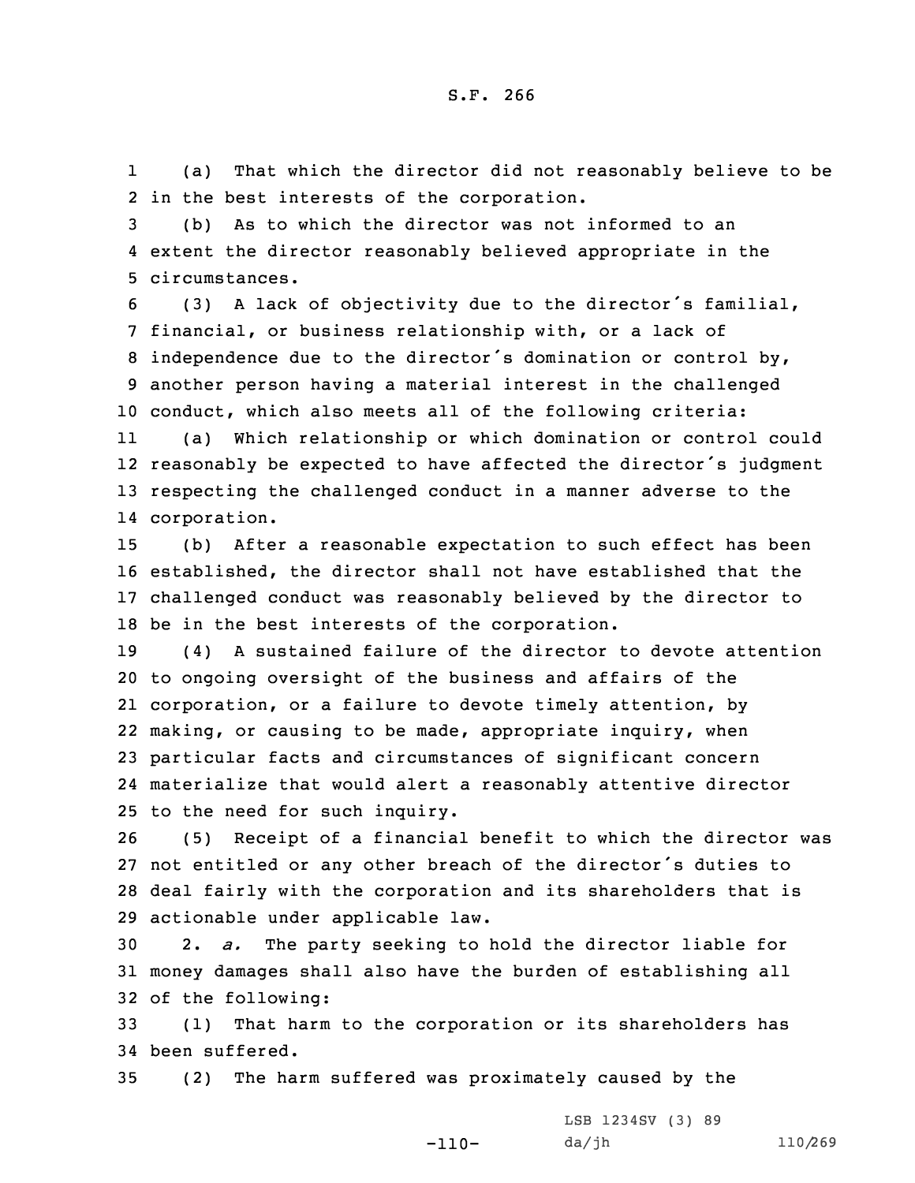(a) That which the director did not reasonably believe to be in the best interests of the corporation.

(b) As to which the director was not informed to an extent the director reasonably believed appropriate in the circumstances.

(3) A lack of objectivity due to the director's familial, financial, or business relationship with, or a lack of independence due to the director's domination or control by, another person having a material interest in the challenged conduct, which also meets all of the following criteria:

(a) Which relationship or which domination or control could reasonably be expected to have affected the director's judgment respecting the challenged conduct in a manner adverse to the corporation.

(b) After a reasonable expectation to such effect has been established, the director shall not have established that the challenged conduct was reasonably believed by the director to be in the best interests of the corporation.

(4) A sustained failure of the director to devote attention to ongoing oversight of the business and affairs of the corporation, or a failure to devote timely attention, by making, or causing to be made, appropriate inquiry, when particular facts and circumstances of significant concern materialize that would alert a reasonably attentive director to the need for such inquiry.

(5) Receipt of a financial benefit to which the director was not entitled or any other breach of the director's duties to deal fairly with the corporation and its shareholders that is actionable under applicable law.

2. *a.* The party seeking to hold the director liable for money damages shall also have the burden of establishing all of the following:

(1) That harm to the corporation or its shareholders has been suffered.

(2) The harm suffered was proximately caused by the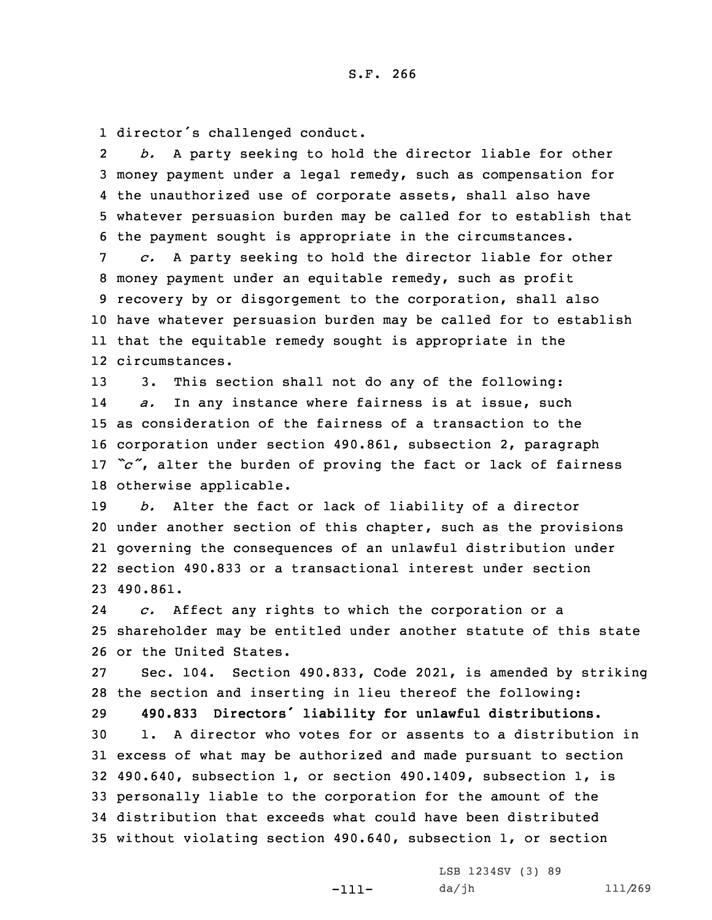director's challenged conduct.

*b.* A party seeking to hold the director liable for other money payment under a legal remedy, such as compensation for the unauthorized use of corporate assets, shall also have whatever persuasion burden may be called for to establish that the payment sought is appropriate in the circumstances.

*c.* A party seeking to hold the director liable for other money payment under an equitable remedy, such as profit recovery by or disgorgement to the corporation, shall also have whatever persuasion burden may be called for to establish that the equitable remedy sought is appropriate in the circumstances.

3. This section shall not do any of the following:

*a.* In any instance where fairness is at issue, such as consideration of the fairness of a transaction to the corporation under section 490.861, subsection 2, paragraph *"c"*, alter the burden of proving the fact or lack of fairness otherwise applicable.

*b.* Alter the fact or lack of liability of a director under another section of this chapter, such as the provisions governing the consequences of an unlawful distribution under section 490.833 or a transactional interest under section 490.861.

*c.* Affect any rights to which the corporation or a shareholder may be entitled under another statute of this state or the United States.

Sec. 104. Section 490.833, Code 2021, is amended by striking the section and inserting in lieu thereof the following:

**490.833 Directors' liability for unlawful distributions.**

1. A director who votes for or assents to a distribution in excess of what may be authorized and made pursuant to section 490.640, subsection 1, or section 490.1409, subsection 1, is personally liable to the corporation for the amount of the distribution that exceeds what could have been distributed without violating section 490.640, subsection 1, or section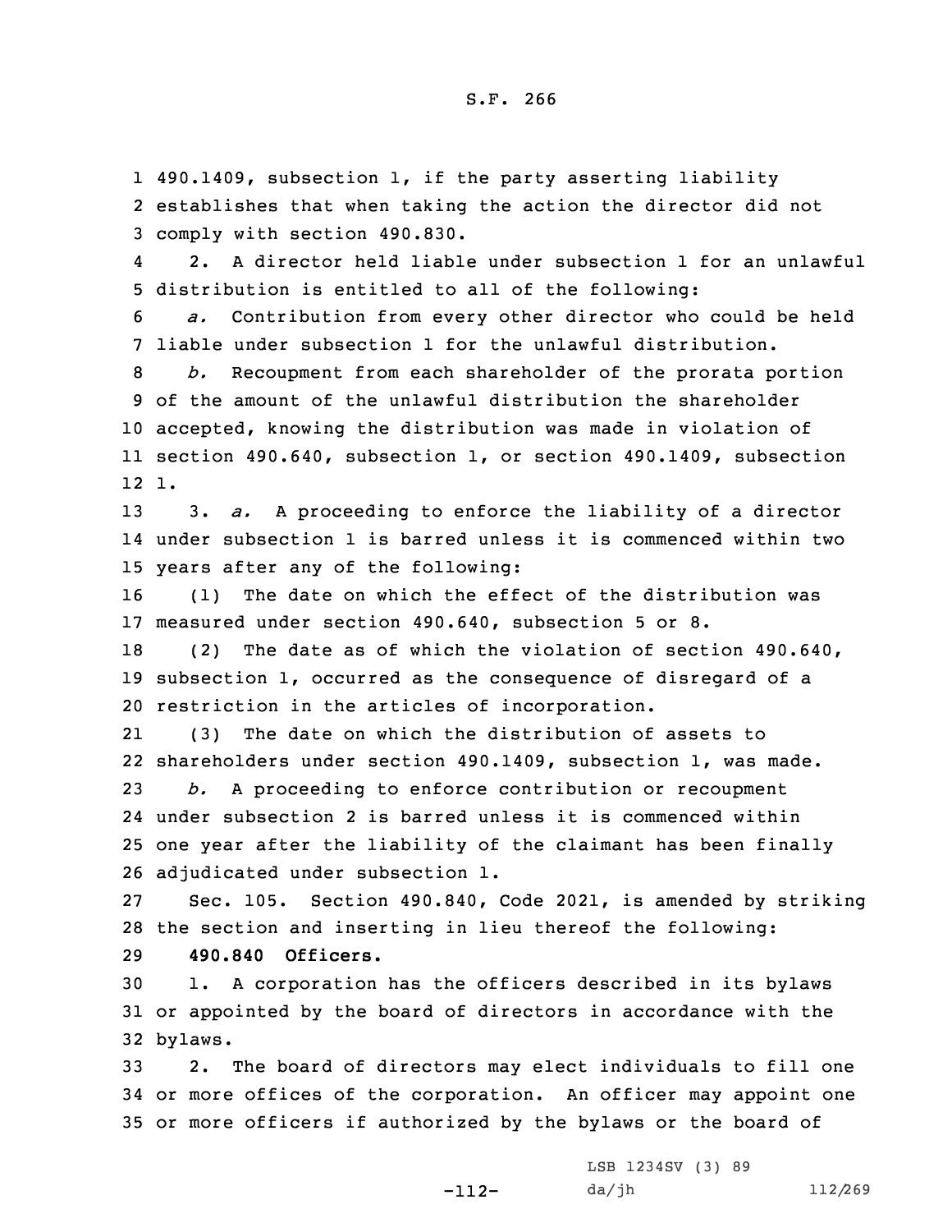490.1409, subsection 1, if the party asserting liability establishes that when taking the action the director did not comply with section 490.830.

2. A director held liable under subsection 1 for an unlawful distribution is entitled to all of the following:

*a.* Contribution from every other director who could be held liable under subsection 1 for the unlawful distribution.

*b.* Recoupment from each shareholder of the prorata portion of the amount of the unlawful distribution the shareholder accepted, knowing the distribution was made in violation of section 490.640, subsection 1, or section 490.1409, subsection 1.

3. *a.* A proceeding to enforce the liability of a director under subsection 1 is barred unless it is commenced within two years after any of the following:

(1) The date on which the effect of the distribution was measured under section 490.640, subsection 5 or 8.

(2) The date as of which the violation of section 490.640, subsection 1, occurred as the consequence of disregard of a restriction in the articles of incorporation.

(3) The date on which the distribution of assets to shareholders under section 490.1409, subsection 1, was made.

*b.* A proceeding to enforce contribution or recoupment under subsection 2 is barred unless it is commenced within one year after the liability of the claimant has been finally adjudicated under subsection 1.

Sec. 105. Section 490.840, Code 2021, is amended by striking the section and inserting in lieu thereof the following:

**490.840 Officers.**

1. A corporation has the officers described in its bylaws or appointed by the board of directors in accordance with the bylaws.

2. The board of directors may elect individuals to fill one or more offices of the corporation. An officer may appoint one or more officers if authorized by the bylaws or the board of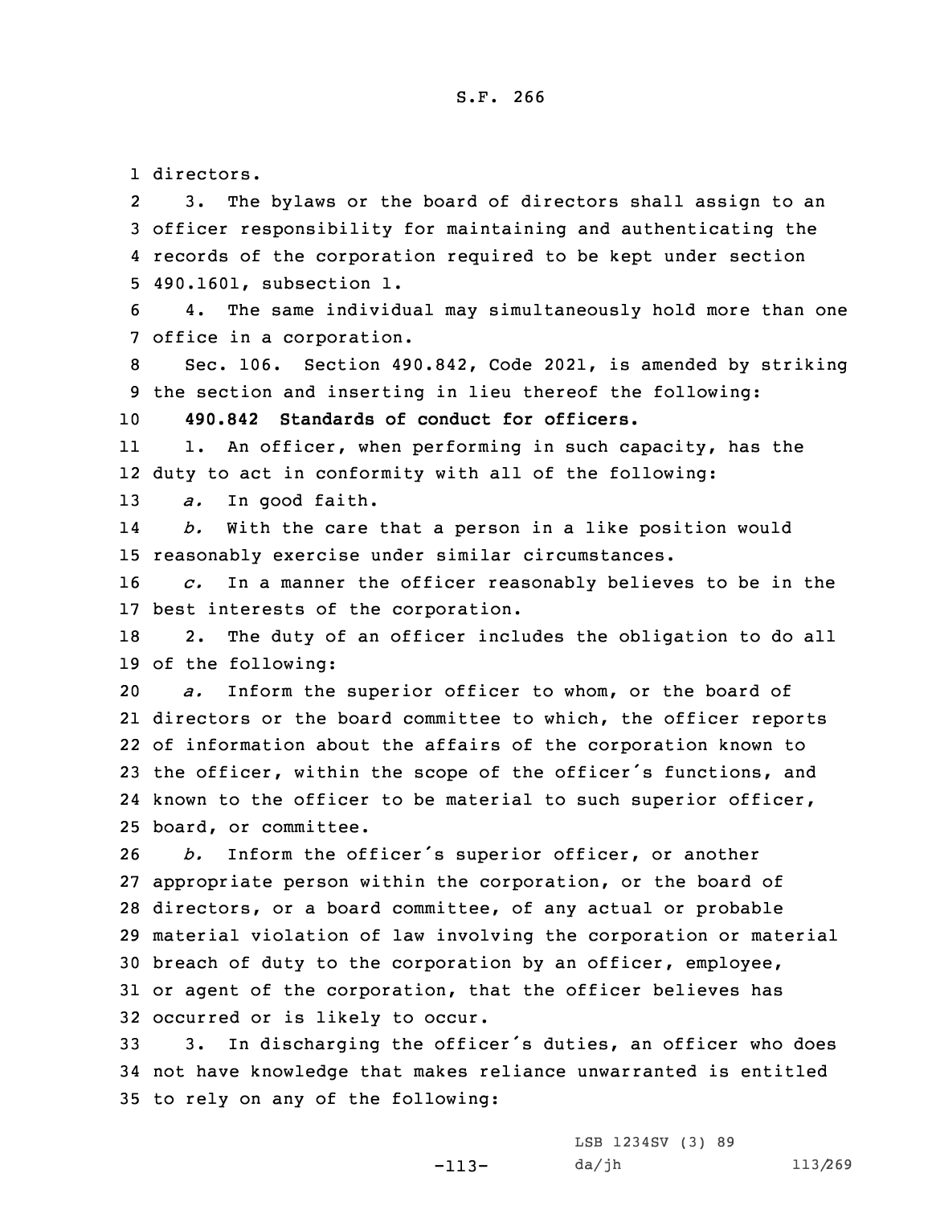directors.

3. The bylaws or the board of directors shall assign to an officer responsibility for maintaining and authenticating the records of the corporation required to be kept under section 490.1601, subsection 1.

4. The same individual may simultaneously hold more than one office in a corporation.

Sec. 106. Section 490.842, Code 2021, is amended by striking the section and inserting in lieu thereof the following:

**490.842 Standards of conduct for officers.**

1. An officer, when performing in such capacity, has the duty to act in conformity with all of the following:

*a.* In good faith.

*b.* With the care that a person in a like position would reasonably exercise under similar circumstances.

*c.* In a manner the officer reasonably believes to be in the best interests of the corporation.

2. The duty of an officer includes the obligation to do all of the following:

*a.* Inform the superior officer to whom, or the board of directors or the board committee to which, the officer reports of information about the affairs of the corporation known to the officer, within the scope of the officer's functions, and known to the officer to be material to such superior officer, board, or committee.

*b.* Inform the officer's superior officer, or another appropriate person within the corporation, or the board of directors, or a board committee, of any actual or probable material violation of law involving the corporation or material breach of duty to the corporation by an officer, employee, or agent of the corporation, that the officer believes has occurred or is likely to occur.

3. In discharging the officer's duties, an officer who does not have knowledge that makes reliance unwarranted is entitled to rely on any of the following: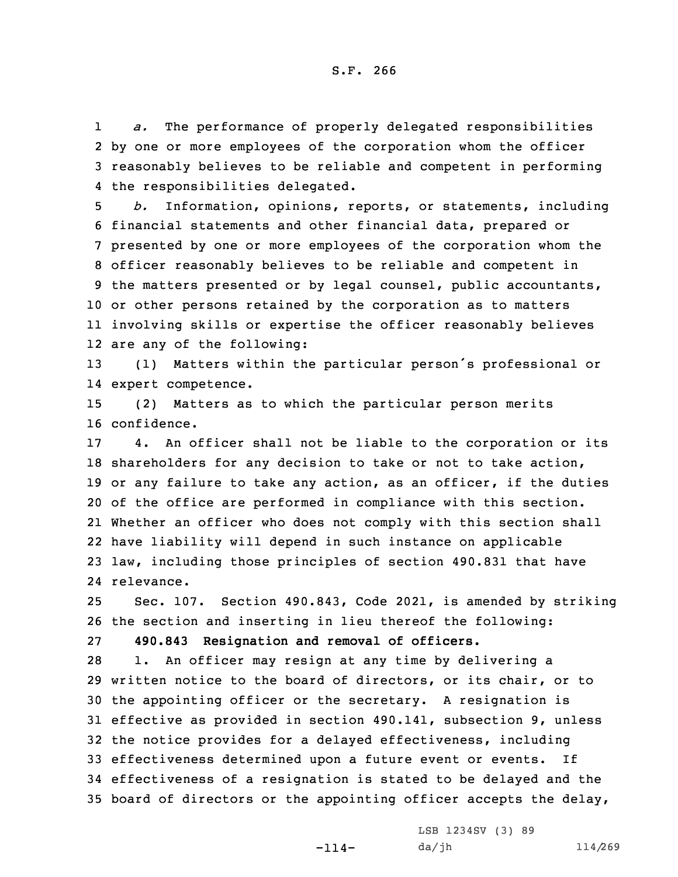*a.* The performance of properly delegated responsibilities by one or more employees of the corporation whom the officer reasonably believes to be reliable and competent in performing the responsibilities delegated.

*b.* Information, opinions, reports, or statements, including financial statements and other financial data, prepared or presented by one or more employees of the corporation whom the officer reasonably believes to be reliable and competent in the matters presented or by legal counsel, public accountants, or other persons retained by the corporation as to matters involving skills or expertise the officer reasonably believes are any of the following:

(1) Matters within the particular person's professional or expert competence.

(2) Matters as to which the particular person merits confidence.

4. An officer shall not be liable to the corporation or its shareholders for any decision to take or not to take action, or any failure to take any action, as an officer, if the duties of the office are performed in compliance with this section. Whether an officer who does not comply with this section shall have liability will depend in such instance on applicable law, including those principles of section 490.831 that have relevance.

Sec. 107. Section 490.843, Code 2021, is amended by striking the section and inserting in lieu thereof the following:

**490.843 Resignation and removal of officers.**

1. An officer may resign at any time by delivering a written notice to the board of directors, or its chair, or to the appointing officer or the secretary. A resignation is effective as provided in section 490.141, subsection 9, unless the notice provides for a delayed effectiveness, including effectiveness determined upon a future event or events. If effectiveness of a resignation is stated to be delayed and the board of directors or the appointing officer accepts the delay,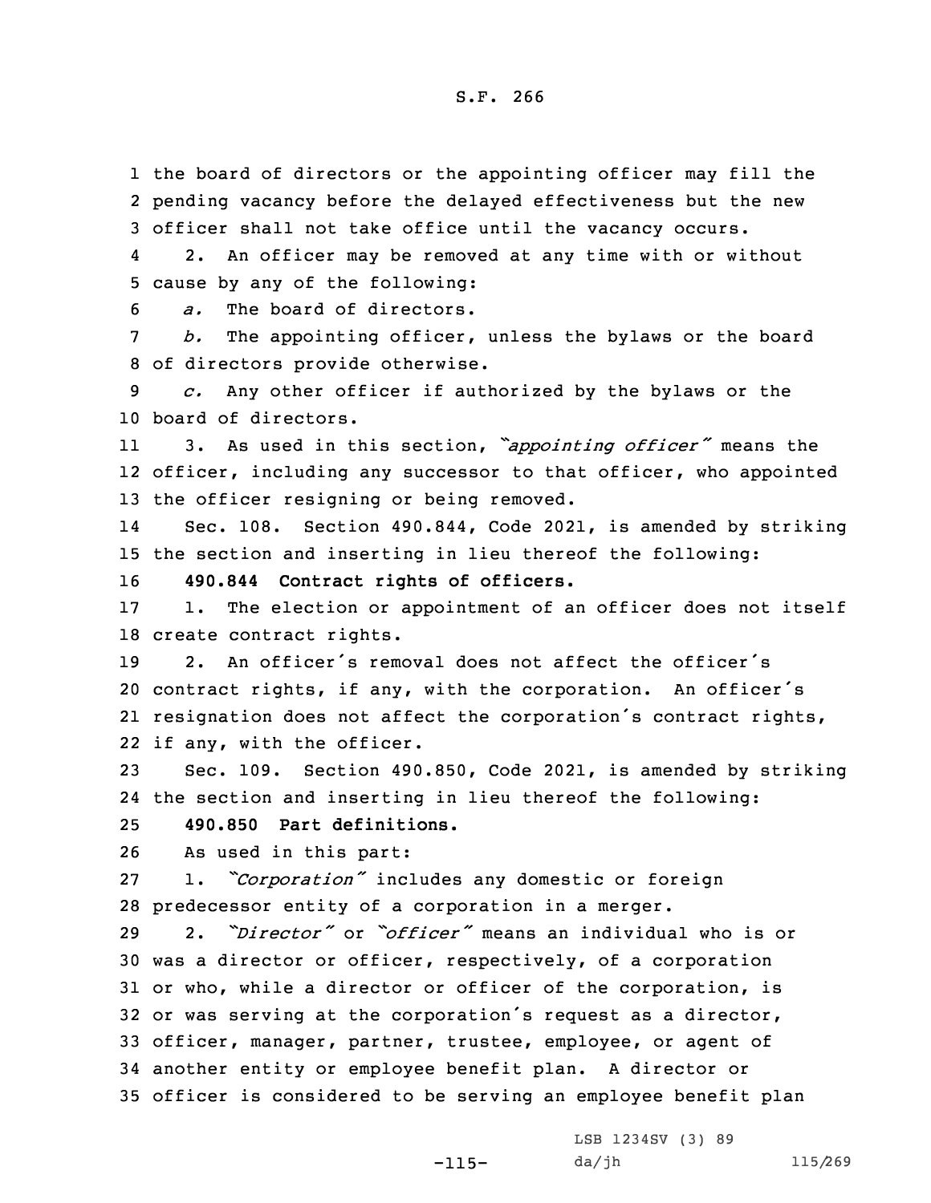the board of directors or the appointing officer may fill the pending vacancy before the delayed effectiveness but the new officer shall not take office until the vacancy occurs.

2. An officer may be removed at any time with or without cause by any of the following:

*a.* The board of directors.

*b.* The appointing officer, unless the bylaws or the board of directors provide otherwise.

*c.* Any other officer if authorized by the bylaws or the board of directors.

3. As used in this section, *"appointing officer"* means the officer, including any successor to that officer, who appointed the officer resigning or being removed.

Sec. 108. Section 490.844, Code 2021, is amended by striking the section and inserting in lieu thereof the following:

**490.844 Contract rights of officers.**

1. The election or appointment of an officer does not itself create contract rights.

2. An officer's removal does not affect the officer's contract rights, if any, with the corporation. An officer's resignation does not affect the corporation's contract rights, if any, with the officer.

Sec. 109. Section 490.850, Code 2021, is amended by striking the section and inserting in lieu thereof the following:

**490.850 Part definitions.**

As used in this part:

1. *"Corporation"* includes any domestic or foreign predecessor entity of a corporation in a merger.

2. *"Director"* or *"officer"* means an individual who is or was a director or officer, respectively, of a corporation or who, while a director or officer of the corporation, is or was serving at the corporation's request as a director, officer, manager, partner, trustee, employee, or agent of another entity or employee benefit plan. A director or officer is considered to be serving an employee benefit plan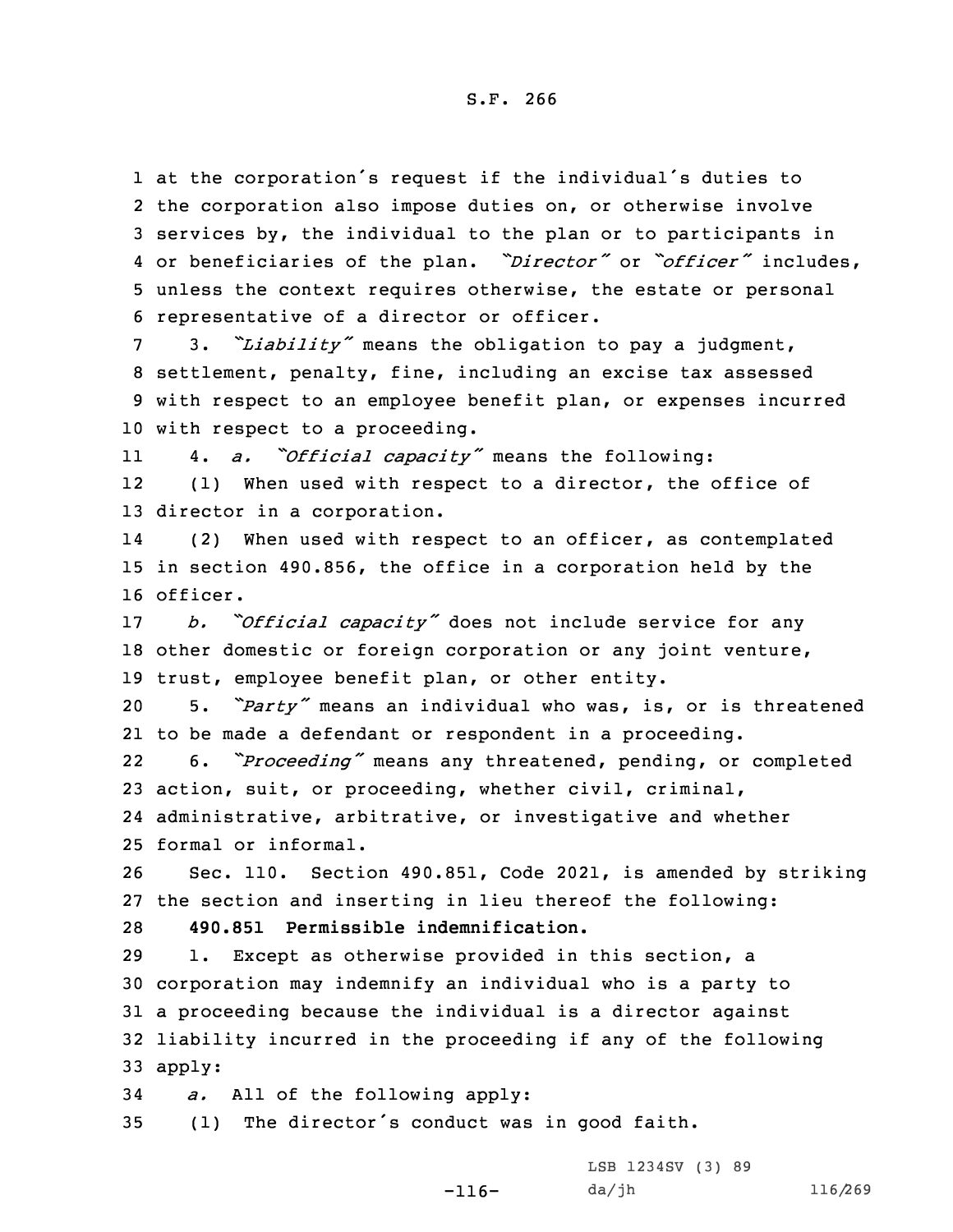at the corporation's request if the individual's duties to the corporation also impose duties on, or otherwise involve services by, the individual to the plan or to participants in or beneficiaries of the plan. *"Director"* or *"officer"* includes, unless the context requires otherwise, the estate or personal representative of a director or officer.

3. *"Liability"* means the obligation to pay a judgment, settlement, penalty, fine, including an excise tax assessed with respect to an employee benefit plan, or expenses incurred with respect to a proceeding.

4. *a. "Official capacity"* means the following:

(1) When used with respect to a director, the office of director in a corporation.

(2) When used with respect to an officer, as contemplated in section 490.856, the office in a corporation held by the officer.

*b. "Official capacity"* does not include service for any other domestic or foreign corporation or any joint venture, trust, employee benefit plan, or other entity.

5. *"Party"* means an individual who was, is, or is threatened to be made a defendant or respondent in a proceeding.

6. *"Proceeding"* means any threatened, pending, or completed action, suit, or proceeding, whether civil, criminal, administrative, arbitrative, or investigative and whether formal or informal.

Sec. 110. Section 490.851, Code 2021, is amended by striking the section and inserting in lieu thereof the following:

**490.851 Permissible indemnification.**

1. Except as otherwise provided in this section, a corporation may indemnify an individual who is a party to a proceeding because the individual is a director against liability incurred in the proceeding if any of the following apply:

*a.* All of the following apply:

(1) The director's conduct was in good faith.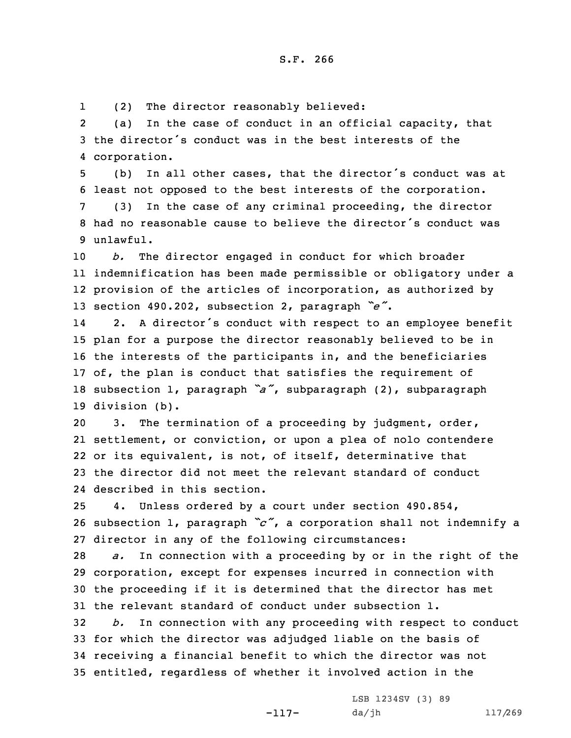(2) The director reasonably believed:

(a) In the case of conduct in an official capacity, that the director's conduct was in the best interests of the corporation.

(b) In all other cases, that the director's conduct was at least not opposed to the best interests of the corporation.

(3) In the case of any criminal proceeding, the director had no reasonable cause to believe the director's conduct was unlawful.

*b.* The director engaged in conduct for which broader indemnification has been made permissible or obligatory under a provision of the articles of incorporation, as authorized by section 490.202, subsection 2, paragraph *"e"*.

2. A director's conduct with respect to an employee benefit plan for a purpose the director reasonably believed to be in the interests of the participants in, and the beneficiaries of, the plan is conduct that satisfies the requirement of subsection 1, paragraph *"a"*, subparagraph (2), subparagraph division (b).

3. The termination of a proceeding by judgment, order, settlement, or conviction, or upon a plea of nolo contendere or its equivalent, is not, of itself, determinative that the director did not meet the relevant standard of conduct described in this section.

4. Unless ordered by a court under section 490.854, subsection 1, paragraph *"c"*, a corporation shall not indemnify a director in any of the following circumstances:

*a.* In connection with a proceeding by or in the right of the corporation, except for expenses incurred in connection with the proceeding if it is determined that the director has met the relevant standard of conduct under subsection 1.

*b.* In connection with any proceeding with respect to conduct for which the director was adjudged liable on the basis of receiving a financial benefit to which the director was not entitled, regardless of whether it involved action in the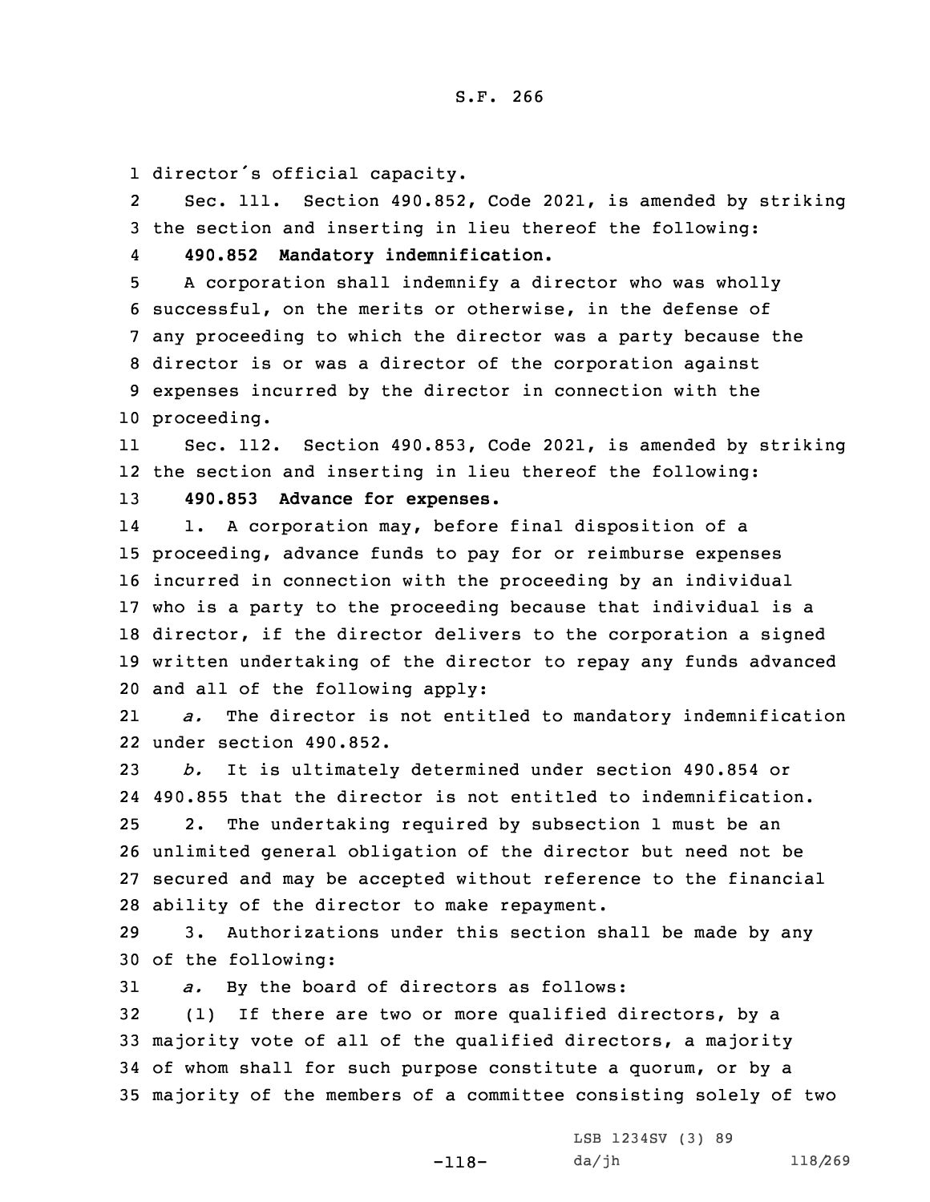director's official capacity.

Sec. 111. Section 490.852, Code 2021, is amended by striking the section and inserting in lieu thereof the following:

**490.852 Mandatory indemnification.**

A corporation shall indemnify a director who was wholly successful, on the merits or otherwise, in the defense of any proceeding to which the director was a party because the director is or was a director of the corporation against expenses incurred by the director in connection with the proceeding.

Sec. 112. Section 490.853, Code 2021, is amended by striking the section and inserting in lieu thereof the following:

**490.853 Advance for expenses.**

1. A corporation may, before final disposition of a proceeding, advance funds to pay for or reimburse expenses incurred in connection with the proceeding by an individual who is a party to the proceeding because that individual is a director, if the director delivers to the corporation a signed written undertaking of the director to repay any funds advanced and all of the following apply:

*a.* The director is not entitled to mandatory indemnification under section 490.852.

*b.* It is ultimately determined under section 490.854 or 490.855 that the director is not entitled to indemnification.

2. The undertaking required by subsection 1 must be an unlimited general obligation of the director but need not be secured and may be accepted without reference to the financial ability of the director to make repayment.

3. Authorizations under this section shall be made by any of the following:

*a.* By the board of directors as follows:

(1) If there are two or more qualified directors, by a majority vote of all of the qualified directors, a majority of whom shall for such purpose constitute a quorum, or by a majority of the members of a committee consisting solely of two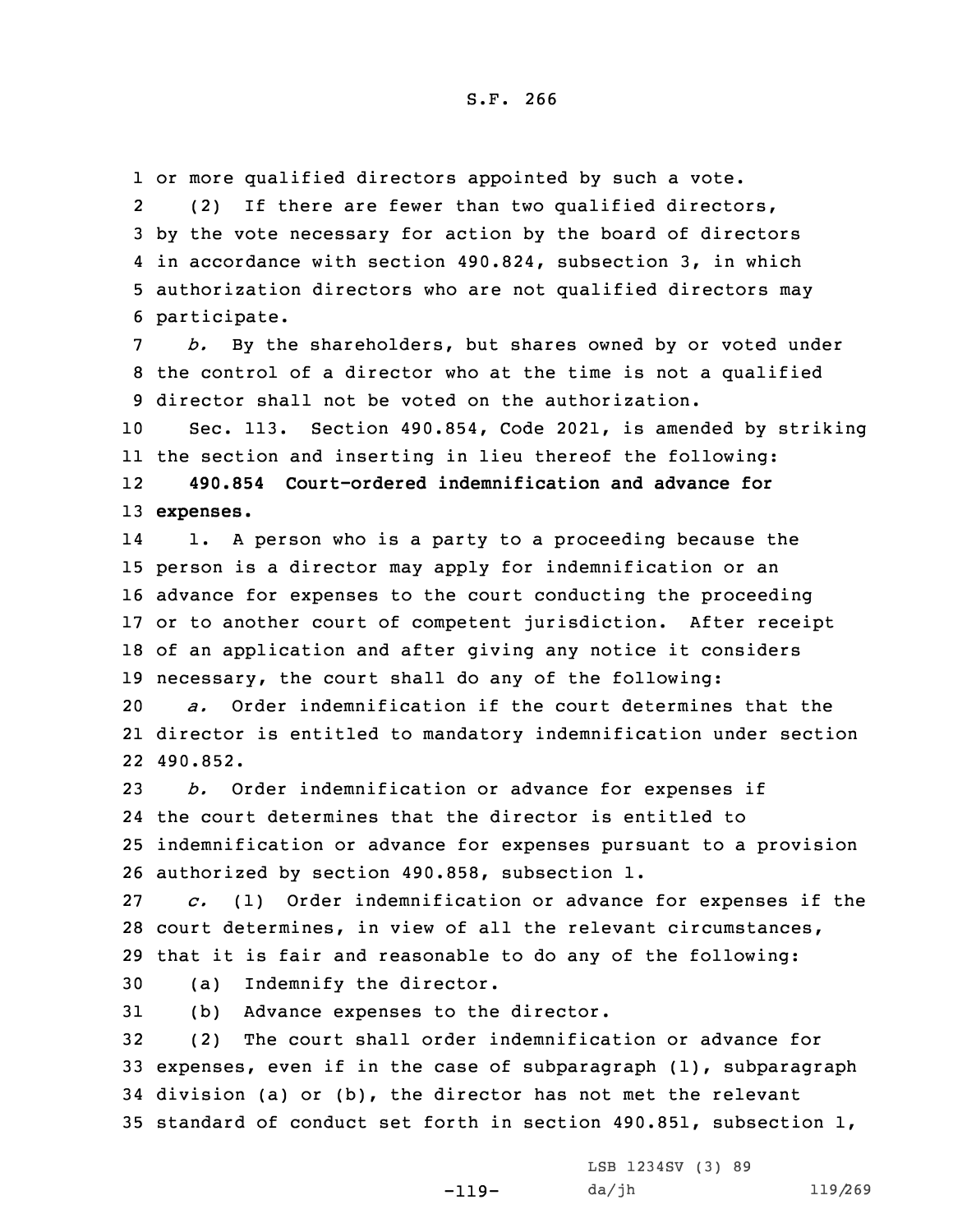or more qualified directors appointed by such a vote.

(2) If there are fewer than two qualified directors, by the vote necessary for action by the board of directors in accordance with section 490.824, subsection 3, in which authorization directors who are not qualified directors may participate.

*b.* By the shareholders, but shares owned by or voted under the control of a director who at the time is not a qualified director shall not be voted on the authorization.

Sec. 113. Section 490.854, Code 2021, is amended by striking the section and inserting in lieu thereof the following:

**490.854 Court-ordered indemnification and advance for expenses.**

1. A person who is a party to a proceeding because the person is a director may apply for indemnification or an advance for expenses to the court conducting the proceeding or to another court of competent jurisdiction. After receipt of an application and after giving any notice it considers necessary, the court shall do any of the following:

*a.* Order indemnification if the court determines that the director is entitled to mandatory indemnification under section 490.852.

*b.* Order indemnification or advance for expenses if the court determines that the director is entitled to indemnification or advance for expenses pursuant to a provision authorized by section 490.858, subsection 1.

*c.* (1) Order indemnification or advance for expenses if the court determines, in view of all the relevant circumstances, that it is fair and reasonable to do any of the following:

(a) Indemnify the director.

(b) Advance expenses to the director.

(2) The court shall order indemnification or advance for expenses, even if in the case of subparagraph (1), subparagraph division (a) or (b), the director has not met the relevant standard of conduct set forth in section 490.851, subsection 1,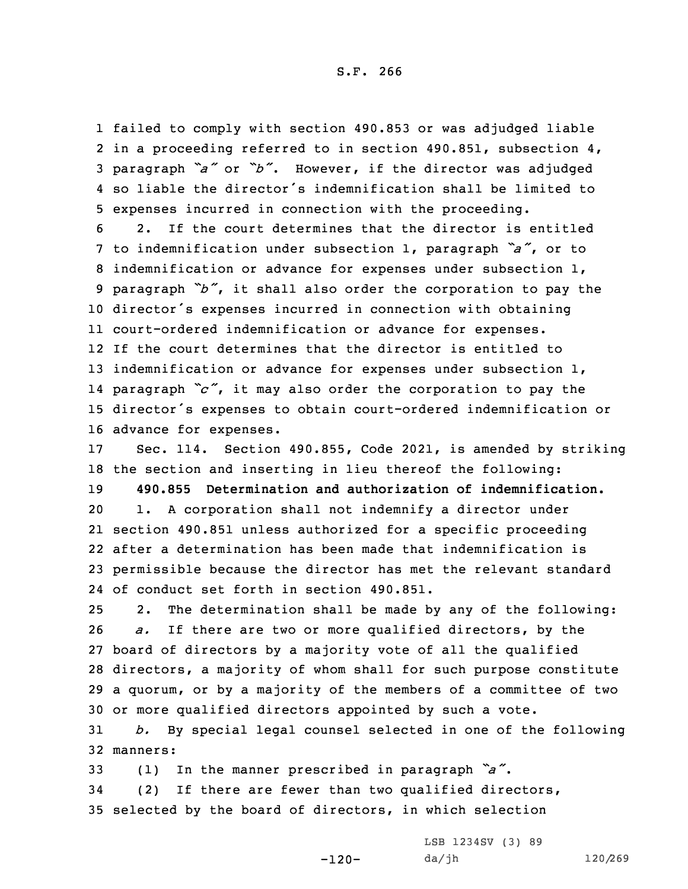failed to comply with section 490.853 or was adjudged liable in a proceeding referred to in section 490.851, subsection 4, paragraph *"a"* or *"b"*. However, if the director was adjudged so liable the director's indemnification shall be limited to expenses incurred in connection with the proceeding.

2. If the court determines that the director is entitled to indemnification under subsection 1, paragraph *"a"*, or to indemnification or advance for expenses under subsection 1, paragraph *"b"*, it shall also order the corporation to pay the director's expenses incurred in connection with obtaining court-ordered indemnification or advance for expenses. If the court determines that the director is entitled to indemnification or advance for expenses under subsection 1, paragraph *"c"*, it may also order the corporation to pay the director's expenses to obtain court-ordered indemnification or advance for expenses.

Sec. 114. Section 490.855, Code 2021, is amended by striking the section and inserting in lieu thereof the following:

**490.855 Determination and authorization of indemnification.**

1. A corporation shall not indemnify a director under section 490.851 unless authorized for a specific proceeding after a determination has been made that indemnification is permissible because the director has met the relevant standard of conduct set forth in section 490.851.

2. The determination shall be made by any of the following:

*a.* If there are two or more qualified directors, by the board of directors by a majority vote of all the qualified directors, a majority of whom shall for such purpose constitute a quorum, or by a majority of the members of a committee of two or more qualified directors appointed by such a vote.

*b.* By special legal counsel selected in one of the following manners:

(1) In the manner prescribed in paragraph *"a"*.

(2) If there are fewer than two qualified directors, selected by the board of directors, in which selection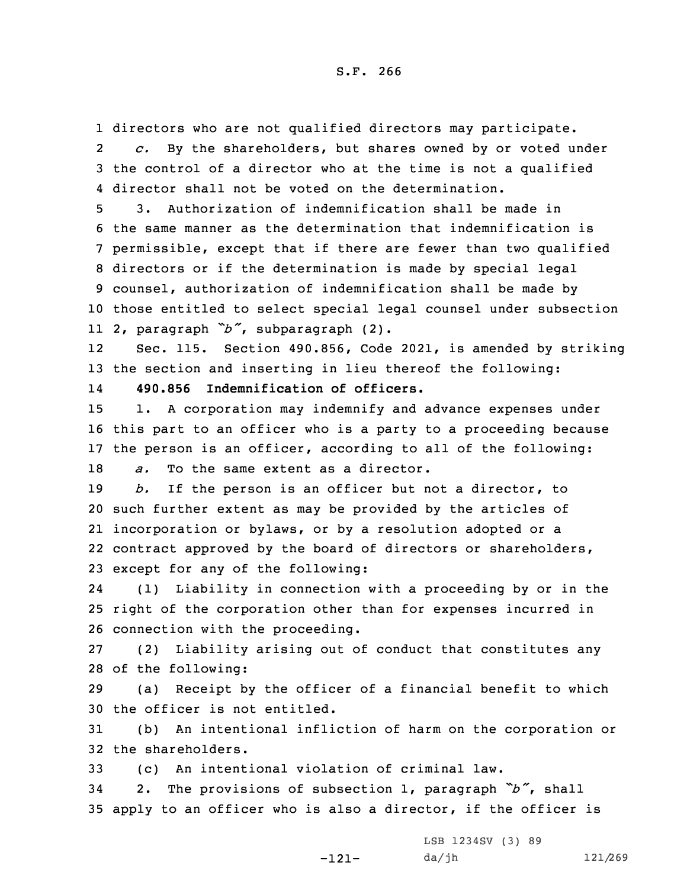directors who are not qualified directors may participate.

*c.* By the shareholders, but shares owned by or voted under the control of a director who at the time is not a qualified director shall not be voted on the determination.

3. Authorization of indemnification shall be made in the same manner as the determination that indemnification is permissible, except that if there are fewer than two qualified directors or if the determination is made by special legal counsel, authorization of indemnification shall be made by those entitled to select special legal counsel under subsection 2, paragraph *"b"*, subparagraph (2).

Sec. 115. Section 490.856, Code 2021, is amended by striking the section and inserting in lieu thereof the following:

**490.856 Indemnification of officers.**

1. A corporation may indemnify and advance expenses under this part to an officer who is a party to a proceeding because the person is an officer, according to all of the following:

*a.* To the same extent as a director.

*b.* If the person is an officer but not a director, to such further extent as may be provided by the articles of incorporation or bylaws, or by a resolution adopted or a contract approved by the board of directors or shareholders, except for any of the following:

(1) Liability in connection with a proceeding by or in the right of the corporation other than for expenses incurred in connection with the proceeding.

(2) Liability arising out of conduct that constitutes any of the following:

(a) Receipt by the officer of a financial benefit to which the officer is not entitled.

(b) An intentional infliction of harm on the corporation or the shareholders.

(c) An intentional violation of criminal law.

2. The provisions of subsection 1, paragraph *"b"*, shall apply to an officer who is also a director, if the officer is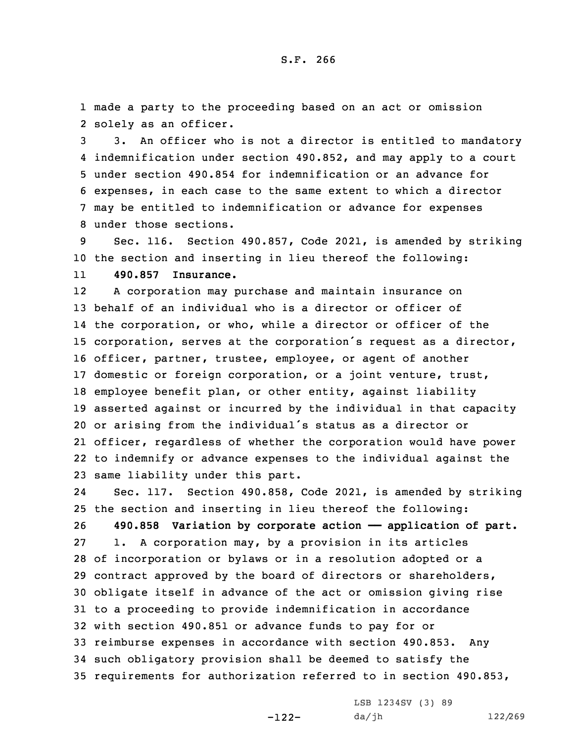made a party to the proceeding based on an act or omission solely as an officer.

3. An officer who is not a director is entitled to mandatory indemnification under section 490.852, and may apply to a court under section 490.854 for indemnification or an advance for expenses, in each case to the same extent to which a director may be entitled to indemnification or advance for expenses under those sections.

Sec. 116. Section 490.857, Code 2021, is amended by striking the section and inserting in lieu thereof the following:

**490.857 Insurance.**

A corporation may purchase and maintain insurance on behalf of an individual who is a director or officer of the corporation, or who, while a director or officer of the corporation, serves at the corporation's request as a director, officer, partner, trustee, employee, or agent of another domestic or foreign corporation, or a joint venture, trust, employee benefit plan, or other entity, against liability asserted against or incurred by the individual in that capacity or arising from the individual's status as a director or officer, regardless of whether the corporation would have power to indemnify or advance expenses to the individual against the same liability under this part.

Sec. 117. Section 490.858, Code 2021, is amended by striking the section and inserting in lieu thereof the following:

**490.858 Variation by corporate action —— application of part.**

1. A corporation may, by a provision in its articles of incorporation or bylaws or in a resolution adopted or a contract approved by the board of directors or shareholders, obligate itself in advance of the act or omission giving rise to a proceeding to provide indemnification in accordance with section 490.851 or advance funds to pay for or reimburse expenses in accordance with section 490.853. Any such obligatory provision shall be deemed to satisfy the requirements for authorization referred to in section 490.853,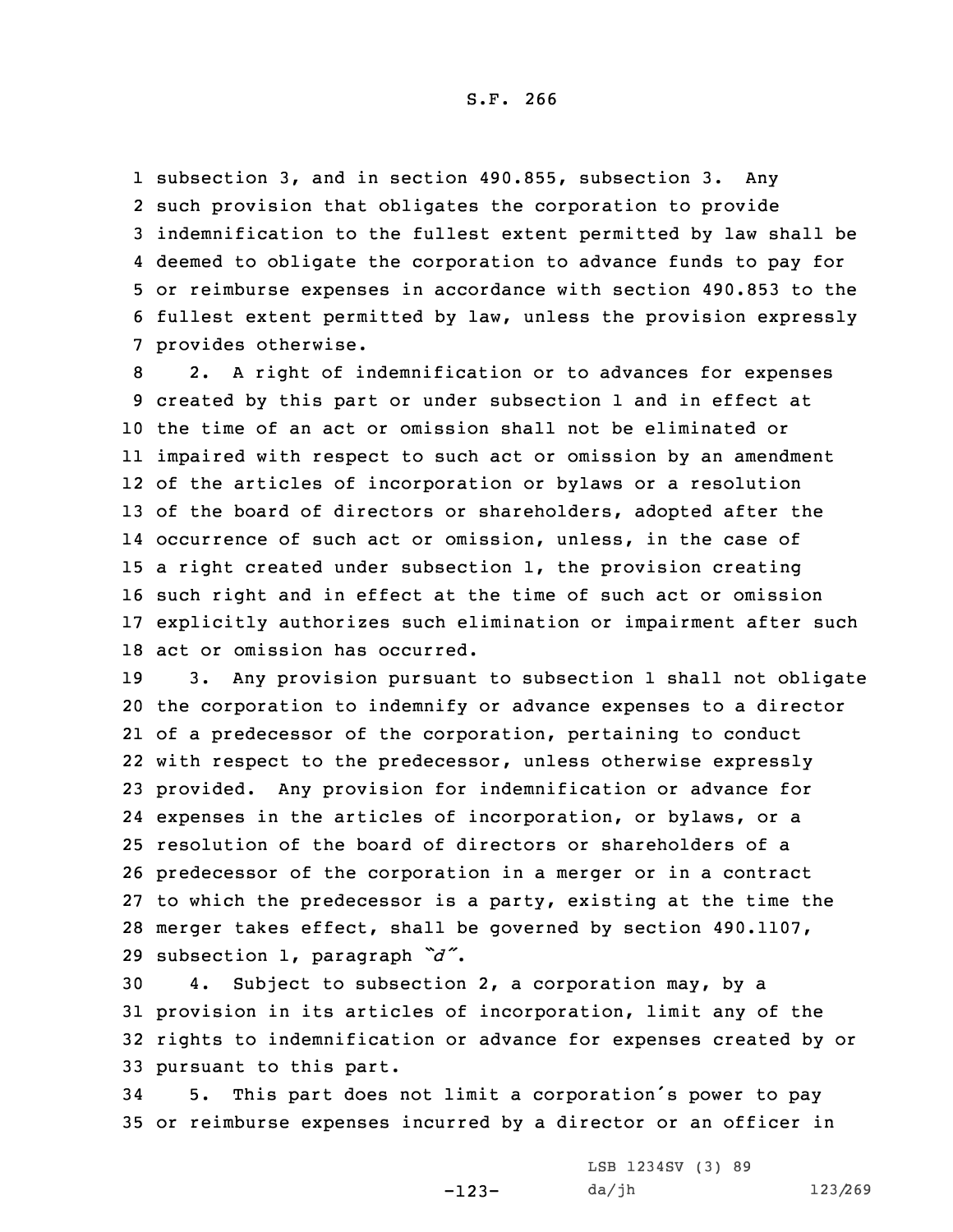subsection 3, and in section 490.855, subsection 3. Any such provision that obligates the corporation to provide indemnification to the fullest extent permitted by law shall be deemed to obligate the corporation to advance funds to pay for or reimburse expenses in accordance with section 490.853 to the fullest extent permitted by law, unless the provision expressly provides otherwise.

2. A right of indemnification or to advances for expenses created by this part or under subsection 1 and in effect at the time of an act or omission shall not be eliminated or impaired with respect to such act or omission by an amendment of the articles of incorporation or bylaws or a resolution of the board of directors or shareholders, adopted after the occurrence of such act or omission, unless, in the case of a right created under subsection 1, the provision creating such right and in effect at the time of such act or omission explicitly authorizes such elimination or impairment after such act or omission has occurred.

3. Any provision pursuant to subsection 1 shall not obligate the corporation to indemnify or advance expenses to a director of a predecessor of the corporation, pertaining to conduct with respect to the predecessor, unless otherwise expressly provided. Any provision for indemnification or advance for expenses in the articles of incorporation, or bylaws, or a resolution of the board of directors or shareholders of a predecessor of the corporation in a merger or in a contract to which the predecessor is a party, existing at the time the merger takes effect, shall be governed by section 490.1107, subsection 1, paragraph *"d"*.

4. Subject to subsection 2, a corporation may, by a provision in its articles of incorporation, limit any of the rights to indemnification or advance for expenses created by or pursuant to this part.

5. This part does not limit a corporation's power to pay or reimburse expenses incurred by a director or an officer in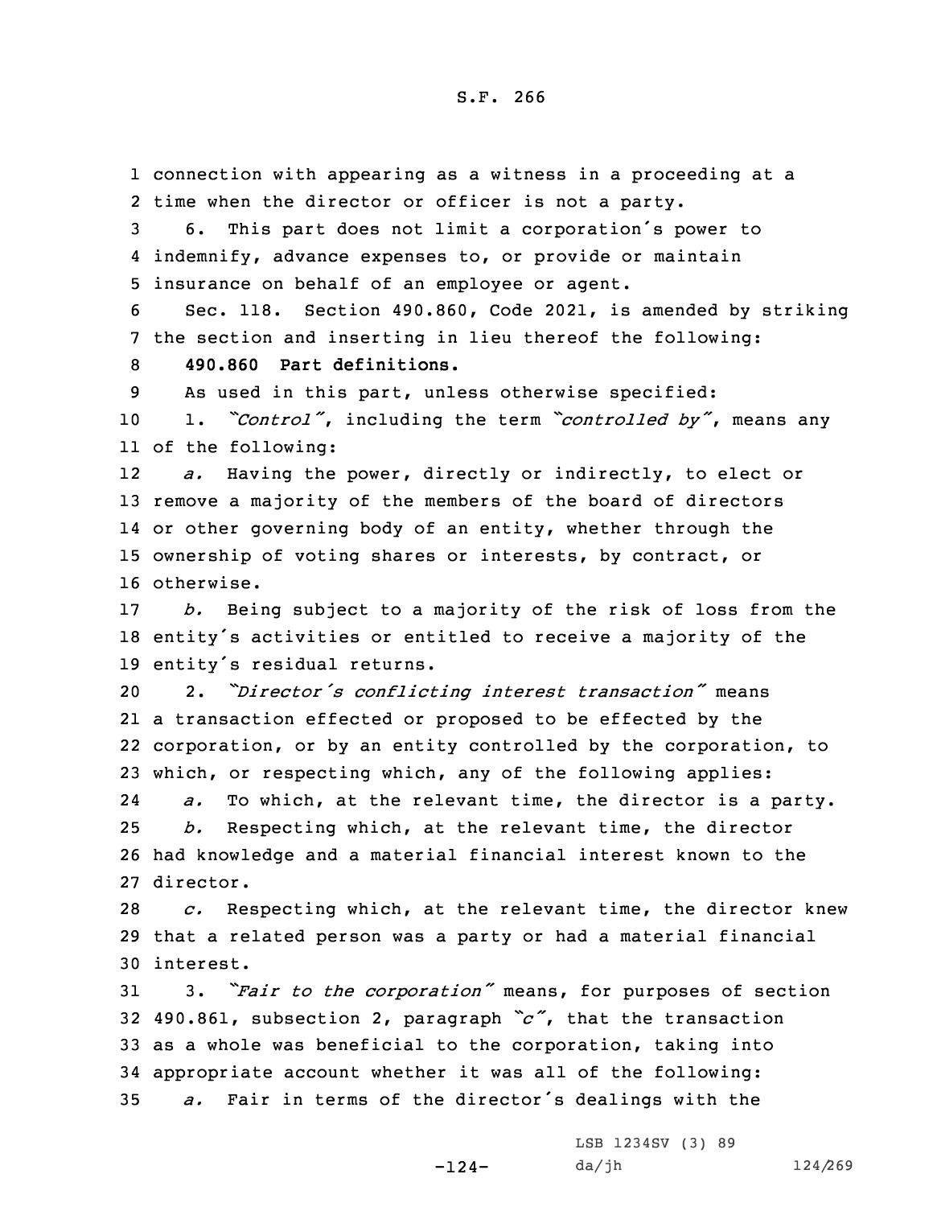connection with appearing as a witness in a proceeding at a time when the director or officer is not a party.

6. This part does not limit a corporation's power to indemnify, advance expenses to, or provide or maintain insurance on behalf of an employee or agent.

Sec. 118. Section 490.860, Code 2021, is amended by striking the section and inserting in lieu thereof the following:

**490.860 Part definitions.**

As used in this part, unless otherwise specified:

1. *"Control"*, including the term *"controlled by"*, means any of the following:

*a.* Having the power, directly or indirectly, to elect or remove a majority of the members of the board of directors or other governing body of an entity, whether through the ownership of voting shares or interests, by contract, or otherwise.

*b.* Being subject to a majority of the risk of loss from the entity's activities or entitled to receive a majority of the entity's residual returns.

2. *"Director's conflicting interest transaction"* means a transaction effected or proposed to be effected by the corporation, or by an entity controlled by the corporation, to which, or respecting which, any of the following applies:

*a.* To which, at the relevant time, the director is a party.

*b.* Respecting which, at the relevant time, the director had knowledge and a material financial interest known to the director.

*c.* Respecting which, at the relevant time, the director knew that a related person was a party or had a material financial interest.

3. *"Fair to the corporation"* means, for purposes of section 490.861, subsection 2, paragraph *"c"*, that the transaction as a whole was beneficial to the corporation, taking into appropriate account whether it was all of the following:

*a.* Fair in terms of the director's dealings with the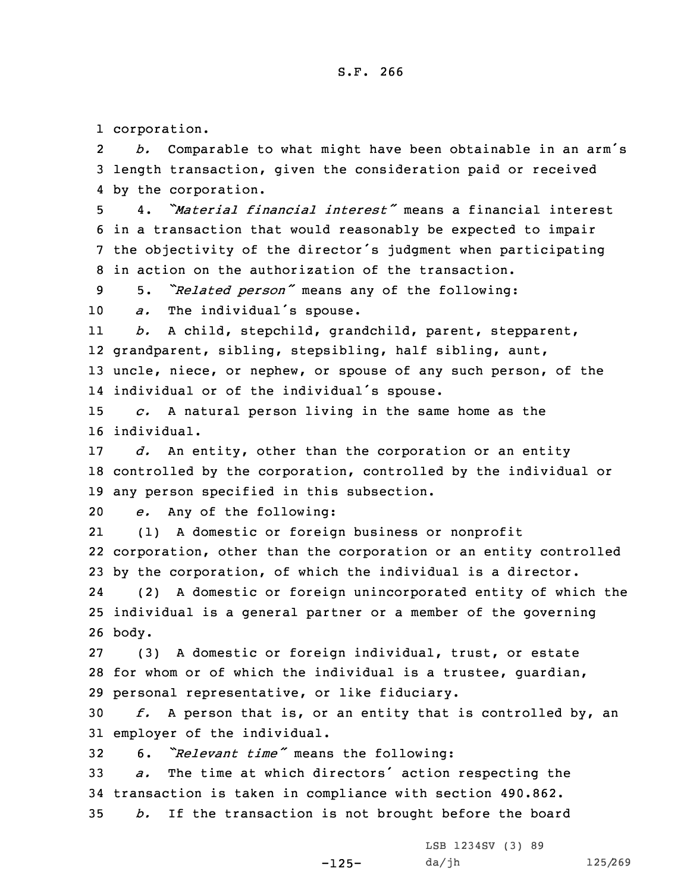corporation.

*b.* Comparable to what might have been obtainable in an arm's length transaction, given the consideration paid or received by the corporation.

4. *"Material financial interest"* means a financial interest in a transaction that would reasonably be expected to impair the objectivity of the director's judgment when participating in action on the authorization of the transaction.

5. *"Related person"* means any of the following:

*a.* The individual's spouse.

*b.* A child, stepchild, grandchild, parent, stepparent, grandparent, sibling, stepsibling, half sibling, aunt, uncle, niece, or nephew, or spouse of any such person, of the individual or of the individual's spouse.

*c.* A natural person living in the same home as the individual.

*d.* An entity, other than the corporation or an entity controlled by the corporation, controlled by the individual or any person specified in this subsection.

*e.* Any of the following:

(1) A domestic or foreign business or nonprofit corporation, other than the corporation or an entity controlled by the corporation, of which the individual is a director.

(2) A domestic or foreign unincorporated entity of which the individual is a general partner or a member of the governing body.

(3) A domestic or foreign individual, trust, or estate for whom or of which the individual is a trustee, guardian, personal representative, or like fiduciary.

*f.* A person that is, or an entity that is controlled by, an employer of the individual.

6. *"Relevant time"* means the following:

*a.* The time at which directors' action respecting the transaction is taken in compliance with section 490.862.

*b.* If the transaction is not brought before the board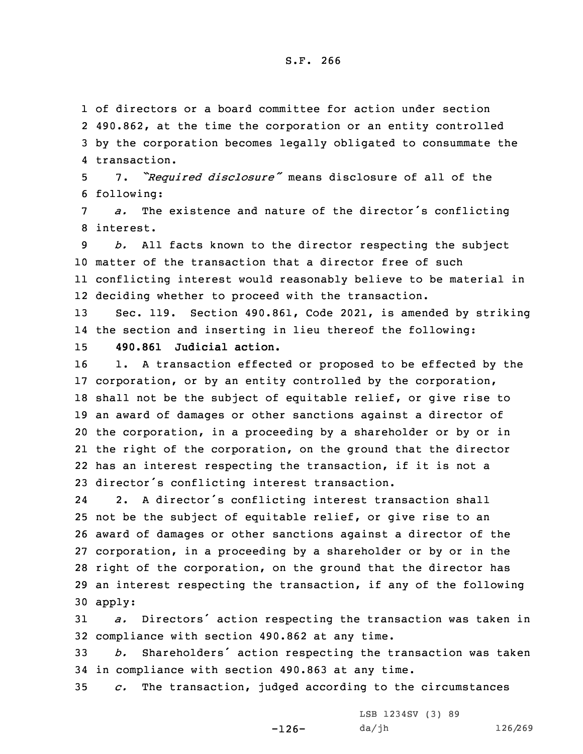of directors or a board committee for action under section 490.862, at the time the corporation or an entity controlled by the corporation becomes legally obligated to consummate the transaction.

7. *"Required disclosure"* means disclosure of all of the following:

*a.* The existence and nature of the director's conflicting interest.

*b.* All facts known to the director respecting the subject matter of the transaction that a director free of such conflicting interest would reasonably believe to be material in deciding whether to proceed with the transaction.

Sec. 119. Section 490.861, Code 2021, is amended by striking the section and inserting in lieu thereof the following:

**490.861 Judicial action.**

1. A transaction effected or proposed to be effected by the corporation, or by an entity controlled by the corporation, shall not be the subject of equitable relief, or give rise to an award of damages or other sanctions against a director of the corporation, in a proceeding by a shareholder or by or in the right of the corporation, on the ground that the director has an interest respecting the transaction, if it is not a director's conflicting interest transaction.

2. A director's conflicting interest transaction shall not be the subject of equitable relief, or give rise to an award of damages or other sanctions against a director of the corporation, in a proceeding by a shareholder or by or in the right of the corporation, on the ground that the director has an interest respecting the transaction, if any of the following apply:

*a.* Directors' action respecting the transaction was taken in compliance with section 490.862 at any time.

*b.* Shareholders' action respecting the transaction was taken in compliance with section 490.863 at any time.

*c.* The transaction, judged according to the circumstances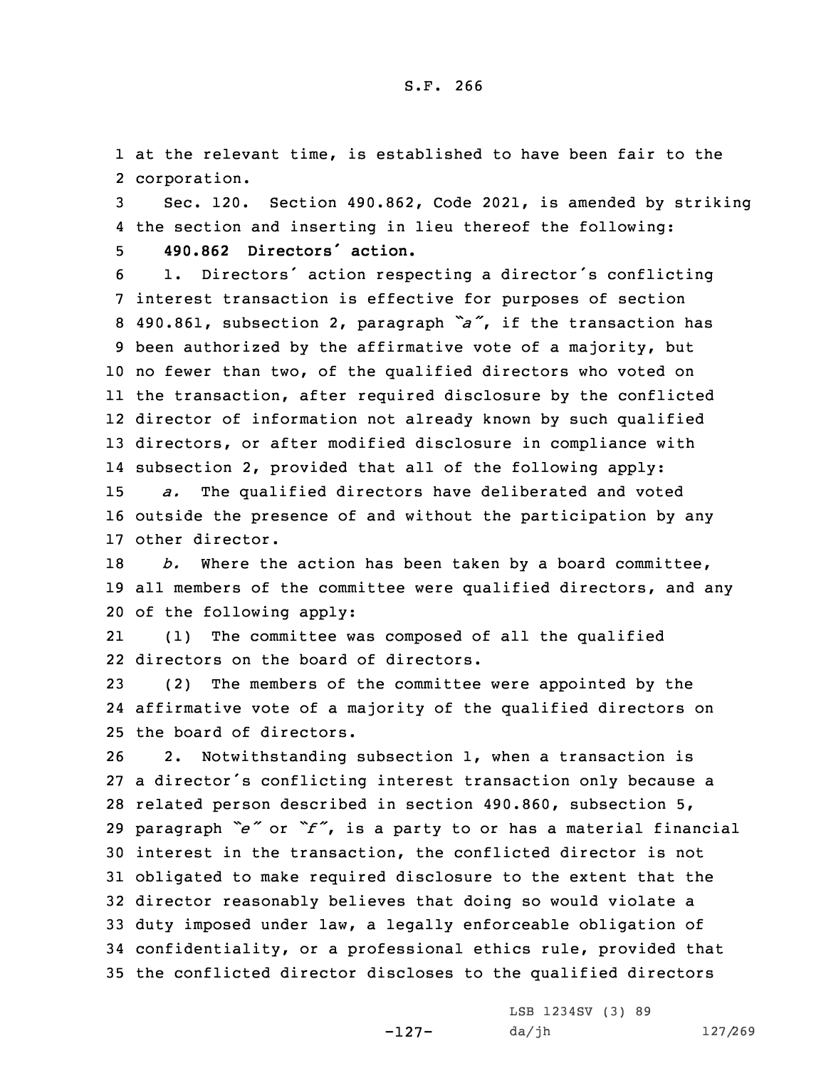at the relevant time, is established to have been fair to the corporation.

Sec. 120. Section 490.862, Code 2021, is amended by striking the section and inserting in lieu thereof the following:

**490.862 Directors' action.**

1. Directors' action respecting a director's conflicting interest transaction is effective for purposes of section 490.861, subsection 2, paragraph *"a"*, if the transaction has been authorized by the affirmative vote of a majority, but no fewer than two, of the qualified directors who voted on the transaction, after required disclosure by the conflicted director of information not already known by such qualified directors, or after modified disclosure in compliance with subsection 2, provided that all of the following apply:

*a.* The qualified directors have deliberated and voted outside the presence of and without the participation by any other director.

*b.* Where the action has been taken by a board committee, all members of the committee were qualified directors, and any of the following apply:

(1) The committee was composed of all the qualified directors on the board of directors.

(2) The members of the committee were appointed by the affirmative vote of a majority of the qualified directors on the board of directors.

2. Notwithstanding subsection 1, when a transaction is a director's conflicting interest transaction only because a related person described in section 490.860, subsection 5, paragraph *"e"* or *"f"*, is a party to or has a material financial interest in the transaction, the conflicted director is not obligated to make required disclosure to the extent that the director reasonably believes that doing so would violate a duty imposed under law, a legally enforceable obligation of confidentiality, or a professional ethics rule, provided that the conflicted director discloses to the qualified directors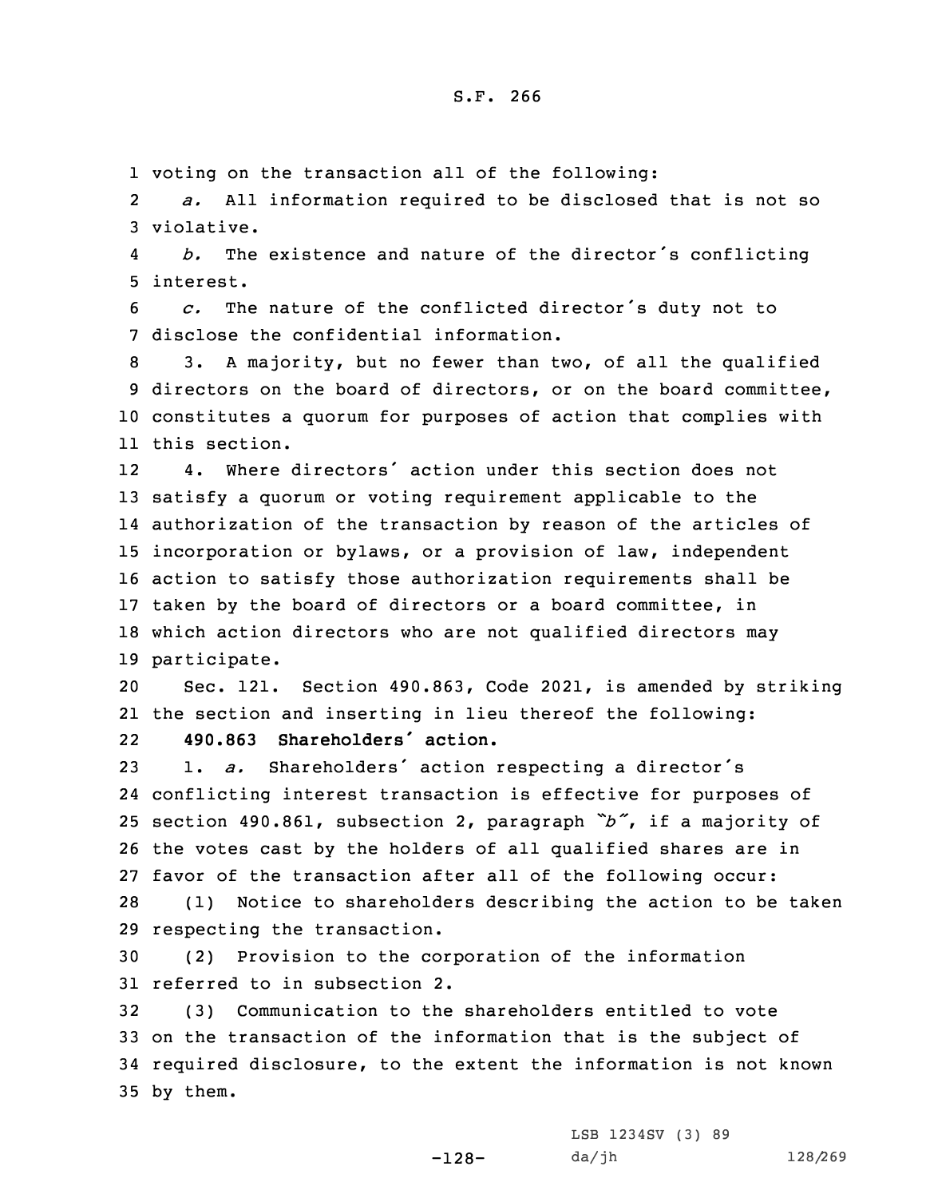voting on the transaction all of the following:

*a.* All information required to be disclosed that is not so violative.

*b.* The existence and nature of the director's conflicting interest.

*c.* The nature of the conflicted director's duty not to disclose the confidential information.

3. A majority, but no fewer than two, of all the qualified directors on the board of directors, or on the board committee, constitutes a quorum for purposes of action that complies with this section.

4. Where directors' action under this section does not satisfy a quorum or voting requirement applicable to the authorization of the transaction by reason of the articles of incorporation or bylaws, or a provision of law, independent action to satisfy those authorization requirements shall be taken by the board of directors or a board committee, in which action directors who are not qualified directors may participate.

Sec. 121. Section 490.863, Code 2021, is amended by striking the section and inserting in lieu thereof the following:

**490.863 Shareholders' action.**

1. *a.* Shareholders' action respecting a director's conflicting interest transaction is effective for purposes of section 490.861, subsection 2, paragraph *"b"*, if a majority of the votes cast by the holders of all qualified shares are in favor of the transaction after all of the following occur:

(1) Notice to shareholders describing the action to be taken respecting the transaction.

(2) Provision to the corporation of the information referred to in subsection 2.

(3) Communication to the shareholders entitled to vote on the transaction of the information that is the subject of required disclosure, to the extent the information is not known by them.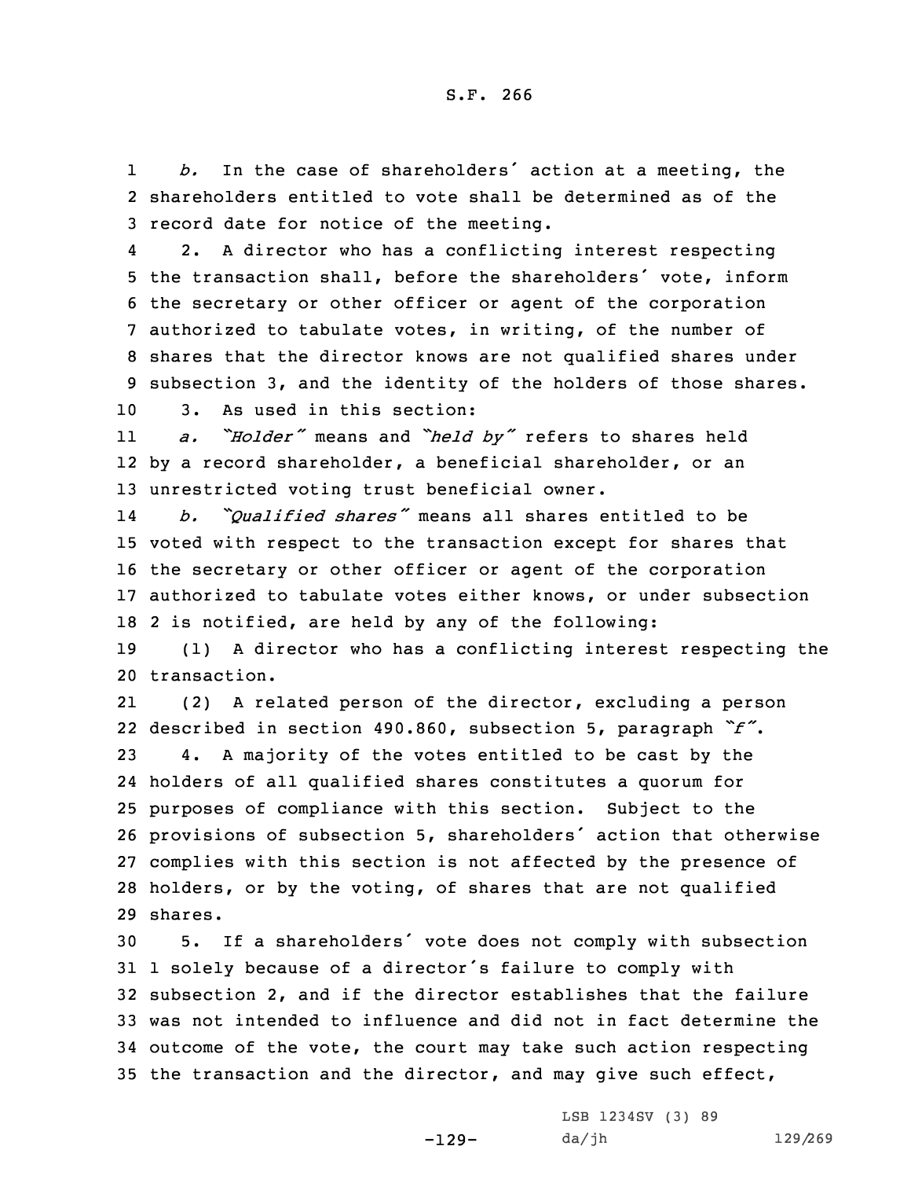*b.* In the case of shareholders' action at a meeting, the shareholders entitled to vote shall be determined as of the record date for notice of the meeting.

2. A director who has a conflicting interest respecting the transaction shall, before the shareholders' vote, inform the secretary or other officer or agent of the corporation authorized to tabulate votes, in writing, of the number of shares that the director knows are not qualified shares under subsection 3, and the identity of the holders of those shares.

3. As used in this section:

*a. "Holder"* means and *"held by"* refers to shares held by a record shareholder, a beneficial shareholder, or an unrestricted voting trust beneficial owner.

*b. "Qualified shares"* means all shares entitled to be voted with respect to the transaction except for shares that the secretary or other officer or agent of the corporation authorized to tabulate votes either knows, or under subsection 2 is notified, are held by any of the following:

(1) A director who has a conflicting interest respecting the transaction.

(2) A related person of the director, excluding a person described in section 490.860, subsection 5, paragraph *"f"*.

4. A majority of the votes entitled to be cast by the holders of all qualified shares constitutes a quorum for purposes of compliance with this section. Subject to the provisions of subsection 5, shareholders' action that otherwise complies with this section is not affected by the presence of holders, or by the voting, of shares that are not qualified shares.

5. If a shareholders' vote does not comply with subsection 1 solely because of a director's failure to comply with subsection 2, and if the director establishes that the failure was not intended to influence and did not in fact determine the outcome of the vote, the court may take such action respecting the transaction and the director, and may give such effect,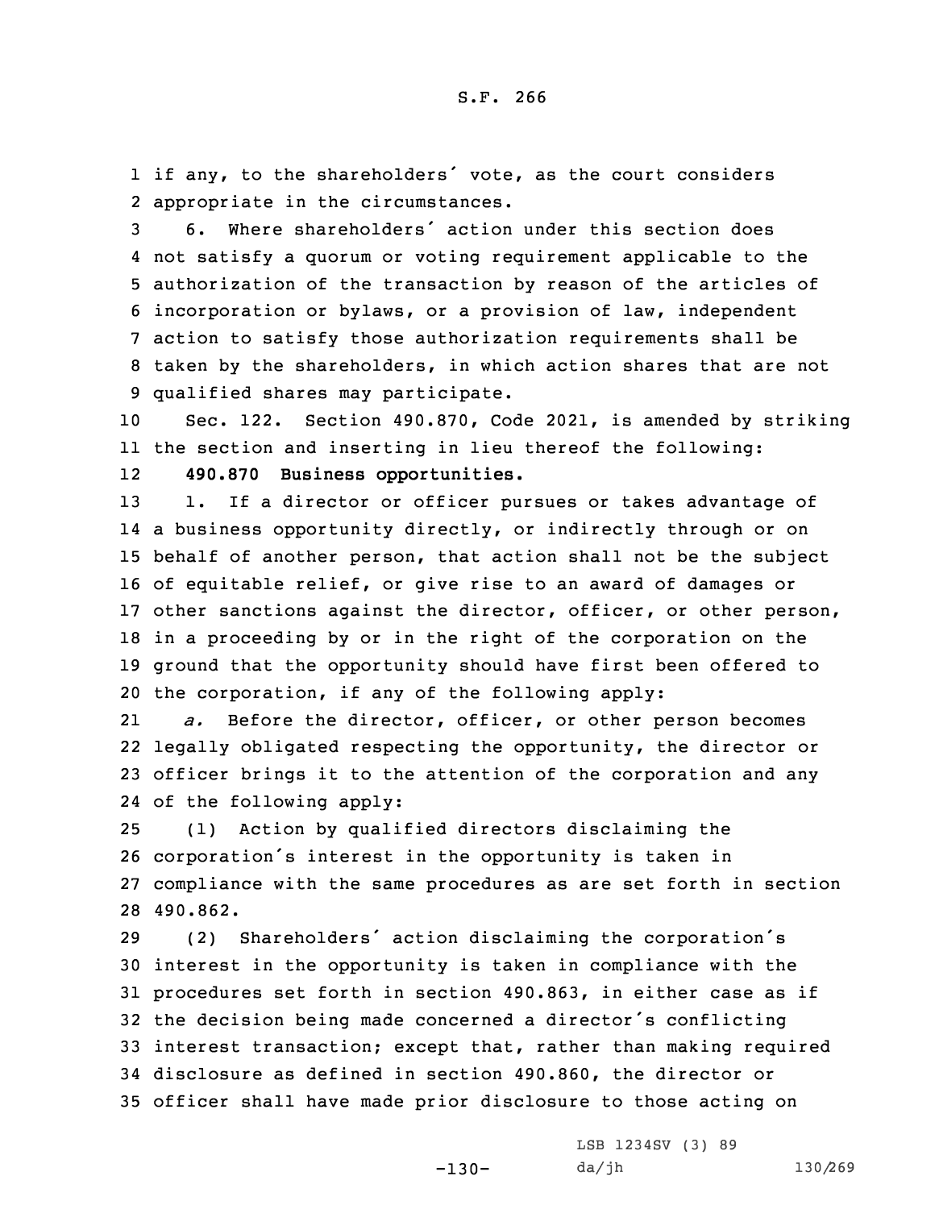if any, to the shareholders' vote, as the court considers appropriate in the circumstances.

6. Where shareholders' action under this section does not satisfy a quorum or voting requirement applicable to the authorization of the transaction by reason of the articles of incorporation or bylaws, or a provision of law, independent action to satisfy those authorization requirements shall be taken by the shareholders, in which action shares that are not qualified shares may participate.

Sec. 122. Section 490.870, Code 2021, is amended by striking the section and inserting in lieu thereof the following:

**490.870 Business opportunities.**

1. If a director or officer pursues or takes advantage of a business opportunity directly, or indirectly through or on behalf of another person, that action shall not be the subject of equitable relief, or give rise to an award of damages or other sanctions against the director, officer, or other person, in a proceeding by or in the right of the corporation on the ground that the opportunity should have first been offered to the corporation, if any of the following apply:

*a.* Before the director, officer, or other person becomes legally obligated respecting the opportunity, the director or officer brings it to the attention of the corporation and any of the following apply:

(1) Action by qualified directors disclaiming the corporation's interest in the opportunity is taken in compliance with the same procedures as are set forth in section 490.862.

(2) Shareholders' action disclaiming the corporation's interest in the opportunity is taken in compliance with the procedures set forth in section 490.863, in either case as if the decision being made concerned a director's conflicting interest transaction; except that, rather than making required disclosure as defined in section 490.860, the director or officer shall have made prior disclosure to those acting on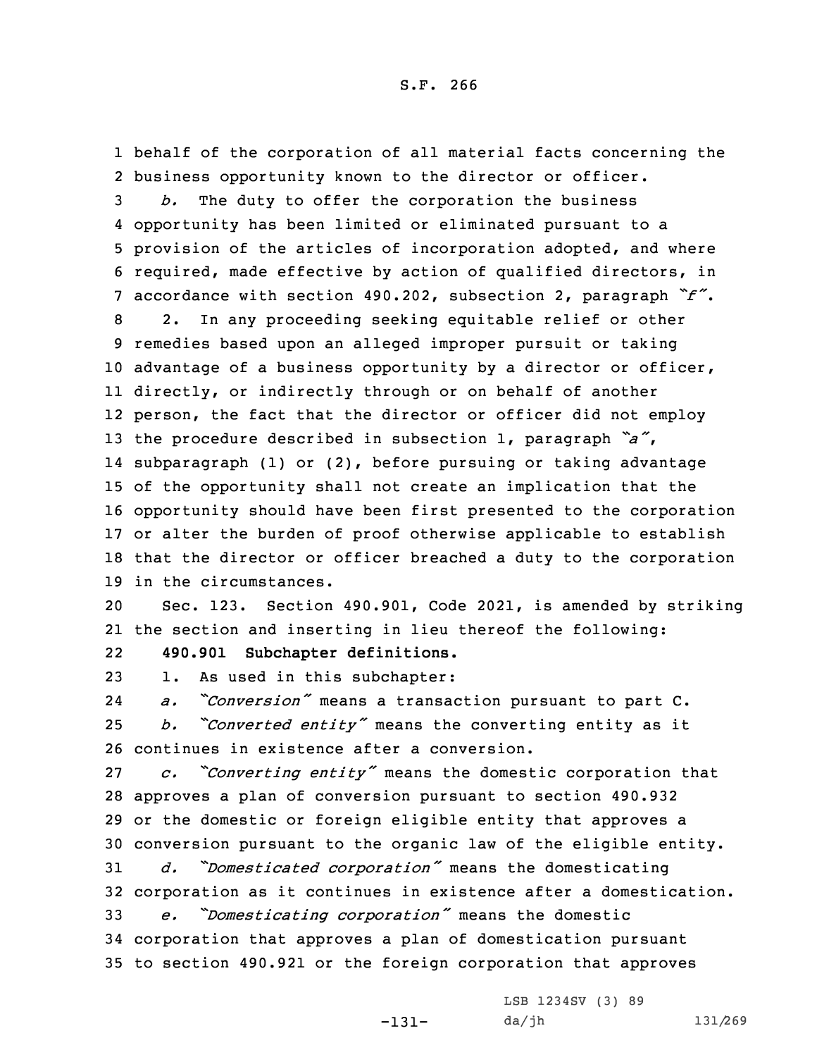behalf of the corporation of all material facts concerning the business opportunity known to the director or officer.

*b.* The duty to offer the corporation the business opportunity has been limited or eliminated pursuant to a provision of the articles of incorporation adopted, and where required, made effective by action of qualified directors, in accordance with section 490.202, subsection 2, paragraph *"f"*.

2. In any proceeding seeking equitable relief or other remedies based upon an alleged improper pursuit or taking advantage of a business opportunity by a director or officer, directly, or indirectly through or on behalf of another person, the fact that the director or officer did not employ the procedure described in subsection 1, paragraph *"a"*, subparagraph (1) or (2), before pursuing or taking advantage of the opportunity shall not create an implication that the opportunity should have been first presented to the corporation or alter the burden of proof otherwise applicable to establish that the director or officer breached a duty to the corporation in the circumstances.

Sec. 123. Section 490.901, Code 2021, is amended by striking the section and inserting in lieu thereof the following:

**490.901 Subchapter definitions.**

1. As used in this subchapter:

*a. "Conversion"* means a transaction pursuant to part C.

*b. "Converted entity"* means the converting entity as it continues in existence after a conversion.

*c. "Converting entity"* means the domestic corporation that approves a plan of conversion pursuant to section 490.932 or the domestic or foreign eligible entity that approves a conversion pursuant to the organic law of the eligible entity.

*d. "Domesticated corporation"* means the domesticating corporation as it continues in existence after a domestication.

*e. "Domesticating corporation"* means the domestic corporation that approves a plan of domestication pursuant to section 490.921 or the foreign corporation that approves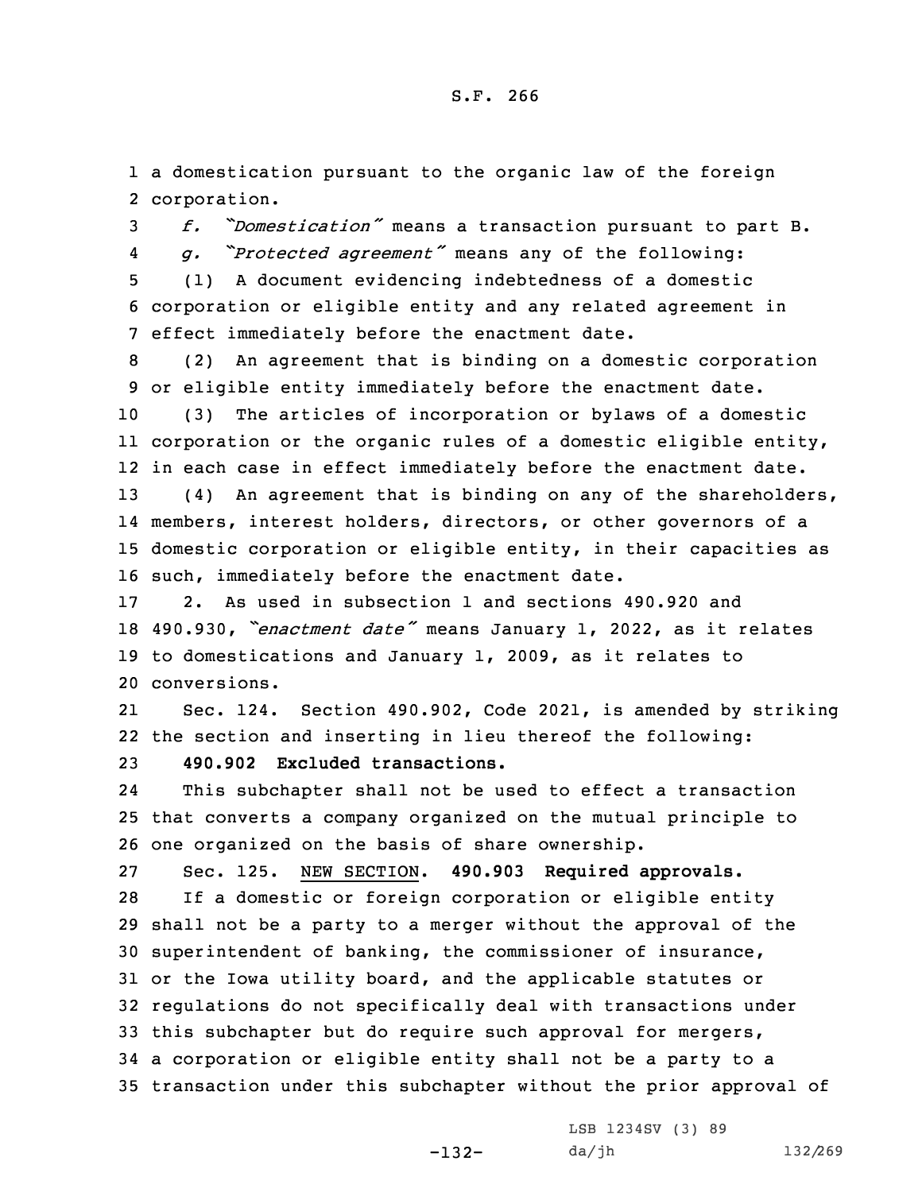a domestication pursuant to the organic law of the foreign corporation.

*f. "Domestication"* means a transaction pursuant to part B.

*g. "Protected agreement"* means any of the following:

(1) A document evidencing indebtedness of a domestic corporation or eligible entity and any related agreement in effect immediately before the enactment date.

(2) An agreement that is binding on a domestic corporation or eligible entity immediately before the enactment date.

(3) The articles of incorporation or bylaws of a domestic corporation or the organic rules of a domestic eligible entity, in each case in effect immediately before the enactment date.

(4) An agreement that is binding on any of the shareholders, members, interest holders, directors, or other governors of a domestic corporation or eligible entity, in their capacities as such, immediately before the enactment date.

2. As used in subsection 1 and sections 490.920 and 490.930, *"enactment date"* means January 1, 2022, as it relates to domestications and January 1, 2009, as it relates to conversions.

Sec. 124. Section 490.902, Code 2021, is amended by striking the section and inserting in lieu thereof the following:

**490.902 Excluded transactions.**

This subchapter shall not be used to effect a transaction that converts a company organized on the mutual principle to one organized on the basis of share ownership.

Sec. 125. NEW SECTION. **490.903 Required approvals.**

If a domestic or foreign corporation or eligible entity shall not be a party to a merger without the approval of the superintendent of banking, the commissioner of insurance, or the Iowa utility board, and the applicable statutes or regulations do not specifically deal with transactions under this subchapter but do require such approval for mergers, a corporation or eligible entity shall not be a party to a transaction under this subchapter without the prior approval of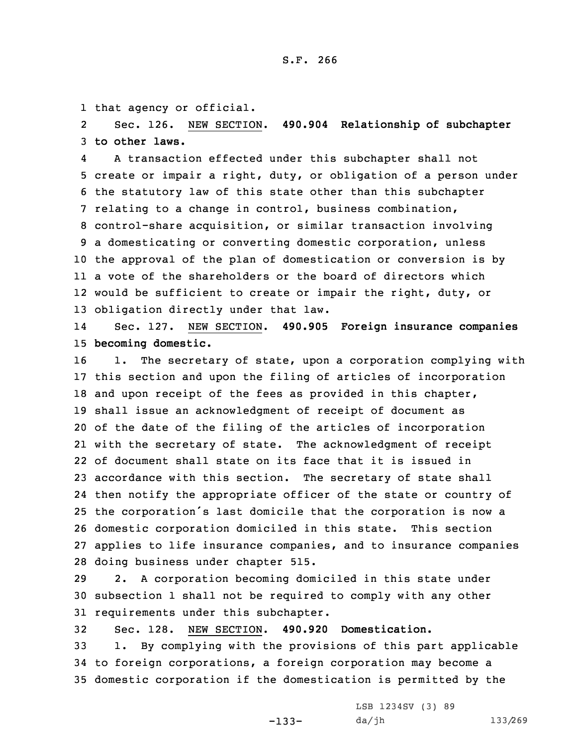that agency or official.

Sec. 126. NEW SECTION. **490.904 Relationship of subchapter to other laws.**

A transaction effected under this subchapter shall not create or impair a right, duty, or obligation of a person under the statutory law of this state other than this subchapter relating to a change in control, business combination, control-share acquisition, or similar transaction involving a domesticating or converting domestic corporation, unless the approval of the plan of domestication or conversion is by a vote of the shareholders or the board of directors which would be sufficient to create or impair the right, duty, or obligation directly under that law.

Sec. 127. NEW SECTION. **490.905 Foreign insurance companies becoming domestic.**

1. The secretary of state, upon a corporation complying with this section and upon the filing of articles of incorporation and upon receipt of the fees as provided in this chapter, shall issue an acknowledgment of receipt of document as of the date of the filing of the articles of incorporation with the secretary of state. The acknowledgment of receipt of document shall state on its face that it is issued in accordance with this section. The secretary of state shall then notify the appropriate officer of the state or country of the corporation's last domicile that the corporation is now a domestic corporation domiciled in this state. This section applies to life insurance companies, and to insurance companies doing business under chapter 515.

2. A corporation becoming domiciled in this state under subsection 1 shall not be required to comply with any other requirements under this subchapter.

Sec. 128. NEW SECTION. **490.920 Domestication.**

1. By complying with the provisions of this part applicable to foreign corporations, a foreign corporation may become a domestic corporation if the domestication is permitted by the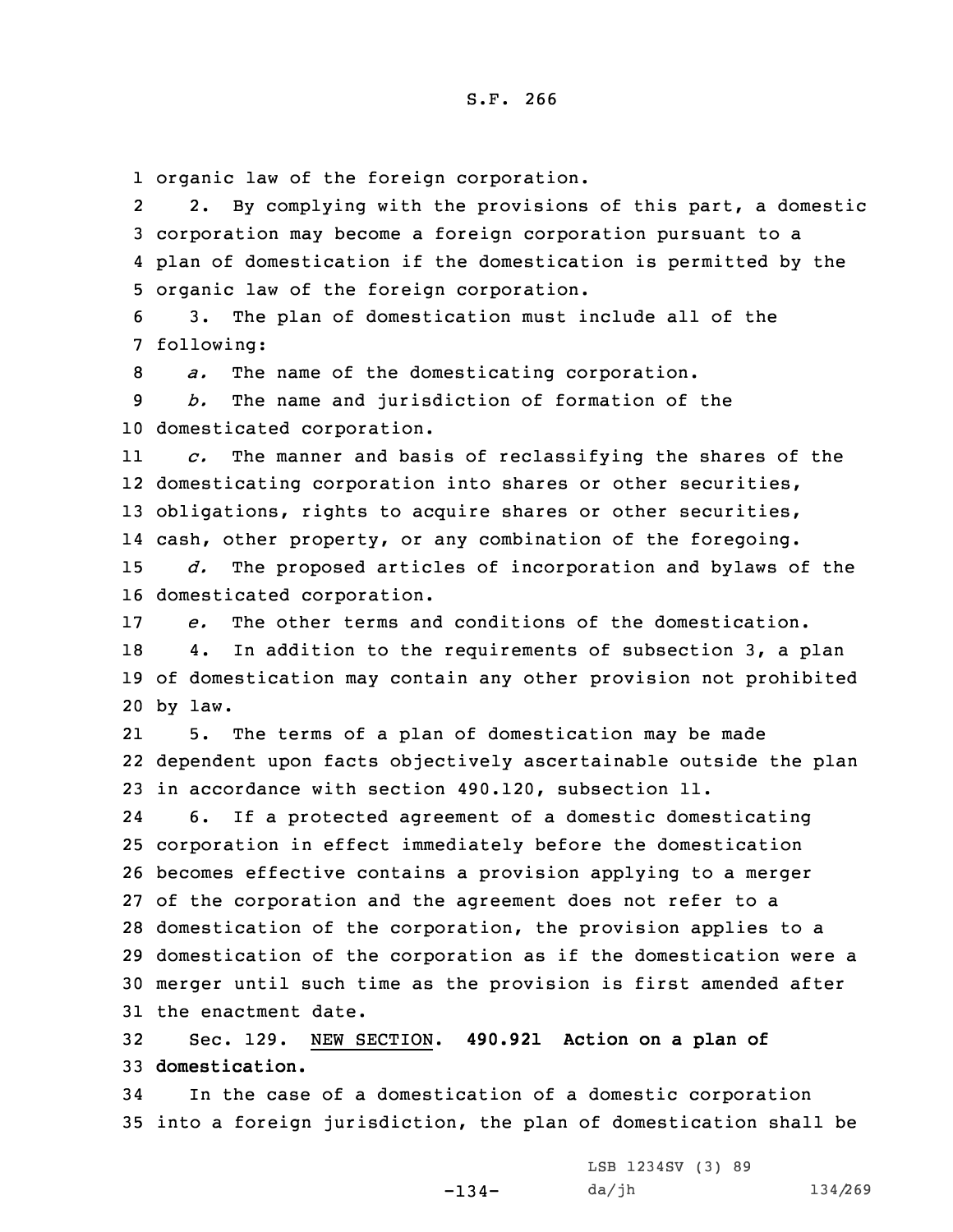organic law of the foreign corporation.

2. By complying with the provisions of this part, a domestic corporation may become a foreign corporation pursuant to a plan of domestication if the domestication is permitted by the organic law of the foreign corporation.

3. The plan of domestication must include all of the following:

*a.* The name of the domesticating corporation.

*b.* The name and jurisdiction of formation of the domesticated corporation.

*c.* The manner and basis of reclassifying the shares of the domesticating corporation into shares or other securities, obligations, rights to acquire shares or other securities, cash, other property, or any combination of the foregoing.

*d.* The proposed articles of incorporation and bylaws of the domesticated corporation.

*e.* The other terms and conditions of the domestication.

4. In addition to the requirements of subsection 3, a plan of domestication may contain any other provision not prohibited by law.

5. The terms of a plan of domestication may be made dependent upon facts objectively ascertainable outside the plan in accordance with section 490.120, subsection 11.

6. If a protected agreement of a domestic domesticating corporation in effect immediately before the domestication becomes effective contains a provision applying to a merger of the corporation and the agreement does not refer to a domestication of the corporation, the provision applies to a domestication of the corporation as if the domestication were a merger until such time as the provision is first amended after the enactment date.

Sec. 129. NEW SECTION. **490.921 Action on a plan of domestication.**

In the case of a domestication of a domestic corporation into a foreign jurisdiction, the plan of domestication shall be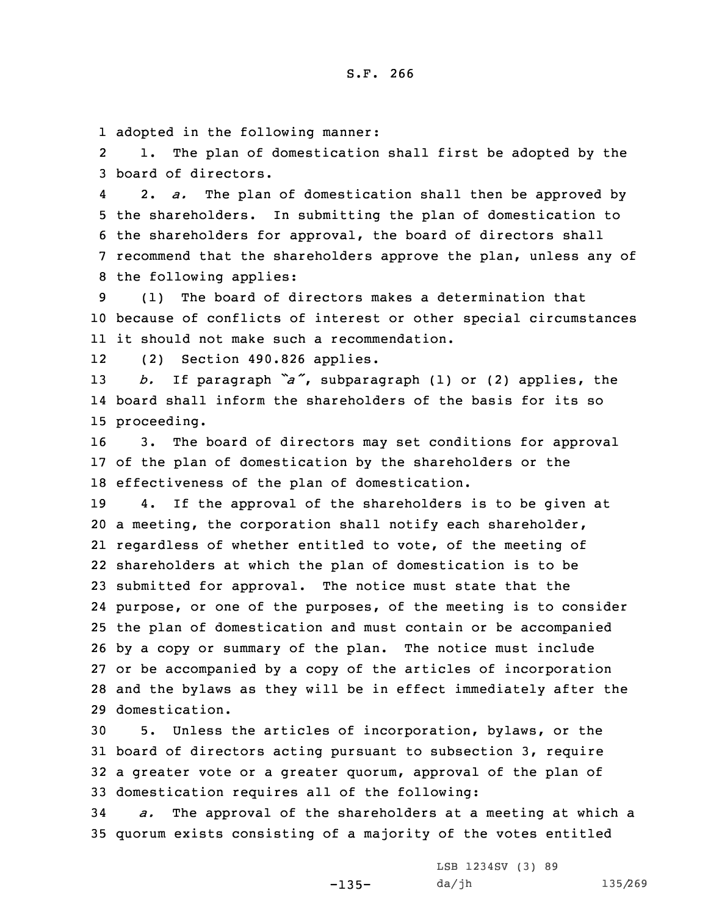adopted in the following manner:

1. The plan of domestication shall first be adopted by the board of directors.

2. *a.* The plan of domestication shall then be approved by the shareholders. In submitting the plan of domestication to the shareholders for approval, the board of directors shall recommend that the shareholders approve the plan, unless any of the following applies:

(1) The board of directors makes a determination that because of conflicts of interest or other special circumstances it should not make such a recommendation.

(2) Section 490.826 applies.

*b.* If paragraph *"a"*, subparagraph (1) or (2) applies, the board shall inform the shareholders of the basis for its so proceeding.

3. The board of directors may set conditions for approval of the plan of domestication by the shareholders or the effectiveness of the plan of domestication.

4. If the approval of the shareholders is to be given at a meeting, the corporation shall notify each shareholder, regardless of whether entitled to vote, of the meeting of shareholders at which the plan of domestication is to be submitted for approval. The notice must state that the purpose, or one of the purposes, of the meeting is to consider the plan of domestication and must contain or be accompanied by a copy or summary of the plan. The notice must include or be accompanied by a copy of the articles of incorporation and the bylaws as they will be in effect immediately after the domestication.

5. Unless the articles of incorporation, bylaws, or the board of directors acting pursuant to subsection 3, require a greater vote or a greater quorum, approval of the plan of domestication requires all of the following:

*a.* The approval of the shareholders at a meeting at which a quorum exists consisting of a majority of the votes entitled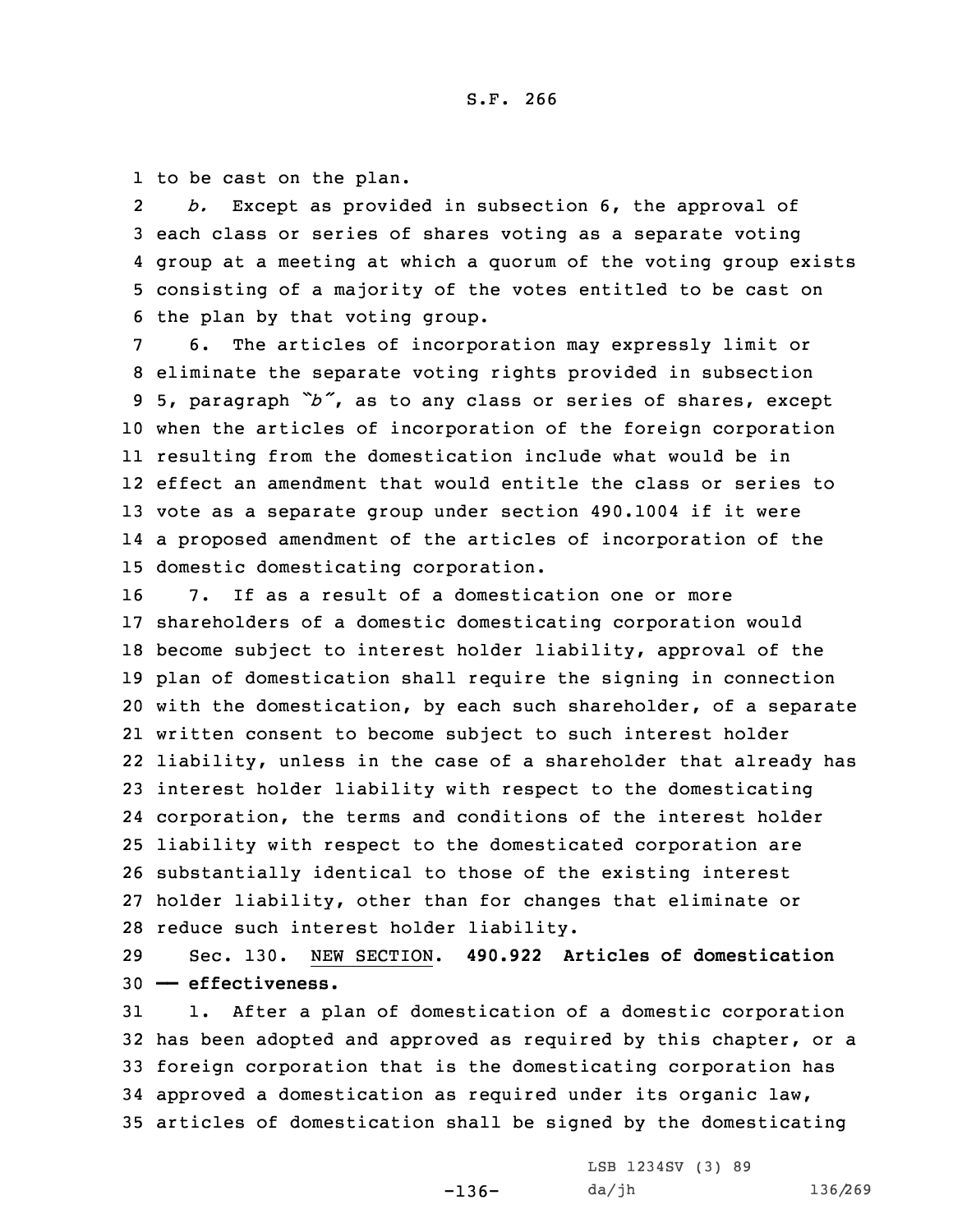to be cast on the plan.

*b.* Except as provided in subsection 6, the approval of each class or series of shares voting as a separate voting group at a meeting at which a quorum of the voting group exists consisting of a majority of the votes entitled to be cast on the plan by that voting group.

6. The articles of incorporation may expressly limit or eliminate the separate voting rights provided in subsection 5, paragraph *"b"*, as to any class or series of shares, except when the articles of incorporation of the foreign corporation resulting from the domestication include what would be in effect an amendment that would entitle the class or series to vote as a separate group under section 490.1004 if it were a proposed amendment of the articles of incorporation of the domestic domesticating corporation.

7. If as a result of a domestication one or more shareholders of a domestic domesticating corporation would become subject to interest holder liability, approval of the plan of domestication shall require the signing in connection with the domestication, by each such shareholder, of a separate written consent to become subject to such interest holder liability, unless in the case of a shareholder that already has interest holder liability with respect to the domesticating corporation, the terms and conditions of the interest holder liability with respect to the domesticated corporation are substantially identical to those of the existing interest holder liability, other than for changes that eliminate or reduce such interest holder liability.

Sec. 130. NEW SECTION. **490.922 Articles of domestication — effectiveness.**

1. After a plan of domestication of a domestic corporation has been adopted and approved as required by this chapter, or a foreign corporation that is the domesticating corporation has approved a domestication as required under its organic law, articles of domestication shall be signed by the domesticating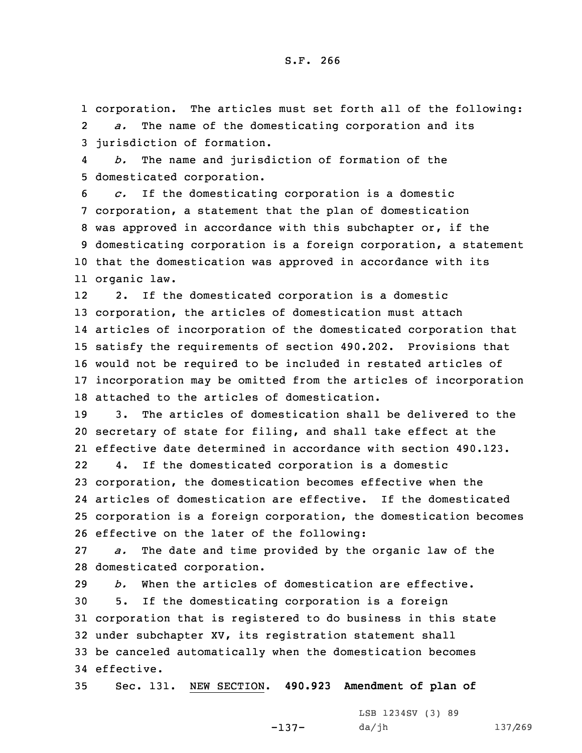corporation. The articles must set forth all of the following:

*a.* The name of the domesticating corporation and its jurisdiction of formation.

*b.* The name and jurisdiction of formation of the domesticated corporation.

*c.* If the domesticating corporation is a domestic corporation, a statement that the plan of domestication was approved in accordance with this subchapter or, if the domesticating corporation is a foreign corporation, a statement that the domestication was approved in accordance with its organic law.

2. If the domesticated corporation is a domestic corporation, the articles of domestication must attach articles of incorporation of the domesticated corporation that satisfy the requirements of section 490.202. Provisions that would not be required to be included in restated articles of incorporation may be omitted from the articles of incorporation attached to the articles of domestication.

3. The articles of domestication shall be delivered to the secretary of state for filing, and shall take effect at the effective date determined in accordance with section 490.123.

4. If the domesticated corporation is a domestic corporation, the domestication becomes effective when the articles of domestication are effective. If the domesticated corporation is a foreign corporation, the domestication becomes effective on the later of the following:

*a.* The date and time provided by the organic law of the domesticated corporation.

*b.* When the articles of domestication are effective.

5. If the domesticating corporation is a foreign corporation that is registered to do business in this state under subchapter XV, its registration statement shall be canceled automatically when the domestication becomes effective.

Sec. 131. NEW SECTION. **490.923 Amendment of plan of**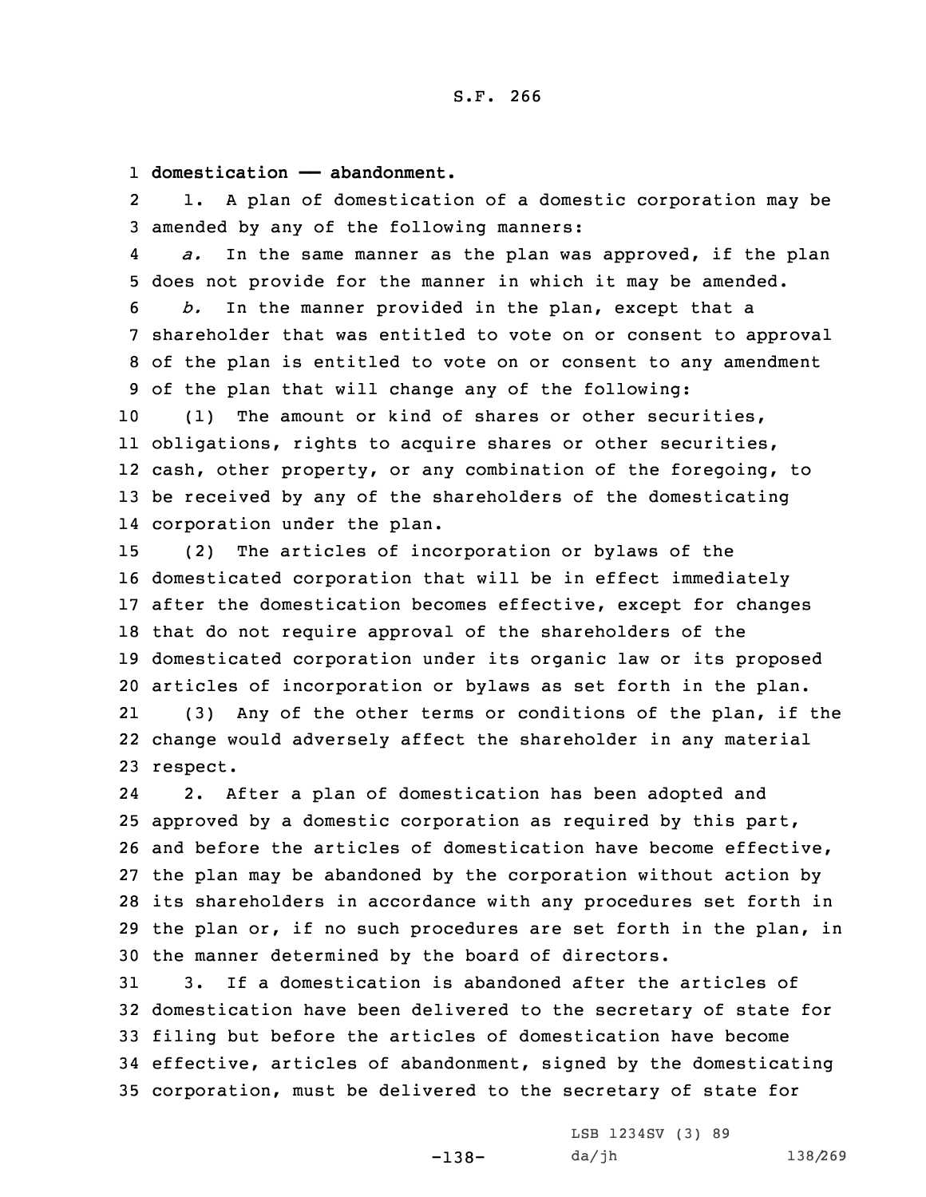**domestication —— abandonment.**

1. A plan of domestication of a domestic corporation may be amended by any of the following manners:

*a.* In the same manner as the plan was approved, if the plan does not provide for the manner in which it may be amended.

*b.* In the manner provided in the plan, except that a shareholder that was entitled to vote on or consent to approval of the plan is entitled to vote on or consent to any amendment of the plan that will change any of the following:

(1) The amount or kind of shares or other securities, obligations, rights to acquire shares or other securities, cash, other property, or any combination of the foregoing, to be received by any of the shareholders of the domesticating corporation under the plan.

(2) The articles of incorporation or bylaws of the domesticated corporation that will be in effect immediately after the domestication becomes effective, except for changes that do not require approval of the shareholders of the domesticated corporation under its organic law or its proposed articles of incorporation or bylaws as set forth in the plan.

(3) Any of the other terms or conditions of the plan, if the change would adversely affect the shareholder in any material respect.

2. After a plan of domestication has been adopted and approved by a domestic corporation as required by this part, and before the articles of domestication have become effective, the plan may be abandoned by the corporation without action by its shareholders in accordance with any procedures set forth in the plan or, if no such procedures are set forth in the plan, in the manner determined by the board of directors.

3. If a domestication is abandoned after the articles of domestication have been delivered to the secretary of state for filing but before the articles of domestication have become effective, articles of abandonment, signed by the domesticating corporation, must be delivered to the secretary of state for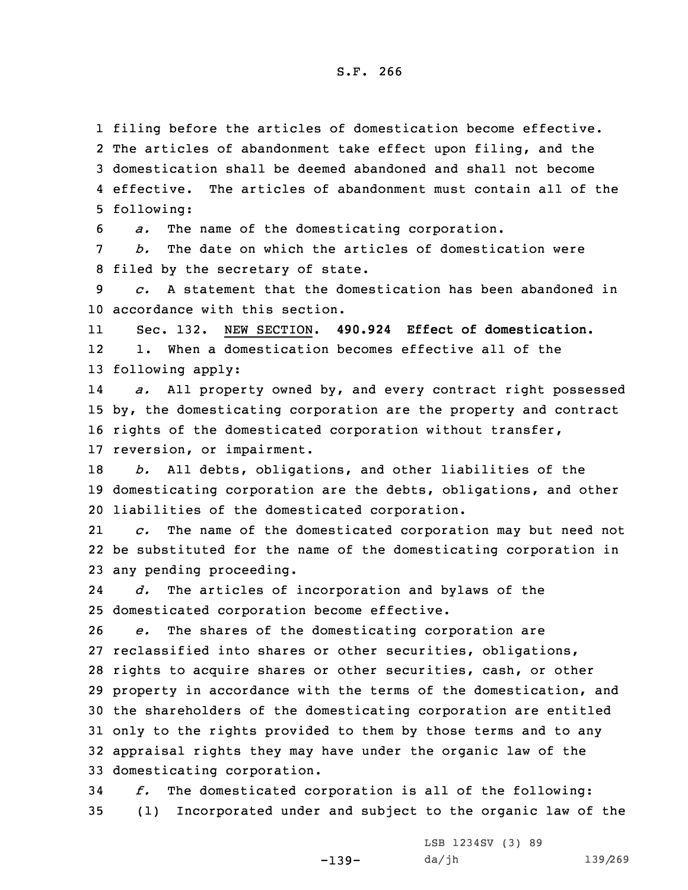filing before the articles of domestication become effective. The articles of abandonment take effect upon filing, and the domestication shall be deemed abandoned and shall not become effective. The articles of abandonment must contain all of the following:

*a.* The name of the domesticating corporation.

*b.* The date on which the articles of domestication were filed by the secretary of state.

*c.* A statement that the domestication has been abandoned in accordance with this section.

Sec. 132. NEW SECTION. **490.924 Effect of domestication.**

1. When a domestication becomes effective all of the following apply:

*a.* All property owned by, and every contract right possessed by, the domesticating corporation are the property and contract rights of the domesticated corporation without transfer, reversion, or impairment.

*b.* All debts, obligations, and other liabilities of the domesticating corporation are the debts, obligations, and other liabilities of the domesticated corporation.

*c.* The name of the domesticated corporation may but need not be substituted for the name of the domesticating corporation in any pending proceeding.

*d.* The articles of incorporation and bylaws of the domesticated corporation become effective.

*e.* The shares of the domesticating corporation are reclassified into shares or other securities, obligations, rights to acquire shares or other securities, cash, or other property in accordance with the terms of the domestication, and the shareholders of the domesticating corporation are entitled only to the rights provided to them by those terms and to any appraisal rights they may have under the organic law of the domesticating corporation.

*f.* The domesticated corporation is all of the following:

(1) Incorporated under and subject to the organic law of the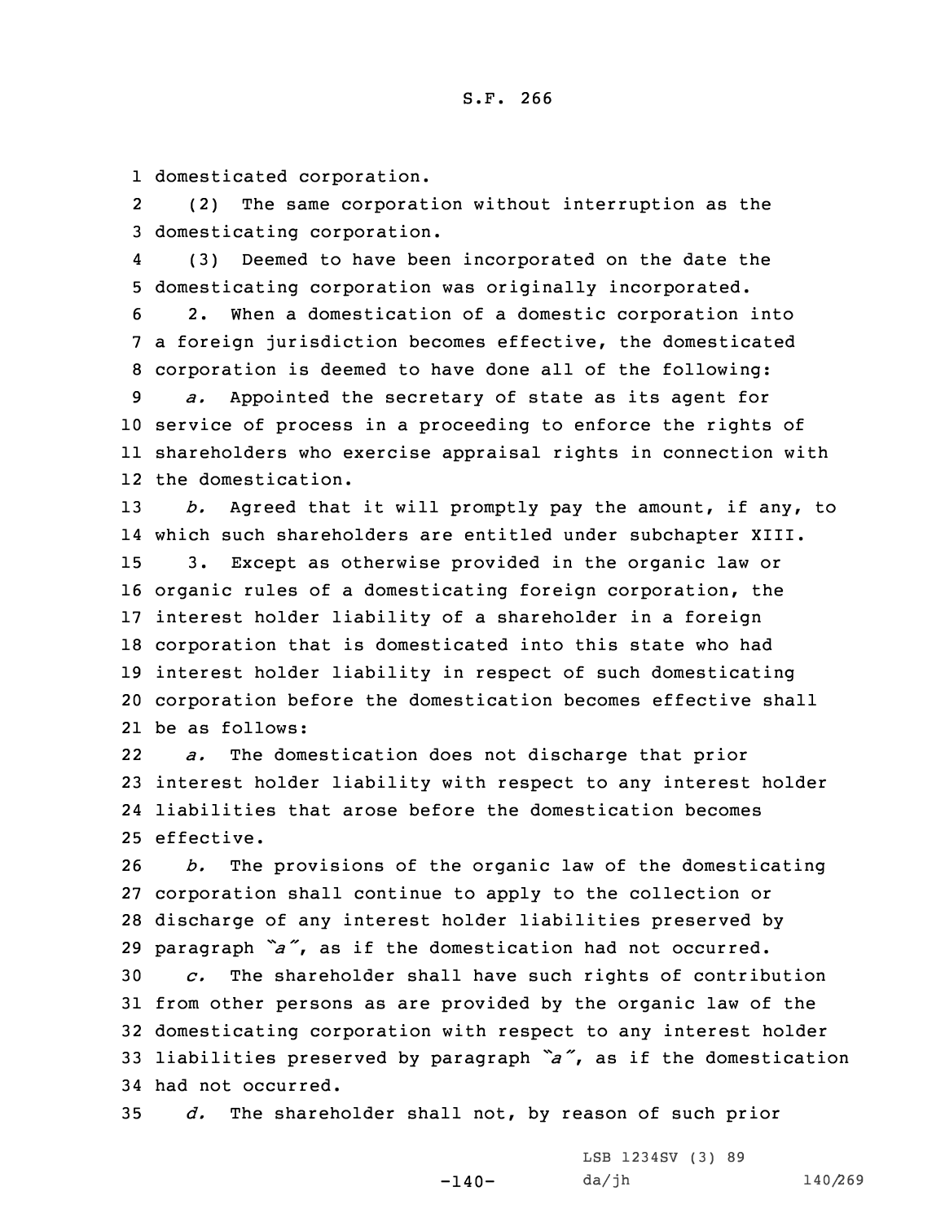domesticated corporation.

(2) The same corporation without interruption as the domesticating corporation.

(3) Deemed to have been incorporated on the date the domesticating corporation was originally incorporated.

2. When a domestication of a domestic corporation into a foreign jurisdiction becomes effective, the domesticated corporation is deemed to have done all of the following:

*a.* Appointed the secretary of state as its agent for service of process in a proceeding to enforce the rights of shareholders who exercise appraisal rights in connection with the domestication.

*b.* Agreed that it will promptly pay the amount, if any, to which such shareholders are entitled under subchapter XIII.

3. Except as otherwise provided in the organic law or organic rules of a domesticating foreign corporation, the interest holder liability of a shareholder in a foreign corporation that is domesticated into this state who had interest holder liability in respect of such domesticating corporation before the domestication becomes effective shall be as follows:

*a.* The domestication does not discharge that prior interest holder liability with respect to any interest holder liabilities that arose before the domestication becomes effective.

*b.* The provisions of the organic law of the domesticating corporation shall continue to apply to the collection or discharge of any interest holder liabilities preserved by paragraph *"a"*, as if the domestication had not occurred.

*c.* The shareholder shall have such rights of contribution from other persons as are provided by the organic law of the domesticating corporation with respect to any interest holder liabilities preserved by paragraph *"a"*, as if the domestication had not occurred.

*d.* The shareholder shall not, by reason of such prior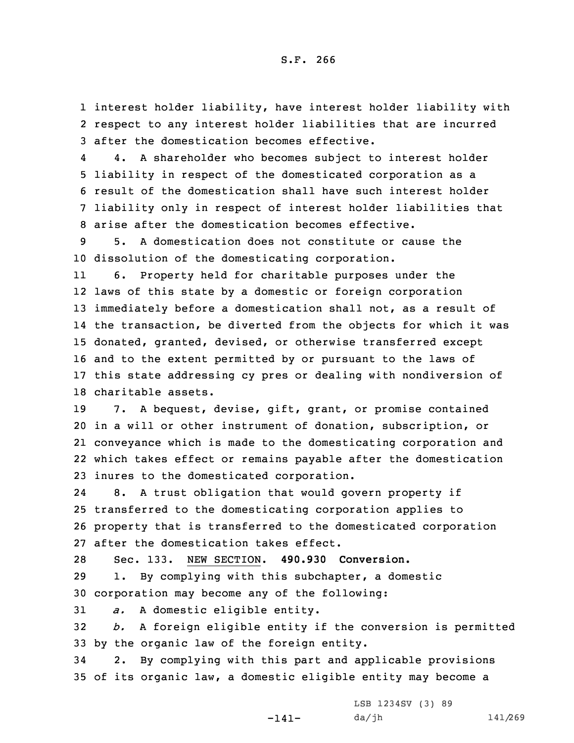interest holder liability, have interest holder liability with respect to any interest holder liabilities that are incurred after the domestication becomes effective.

4. A shareholder who becomes subject to interest holder liability in respect of the domesticated corporation as a result of the domestication shall have such interest holder liability only in respect of interest holder liabilities that arise after the domestication becomes effective.

5. A domestication does not constitute or cause the dissolution of the domesticating corporation.

6. Property held for charitable purposes under the laws of this state by a domestic or foreign corporation immediately before a domestication shall not, as a result of the transaction, be diverted from the objects for which it was donated, granted, devised, or otherwise transferred except and to the extent permitted by or pursuant to the laws of this state addressing cy pres or dealing with nondiversion of charitable assets.

7. A bequest, devise, gift, grant, or promise contained in a will or other instrument of donation, subscription, or conveyance which is made to the domesticating corporation and which takes effect or remains payable after the domestication inures to the domesticated corporation.

8. A trust obligation that would govern property if transferred to the domesticating corporation applies to property that is transferred to the domesticated corporation after the domestication takes effect.

Sec. 133. NEW SECTION. **490.930 Conversion.**

1. By complying with this subchapter, a domestic corporation may become any of the following:

*a.* A domestic eligible entity.

*b.* A foreign eligible entity if the conversion is permitted by the organic law of the foreign entity.

2. By complying with this part and applicable provisions of its organic law, a domestic eligible entity may become a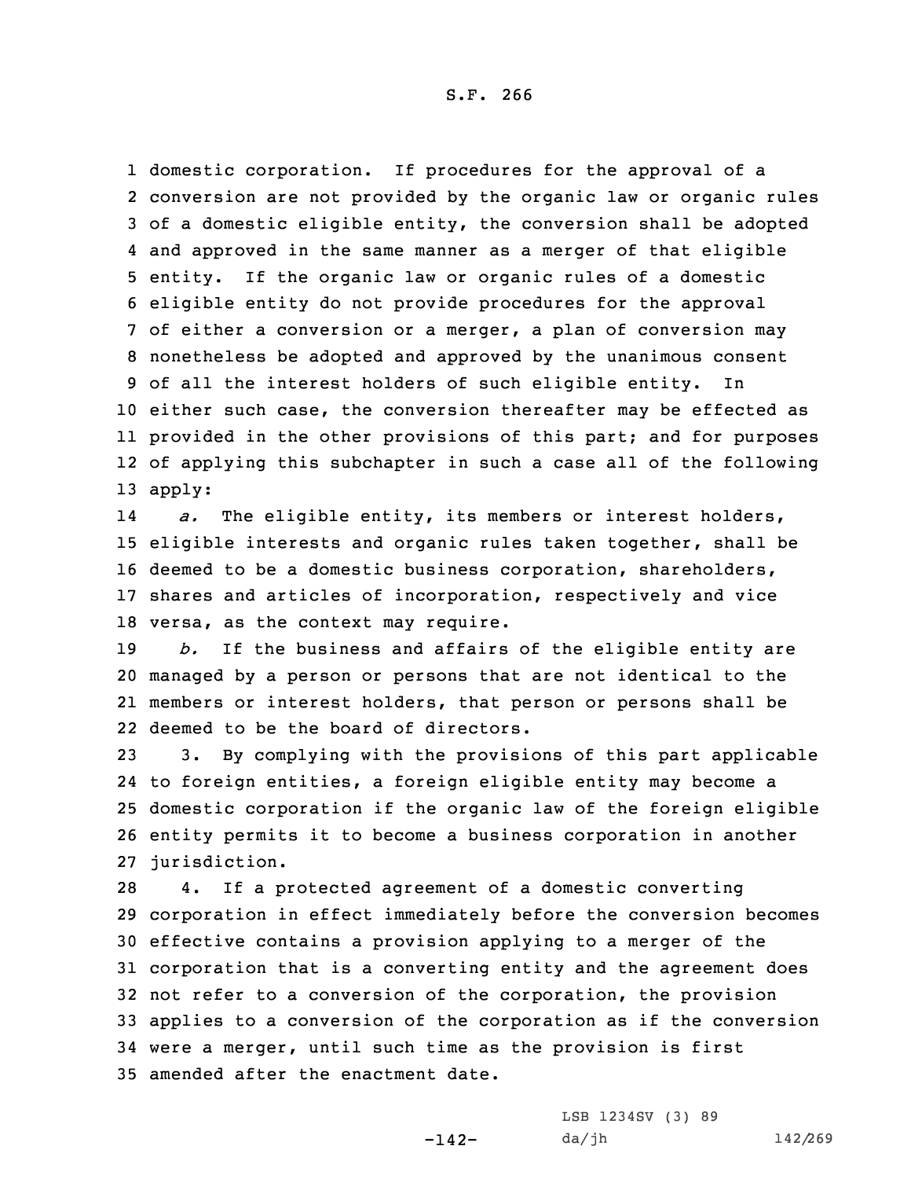domestic corporation. If procedures for the approval of a conversion are not provided by the organic law or organic rules of a domestic eligible entity, the conversion shall be adopted and approved in the same manner as a merger of that eligible entity. If the organic law or organic rules of a domestic eligible entity do not provide procedures for the approval of either a conversion or a merger, a plan of conversion may nonetheless be adopted and approved by the unanimous consent of all the interest holders of such eligible entity. In either such case, the conversion thereafter may be effected as provided in the other provisions of this part; and for purposes of applying this subchapter in such a case all of the following apply:

*a.* The eligible entity, its members or interest holders, eligible interests and organic rules taken together, shall be deemed to be a domestic business corporation, shareholders, shares and articles of incorporation, respectively and vice versa, as the context may require.

*b.* If the business and affairs of the eligible entity are managed by a person or persons that are not identical to the members or interest holders, that person or persons shall be deemed to be the board of directors.

3. By complying with the provisions of this part applicable to foreign entities, a foreign eligible entity may become a domestic corporation if the organic law of the foreign eligible entity permits it to become a business corporation in another jurisdiction.

4. If a protected agreement of a domestic converting corporation in effect immediately before the conversion becomes effective contains a provision applying to a merger of the corporation that is a converting entity and the agreement does not refer to a conversion of the corporation, the provision applies to a conversion of the corporation as if the conversion were a merger, until such time as the provision is first amended after the enactment date.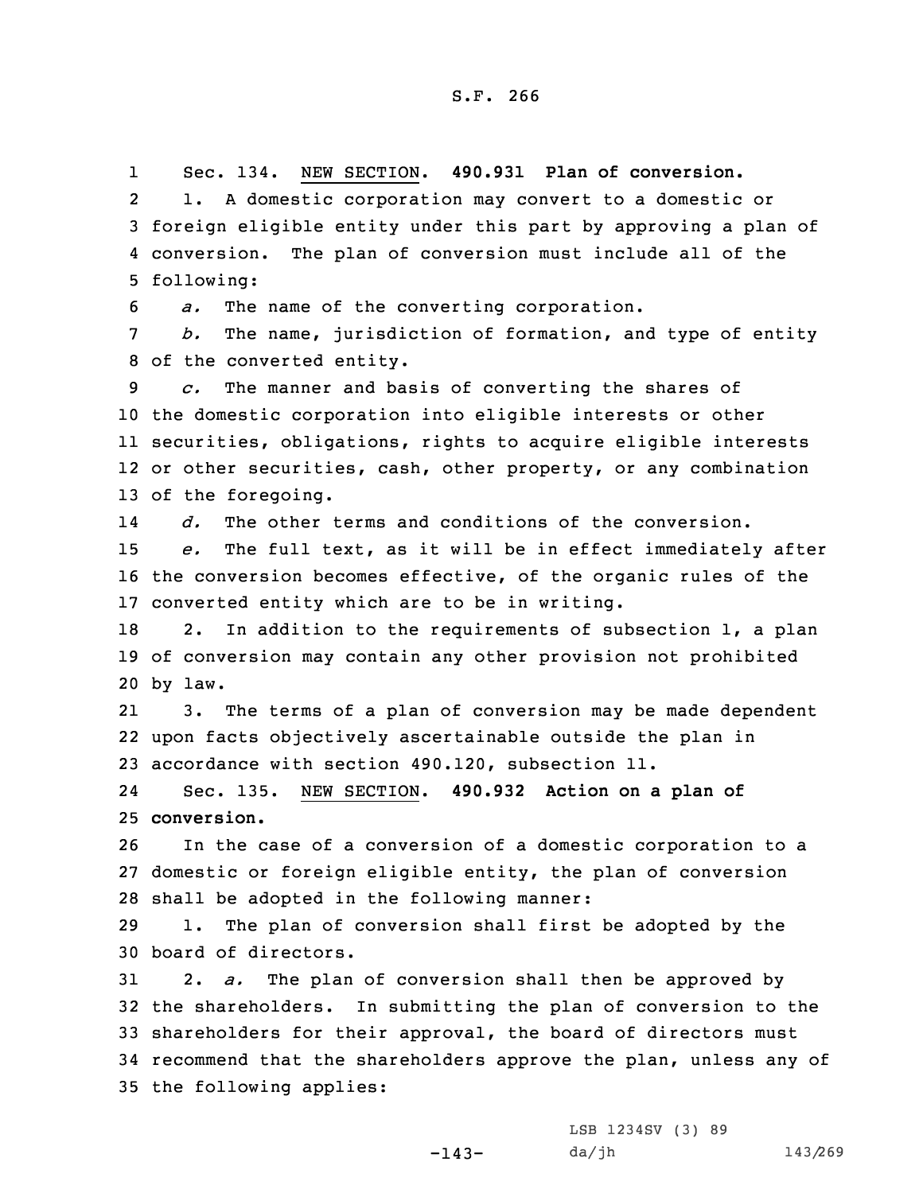Sec. 134. NEW SECTION. **490.931 Plan of conversion.**

1. A domestic corporation may convert to a domestic or foreign eligible entity under this part by approving a plan of conversion. The plan of conversion must include all of the following:

*a.* The name of the converting corporation.

*b.* The name, jurisdiction of formation, and type of entity of the converted entity.

*c.* The manner and basis of converting the shares of the domestic corporation into eligible interests or other securities, obligations, rights to acquire eligible interests or other securities, cash, other property, or any combination of the foregoing.

*d.* The other terms and conditions of the conversion.

*e.* The full text, as it will be in effect immediately after the conversion becomes effective, of the organic rules of the converted entity which are to be in writing.

2. In addition to the requirements of subsection 1, a plan of conversion may contain any other provision not prohibited by law.

3. The terms of a plan of conversion may be made dependent upon facts objectively ascertainable outside the plan in accordance with section 490.120, subsection 11.

Sec. 135. NEW SECTION. **490.932 Action on a plan of conversion.**

In the case of a conversion of a domestic corporation to a domestic or foreign eligible entity, the plan of conversion shall be adopted in the following manner:

1. The plan of conversion shall first be adopted by the board of directors.

2. *a.* The plan of conversion shall then be approved by the shareholders. In submitting the plan of conversion to the shareholders for their approval, the board of directors must recommend that the shareholders approve the plan, unless any of the following applies: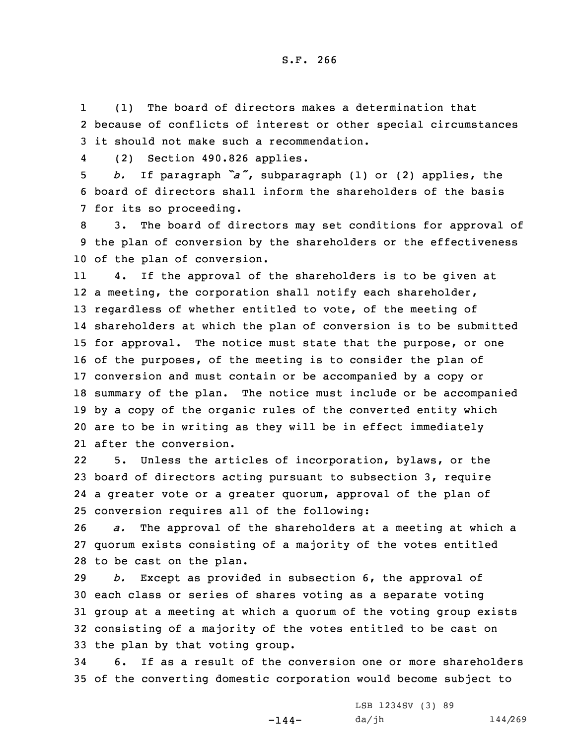(1) The board of directors makes a determination that because of conflicts of interest or other special circumstances it should not make such a recommendation.

(2) Section 490.826 applies.

*b.* If paragraph *"a"*, subparagraph (1) or (2) applies, the board of directors shall inform the shareholders of the basis for its so proceeding.

3. The board of directors may set conditions for approval of the plan of conversion by the shareholders or the effectiveness of the plan of conversion.

4. If the approval of the shareholders is to be given at a meeting, the corporation shall notify each shareholder, regardless of whether entitled to vote, of the meeting of shareholders at which the plan of conversion is to be submitted for approval. The notice must state that the purpose, or one of the purposes, of the meeting is to consider the plan of conversion and must contain or be accompanied by a copy or summary of the plan. The notice must include or be accompanied by a copy of the organic rules of the converted entity which are to be in writing as they will be in effect immediately after the conversion.

5. Unless the articles of incorporation, bylaws, or the board of directors acting pursuant to subsection 3, require a greater vote or a greater quorum, approval of the plan of conversion requires all of the following:

*a.* The approval of the shareholders at a meeting at which a quorum exists consisting of a majority of the votes entitled to be cast on the plan.

*b.* Except as provided in subsection 6, the approval of each class or series of shares voting as a separate voting group at a meeting at which a quorum of the voting group exists consisting of a majority of the votes entitled to be cast on the plan by that voting group.

6. If as a result of the conversion one or more shareholders of the converting domestic corporation would become subject to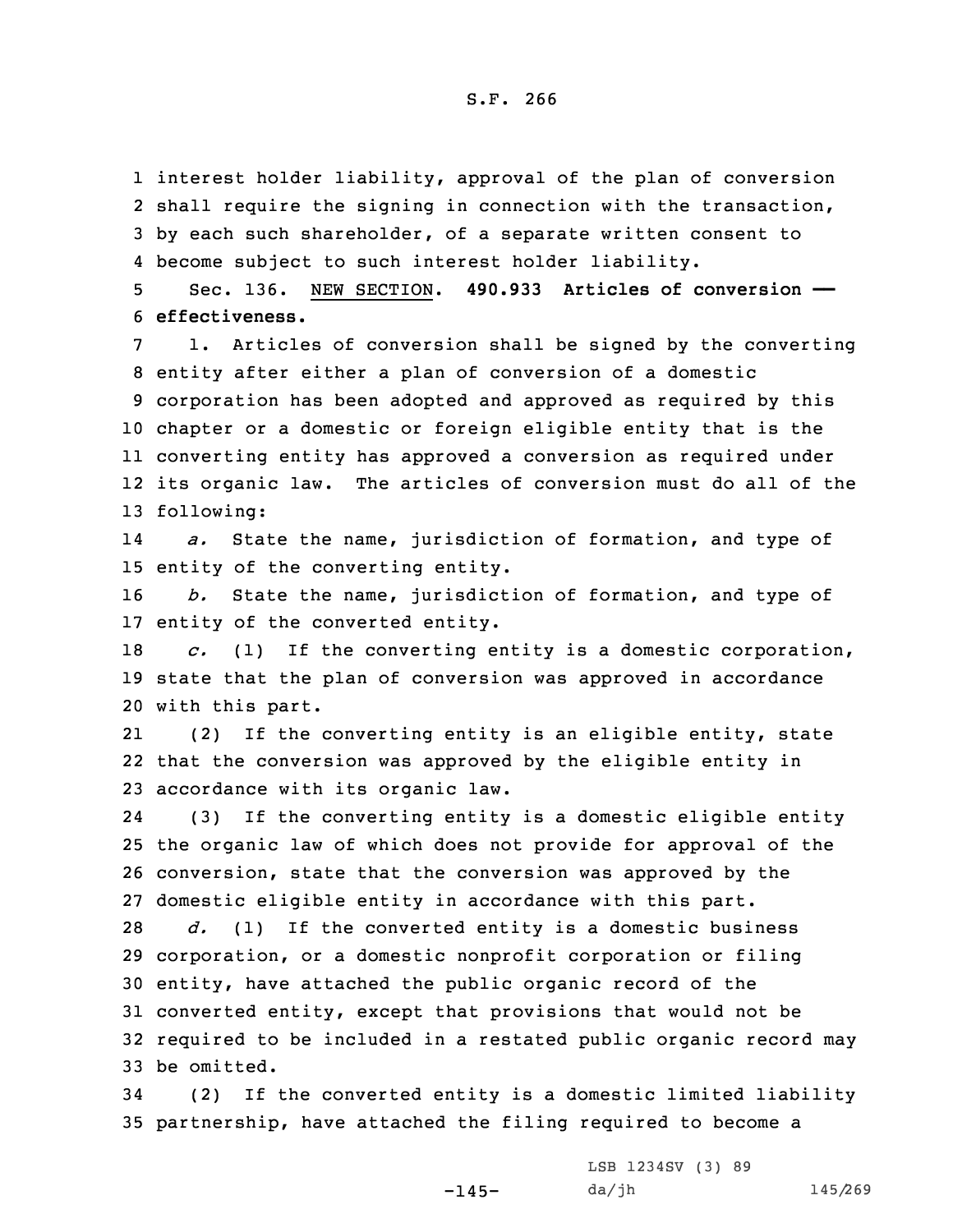interest holder liability, approval of the plan of conversion shall require the signing in connection with the transaction, by each such shareholder, of a separate written consent to become subject to such interest holder liability.

Sec. 136. NEW SECTION. **490.933 Articles of conversion — effectiveness.**

1. Articles of conversion shall be signed by the converting entity after either a plan of conversion of a domestic corporation has been adopted and approved as required by this chapter or a domestic or foreign eligible entity that is the converting entity has approved a conversion as required under its organic law. The articles of conversion must do all of the following:

*a.* State the name, jurisdiction of formation, and type of entity of the converting entity.

*b.* State the name, jurisdiction of formation, and type of entity of the converted entity.

*c.* (1) If the converting entity is a domestic corporation, state that the plan of conversion was approved in accordance with this part.

(2) If the converting entity is an eligible entity, state that the conversion was approved by the eligible entity in accordance with its organic law.

(3) If the converting entity is a domestic eligible entity the organic law of which does not provide for approval of the conversion, state that the conversion was approved by the domestic eligible entity in accordance with this part.

*d.* (1) If the converted entity is a domestic business corporation, or a domestic nonprofit corporation or filing entity, have attached the public organic record of the converted entity, except that provisions that would not be required to be included in a restated public organic record may be omitted.

(2) If the converted entity is a domestic limited liability partnership, have attached the filing required to become a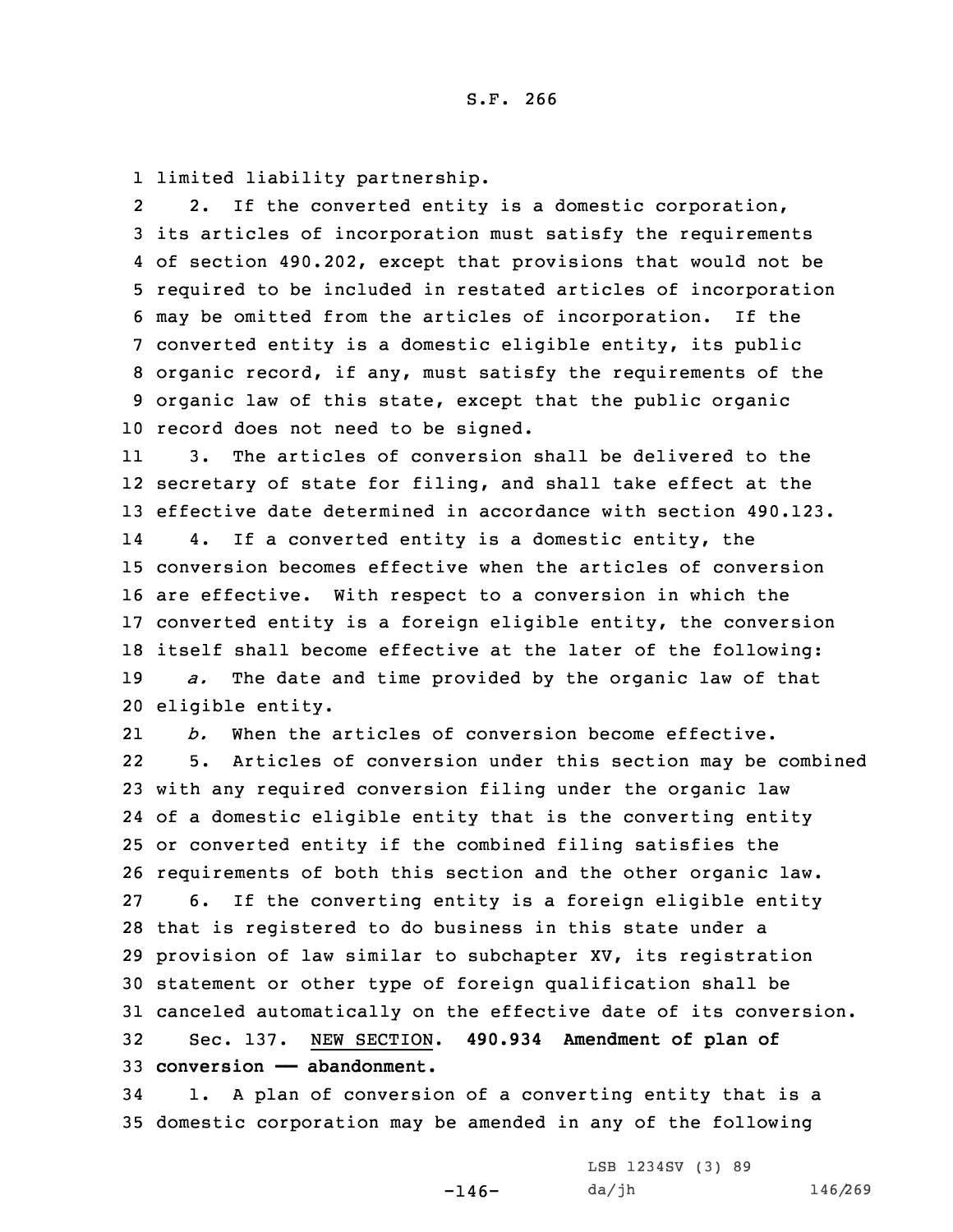limited liability partnership.

2. If the converted entity is a domestic corporation, its articles of incorporation must satisfy the requirements of section 490.202, except that provisions that would not be required to be included in restated articles of incorporation may be omitted from the articles of incorporation. If the converted entity is a domestic eligible entity, its public organic record, if any, must satisfy the requirements of the organic law of this state, except that the public organic record does not need to be signed.

3. The articles of conversion shall be delivered to the secretary of state for filing, and shall take effect at the effective date determined in accordance with section 490.123.

4. If a converted entity is a domestic entity, the conversion becomes effective when the articles of conversion are effective. With respect to a conversion in which the converted entity is a foreign eligible entity, the conversion itself shall become effective at the later of the following:

*a.* The date and time provided by the organic law of that eligible entity.

*b.* When the articles of conversion become effective.

5. Articles of conversion under this section may be combined with any required conversion filing under the organic law of a domestic eligible entity that is the converting entity or converted entity if the combined filing satisfies the requirements of both this section and the other organic law.

6. If the converting entity is a foreign eligible entity that is registered to do business in this state under a provision of law similar to subchapter XV, its registration statement or other type of foreign qualification shall be canceled automatically on the effective date of its conversion.

Sec. 137. NEW SECTION. **490.934 Amendment of plan of conversion —— abandonment.**

1. A plan of conversion of a converting entity that is a domestic corporation may be amended in any of the following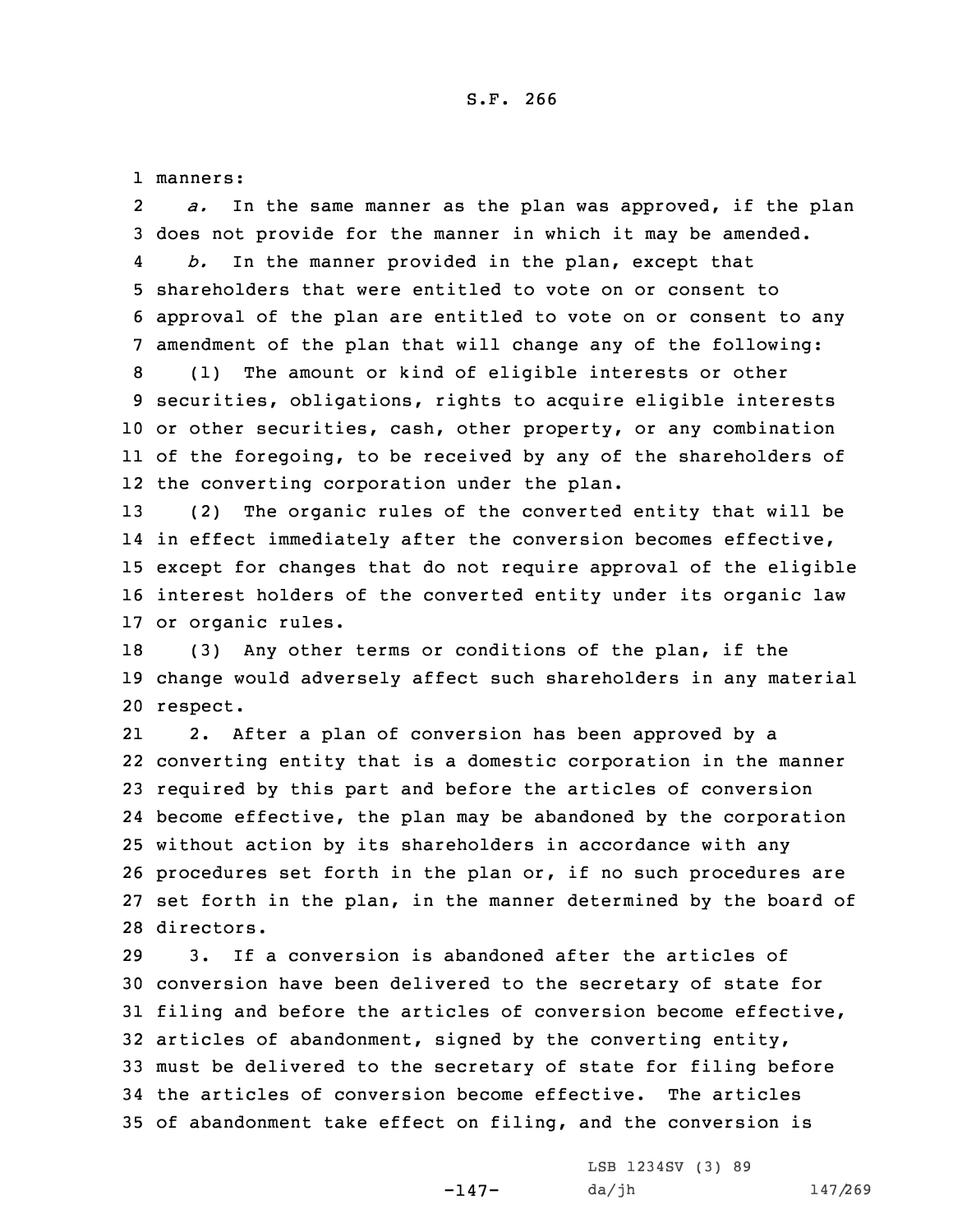manners:

*a.* In the same manner as the plan was approved, if the plan does not provide for the manner in which it may be amended.

*b.* In the manner provided in the plan, except that shareholders that were entitled to vote on or consent to approval of the plan are entitled to vote on or consent to any amendment of the plan that will change any of the following:

(1) The amount or kind of eligible interests or other securities, obligations, rights to acquire eligible interests or other securities, cash, other property, or any combination of the foregoing, to be received by any of the shareholders of the converting corporation under the plan.

(2) The organic rules of the converted entity that will be in effect immediately after the conversion becomes effective, except for changes that do not require approval of the eligible interest holders of the converted entity under its organic law or organic rules.

(3) Any other terms or conditions of the plan, if the change would adversely affect such shareholders in any material respect.

2. After a plan of conversion has been approved by a converting entity that is a domestic corporation in the manner required by this part and before the articles of conversion become effective, the plan may be abandoned by the corporation without action by its shareholders in accordance with any procedures set forth in the plan or, if no such procedures are set forth in the plan, in the manner determined by the board of directors.

3. If a conversion is abandoned after the articles of conversion have been delivered to the secretary of state for filing and before the articles of conversion become effective, articles of abandonment, signed by the converting entity, must be delivered to the secretary of state for filing before the articles of conversion become effective. The articles of abandonment take effect on filing, and the conversion is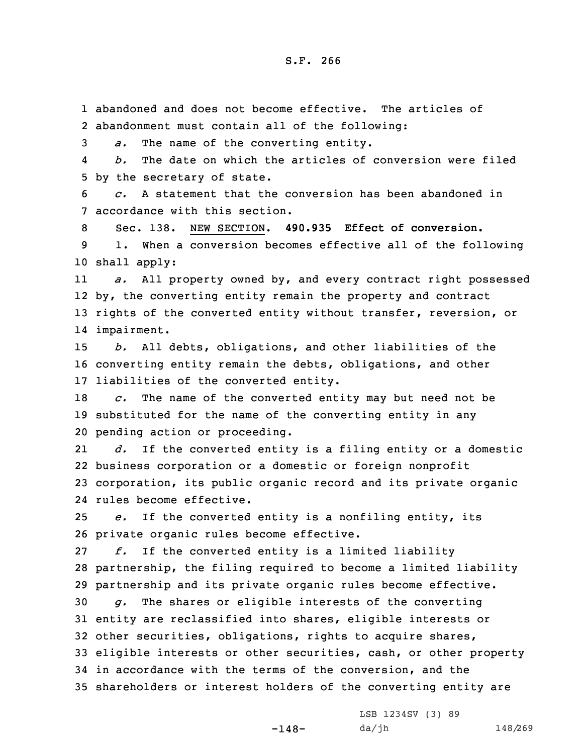abandoned and does not become effective. The articles of abandonment must contain all of the following:

*a.* The name of the converting entity.

*b.* The date on which the articles of conversion were filed by the secretary of state.

*c.* A statement that the conversion has been abandoned in accordance with this section.

Sec. 138. NEW SECTION. **490.935 Effect of conversion.**

1. When a conversion becomes effective all of the following shall apply:

*a.* All property owned by, and every contract right possessed by, the converting entity remain the property and contract rights of the converted entity without transfer, reversion, or impairment.

*b.* All debts, obligations, and other liabilities of the converting entity remain the debts, obligations, and other liabilities of the converted entity.

*c.* The name of the converted entity may but need not be substituted for the name of the converting entity in any pending action or proceeding.

*d.* If the converted entity is a filing entity or a domestic business corporation or a domestic or foreign nonprofit corporation, its public organic record and its private organic rules become effective.

*e.* If the converted entity is a nonfiling entity, its private organic rules become effective.

*f.* If the converted entity is a limited liability partnership, the filing required to become a limited liability partnership and its private organic rules become effective.

*g.* The shares or eligible interests of the converting entity are reclassified into shares, eligible interests or other securities, obligations, rights to acquire shares, eligible interests or other securities, cash, or other property in accordance with the terms of the conversion, and the shareholders or interest holders of the converting entity are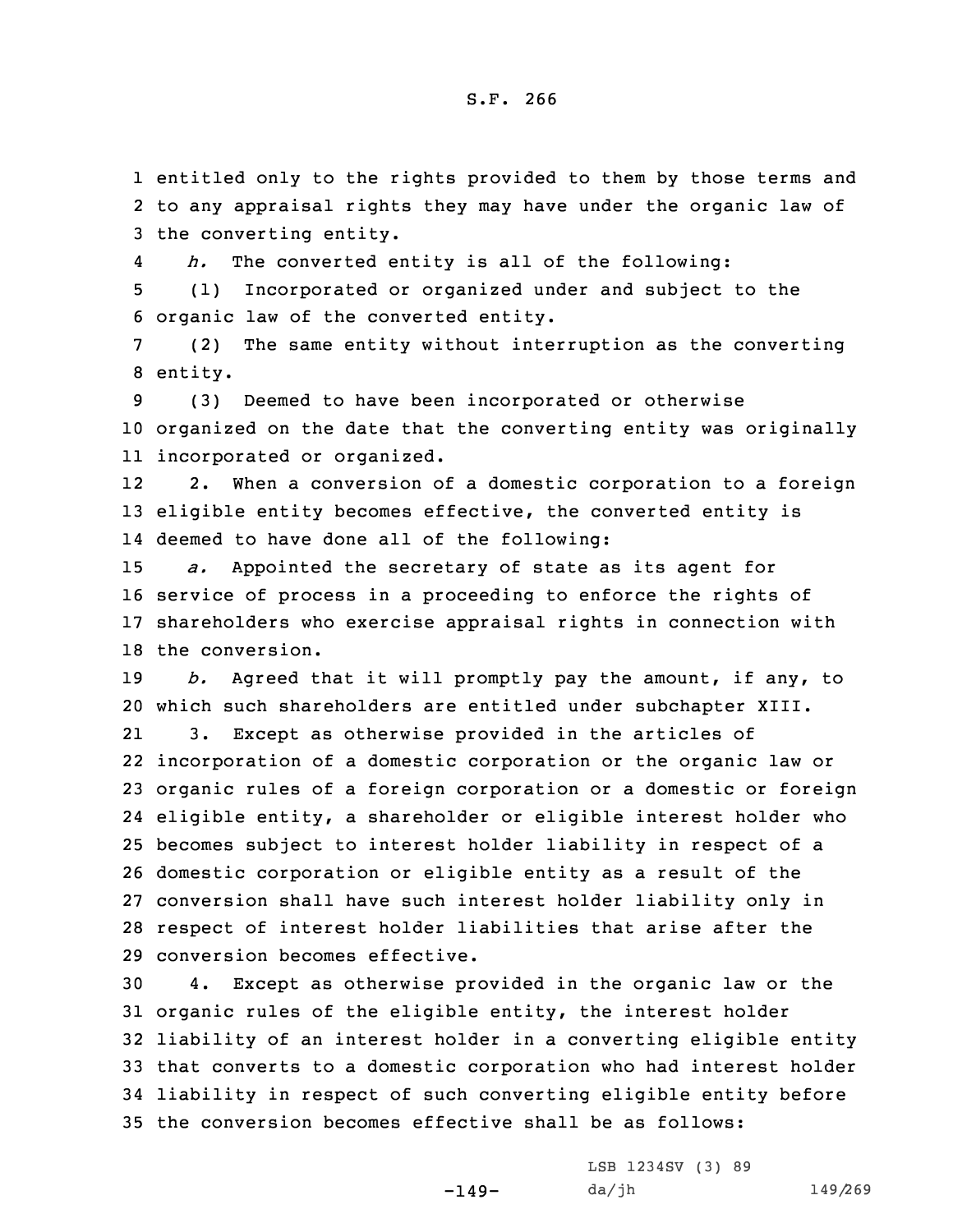entitled only to the rights provided to them by those terms and to any appraisal rights they may have under the organic law of the converting entity.

*h.* The converted entity is all of the following:

(1) Incorporated or organized under and subject to the organic law of the converted entity.

(2) The same entity without interruption as the converting entity.

(3) Deemed to have been incorporated or otherwise organized on the date that the converting entity was originally incorporated or organized.

2. When a conversion of a domestic corporation to a foreign eligible entity becomes effective, the converted entity is deemed to have done all of the following:

*a.* Appointed the secretary of state as its agent for service of process in a proceeding to enforce the rights of shareholders who exercise appraisal rights in connection with the conversion.

*b.* Agreed that it will promptly pay the amount, if any, to which such shareholders are entitled under subchapter XIII.

3. Except as otherwise provided in the articles of incorporation of a domestic corporation or the organic law or organic rules of a foreign corporation or a domestic or foreign eligible entity, a shareholder or eligible interest holder who becomes subject to interest holder liability in respect of a domestic corporation or eligible entity as a result of the conversion shall have such interest holder liability only in respect of interest holder liabilities that arise after the conversion becomes effective.

4. Except as otherwise provided in the organic law or the organic rules of the eligible entity, the interest holder liability of an interest holder in a converting eligible entity that converts to a domestic corporation who had interest holder liability in respect of such converting eligible entity before the conversion becomes effective shall be as follows: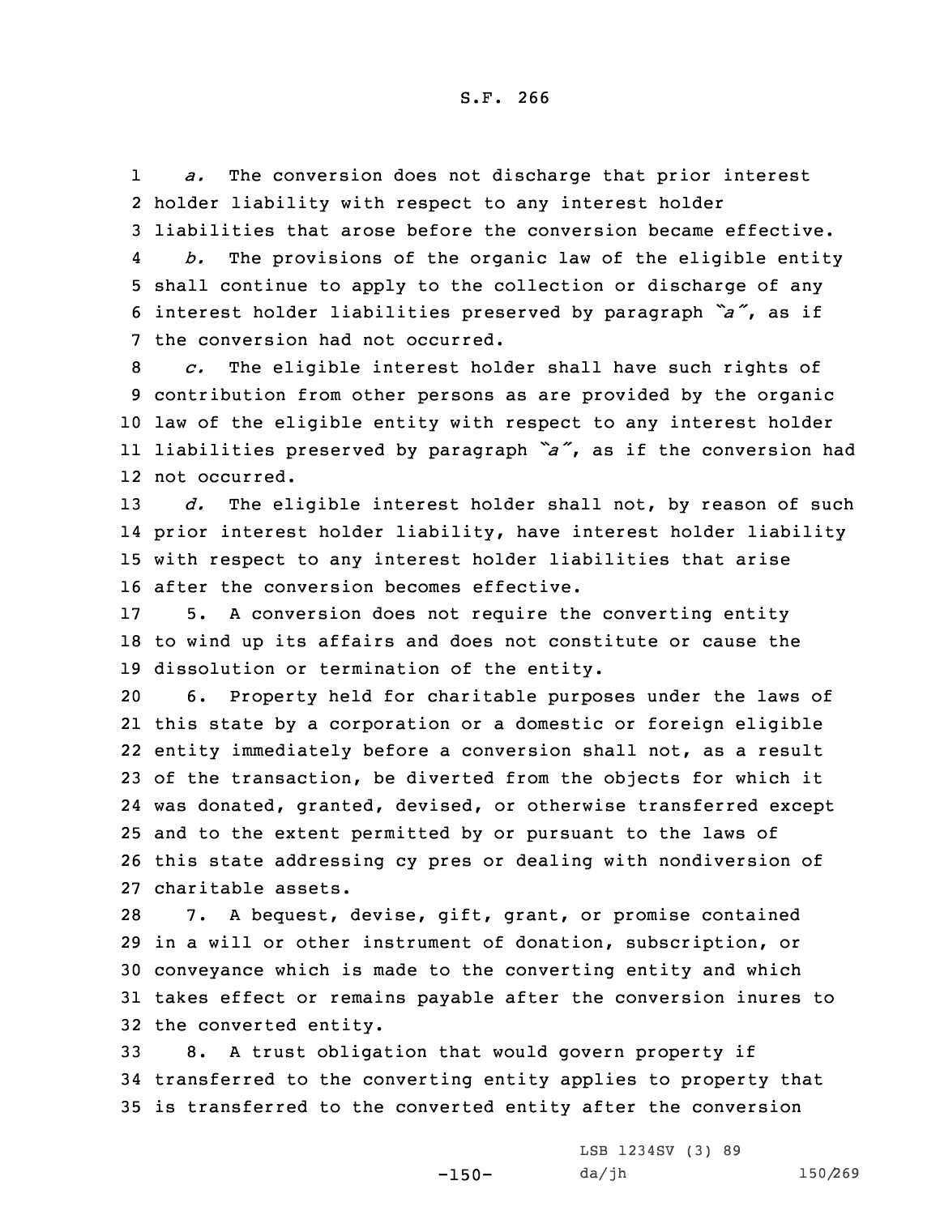*a.* The conversion does not discharge that prior interest holder liability with respect to any interest holder liabilities that arose before the conversion became effective.

*b.* The provisions of the organic law of the eligible entity shall continue to apply to the collection or discharge of any interest holder liabilities preserved by paragraph *"a"*, as if the conversion had not occurred.

*c.* The eligible interest holder shall have such rights of contribution from other persons as are provided by the organic law of the eligible entity with respect to any interest holder liabilities preserved by paragraph *"a"*, as if the conversion had not occurred.

*d.* The eligible interest holder shall not, by reason of such prior interest holder liability, have interest holder liability with respect to any interest holder liabilities that arise after the conversion becomes effective.

5. A conversion does not require the converting entity to wind up its affairs and does not constitute or cause the dissolution or termination of the entity.

6. Property held for charitable purposes under the laws of this state by a corporation or a domestic or foreign eligible entity immediately before a conversion shall not, as a result of the transaction, be diverted from the objects for which it was donated, granted, devised, or otherwise transferred except and to the extent permitted by or pursuant to the laws of this state addressing cy pres or dealing with nondiversion of charitable assets.

7. A bequest, devise, gift, grant, or promise contained in a will or other instrument of donation, subscription, or conveyance which is made to the converting entity and which takes effect or remains payable after the conversion inures to the converted entity.

8. A trust obligation that would govern property if transferred to the converting entity applies to property that is transferred to the converted entity after the conversion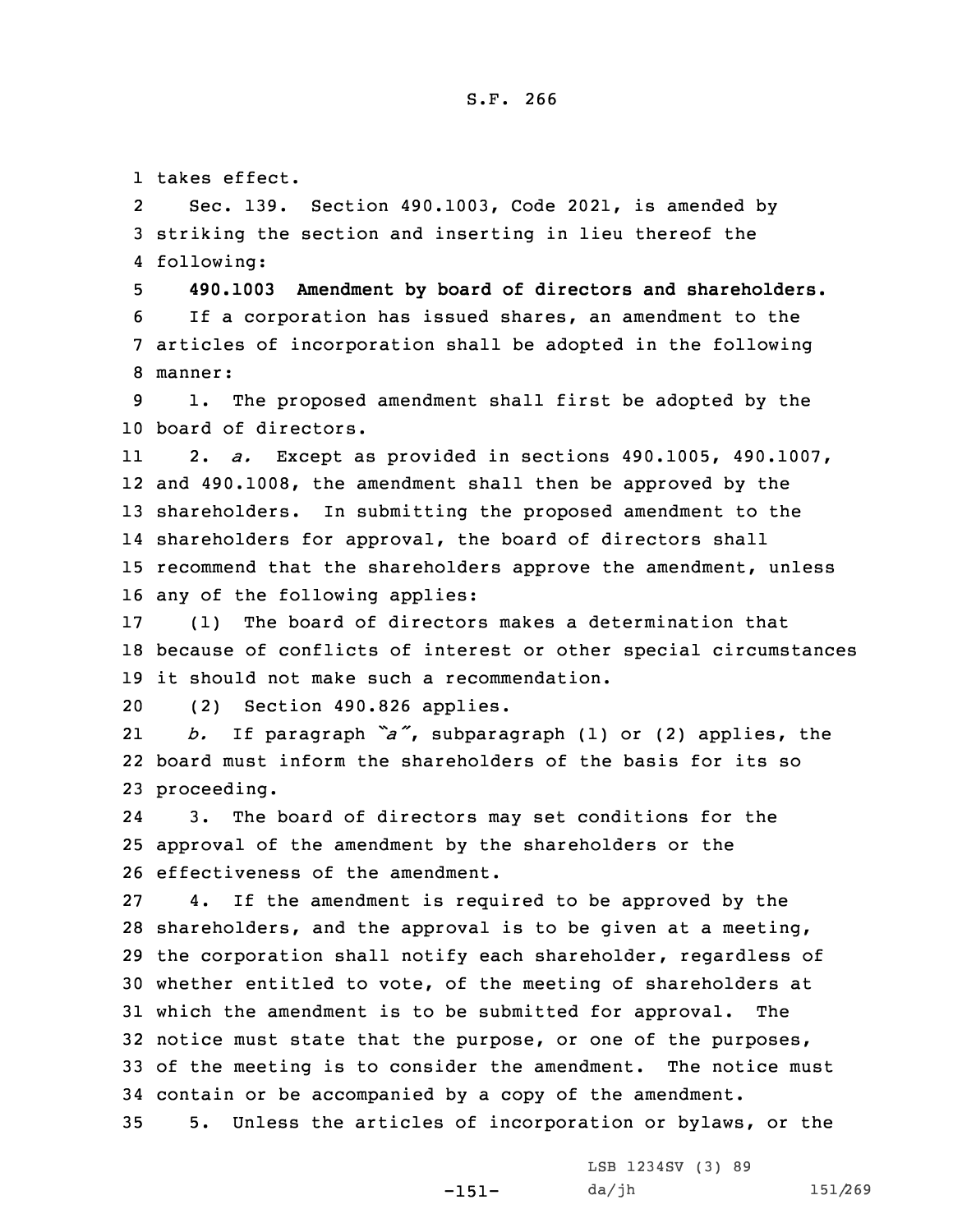takes effect.

Sec. 139. Section 490.1003, Code 2021, is amended by striking the section and inserting in lieu thereof the following:

**490.1003 Amendment by board of directors and shareholders.**

If a corporation has issued shares, an amendment to the articles of incorporation shall be adopted in the following manner:

1. The proposed amendment shall first be adopted by the board of directors.

2. *a.* Except as provided in sections 490.1005, 490.1007, and 490.1008, the amendment shall then be approved by the shareholders. In submitting the proposed amendment to the shareholders for approval, the board of directors shall recommend that the shareholders approve the amendment, unless any of the following applies:

(1) The board of directors makes a determination that because of conflicts of interest or other special circumstances it should not make such a recommendation.

(2) Section 490.826 applies.

*b.* If paragraph *"a"*, subparagraph (1) or (2) applies, the board must inform the shareholders of the basis for its so proceeding.

3. The board of directors may set conditions for the approval of the amendment by the shareholders or the effectiveness of the amendment.

4. If the amendment is required to be approved by the shareholders, and the approval is to be given at a meeting, the corporation shall notify each shareholder, regardless of whether entitled to vote, of the meeting of shareholders at which the amendment is to be submitted for approval. The notice must state that the purpose, or one of the purposes, of the meeting is to consider the amendment. The notice must contain or be accompanied by a copy of the amendment.

5. Unless the articles of incorporation or bylaws, or the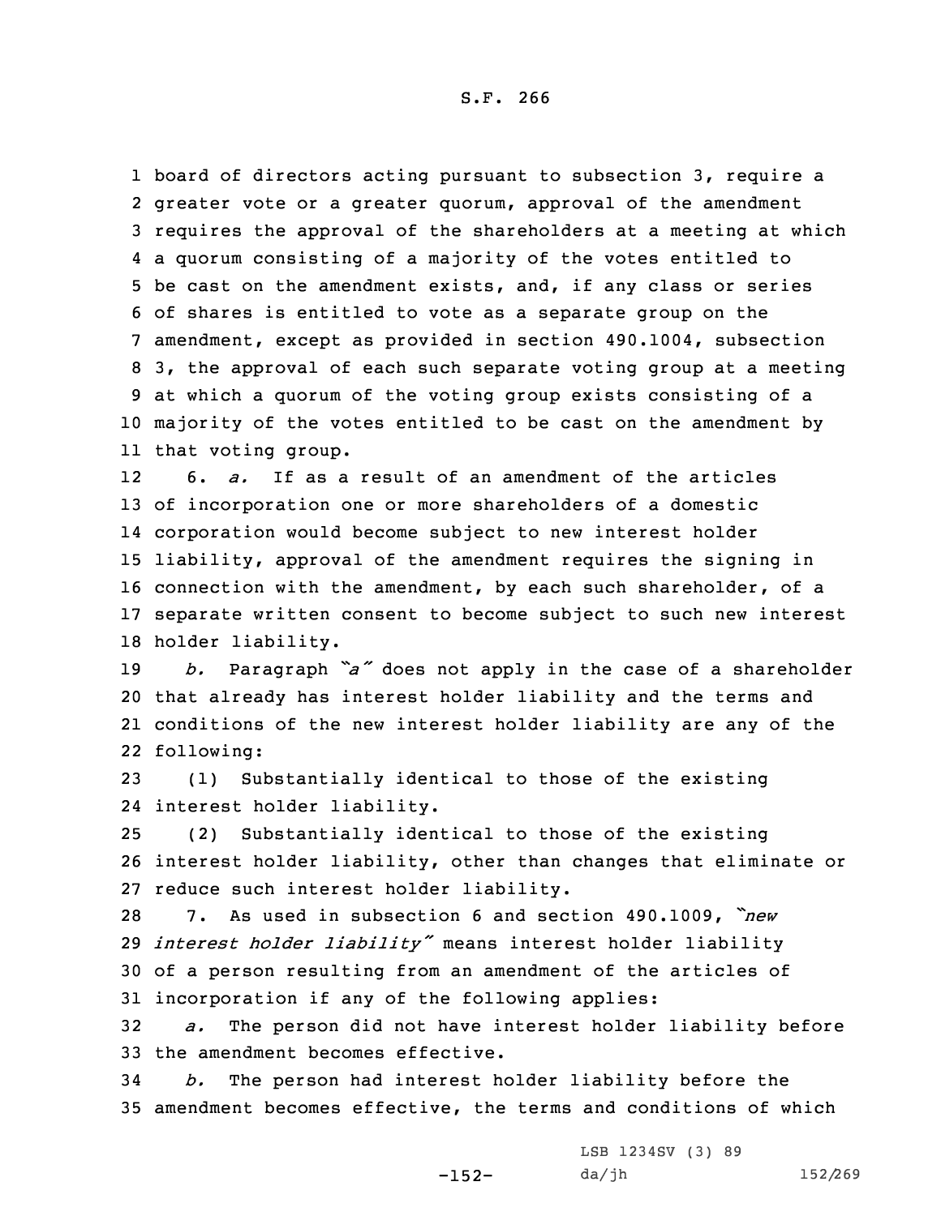board of directors acting pursuant to subsection 3, require a greater vote or a greater quorum, approval of the amendment requires the approval of the shareholders at a meeting at which a quorum consisting of a majority of the votes entitled to be cast on the amendment exists, and, if any class or series of shares is entitled to vote as a separate group on the amendment, except as provided in section 490.1004, subsection 3, the approval of each such separate voting group at a meeting at which a quorum of the voting group exists consisting of a majority of the votes entitled to be cast on the amendment by that voting group.

6. *a.* If as a result of an amendment of the articles of incorporation one or more shareholders of a domestic corporation would become subject to new interest holder liability, approval of the amendment requires the signing in connection with the amendment, by each such shareholder, of a separate written consent to become subject to such new interest holder liability.

*b.* Paragraph *"a"* does not apply in the case of a shareholder that already has interest holder liability and the terms and conditions of the new interest holder liability are any of the following:

(1) Substantially identical to those of the existing interest holder liability.

(2) Substantially identical to those of the existing interest holder liability, other than changes that eliminate or reduce such interest holder liability.

7. As used in subsection 6 and section 490.1009, *"new interest holder liability"* means interest holder liability of a person resulting from an amendment of the articles of incorporation if any of the following applies:

*a.* The person did not have interest holder liability before the amendment becomes effective.

*b.* The person had interest holder liability before the amendment becomes effective, the terms and conditions of which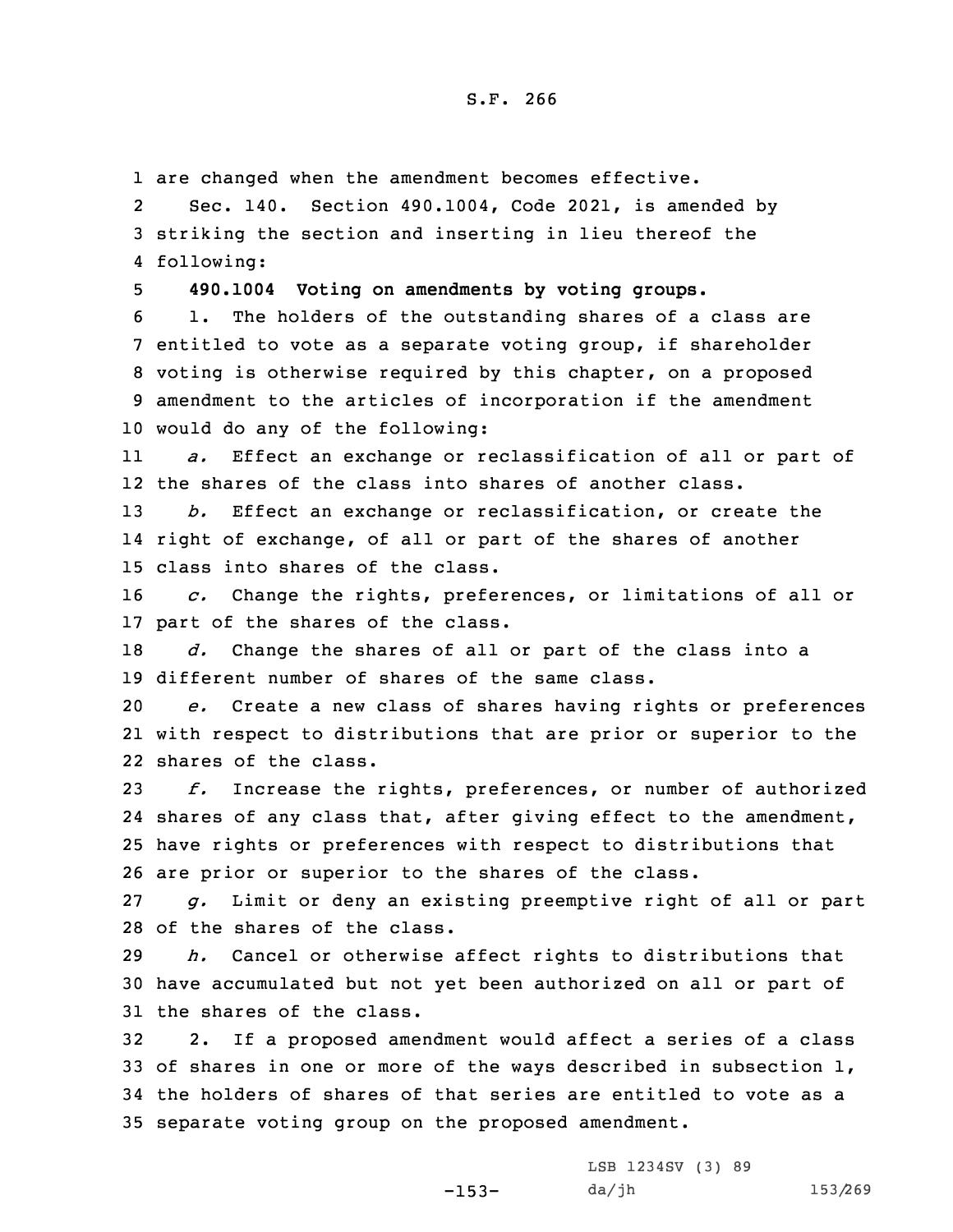are changed when the amendment becomes effective.

Sec. 140. Section 490.1004, Code 2021, is amended by striking the section and inserting in lieu thereof the following:

**490.1004 Voting on amendments by voting groups.**

1. The holders of the outstanding shares of a class are entitled to vote as a separate voting group, if shareholder voting is otherwise required by this chapter, on a proposed amendment to the articles of incorporation if the amendment would do any of the following:

*a.* Effect an exchange or reclassification of all or part of the shares of the class into shares of another class.

*b.* Effect an exchange or reclassification, or create the right of exchange, of all or part of the shares of another class into shares of the class.

*c.* Change the rights, preferences, or limitations of all or part of the shares of the class.

*d.* Change the shares of all or part of the class into a different number of shares of the same class.

*e.* Create a new class of shares having rights or preferences with respect to distributions that are prior or superior to the shares of the class.

*f.* Increase the rights, preferences, or number of authorized shares of any class that, after giving effect to the amendment, have rights or preferences with respect to distributions that are prior or superior to the shares of the class.

*g.* Limit or deny an existing preemptive right of all or part of the shares of the class.

*h.* Cancel or otherwise affect rights to distributions that have accumulated but not yet been authorized on all or part of the shares of the class.

2. If a proposed amendment would affect a series of a class of shares in one or more of the ways described in subsection 1, the holders of shares of that series are entitled to vote as a separate voting group on the proposed amendment.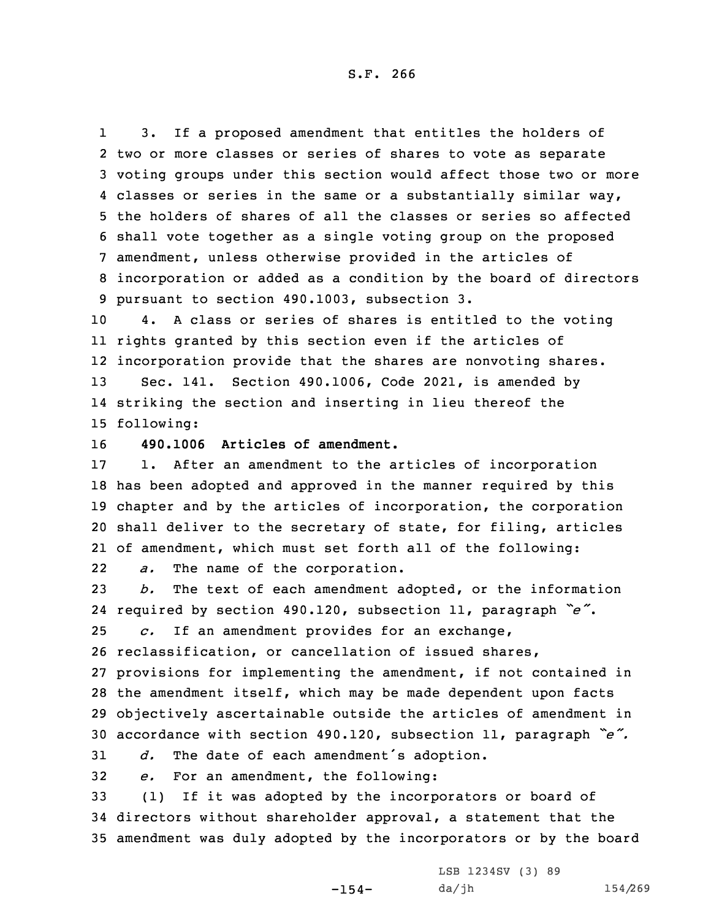3. If a proposed amendment that entitles the holders of two or more classes or series of shares to vote as separate voting groups under this section would affect those two or more classes or series in the same or a substantially similar way, the holders of shares of all the classes or series so affected shall vote together as a single voting group on the proposed amendment, unless otherwise provided in the articles of incorporation or added as a condition by the board of directors pursuant to section 490.1003, subsection 3.

4. A class or series of shares is entitled to the voting rights granted by this section even if the articles of incorporation provide that the shares are nonvoting shares.

Sec. 141. Section 490.1006, Code 2021, is amended by striking the section and inserting in lieu thereof the following:

**490.1006 Articles of amendment.**

1. After an amendment to the articles of incorporation has been adopted and approved in the manner required by this chapter and by the articles of incorporation, the corporation shall deliver to the secretary of state, for filing, articles of amendment, which must set forth all of the following:

*a.* The name of the corporation.

*b.* The text of each amendment adopted, or the information required by section 490.120, subsection 11, paragraph *"e"*.

*c.* If an amendment provides for an exchange, reclassification, or cancellation of issued shares, provisions for implementing the amendment, if not contained in the amendment itself, which may be made dependent upon facts objectively ascertainable outside the articles of amendment in accordance with section 490.120, subsection 11, paragraph *"e"*.

*d.* The date of each amendment's adoption.

*e.* For an amendment, the following:

(1) If it was adopted by the incorporators or board of directors without shareholder approval, a statement that the amendment was duly adopted by the incorporators or by the board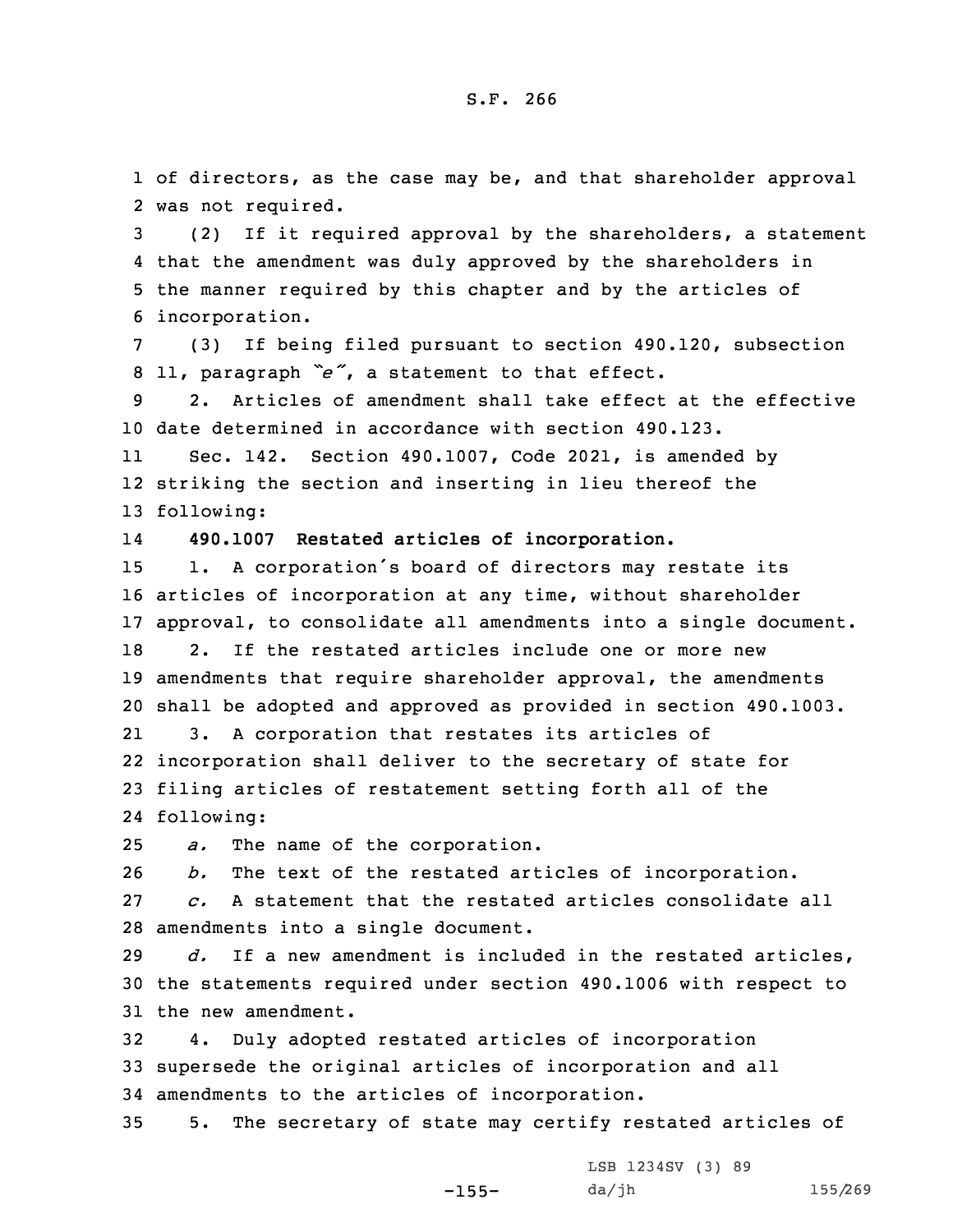of directors, as the case may be, and that shareholder approval was not required.

(2) If it required approval by the shareholders, a statement that the amendment was duly approved by the shareholders in the manner required by this chapter and by the articles of incorporation.

(3) If being filed pursuant to section 490.120, subsection 11, paragraph *"e"*, a statement to that effect.

2. Articles of amendment shall take effect at the effective date determined in accordance with section 490.123.

Sec. 142. Section 490.1007, Code 2021, is amended by striking the section and inserting in lieu thereof the following:

**490.1007 Restated articles of incorporation.**

1. A corporation's board of directors may restate its articles of incorporation at any time, without shareholder approval, to consolidate all amendments into a single document.

2. If the restated articles include one or more new amendments that require shareholder approval, the amendments shall be adopted and approved as provided in section 490.1003.

3. A corporation that restates its articles of incorporation shall deliver to the secretary of state for filing articles of restatement setting forth all of the following:

*a.* The name of the corporation.

*b.* The text of the restated articles of incorporation.

*c.* A statement that the restated articles consolidate all amendments into a single document.

*d.* If a new amendment is included in the restated articles, the statements required under section 490.1006 with respect to the new amendment.

4. Duly adopted restated articles of incorporation supersede the original articles of incorporation and all amendments to the articles of incorporation.

5. The secretary of state may certify restated articles of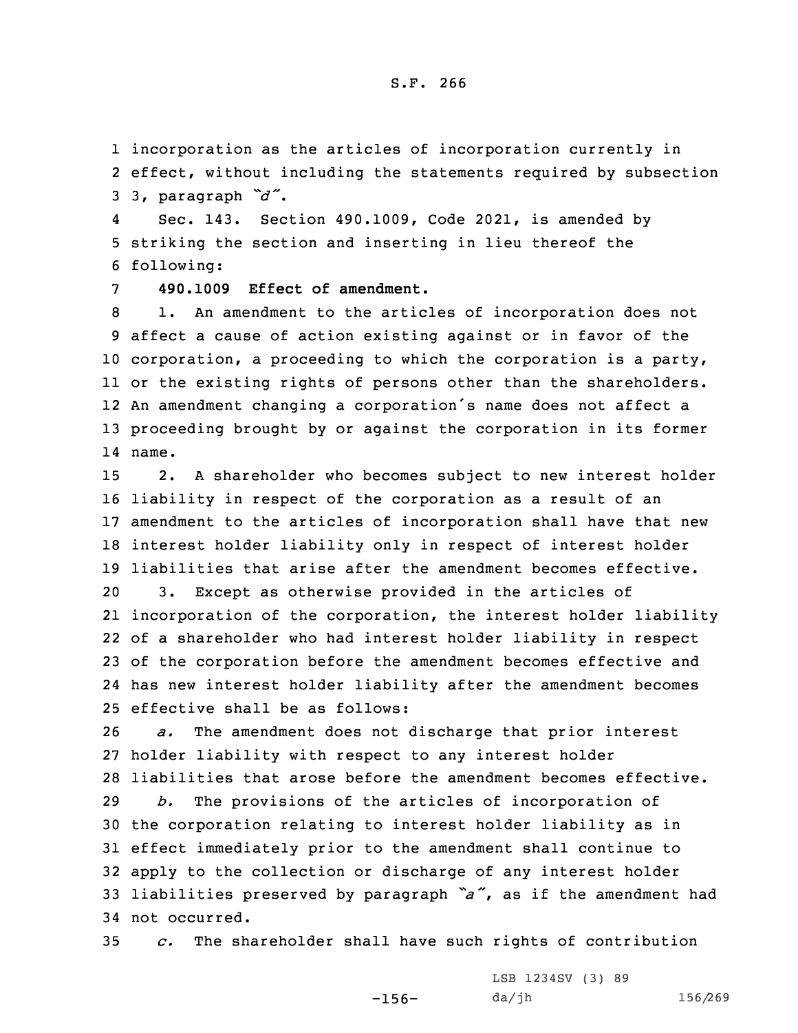incorporation as the articles of incorporation currently in effect, without including the statements required by subsection 3, paragraph *"d"*.

Sec. 143. Section 490.1009, Code 2021, is amended by striking the section and inserting in lieu thereof the following:

**490.1009 Effect of amendment.**

1. An amendment to the articles of incorporation does not affect a cause of action existing against or in favor of the corporation, a proceeding to which the corporation is a party, or the existing rights of persons other than the shareholders. An amendment changing a corporation's name does not affect a proceeding brought by or against the corporation in its former name.

2. A shareholder who becomes subject to new interest holder liability in respect of the corporation as a result of an amendment to the articles of incorporation shall have that new interest holder liability only in respect of interest holder liabilities that arise after the amendment becomes effective.

3. Except as otherwise provided in the articles of incorporation of the corporation, the interest holder liability of a shareholder who had interest holder liability in respect of the corporation before the amendment becomes effective and has new interest holder liability after the amendment becomes effective shall be as follows:

*a.* The amendment does not discharge that prior interest holder liability with respect to any interest holder liabilities that arose before the amendment becomes effective.

*b.* The provisions of the articles of incorporation of the corporation relating to interest holder liability as in effect immediately prior to the amendment shall continue to apply to the collection or discharge of any interest holder liabilities preserved by paragraph *"a"*, as if the amendment had not occurred.

*c.* The shareholder shall have such rights of contribution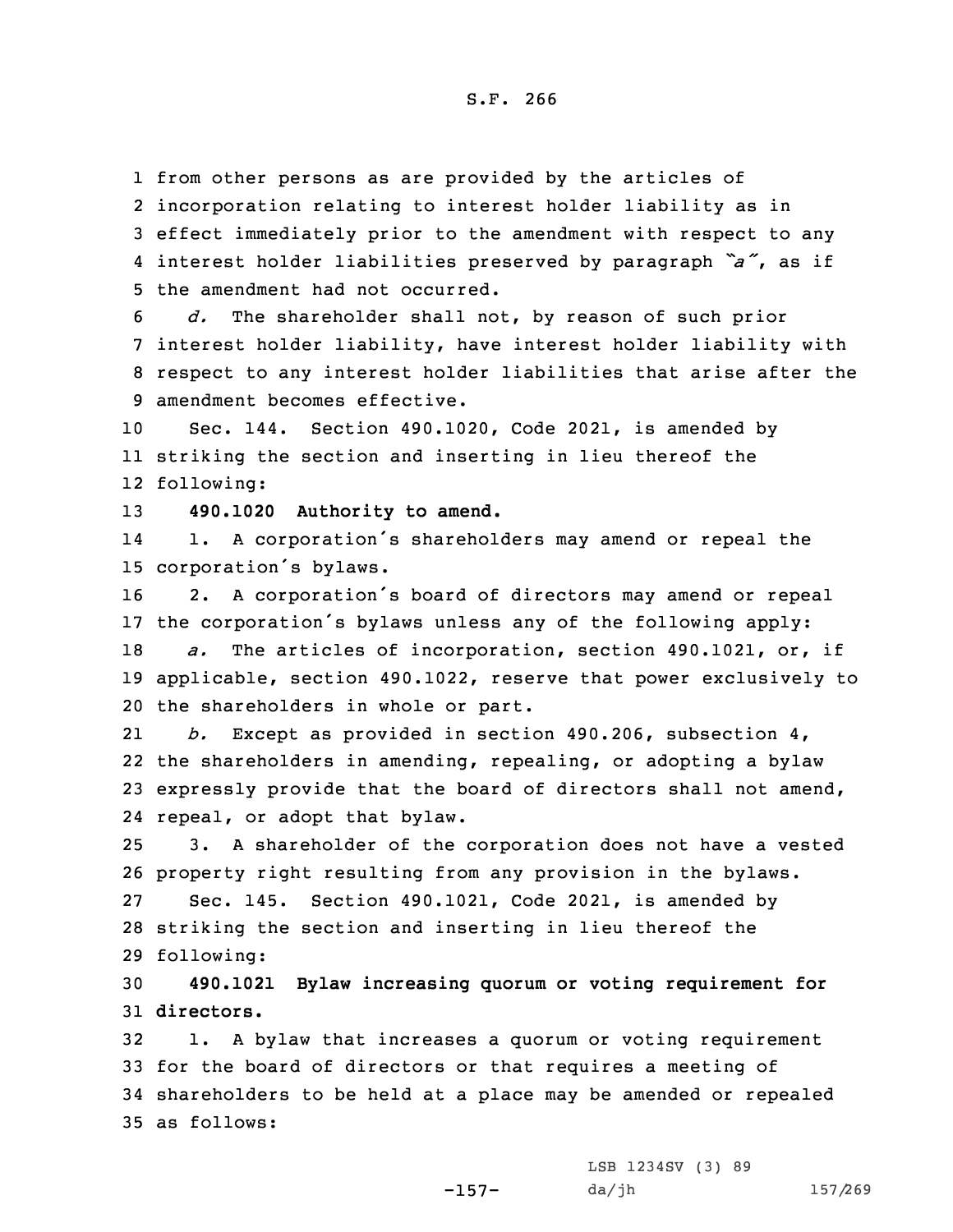from other persons as are provided by the articles of incorporation relating to interest holder liability as in effect immediately prior to the amendment with respect to any interest holder liabilities preserved by paragraph *"a"*, as if the amendment had not occurred.

*d.* The shareholder shall not, by reason of such prior interest holder liability, have interest holder liability with respect to any interest holder liabilities that arise after the amendment becomes effective.

Sec. 144. Section 490.1020, Code 2021, is amended by striking the section and inserting in lieu thereof the following:

**490.1020 Authority to amend.**

1. A corporation's shareholders may amend or repeal the corporation's bylaws.

2. A corporation's board of directors may amend or repeal the corporation's bylaws unless any of the following apply:

*a.* The articles of incorporation, section 490.1021, or, if applicable, section 490.1022, reserve that power exclusively to the shareholders in whole or part.

*b.* Except as provided in section 490.206, subsection 4, the shareholders in amending, repealing, or adopting a bylaw expressly provide that the board of directors shall not amend, repeal, or adopt that bylaw.

3. A shareholder of the corporation does not have a vested property right resulting from any provision in the bylaws.

Sec. 145. Section 490.1021, Code 2021, is amended by striking the section and inserting in lieu thereof the following:

**490.1021 Bylaw increasing quorum or voting requirement for directors.**

1. A bylaw that increases a quorum or voting requirement for the board of directors or that requires a meeting of shareholders to be held at a place may be amended or repealed as follows: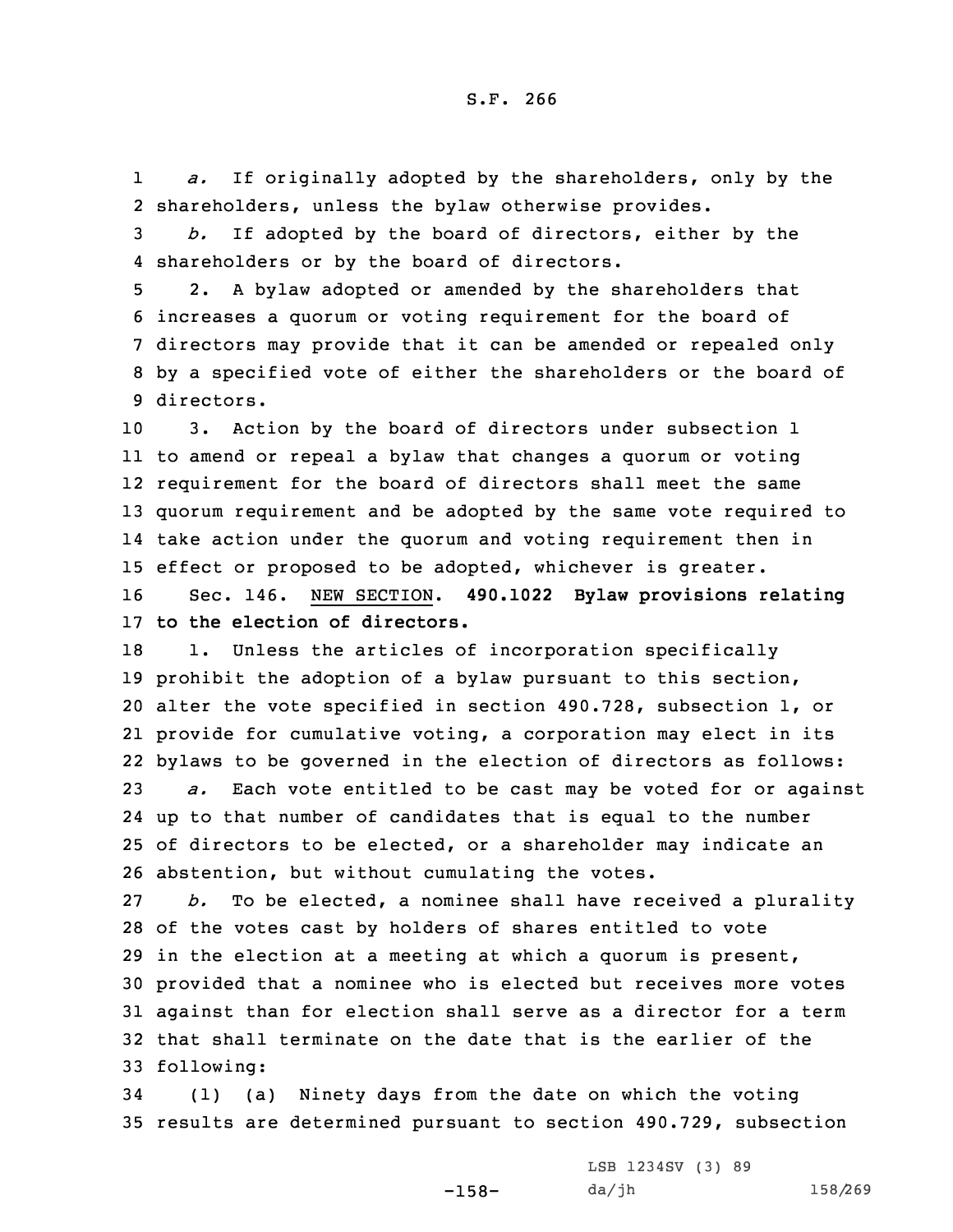*a.* If originally adopted by the shareholders, only by the shareholders, unless the bylaw otherwise provides.

*b.* If adopted by the board of directors, either by the shareholders or by the board of directors.

2. A bylaw adopted or amended by the shareholders that increases a quorum or voting requirement for the board of directors may provide that it can be amended or repealed only by a specified vote of either the shareholders or the board of directors.

3. Action by the board of directors under subsection 1 to amend or repeal a bylaw that changes a quorum or voting requirement for the board of directors shall meet the same quorum requirement and be adopted by the same vote required to take action under the quorum and voting requirement then in effect or proposed to be adopted, whichever is greater.

Sec. 146. NEW SECTION. **490.1022 Bylaw provisions relating to the election of directors.**

1. Unless the articles of incorporation specifically prohibit the adoption of a bylaw pursuant to this section, alter the vote specified in section 490.728, subsection 1, or provide for cumulative voting, a corporation may elect in its bylaws to be governed in the election of directors as follows:

*a.* Each vote entitled to be cast may be voted for or against up to that number of candidates that is equal to the number of directors to be elected, or a shareholder may indicate an abstention, but without cumulating the votes.

*b.* To be elected, a nominee shall have received a plurality of the votes cast by holders of shares entitled to vote in the election at a meeting at which a quorum is present, provided that a nominee who is elected but receives more votes against than for election shall serve as a director for a term that shall terminate on the date that is the earlier of the following:

(1) (a) Ninety days from the date on which the voting results are determined pursuant to section 490.729, subsection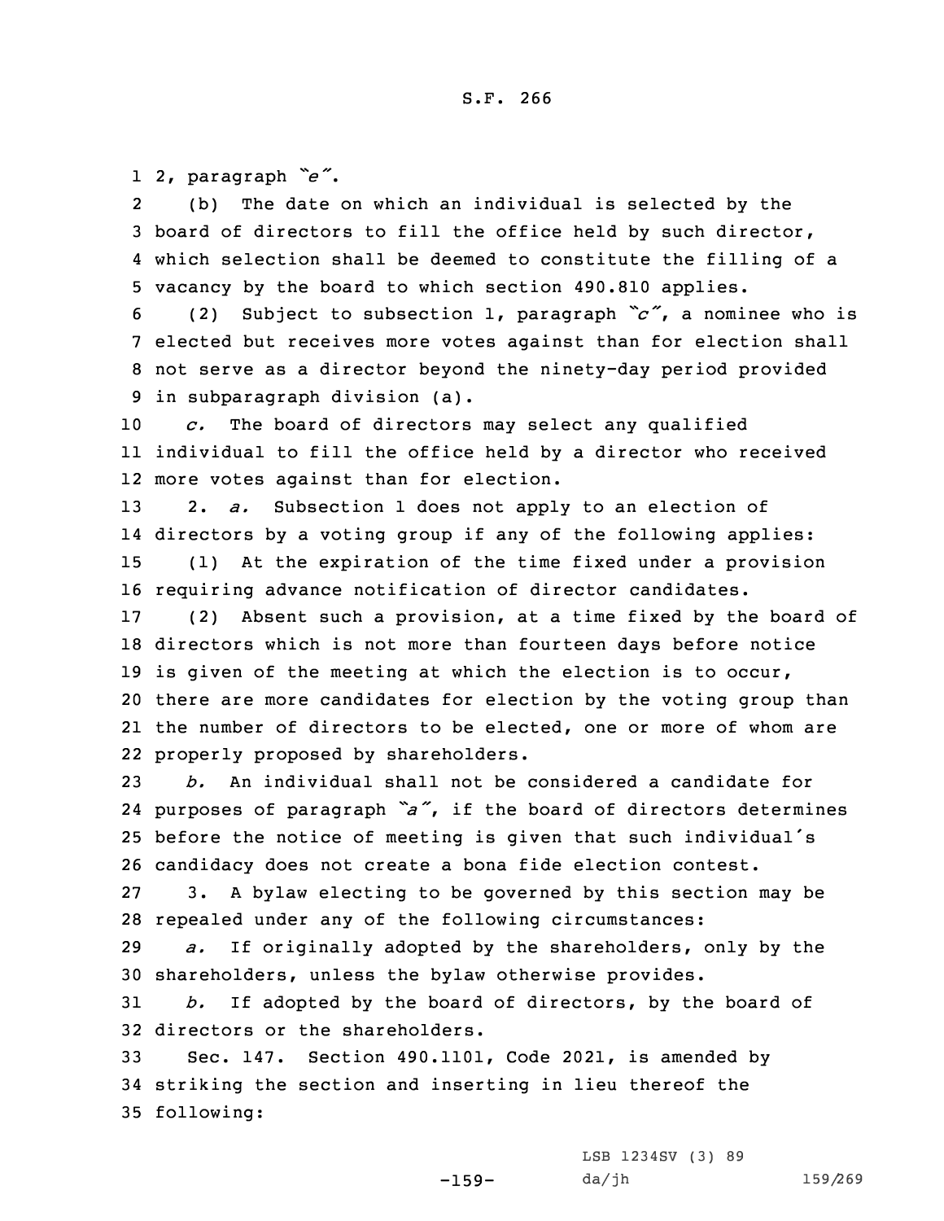2, paragraph *"e"*.

(b) The date on which an individual is selected by the board of directors to fill the office held by such director, which selection shall be deemed to constitute the filling of a vacancy by the board to which section 490.810 applies.

(2) Subject to subsection 1, paragraph *"c"*, a nominee who is elected but receives more votes against than for election shall not serve as a director beyond the ninety-day period provided in subparagraph division (a).

*c.* The board of directors may select any qualified individual to fill the office held by a director who received more votes against than for election.

2. *a.* Subsection 1 does not apply to an election of directors by a voting group if any of the following applies:

(1) At the expiration of the time fixed under a provision requiring advance notification of director candidates.

(2) Absent such a provision, at a time fixed by the board of directors which is not more than fourteen days before notice is given of the meeting at which the election is to occur, there are more candidates for election by the voting group than the number of directors to be elected, one or more of whom are properly proposed by shareholders.

*b.* An individual shall not be considered a candidate for purposes of paragraph *"a"*, if the board of directors determines before the notice of meeting is given that such individual's candidacy does not create a bona fide election contest.

3. A bylaw electing to be governed by this section may be repealed under any of the following circumstances:

*a.* If originally adopted by the shareholders, only by the shareholders, unless the bylaw otherwise provides.

*b.* If adopted by the board of directors, by the board of directors or the shareholders.

Sec. 147. Section 490.1101, Code 2021, is amended by striking the section and inserting in lieu thereof the following: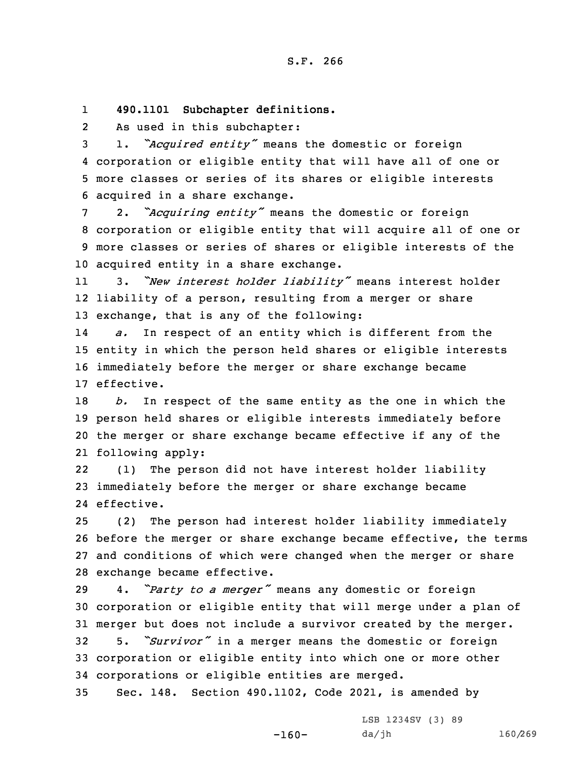**490.1101 Subchapter definitions.**

As used in this subchapter:

1. *"Acquired entity"* means the domestic or foreign corporation or eligible entity that will have all of one or more classes or series of its shares or eligible interests acquired in a share exchange.

2. *"Acquiring entity"* means the domestic or foreign corporation or eligible entity that will acquire all of one or more classes or series of shares or eligible interests of the acquired entity in a share exchange.

3. *"New interest holder liability"* means interest holder liability of a person, resulting from a merger or share exchange, that is any of the following:

*a.* In respect of an entity which is different from the entity in which the person held shares or eligible interests immediately before the merger or share exchange became effective.

*b.* In respect of the same entity as the one in which the person held shares or eligible interests immediately before the merger or share exchange became effective if any of the following apply:

(1) The person did not have interest holder liability immediately before the merger or share exchange became effective.

(2) The person had interest holder liability immediately before the merger or share exchange became effective, the terms and conditions of which were changed when the merger or share exchange became effective.

4. *"Party to a merger"* means any domestic or foreign corporation or eligible entity that will merge under a plan of merger but does not include a survivor created by the merger.

5. *"Survivor"* in a merger means the domestic or foreign corporation or eligible entity into which one or more other corporations or eligible entities are merged.

Sec. 148. Section 490.1102, Code 2021, is amended by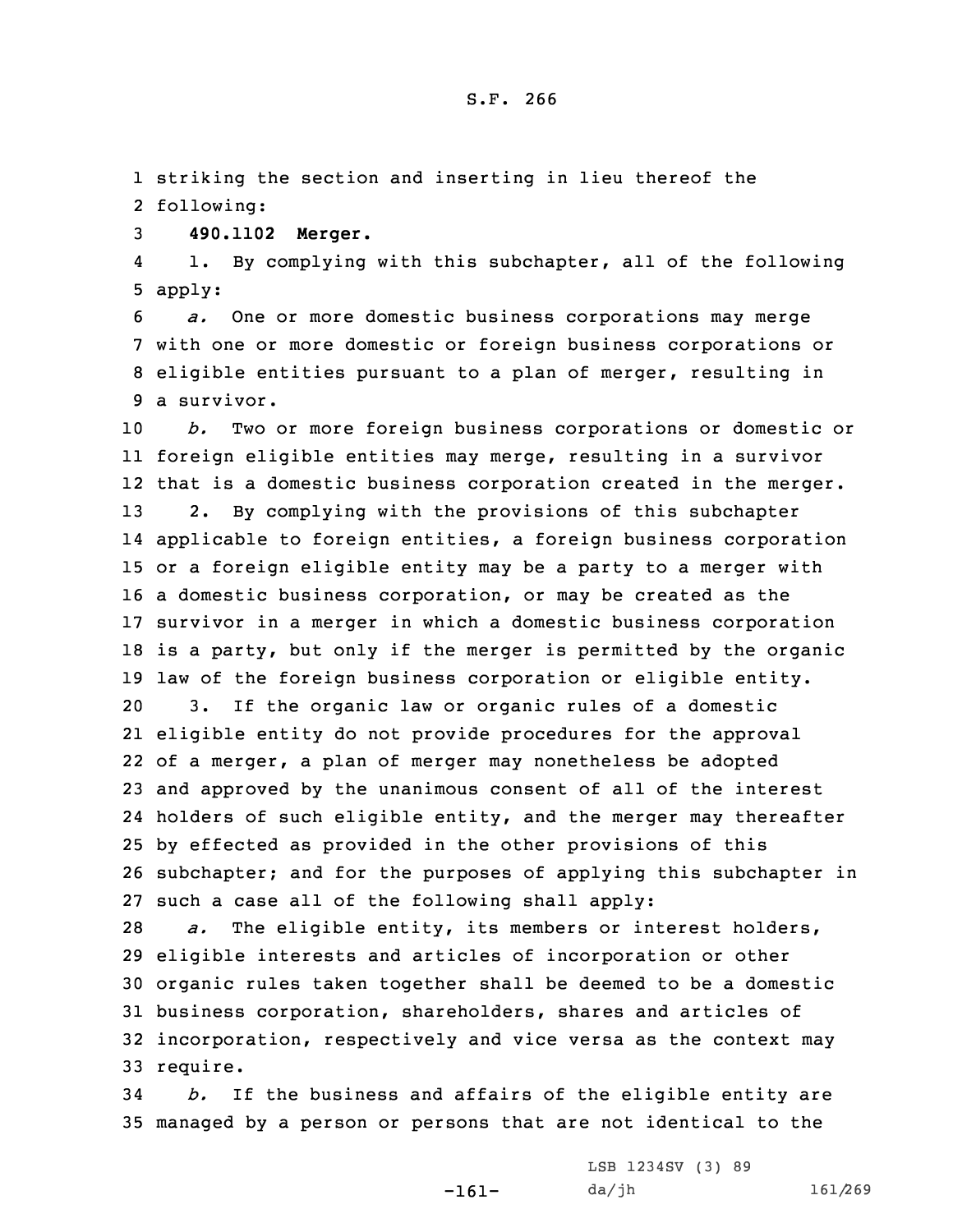striking the section and inserting in lieu thereof the following:

**490.1102 Merger.**

1. By complying with this subchapter, all of the following apply:

*a.* One or more domestic business corporations may merge with one or more domestic or foreign business corporations or eligible entities pursuant to a plan of merger, resulting in a survivor.

*b.* Two or more foreign business corporations or domestic or foreign eligible entities may merge, resulting in a survivor that is a domestic business corporation created in the merger.

2. By complying with the provisions of this subchapter applicable to foreign entities, a foreign business corporation or a foreign eligible entity may be a party to a merger with a domestic business corporation, or may be created as the survivor in a merger in which a domestic business corporation is a party, but only if the merger is permitted by the organic law of the foreign business corporation or eligible entity.

3. If the organic law or organic rules of a domestic eligible entity do not provide procedures for the approval of a merger, a plan of merger may nonetheless be adopted and approved by the unanimous consent of all of the interest holders of such eligible entity, and the merger may thereafter by effected as provided in the other provisions of this subchapter; and for the purposes of applying this subchapter in such a case all of the following shall apply:

*a.* The eligible entity, its members or interest holders, eligible interests and articles of incorporation or other organic rules taken together shall be deemed to be a domestic business corporation, shareholders, shares and articles of incorporation, respectively and vice versa as the context may require.

*b.* If the business and affairs of the eligible entity are managed by a person or persons that are not identical to the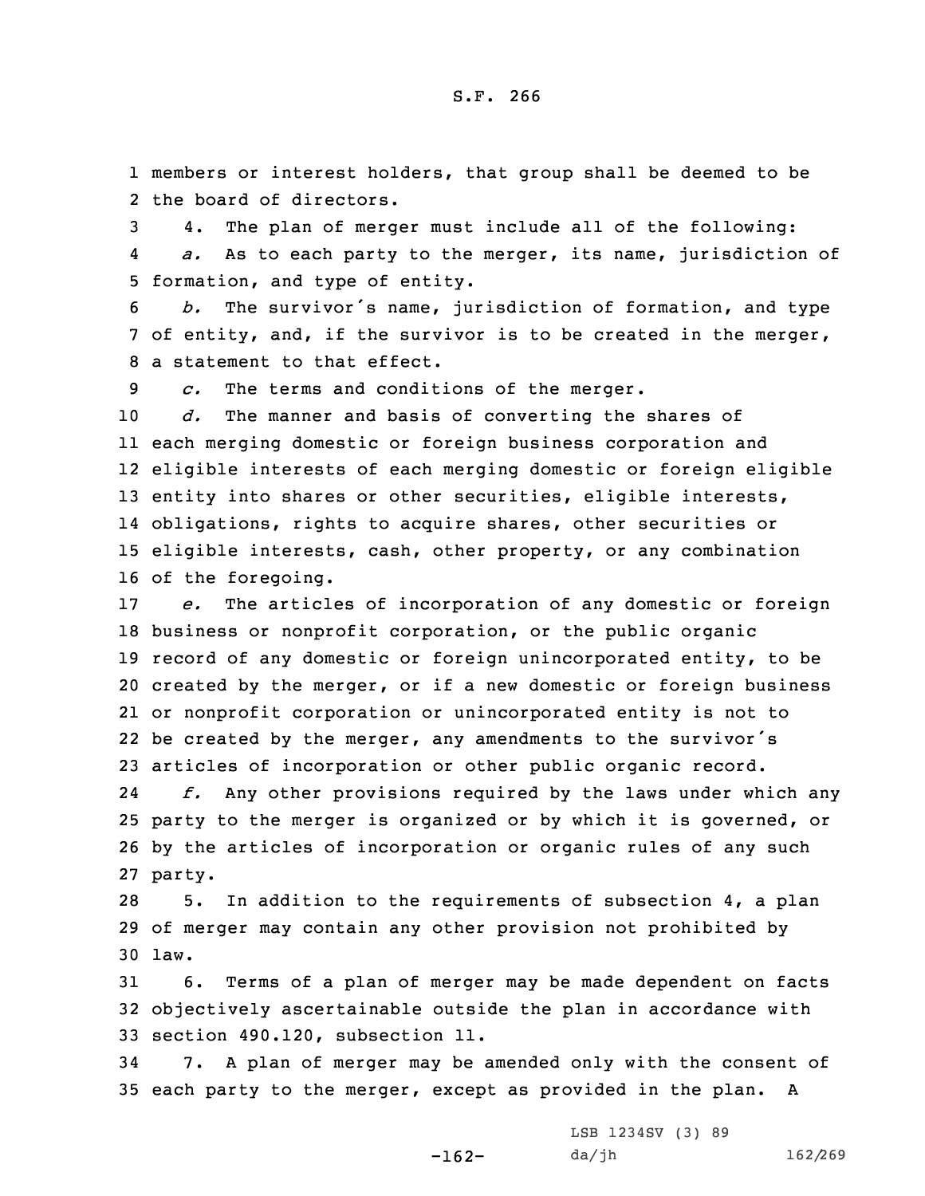members or interest holders, that group shall be deemed to be the board of directors.

4. The plan of merger must include all of the following:

*a.* As to each party to the merger, its name, jurisdiction of formation, and type of entity.

*b.* The survivor's name, jurisdiction of formation, and type of entity, and, if the survivor is to be created in the merger, a statement to that effect.

*c.* The terms and conditions of the merger.

*d.* The manner and basis of converting the shares of each merging domestic or foreign business corporation and eligible interests of each merging domestic or foreign eligible entity into shares or other securities, eligible interests, obligations, rights to acquire shares, other securities or eligible interests, cash, other property, or any combination of the foregoing.

*e.* The articles of incorporation of any domestic or foreign business or nonprofit corporation, or the public organic record of any domestic or foreign unincorporated entity, to be created by the merger, or if a new domestic or foreign business or nonprofit corporation or unincorporated entity is not to be created by the merger, any amendments to the survivor's articles of incorporation or other public organic record.

*f.* Any other provisions required by the laws under which any party to the merger is organized or by which it is governed, or by the articles of incorporation or organic rules of any such party.

5. In addition to the requirements of subsection 4, a plan of merger may contain any other provision not prohibited by law.

6. Terms of a plan of merger may be made dependent on facts objectively ascertainable outside the plan in accordance with section 490.120, subsection 11.

7. A plan of merger may be amended only with the consent of each party to the merger, except as provided in the plan. A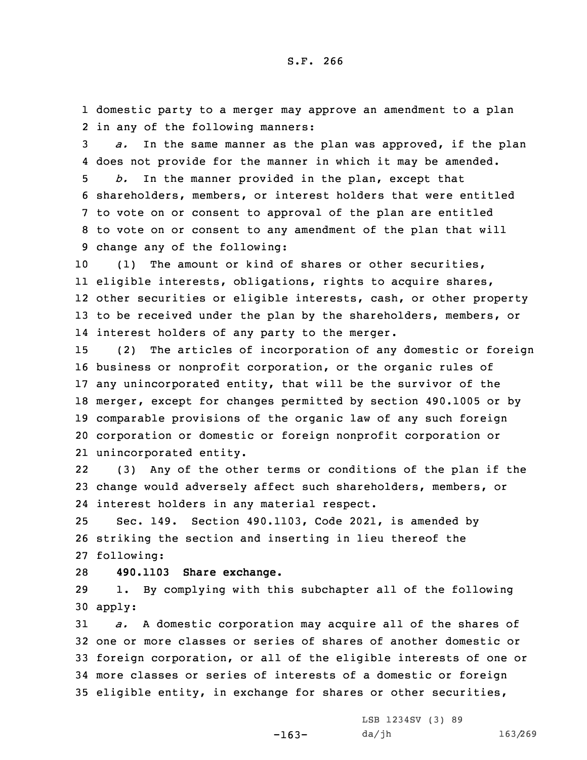domestic party to a merger may approve an amendment to a plan in any of the following manners:

*a.* In the same manner as the plan was approved, if the plan does not provide for the manner in which it may be amended.

*b.* In the manner provided in the plan, except that shareholders, members, or interest holders that were entitled to vote on or consent to approval of the plan are entitled to vote on or consent to any amendment of the plan that will change any of the following:

(1) The amount or kind of shares or other securities, eligible interests, obligations, rights to acquire shares, other securities or eligible interests, cash, or other property to be received under the plan by the shareholders, members, or interest holders of any party to the merger.

(2) The articles of incorporation of any domestic or foreign business or nonprofit corporation, or the organic rules of any unincorporated entity, that will be the survivor of the merger, except for changes permitted by section 490.1005 or by comparable provisions of the organic law of any such foreign corporation or domestic or foreign nonprofit corporation or unincorporated entity.

(3) Any of the other terms or conditions of the plan if the change would adversely affect such shareholders, members, or interest holders in any material respect.

Sec. 149. Section 490.1103, Code 2021, is amended by striking the section and inserting in lieu thereof the following:

**490.1103 Share exchange.**

1. By complying with this subchapter all of the following apply:

*a.* A domestic corporation may acquire all of the shares of one or more classes or series of shares of another domestic or foreign corporation, or all of the eligible interests of one or more classes or series of interests of a domestic or foreign eligible entity, in exchange for shares or other securities,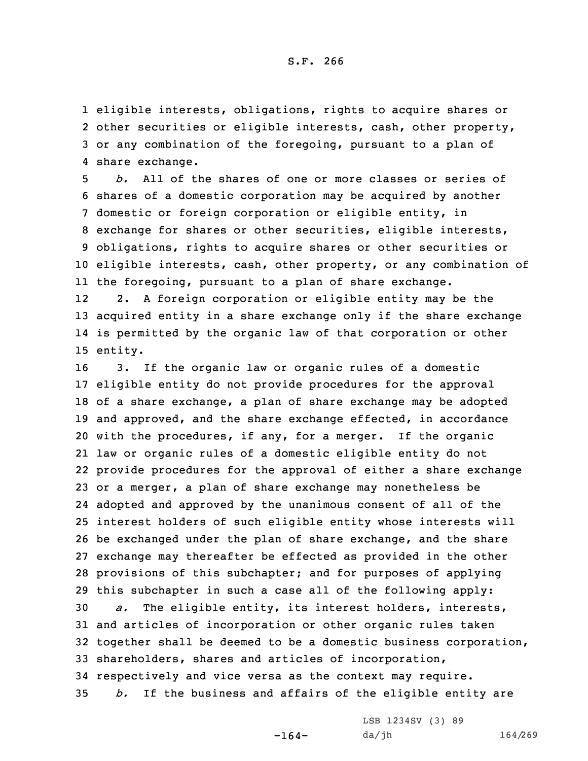eligible interests, obligations, rights to acquire shares or other securities or eligible interests, cash, other property, or any combination of the foregoing, pursuant to a plan of share exchange.

*b.* All of the shares of one or more classes or series of shares of a domestic corporation may be acquired by another domestic or foreign corporation or eligible entity, in exchange for shares or other securities, eligible interests, obligations, rights to acquire shares or other securities or eligible interests, cash, other property, or any combination of the foregoing, pursuant to a plan of share exchange.

2. A foreign corporation or eligible entity may be the acquired entity in a share exchange only if the share exchange is permitted by the organic law of that corporation or other entity.

3. If the organic law or organic rules of a domestic eligible entity do not provide procedures for the approval of a share exchange, a plan of share exchange may be adopted and approved, and the share exchange effected, in accordance with the procedures, if any, for a merger. If the organic law or organic rules of a domestic eligible entity do not provide procedures for the approval of either a share exchange or a merger, a plan of share exchange may nonetheless be adopted and approved by the unanimous consent of all of the interest holders of such eligible entity whose interests will be exchanged under the plan of share exchange, and the share exchange may thereafter be effected as provided in the other provisions of this subchapter; and for purposes of applying this subchapter in such a case all of the following apply:

*a.* The eligible entity, its interest holders, interests, and articles of incorporation or other organic rules taken together shall be deemed to be a domestic business corporation, shareholders, shares and articles of incorporation, respectively and vice versa as the context may require.

*b.* If the business and affairs of the eligible entity are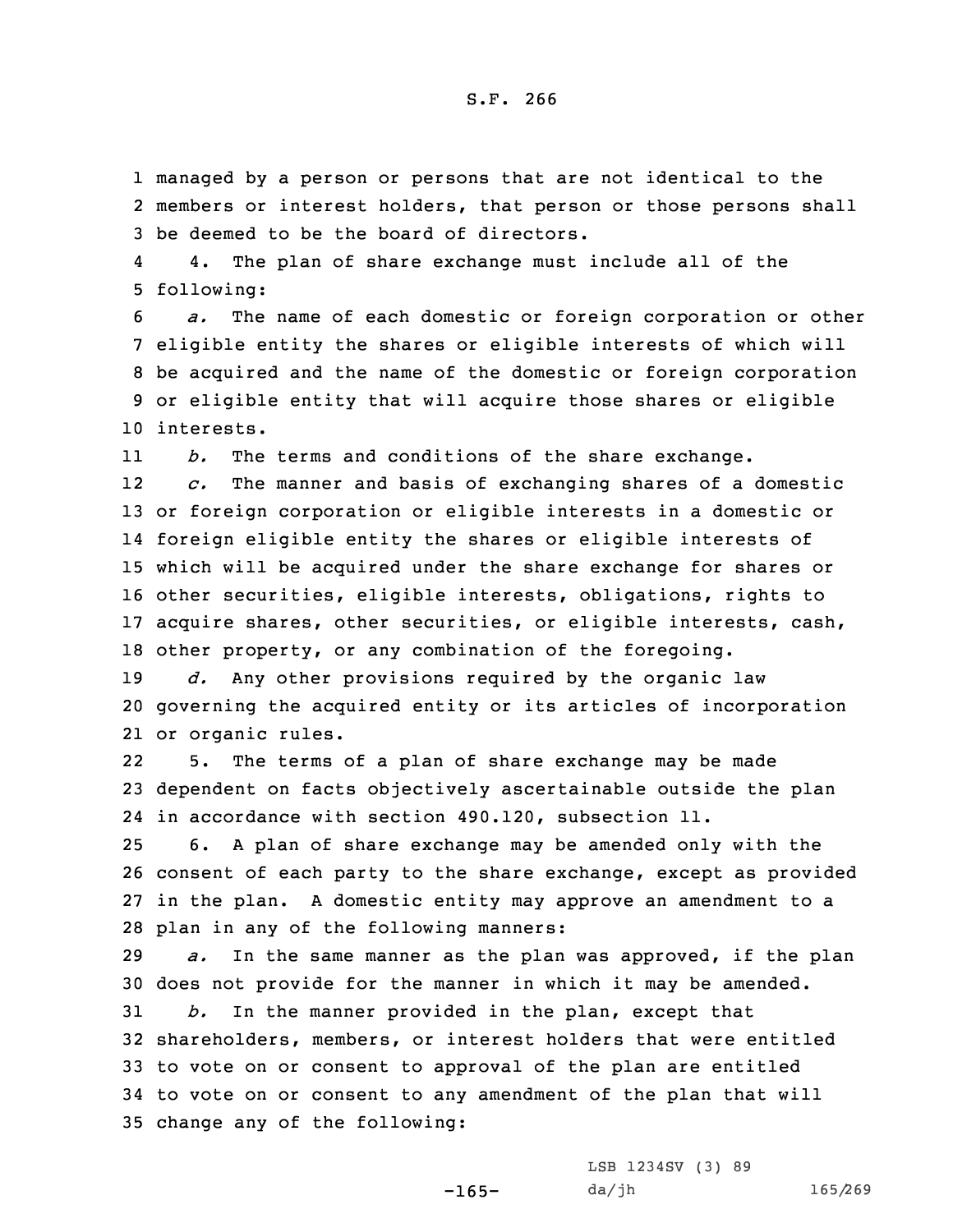managed by a person or persons that are not identical to the members or interest holders, that person or those persons shall be deemed to be the board of directors.

4. The plan of share exchange must include all of the following:

*a.* The name of each domestic or foreign corporation or other eligible entity the shares or eligible interests of which will be acquired and the name of the domestic or foreign corporation or eligible entity that will acquire those shares or eligible interests.

*b.* The terms and conditions of the share exchange.

*c.* The manner and basis of exchanging shares of a domestic or foreign corporation or eligible interests in a domestic or foreign eligible entity the shares or eligible interests of which will be acquired under the share exchange for shares or other securities, eligible interests, obligations, rights to acquire shares, other securities, or eligible interests, cash, other property, or any combination of the foregoing.

*d.* Any other provisions required by the organic law governing the acquired entity or its articles of incorporation or organic rules.

5. The terms of a plan of share exchange may be made dependent on facts objectively ascertainable outside the plan in accordance with section 490.120, subsection 11.

6. A plan of share exchange may be amended only with the consent of each party to the share exchange, except as provided in the plan. A domestic entity may approve an amendment to a plan in any of the following manners:

*a.* In the same manner as the plan was approved, if the plan does not provide for the manner in which it may be amended.

*b.* In the manner provided in the plan, except that shareholders, members, or interest holders that were entitled to vote on or consent to approval of the plan are entitled to vote on or consent to any amendment of the plan that will change any of the following: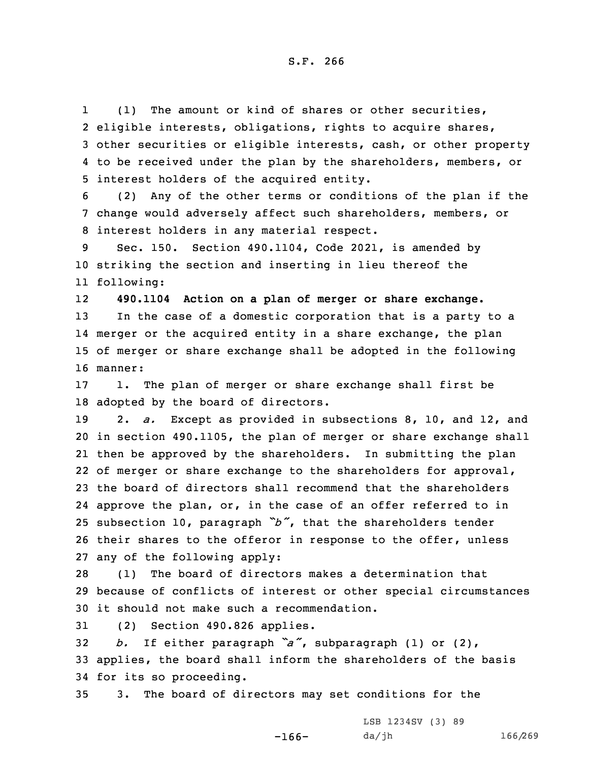(1) The amount or kind of shares or other securities, eligible interests, obligations, rights to acquire shares, other securities or eligible interests, cash, or other property to be received under the plan by the shareholders, members, or interest holders of the acquired entity.

(2) Any of the other terms or conditions of the plan if the change would adversely affect such shareholders, members, or interest holders in any material respect.

Sec. 150. Section 490.1104, Code 2021, is amended by striking the section and inserting in lieu thereof the following:

**490.1104 Action on a plan of merger or share exchange.**

In the case of a domestic corporation that is a party to a merger or the acquired entity in a share exchange, the plan of merger or share exchange shall be adopted in the following manner:

1. The plan of merger or share exchange shall first be adopted by the board of directors.

2. *a.* Except as provided in subsections 8, 10, and 12, and in section 490.1105, the plan of merger or share exchange shall then be approved by the shareholders. In submitting the plan of merger or share exchange to the shareholders for approval, the board of directors shall recommend that the shareholders approve the plan, or, in the case of an offer referred to in subsection 10, paragraph *"b"*, that the shareholders tender their shares to the offeror in response to the offer, unless any of the following apply:

(1) The board of directors makes a determination that because of conflicts of interest or other special circumstances it should not make such a recommendation.

(2) Section 490.826 applies.

*b.* If either paragraph *"a"*, subparagraph (1) or (2), applies, the board shall inform the shareholders of the basis for its so proceeding.

3. The board of directors may set conditions for the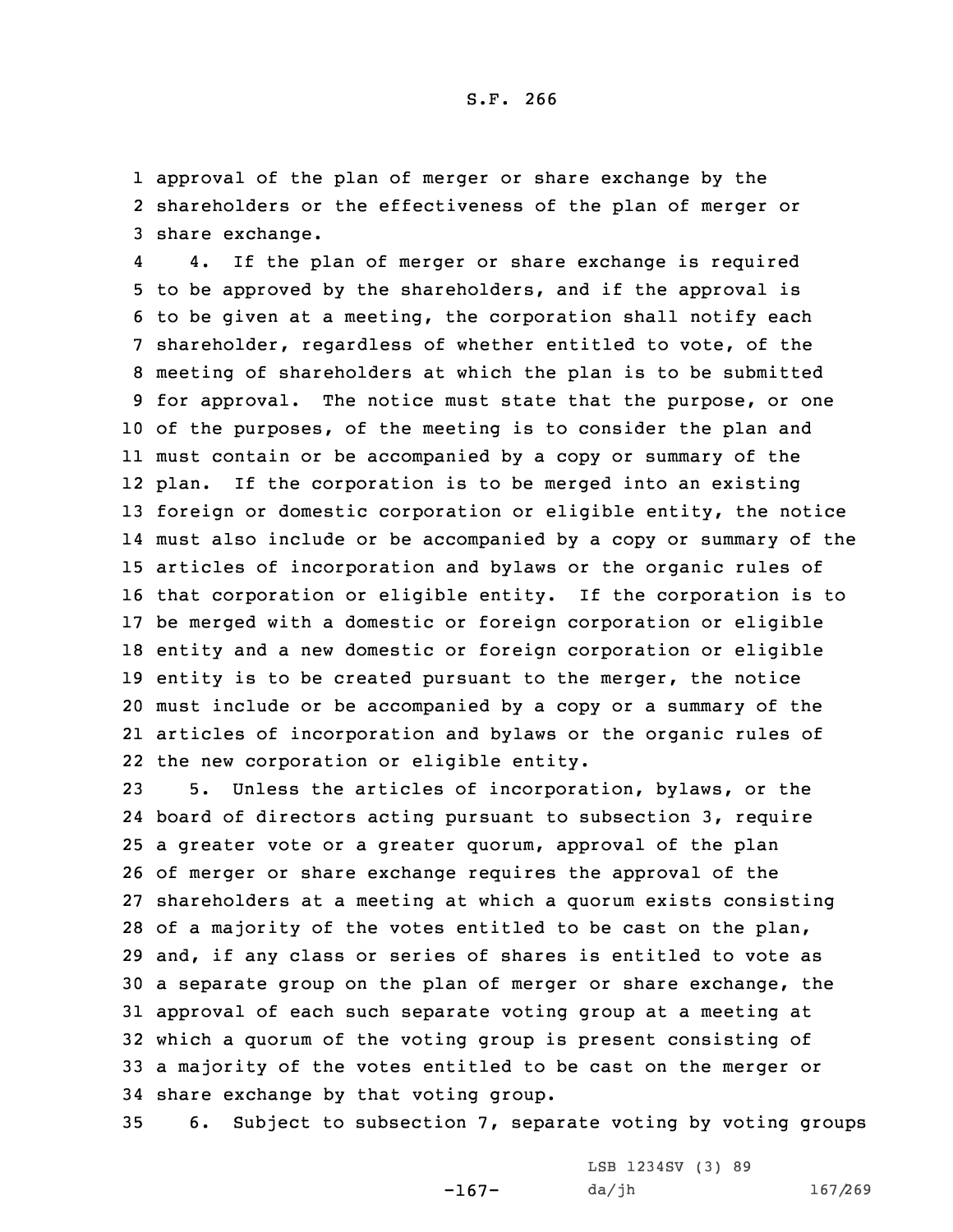approval of the plan of merger or share exchange by the shareholders or the effectiveness of the plan of merger or share exchange.

4. If the plan of merger or share exchange is required to be approved by the shareholders, and if the approval is to be given at a meeting, the corporation shall notify each shareholder, regardless of whether entitled to vote, of the meeting of shareholders at which the plan is to be submitted for approval. The notice must state that the purpose, or one of the purposes, of the meeting is to consider the plan and must contain or be accompanied by a copy or summary of the plan. If the corporation is to be merged into an existing foreign or domestic corporation or eligible entity, the notice must also include or be accompanied by a copy or summary of the articles of incorporation and bylaws or the organic rules of that corporation or eligible entity. If the corporation is to be merged with a domestic or foreign corporation or eligible entity and a new domestic or foreign corporation or eligible entity is to be created pursuant to the merger, the notice must include or be accompanied by a copy or a summary of the articles of incorporation and bylaws or the organic rules of the new corporation or eligible entity.

5. Unless the articles of incorporation, bylaws, or the board of directors acting pursuant to subsection 3, require a greater vote or a greater quorum, approval of the plan of merger or share exchange requires the approval of the shareholders at a meeting at which a quorum exists consisting of a majority of the votes entitled to be cast on the plan, and, if any class or series of shares is entitled to vote as a separate group on the plan of merger or share exchange, the approval of each such separate voting group at a meeting at which a quorum of the voting group is present consisting of a majority of the votes entitled to be cast on the merger or share exchange by that voting group.

6. Subject to subsection 7, separate voting by voting groups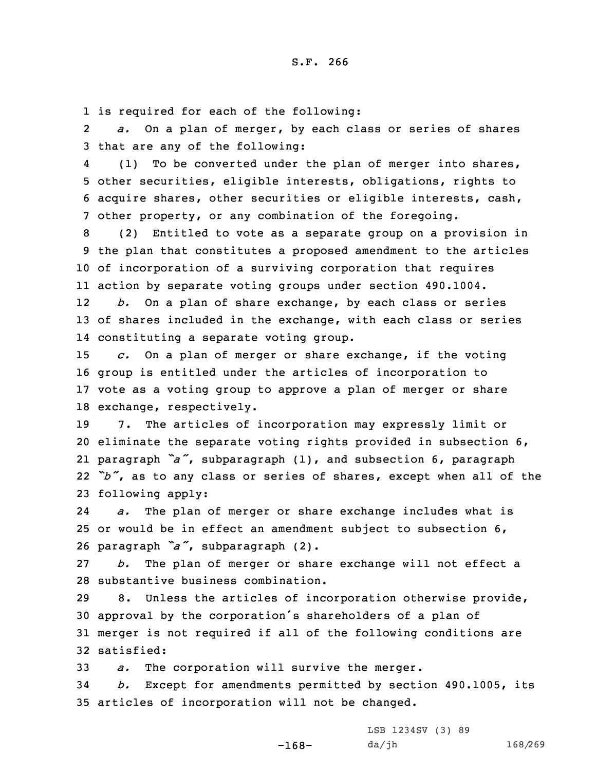is required for each of the following:

*a.* On a plan of merger, by each class or series of shares that are any of the following:

(1) To be converted under the plan of merger into shares, other securities, eligible interests, obligations, rights to acquire shares, other securities or eligible interests, cash, other property, or any combination of the foregoing.

(2) Entitled to vote as a separate group on a provision in the plan that constitutes a proposed amendment to the articles of incorporation of a surviving corporation that requires action by separate voting groups under section 490.1004.

*b.* On a plan of share exchange, by each class or series of shares included in the exchange, with each class or series constituting a separate voting group.

*c.* On a plan of merger or share exchange, if the voting group is entitled under the articles of incorporation to vote as a voting group to approve a plan of merger or share exchange, respectively.

7. The articles of incorporation may expressly limit or eliminate the separate voting rights provided in subsection 6, paragraph *"a"*, subparagraph (1), and subsection 6, paragraph *"b"*, as to any class or series of shares, except when all of the following apply:

*a.* The plan of merger or share exchange includes what is or would be in effect an amendment subject to subsection 6, paragraph *"a"*, subparagraph (2).

*b.* The plan of merger or share exchange will not effect a substantive business combination.

8. Unless the articles of incorporation otherwise provide, approval by the corporation's shareholders of a plan of merger is not required if all of the following conditions are satisfied:

*a.* The corporation will survive the merger.

*b.* Except for amendments permitted by section 490.1005, its articles of incorporation will not be changed.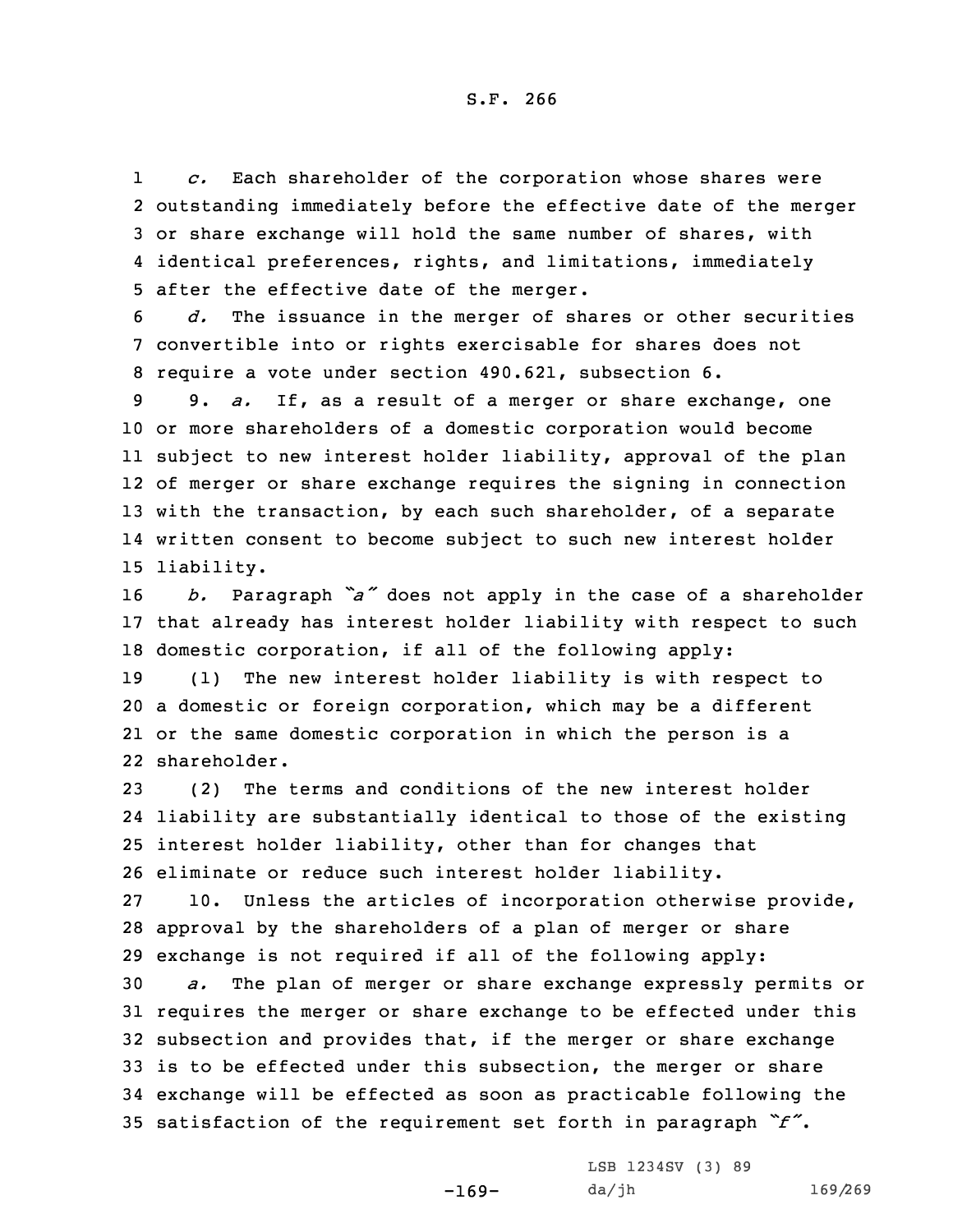*c.* Each shareholder of the corporation whose shares were outstanding immediately before the effective date of the merger or share exchange will hold the same number of shares, with identical preferences, rights, and limitations, immediately after the effective date of the merger.

*d.* The issuance in the merger of shares or other securities convertible into or rights exercisable for shares does not require a vote under section 490.621, subsection 6.

9. *a.* If, as a result of a merger or share exchange, one or more shareholders of a domestic corporation would become subject to new interest holder liability, approval of the plan of merger or share exchange requires the signing in connection with the transaction, by each such shareholder, of a separate written consent to become subject to such new interest holder liability.

*b.* Paragraph *"a"* does not apply in the case of a shareholder that already has interest holder liability with respect to such domestic corporation, if all of the following apply:

(1) The new interest holder liability is with respect to a domestic or foreign corporation, which may be a different or the same domestic corporation in which the person is a shareholder.

(2) The terms and conditions of the new interest holder liability are substantially identical to those of the existing interest holder liability, other than for changes that eliminate or reduce such interest holder liability.

10. Unless the articles of incorporation otherwise provide, approval by the shareholders of a plan of merger or share exchange is not required if all of the following apply:

*a.* The plan of merger or share exchange expressly permits or requires the merger or share exchange to be effected under this subsection and provides that, if the merger or share exchange is to be effected under this subsection, the merger or share exchange will be effected as soon as practicable following the satisfaction of the requirement set forth in paragraph *"f"*.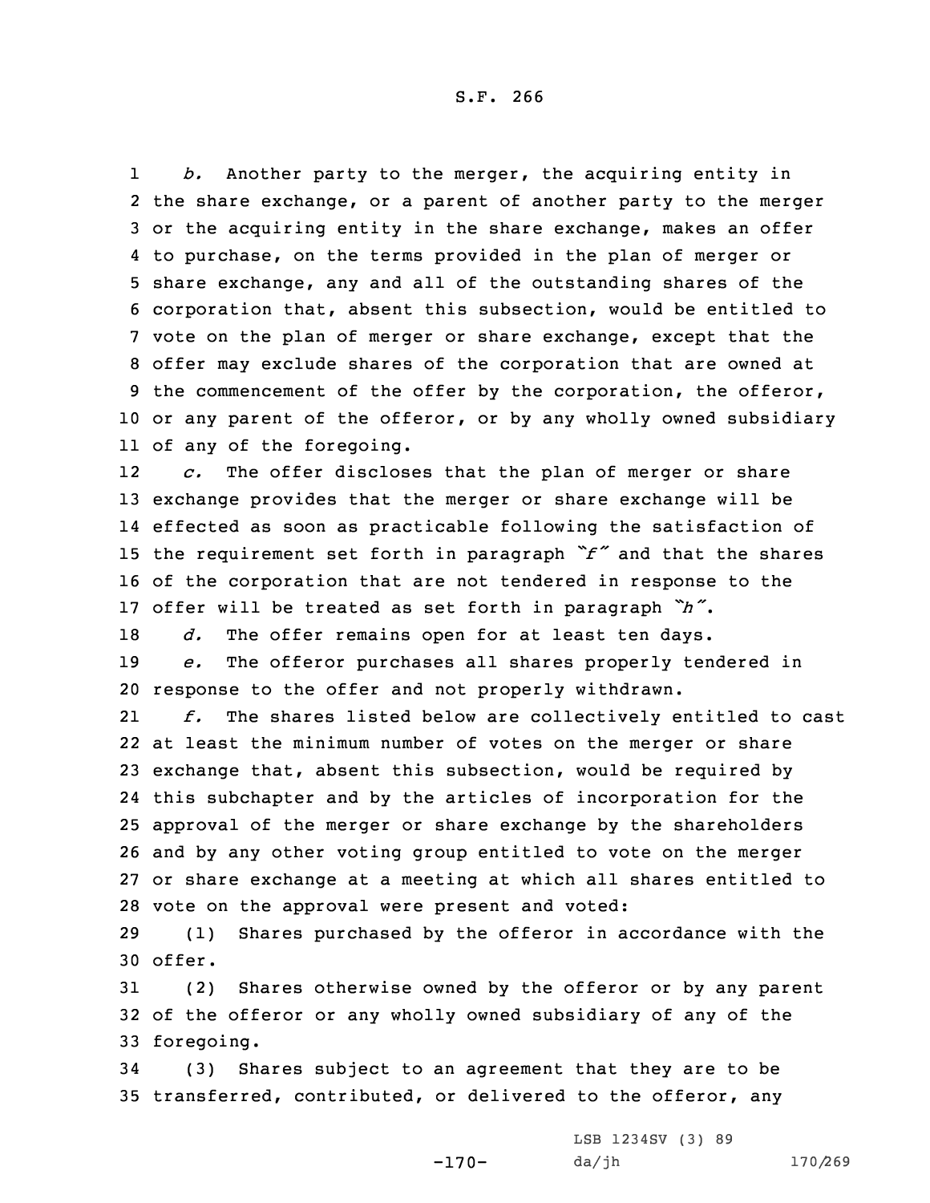*b.* Another party to the merger, the acquiring entity in the share exchange, or a parent of another party to the merger or the acquiring entity in the share exchange, makes an offer to purchase, on the terms provided in the plan of merger or share exchange, any and all of the outstanding shares of the corporation that, absent this subsection, would be entitled to vote on the plan of merger or share exchange, except that the offer may exclude shares of the corporation that are owned at the commencement of the offer by the corporation, the offeror, or any parent of the offeror, or by any wholly owned subsidiary of any of the foregoing.

*c.* The offer discloses that the plan of merger or share exchange provides that the merger or share exchange will be effected as soon as practicable following the satisfaction of the requirement set forth in paragraph *"f"* and that the shares of the corporation that are not tendered in response to the offer will be treated as set forth in paragraph *"h"*.

*d.* The offer remains open for at least ten days.

*e.* The offeror purchases all shares properly tendered in response to the offer and not properly withdrawn.

*f.* The shares listed below are collectively entitled to cast at least the minimum number of votes on the merger or share exchange that, absent this subsection, would be required by this subchapter and by the articles of incorporation for the approval of the merger or share exchange by the shareholders and by any other voting group entitled to vote on the merger or share exchange at a meeting at which all shares entitled to vote on the approval were present and voted:

(1) Shares purchased by the offeror in accordance with the offer.

(2) Shares otherwise owned by the offeror or by any parent of the offeror or any wholly owned subsidiary of any of the foregoing.

(3) Shares subject to an agreement that they are to be transferred, contributed, or delivered to the offeror, any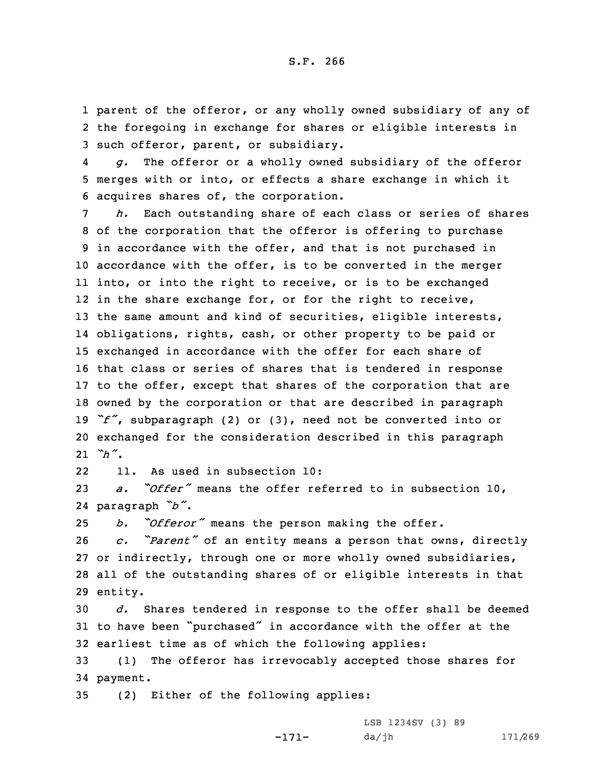parent of the offeror, or any wholly owned subsidiary of any of the foregoing in exchange for shares or eligible interests in such offeror, parent, or subsidiary.

*g.* The offeror or a wholly owned subsidiary of the offeror merges with or into, or effects a share exchange in which it acquires shares of, the corporation.

*h.* Each outstanding share of each class or series of shares of the corporation that the offeror is offering to purchase in accordance with the offer, and that is not purchased in accordance with the offer, is to be converted in the merger into, or into the right to receive, or is to be exchanged in the share exchange for, or for the right to receive, the same amount and kind of securities, eligible interests, obligations, rights, cash, or other property to be paid or exchanged in accordance with the offer for each share of that class or series of shares that is tendered in response to the offer, except that shares of the corporation that are owned by the corporation or that are described in paragraph *"f"*, subparagraph (2) or (3), need not be converted into or exchanged for the consideration described in this paragraph *"h"*.

11. As used in subsection 10:

*a. "Offer"* means the offer referred to in subsection 10, paragraph *"b"*.

*b. "Offeror"* means the person making the offer.

*c. "Parent"* of an entity means a person that owns, directly or indirectly, through one or more wholly owned subsidiaries, all of the outstanding shares of or eligible interests in that entity.

*d.* Shares tendered in response to the offer shall be deemed to have been "purchased" in accordance with the offer at the earliest time as of which the following applies:

(1) The offeror has irrevocably accepted those shares for payment.

(2) Either of the following applies: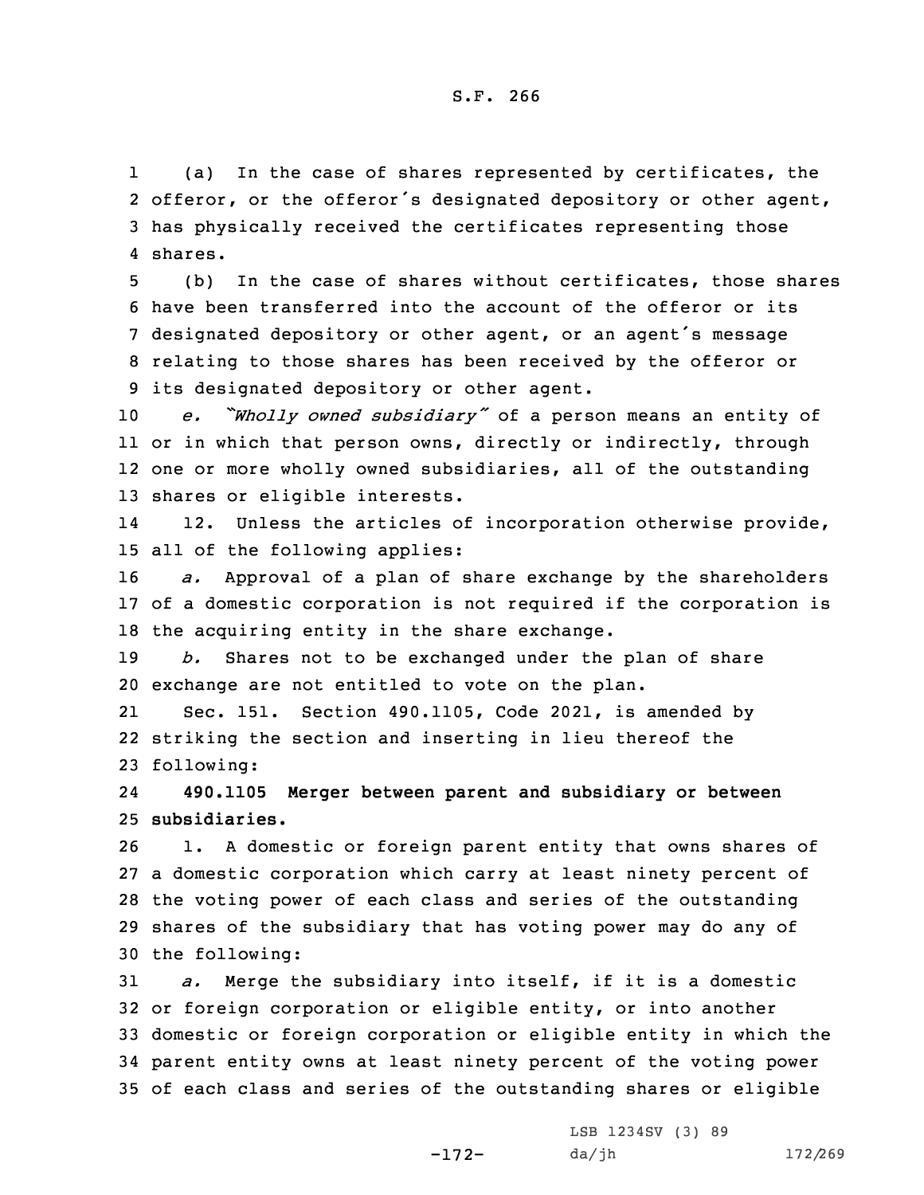(a) In the case of shares represented by certificates, the offeror, or the offeror's designated depository or other agent, has physically received the certificates representing those shares.

(b) In the case of shares without certificates, those shares have been transferred into the account of the offeror or its designated depository or other agent, or an agent's message relating to those shares has been received by the offeror or its designated depository or other agent.

*e. "Wholly owned subsidiary"* of a person means an entity of or in which that person owns, directly or indirectly, through one or more wholly owned subsidiaries, all of the outstanding shares or eligible interests.

12. Unless the articles of incorporation otherwise provide, all of the following applies:

*a.* Approval of a plan of share exchange by the shareholders of a domestic corporation is not required if the corporation is the acquiring entity in the share exchange.

*b.* Shares not to be exchanged under the plan of share exchange are not entitled to vote on the plan.

Sec. 151. Section 490.1105, Code 2021, is amended by striking the section and inserting in lieu thereof the following:

**490.1105 Merger between parent and subsidiary or between subsidiaries.**

1. A domestic or foreign parent entity that owns shares of a domestic corporation which carry at least ninety percent of the voting power of each class and series of the outstanding shares of the subsidiary that has voting power may do any of the following:

*a.* Merge the subsidiary into itself, if it is a domestic or foreign corporation or eligible entity, or into another domestic or foreign corporation or eligible entity in which the parent entity owns at least ninety percent of the voting power of each class and series of the outstanding shares or eligible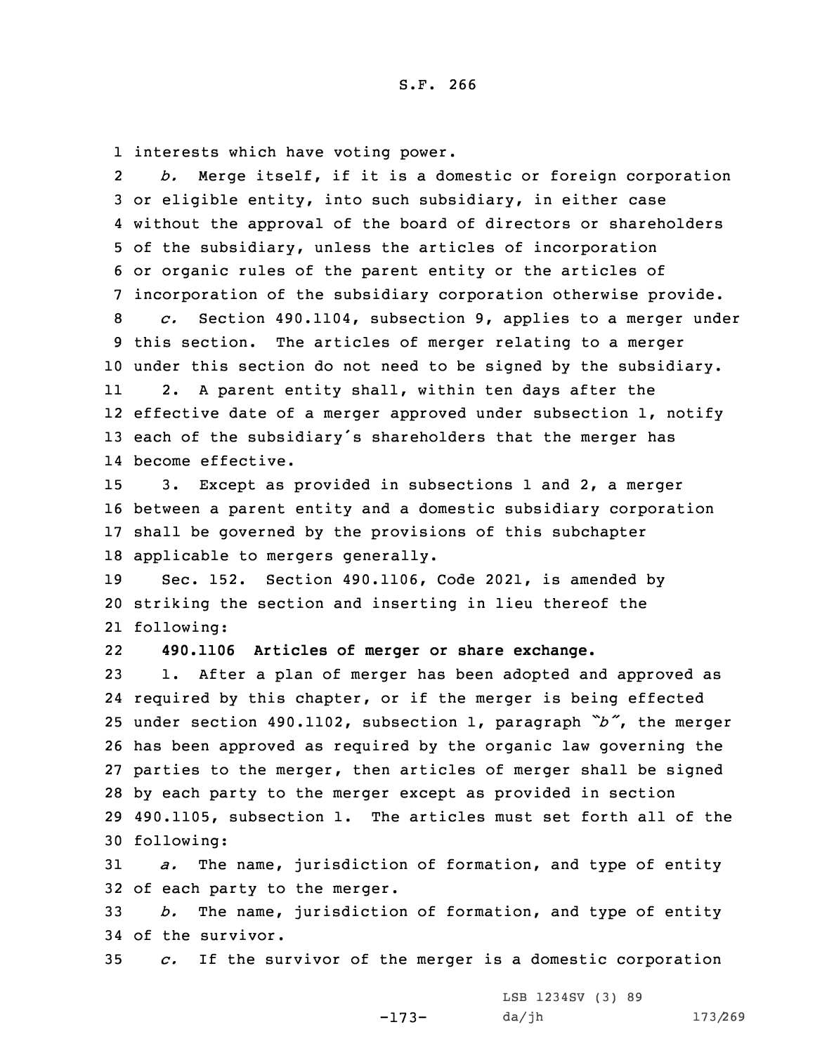interests which have voting power.

*b.* Merge itself, if it is a domestic or foreign corporation or eligible entity, into such subsidiary, in either case without the approval of the board of directors or shareholders of the subsidiary, unless the articles of incorporation or organic rules of the parent entity or the articles of incorporation of the subsidiary corporation otherwise provide.

*c.* Section 490.1104, subsection 9, applies to a merger under this section. The articles of merger relating to a merger under this section do not need to be signed by the subsidiary.

2. A parent entity shall, within ten days after the effective date of a merger approved under subsection 1, notify each of the subsidiary's shareholders that the merger has become effective.

3. Except as provided in subsections 1 and 2, a merger between a parent entity and a domestic subsidiary corporation shall be governed by the provisions of this subchapter applicable to mergers generally.

Sec. 152. Section 490.1106, Code 2021, is amended by striking the section and inserting in lieu thereof the following:

**490.1106 Articles of merger or share exchange.**

1. After a plan of merger has been adopted and approved as required by this chapter, or if the merger is being effected under section 490.1102, subsection 1, paragraph *"b"*, the merger has been approved as required by the organic law governing the parties to the merger, then articles of merger shall be signed by each party to the merger except as provided in section 490.1105, subsection 1. The articles must set forth all of the following:

*a.* The name, jurisdiction of formation, and type of entity of each party to the merger.

*b.* The name, jurisdiction of formation, and type of entity of the survivor.

*c.* If the survivor of the merger is a domestic corporation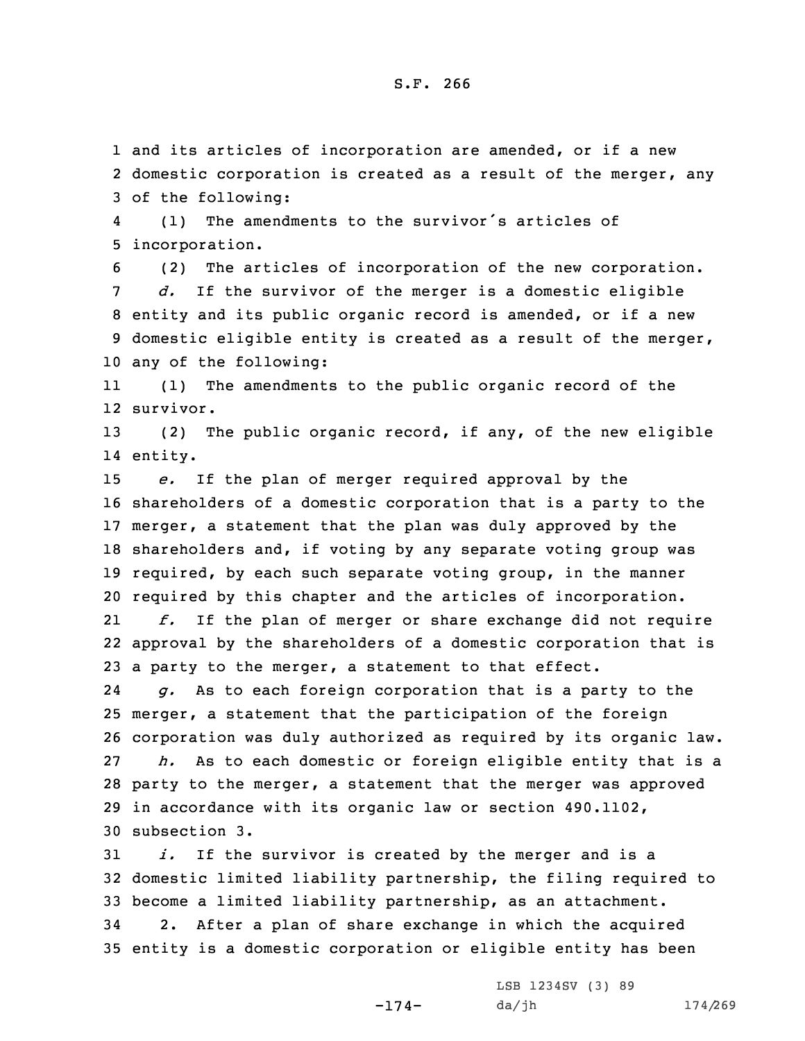and its articles of incorporation are amended, or if a new domestic corporation is created as a result of the merger, any of the following:

(1) The amendments to the survivor's articles of incorporation.

(2) The articles of incorporation of the new corporation.

*d.* If the survivor of the merger is a domestic eligible entity and its public organic record is amended, or if a new domestic eligible entity is created as a result of the merger, any of the following:

(1) The amendments to the public organic record of the survivor.

(2) The public organic record, if any, of the new eligible entity.

*e.* If the plan of merger required approval by the shareholders of a domestic corporation that is a party to the merger, a statement that the plan was duly approved by the shareholders and, if voting by any separate voting group was required, by each such separate voting group, in the manner required by this chapter and the articles of incorporation.

*f.* If the plan of merger or share exchange did not require approval by the shareholders of a domestic corporation that is a party to the merger, a statement to that effect.

*g.* As to each foreign corporation that is a party to the merger, a statement that the participation of the foreign corporation was duly authorized as required by its organic law.

*h.* As to each domestic or foreign eligible entity that is a party to the merger, a statement that the merger was approved in accordance with its organic law or section 490.1102, subsection 3.

*i.* If the survivor is created by the merger and is a domestic limited liability partnership, the filing required to become a limited liability partnership, as an attachment.

2. After a plan of share exchange in which the acquired entity is a domestic corporation or eligible entity has been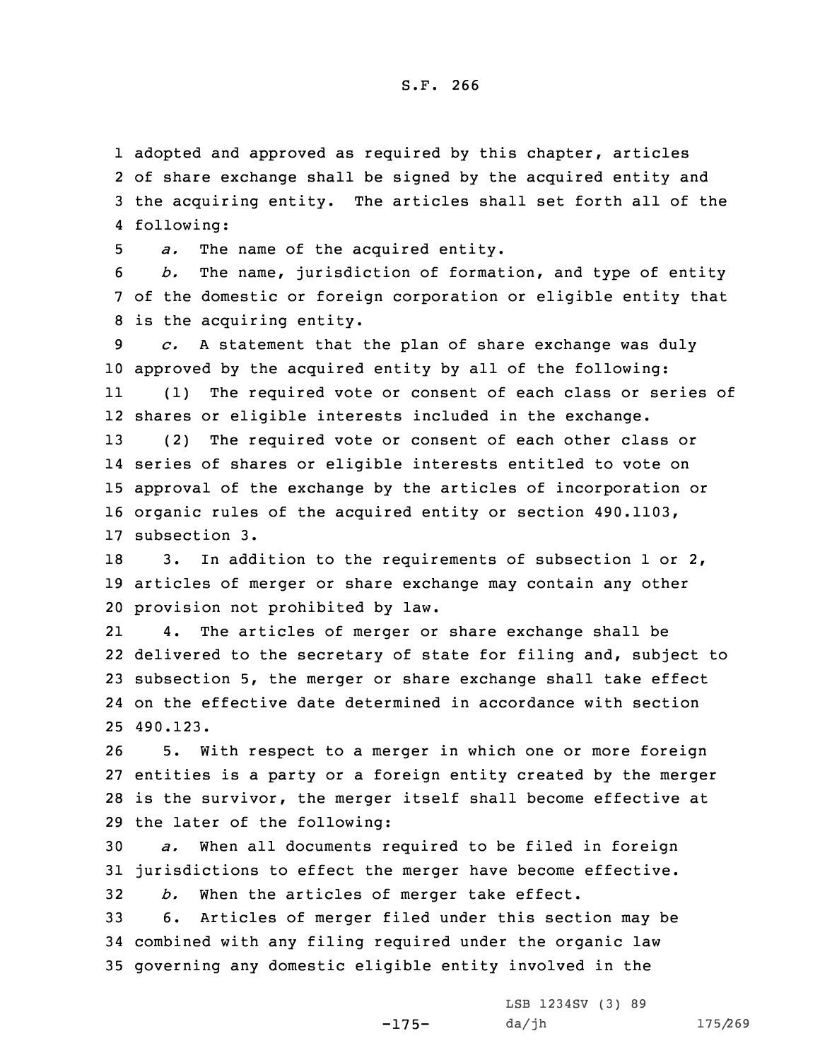adopted and approved as required by this chapter, articles of share exchange shall be signed by the acquired entity and the acquiring entity. The articles shall set forth all of the following:

*a.* The name of the acquired entity.

*b.* The name, jurisdiction of formation, and type of entity of the domestic or foreign corporation or eligible entity that is the acquiring entity.

*c.* A statement that the plan of share exchange was duly approved by the acquired entity by all of the following:

(1) The required vote or consent of each class or series of shares or eligible interests included in the exchange.

(2) The required vote or consent of each other class or series of shares or eligible interests entitled to vote on approval of the exchange by the articles of incorporation or organic rules of the acquired entity or section 490.1103, subsection 3.

3. In addition to the requirements of subsection 1 or 2, articles of merger or share exchange may contain any other provision not prohibited by law.

4. The articles of merger or share exchange shall be delivered to the secretary of state for filing and, subject to subsection 5, the merger or share exchange shall take effect on the effective date determined in accordance with section 490.123.

5. With respect to a merger in which one or more foreign entities is a party or a foreign entity created by the merger is the survivor, the merger itself shall become effective at the later of the following:

*a.* When all documents required to be filed in foreign jurisdictions to effect the merger have become effective.

*b.* When the articles of merger take effect.

6. Articles of merger filed under this section may be combined with any filing required under the organic law governing any domestic eligible entity involved in the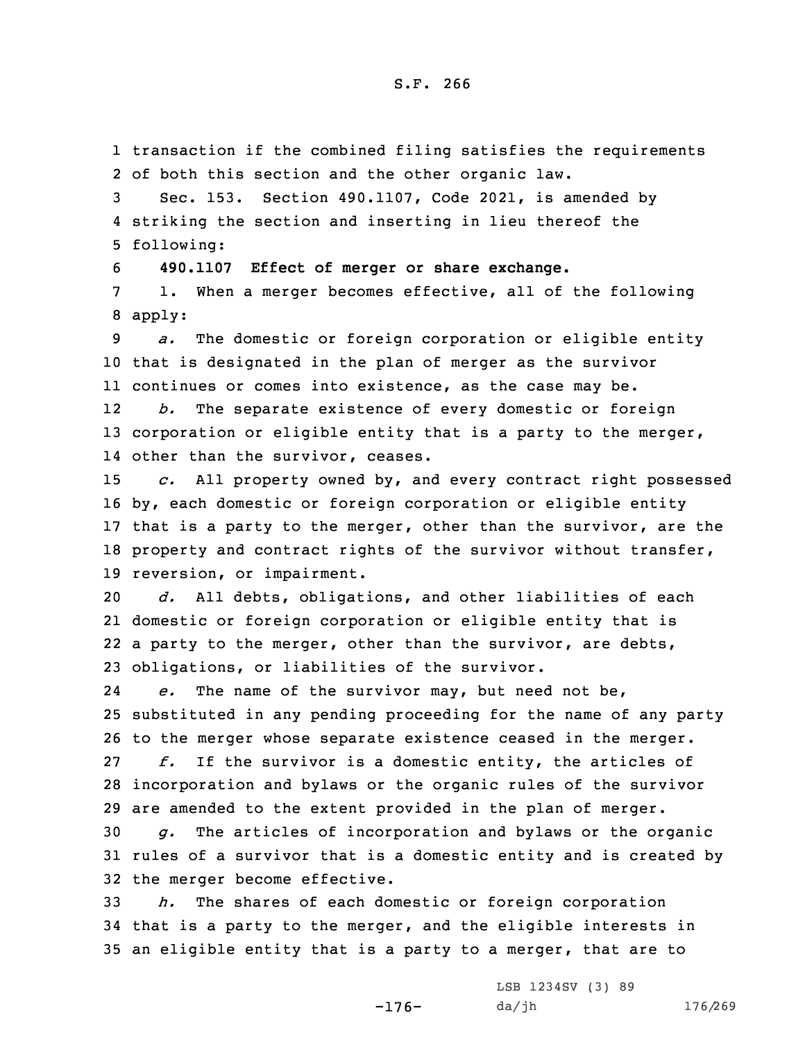transaction if the combined filing satisfies the requirements of both this section and the other organic law.

Sec. 153. Section 490.1107, Code 2021, is amended by striking the section and inserting in lieu thereof the following:

**490.1107 Effect of merger or share exchange.**

1. When a merger becomes effective, all of the following apply:

*a.* The domestic or foreign corporation or eligible entity that is designated in the plan of merger as the survivor continues or comes into existence, as the case may be.

*b.* The separate existence of every domestic or foreign corporation or eligible entity that is a party to the merger, other than the survivor, ceases.

*c.* All property owned by, and every contract right possessed by, each domestic or foreign corporation or eligible entity that is a party to the merger, other than the survivor, are the property and contract rights of the survivor without transfer, reversion, or impairment.

*d.* All debts, obligations, and other liabilities of each domestic or foreign corporation or eligible entity that is a party to the merger, other than the survivor, are debts, obligations, or liabilities of the survivor.

*e.* The name of the survivor may, but need not be, substituted in any pending proceeding for the name of any party to the merger whose separate existence ceased in the merger.

*f.* If the survivor is a domestic entity, the articles of incorporation and bylaws or the organic rules of the survivor are amended to the extent provided in the plan of merger.

*g.* The articles of incorporation and bylaws or the organic rules of a survivor that is a domestic entity and is created by the merger become effective.

*h.* The shares of each domestic or foreign corporation that is a party to the merger, and the eligible interests in an eligible entity that is a party to a merger, that are to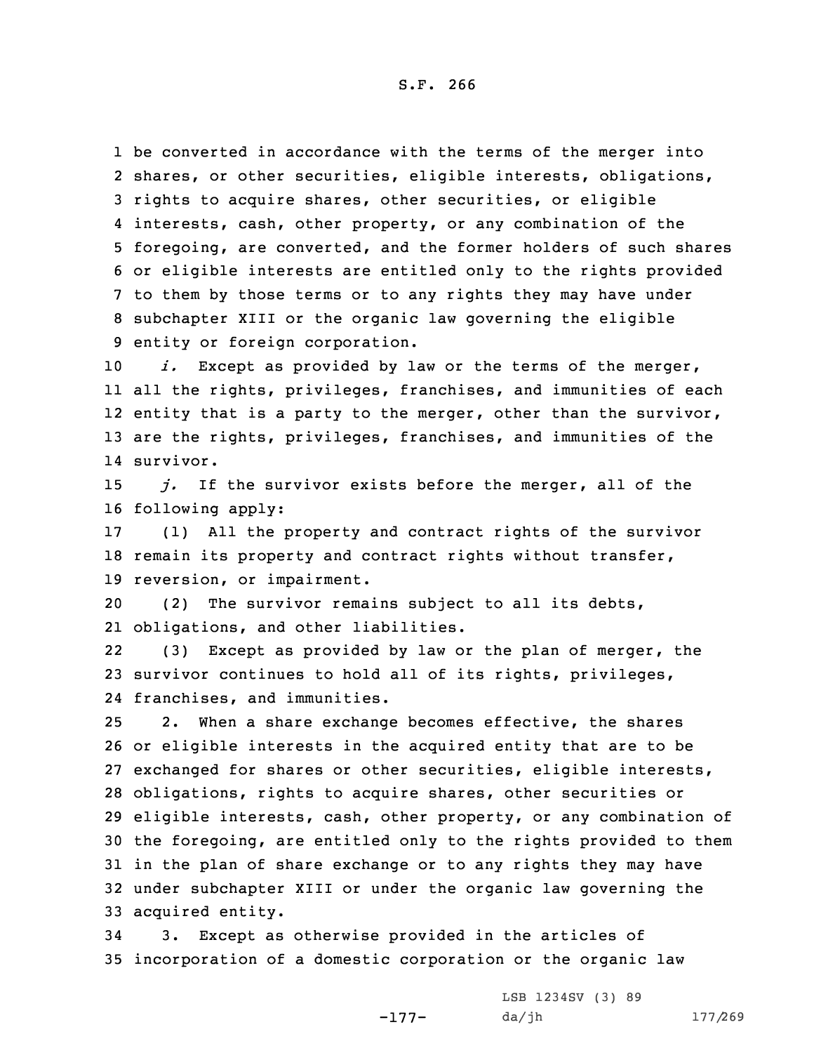be converted in accordance with the terms of the merger into shares, or other securities, eligible interests, obligations, rights to acquire shares, other securities, or eligible interests, cash, other property, or any combination of the foregoing, are converted, and the former holders of such shares or eligible interests are entitled only to the rights provided to them by those terms or to any rights they may have under subchapter XIII or the organic law governing the eligible entity or foreign corporation.

*i.* Except as provided by law or the terms of the merger, all the rights, privileges, franchises, and immunities of each entity that is a party to the merger, other than the survivor, are the rights, privileges, franchises, and immunities of the survivor.

*j.* If the survivor exists before the merger, all of the following apply:

(1) All the property and contract rights of the survivor remain its property and contract rights without transfer, reversion, or impairment.

(2) The survivor remains subject to all its debts, obligations, and other liabilities.

(3) Except as provided by law or the plan of merger, the survivor continues to hold all of its rights, privileges, franchises, and immunities.

2. When a share exchange becomes effective, the shares or eligible interests in the acquired entity that are to be exchanged for shares or other securities, eligible interests, obligations, rights to acquire shares, other securities or eligible interests, cash, other property, or any combination of the foregoing, are entitled only to the rights provided to them in the plan of share exchange or to any rights they may have under subchapter XIII or under the organic law governing the acquired entity.

3. Except as otherwise provided in the articles of incorporation of a domestic corporation or the organic law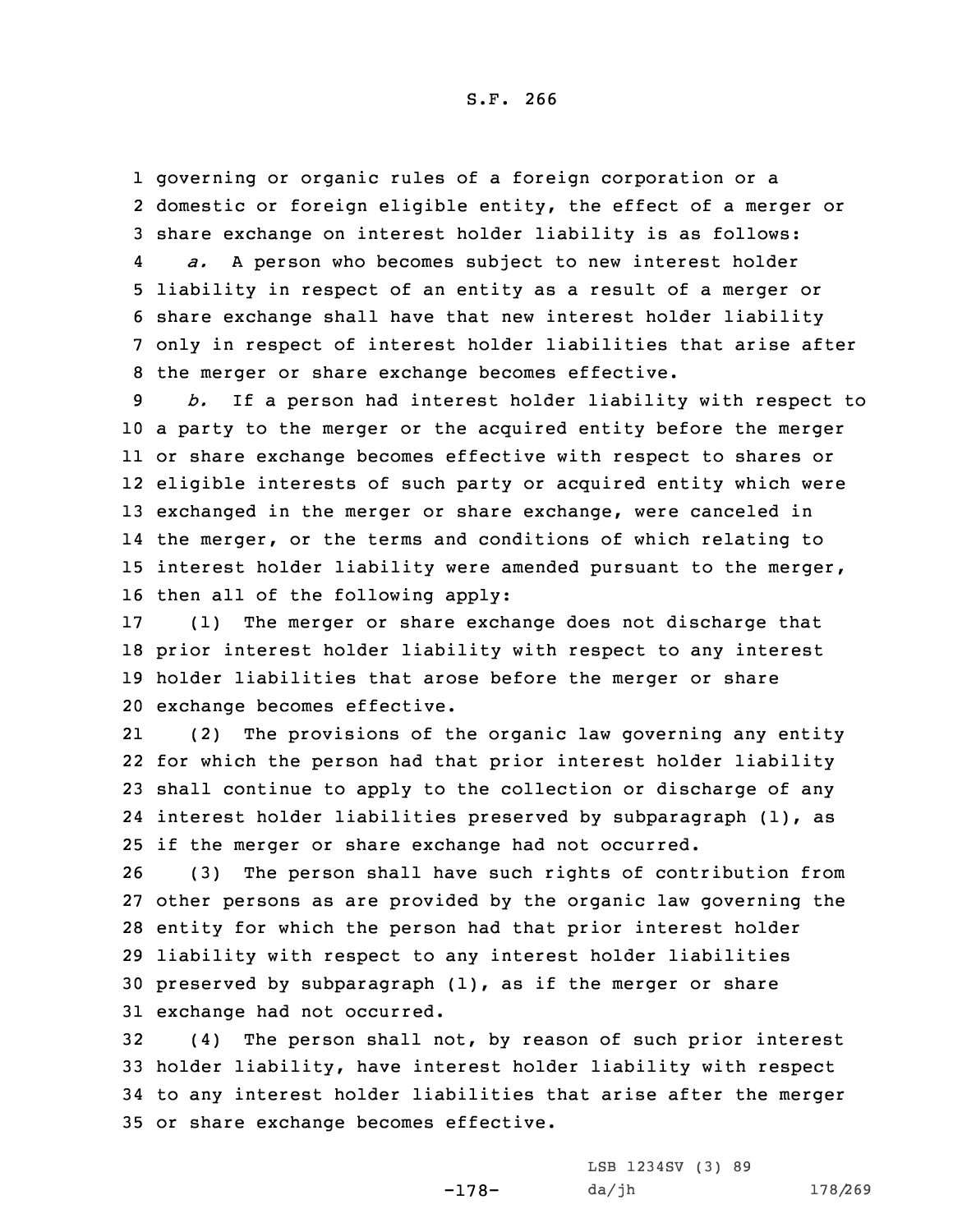governing or organic rules of a foreign corporation or a domestic or foreign eligible entity, the effect of a merger or share exchange on interest holder liability is as follows:

*a.* A person who becomes subject to new interest holder liability in respect of an entity as a result of a merger or share exchange shall have that new interest holder liability only in respect of interest holder liabilities that arise after the merger or share exchange becomes effective.

*b.* If a person had interest holder liability with respect to a party to the merger or the acquired entity before the merger or share exchange becomes effective with respect to shares or eligible interests of such party or acquired entity which were exchanged in the merger or share exchange, were canceled in the merger, or the terms and conditions of which relating to interest holder liability were amended pursuant to the merger, then all of the following apply:

(1) The merger or share exchange does not discharge that prior interest holder liability with respect to any interest holder liabilities that arose before the merger or share exchange becomes effective.

(2) The provisions of the organic law governing any entity for which the person had that prior interest holder liability shall continue to apply to the collection or discharge of any interest holder liabilities preserved by subparagraph (1), as if the merger or share exchange had not occurred.

(3) The person shall have such rights of contribution from other persons as are provided by the organic law governing the entity for which the person had that prior interest holder liability with respect to any interest holder liabilities preserved by subparagraph (1), as if the merger or share exchange had not occurred.

(4) The person shall not, by reason of such prior interest holder liability, have interest holder liability with respect to any interest holder liabilities that arise after the merger or share exchange becomes effective.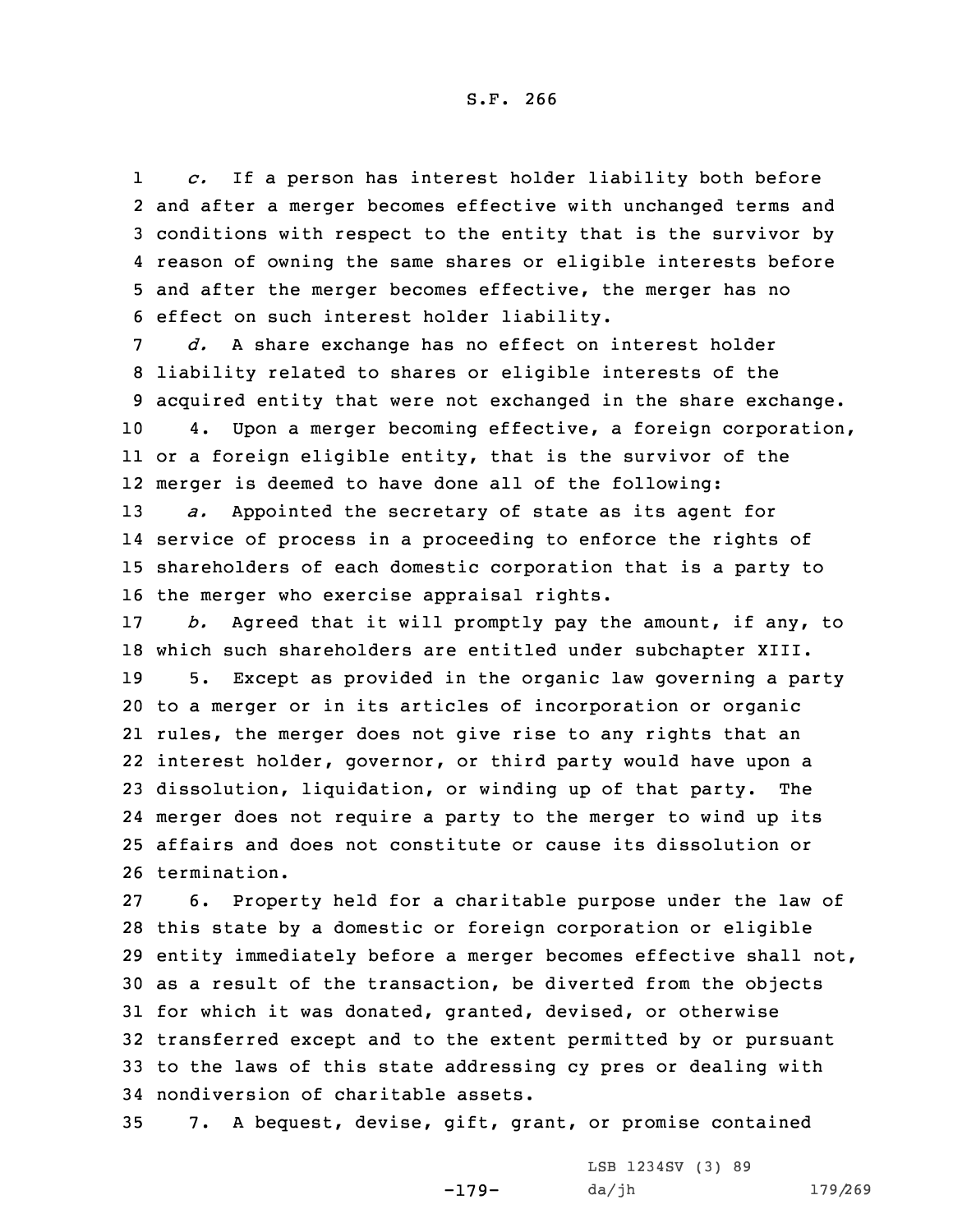*c.* If a person has interest holder liability both before and after a merger becomes effective with unchanged terms and conditions with respect to the entity that is the survivor by reason of owning the same shares or eligible interests before and after the merger becomes effective, the merger has no effect on such interest holder liability.

*d.* A share exchange has no effect on interest holder liability related to shares or eligible interests of the acquired entity that were not exchanged in the share exchange.

4. Upon a merger becoming effective, a foreign corporation, or a foreign eligible entity, that is the survivor of the merger is deemed to have done all of the following:

*a.* Appointed the secretary of state as its agent for service of process in a proceeding to enforce the rights of shareholders of each domestic corporation that is a party to the merger who exercise appraisal rights.

*b.* Agreed that it will promptly pay the amount, if any, to which such shareholders are entitled under subchapter XIII.

5. Except as provided in the organic law governing a party to a merger or in its articles of incorporation or organic rules, the merger does not give rise to any rights that an interest holder, governor, or third party would have upon a dissolution, liquidation, or winding up of that party. The merger does not require a party to the merger to wind up its affairs and does not constitute or cause its dissolution or termination.

6. Property held for a charitable purpose under the law of this state by a domestic or foreign corporation or eligible entity immediately before a merger becomes effective shall not, as a result of the transaction, be diverted from the objects for which it was donated, granted, devised, or otherwise transferred except and to the extent permitted by or pursuant to the laws of this state addressing cy pres or dealing with nondiversion of charitable assets.

7. A bequest, devise, gift, grant, or promise contained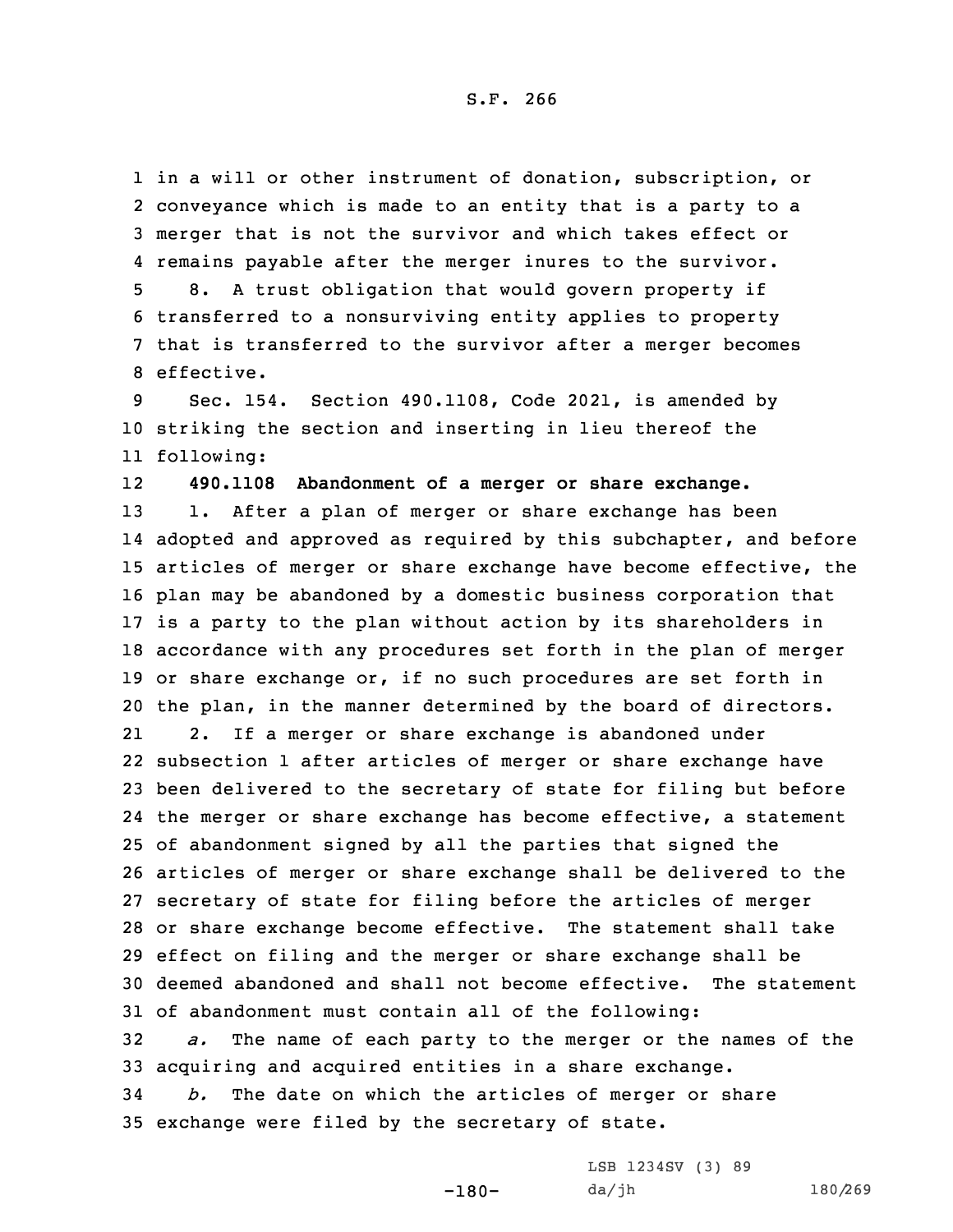in a will or other instrument of donation, subscription, or conveyance which is made to an entity that is a party to a merger that is not the survivor and which takes effect or remains payable after the merger inures to the survivor.

8. A trust obligation that would govern property if transferred to a nonsurviving entity applies to property that is transferred to the survivor after a merger becomes effective.

Sec. 154. Section 490.1108, Code 2021, is amended by striking the section and inserting in lieu thereof the following:

**490.1108 Abandonment of a merger or share exchange.**

1. After a plan of merger or share exchange has been adopted and approved as required by this subchapter, and before articles of merger or share exchange have become effective, the plan may be abandoned by a domestic business corporation that is a party to the plan without action by its shareholders in accordance with any procedures set forth in the plan of merger or share exchange or, if no such procedures are set forth in the plan, in the manner determined by the board of directors.

2. If a merger or share exchange is abandoned under subsection 1 after articles of merger or share exchange have been delivered to the secretary of state for filing but before the merger or share exchange has become effective, a statement of abandonment signed by all the parties that signed the articles of merger or share exchange shall be delivered to the secretary of state for filing before the articles of merger or share exchange become effective. The statement shall take effect on filing and the merger or share exchange shall be deemed abandoned and shall not become effective. The statement of abandonment must contain all of the following:

*a.* The name of each party to the merger or the names of the acquiring and acquired entities in a share exchange.

*b.* The date on which the articles of merger or share exchange were filed by the secretary of state.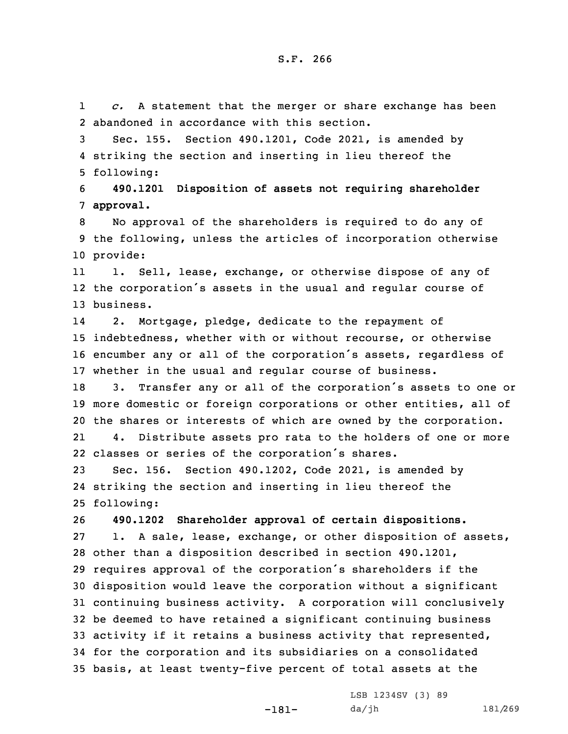*c.* A statement that the merger or share exchange has been abandoned in accordance with this section.

Sec. 155. Section 490.1201, Code 2021, is amended by striking the section and inserting in lieu thereof the following:

**490.1201 Disposition of assets not requiring shareholder approval.**

No approval of the shareholders is required to do any of the following, unless the articles of incorporation otherwise provide:

1. Sell, lease, exchange, or otherwise dispose of any of the corporation's assets in the usual and regular course of business.

2. Mortgage, pledge, dedicate to the repayment of indebtedness, whether with or without recourse, or otherwise encumber any or all of the corporation's assets, regardless of whether in the usual and regular course of business.

3. Transfer any or all of the corporation's assets to one or more domestic or foreign corporations or other entities, all of the shares or interests of which are owned by the corporation.

4. Distribute assets pro rata to the holders of one or more classes or series of the corporation's shares.

Sec. 156. Section 490.1202, Code 2021, is amended by striking the section and inserting in lieu thereof the following:

**490.1202 Shareholder approval of certain dispositions.**

1. A sale, lease, exchange, or other disposition of assets, other than a disposition described in section 490.1201, requires approval of the corporation's shareholders if the disposition would leave the corporation without a significant continuing business activity. A corporation will conclusively be deemed to have retained a significant continuing business activity if it retains a business activity that represented, for the corporation and its subsidiaries on a consolidated basis, at least twenty-five percent of total assets at the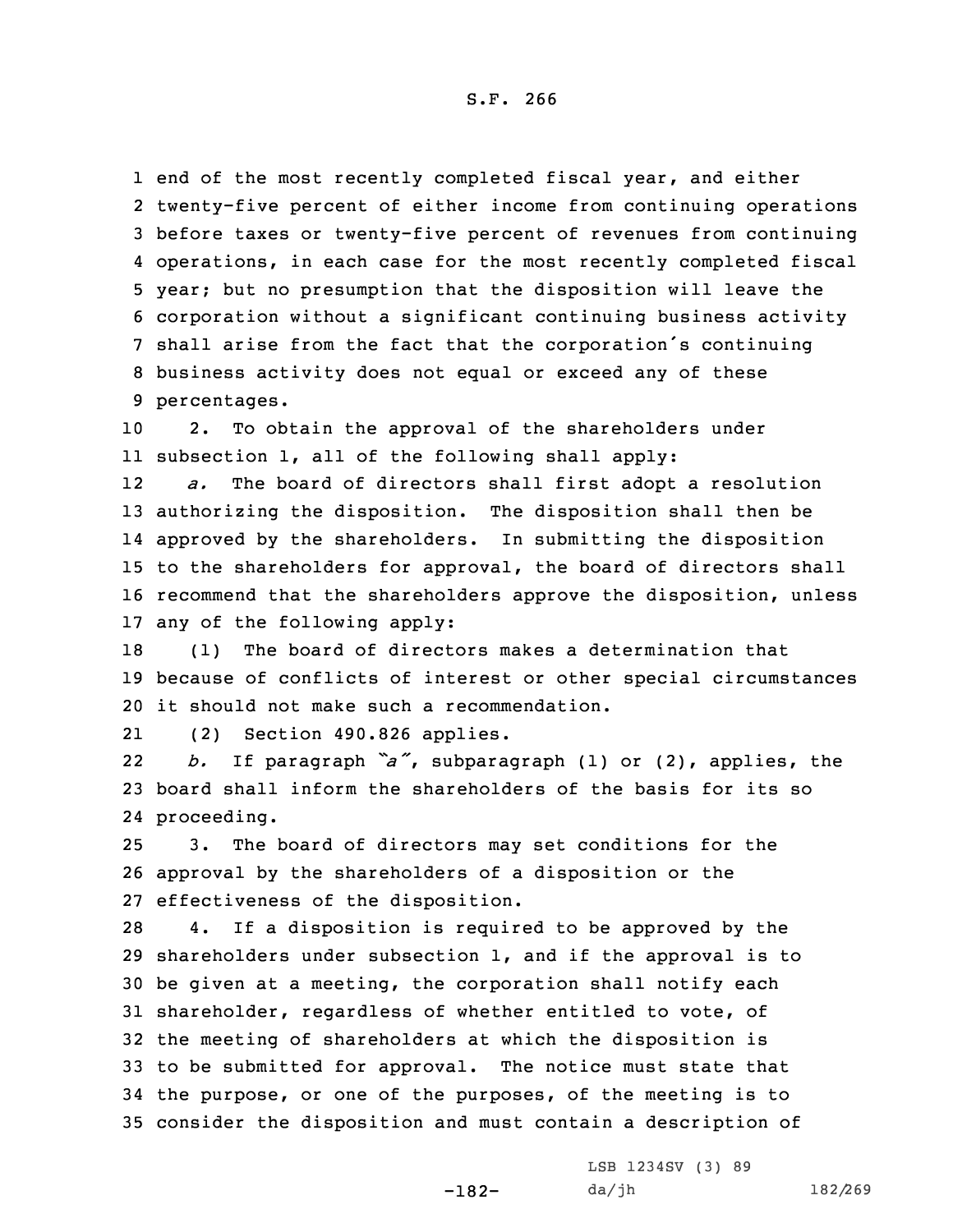end of the most recently completed fiscal year, and either twenty-five percent of either income from continuing operations before taxes or twenty-five percent of revenues from continuing operations, in each case for the most recently completed fiscal year; but no presumption that the disposition will leave the corporation without a significant continuing business activity shall arise from the fact that the corporation's continuing business activity does not equal or exceed any of these percentages.

2. To obtain the approval of the shareholders under subsection 1, all of the following shall apply:

*a.* The board of directors shall first adopt a resolution authorizing the disposition. The disposition shall then be approved by the shareholders. In submitting the disposition to the shareholders for approval, the board of directors shall recommend that the shareholders approve the disposition, unless any of the following apply:

(1) The board of directors makes a determination that because of conflicts of interest or other special circumstances it should not make such a recommendation.

(2) Section 490.826 applies.

*b.* If paragraph *"a"*, subparagraph (1) or (2), applies, the board shall inform the shareholders of the basis for its so proceeding.

3. The board of directors may set conditions for the approval by the shareholders of a disposition or the effectiveness of the disposition.

4. If a disposition is required to be approved by the shareholders under subsection 1, and if the approval is to be given at a meeting, the corporation shall notify each shareholder, regardless of whether entitled to vote, of the meeting of shareholders at which the disposition is to be submitted for approval. The notice must state that the purpose, or one of the purposes, of the meeting is to consider the disposition and must contain a description of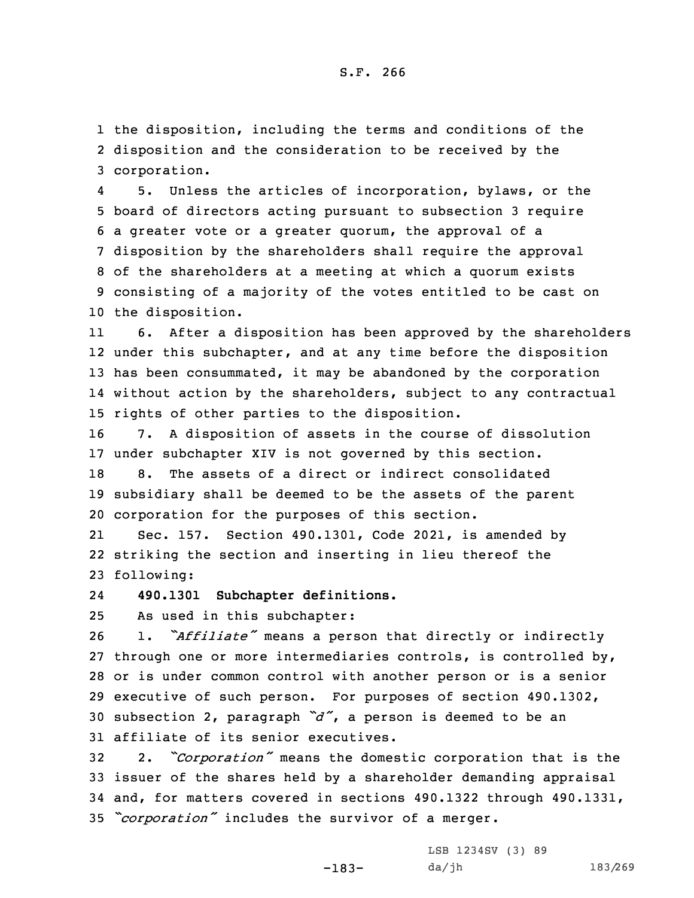the disposition, including the terms and conditions of the disposition and the consideration to be received by the corporation.

5. Unless the articles of incorporation, bylaws, or the board of directors acting pursuant to subsection 3 require a greater vote or a greater quorum, the approval of a disposition by the shareholders shall require the approval of the shareholders at a meeting at which a quorum exists consisting of a majority of the votes entitled to be cast on the disposition.

6. After a disposition has been approved by the shareholders under this subchapter, and at any time before the disposition has been consummated, it may be abandoned by the corporation without action by the shareholders, subject to any contractual rights of other parties to the disposition.

7. A disposition of assets in the course of dissolution under subchapter XIV is not governed by this section.

8. The assets of a direct or indirect consolidated subsidiary shall be deemed to be the assets of the parent corporation for the purposes of this section.

Sec. 157. Section 490.1301, Code 2021, is amended by striking the section and inserting in lieu thereof the following:

**490.1301 Subchapter definitions.**

As used in this subchapter:

1. *"Affiliate"* means a person that directly or indirectly through one or more intermediaries controls, is controlled by, or is under common control with another person or is a senior executive of such person. For purposes of section 490.1302, subsection 2, paragraph *"d"*, a person is deemed to be an affiliate of its senior executives.

2. *"Corporation"* means the domestic corporation that is the issuer of the shares held by a shareholder demanding appraisal and, for matters covered in sections 490.1322 through 490.1331, *"corporation"* includes the survivor of a merger.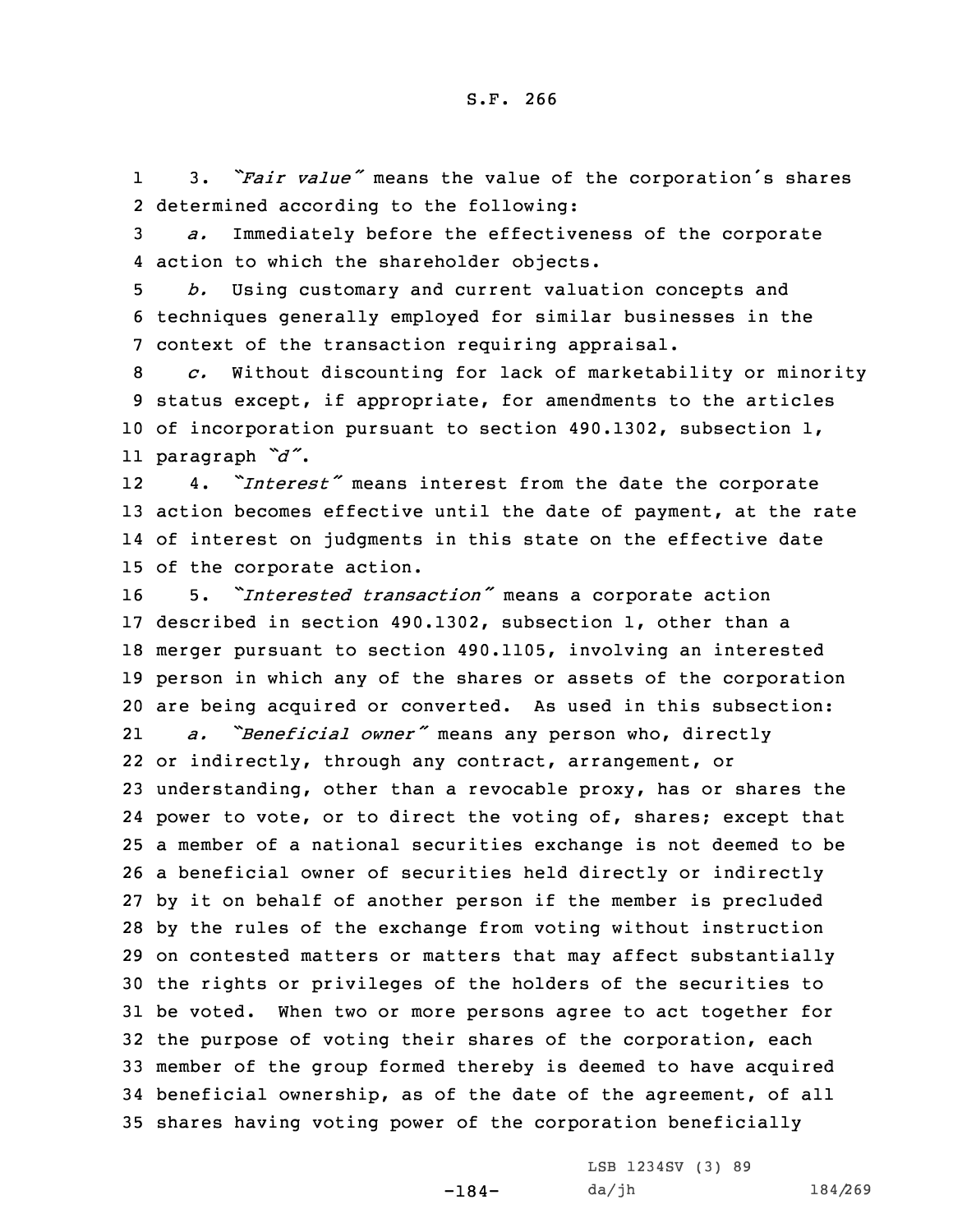3. *"Fair value"* means the value of the corporation's shares determined according to the following:

*a.* Immediately before the effectiveness of the corporate action to which the shareholder objects.

*b.* Using customary and current valuation concepts and techniques generally employed for similar businesses in the context of the transaction requiring appraisal.

*c.* Without discounting for lack of marketability or minority status except, if appropriate, for amendments to the articles of incorporation pursuant to section 490.1302, subsection 1, paragraph *"d"*.

4. *"Interest"* means interest from the date the corporate action becomes effective until the date of payment, at the rate of interest on judgments in this state on the effective date of the corporate action.

5. *"Interested transaction"* means a corporate action described in section 490.1302, subsection 1, other than a merger pursuant to section 490.1105, involving an interested person in which any of the shares or assets of the corporation are being acquired or converted. As used in this subsection:

*a. "Beneficial owner"* means any person who, directly or indirectly, through any contract, arrangement, or understanding, other than a revocable proxy, has or shares the power to vote, or to direct the voting of, shares; except that a member of a national securities exchange is not deemed to be a beneficial owner of securities held directly or indirectly by it on behalf of another person if the member is precluded by the rules of the exchange from voting without instruction on contested matters or matters that may affect substantially the rights or privileges of the holders of the securities to be voted. When two or more persons agree to act together for the purpose of voting their shares of the corporation, each member of the group formed thereby is deemed to have acquired beneficial ownership, as of the date of the agreement, of all shares having voting power of the corporation beneficially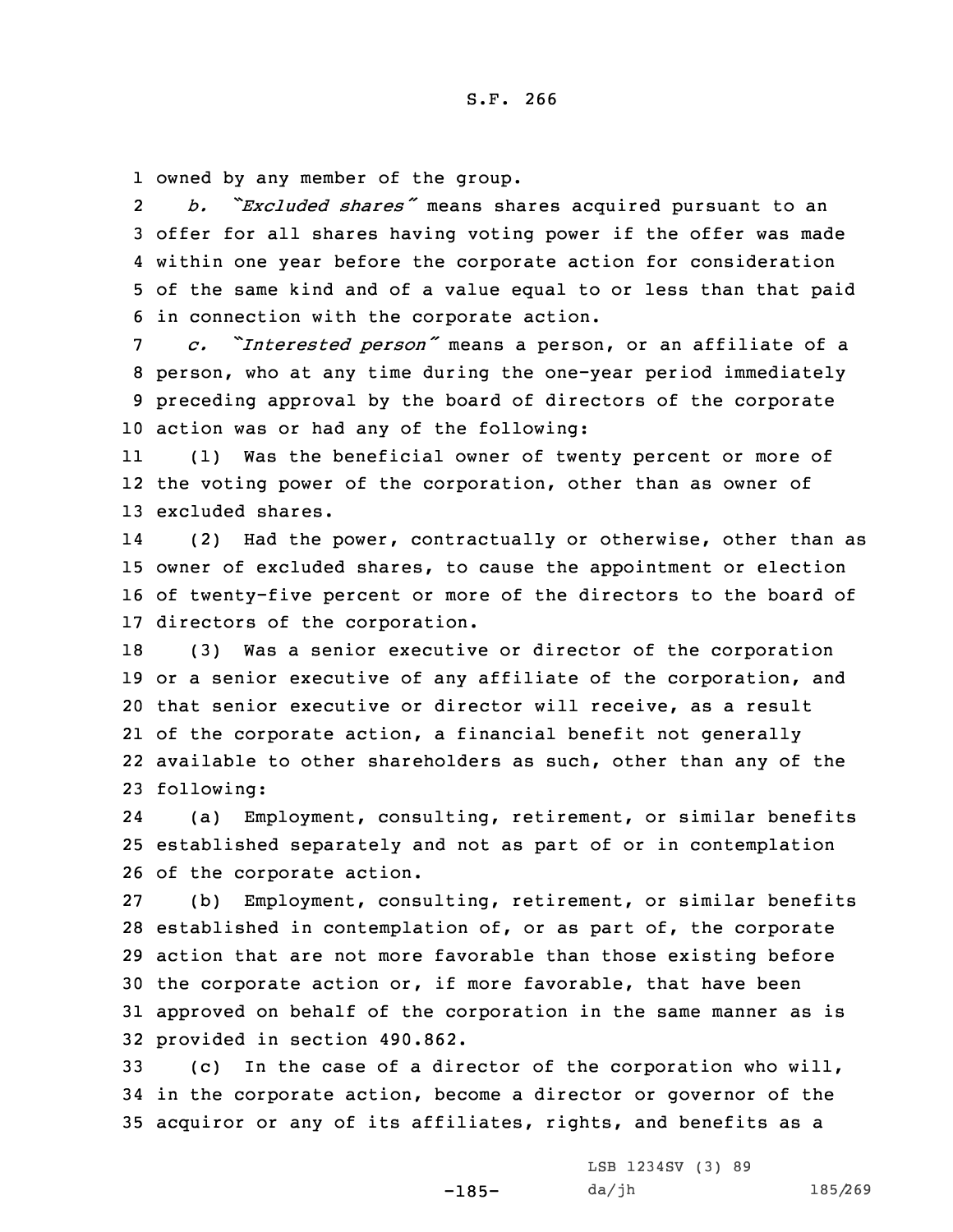owned by any member of the group.

*b. "Excluded shares"* means shares acquired pursuant to an offer for all shares having voting power if the offer was made within one year before the corporate action for consideration of the same kind and of a value equal to or less than that paid in connection with the corporate action.

*c. "Interested person"* means a person, or an affiliate of a person, who at any time during the one-year period immediately preceding approval by the board of directors of the corporate action was or had any of the following:

(1) Was the beneficial owner of twenty percent or more of the voting power of the corporation, other than as owner of excluded shares.

(2) Had the power, contractually or otherwise, other than as owner of excluded shares, to cause the appointment or election of twenty-five percent or more of the directors to the board of directors of the corporation.

(3) Was a senior executive or director of the corporation or a senior executive of any affiliate of the corporation, and that senior executive or director will receive, as a result of the corporate action, a financial benefit not generally available to other shareholders as such, other than any of the following:

(a) Employment, consulting, retirement, or similar benefits established separately and not as part of or in contemplation of the corporate action.

(b) Employment, consulting, retirement, or similar benefits established in contemplation of, or as part of, the corporate action that are not more favorable than those existing before the corporate action or, if more favorable, that have been approved on behalf of the corporation in the same manner as is provided in section 490.862.

(c) In the case of a director of the corporation who will, in the corporate action, become a director or governor of the acquiror or any of its affiliates, rights, and benefits as a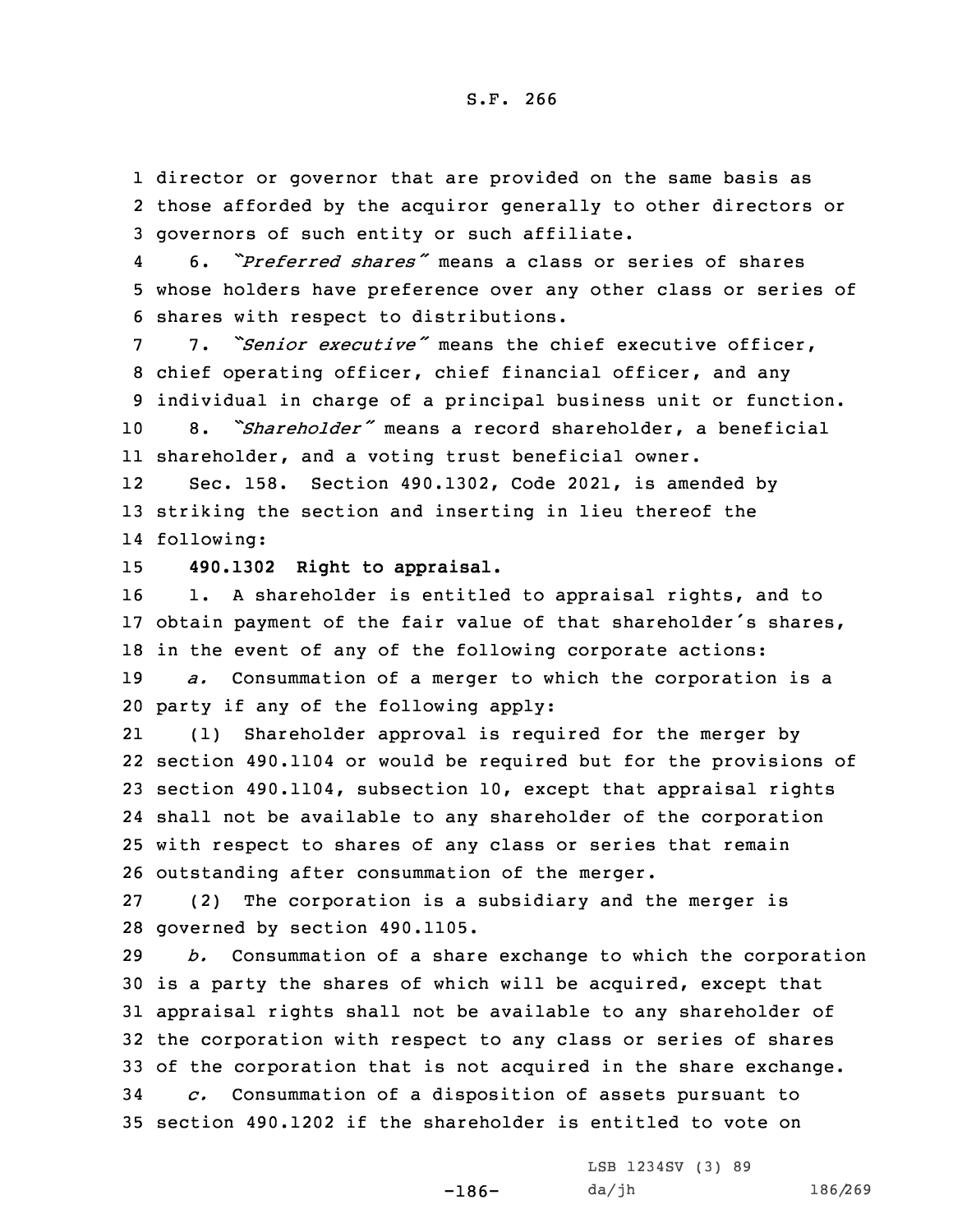director or governor that are provided on the same basis as those afforded by the acquiror generally to other directors or governors of such entity or such affiliate.

6. *"Preferred shares"* means a class or series of shares whose holders have preference over any other class or series of shares with respect to distributions.

7. *"Senior executive"* means the chief executive officer, chief operating officer, chief financial officer, and any individual in charge of a principal business unit or function.

8. *"Shareholder"* means a record shareholder, a beneficial shareholder, and a voting trust beneficial owner.

Sec. 158. Section 490.1302, Code 2021, is amended by striking the section and inserting in lieu thereof the following:

**490.1302 Right to appraisal.**

1. A shareholder is entitled to appraisal rights, and to obtain payment of the fair value of that shareholder's shares, in the event of any of the following corporate actions:

*a.* Consummation of a merger to which the corporation is a party if any of the following apply:

(1) Shareholder approval is required for the merger by section 490.1104 or would be required but for the provisions of section 490.1104, subsection 10, except that appraisal rights shall not be available to any shareholder of the corporation with respect to shares of any class or series that remain outstanding after consummation of the merger.

(2) The corporation is a subsidiary and the merger is governed by section 490.1105.

*b.* Consummation of a share exchange to which the corporation is a party the shares of which will be acquired, except that appraisal rights shall not be available to any shareholder of the corporation with respect to any class or series of shares of the corporation that is not acquired in the share exchange.

*c.* Consummation of a disposition of assets pursuant to section 490.1202 if the shareholder is entitled to vote on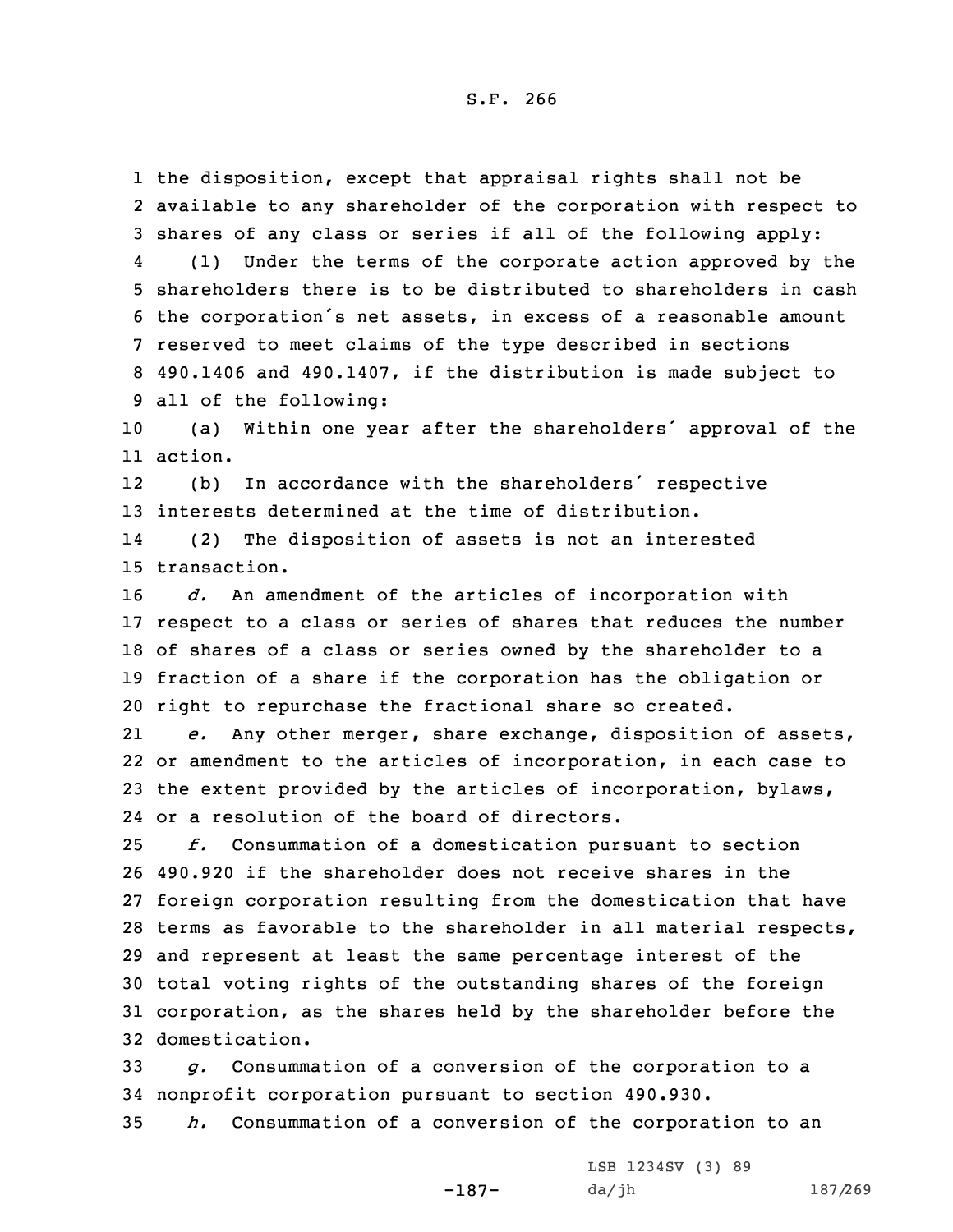the disposition, except that appraisal rights shall not be available to any shareholder of the corporation with respect to shares of any class or series if all of the following apply:

(1) Under the terms of the corporate action approved by the shareholders there is to be distributed to shareholders in cash the corporation's net assets, in excess of a reasonable amount reserved to meet claims of the type described in sections 490.1406 and 490.1407, if the distribution is made subject to all of the following:

(a) Within one year after the shareholders' approval of the action.

(b) In accordance with the shareholders' respective interests determined at the time of distribution.

(2) The disposition of assets is not an interested transaction.

*d.* An amendment of the articles of incorporation with respect to a class or series of shares that reduces the number of shares of a class or series owned by the shareholder to a fraction of a share if the corporation has the obligation or right to repurchase the fractional share so created.

*e.* Any other merger, share exchange, disposition of assets, or amendment to the articles of incorporation, in each case to the extent provided by the articles of incorporation, bylaws, or a resolution of the board of directors.

*f.* Consummation of a domestication pursuant to section 490.920 if the shareholder does not receive shares in the foreign corporation resulting from the domestication that have terms as favorable to the shareholder in all material respects, and represent at least the same percentage interest of the total voting rights of the outstanding shares of the foreign corporation, as the shares held by the shareholder before the domestication.

*g.* Consummation of a conversion of the corporation to a nonprofit corporation pursuant to section 490.930.

*h.* Consummation of a conversion of the corporation to an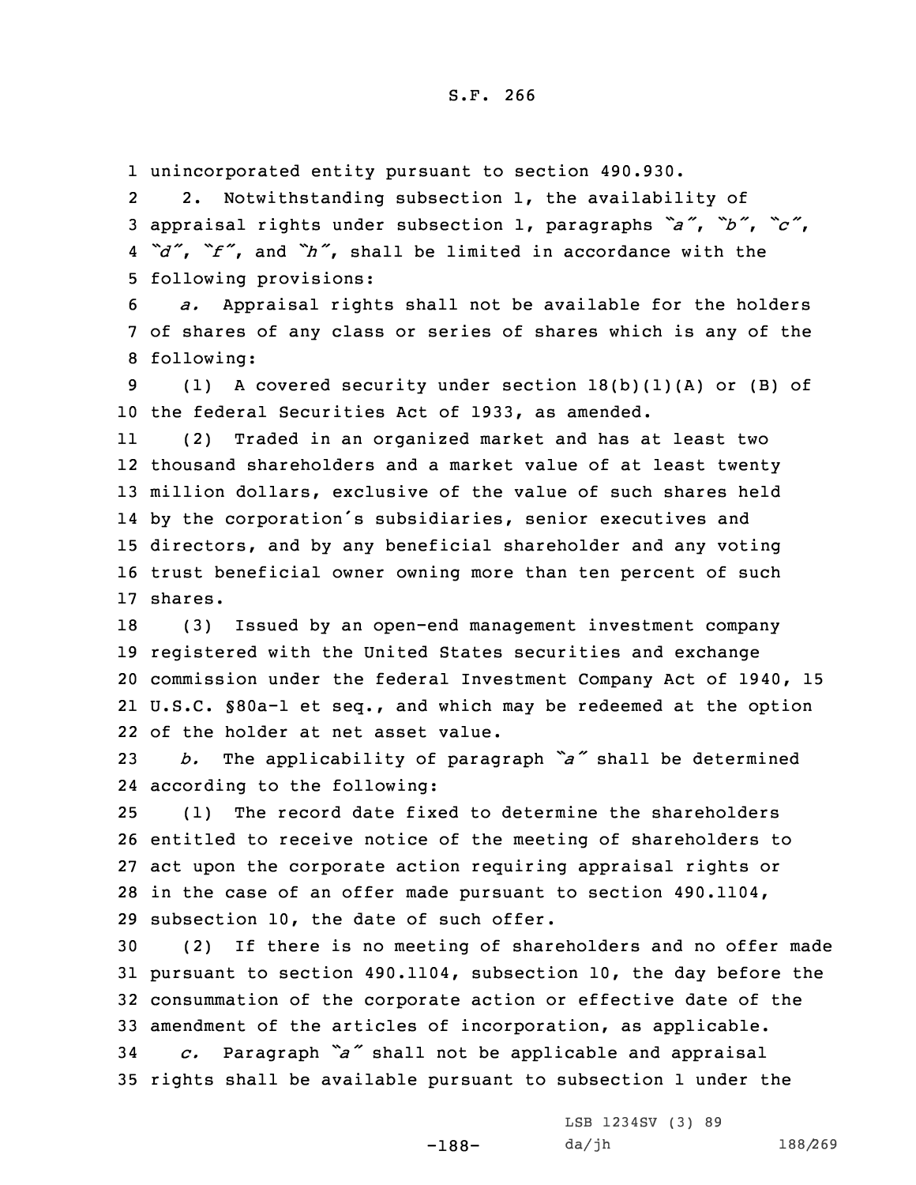unincorporated entity pursuant to section 490.930.

2. Notwithstanding subsection 1, the availability of appraisal rights under subsection 1, paragraphs *"a"*, *"b"*, *"c"*, *"d"*, *"f"*, and *"h"*, shall be limited in accordance with the following provisions:

*a.* Appraisal rights shall not be available for the holders of shares of any class or series of shares which is any of the following:

(1) A covered security under section 18(b)(1)(A) or (B) of the federal Securities Act of 1933, as amended.

(2) Traded in an organized market and has at least two thousand shareholders and a market value of at least twenty million dollars, exclusive of the value of such shares held by the corporation's subsidiaries, senior executives and directors, and by any beneficial shareholder and any voting trust beneficial owner owning more than ten percent of such shares.

(3) Issued by an open-end management investment company registered with the United States securities and exchange commission under the federal Investment Company Act of 1940, 15 U.S.C. §80a-1 et seq., and which may be redeemed at the option of the holder at net asset value.

*b.* The applicability of paragraph *"a"* shall be determined according to the following:

(1) The record date fixed to determine the shareholders entitled to receive notice of the meeting of shareholders to act upon the corporate action requiring appraisal rights or in the case of an offer made pursuant to section 490.1104, subsection 10, the date of such offer.

(2) If there is no meeting of shareholders and no offer made pursuant to section 490.1104, subsection 10, the day before the consummation of the corporate action or effective date of the amendment of the articles of incorporation, as applicable.

*c.* Paragraph *"a"* shall not be applicable and appraisal rights shall be available pursuant to subsection 1 under the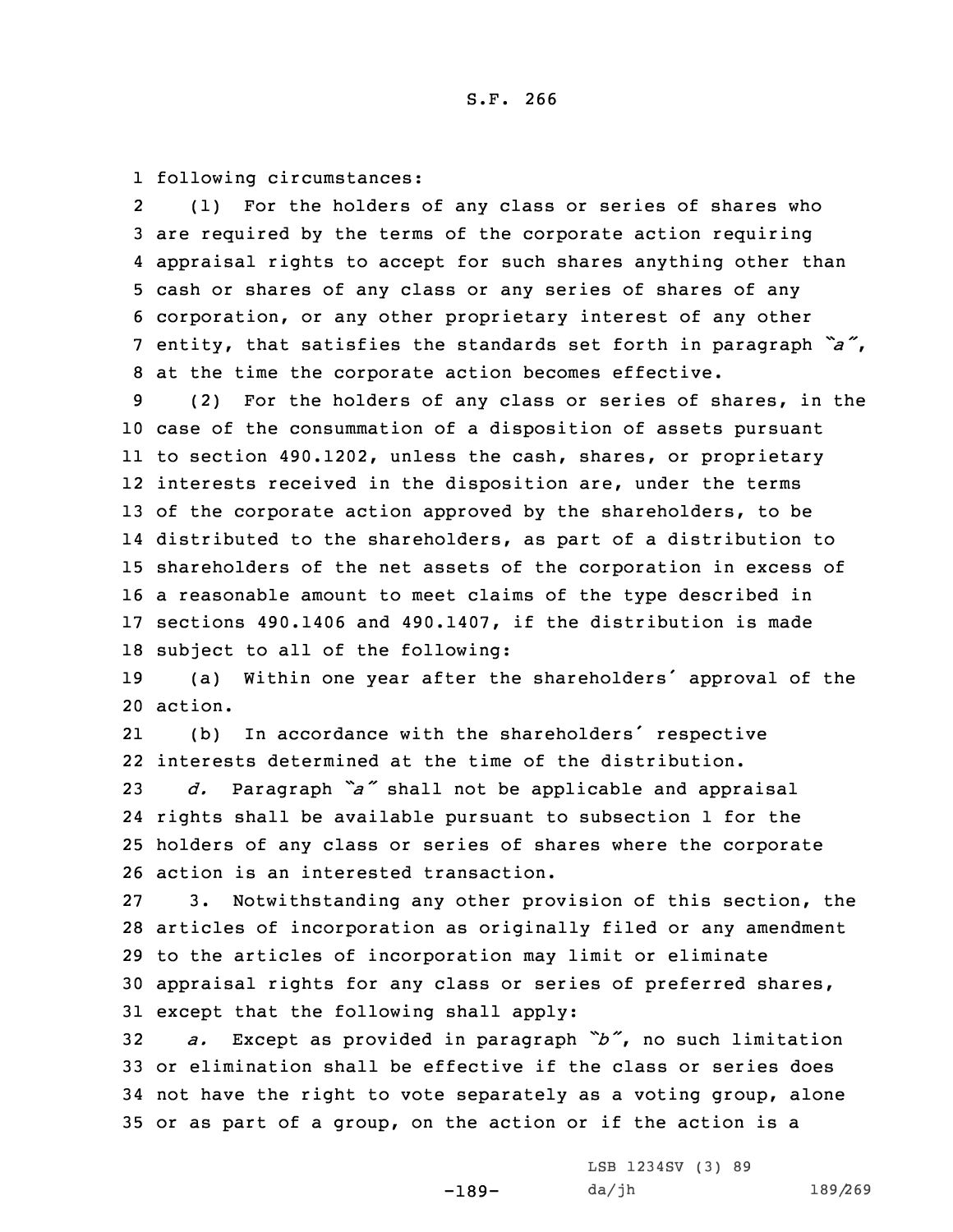following circumstances:

(1) For the holders of any class or series of shares who are required by the terms of the corporate action requiring appraisal rights to accept for such shares anything other than cash or shares of any class or any series of shares of any corporation, or any other proprietary interest of any other entity, that satisfies the standards set forth in paragraph *"a"*, at the time the corporate action becomes effective.

(2) For the holders of any class or series of shares, in the case of the consummation of a disposition of assets pursuant to section 490.1202, unless the cash, shares, or proprietary interests received in the disposition are, under the terms of the corporate action approved by the shareholders, to be distributed to the shareholders, as part of a distribution to shareholders of the net assets of the corporation in excess of a reasonable amount to meet claims of the type described in sections 490.1406 and 490.1407, if the distribution is made subject to all of the following:

(a) Within one year after the shareholders' approval of the action.

(b) In accordance with the shareholders' respective interests determined at the time of the distribution.

*d.* Paragraph *"a"* shall not be applicable and appraisal rights shall be available pursuant to subsection 1 for the holders of any class or series of shares where the corporate action is an interested transaction.

3. Notwithstanding any other provision of this section, the articles of incorporation as originally filed or any amendment to the articles of incorporation may limit or eliminate appraisal rights for any class or series of preferred shares, except that the following shall apply:

*a.* Except as provided in paragraph *"b"*, no such limitation or elimination shall be effective if the class or series does not have the right to vote separately as a voting group, alone or as part of a group, on the action or if the action is a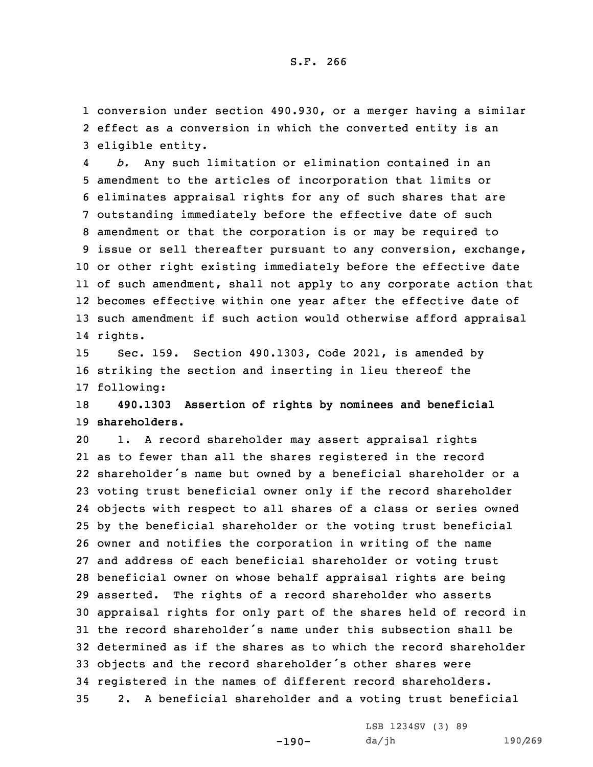conversion under section 490.930, or a merger having a similar effect as a conversion in which the converted entity is an eligible entity.

*b.* Any such limitation or elimination contained in an amendment to the articles of incorporation that limits or eliminates appraisal rights for any of such shares that are outstanding immediately before the effective date of such amendment or that the corporation is or may be required to issue or sell thereafter pursuant to any conversion, exchange, or other right existing immediately before the effective date of such amendment, shall not apply to any corporate action that becomes effective within one year after the effective date of such amendment if such action would otherwise afford appraisal rights.

Sec. 159. Section 490.1303, Code 2021, is amended by striking the section and inserting in lieu thereof the following:

**490.1303 Assertion of rights by nominees and beneficial shareholders.**

1. A record shareholder may assert appraisal rights as to fewer than all the shares registered in the record shareholder's name but owned by a beneficial shareholder or a voting trust beneficial owner only if the record shareholder objects with respect to all shares of a class or series owned by the beneficial shareholder or the voting trust beneficial owner and notifies the corporation in writing of the name and address of each beneficial shareholder or voting trust beneficial owner on whose behalf appraisal rights are being asserted. The rights of a record shareholder who asserts appraisal rights for only part of the shares held of record in the record shareholder's name under this subsection shall be determined as if the shares as to which the record shareholder objects and the record shareholder's other shares were registered in the names of different record shareholders.

2. A beneficial shareholder and a voting trust beneficial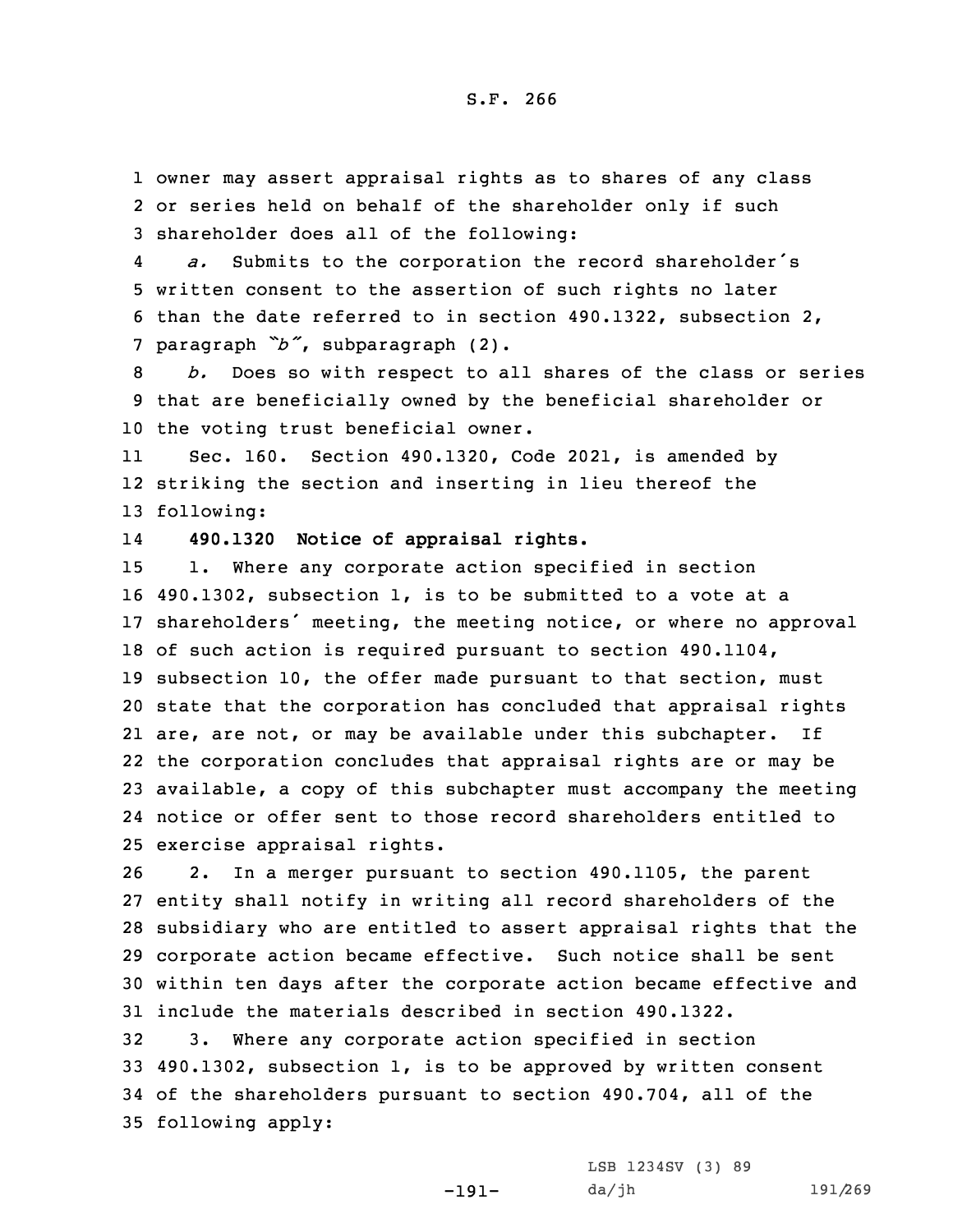owner may assert appraisal rights as to shares of any class or series held on behalf of the shareholder only if such shareholder does all of the following:

*a.* Submits to the corporation the record shareholder's written consent to the assertion of such rights no later than the date referred to in section 490.1322, subsection 2, paragraph *"b"*, subparagraph (2).

*b.* Does so with respect to all shares of the class or series that are beneficially owned by the beneficial shareholder or the voting trust beneficial owner.

Sec. 160. Section 490.1320, Code 2021, is amended by striking the section and inserting in lieu thereof the following:

**490.1320 Notice of appraisal rights.**

1. Where any corporate action specified in section 490.1302, subsection 1, is to be submitted to a vote at a shareholders' meeting, the meeting notice, or where no approval of such action is required pursuant to section 490.1104, subsection 10, the offer made pursuant to that section, must state that the corporation has concluded that appraisal rights are, are not, or may be available under this subchapter. If the corporation concludes that appraisal rights are or may be available, a copy of this subchapter must accompany the meeting notice or offer sent to those record shareholders entitled to exercise appraisal rights.

2. In a merger pursuant to section 490.1105, the parent entity shall notify in writing all record shareholders of the subsidiary who are entitled to assert appraisal rights that the corporate action became effective. Such notice shall be sent within ten days after the corporate action became effective and include the materials described in section 490.1322.

3. Where any corporate action specified in section 490.1302, subsection 1, is to be approved by written consent of the shareholders pursuant to section 490.704, all of the following apply: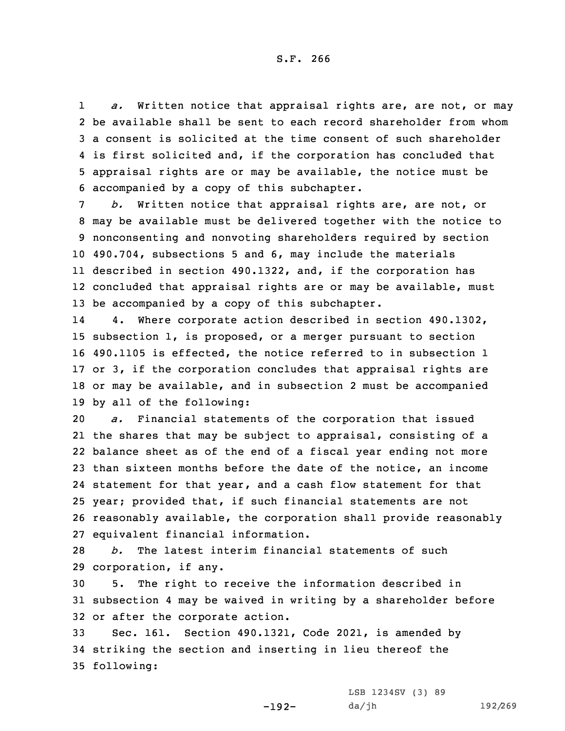*a.* Written notice that appraisal rights are, are not, or may be available shall be sent to each record shareholder from whom a consent is solicited at the time consent of such shareholder is first solicited and, if the corporation has concluded that appraisal rights are or may be available, the notice must be accompanied by a copy of this subchapter.

*b.* Written notice that appraisal rights are, are not, or may be available must be delivered together with the notice to nonconsenting and nonvoting shareholders required by section 490.704, subsections 5 and 6, may include the materials described in section 490.1322, and, if the corporation has concluded that appraisal rights are or may be available, must be accompanied by a copy of this subchapter.

4. Where corporate action described in section 490.1302, subsection 1, is proposed, or a merger pursuant to section 490.1105 is effected, the notice referred to in subsection 1 or 3, if the corporation concludes that appraisal rights are or may be available, and in subsection 2 must be accompanied by all of the following:

*a.* Financial statements of the corporation that issued the shares that may be subject to appraisal, consisting of a balance sheet as of the end of a fiscal year ending not more than sixteen months before the date of the notice, an income statement for that year, and a cash flow statement for that year; provided that, if such financial statements are not reasonably available, the corporation shall provide reasonably equivalent financial information.

*b.* The latest interim financial statements of such corporation, if any.

5. The right to receive the information described in subsection 4 may be waived in writing by a shareholder before or after the corporate action.

Sec. 161. Section 490.1321, Code 2021, is amended by striking the section and inserting in lieu thereof the following: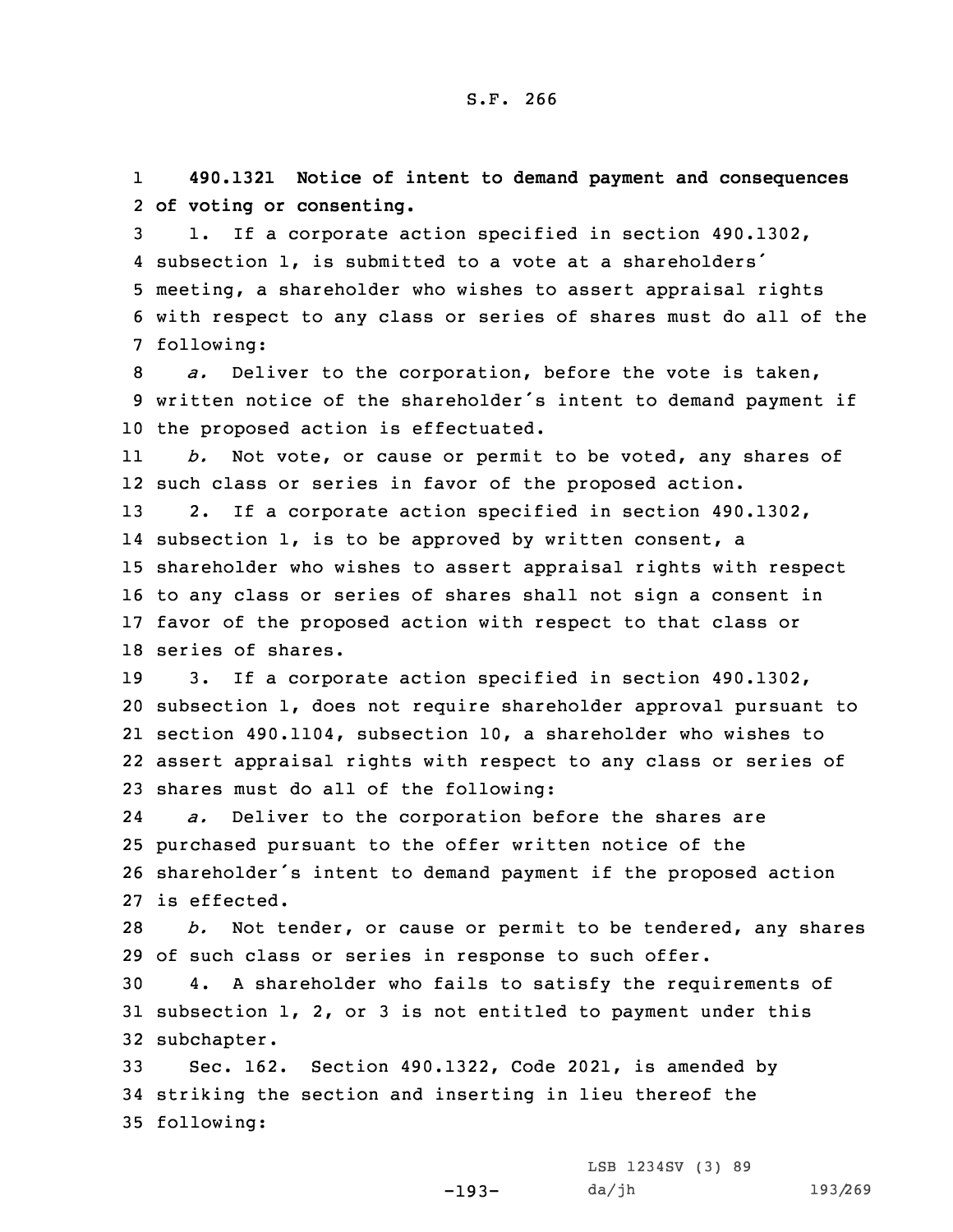**490.1321 Notice of intent to demand payment and consequences of voting or consenting.**

1. If a corporate action specified in section 490.1302, subsection 1, is submitted to a vote at a shareholders' meeting, a shareholder who wishes to assert appraisal rights with respect to any class or series of shares must do all of the following:

*a.* Deliver to the corporation, before the vote is taken, written notice of the shareholder's intent to demand payment if the proposed action is effectuated.

*b.* Not vote, or cause or permit to be voted, any shares of such class or series in favor of the proposed action.

2. If a corporate action specified in section 490.1302, subsection 1, is to be approved by written consent, a shareholder who wishes to assert appraisal rights with respect to any class or series of shares shall not sign a consent in favor of the proposed action with respect to that class or series of shares.

3. If a corporate action specified in section 490.1302, subsection 1, does not require shareholder approval pursuant to section 490.1104, subsection 10, a shareholder who wishes to assert appraisal rights with respect to any class or series of shares must do all of the following:

*a.* Deliver to the corporation before the shares are purchased pursuant to the offer written notice of the shareholder's intent to demand payment if the proposed action is effected.

*b.* Not tender, or cause or permit to be tendered, any shares of such class or series in response to such offer.

4. A shareholder who fails to satisfy the requirements of subsection 1, 2, or 3 is not entitled to payment under this subchapter.

Sec. 162. Section 490.1322, Code 2021, is amended by striking the section and inserting in lieu thereof the following: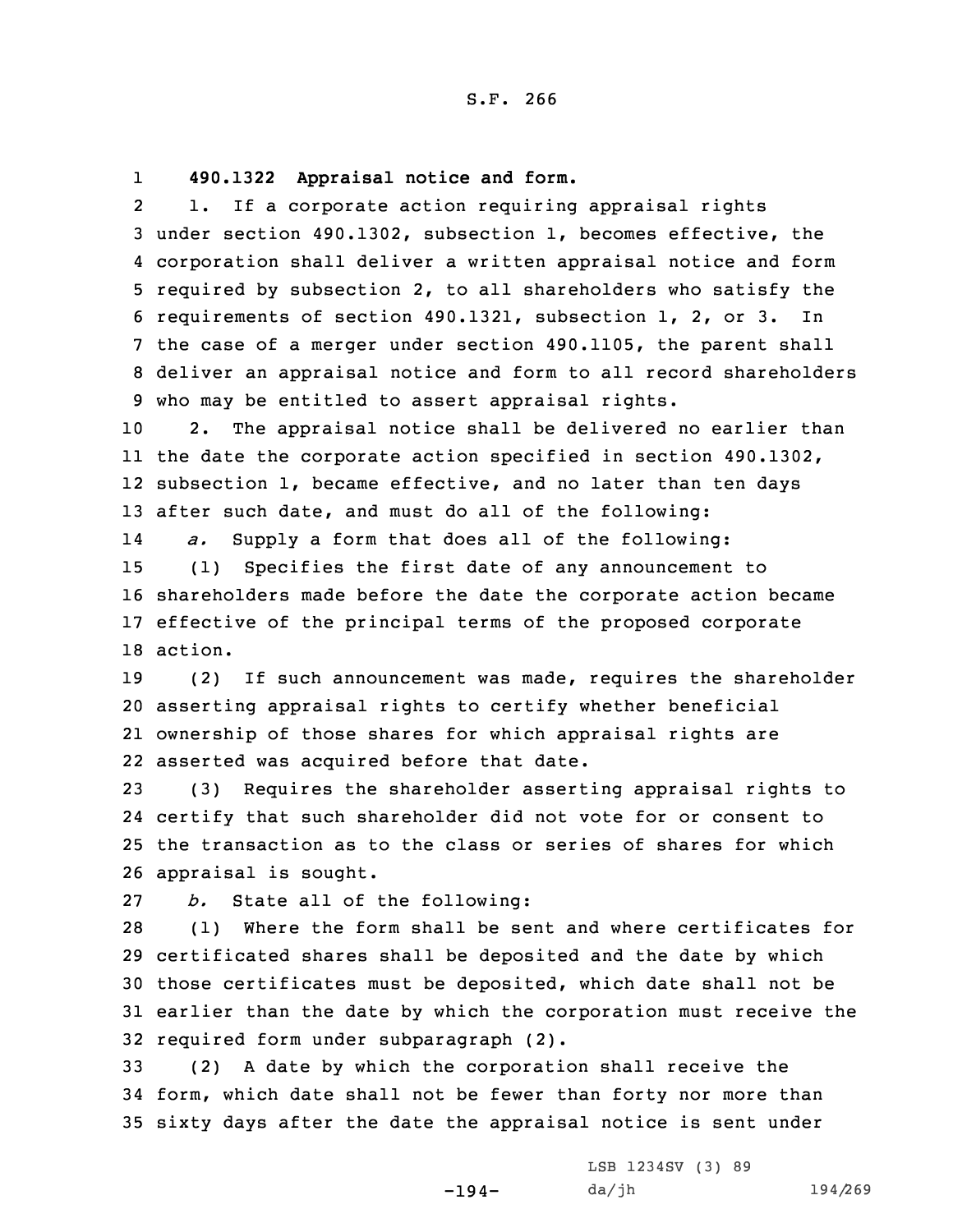**490.1322 Appraisal notice and form.**

1. If a corporate action requiring appraisal rights under section 490.1302, subsection 1, becomes effective, the corporation shall deliver a written appraisal notice and form required by subsection 2, to all shareholders who satisfy the requirements of section 490.1321, subsection 1, 2, or 3. In the case of a merger under section 490.1105, the parent shall deliver an appraisal notice and form to all record shareholders who may be entitled to assert appraisal rights.

2. The appraisal notice shall be delivered no earlier than the date the corporate action specified in section 490.1302, subsection 1, became effective, and no later than ten days after such date, and must do all of the following:

*a.* Supply a form that does all of the following:

(1) Specifies the first date of any announcement to shareholders made before the date the corporate action became effective of the principal terms of the proposed corporate action.

(2) If such announcement was made, requires the shareholder asserting appraisal rights to certify whether beneficial ownership of those shares for which appraisal rights are asserted was acquired before that date.

(3) Requires the shareholder asserting appraisal rights to certify that such shareholder did not vote for or consent to the transaction as to the class or series of shares for which appraisal is sought.

*b.* State all of the following:

(1) Where the form shall be sent and where certificates for certificated shares shall be deposited and the date by which those certificates must be deposited, which date shall not be earlier than the date by which the corporation must receive the required form under subparagraph (2).

(2) A date by which the corporation shall receive the form, which date shall not be fewer than forty nor more than sixty days after the date the appraisal notice is sent under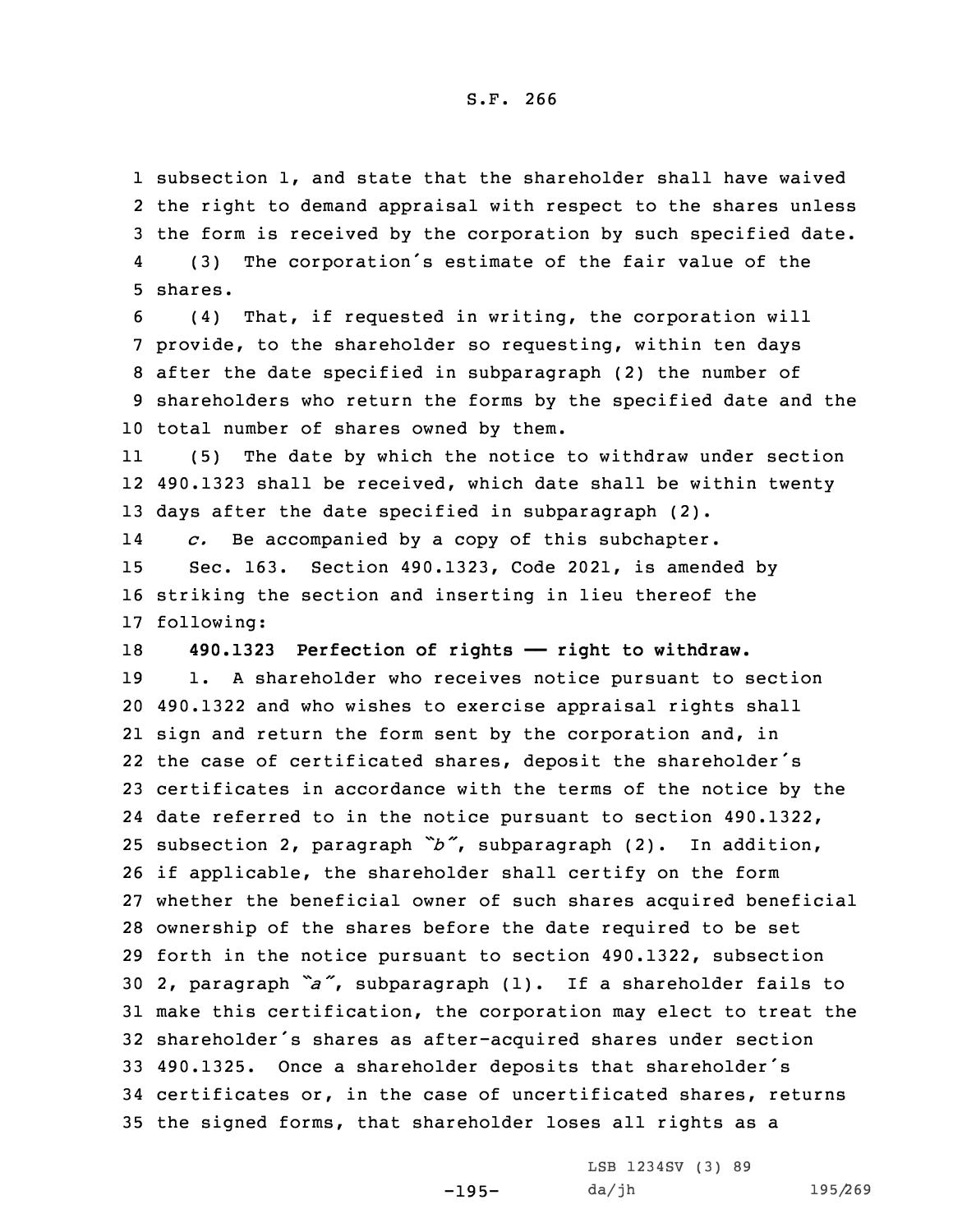subsection 1, and state that the shareholder shall have waived the right to demand appraisal with respect to the shares unless the form is received by the corporation by such specified date.

(3) The corporation's estimate of the fair value of the shares.

(4) That, if requested in writing, the corporation will provide, to the shareholder so requesting, within ten days after the date specified in subparagraph (2) the number of shareholders who return the forms by the specified date and the total number of shares owned by them.

(5) The date by which the notice to withdraw under section 490.1323 shall be received, which date shall be within twenty days after the date specified in subparagraph (2).

*c.* Be accompanied by a copy of this subchapter.

Sec. 163. Section 490.1323, Code 2021, is amended by striking the section and inserting in lieu thereof the following:

**490.1323 Perfection of rights —— right to withdraw.**

1. A shareholder who receives notice pursuant to section 490.1322 and who wishes to exercise appraisal rights shall sign and return the form sent by the corporation and, in the case of certificated shares, deposit the shareholder's certificates in accordance with the terms of the notice by the date referred to in the notice pursuant to section 490.1322, subsection 2, paragraph *"b"*, subparagraph (2). In addition, if applicable, the shareholder shall certify on the form whether the beneficial owner of such shares acquired beneficial ownership of the shares before the date required to be set forth in the notice pursuant to section 490.1322, subsection 2, paragraph *"a"*, subparagraph (1). If a shareholder fails to make this certification, the corporation may elect to treat the shareholder's shares as after-acquired shares under section 490.1325. Once a shareholder deposits that shareholder's certificates or, in the case of uncertificated shares, returns the signed forms, that shareholder loses all rights as a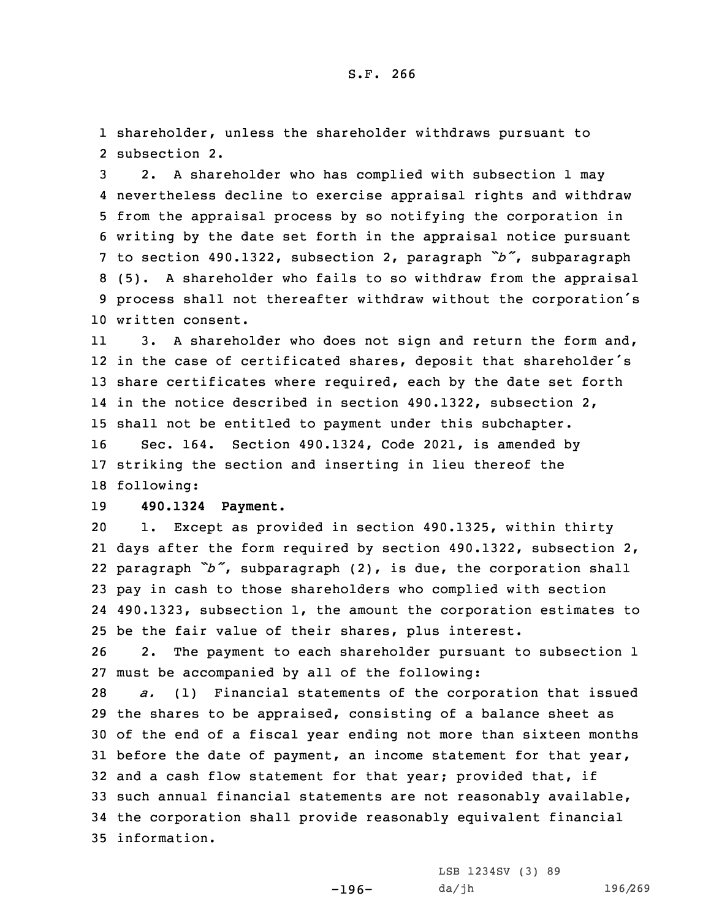shareholder, unless the shareholder withdraws pursuant to subsection 2.

2. A shareholder who has complied with subsection 1 may nevertheless decline to exercise appraisal rights and withdraw from the appraisal process by so notifying the corporation in writing by the date set forth in the appraisal notice pursuant to section 490.1322, subsection 2, paragraph *"b"*, subparagraph (5). A shareholder who fails to so withdraw from the appraisal process shall not thereafter withdraw without the corporation's written consent.

3. A shareholder who does not sign and return the form and, in the case of certificated shares, deposit that shareholder's share certificates where required, each by the date set forth in the notice described in section 490.1322, subsection 2, shall not be entitled to payment under this subchapter.

Sec. 164. Section 490.1324, Code 2021, is amended by striking the section and inserting in lieu thereof the following:

**490.1324 Payment.**

1. Except as provided in section 490.1325, within thirty days after the form required by section 490.1322, subsection 2, paragraph *"b"*, subparagraph (2), is due, the corporation shall pay in cash to those shareholders who complied with section 490.1323, subsection 1, the amount the corporation estimates to be the fair value of their shares, plus interest.

2. The payment to each shareholder pursuant to subsection 1 must be accompanied by all of the following:

*a.* (1) Financial statements of the corporation that issued the shares to be appraised, consisting of a balance sheet as of the end of a fiscal year ending not more than sixteen months before the date of payment, an income statement for that year, and a cash flow statement for that year; provided that, if such annual financial statements are not reasonably available, the corporation shall provide reasonably equivalent financial information.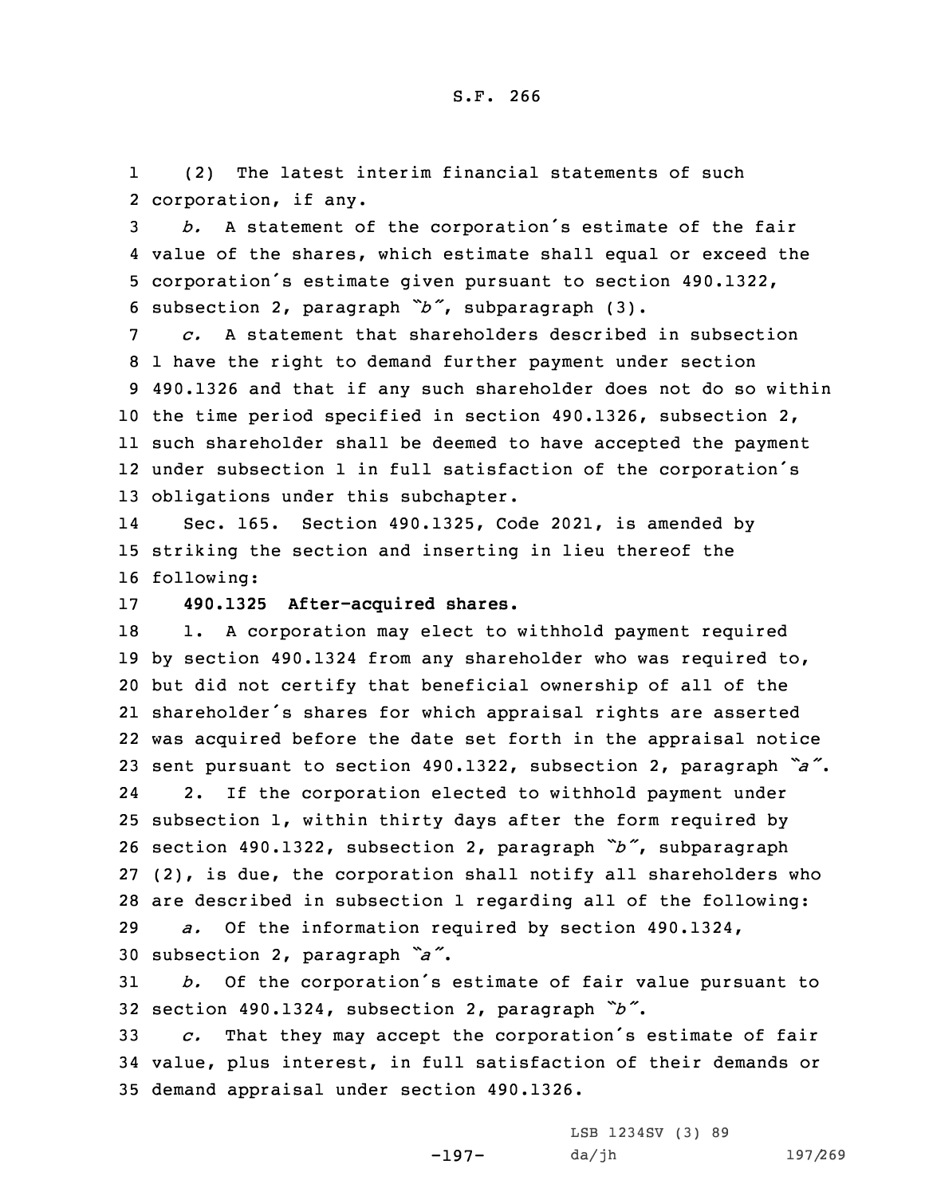(2) The latest interim financial statements of such corporation, if any.

*b.* A statement of the corporation's estimate of the fair value of the shares, which estimate shall equal or exceed the corporation's estimate given pursuant to section 490.1322, subsection 2, paragraph *"b"*, subparagraph (3).

*c.* A statement that shareholders described in subsection 1 have the right to demand further payment under section 490.1326 and that if any such shareholder does not do so within the time period specified in section 490.1326, subsection 2, such shareholder shall be deemed to have accepted the payment under subsection 1 in full satisfaction of the corporation's obligations under this subchapter.

Sec. 165. Section 490.1325, Code 2021, is amended by striking the section and inserting in lieu thereof the following:

**490.1325 After-acquired shares.**

1. A corporation may elect to withhold payment required by section 490.1324 from any shareholder who was required to, but did not certify that beneficial ownership of all of the shareholder's shares for which appraisal rights are asserted was acquired before the date set forth in the appraisal notice sent pursuant to section 490.1322, subsection 2, paragraph *"a"*.

2. If the corporation elected to withhold payment under subsection 1, within thirty days after the form required by section 490.1322, subsection 2, paragraph *"b"*, subparagraph (2), is due, the corporation shall notify all shareholders who are described in subsection 1 regarding all of the following:

*a.* Of the information required by section 490.1324, subsection 2, paragraph *"a"*.

*b.* Of the corporation's estimate of fair value pursuant to section 490.1324, subsection 2, paragraph *"b"*.

*c.* That they may accept the corporation's estimate of fair value, plus interest, in full satisfaction of their demands or demand appraisal under section 490.1326.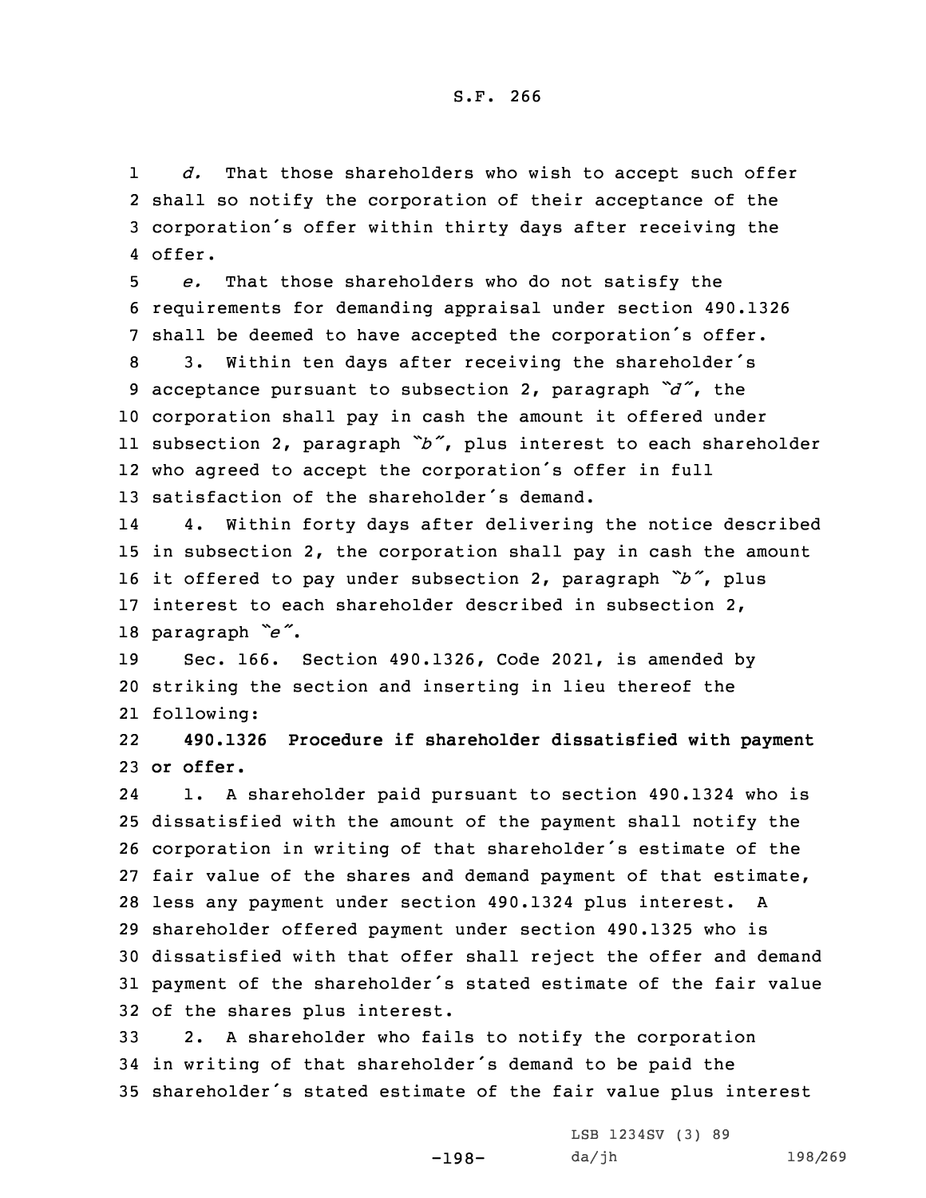*d.* That those shareholders who wish to accept such offer shall so notify the corporation of their acceptance of the corporation's offer within thirty days after receiving the offer.

*e.* That those shareholders who do not satisfy the requirements for demanding appraisal under section 490.1326 shall be deemed to have accepted the corporation's offer.

3. Within ten days after receiving the shareholder's acceptance pursuant to subsection 2, paragraph *"d"*, the corporation shall pay in cash the amount it offered under subsection 2, paragraph *"b"*, plus interest to each shareholder who agreed to accept the corporation's offer in full satisfaction of the shareholder's demand.

4. Within forty days after delivering the notice described in subsection 2, the corporation shall pay in cash the amount it offered to pay under subsection 2, paragraph *"b"*, plus interest to each shareholder described in subsection 2, paragraph *"e"*.

Sec. 166. Section 490.1326, Code 2021, is amended by striking the section and inserting in lieu thereof the following:

**490.1326 Procedure if shareholder dissatisfied with payment or offer.**

1. A shareholder paid pursuant to section 490.1324 who is dissatisfied with the amount of the payment shall notify the corporation in writing of that shareholder's estimate of the fair value of the shares and demand payment of that estimate, less any payment under section 490.1324 plus interest. A shareholder offered payment under section 490.1325 who is dissatisfied with that offer shall reject the offer and demand payment of the shareholder's stated estimate of the fair value of the shares plus interest.

2. A shareholder who fails to notify the corporation in writing of that shareholder's demand to be paid the shareholder's stated estimate of the fair value plus interest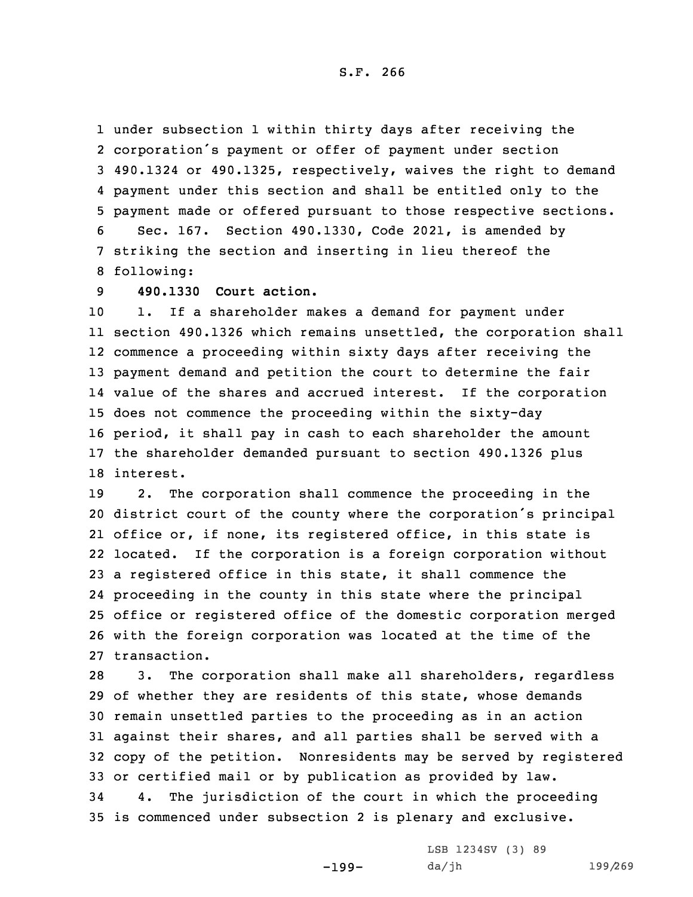under subsection 1 within thirty days after receiving the corporation's payment or offer of payment under section 490.1324 or 490.1325, respectively, waives the right to demand payment under this section and shall be entitled only to the payment made or offered pursuant to those respective sections.

Sec. 167. Section 490.1330, Code 2021, is amended by striking the section and inserting in lieu thereof the following:

**490.1330 Court action.**

1. If a shareholder makes a demand for payment under section 490.1326 which remains unsettled, the corporation shall commence a proceeding within sixty days after receiving the payment demand and petition the court to determine the fair value of the shares and accrued interest. If the corporation does not commence the proceeding within the sixty-day period, it shall pay in cash to each shareholder the amount the shareholder demanded pursuant to section 490.1326 plus interest.

2. The corporation shall commence the proceeding in the district court of the county where the corporation's principal office or, if none, its registered office, in this state is located. If the corporation is a foreign corporation without a registered office in this state, it shall commence the proceeding in the county in this state where the principal office or registered office of the domestic corporation merged with the foreign corporation was located at the time of the transaction.

3. The corporation shall make all shareholders, regardless of whether they are residents of this state, whose demands remain unsettled parties to the proceeding as in an action against their shares, and all parties shall be served with a copy of the petition. Nonresidents may be served by registered or certified mail or by publication as provided by law.

4. The jurisdiction of the court in which the proceeding is commenced under subsection 2 is plenary and exclusive.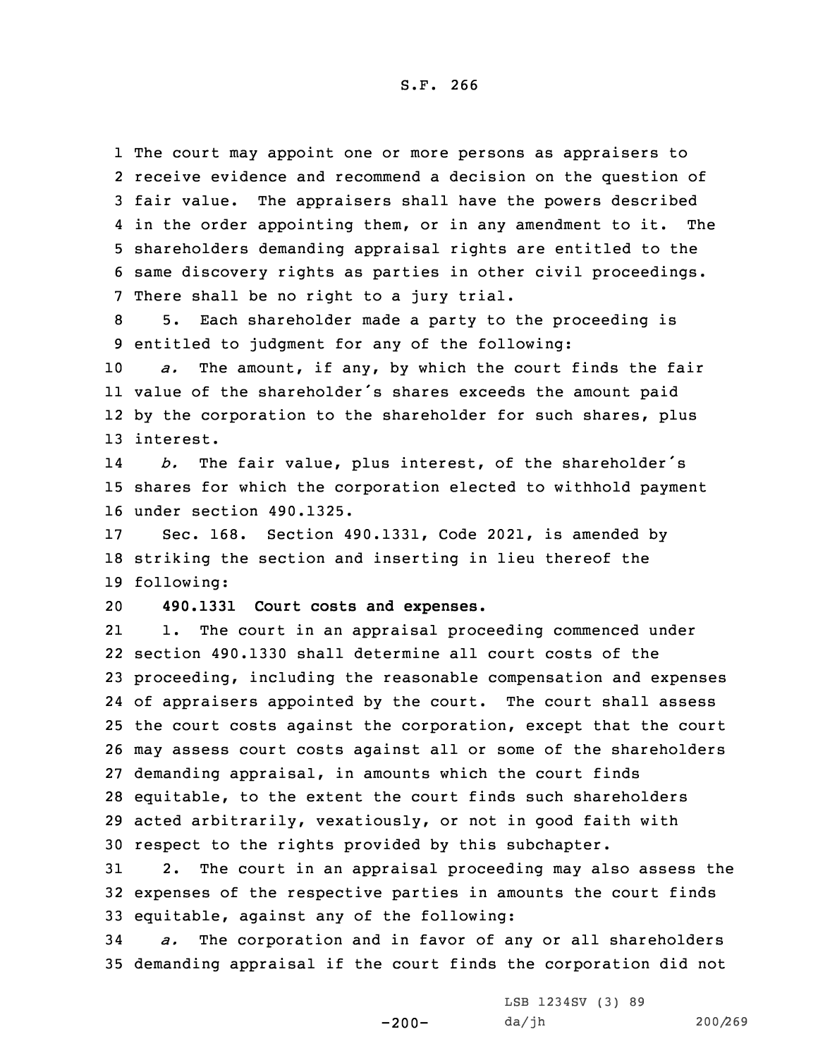The court may appoint one or more persons as appraisers to receive evidence and recommend a decision on the question of fair value. The appraisers shall have the powers described in the order appointing them, or in any amendment to it. The shareholders demanding appraisal rights are entitled to the same discovery rights as parties in other civil proceedings. There shall be no right to a jury trial.

5. Each shareholder made a party to the proceeding is entitled to judgment for any of the following:

*a.* The amount, if any, by which the court finds the fair value of the shareholder's shares exceeds the amount paid by the corporation to the shareholder for such shares, plus interest.

*b.* The fair value, plus interest, of the shareholder's shares for which the corporation elected to withhold payment under section 490.1325.

Sec. 168. Section 490.1331, Code 2021, is amended by striking the section and inserting in lieu thereof the following:

**490.1331 Court costs and expenses.**

1. The court in an appraisal proceeding commenced under section 490.1330 shall determine all court costs of the proceeding, including the reasonable compensation and expenses of appraisers appointed by the court. The court shall assess the court costs against the corporation, except that the court may assess court costs against all or some of the shareholders demanding appraisal, in amounts which the court finds equitable, to the extent the court finds such shareholders acted arbitrarily, vexatiously, or not in good faith with respect to the rights provided by this subchapter.

2. The court in an appraisal proceeding may also assess the expenses of the respective parties in amounts the court finds equitable, against any of the following:

*a.* The corporation and in favor of any or all shareholders demanding appraisal if the court finds the corporation did not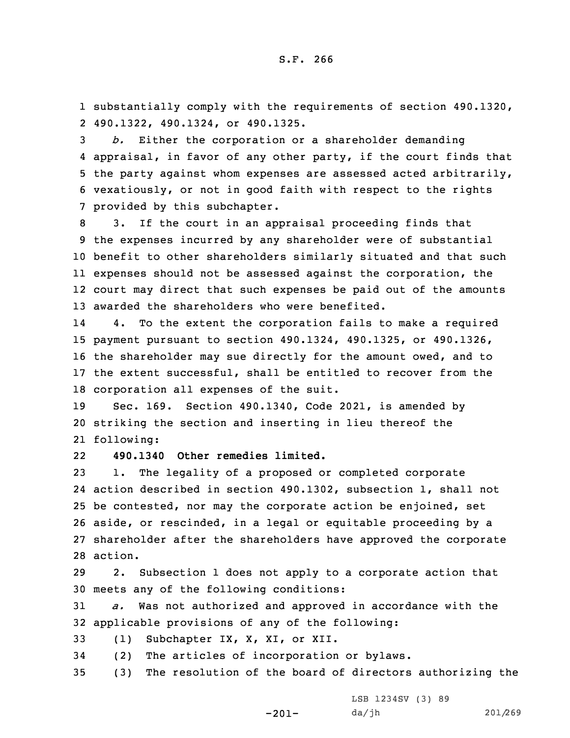substantially comply with the requirements of section 490.1320, 490.1322, 490.1324, or 490.1325.

*b.* Either the corporation or a shareholder demanding appraisal, in favor of any other party, if the court finds that the party against whom expenses are assessed acted arbitrarily, vexatiously, or not in good faith with respect to the rights provided by this subchapter.

3. If the court in an appraisal proceeding finds that the expenses incurred by any shareholder were of substantial benefit to other shareholders similarly situated and that such expenses should not be assessed against the corporation, the court may direct that such expenses be paid out of the amounts awarded the shareholders who were benefited.

4. To the extent the corporation fails to make a required payment pursuant to section 490.1324, 490.1325, or 490.1326, the shareholder may sue directly for the amount owed, and to the extent successful, shall be entitled to recover from the corporation all expenses of the suit.

Sec. 169. Section 490.1340, Code 2021, is amended by striking the section and inserting in lieu thereof the following:

**490.1340 Other remedies limited.**

1. The legality of a proposed or completed corporate action described in section 490.1302, subsection 1, shall not be contested, nor may the corporate action be enjoined, set aside, or rescinded, in a legal or equitable proceeding by a shareholder after the shareholders have approved the corporate action.

2. Subsection 1 does not apply to a corporate action that meets any of the following conditions:

*a.* Was not authorized and approved in accordance with the applicable provisions of any of the following:

(1) Subchapter IX, X, XI, or XII.

(2) The articles of incorporation or bylaws.

(3) The resolution of the board of directors authorizing the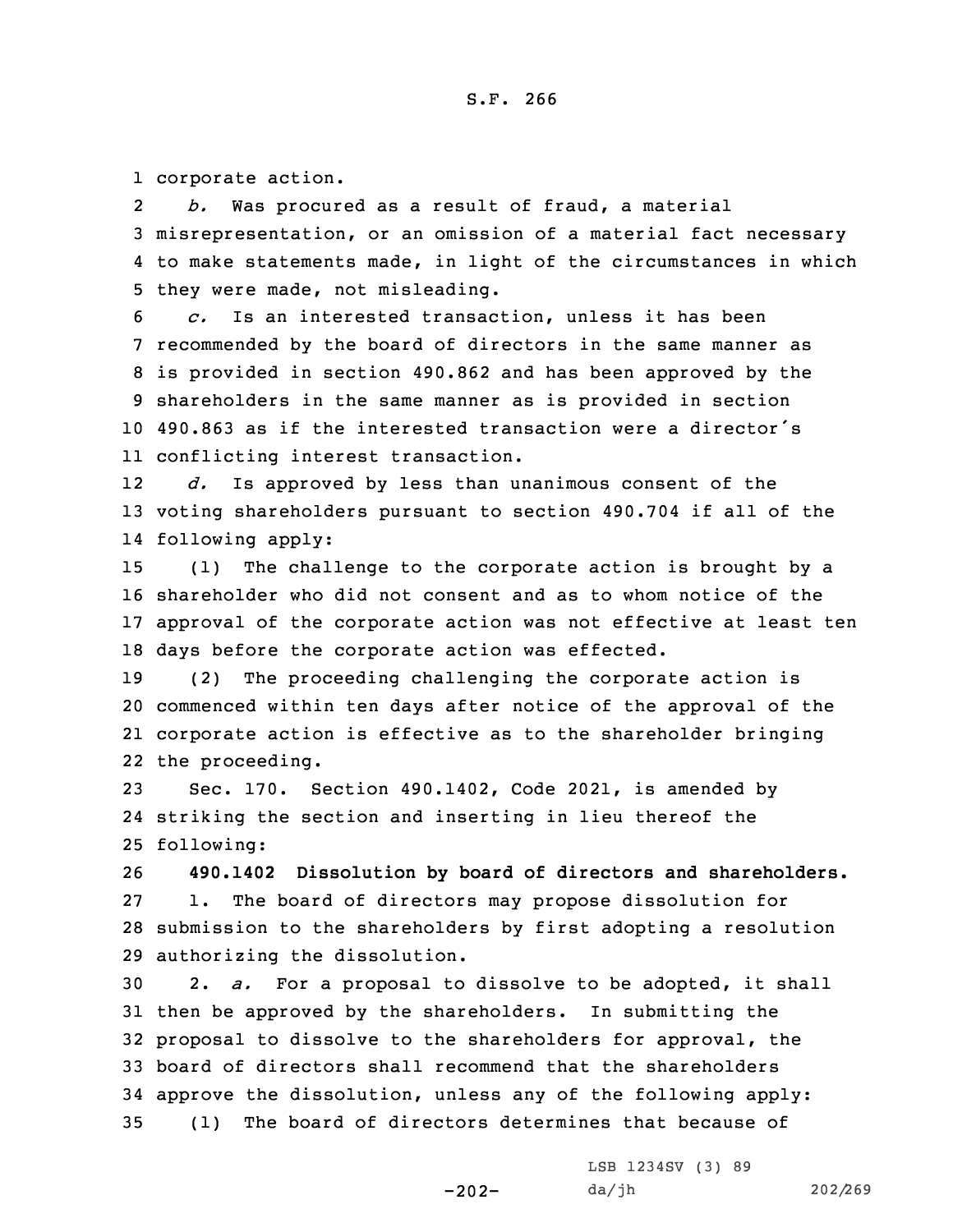corporate action.

*b.* Was procured as a result of fraud, a material misrepresentation, or an omission of a material fact necessary to make statements made, in light of the circumstances in which they were made, not misleading.

*c.* Is an interested transaction, unless it has been recommended by the board of directors in the same manner as is provided in section 490.862 and has been approved by the shareholders in the same manner as is provided in section 490.863 as if the interested transaction were a director's conflicting interest transaction.

*d.* Is approved by less than unanimous consent of the voting shareholders pursuant to section 490.704 if all of the following apply:

(1) The challenge to the corporate action is brought by a shareholder who did not consent and as to whom notice of the approval of the corporate action was not effective at least ten days before the corporate action was effected.

(2) The proceeding challenging the corporate action is commenced within ten days after notice of the approval of the corporate action is effective as to the shareholder bringing the proceeding.

Sec. 170. Section 490.1402, Code 2021, is amended by striking the section and inserting in lieu thereof the following:

**490.1402 Dissolution by board of directors and shareholders.**

1. The board of directors may propose dissolution for submission to the shareholders by first adopting a resolution authorizing the dissolution.

2. *a.* For a proposal to dissolve to be adopted, it shall then be approved by the shareholders. In submitting the proposal to dissolve to the shareholders for approval, the board of directors shall recommend that the shareholders approve the dissolution, unless any of the following apply:

(1) The board of directors determines that because of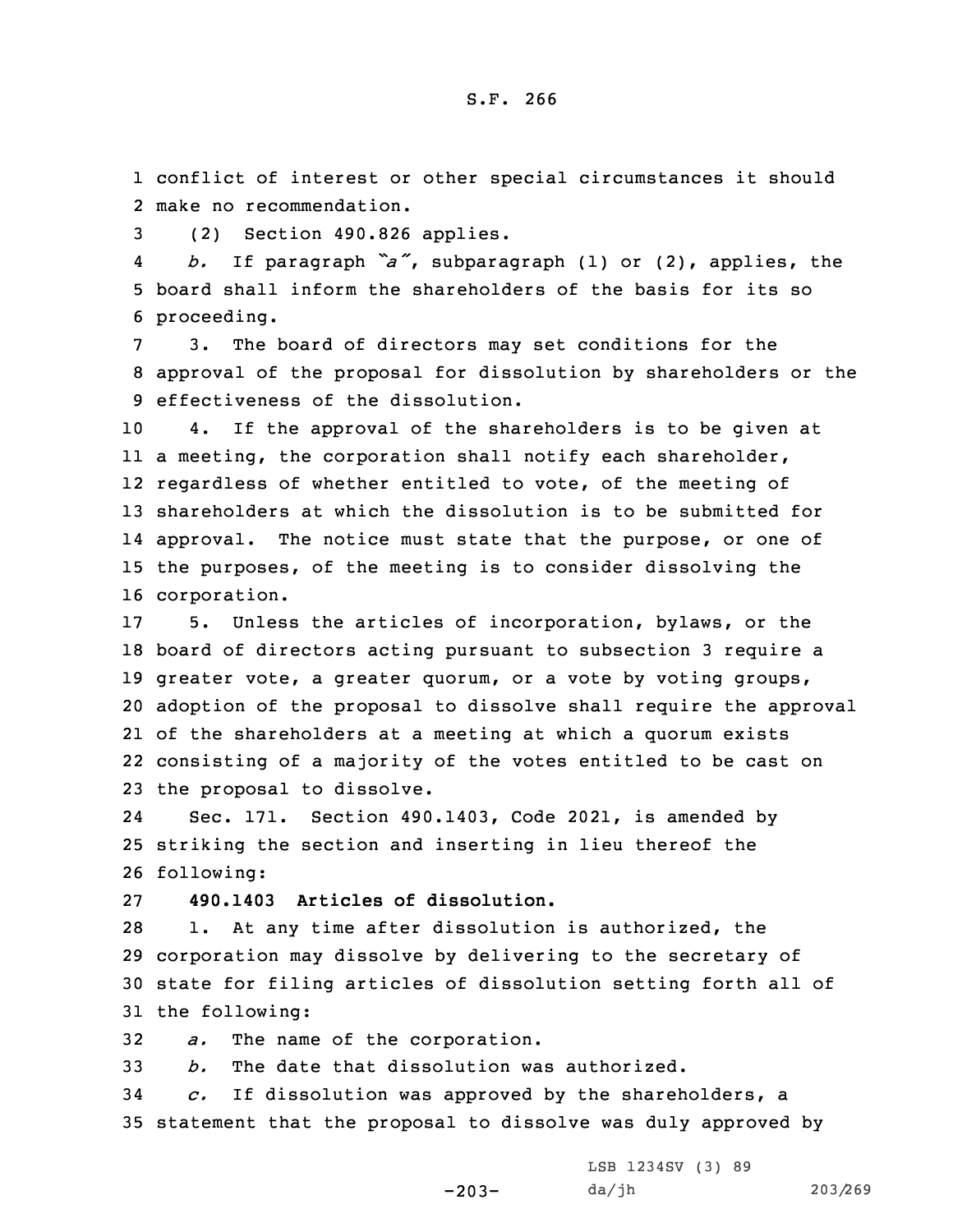conflict of interest or other special circumstances it should make no recommendation.

(2) Section 490.826 applies.

*b.* If paragraph *"a"*, subparagraph (1) or (2), applies, the board shall inform the shareholders of the basis for its so proceeding.

3. The board of directors may set conditions for the approval of the proposal for dissolution by shareholders or the effectiveness of the dissolution.

4. If the approval of the shareholders is to be given at a meeting, the corporation shall notify each shareholder, regardless of whether entitled to vote, of the meeting of shareholders at which the dissolution is to be submitted for approval. The notice must state that the purpose, or one of the purposes, of the meeting is to consider dissolving the corporation.

5. Unless the articles of incorporation, bylaws, or the board of directors acting pursuant to subsection 3 require a greater vote, a greater quorum, or a vote by voting groups, adoption of the proposal to dissolve shall require the approval of the shareholders at a meeting at which a quorum exists consisting of a majority of the votes entitled to be cast on the proposal to dissolve.

Sec. 171. Section 490.1403, Code 2021, is amended by striking the section and inserting in lieu thereof the following:

**490.1403 Articles of dissolution.**

1. At any time after dissolution is authorized, the corporation may dissolve by delivering to the secretary of state for filing articles of dissolution setting forth all of the following:

*a.* The name of the corporation.

*b.* The date that dissolution was authorized.

*c.* If dissolution was approved by the shareholders, a statement that the proposal to dissolve was duly approved by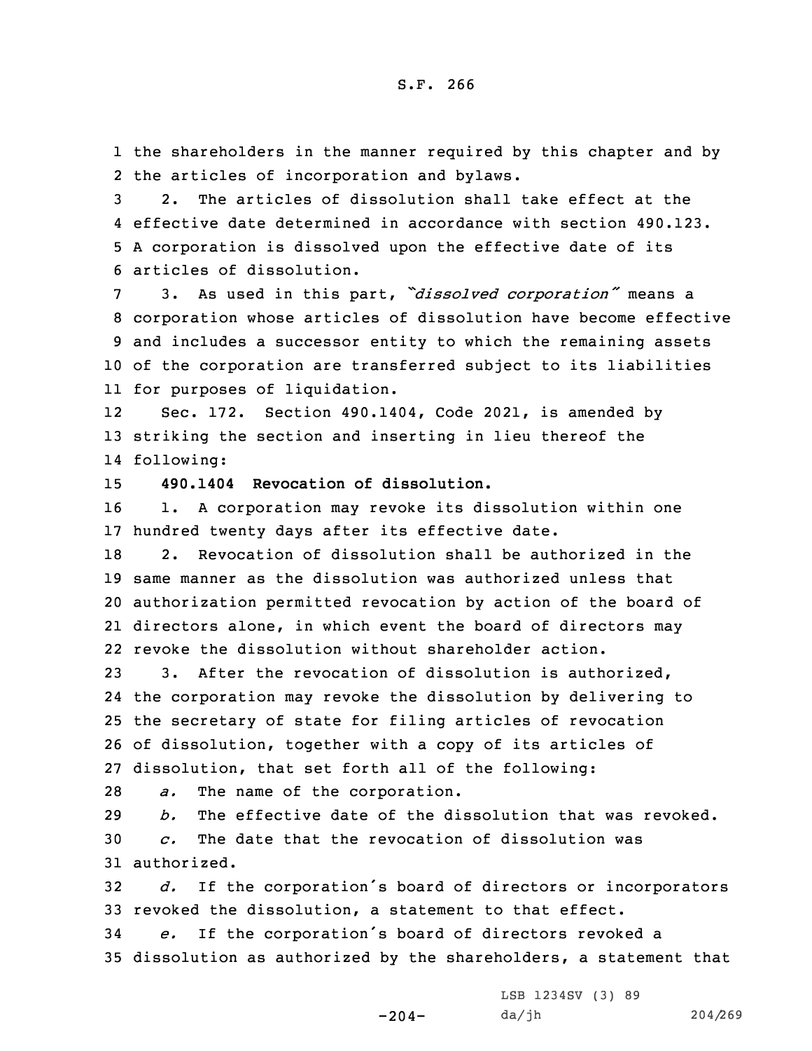the shareholders in the manner required by this chapter and by the articles of incorporation and bylaws.

2. The articles of dissolution shall take effect at the effective date determined in accordance with section 490.123. A corporation is dissolved upon the effective date of its articles of dissolution.

3. As used in this part, *"dissolved corporation"* means a corporation whose articles of dissolution have become effective and includes a successor entity to which the remaining assets of the corporation are transferred subject to its liabilities for purposes of liquidation.

Sec. 172. Section 490.1404, Code 2021, is amended by striking the section and inserting in lieu thereof the following:

**490.1404 Revocation of dissolution.**

1. A corporation may revoke its dissolution within one hundred twenty days after its effective date.

2. Revocation of dissolution shall be authorized in the same manner as the dissolution was authorized unless that authorization permitted revocation by action of the board of directors alone, in which event the board of directors may revoke the dissolution without shareholder action.

3. After the revocation of dissolution is authorized, the corporation may revoke the dissolution by delivering to the secretary of state for filing articles of revocation of dissolution, together with a copy of its articles of dissolution, that set forth all of the following:

*a.* The name of the corporation.

*b.* The effective date of the dissolution that was revoked.

*c.* The date that the revocation of dissolution was authorized.

*d.* If the corporation's board of directors or incorporators revoked the dissolution, a statement to that effect.

*e.* If the corporation's board of directors revoked a dissolution as authorized by the shareholders, a statement that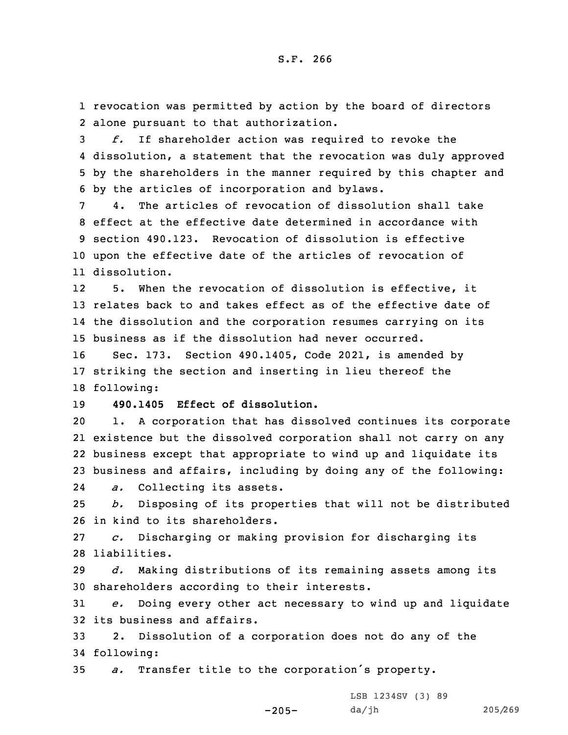revocation was permitted by action by the board of directors alone pursuant to that authorization.

*f.* If shareholder action was required to revoke the dissolution, a statement that the revocation was duly approved by the shareholders in the manner required by this chapter and by the articles of incorporation and bylaws.

4. The articles of revocation of dissolution shall take effect at the effective date determined in accordance with section 490.123. Revocation of dissolution is effective upon the effective date of the articles of revocation of dissolution.

5. When the revocation of dissolution is effective, it relates back to and takes effect as of the effective date of the dissolution and the corporation resumes carrying on its business as if the dissolution had never occurred.

Sec. 173. Section 490.1405, Code 2021, is amended by striking the section and inserting in lieu thereof the following:

**490.1405 Effect of dissolution.**

1. A corporation that has dissolved continues its corporate existence but the dissolved corporation shall not carry on any business except that appropriate to wind up and liquidate its business and affairs, including by doing any of the following:

*a.* Collecting its assets.

*b.* Disposing of its properties that will not be distributed in kind to its shareholders.

*c.* Discharging or making provision for discharging its liabilities.

*d.* Making distributions of its remaining assets among its shareholders according to their interests.

*e.* Doing every other act necessary to wind up and liquidate its business and affairs.

2. Dissolution of a corporation does not do any of the following:

*a.* Transfer title to the corporation's property.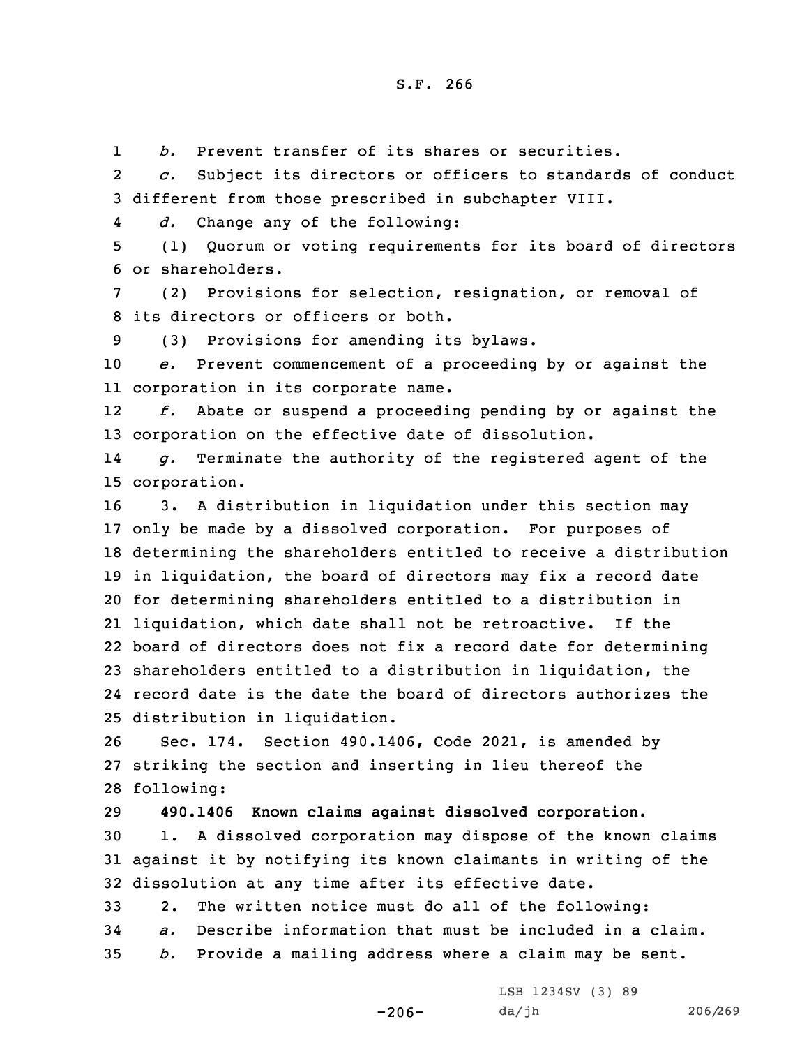*b.* Prevent transfer of its shares or securities.

*c.* Subject its directors or officers to standards of conduct different from those prescribed in subchapter VIII.

*d.* Change any of the following:

(1) Quorum or voting requirements for its board of directors or shareholders.

(2) Provisions for selection, resignation, or removal of its directors or officers or both.

(3) Provisions for amending its bylaws.

*e.* Prevent commencement of a proceeding by or against the corporation in its corporate name.

*f.* Abate or suspend a proceeding pending by or against the corporation on the effective date of dissolution.

*g.* Terminate the authority of the registered agent of the corporation.

3. A distribution in liquidation under this section may only be made by a dissolved corporation. For purposes of determining the shareholders entitled to receive a distribution in liquidation, the board of directors may fix a record date for determining shareholders entitled to a distribution in liquidation, which date shall not be retroactive. If the board of directors does not fix a record date for determining shareholders entitled to a distribution in liquidation, the record date is the date the board of directors authorizes the distribution in liquidation.

Sec. 174. Section 490.1406, Code 2021, is amended by striking the section and inserting in lieu thereof the following:

**490.1406 Known claims against dissolved corporation.**

1. A dissolved corporation may dispose of the known claims against it by notifying its known claimants in writing of the dissolution at any time after its effective date.

2. The written notice must do all of the following:

*a.* Describe information that must be included in a claim.

*b.* Provide a mailing address where a claim may be sent.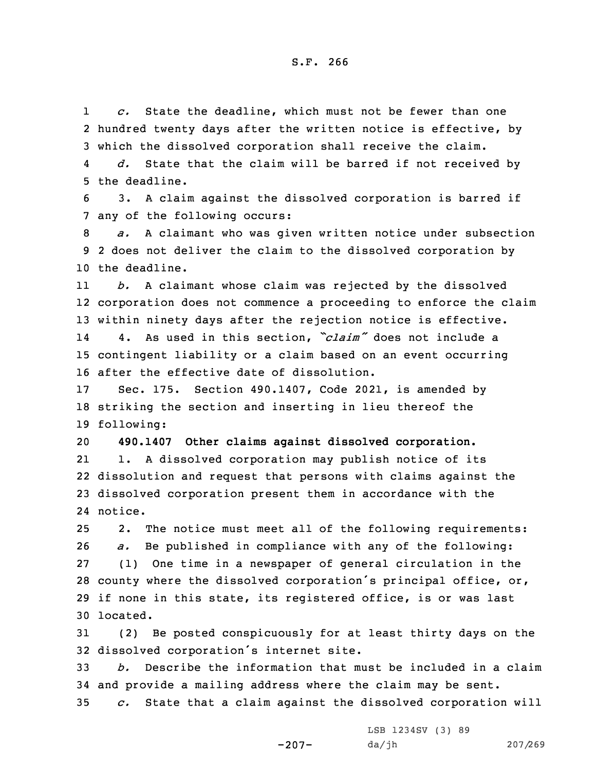*c.* State the deadline, which must not be fewer than one hundred twenty days after the written notice is effective, by which the dissolved corporation shall receive the claim.

*d.* State that the claim will be barred if not received by the deadline.

3. A claim against the dissolved corporation is barred if any of the following occurs:

*a.* A claimant who was given written notice under subsection 2 does not deliver the claim to the dissolved corporation by the deadline.

*b.* A claimant whose claim was rejected by the dissolved corporation does not commence a proceeding to enforce the claim within ninety days after the rejection notice is effective.

4. As used in this section, *"claim"* does not include a contingent liability or a claim based on an event occurring after the effective date of dissolution.

Sec. 175. Section 490.1407, Code 2021, is amended by striking the section and inserting in lieu thereof the following:

**490.1407 Other claims against dissolved corporation.**

1. A dissolved corporation may publish notice of its dissolution and request that persons with claims against the dissolved corporation present them in accordance with the notice.

2. The notice must meet all of the following requirements:

*a.* Be published in compliance with any of the following:

(1) One time in a newspaper of general circulation in the county where the dissolved corporation's principal office, or, if none in this state, its registered office, is or was last located.

(2) Be posted conspicuously for at least thirty days on the dissolved corporation's internet site.

*b.* Describe the information that must be included in a claim and provide a mailing address where the claim may be sent.

*c.* State that a claim against the dissolved corporation will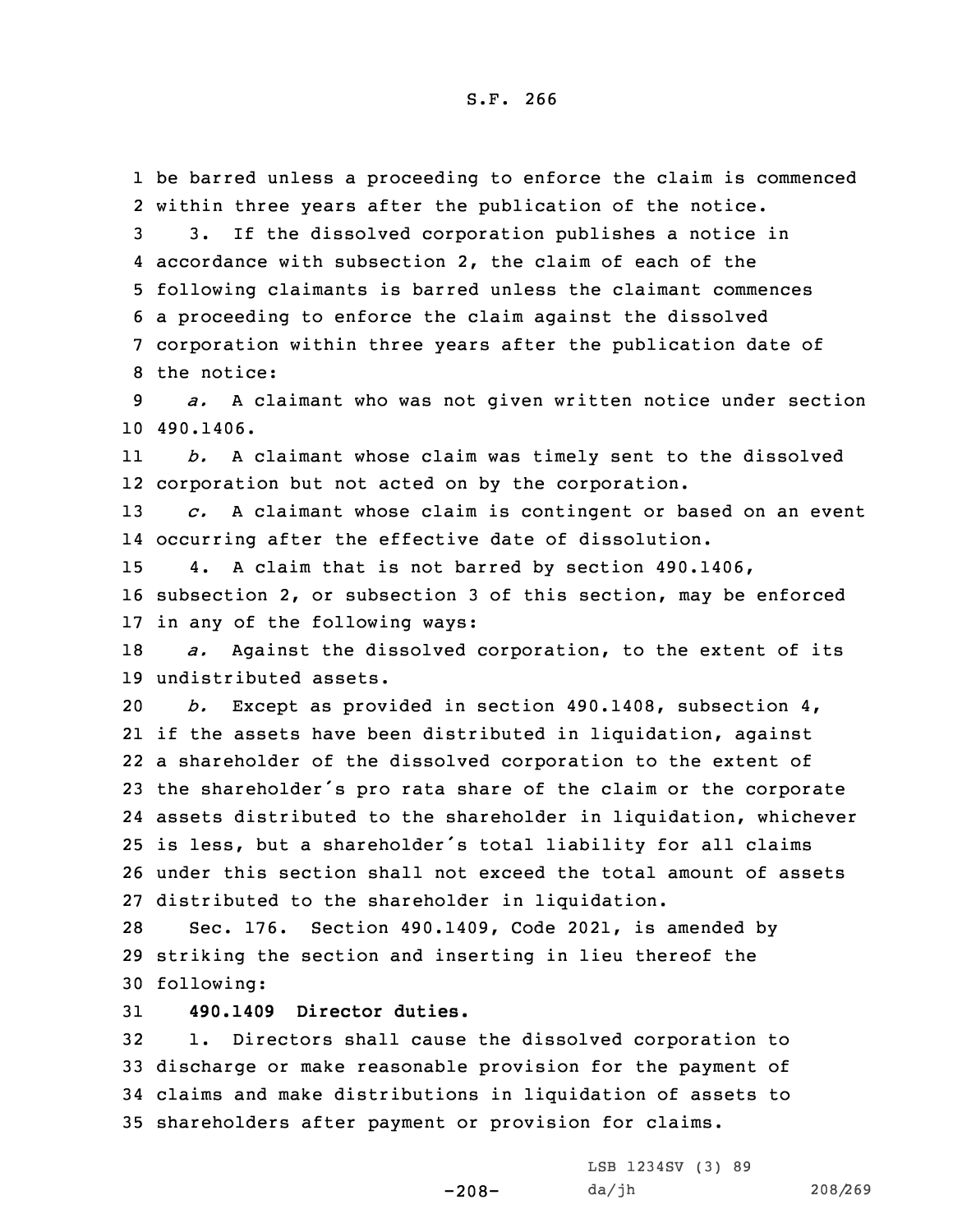be barred unless a proceeding to enforce the claim is commenced within three years after the publication of the notice.

3. If the dissolved corporation publishes a notice in accordance with subsection 2, the claim of each of the following claimants is barred unless the claimant commences a proceeding to enforce the claim against the dissolved corporation within three years after the publication date of the notice:

*a.* A claimant who was not given written notice under section 490.1406.

*b.* A claimant whose claim was timely sent to the dissolved corporation but not acted on by the corporation.

*c.* A claimant whose claim is contingent or based on an event occurring after the effective date of dissolution.

4. A claim that is not barred by section 490.1406, subsection 2, or subsection 3 of this section, may be enforced in any of the following ways:

*a.* Against the dissolved corporation, to the extent of its undistributed assets.

*b.* Except as provided in section 490.1408, subsection 4, if the assets have been distributed in liquidation, against a shareholder of the dissolved corporation to the extent of the shareholder's pro rata share of the claim or the corporate assets distributed to the shareholder in liquidation, whichever is less, but a shareholder's total liability for all claims under this section shall not exceed the total amount of assets distributed to the shareholder in liquidation.

Sec. 176. Section 490.1409, Code 2021, is amended by striking the section and inserting in lieu thereof the following:

**490.1409 Director duties.**

1. Directors shall cause the dissolved corporation to discharge or make reasonable provision for the payment of claims and make distributions in liquidation of assets to shareholders after payment or provision for claims.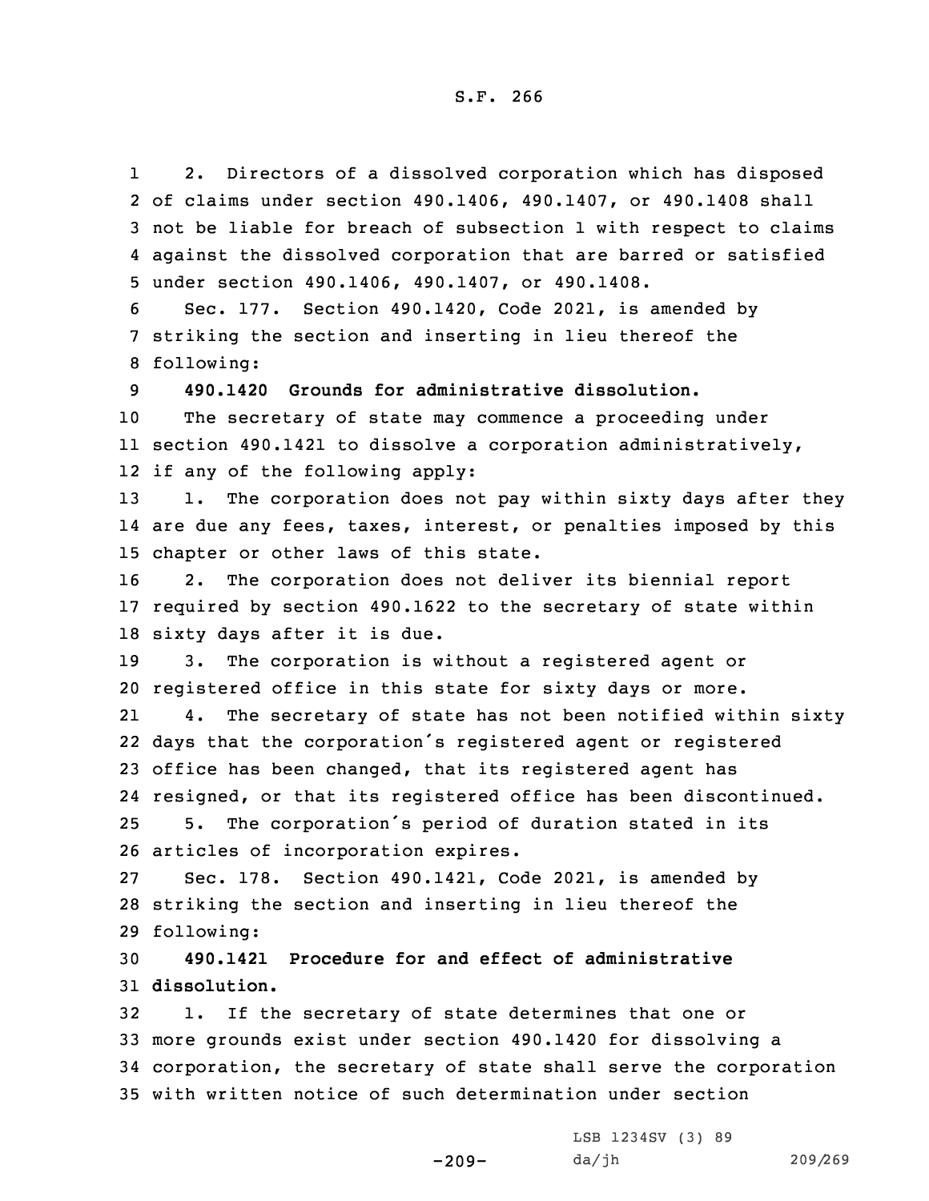2. Directors of a dissolved corporation which has disposed of claims under section 490.1406, 490.1407, or 490.1408 shall not be liable for breach of subsection 1 with respect to claims against the dissolved corporation that are barred or satisfied under section 490.1406, 490.1407, or 490.1408.

Sec. 177. Section 490.1420, Code 2021, is amended by striking the section and inserting in lieu thereof the following:

**490.1420 Grounds for administrative dissolution.**

The secretary of state may commence a proceeding under section 490.1421 to dissolve a corporation administratively, if any of the following apply:

1. The corporation does not pay within sixty days after they are due any fees, taxes, interest, or penalties imposed by this chapter or other laws of this state.

2. The corporation does not deliver its biennial report required by section 490.1622 to the secretary of state within sixty days after it is due.

3. The corporation is without a registered agent or registered office in this state for sixty days or more.

4. The secretary of state has not been notified within sixty days that the corporation's registered agent or registered office has been changed, that its registered agent has resigned, or that its registered office has been discontinued.

5. The corporation's period of duration stated in its articles of incorporation expires.

Sec. 178. Section 490.1421, Code 2021, is amended by striking the section and inserting in lieu thereof the following:

**490.1421 Procedure for and effect of administrative dissolution.**

1. If the secretary of state determines that one or more grounds exist under section 490.1420 for dissolving a corporation, the secretary of state shall serve the corporation with written notice of such determination under section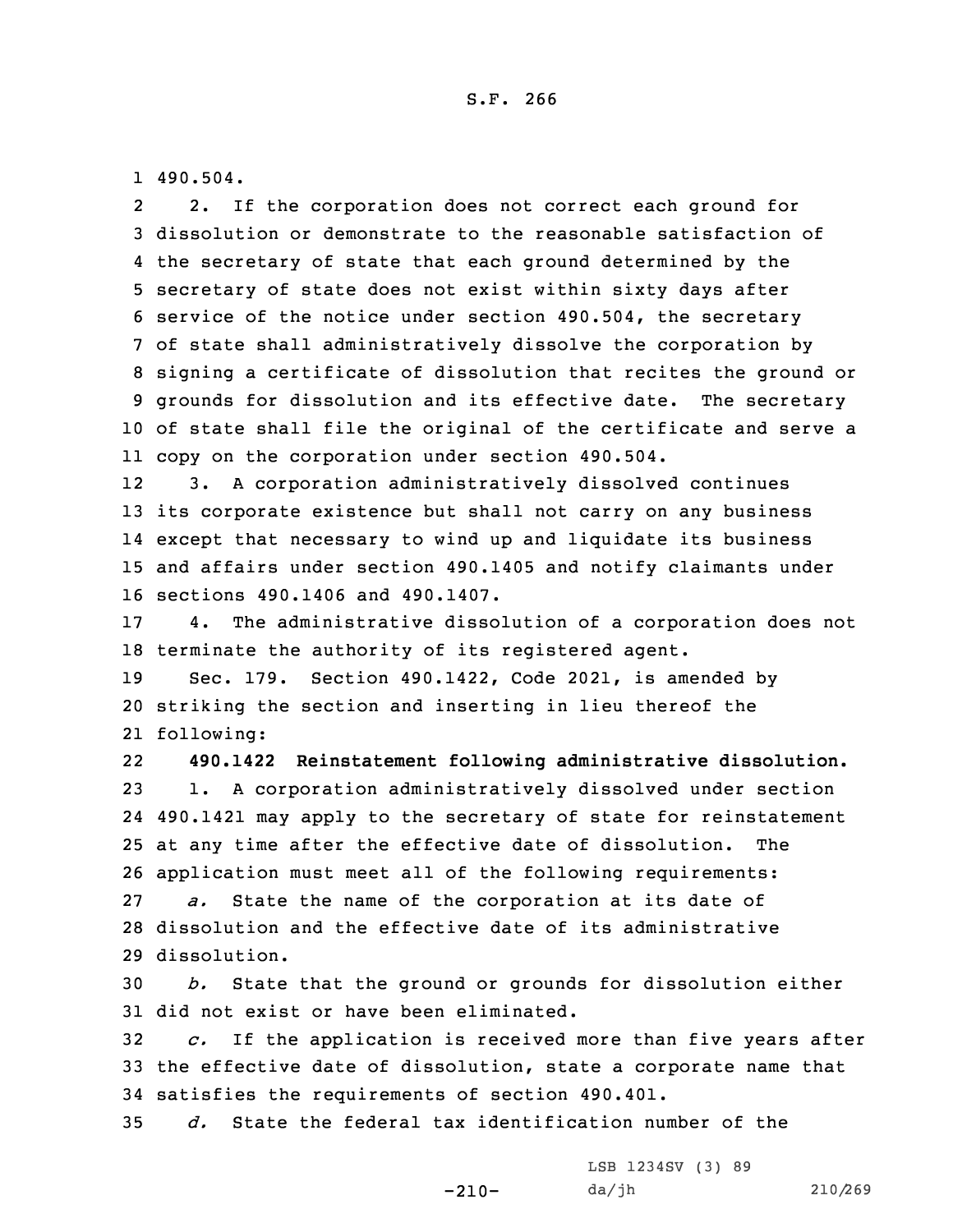490.504.

2. If the corporation does not correct each ground for dissolution or demonstrate to the reasonable satisfaction of the secretary of state that each ground determined by the secretary of state does not exist within sixty days after service of the notice under section 490.504, the secretary of state shall administratively dissolve the corporation by signing a certificate of dissolution that recites the ground or grounds for dissolution and its effective date. The secretary of state shall file the original of the certificate and serve a copy on the corporation under section 490.504.

3. A corporation administratively dissolved continues its corporate existence but shall not carry on any business except that necessary to wind up and liquidate its business and affairs under section 490.1405 and notify claimants under sections 490.1406 and 490.1407.

4. The administrative dissolution of a corporation does not terminate the authority of its registered agent.

Sec. 179. Section 490.1422, Code 2021, is amended by striking the section and inserting in lieu thereof the following:

**490.1422 Reinstatement following administrative dissolution.**

1. A corporation administratively dissolved under section 490.1421 may apply to the secretary of state for reinstatement at any time after the effective date of dissolution. The application must meet all of the following requirements:

*a.* State the name of the corporation at its date of dissolution and the effective date of its administrative dissolution.

*b.* State that the ground or grounds for dissolution either did not exist or have been eliminated.

*c.* If the application is received more than five years after the effective date of dissolution, state a corporate name that satisfies the requirements of section 490.401.

*d.* State the federal tax identification number of the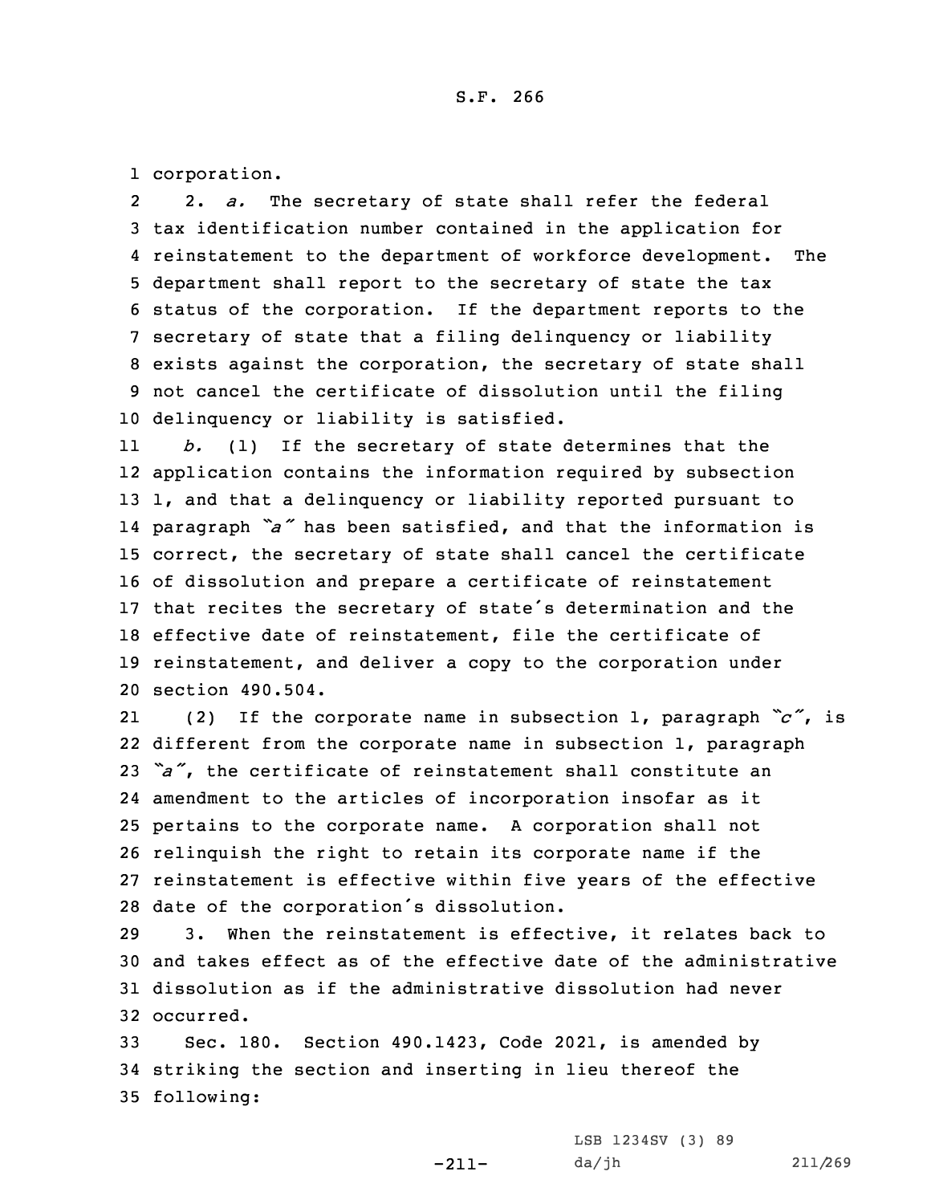corporation.

2. *a.* The secretary of state shall refer the federal tax identification number contained in the application for reinstatement to the department of workforce development. The department shall report to the secretary of state the tax status of the corporation. If the department reports to the secretary of state that a filing delinquency or liability exists against the corporation, the secretary of state shall not cancel the certificate of dissolution until the filing delinquency or liability is satisfied.

*b.* (1) If the secretary of state determines that the application contains the information required by subsection 1, and that a delinquency or liability reported pursuant to paragraph *"a"* has been satisfied, and that the information is correct, the secretary of state shall cancel the certificate of dissolution and prepare a certificate of reinstatement that recites the secretary of state's determination and the effective date of reinstatement, file the certificate of reinstatement, and deliver a copy to the corporation under section 490.504.

(2) If the corporate name in subsection 1, paragraph *"c"*, is different from the corporate name in subsection 1, paragraph *"a"*, the certificate of reinstatement shall constitute an amendment to the articles of incorporation insofar as it pertains to the corporate name. A corporation shall not relinquish the right to retain its corporate name if the reinstatement is effective within five years of the effective date of the corporation's dissolution.

3. When the reinstatement is effective, it relates back to and takes effect as of the effective date of the administrative dissolution as if the administrative dissolution had never occurred.

Sec. 180. Section 490.1423, Code 2021, is amended by striking the section and inserting in lieu thereof the following: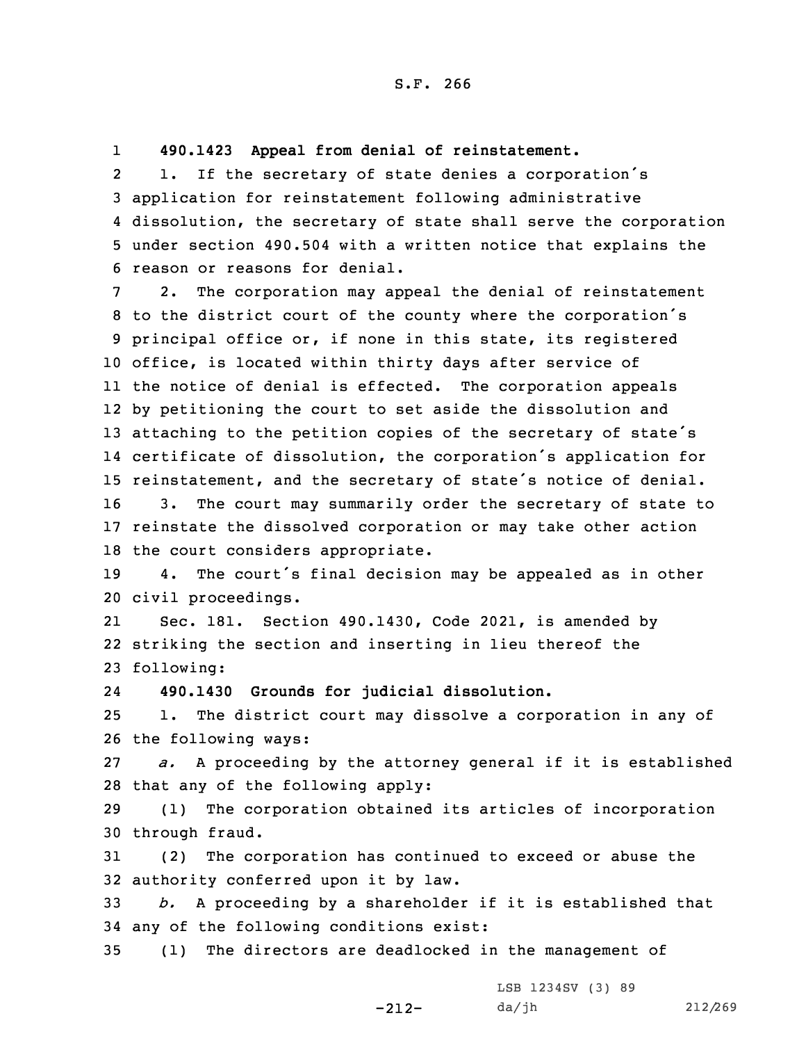**490.1423 Appeal from denial of reinstatement.**

1. If the secretary of state denies a corporation's application for reinstatement following administrative dissolution, the secretary of state shall serve the corporation under section 490.504 with a written notice that explains the reason or reasons for denial.

2. The corporation may appeal the denial of reinstatement to the district court of the county where the corporation's principal office or, if none in this state, its registered office, is located within thirty days after service of the notice of denial is effected. The corporation appeals by petitioning the court to set aside the dissolution and attaching to the petition copies of the secretary of state's certificate of dissolution, the corporation's application for reinstatement, and the secretary of state's notice of denial.

3. The court may summarily order the secretary of state to reinstate the dissolved corporation or may take other action the court considers appropriate.

4. The court's final decision may be appealed as in other civil proceedings.

Sec. 181. Section 490.1430, Code 2021, is amended by striking the section and inserting in lieu thereof the following:

**490.1430 Grounds for judicial dissolution.**

1. The district court may dissolve a corporation in any of the following ways:

*a.* A proceeding by the attorney general if it is established that any of the following apply:

(1) The corporation obtained its articles of incorporation through fraud.

(2) The corporation has continued to exceed or abuse the authority conferred upon it by law.

*b.* A proceeding by a shareholder if it is established that any of the following conditions exist:

(1) The directors are deadlocked in the management of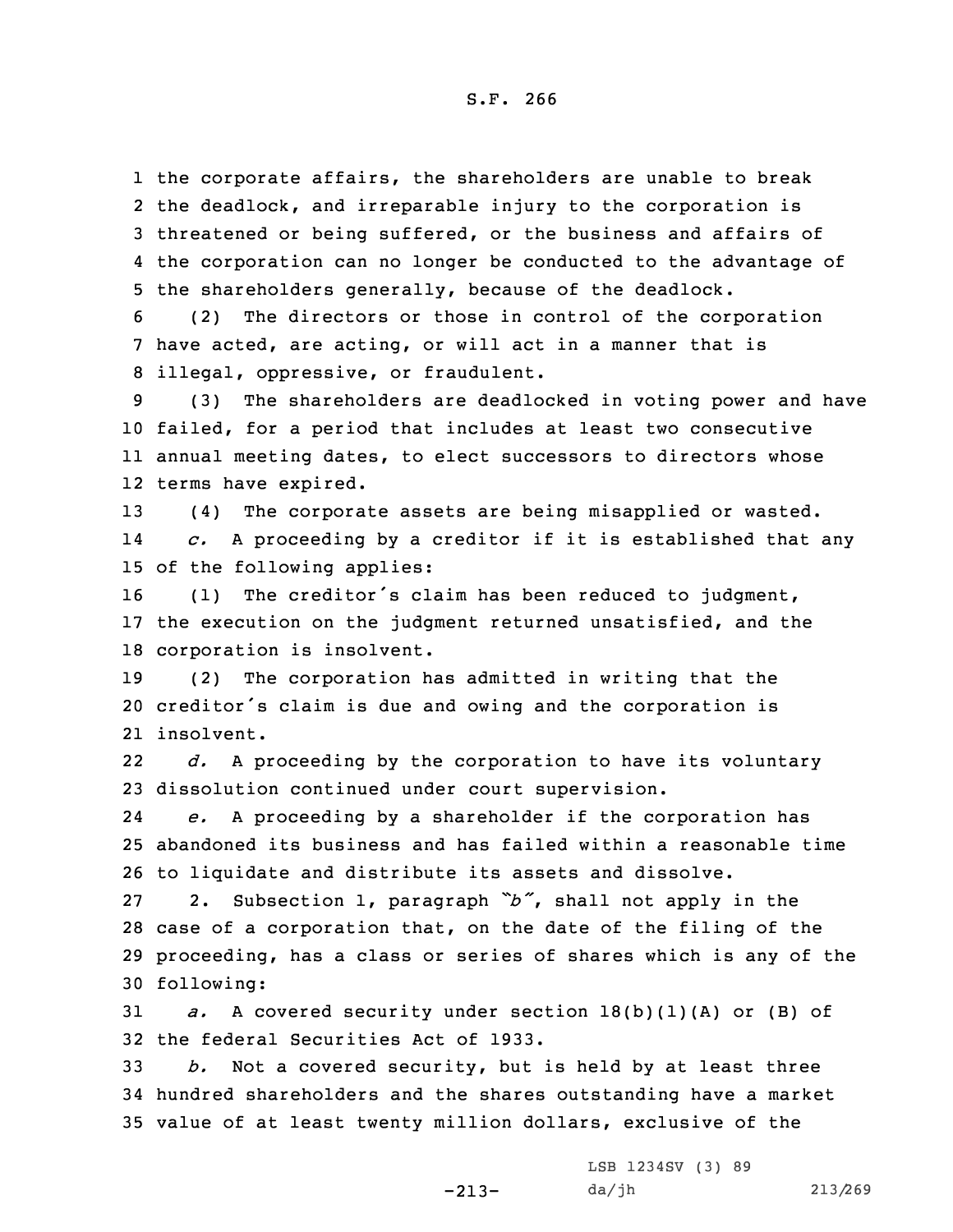the corporate affairs, the shareholders are unable to break the deadlock, and irreparable injury to the corporation is threatened or being suffered, or the business and affairs of the corporation can no longer be conducted to the advantage of the shareholders generally, because of the deadlock.

(2) The directors or those in control of the corporation have acted, are acting, or will act in a manner that is illegal, oppressive, or fraudulent.

(3) The shareholders are deadlocked in voting power and have failed, for a period that includes at least two consecutive annual meeting dates, to elect successors to directors whose terms have expired.

(4) The corporate assets are being misapplied or wasted.

*c.* A proceeding by a creditor if it is established that any of the following applies:

(1) The creditor's claim has been reduced to judgment, the execution on the judgment returned unsatisfied, and the corporation is insolvent.

(2) The corporation has admitted in writing that the creditor's claim is due and owing and the corporation is insolvent.

*d.* A proceeding by the corporation to have its voluntary dissolution continued under court supervision.

*e.* A proceeding by a shareholder if the corporation has abandoned its business and has failed within a reasonable time to liquidate and distribute its assets and dissolve.

2. Subsection 1, paragraph *"b"*, shall not apply in the case of a corporation that, on the date of the filing of the proceeding, has a class or series of shares which is any of the following:

*a.* A covered security under section 18(b)(1)(A) or (B) of the federal Securities Act of 1933.

*b.* Not a covered security, but is held by at least three hundred shareholders and the shares outstanding have a market value of at least twenty million dollars, exclusive of the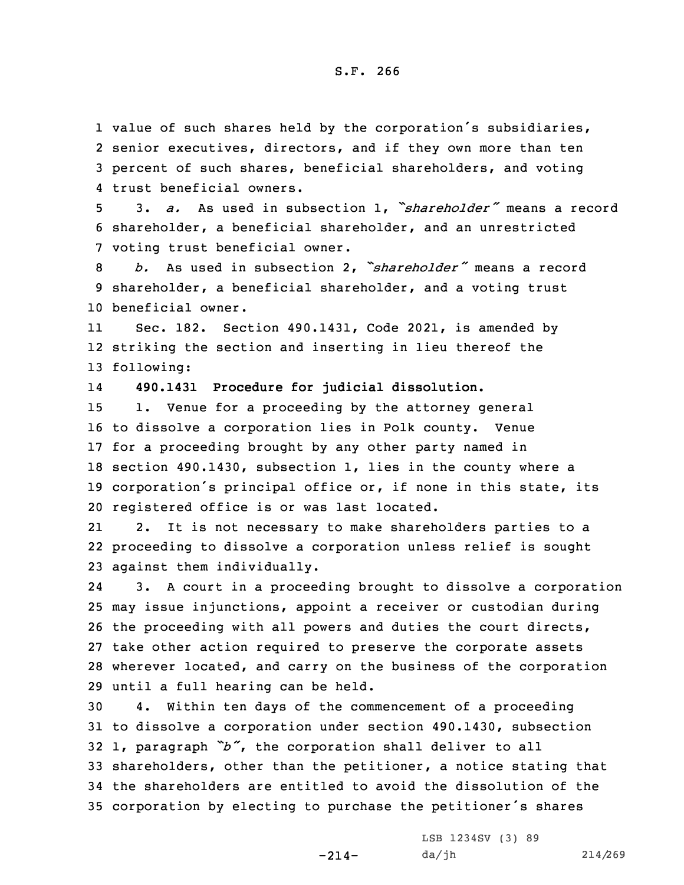value of such shares held by the corporation's subsidiaries, senior executives, directors, and if they own more than ten percent of such shares, beneficial shareholders, and voting trust beneficial owners.

3. *a.* As used in subsection 1, *"shareholder"* means a record shareholder, a beneficial shareholder, and an unrestricted voting trust beneficial owner.

*b.* As used in subsection 2, *"shareholder"* means a record shareholder, a beneficial shareholder, and a voting trust beneficial owner.

Sec. 182. Section 490.1431, Code 2021, is amended by striking the section and inserting in lieu thereof the following:

**490.1431 Procedure for judicial dissolution.**

1. Venue for a proceeding by the attorney general to dissolve a corporation lies in Polk county. Venue for a proceeding brought by any other party named in section 490.1430, subsection 1, lies in the county where a corporation's principal office or, if none in this state, its registered office is or was last located.

2. It is not necessary to make shareholders parties to a proceeding to dissolve a corporation unless relief is sought against them individually.

3. A court in a proceeding brought to dissolve a corporation may issue injunctions, appoint a receiver or custodian during the proceeding with all powers and duties the court directs, take other action required to preserve the corporate assets wherever located, and carry on the business of the corporation until a full hearing can be held.

4. Within ten days of the commencement of a proceeding to dissolve a corporation under section 490.1430, subsection 1, paragraph *"b"*, the corporation shall deliver to all shareholders, other than the petitioner, a notice stating that the shareholders are entitled to avoid the dissolution of the corporation by electing to purchase the petitioner's shares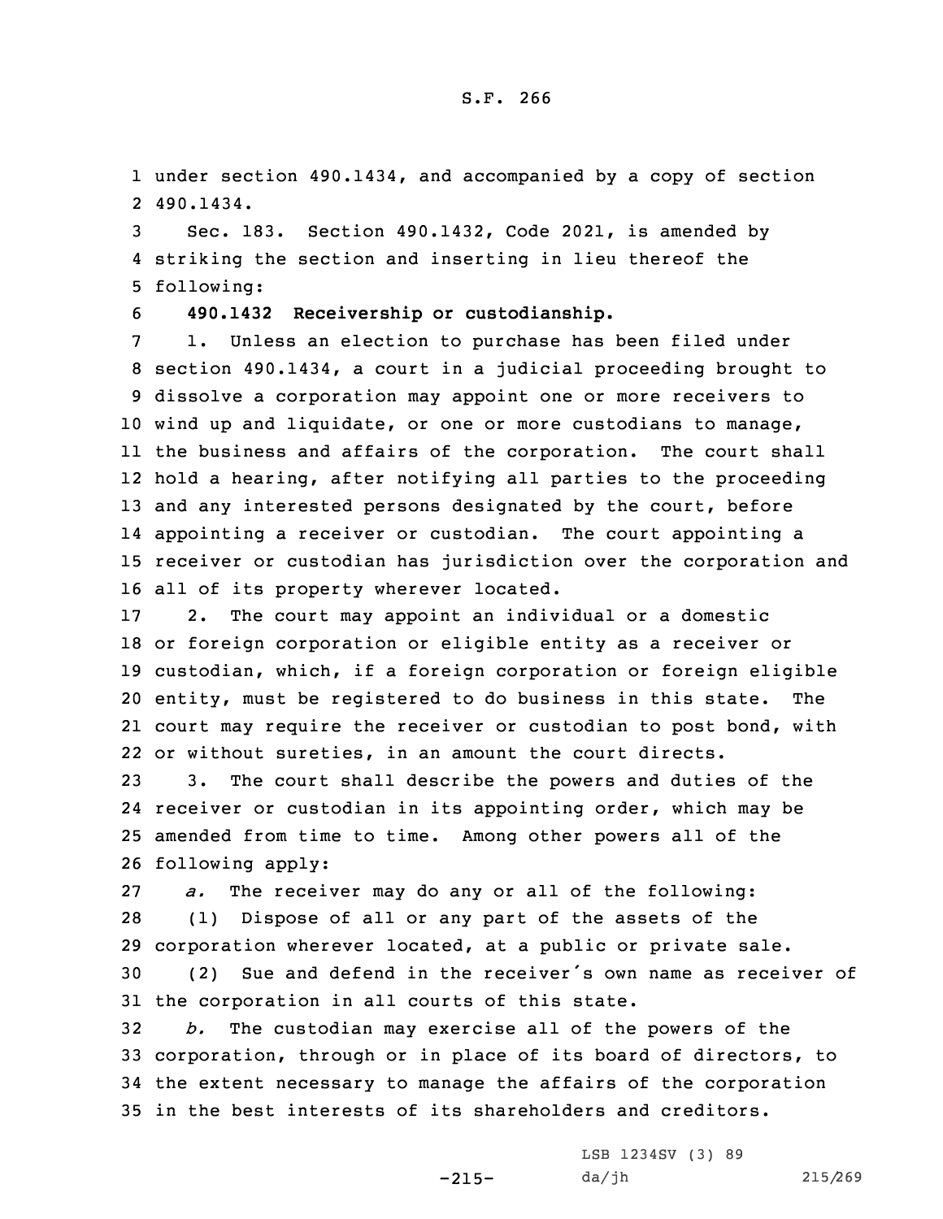under section 490.1434, and accompanied by a copy of section 490.1434.

Sec. 183. Section 490.1432, Code 2021, is amended by striking the section and inserting in lieu thereof the following:

**490.1432 Receivership or custodianship.**

1. Unless an election to purchase has been filed under section 490.1434, a court in a judicial proceeding brought to dissolve a corporation may appoint one or more receivers to wind up and liquidate, or one or more custodians to manage, the business and affairs of the corporation. The court shall hold a hearing, after notifying all parties to the proceeding and any interested persons designated by the court, before appointing a receiver or custodian. The court appointing a receiver or custodian has jurisdiction over the corporation and all of its property wherever located.

2. The court may appoint an individual or a domestic or foreign corporation or eligible entity as a receiver or custodian, which, if a foreign corporation or foreign eligible entity, must be registered to do business in this state. The court may require the receiver or custodian to post bond, with or without sureties, in an amount the court directs.

3. The court shall describe the powers and duties of the receiver or custodian in its appointing order, which may be amended from time to time. Among other powers all of the following apply:

*a.* The receiver may do any or all of the following:

(1) Dispose of all or any part of the assets of the corporation wherever located, at a public or private sale.

(2) Sue and defend in the receiver's own name as receiver of the corporation in all courts of this state.

*b.* The custodian may exercise all of the powers of the corporation, through or in place of its board of directors, to the extent necessary to manage the affairs of the corporation in the best interests of its shareholders and creditors.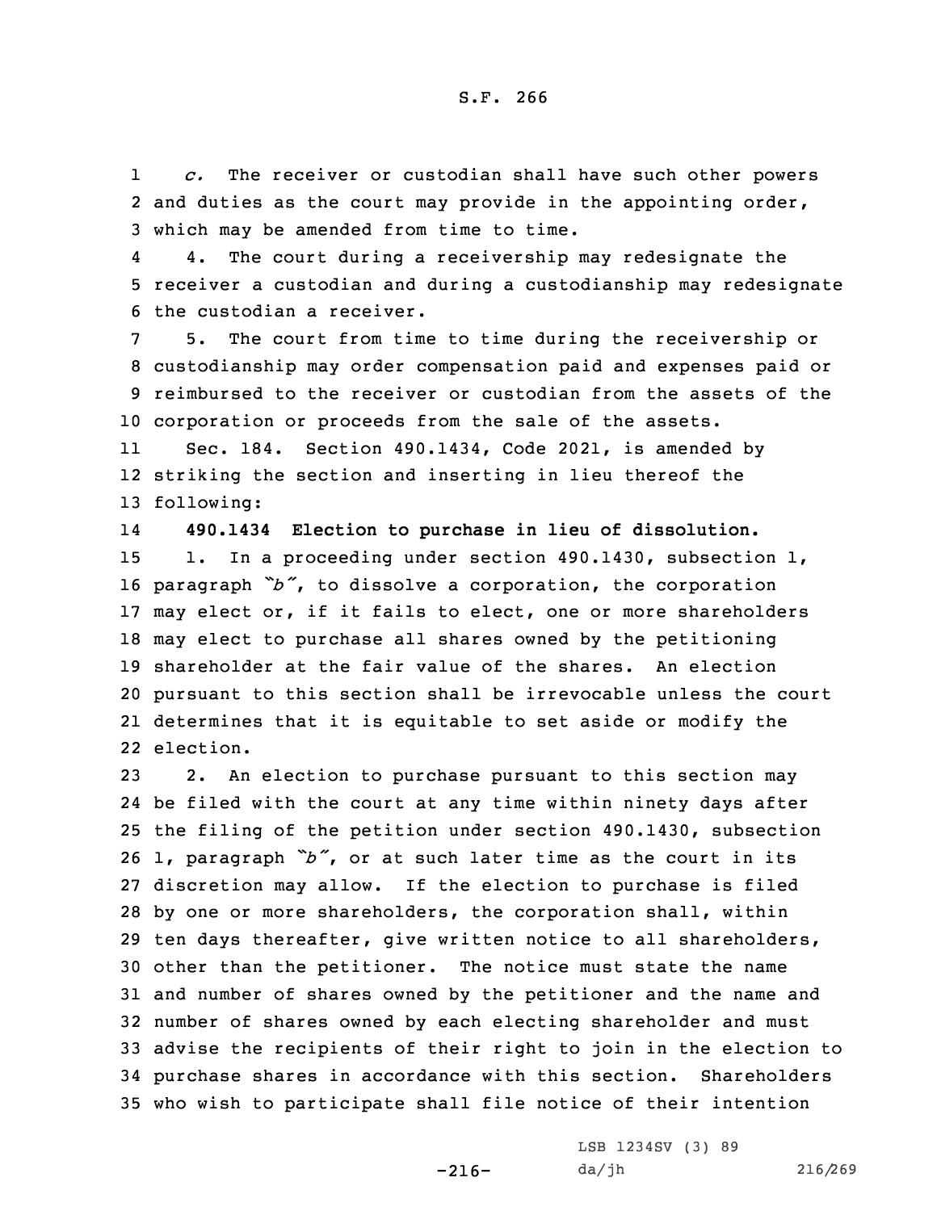*c.* The receiver or custodian shall have such other powers and duties as the court may provide in the appointing order, which may be amended from time to time.

4. The court during a receivership may redesignate the receiver a custodian and during a custodianship may redesignate the custodian a receiver.

5. The court from time to time during the receivership or custodianship may order compensation paid and expenses paid or reimbursed to the receiver or custodian from the assets of the corporation or proceeds from the sale of the assets.

Sec. 184. Section 490.1434, Code 2021, is amended by striking the section and inserting in lieu thereof the following:

**490.1434 Election to purchase in lieu of dissolution.**

1. In a proceeding under section 490.1430, subsection 1, paragraph *"b"*, to dissolve a corporation, the corporation may elect or, if it fails to elect, one or more shareholders may elect to purchase all shares owned by the petitioning shareholder at the fair value of the shares. An election pursuant to this section shall be irrevocable unless the court determines that it is equitable to set aside or modify the election.

2. An election to purchase pursuant to this section may be filed with the court at any time within ninety days after the filing of the petition under section 490.1430, subsection 1, paragraph *"b"*, or at such later time as the court in its discretion may allow. If the election to purchase is filed by one or more shareholders, the corporation shall, within ten days thereafter, give written notice to all shareholders, other than the petitioner. The notice must state the name and number of shares owned by the petitioner and the name and number of shares owned by each electing shareholder and must advise the recipients of their right to join in the election to purchase shares in accordance with this section. Shareholders who wish to participate shall file notice of their intention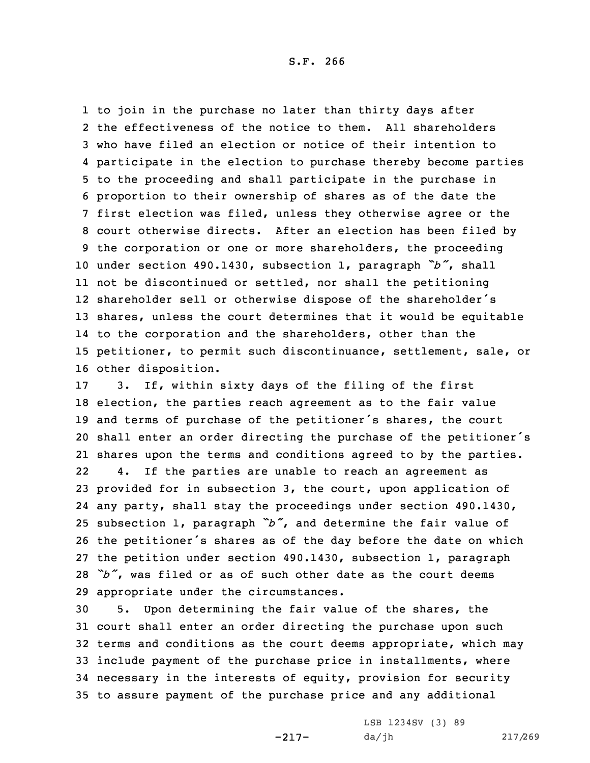to join in the purchase no later than thirty days after the effectiveness of the notice to them. All shareholders who have filed an election or notice of their intention to participate in the election to purchase thereby become parties to the proceeding and shall participate in the purchase in proportion to their ownership of shares as of the date the first election was filed, unless they otherwise agree or the court otherwise directs. After an election has been filed by the corporation or one or more shareholders, the proceeding under section 490.1430, subsection 1, paragraph *"b"*, shall not be discontinued or settled, nor shall the petitioning shareholder sell or otherwise dispose of the shareholder's shares, unless the court determines that it would be equitable to the corporation and the shareholders, other than the petitioner, to permit such discontinuance, settlement, sale, or other disposition.

3. If, within sixty days of the filing of the first election, the parties reach agreement as to the fair value and terms of purchase of the petitioner's shares, the court shall enter an order directing the purchase of the petitioner's shares upon the terms and conditions agreed to by the parties.

4. If the parties are unable to reach an agreement as provided for in subsection 3, the court, upon application of any party, shall stay the proceedings under section 490.1430, subsection 1, paragraph *"b"*, and determine the fair value of the petitioner's shares as of the day before the date on which the petition under section 490.1430, subsection 1, paragraph *"b"*, was filed or as of such other date as the court deems appropriate under the circumstances.

5. Upon determining the fair value of the shares, the court shall enter an order directing the purchase upon such terms and conditions as the court deems appropriate, which may include payment of the purchase price in installments, where necessary in the interests of equity, provision for security to assure payment of the purchase price and any additional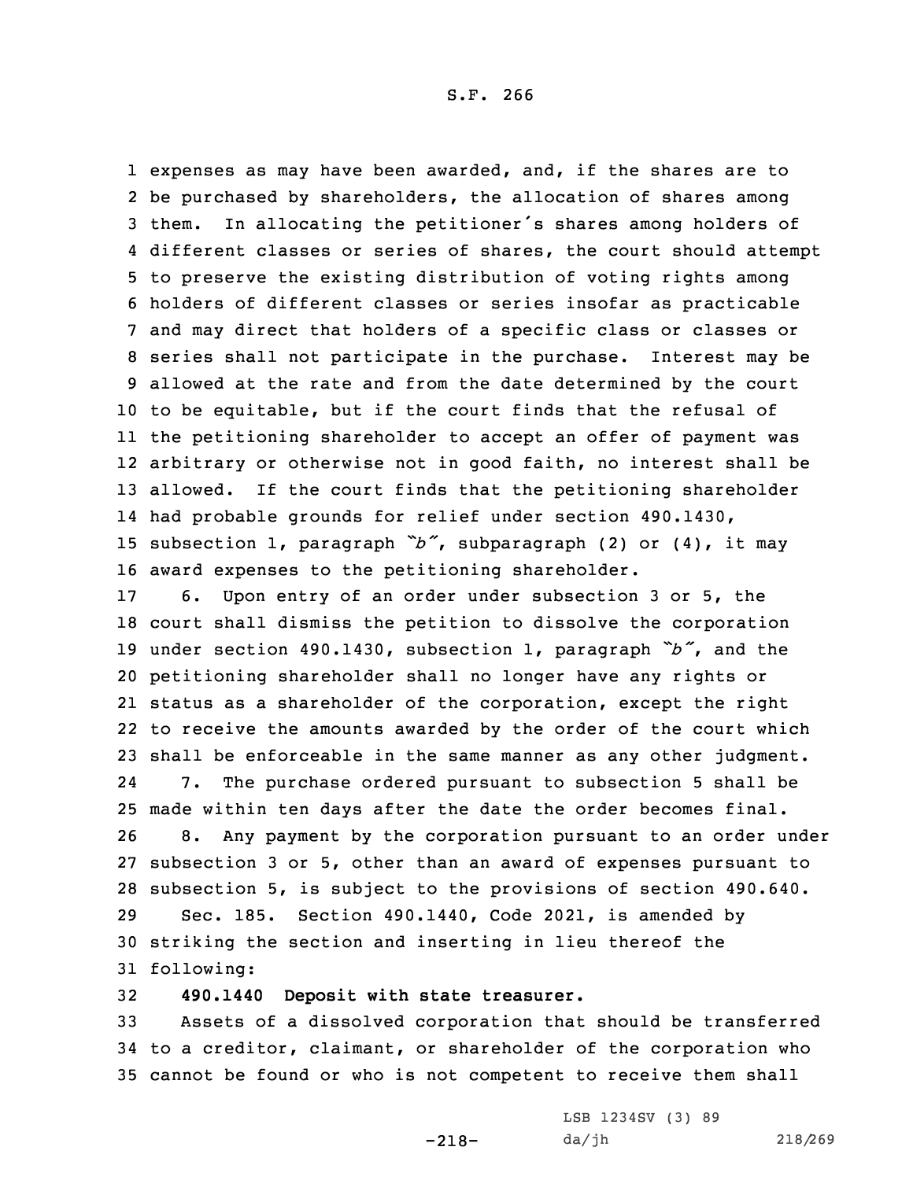expenses as may have been awarded, and, if the shares are to be purchased by shareholders, the allocation of shares among them. In allocating the petitioner's shares among holders of different classes or series of shares, the court should attempt to preserve the existing distribution of voting rights among holders of different classes or series insofar as practicable and may direct that holders of a specific class or classes or series shall not participate in the purchase. Interest may be allowed at the rate and from the date determined by the court to be equitable, but if the court finds that the refusal of the petitioning shareholder to accept an offer of payment was arbitrary or otherwise not in good faith, no interest shall be allowed. If the court finds that the petitioning shareholder had probable grounds for relief under section 490.1430, subsection 1, paragraph *"b"*, subparagraph (2) or (4), it may award expenses to the petitioning shareholder.

6. Upon entry of an order under subsection 3 or 5, the court shall dismiss the petition to dissolve the corporation under section 490.1430, subsection 1, paragraph *"b"*, and the petitioning shareholder shall no longer have any rights or status as a shareholder of the corporation, except the right to receive the amounts awarded by the order of the court which shall be enforceable in the same manner as any other judgment.

7. The purchase ordered pursuant to subsection 5 shall be made within ten days after the date the order becomes final.

8. Any payment by the corporation pursuant to an order under subsection 3 or 5, other than an award of expenses pursuant to subsection 5, is subject to the provisions of section 490.640.

Sec. 185. Section 490.1440, Code 2021, is amended by striking the section and inserting in lieu thereof the following:

**490.1440 Deposit with state treasurer.**

Assets of a dissolved corporation that should be transferred to a creditor, claimant, or shareholder of the corporation who cannot be found or who is not competent to receive them shall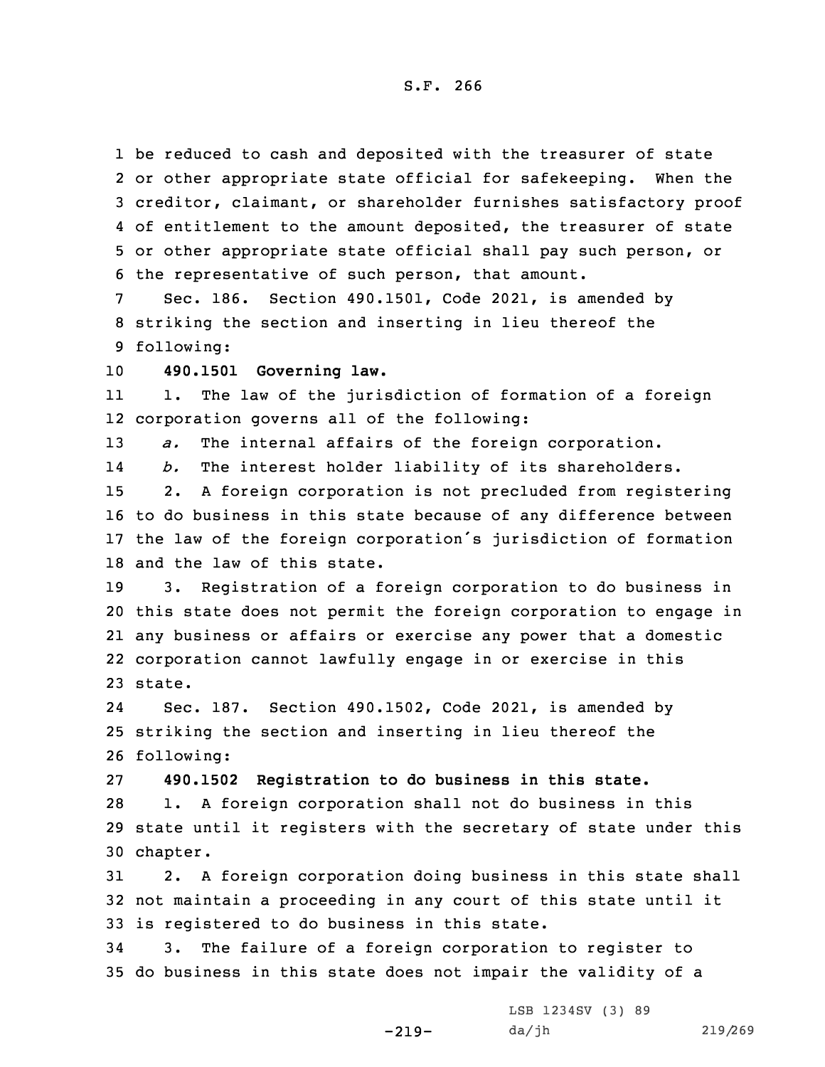be reduced to cash and deposited with the treasurer of state or other appropriate state official for safekeeping. When the creditor, claimant, or shareholder furnishes satisfactory proof of entitlement to the amount deposited, the treasurer of state or other appropriate state official shall pay such person, or the representative of such person, that amount.

Sec. 186. Section 490.1501, Code 2021, is amended by striking the section and inserting in lieu thereof the following:

**490.1501 Governing law.**

1. The law of the jurisdiction of formation of a foreign corporation governs all of the following:

*a.* The internal affairs of the foreign corporation.

*b.* The interest holder liability of its shareholders.

2. A foreign corporation is not precluded from registering to do business in this state because of any difference between the law of the foreign corporation's jurisdiction of formation and the law of this state.

3. Registration of a foreign corporation to do business in this state does not permit the foreign corporation to engage in any business or affairs or exercise any power that a domestic corporation cannot lawfully engage in or exercise in this state.

Sec. 187. Section 490.1502, Code 2021, is amended by striking the section and inserting in lieu thereof the following:

**490.1502 Registration to do business in this state.**

1. A foreign corporation shall not do business in this state until it registers with the secretary of state under this chapter.

2. A foreign corporation doing business in this state shall not maintain a proceeding in any court of this state until it is registered to do business in this state.

3. The failure of a foreign corporation to register to do business in this state does not impair the validity of a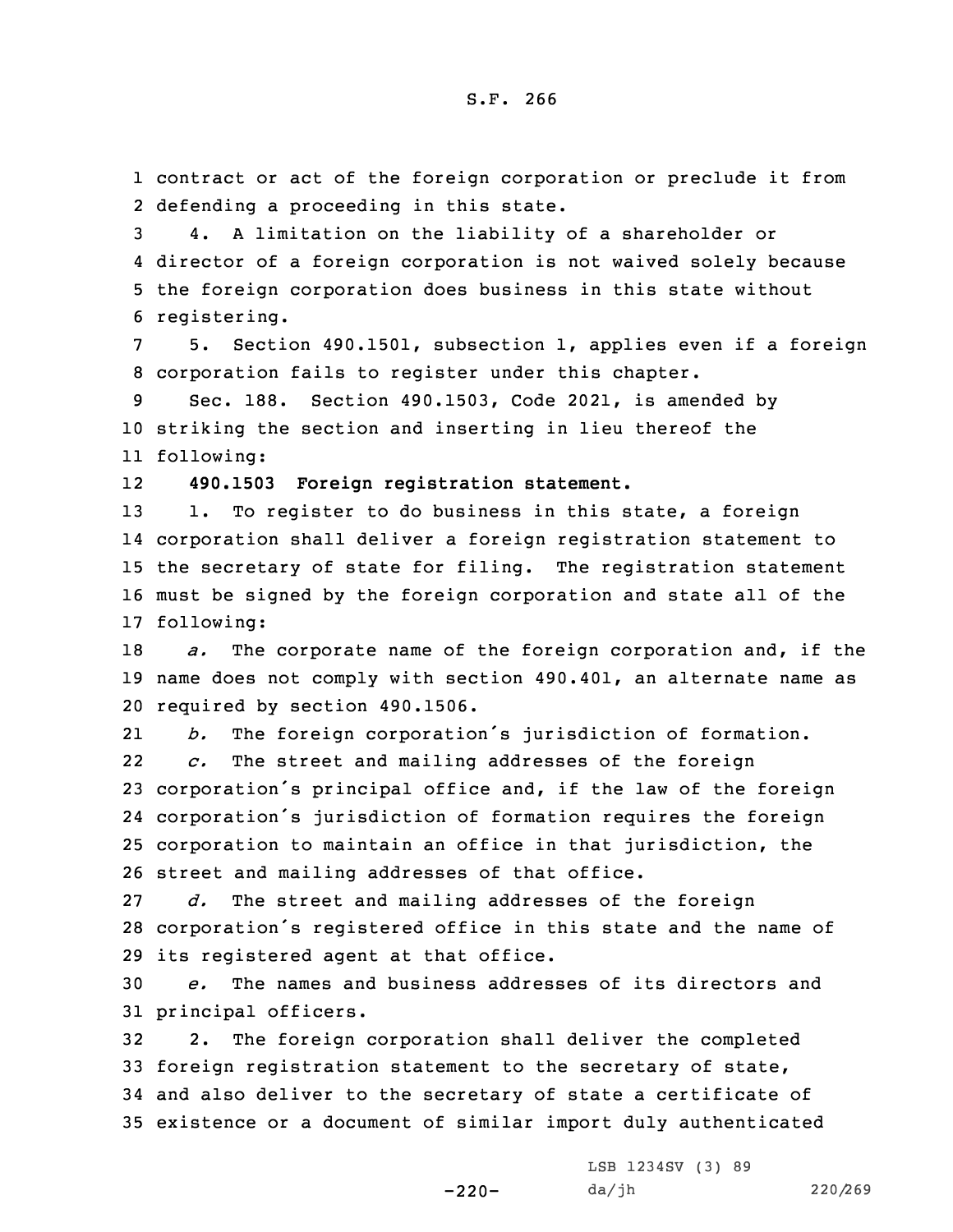contract or act of the foreign corporation or preclude it from defending a proceeding in this state.

4. A limitation on the liability of a shareholder or director of a foreign corporation is not waived solely because the foreign corporation does business in this state without registering.

5. Section 490.1501, subsection 1, applies even if a foreign corporation fails to register under this chapter.

Sec. 188. Section 490.1503, Code 2021, is amended by striking the section and inserting in lieu thereof the following:

**490.1503 Foreign registration statement.**

1. To register to do business in this state, a foreign corporation shall deliver a foreign registration statement to the secretary of state for filing. The registration statement must be signed by the foreign corporation and state all of the following:

*a.* The corporate name of the foreign corporation and, if the name does not comply with section 490.401, an alternate name as required by section 490.1506.

*b.* The foreign corporation's jurisdiction of formation.

*c.* The street and mailing addresses of the foreign corporation's principal office and, if the law of the foreign corporation's jurisdiction of formation requires the foreign corporation to maintain an office in that jurisdiction, the street and mailing addresses of that office.

*d.* The street and mailing addresses of the foreign corporation's registered office in this state and the name of its registered agent at that office.

*e.* The names and business addresses of its directors and principal officers.

2. The foreign corporation shall deliver the completed foreign registration statement to the secretary of state, and also deliver to the secretary of state a certificate of existence or a document of similar import duly authenticated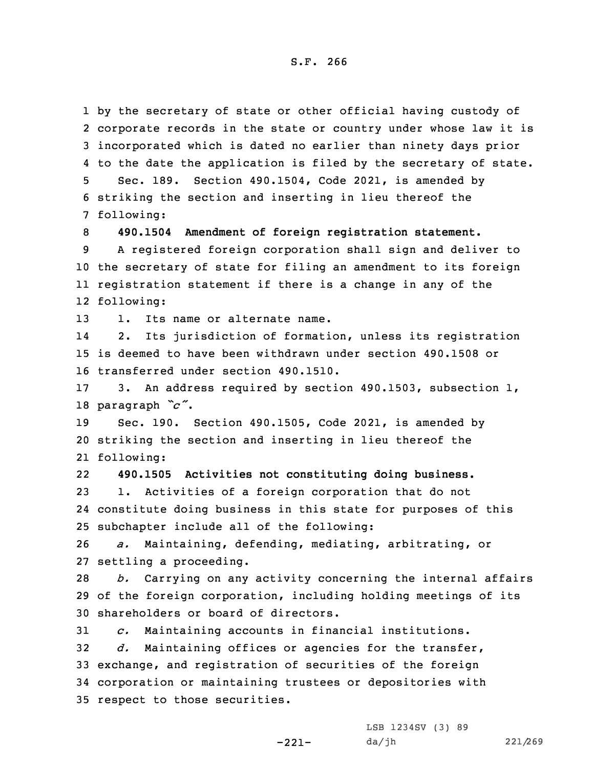by the secretary of state or other official having custody of corporate records in the state or country under whose law it is incorporated which is dated no earlier than ninety days prior to the date the application is filed by the secretary of state.

Sec. 189. Section 490.1504, Code 2021, is amended by striking the section and inserting in lieu thereof the following:

**490.1504 Amendment of foreign registration statement.**

A registered foreign corporation shall sign and deliver to the secretary of state for filing an amendment to its foreign registration statement if there is a change in any of the following:

1. Its name or alternate name.

2. Its jurisdiction of formation, unless its registration is deemed to have been withdrawn under section 490.1508 or transferred under section 490.1510.

3. An address required by section 490.1503, subsection 1, paragraph *"c"*.

Sec. 190. Section 490.1505, Code 2021, is amended by striking the section and inserting in lieu thereof the following:

**490.1505 Activities not constituting doing business.**

1. Activities of a foreign corporation that do not constitute doing business in this state for purposes of this subchapter include all of the following:

*a.* Maintaining, defending, mediating, arbitrating, or settling a proceeding.

*b.* Carrying on any activity concerning the internal affairs of the foreign corporation, including holding meetings of its shareholders or board of directors.

*c.* Maintaining accounts in financial institutions.

*d.* Maintaining offices or agencies for the transfer, exchange, and registration of securities of the foreign corporation or maintaining trustees or depositories with respect to those securities.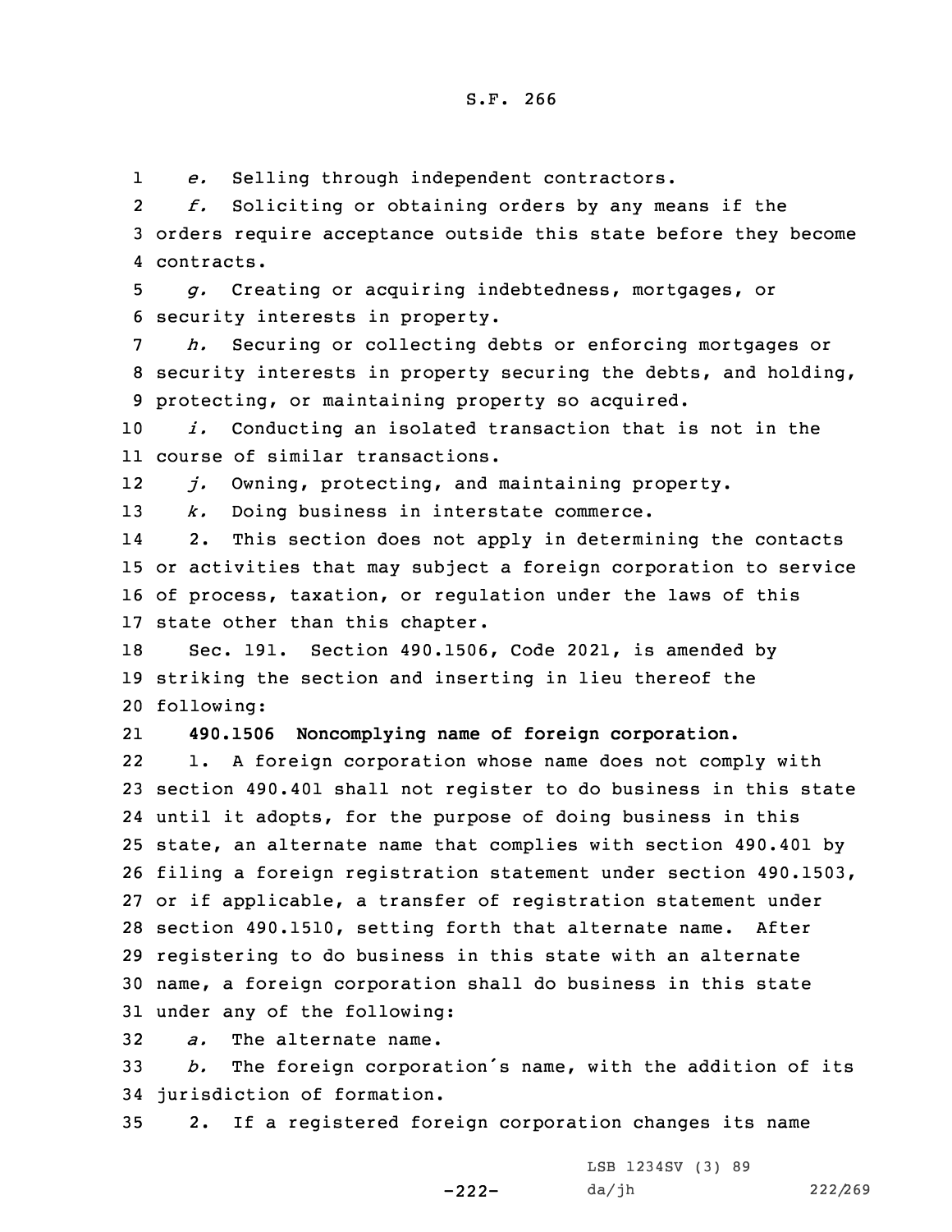*e.* Selling through independent contractors.

*f.* Soliciting or obtaining orders by any means if the orders require acceptance outside this state before they become contracts.

*g.* Creating or acquiring indebtedness, mortgages, or security interests in property.

*h.* Securing or collecting debts or enforcing mortgages or security interests in property securing the debts, and holding, protecting, or maintaining property so acquired.

*i.* Conducting an isolated transaction that is not in the course of similar transactions.

*j.* Owning, protecting, and maintaining property.

*k.* Doing business in interstate commerce.

2. This section does not apply in determining the contacts or activities that may subject a foreign corporation to service of process, taxation, or regulation under the laws of this state other than this chapter.

Sec. 191. Section 490.1506, Code 2021, is amended by striking the section and inserting in lieu thereof the following:

**490.1506 Noncomplying name of foreign corporation.**

1. A foreign corporation whose name does not comply with section 490.401 shall not register to do business in this state until it adopts, for the purpose of doing business in this state, an alternate name that complies with section 490.401 by filing a foreign registration statement under section 490.1503, or if applicable, a transfer of registration statement under section 490.1510, setting forth that alternate name. After registering to do business in this state with an alternate name, a foreign corporation shall do business in this state under any of the following:

*a.* The alternate name.

*b.* The foreign corporation's name, with the addition of its jurisdiction of formation.

2. If a registered foreign corporation changes its name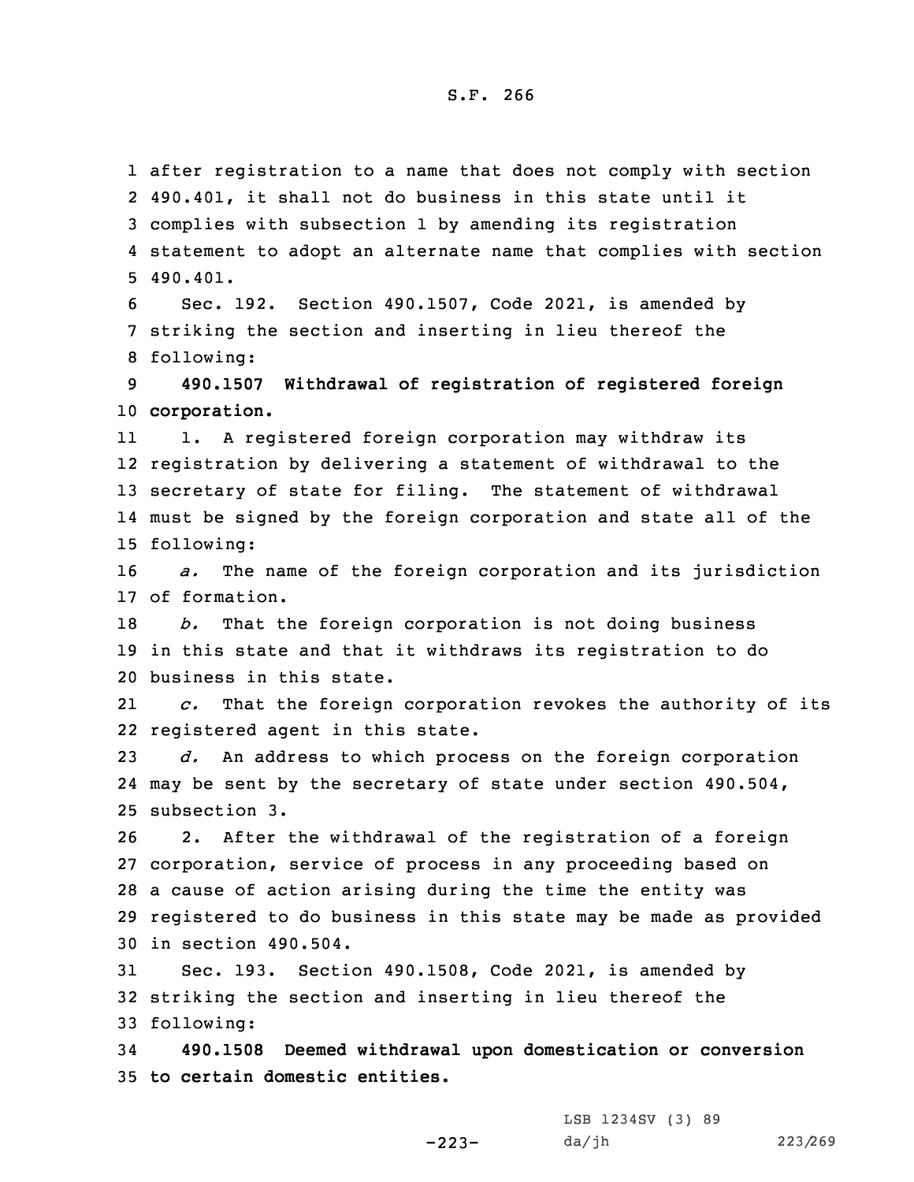after registration to a name that does not comply with section 490.401, it shall not do business in this state until it complies with subsection 1 by amending its registration statement to adopt an alternate name that complies with section 490.401.

Sec. 192. Section 490.1507, Code 2021, is amended by striking the section and inserting in lieu thereof the following:

**490.1507 Withdrawal of registration of registered foreign corporation.**

1. A registered foreign corporation may withdraw its registration by delivering a statement of withdrawal to the secretary of state for filing. The statement of withdrawal must be signed by the foreign corporation and state all of the following:

*a.* The name of the foreign corporation and its jurisdiction of formation.

*b.* That the foreign corporation is not doing business in this state and that it withdraws its registration to do business in this state.

*c.* That the foreign corporation revokes the authority of its registered agent in this state.

*d.* An address to which process on the foreign corporation may be sent by the secretary of state under section 490.504, subsection 3.

2. After the withdrawal of the registration of a foreign corporation, service of process in any proceeding based on a cause of action arising during the time the entity was registered to do business in this state may be made as provided in section 490.504.

Sec. 193. Section 490.1508, Code 2021, is amended by striking the section and inserting in lieu thereof the following:

**490.1508 Deemed withdrawal upon domestication or conversion to certain domestic entities.**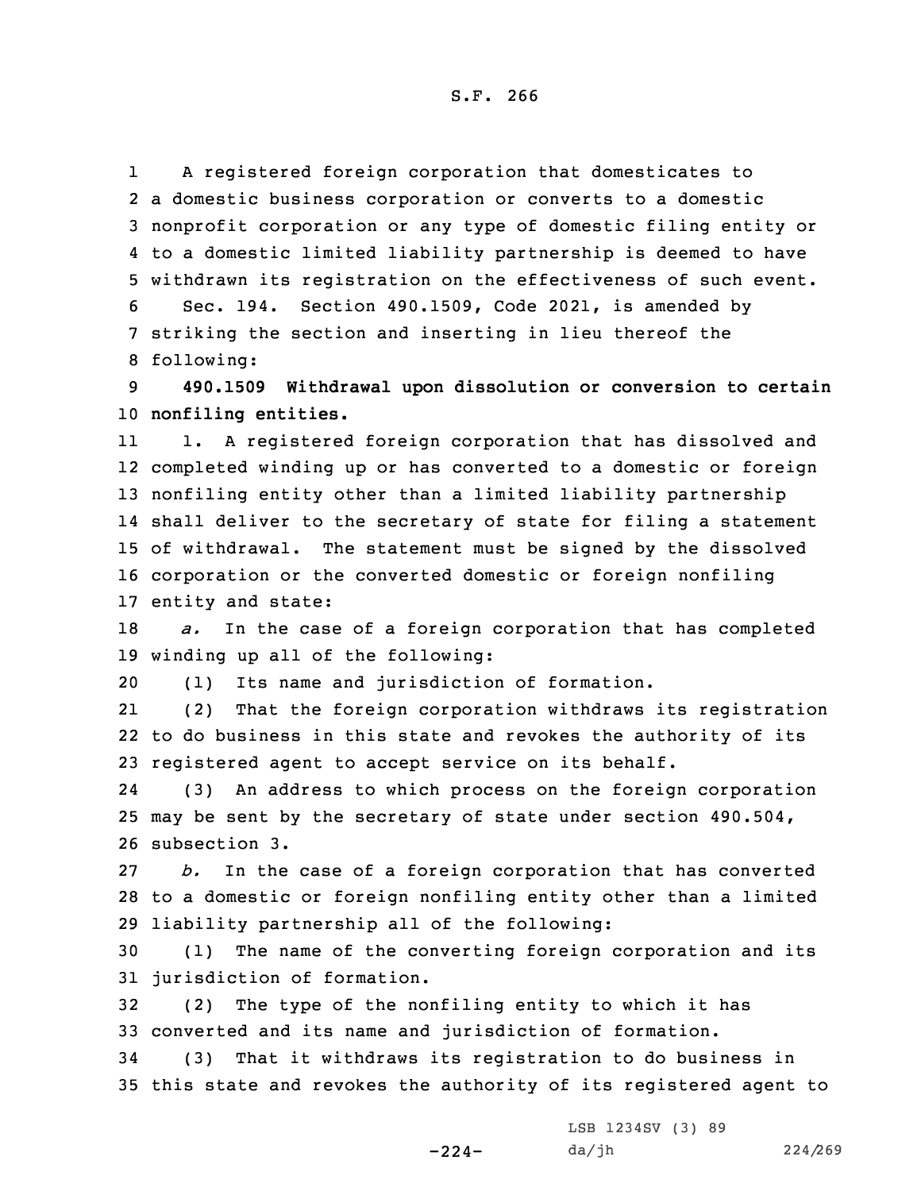A registered foreign corporation that domesticates to a domestic business corporation or converts to a domestic nonprofit corporation or any type of domestic filing entity or to a domestic limited liability partnership is deemed to have withdrawn its registration on the effectiveness of such event.

Sec. 194. Section 490.1509, Code 2021, is amended by striking the section and inserting in lieu thereof the following:

**490.1509 Withdrawal upon dissolution or conversion to certain nonfiling entities.**

1. A registered foreign corporation that has dissolved and completed winding up or has converted to a domestic or foreign nonfiling entity other than a limited liability partnership shall deliver to the secretary of state for filing a statement of withdrawal. The statement must be signed by the dissolved corporation or the converted domestic or foreign nonfiling entity and state:

*a.* In the case of a foreign corporation that has completed winding up all of the following:

(1) Its name and jurisdiction of formation.

(2) That the foreign corporation withdraws its registration to do business in this state and revokes the authority of its registered agent to accept service on its behalf.

(3) An address to which process on the foreign corporation may be sent by the secretary of state under section 490.504, subsection 3.

*b.* In the case of a foreign corporation that has converted to a domestic or foreign nonfiling entity other than a limited liability partnership all of the following:

(1) The name of the converting foreign corporation and its jurisdiction of formation.

(2) The type of the nonfiling entity to which it has converted and its name and jurisdiction of formation.

(3) That it withdraws its registration to do business in this state and revokes the authority of its registered agent to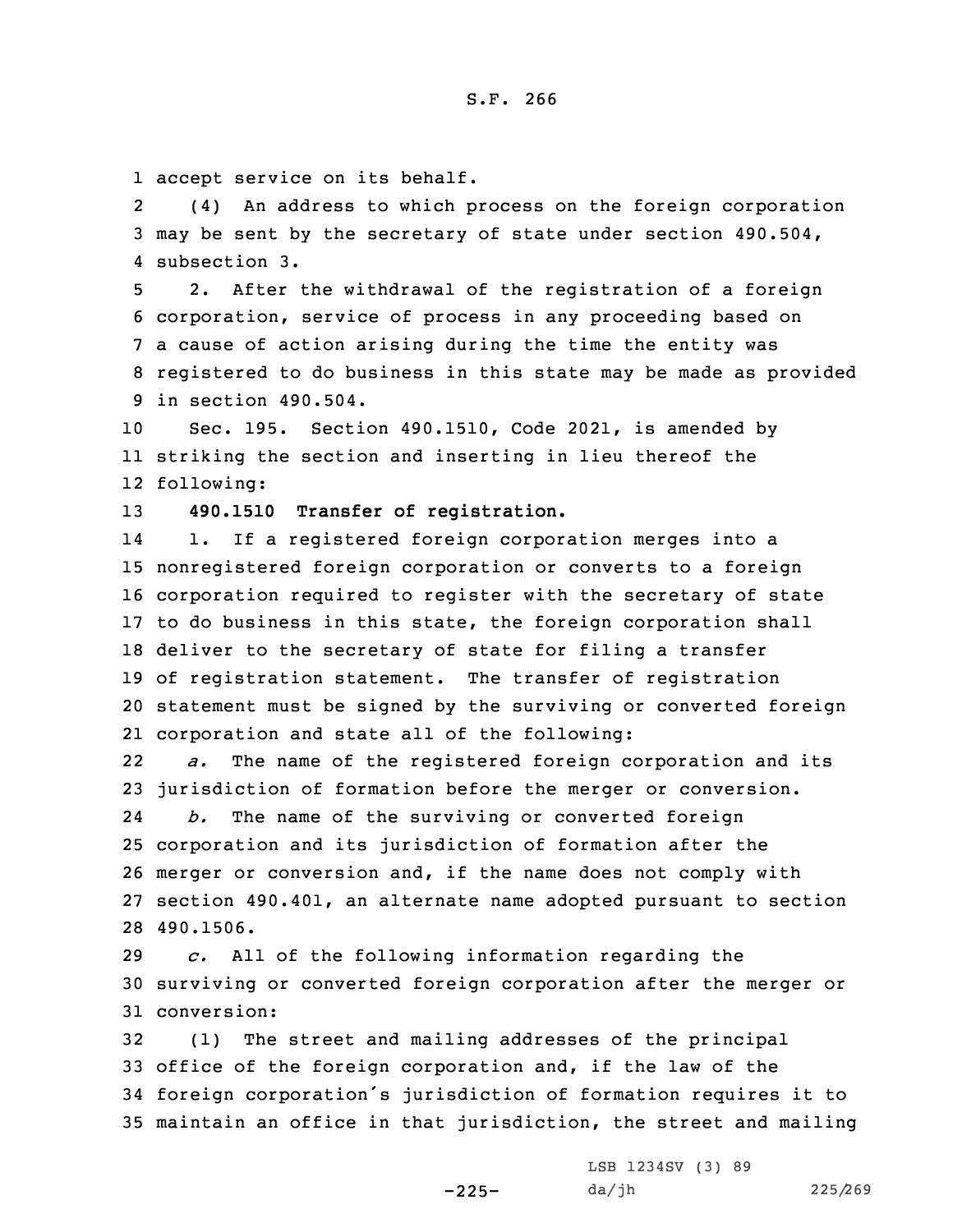accept service on its behalf.

(4) An address to which process on the foreign corporation may be sent by the secretary of state under section 490.504, subsection 3.

2. After the withdrawal of the registration of a foreign corporation, service of process in any proceeding based on a cause of action arising during the time the entity was registered to do business in this state may be made as provided in section 490.504.

Sec. 195. Section 490.1510, Code 2021, is amended by striking the section and inserting in lieu thereof the following:

**490.1510 Transfer of registration.**

1. If a registered foreign corporation merges into a nonregistered foreign corporation or converts to a foreign corporation required to register with the secretary of state to do business in this state, the foreign corporation shall deliver to the secretary of state for filing a transfer of registration statement. The transfer of registration statement must be signed by the surviving or converted foreign corporation and state all of the following:

*a.* The name of the registered foreign corporation and its jurisdiction of formation before the merger or conversion.

*b.* The name of the surviving or converted foreign corporation and its jurisdiction of formation after the merger or conversion and, if the name does not comply with section 490.401, an alternate name adopted pursuant to section 490.1506.

*c.* All of the following information regarding the surviving or converted foreign corporation after the merger or conversion:

(1) The street and mailing addresses of the principal office of the foreign corporation and, if the law of the foreign corporation's jurisdiction of formation requires it to maintain an office in that jurisdiction, the street and mailing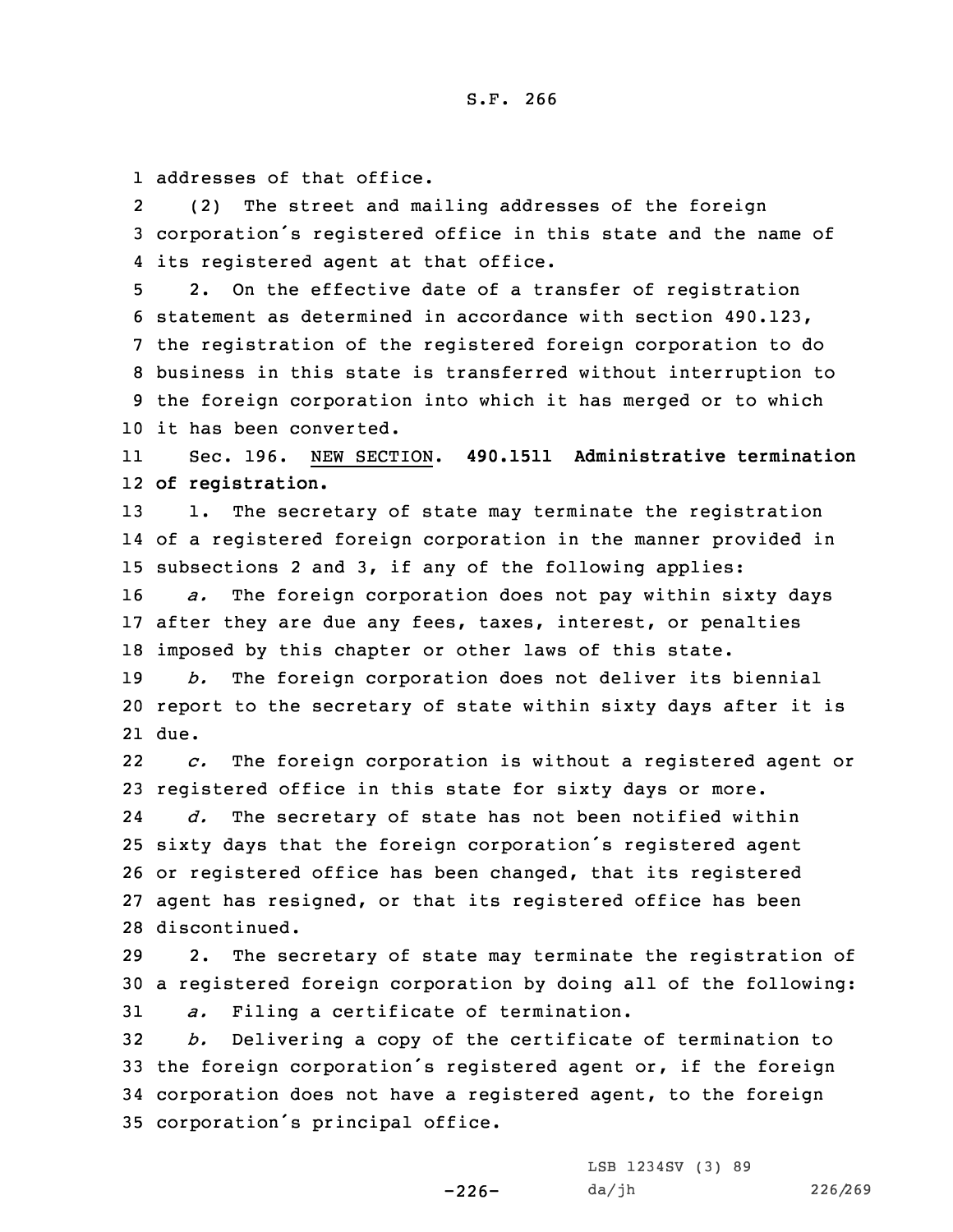addresses of that office.

(2) The street and mailing addresses of the foreign corporation's registered office in this state and the name of its registered agent at that office.

2. On the effective date of a transfer of registration statement as determined in accordance with section 490.123, the registration of the registered foreign corporation to do business in this state is transferred without interruption to the foreign corporation into which it has merged or to which it has been converted.

Sec. 196. NEW SECTION. **490.1511 Administrative termination of registration.**

1. The secretary of state may terminate the registration of a registered foreign corporation in the manner provided in subsections 2 and 3, if any of the following applies:

*a.* The foreign corporation does not pay within sixty days after they are due any fees, taxes, interest, or penalties imposed by this chapter or other laws of this state.

*b.* The foreign corporation does not deliver its biennial report to the secretary of state within sixty days after it is due.

*c.* The foreign corporation is without a registered agent or registered office in this state for sixty days or more.

*d.* The secretary of state has not been notified within sixty days that the foreign corporation's registered agent or registered office has been changed, that its registered agent has resigned, or that its registered office has been discontinued.

2. The secretary of state may terminate the registration of a registered foreign corporation by doing all of the following:

*a.* Filing a certificate of termination.

*b.* Delivering a copy of the certificate of termination to the foreign corporation's registered agent or, if the foreign corporation does not have a registered agent, to the foreign corporation's principal office.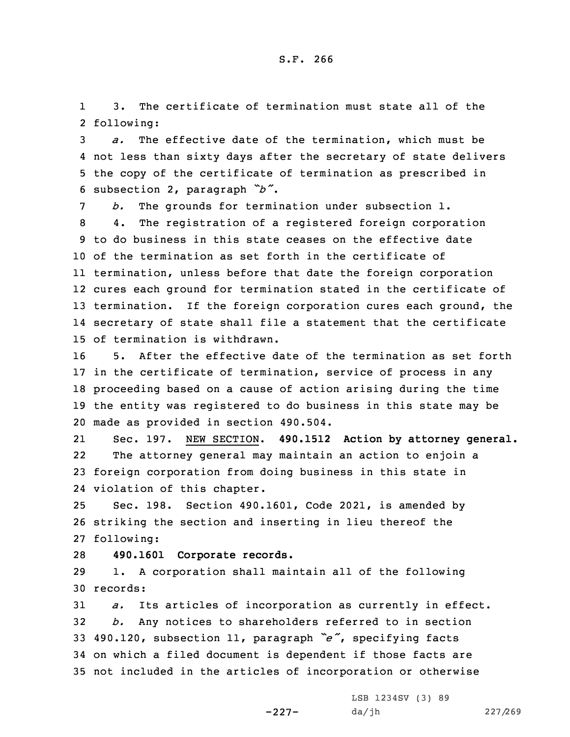3. The certificate of termination must state all of the following:

*a.* The effective date of the termination, which must be not less than sixty days after the secretary of state delivers the copy of the certificate of termination as prescribed in subsection 2, paragraph *"b"*.

*b.* The grounds for termination under subsection 1.

4. The registration of a registered foreign corporation to do business in this state ceases on the effective date of the termination as set forth in the certificate of termination, unless before that date the foreign corporation cures each ground for termination stated in the certificate of termination. If the foreign corporation cures each ground, the secretary of state shall file a statement that the certificate of termination is withdrawn.

5. After the effective date of the termination as set forth in the certificate of termination, service of process in any proceeding based on a cause of action arising during the time the entity was registered to do business in this state may be made as provided in section 490.504.

Sec. 197. NEW SECTION. **490.1512 Action by attorney general.**

The attorney general may maintain an action to enjoin a foreign corporation from doing business in this state in violation of this chapter.

Sec. 198. Section 490.1601, Code 2021, is amended by striking the section and inserting in lieu thereof the following:

**490.1601 Corporate records.**

1. A corporation shall maintain all of the following records:

*a.* Its articles of incorporation as currently in effect.

*b.* Any notices to shareholders referred to in section 490.120, subsection 11, paragraph *"e"*, specifying facts on which a filed document is dependent if those facts are not included in the articles of incorporation or otherwise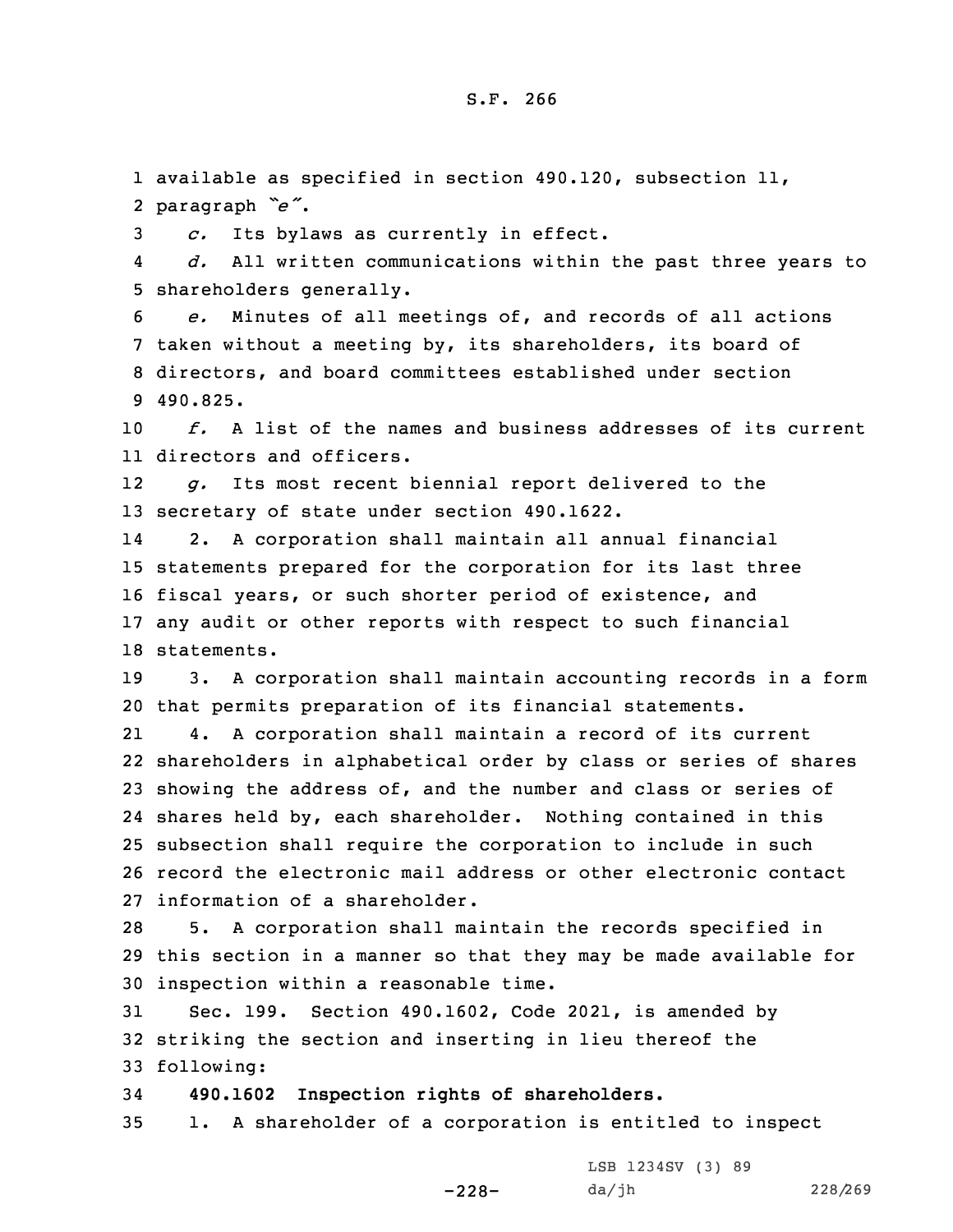available as specified in section 490.120, subsection 11, paragraph *"e"*.

*c.* Its bylaws as currently in effect.

*d.* All written communications within the past three years to shareholders generally.

*e.* Minutes of all meetings of, and records of all actions taken without a meeting by, its shareholders, its board of directors, and board committees established under section 490.825.

*f.* A list of the names and business addresses of its current directors and officers.

*g.* Its most recent biennial report delivered to the secretary of state under section 490.1622.

2. A corporation shall maintain all annual financial statements prepared for the corporation for its last three fiscal years, or such shorter period of existence, and any audit or other reports with respect to such financial statements.

3. A corporation shall maintain accounting records in a form that permits preparation of its financial statements.

4. A corporation shall maintain a record of its current shareholders in alphabetical order by class or series of shares showing the address of, and the number and class or series of shares held by, each shareholder. Nothing contained in this subsection shall require the corporation to include in such record the electronic mail address or other electronic contact information of a shareholder.

5. A corporation shall maintain the records specified in this section in a manner so that they may be made available for inspection within a reasonable time.

Sec. 199. Section 490.1602, Code 2021, is amended by striking the section and inserting in lieu thereof the following:

**490.1602 Inspection rights of shareholders.**

1. A shareholder of a corporation is entitled to inspect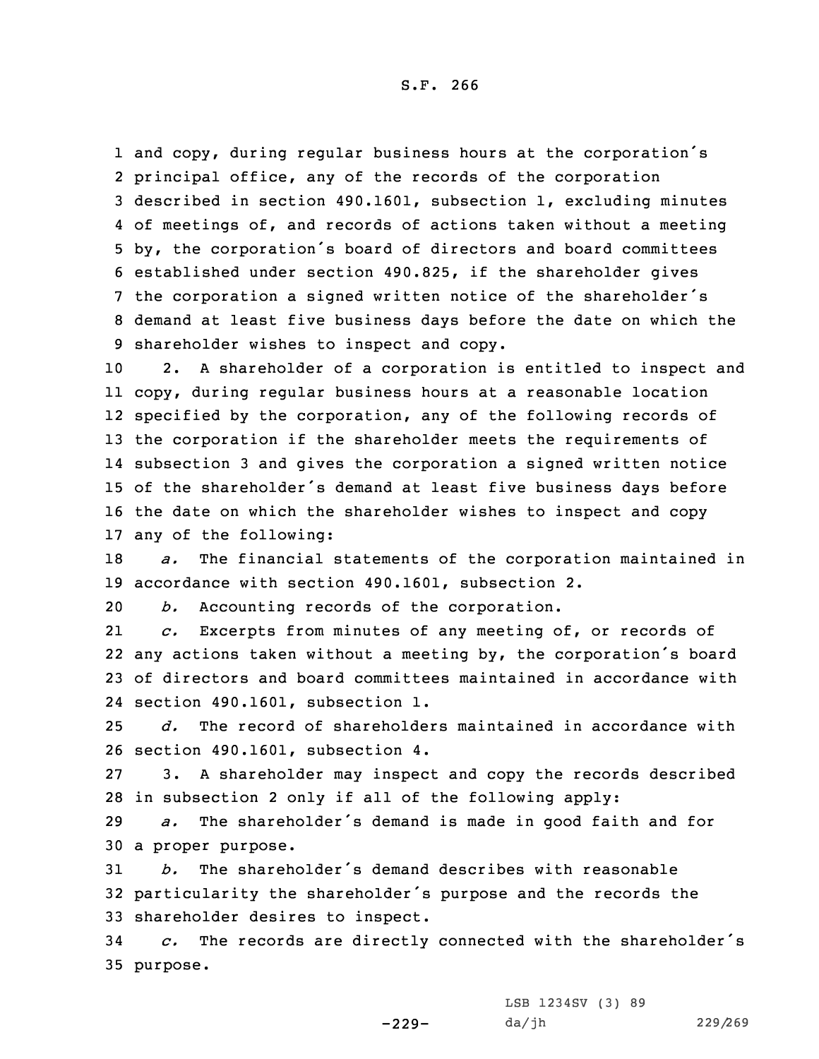and copy, during regular business hours at the corporation's principal office, any of the records of the corporation described in section 490.1601, subsection 1, excluding minutes of meetings of, and records of actions taken without a meeting by, the corporation's board of directors and board committees established under section 490.825, if the shareholder gives the corporation a signed written notice of the shareholder's demand at least five business days before the date on which the shareholder wishes to inspect and copy.

2. A shareholder of a corporation is entitled to inspect and copy, during regular business hours at a reasonable location specified by the corporation, any of the following records of the corporation if the shareholder meets the requirements of subsection 3 and gives the corporation a signed written notice of the shareholder's demand at least five business days before the date on which the shareholder wishes to inspect and copy any of the following:

*a.* The financial statements of the corporation maintained in accordance with section 490.1601, subsection 2.

*b.* Accounting records of the corporation.

*c.* Excerpts from minutes of any meeting of, or records of any actions taken without a meeting by, the corporation's board of directors and board committees maintained in accordance with section 490.1601, subsection 1.

*d.* The record of shareholders maintained in accordance with section 490.1601, subsection 4.

3. A shareholder may inspect and copy the records described in subsection 2 only if all of the following apply:

*a.* The shareholder's demand is made in good faith and for a proper purpose.

*b.* The shareholder's demand describes with reasonable particularity the shareholder's purpose and the records the shareholder desires to inspect.

*c.* The records are directly connected with the shareholder's purpose.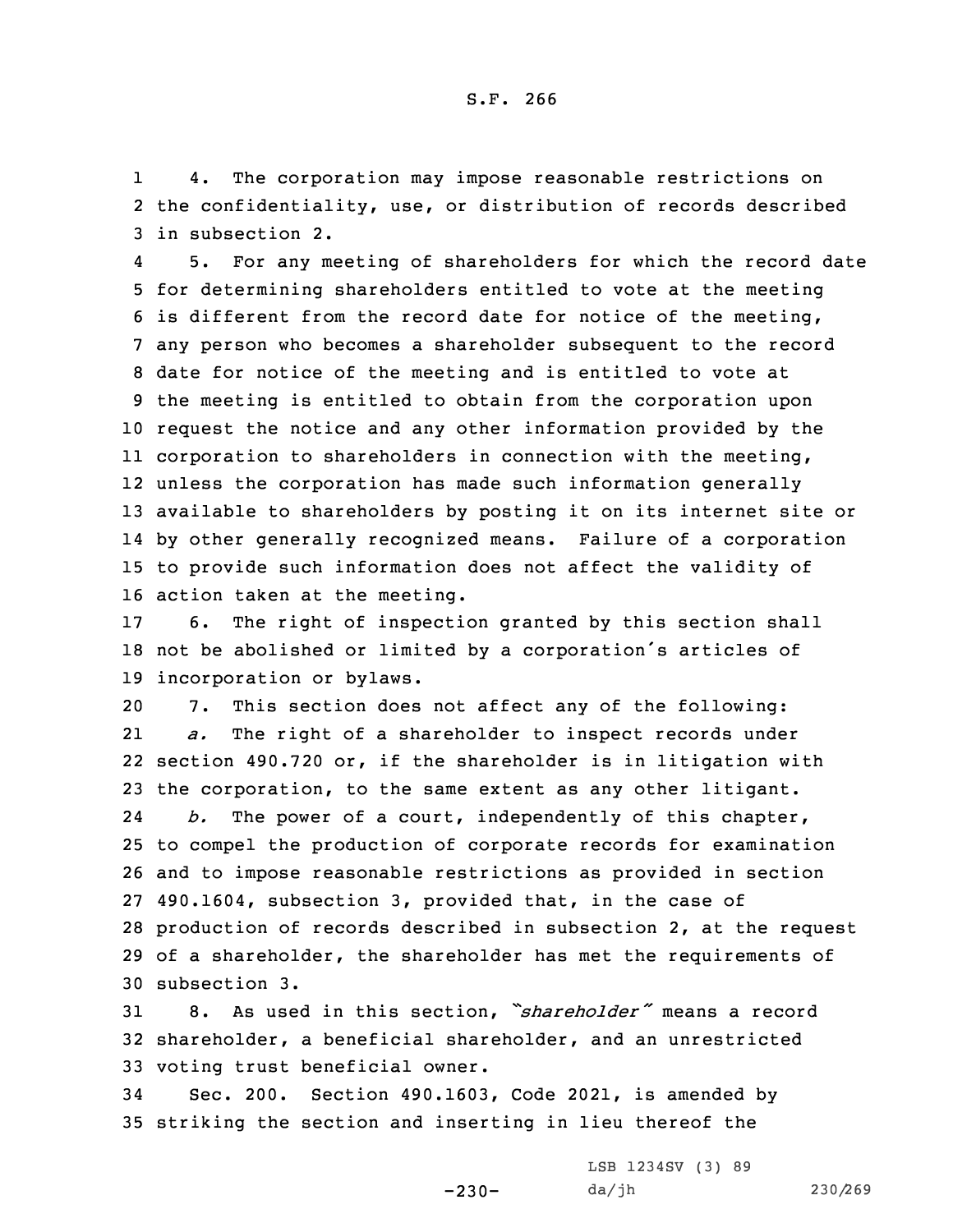4. The corporation may impose reasonable restrictions on the confidentiality, use, or distribution of records described in subsection 2.

5. For any meeting of shareholders for which the record date for determining shareholders entitled to vote at the meeting is different from the record date for notice of the meeting, any person who becomes a shareholder subsequent to the record date for notice of the meeting and is entitled to vote at the meeting is entitled to obtain from the corporation upon request the notice and any other information provided by the corporation to shareholders in connection with the meeting, unless the corporation has made such information generally available to shareholders by posting it on its internet site or by other generally recognized means. Failure of a corporation to provide such information does not affect the validity of action taken at the meeting.

6. The right of inspection granted by this section shall not be abolished or limited by a corporation's articles of incorporation or bylaws.

7. This section does not affect any of the following:

*a.* The right of a shareholder to inspect records under section 490.720 or, if the shareholder is in litigation with the corporation, to the same extent as any other litigant.

*b.* The power of a court, independently of this chapter, to compel the production of corporate records for examination and to impose reasonable restrictions as provided in section 490.1604, subsection 3, provided that, in the case of production of records described in subsection 2, at the request of a shareholder, the shareholder has met the requirements of subsection 3.

8. As used in this section, *"shareholder"* means a record shareholder, a beneficial shareholder, and an unrestricted voting trust beneficial owner.

Sec. 200. Section 490.1603, Code 2021, is amended by striking the section and inserting in lieu thereof the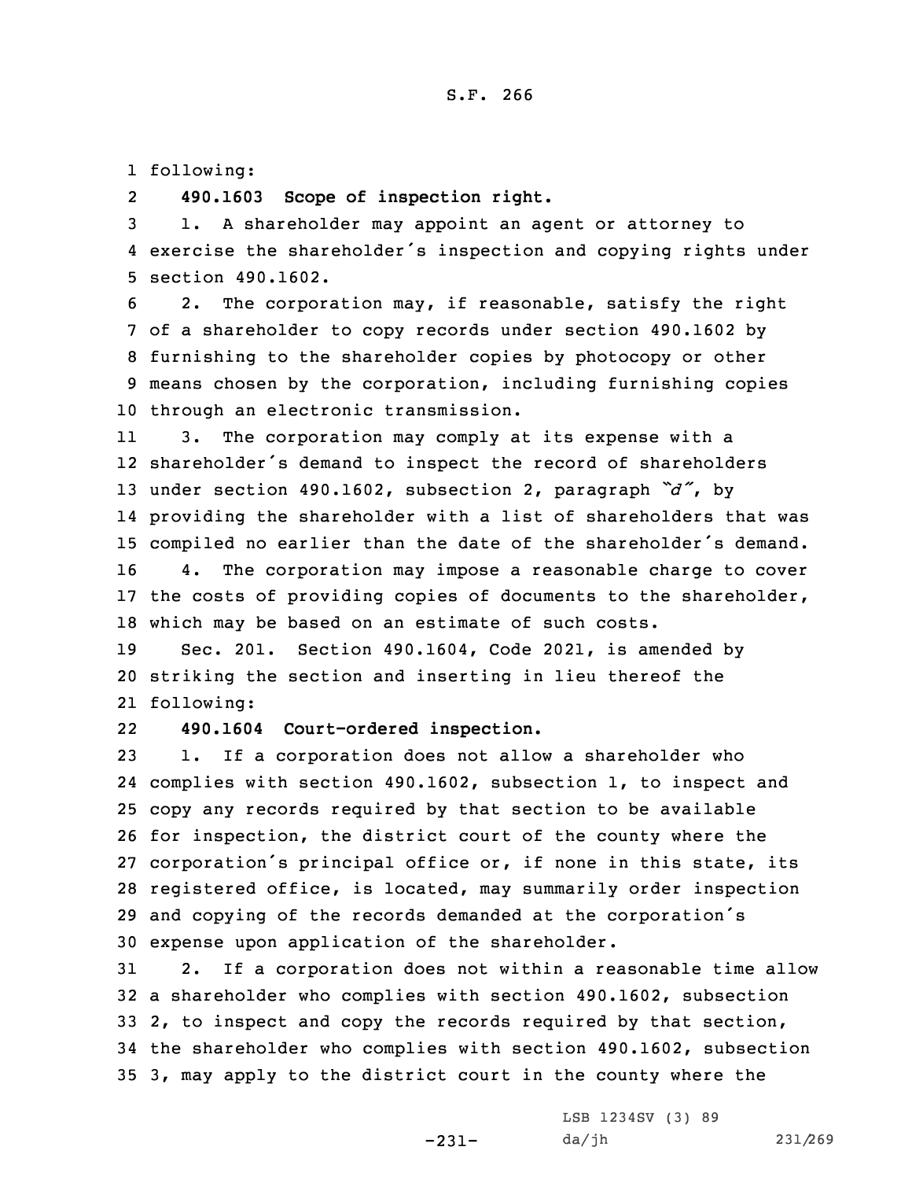following:

**490.1603 Scope of inspection right.**

1. A shareholder may appoint an agent or attorney to exercise the shareholder's inspection and copying rights under section 490.1602.

2. The corporation may, if reasonable, satisfy the right of a shareholder to copy records under section 490.1602 by furnishing to the shareholder copies by photocopy or other means chosen by the corporation, including furnishing copies through an electronic transmission.

3. The corporation may comply at its expense with a shareholder's demand to inspect the record of shareholders under section 490.1602, subsection 2, paragraph *"d"*, by providing the shareholder with a list of shareholders that was compiled no earlier than the date of the shareholder's demand.

4. The corporation may impose a reasonable charge to cover the costs of providing copies of documents to the shareholder, which may be based on an estimate of such costs.

Sec. 201. Section 490.1604, Code 2021, is amended by striking the section and inserting in lieu thereof the following:

**490.1604 Court-ordered inspection.**

1. If a corporation does not allow a shareholder who complies with section 490.1602, subsection 1, to inspect and copy any records required by that section to be available for inspection, the district court of the county where the corporation's principal office or, if none in this state, its registered office, is located, may summarily order inspection and copying of the records demanded at the corporation's expense upon application of the shareholder.

2. If a corporation does not within a reasonable time allow a shareholder who complies with section 490.1602, subsection 2, to inspect and copy the records required by that section, the shareholder who complies with section 490.1602, subsection 3, may apply to the district court in the county where the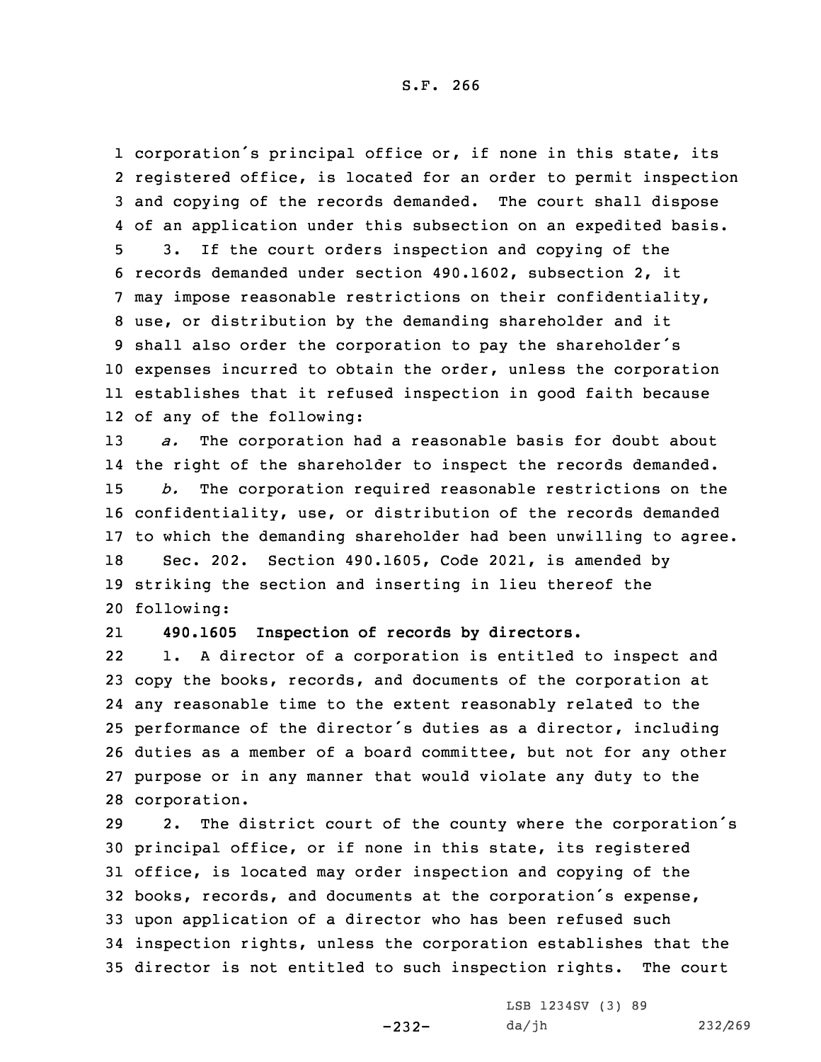corporation's principal office or, if none in this state, its registered office, is located for an order to permit inspection and copying of the records demanded. The court shall dispose of an application under this subsection on an expedited basis.

3. If the court orders inspection and copying of the records demanded under section 490.1602, subsection 2, it may impose reasonable restrictions on their confidentiality, use, or distribution by the demanding shareholder and it shall also order the corporation to pay the shareholder's expenses incurred to obtain the order, unless the corporation establishes that it refused inspection in good faith because of any of the following:

*a.* The corporation had a reasonable basis for doubt about the right of the shareholder to inspect the records demanded.

*b.* The corporation required reasonable restrictions on the confidentiality, use, or distribution of the records demanded to which the demanding shareholder had been unwilling to agree.

Sec. 202. Section 490.1605, Code 2021, is amended by striking the section and inserting in lieu thereof the following:

**490.1605 Inspection of records by directors.**

1. A director of a corporation is entitled to inspect and copy the books, records, and documents of the corporation at any reasonable time to the extent reasonably related to the performance of the director's duties as a director, including duties as a member of a board committee, but not for any other purpose or in any manner that would violate any duty to the corporation.

2. The district court of the county where the corporation's principal office, or if none in this state, its registered office, is located may order inspection and copying of the books, records, and documents at the corporation's expense, upon application of a director who has been refused such inspection rights, unless the corporation establishes that the director is not entitled to such inspection rights. The court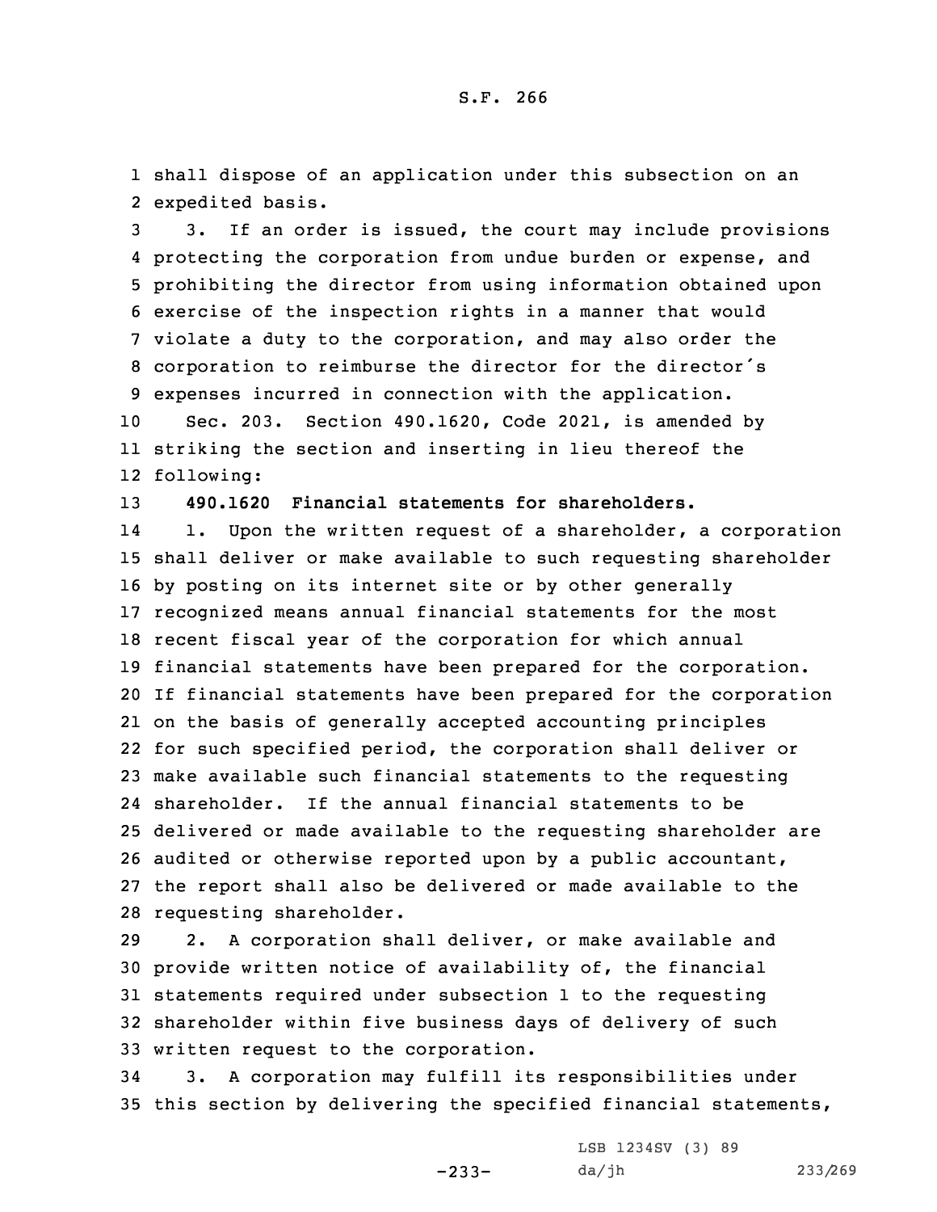shall dispose of an application under this subsection on an expedited basis.

3. If an order is issued, the court may include provisions protecting the corporation from undue burden or expense, and prohibiting the director from using information obtained upon exercise of the inspection rights in a manner that would violate a duty to the corporation, and may also order the corporation to reimburse the director for the director's expenses incurred in connection with the application.

Sec. 203. Section 490.1620, Code 2021, is amended by striking the section and inserting in lieu thereof the following:

**490.1620 Financial statements for shareholders.**

1. Upon the written request of a shareholder, a corporation shall deliver or make available to such requesting shareholder by posting on its internet site or by other generally recognized means annual financial statements for the most recent fiscal year of the corporation for which annual financial statements have been prepared for the corporation. If financial statements have been prepared for the corporation on the basis of generally accepted accounting principles for such specified period, the corporation shall deliver or make available such financial statements to the requesting shareholder. If the annual financial statements to be delivered or made available to the requesting shareholder are audited or otherwise reported upon by a public accountant, the report shall also be delivered or made available to the requesting shareholder.

2. A corporation shall deliver, or make available and provide written notice of availability of, the financial statements required under subsection 1 to the requesting shareholder within five business days of delivery of such written request to the corporation.

3. A corporation may fulfill its responsibilities under this section by delivering the specified financial statements,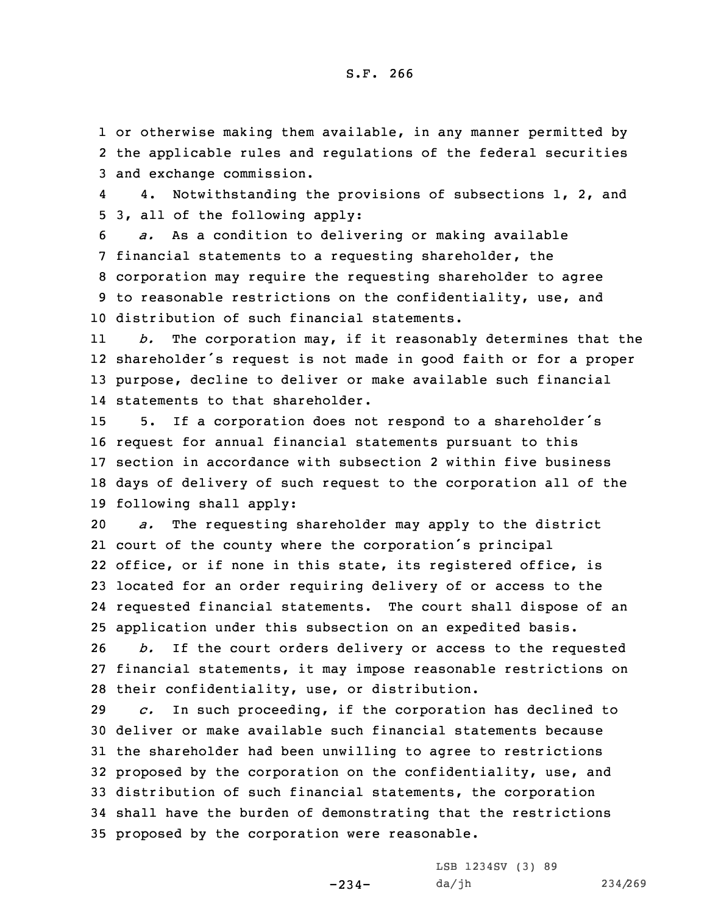or otherwise making them available, in any manner permitted by the applicable rules and regulations of the federal securities and exchange commission.

4. Notwithstanding the provisions of subsections 1, 2, and 3, all of the following apply:

*a.* As a condition to delivering or making available financial statements to a requesting shareholder, the corporation may require the requesting shareholder to agree to reasonable restrictions on the confidentiality, use, and distribution of such financial statements.

*b.* The corporation may, if it reasonably determines that the shareholder's request is not made in good faith or for a proper purpose, decline to deliver or make available such financial statements to that shareholder.

5. If a corporation does not respond to a shareholder's request for annual financial statements pursuant to this section in accordance with subsection 2 within five business days of delivery of such request to the corporation all of the following shall apply:

*a.* The requesting shareholder may apply to the district court of the county where the corporation's principal office, or if none in this state, its registered office, is located for an order requiring delivery of or access to the requested financial statements. The court shall dispose of an application under this subsection on an expedited basis.

*b.* If the court orders delivery or access to the requested financial statements, it may impose reasonable restrictions on their confidentiality, use, or distribution.

*c.* In such proceeding, if the corporation has declined to deliver or make available such financial statements because the shareholder had been unwilling to agree to restrictions proposed by the corporation on the confidentiality, use, and distribution of such financial statements, the corporation shall have the burden of demonstrating that the restrictions proposed by the corporation were reasonable.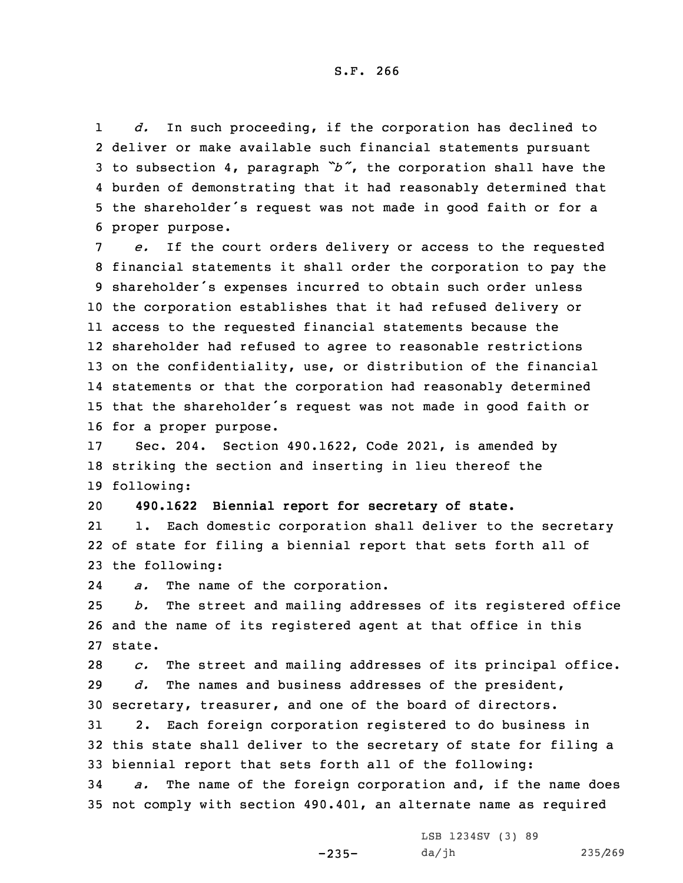*d.* In such proceeding, if the corporation has declined to deliver or make available such financial statements pursuant to subsection 4, paragraph *"b"*, the corporation shall have the burden of demonstrating that it had reasonably determined that the shareholder's request was not made in good faith or for a proper purpose.

*e.* If the court orders delivery or access to the requested financial statements it shall order the corporation to pay the shareholder's expenses incurred to obtain such order unless the corporation establishes that it had refused delivery or access to the requested financial statements because the shareholder had refused to agree to reasonable restrictions on the confidentiality, use, or distribution of the financial statements or that the corporation had reasonably determined that the shareholder's request was not made in good faith or for a proper purpose.

Sec. 204. Section 490.1622, Code 2021, is amended by striking the section and inserting in lieu thereof the following:

**490.1622 Biennial report for secretary of state.**

1. Each domestic corporation shall deliver to the secretary of state for filing a biennial report that sets forth all of the following:

*a.* The name of the corporation.

*b.* The street and mailing addresses of its registered office and the name of its registered agent at that office in this state.

*c.* The street and mailing addresses of its principal office.

*d.* The names and business addresses of the president, secretary, treasurer, and one of the board of directors.

2. Each foreign corporation registered to do business in this state shall deliver to the secretary of state for filing a biennial report that sets forth all of the following:

*a.* The name of the foreign corporation and, if the name does not comply with section 490.401, an alternate name as required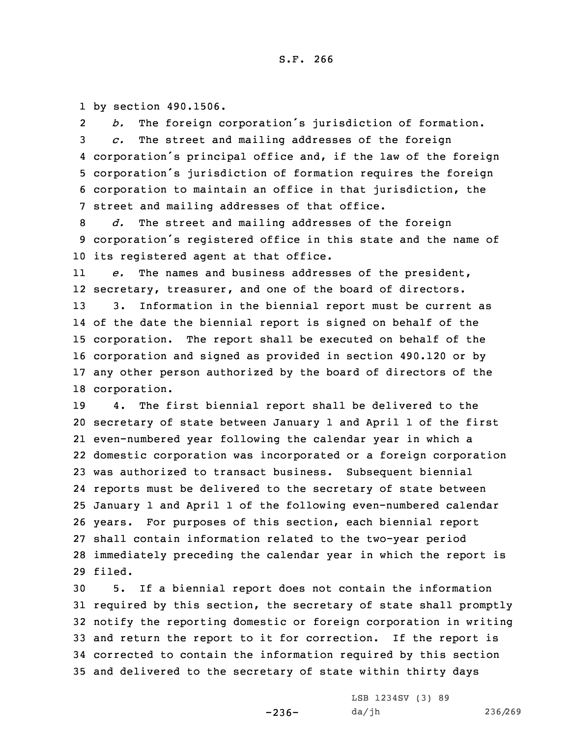by section 490.1506.

*b.* The foreign corporation's jurisdiction of formation.

*c.* The street and mailing addresses of the foreign corporation's principal office and, if the law of the foreign corporation's jurisdiction of formation requires the foreign corporation to maintain an office in that jurisdiction, the street and mailing addresses of that office.

*d.* The street and mailing addresses of the foreign corporation's registered office in this state and the name of its registered agent at that office.

*e.* The names and business addresses of the president, secretary, treasurer, and one of the board of directors.

3. Information in the biennial report must be current as of the date the biennial report is signed on behalf of the corporation. The report shall be executed on behalf of the corporation and signed as provided in section 490.120 or by any other person authorized by the board of directors of the corporation.

4. The first biennial report shall be delivered to the secretary of state between January 1 and April 1 of the first even-numbered year following the calendar year in which a domestic corporation was incorporated or a foreign corporation was authorized to transact business. Subsequent biennial reports must be delivered to the secretary of state between January 1 and April 1 of the following even-numbered calendar years. For purposes of this section, each biennial report shall contain information related to the two-year period immediately preceding the calendar year in which the report is filed.

5. If a biennial report does not contain the information required by this section, the secretary of state shall promptly notify the reporting domestic or foreign corporation in writing and return the report to it for correction. If the report is corrected to contain the information required by this section and delivered to the secretary of state within thirty days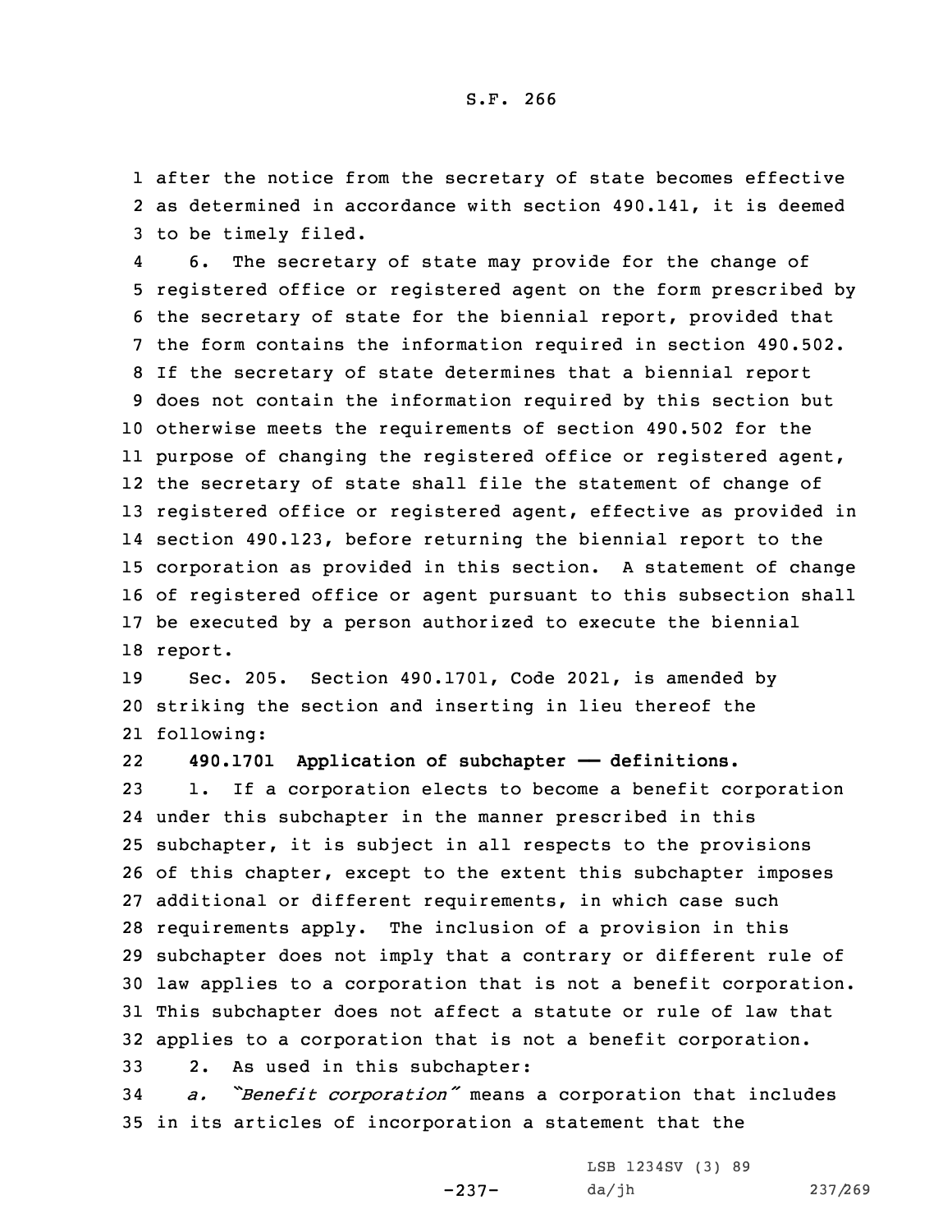after the notice from the secretary of state becomes effective as determined in accordance with section 490.141, it is deemed to be timely filed.

6. The secretary of state may provide for the change of registered office or registered agent on the form prescribed by the secretary of state for the biennial report, provided that the form contains the information required in section 490.502. If the secretary of state determines that a biennial report does not contain the information required by this section but otherwise meets the requirements of section 490.502 for the purpose of changing the registered office or registered agent, the secretary of state shall file the statement of change of registered office or registered agent, effective as provided in section 490.123, before returning the biennial report to the corporation as provided in this section. A statement of change of registered office or agent pursuant to this subsection shall be executed by a person authorized to execute the biennial report.

Sec. 205. Section 490.1701, Code 2021, is amended by striking the section and inserting in lieu thereof the following:

**490.1701 Application of subchapter —— definitions.**

1. If a corporation elects to become a benefit corporation under this subchapter in the manner prescribed in this subchapter, it is subject in all respects to the provisions of this chapter, except to the extent this subchapter imposes additional or different requirements, in which case such requirements apply. The inclusion of a provision in this subchapter does not imply that a contrary or different rule of law applies to a corporation that is not a benefit corporation. This subchapter does not affect a statute or rule of law that applies to a corporation that is not a benefit corporation.

2. As used in this subchapter:

*a. "Benefit corporation"* means a corporation that includes in its articles of incorporation a statement that the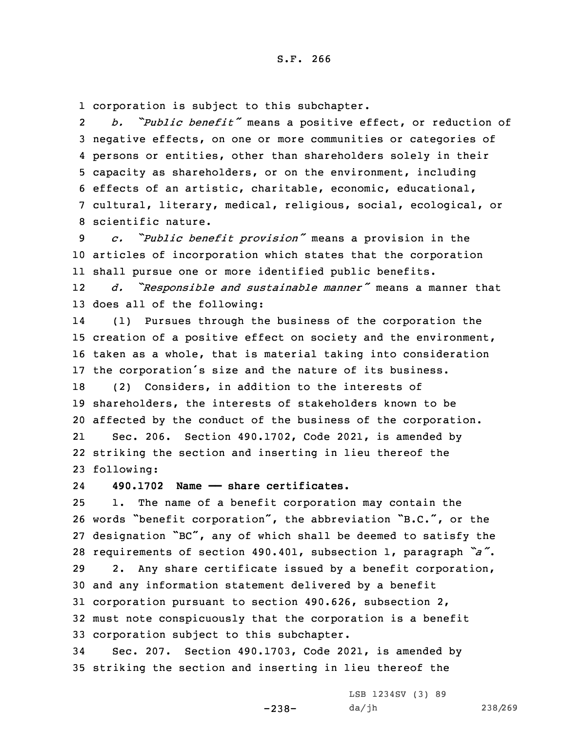corporation is subject to this subchapter.

*b. "Public benefit"* means a positive effect, or reduction of negative effects, on one or more communities or categories of persons or entities, other than shareholders solely in their capacity as shareholders, or on the environment, including effects of an artistic, charitable, economic, educational, cultural, literary, medical, religious, social, ecological, or scientific nature.

*c. "Public benefit provision"* means a provision in the articles of incorporation which states that the corporation shall pursue one or more identified public benefits.

*d. "Responsible and sustainable manner"* means a manner that does all of the following:

(1) Pursues through the business of the corporation the creation of a positive effect on society and the environment, taken as a whole, that is material taking into consideration the corporation's size and the nature of its business.

(2) Considers, in addition to the interests of shareholders, the interests of stakeholders known to be affected by the conduct of the business of the corporation.

Sec. 206. Section 490.1702, Code 2021, is amended by striking the section and inserting in lieu thereof the following:

**490.1702 Name —— share certificates.**

1. The name of a benefit corporation may contain the words "benefit corporation", the abbreviation "B.C.", or the designation "BC", any of which shall be deemed to satisfy the requirements of section 490.401, subsection 1, paragraph *"a"*.

2. Any share certificate issued by a benefit corporation, and any information statement delivered by a benefit corporation pursuant to section 490.626, subsection 2, must note conspicuously that the corporation is a benefit corporation subject to this subchapter.

Sec. 207. Section 490.1703, Code 2021, is amended by striking the section and inserting in lieu thereof the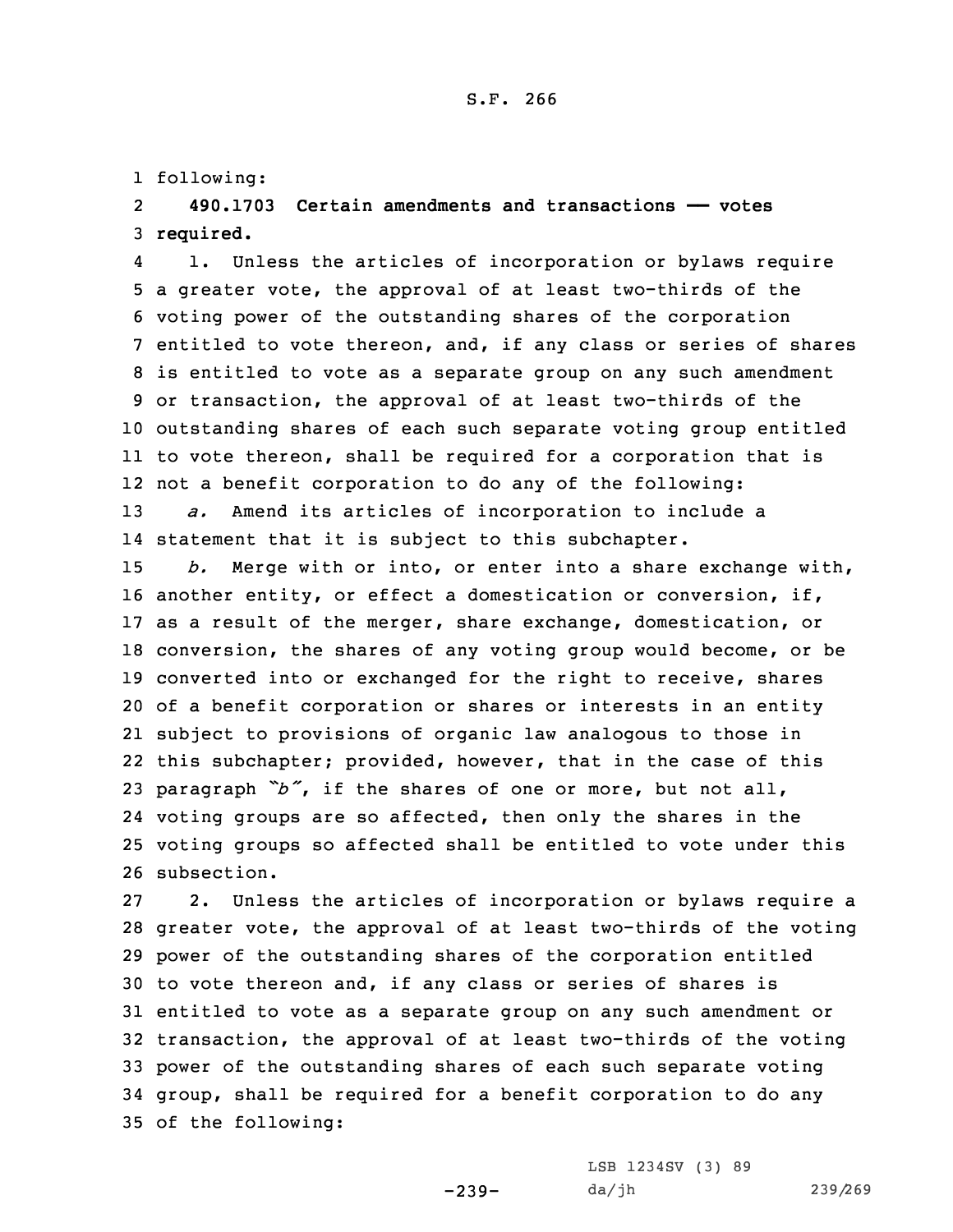following:

**490.1703 Certain amendments and transactions —— votes required.**

1. Unless the articles of incorporation or bylaws require a greater vote, the approval of at least two-thirds of the voting power of the outstanding shares of the corporation entitled to vote thereon, and, if any class or series of shares is entitled to vote as a separate group on any such amendment or transaction, the approval of at least two-thirds of the outstanding shares of each such separate voting group entitled to vote thereon, shall be required for a corporation that is not a benefit corporation to do any of the following:

*a.* Amend its articles of incorporation to include a statement that it is subject to this subchapter.

*b.* Merge with or into, or enter into a share exchange with, another entity, or effect a domestication or conversion, if, as a result of the merger, share exchange, domestication, or conversion, the shares of any voting group would become, or be converted into or exchanged for the right to receive, shares of a benefit corporation or shares or interests in an entity subject to provisions of organic law analogous to those in this subchapter; provided, however, that in the case of this paragraph *"b"*, if the shares of one or more, but not all, voting groups are so affected, then only the shares in the voting groups so affected shall be entitled to vote under this subsection.

2. Unless the articles of incorporation or bylaws require a greater vote, the approval of at least two-thirds of the voting power of the outstanding shares of the corporation entitled to vote thereon and, if any class or series of shares is entitled to vote as a separate group on any such amendment or transaction, the approval of at least two-thirds of the voting power of the outstanding shares of each such separate voting group, shall be required for a benefit corporation to do any of the following: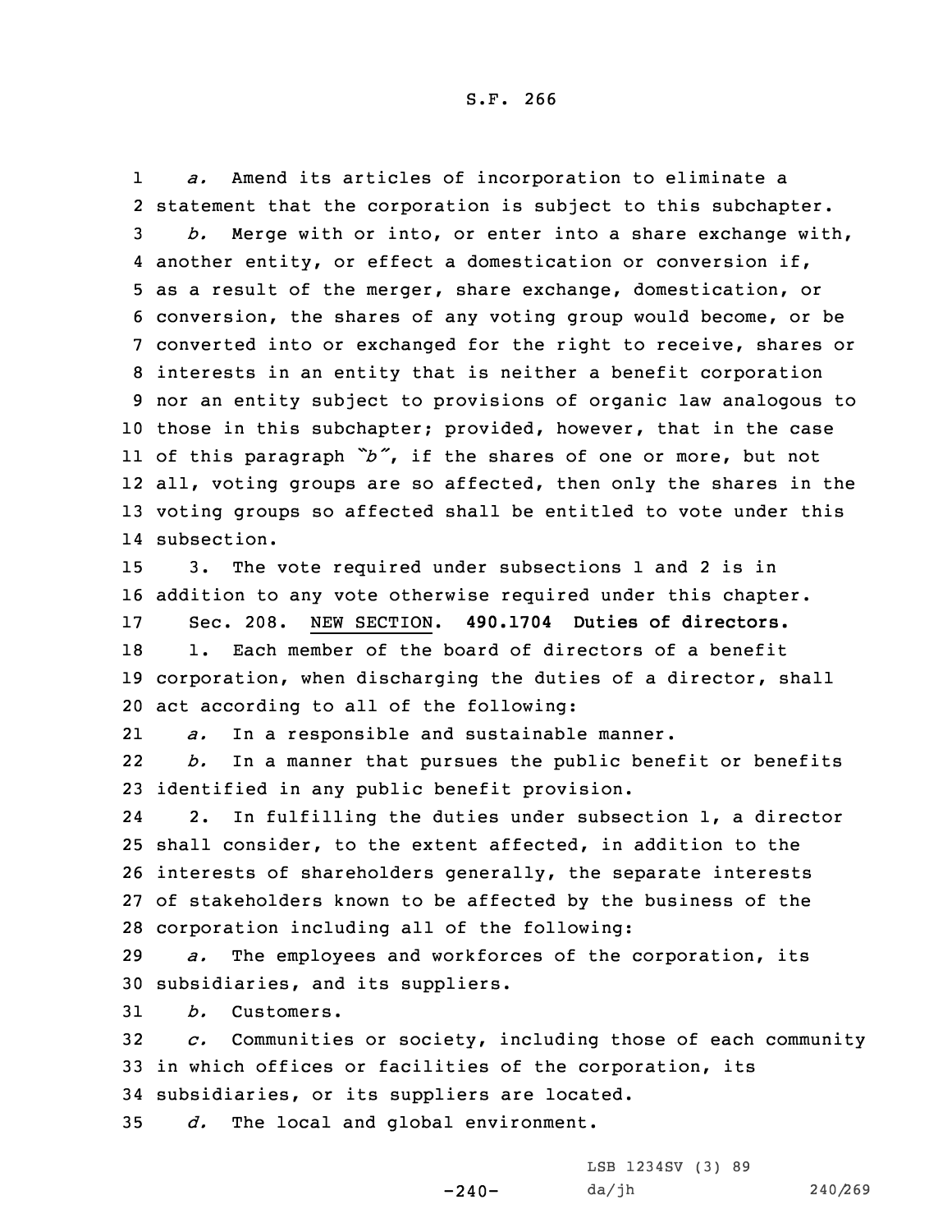*a.* Amend its articles of incorporation to eliminate a statement that the corporation is subject to this subchapter.

*b.* Merge with or into, or enter into a share exchange with, another entity, or effect a domestication or conversion if, as a result of the merger, share exchange, domestication, or conversion, the shares of any voting group would become, or be converted into or exchanged for the right to receive, shares or interests in an entity that is neither a benefit corporation nor an entity subject to provisions of organic law analogous to those in this subchapter; provided, however, that in the case of this paragraph *"b"*, if the shares of one or more, but not all, voting groups are so affected, then only the shares in the voting groups so affected shall be entitled to vote under this subsection.

3. The vote required under subsections 1 and 2 is in addition to any vote otherwise required under this chapter.

Sec. 208. NEW SECTION. **490.1704 Duties of directors.**

1. Each member of the board of directors of a benefit corporation, when discharging the duties of a director, shall act according to all of the following:

*a.* In a responsible and sustainable manner.

*b.* In a manner that pursues the public benefit or benefits identified in any public benefit provision.

2. In fulfilling the duties under subsection 1, a director shall consider, to the extent affected, in addition to the interests of shareholders generally, the separate interests of stakeholders known to be affected by the business of the corporation including all of the following:

*a.* The employees and workforces of the corporation, its subsidiaries, and its suppliers.

*b.* Customers.

*c.* Communities or society, including those of each community in which offices or facilities of the corporation, its subsidiaries, or its suppliers are located.

*d.* The local and global environment.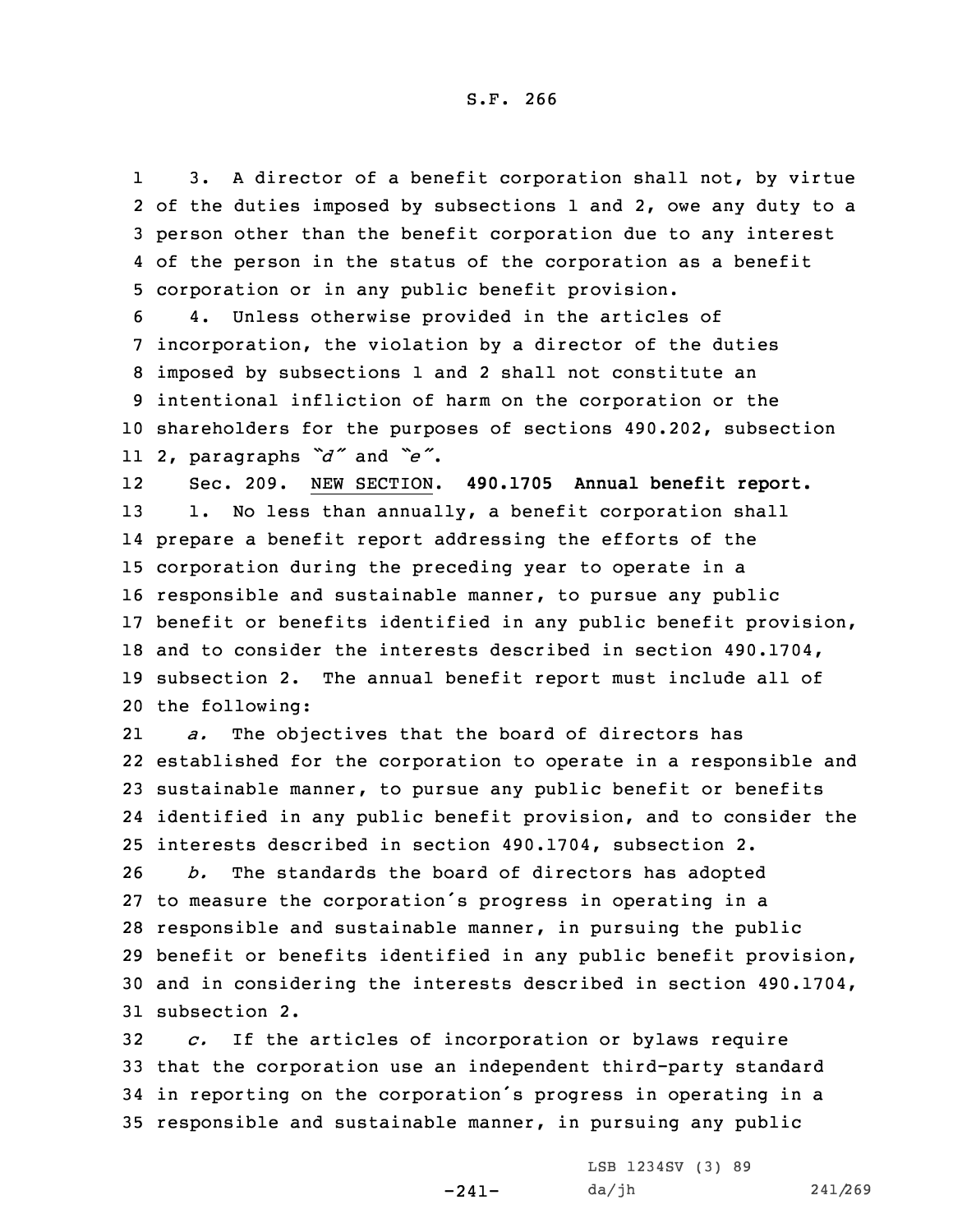3. A director of a benefit corporation shall not, by virtue of the duties imposed by subsections 1 and 2, owe any duty to a person other than the benefit corporation due to any interest of the person in the status of the corporation as a benefit corporation or in any public benefit provision.

4. Unless otherwise provided in the articles of incorporation, the violation by a director of the duties imposed by subsections 1 and 2 shall not constitute an intentional infliction of harm on the corporation or the shareholders for the purposes of sections 490.202, subsection 2, paragraphs *"d"* and *"e"*.

Sec. 209. NEW SECTION. **490.1705 Annual benefit report.**

1. No less than annually, a benefit corporation shall prepare a benefit report addressing the efforts of the corporation during the preceding year to operate in a responsible and sustainable manner, to pursue any public benefit or benefits identified in any public benefit provision, and to consider the interests described in section 490.1704, subsection 2. The annual benefit report must include all of the following:

*a.* The objectives that the board of directors has established for the corporation to operate in a responsible and sustainable manner, to pursue any public benefit or benefits identified in any public benefit provision, and to consider the interests described in section 490.1704, subsection 2.

*b.* The standards the board of directors has adopted to measure the corporation's progress in operating in a responsible and sustainable manner, in pursuing the public benefit or benefits identified in any public benefit provision, and in considering the interests described in section 490.1704, subsection 2.

*c.* If the articles of incorporation or bylaws require that the corporation use an independent third-party standard in reporting on the corporation's progress in operating in a responsible and sustainable manner, in pursuing any public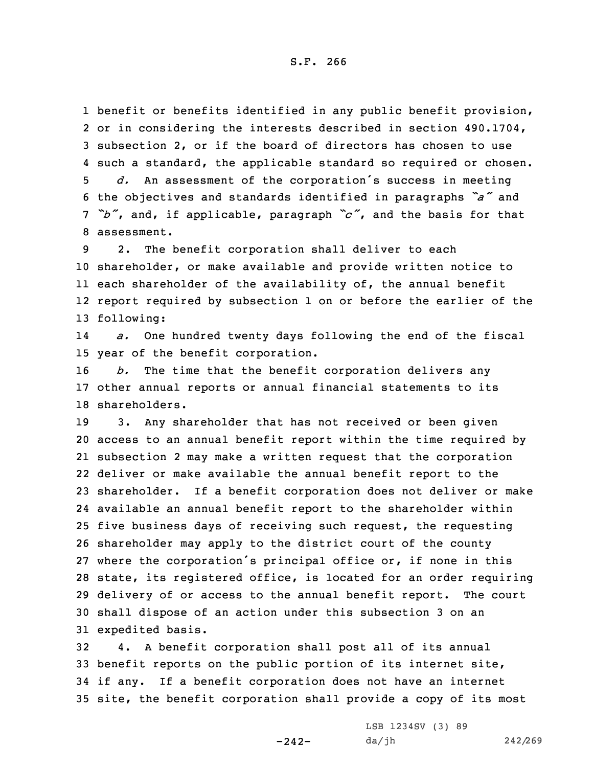benefit or benefits identified in any public benefit provision, or in considering the interests described in section 490.1704, subsection 2, or if the board of directors has chosen to use such a standard, the applicable standard so required or chosen.

*d.* An assessment of the corporation's success in meeting the objectives and standards identified in paragraphs *"a"* and *"b"*, and, if applicable, paragraph *"c"*, and the basis for that assessment.

2. The benefit corporation shall deliver to each shareholder, or make available and provide written notice to each shareholder of the availability of, the annual benefit report required by subsection 1 on or before the earlier of the following:

*a.* One hundred twenty days following the end of the fiscal year of the benefit corporation.

*b.* The time that the benefit corporation delivers any other annual reports or annual financial statements to its shareholders.

3. Any shareholder that has not received or been given access to an annual benefit report within the time required by subsection 2 may make a written request that the corporation deliver or make available the annual benefit report to the shareholder. If a benefit corporation does not deliver or make available an annual benefit report to the shareholder within five business days of receiving such request, the requesting shareholder may apply to the district court of the county where the corporation's principal office or, if none in this state, its registered office, is located for an order requiring delivery of or access to the annual benefit report. The court shall dispose of an action under this subsection 3 on an expedited basis.

4. A benefit corporation shall post all of its annual benefit reports on the public portion of its internet site, if any. If a benefit corporation does not have an internet site, the benefit corporation shall provide a copy of its most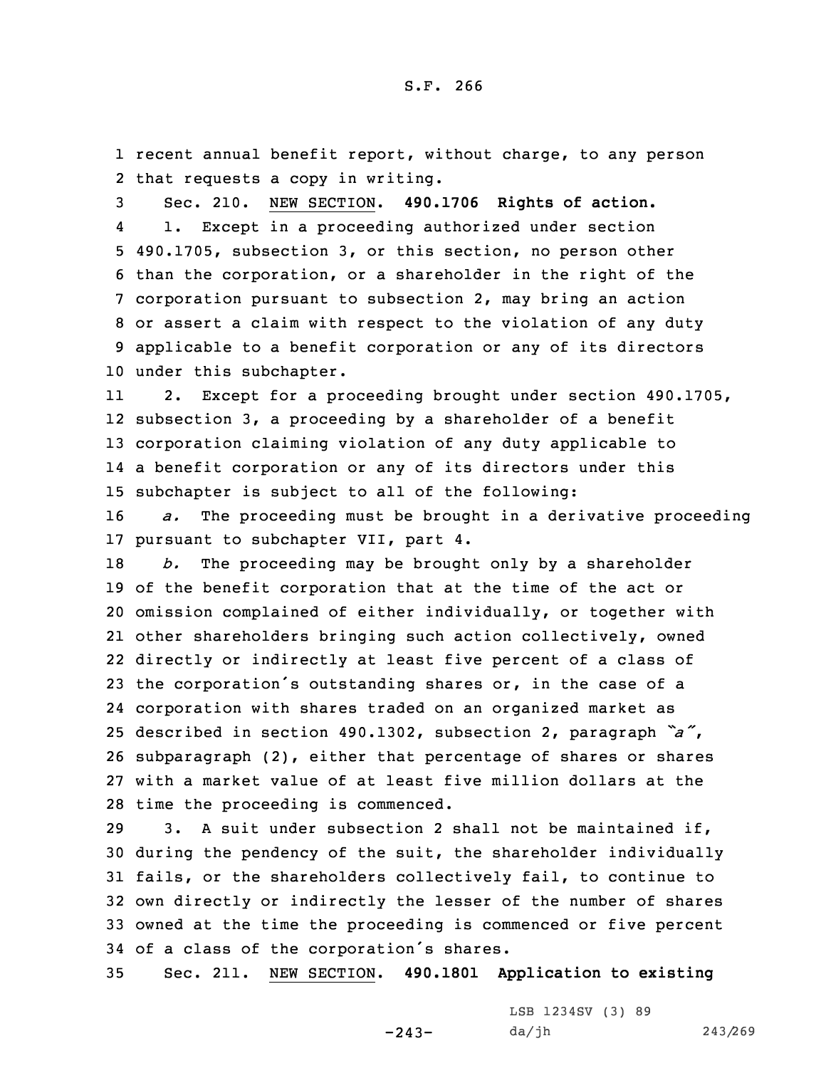recent annual benefit report, without charge, to any person that requests a copy in writing.

Sec. 210. NEW SECTION. **490.1706 Rights of action.**

1. Except in a proceeding authorized under section 490.1705, subsection 3, or this section, no person other than the corporation, or a shareholder in the right of the corporation pursuant to subsection 2, may bring an action or assert a claim with respect to the violation of any duty applicable to a benefit corporation or any of its directors under this subchapter.

2. Except for a proceeding brought under section 490.1705, subsection 3, a proceeding by a shareholder of a benefit corporation claiming violation of any duty applicable to a benefit corporation or any of its directors under this subchapter is subject to all of the following:

*a.* The proceeding must be brought in a derivative proceeding pursuant to subchapter VII, part 4.

*b.* The proceeding may be brought only by a shareholder of the benefit corporation that at the time of the act or omission complained of either individually, or together with other shareholders bringing such action collectively, owned directly or indirectly at least five percent of a class of the corporation's outstanding shares or, in the case of a corporation with shares traded on an organized market as described in section 490.1302, subsection 2, paragraph *"a"*, subparagraph (2), either that percentage of shares or shares with a market value of at least five million dollars at the time the proceeding is commenced.

3. A suit under subsection 2 shall not be maintained if, during the pendency of the suit, the shareholder individually fails, or the shareholders collectively fail, to continue to own directly or indirectly the lesser of the number of shares owned at the time the proceeding is commenced or five percent of a class of the corporation's shares.

Sec. 211. NEW SECTION. **490.1801 Application to existing**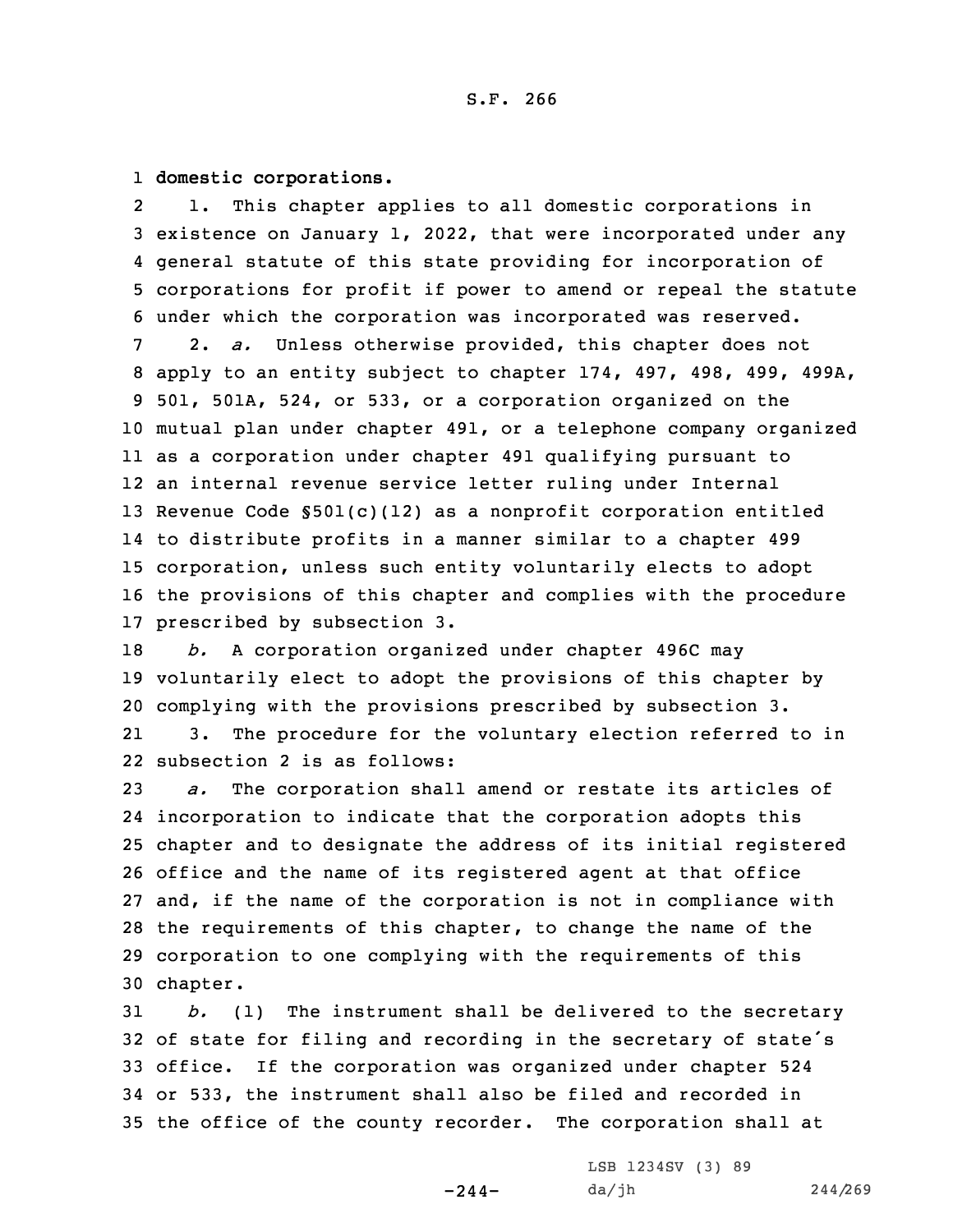**domestic corporations.**

1. This chapter applies to all domestic corporations in existence on January 1, 2022, that were incorporated under any general statute of this state providing for incorporation of corporations for profit if power to amend or repeal the statute under which the corporation was incorporated was reserved.

2. *a.* Unless otherwise provided, this chapter does not apply to an entity subject to chapter 174, 497, 498, 499, 499A, 501, 501A, 524, or 533, or a corporation organized on the mutual plan under chapter 491, or a telephone company organized as a corporation under chapter 491 qualifying pursuant to an internal revenue service letter ruling under Internal Revenue Code §501(c)(12) as a nonprofit corporation entitled to distribute profits in a manner similar to a chapter 499 corporation, unless such entity voluntarily elects to adopt the provisions of this chapter and complies with the procedure prescribed by subsection 3.

*b.* A corporation organized under chapter 496C may voluntarily elect to adopt the provisions of this chapter by complying with the provisions prescribed by subsection 3.

3. The procedure for the voluntary election referred to in subsection 2 is as follows:

*a.* The corporation shall amend or restate its articles of incorporation to indicate that the corporation adopts this chapter and to designate the address of its initial registered office and the name of its registered agent at that office and, if the name of the corporation is not in compliance with the requirements of this chapter, to change the name of the corporation to one complying with the requirements of this chapter.

*b.* (1) The instrument shall be delivered to the secretary of state for filing and recording in the secretary of state's office. If the corporation was organized under chapter 524 or 533, the instrument shall also be filed and recorded in the office of the county recorder. The corporation shall at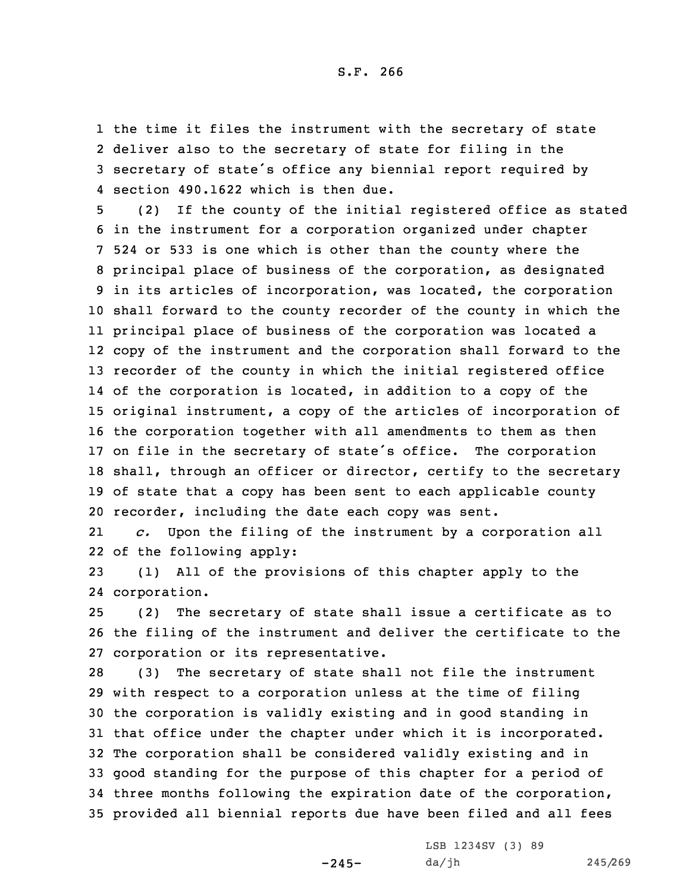the time it files the instrument with the secretary of state deliver also to the secretary of state for filing in the secretary of state's office any biennial report required by section 490.1622 which is then due.

(2) If the county of the initial registered office as stated in the instrument for a corporation organized under chapter 524 or 533 is one which is other than the county where the principal place of business of the corporation, as designated in its articles of incorporation, was located, the corporation shall forward to the county recorder of the county in which the principal place of business of the corporation was located a copy of the instrument and the corporation shall forward to the recorder of the county in which the initial registered office of the corporation is located, in addition to a copy of the original instrument, a copy of the articles of incorporation of the corporation together with all amendments to them as then on file in the secretary of state's office. The corporation shall, through an officer or director, certify to the secretary of state that a copy has been sent to each applicable county recorder, including the date each copy was sent.

*c.* Upon the filing of the instrument by a corporation all of the following apply:

(1) All of the provisions of this chapter apply to the corporation.

(2) The secretary of state shall issue a certificate as to the filing of the instrument and deliver the certificate to the corporation or its representative.

(3) The secretary of state shall not file the instrument with respect to a corporation unless at the time of filing the corporation is validly existing and in good standing in that office under the chapter under which it is incorporated. The corporation shall be considered validly existing and in good standing for the purpose of this chapter for a period of three months following the expiration date of the corporation, provided all biennial reports due have been filed and all fees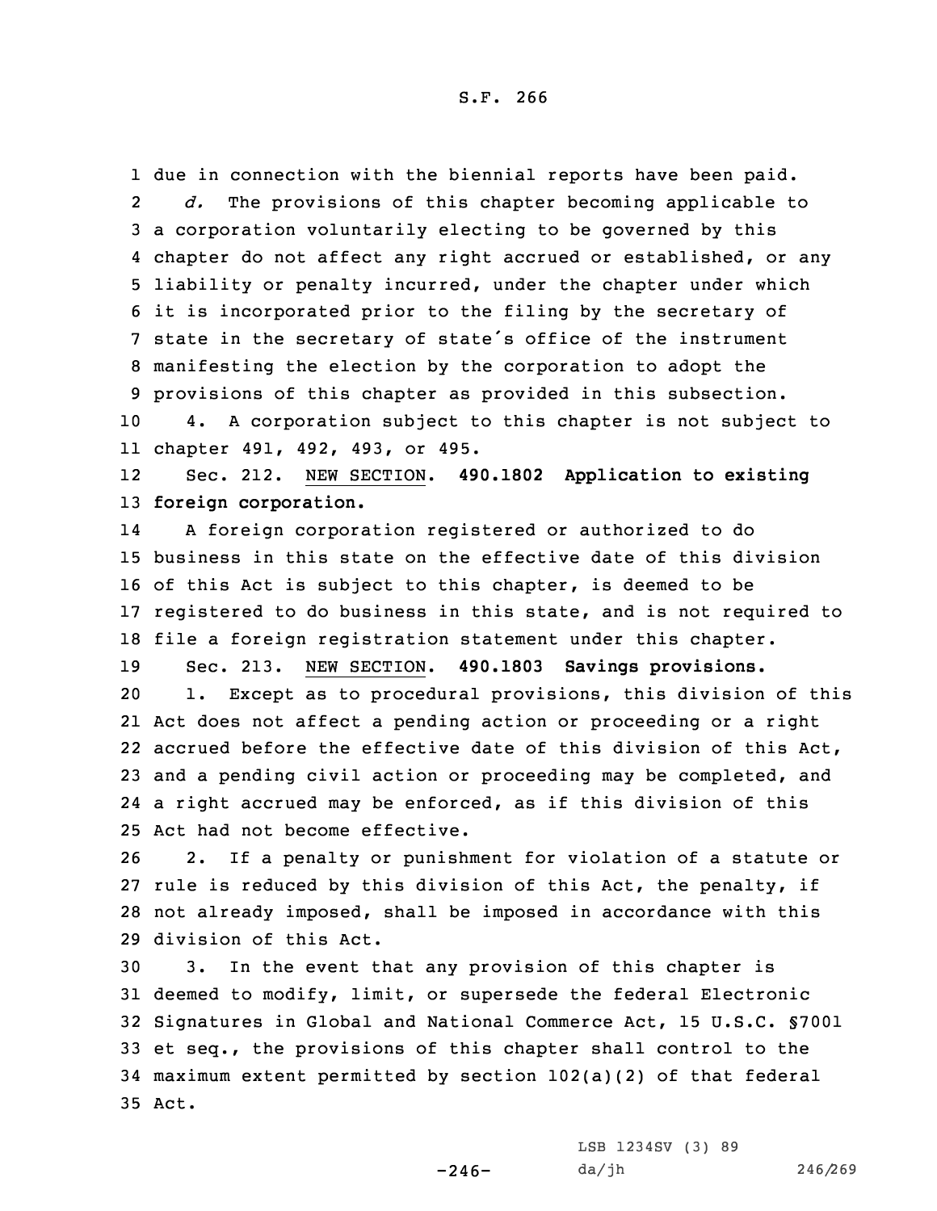due in connection with the biennial reports have been paid.

*d.* The provisions of this chapter becoming applicable to a corporation voluntarily electing to be governed by this chapter do not affect any right accrued or established, or any liability or penalty incurred, under the chapter under which it is incorporated prior to the filing by the secretary of state in the secretary of state's office of the instrument manifesting the election by the corporation to adopt the provisions of this chapter as provided in this subsection.

4. A corporation subject to this chapter is not subject to chapter 491, 492, 493, or 495.

Sec. 212. NEW SECTION. **490.1802 Application to existing foreign corporation.**

A foreign corporation registered or authorized to do business in this state on the effective date of this division of this Act is subject to this chapter, is deemed to be registered to do business in this state, and is not required to file a foreign registration statement under this chapter.

Sec. 213. NEW SECTION. **490.1803 Savings provisions.**

1. Except as to procedural provisions, this division of this Act does not affect a pending action or proceeding or a right accrued before the effective date of this division of this Act, and a pending civil action or proceeding may be completed, and a right accrued may be enforced, as if this division of this Act had not become effective.

2. If a penalty or punishment for violation of a statute or rule is reduced by this division of this Act, the penalty, if not already imposed, shall be imposed in accordance with this division of this Act.

3. In the event that any provision of this chapter is deemed to modify, limit, or supersede the federal Electronic Signatures in Global and National Commerce Act, 15 U.S.C. §7001 et seq., the provisions of this chapter shall control to the maximum extent permitted by section 102(a)(2) of that federal Act.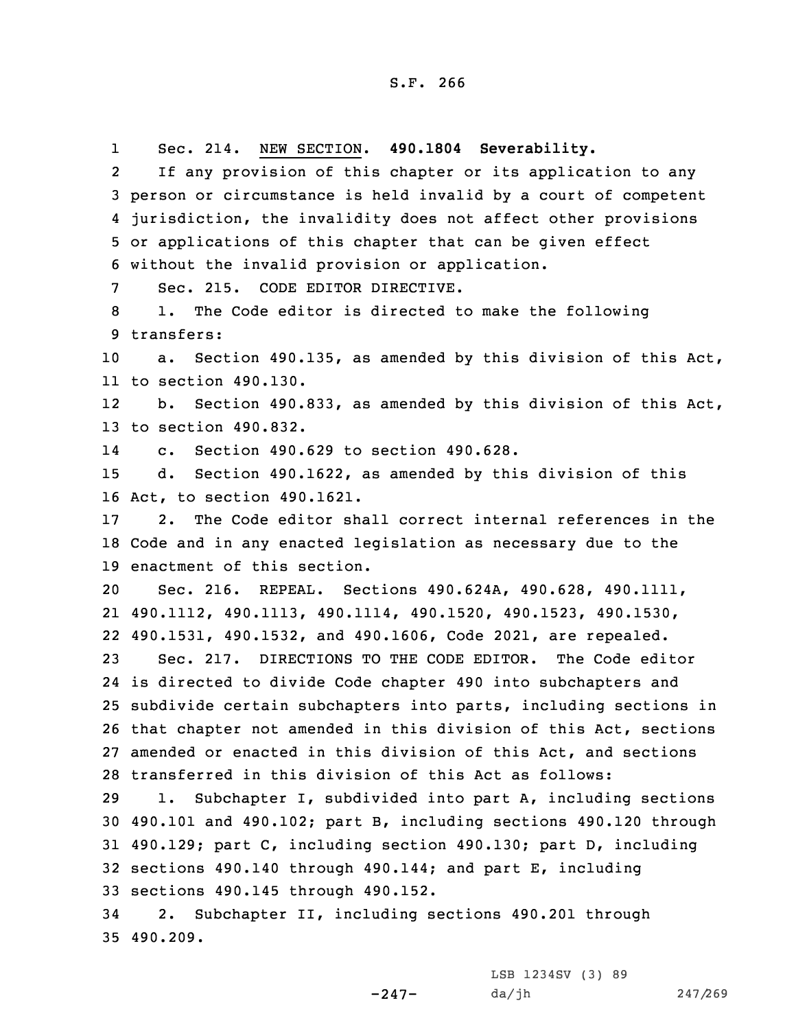Sec. 214. NEW SECTION. **490.1804 Severability.**

If any provision of this chapter or its application to any person or circumstance is held invalid by a court of competent jurisdiction, the invalidity does not affect other provisions or applications of this chapter that can be given effect without the invalid provision or application.

Sec. 215. CODE EDITOR DIRECTIVE.

1. The Code editor is directed to make the following transfers:

a. Section 490.135, as amended by this division of this Act, to section 490.130.

b. Section 490.833, as amended by this division of this Act, to section 490.832.

c. Section 490.629 to section 490.628.

d. Section 490.1622, as amended by this division of this Act, to section 490.1621.

2. The Code editor shall correct internal references in the Code and in any enacted legislation as necessary due to the enactment of this section.

Sec. 216. REPEAL. Sections 490.624A, 490.628, 490.1111, 490.1112, 490.1113, 490.1114, 490.1520, 490.1523, 490.1530, 490.1531, 490.1532, and 490.1606, Code 2021, are repealed.

Sec. 217. DIRECTIONS TO THE CODE EDITOR. The Code editor is directed to divide Code chapter 490 into subchapters and subdivide certain subchapters into parts, including sections in that chapter not amended in this division of this Act, sections amended or enacted in this division of this Act, and sections transferred in this division of this Act as follows:

1. Subchapter I, subdivided into part A, including sections 490.101 and 490.102; part B, including sections 490.120 through 490.129; part C, including section 490.130; part D, including sections 490.140 through 490.144; and part E, including sections 490.145 through 490.152.

2. Subchapter II, including sections 490.201 through 490.209.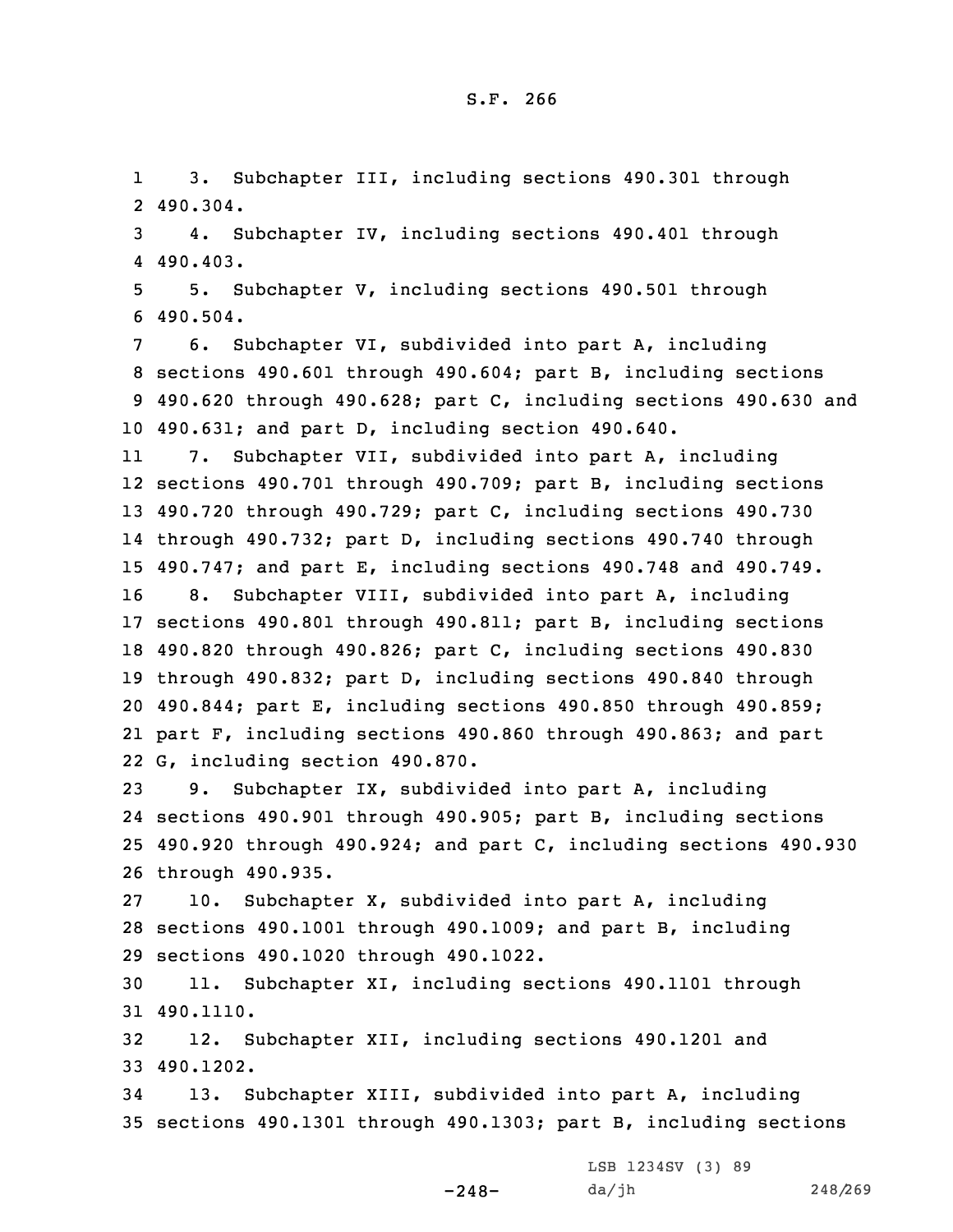3. Subchapter III, including sections 490.301 through 490.304.

4. Subchapter IV, including sections 490.401 through 490.403.

5. Subchapter V, including sections 490.501 through 490.504.

6. Subchapter VI, subdivided into part A, including sections 490.601 through 490.604; part B, including sections 490.620 through 490.628; part C, including sections 490.630 and 490.631; and part D, including section 490.640.

7. Subchapter VII, subdivided into part A, including sections 490.701 through 490.709; part B, including sections 490.720 through 490.729; part C, including sections 490.730 through 490.732; part D, including sections 490.740 through 490.747; and part E, including sections 490.748 and 490.749.

8. Subchapter VIII, subdivided into part A, including sections 490.801 through 490.811; part B, including sections 490.820 through 490.826; part C, including sections 490.830 through 490.832; part D, including sections 490.840 through 490.844; part E, including sections 490.850 through 490.859; part F, including sections 490.860 through 490.863; and part G, including section 490.870.

9. Subchapter IX, subdivided into part A, including sections 490.901 through 490.905; part B, including sections 490.920 through 490.924; and part C, including sections 490.930 through 490.935.

10. Subchapter X, subdivided into part A, including sections 490.1001 through 490.1009; and part B, including sections 490.1020 through 490.1022.

11. Subchapter XI, including sections 490.1101 through 490.1110.

12. Subchapter XII, including sections 490.1201 and 490.1202.

13. Subchapter XIII, subdivided into part A, including sections 490.1301 through 490.1303; part B, including sections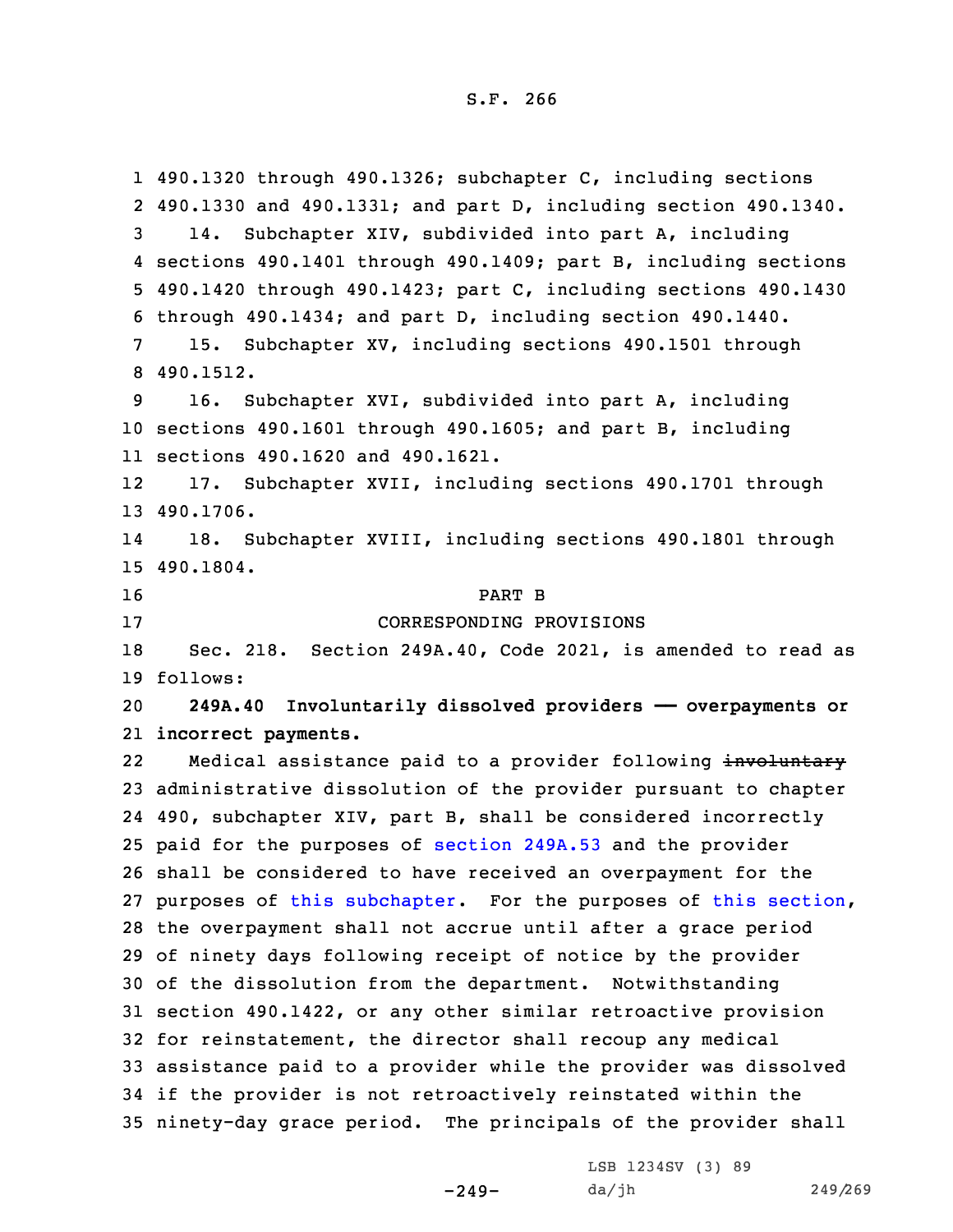490.1320 through 490.1326; subchapter C, including sections 490.1330 and 490.1331; and part D, including section 490.1340.

14. Subchapter XIV, subdivided into part A, including sections 490.1401 through 490.1409; part B, including sections 490.1420 through 490.1423; part C, including sections 490.1430 through 490.1434; and part D, including section 490.1440.

15. Subchapter XV, including sections 490.1501 through 490.1512.

16. Subchapter XVI, subdivided into part A, including sections 490.1601 through 490.1605; and part B, including sections 490.1620 and 490.1621.

17. Subchapter XVII, including sections 490.1701 through 490.1706.

18. Subchapter XVIII, including sections 490.1801 through 490.1804.

PART B

CORRESPONDING PROVISIONS

Sec. 218. Section 249A.40, Code 2021, is amended to read as follows:

**249A.40 Involuntarily dissolved providers —— overpayments or incorrect payments.**

Medical assistance paid to a provider following ~~involuntary~~ administrative dissolution of the provider pursuant to chapter 490, subchapter XIV, part B, shall be considered incorrectly paid for the purposes of section 249A.53 and the provider shall be considered to have received an overpayment for the purposes of this subchapter. For the purposes of this section, the overpayment shall not accrue until after a grace period of ninety days following receipt of notice by the provider of the dissolution from the department. Notwithstanding section 490.1422, or any other similar retroactive provision for reinstatement, the director shall recoup any medical assistance paid to a provider while the provider was dissolved if the provider is not retroactively reinstated within the ninety-day grace period. The principals of the provider shall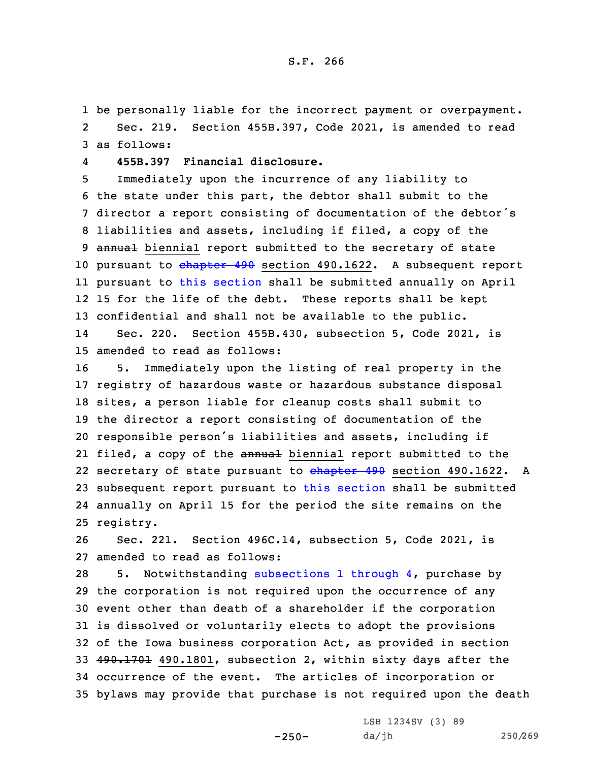be personally liable for the incorrect payment or overpayment.

Sec. 219. Section 455B.397, Code 2021, is amended to read as follows:

**455B.397 Financial disclosure.**

Immediately upon the incurrence of any liability to the state under this part, the debtor shall submit to the director a report consisting of documentation of the debtor's liabilities and assets, including if filed, a copy of the ~~annual~~ biennial report submitted to the secretary of state pursuant to ~~chapter 490~~ section 490.1622. A subsequent report pursuant to this section shall be submitted annually on April 15 for the life of the debt. These reports shall be kept confidential and shall not be available to the public.

Sec. 220. Section 455B.430, subsection 5, Code 2021, is amended to read as follows:

5. Immediately upon the listing of real property in the registry of hazardous waste or hazardous substance disposal sites, a person liable for cleanup costs shall submit to the director a report consisting of documentation of the responsible person's liabilities and assets, including if filed, a copy of the ~~annual~~ biennial report submitted to the secretary of state pursuant to ~~chapter 490~~ section 490.1622. A subsequent report pursuant to this section shall be submitted annually on April 15 for the period the site remains on the registry.

Sec. 221. Section 496C.14, subsection 5, Code 2021, is amended to read as follows:

5. Notwithstanding subsections 1 through 4, purchase by the corporation is not required upon the occurrence of any event other than death of a shareholder if the corporation is dissolved or voluntarily elects to adopt the provisions of the Iowa business corporation Act, as provided in section ~~490.1701~~ 490.1801, subsection 2, within sixty days after the occurrence of the event. The articles of incorporation or bylaws may provide that purchase is not required upon the death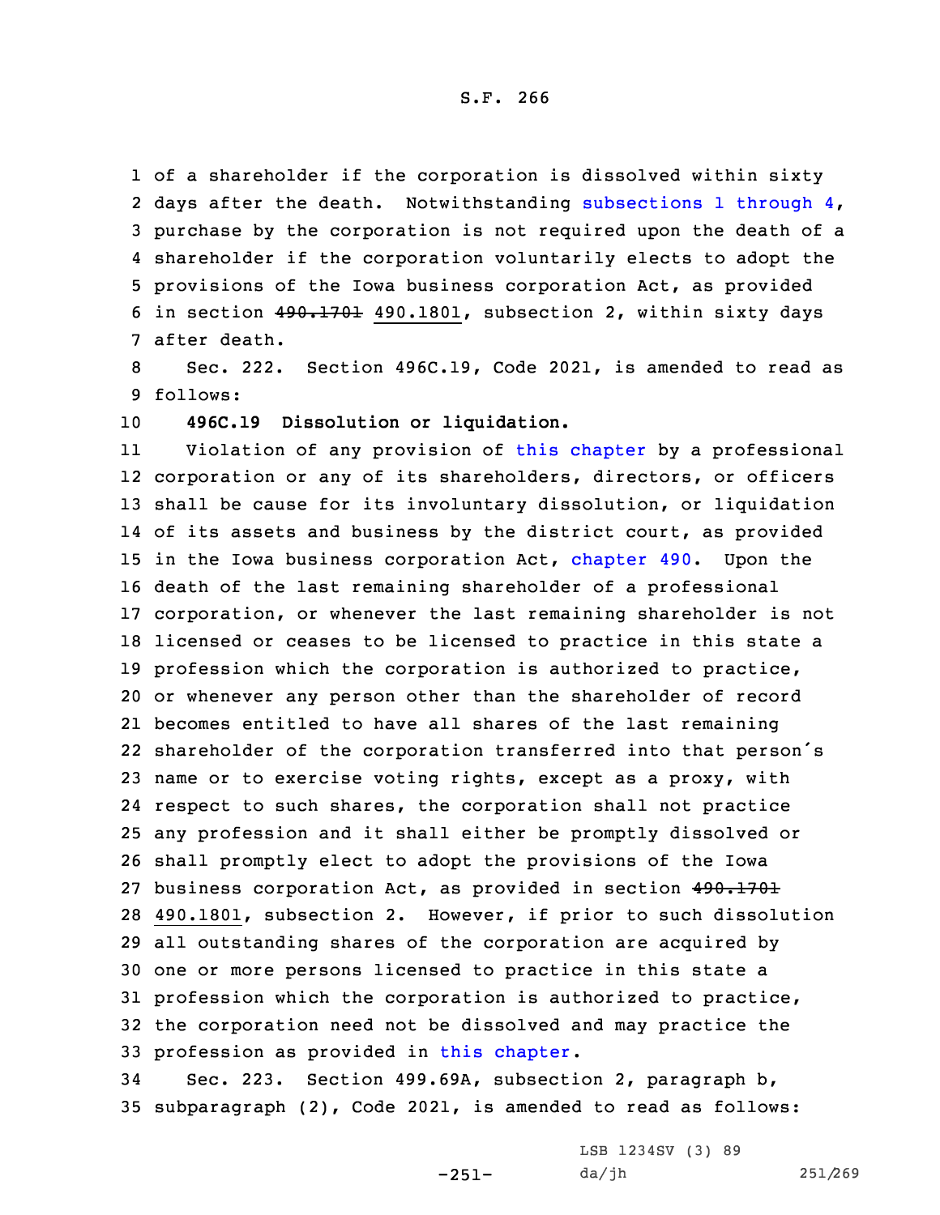of a shareholder if the corporation is dissolved within sixty days after the death. Notwithstanding subsections 1 through 4, purchase by the corporation is not required upon the death of a shareholder if the corporation voluntarily elects to adopt the provisions of the Iowa business corporation Act, as provided in section ~~490.1701~~ 490.1801, subsection 2, within sixty days after death.

Sec. 222. Section 496C.19, Code 2021, is amended to read as follows:

**496C.19 Dissolution or liquidation.**

Violation of any provision of this chapter by a professional corporation or any of its shareholders, directors, or officers shall be cause for its involuntary dissolution, or liquidation of its assets and business by the district court, as provided in the Iowa business corporation Act, chapter 490. Upon the death of the last remaining shareholder of a professional corporation, or whenever the last remaining shareholder is not licensed or ceases to be licensed to practice in this state a profession which the corporation is authorized to practice, or whenever any person other than the shareholder of record becomes entitled to have all shares of the last remaining shareholder of the corporation transferred into that person's name or to exercise voting rights, except as a proxy, with respect to such shares, the corporation shall not practice any profession and it shall either be promptly dissolved or shall promptly elect to adopt the provisions of the Iowa business corporation Act, as provided in section ~~490.1701~~ 490.1801, subsection 2. However, if prior to such dissolution all outstanding shares of the corporation are acquired by one or more persons licensed to practice in this state a profession which the corporation is authorized to practice, the corporation need not be dissolved and may practice the profession as provided in this chapter.

Sec. 223. Section 499.69A, subsection 2, paragraph b, subparagraph (2), Code 2021, is amended to read as follows: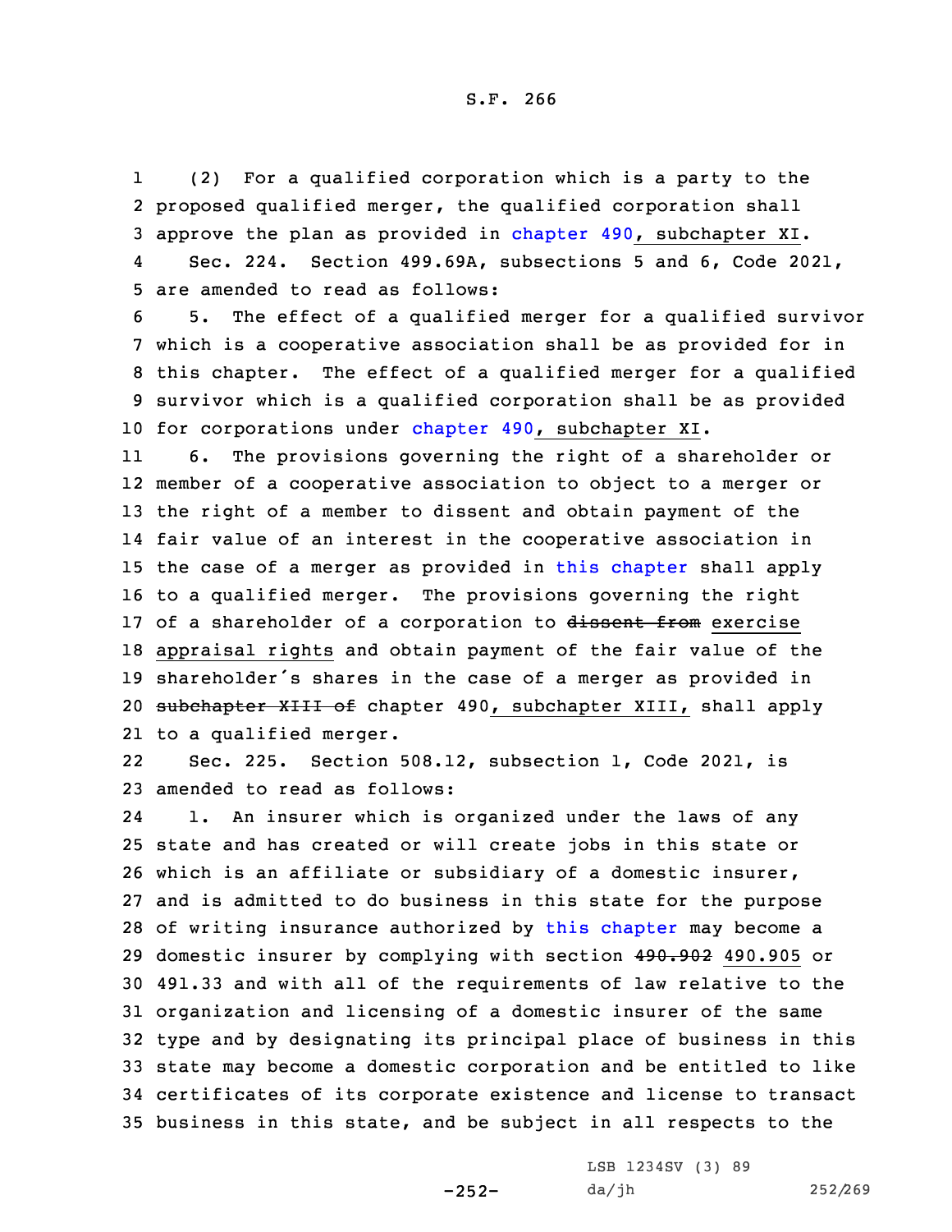(2) For a qualified corporation which is a party to the proposed qualified merger, the qualified corporation shall approve the plan as provided in chapter 490, subchapter XI.

Sec. 224. Section 499.69A, subsections 5 and 6, Code 2021, are amended to read as follows:

5. The effect of a qualified merger for a qualified survivor which is a cooperative association shall be as provided for in this chapter. The effect of a qualified merger for a qualified survivor which is a qualified corporation shall be as provided for corporations under chapter 490, subchapter XI.

6. The provisions governing the right of a shareholder or member of a cooperative association to object to a merger or the right of a member to dissent and obtain payment of the fair value of an interest in the cooperative association in the case of a merger as provided in this chapter shall apply to a qualified merger. The provisions governing the right of a shareholder of a corporation to ~~dissent from~~ exercise appraisal rights and obtain payment of the fair value of the shareholder's shares in the case of a merger as provided in ~~subchapter XIII of~~ chapter 490, subchapter XIII, shall apply to a qualified merger.

Sec. 225. Section 508.12, subsection 1, Code 2021, is amended to read as follows:

1. An insurer which is organized under the laws of any state and has created or will create jobs in this state or which is an affiliate or subsidiary of a domestic insurer, and is admitted to do business in this state for the purpose of writing insurance authorized by this chapter may become a domestic insurer by complying with section ~~490.902~~ 490.905 or 491.33 and with all of the requirements of law relative to the organization and licensing of a domestic insurer of the same type and by designating its principal place of business in this state may become a domestic corporation and be entitled to like certificates of its corporate existence and license to transact business in this state, and be subject in all respects to the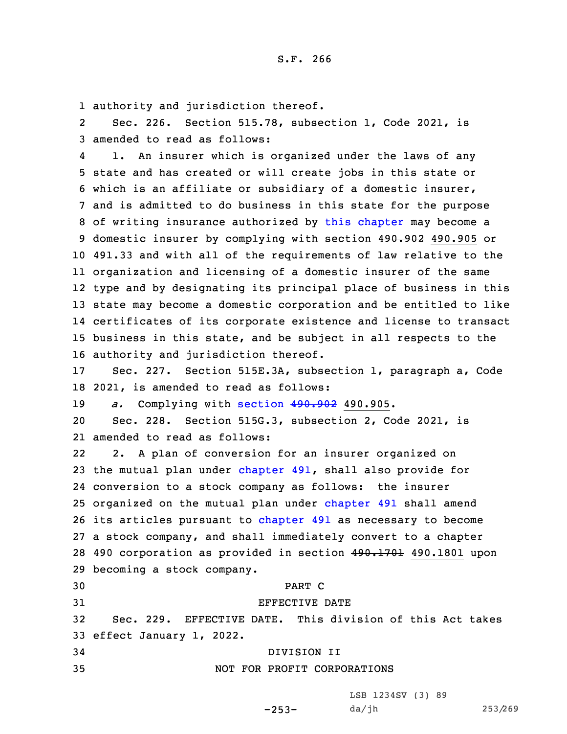authority and jurisdiction thereof.

Sec. 226. Section 515.78, subsection 1, Code 2021, is amended to read as follows:

1. An insurer which is organized under the laws of any state and has created or will create jobs in this state or which is an affiliate or subsidiary of a domestic insurer, and is admitted to do business in this state for the purpose of writing insurance authorized by this chapter may become a domestic insurer by complying with section ~~490.902~~ 490.905 or 491.33 and with all of the requirements of law relative to the organization and licensing of a domestic insurer of the same type and by designating its principal place of business in this state may become a domestic corporation and be entitled to like certificates of its corporate existence and license to transact business in this state, and be subject in all respects to the authority and jurisdiction thereof.

Sec. 227. Section 515E.3A, subsection 1, paragraph a, Code 2021, is amended to read as follows:

*a.* Complying with section ~~490.902~~ 490.905.

Sec. 228. Section 515G.3, subsection 2, Code 2021, is amended to read as follows:

2. A plan of conversion for an insurer organized on the mutual plan under chapter 491, shall also provide for conversion to a stock company as follows: the insurer organized on the mutual plan under chapter 491 shall amend its articles pursuant to chapter 491 as necessary to become a stock company, and shall immediately convert to a chapter 490 corporation as provided in section ~~490.1701~~ 490.1801 upon becoming a stock company.

PART C

EFFECTIVE DATE

Sec. 229. EFFECTIVE DATE. This division of this Act takes effect January 1, 2022.

DIVISION II

NOT FOR PROFIT CORPORATIONS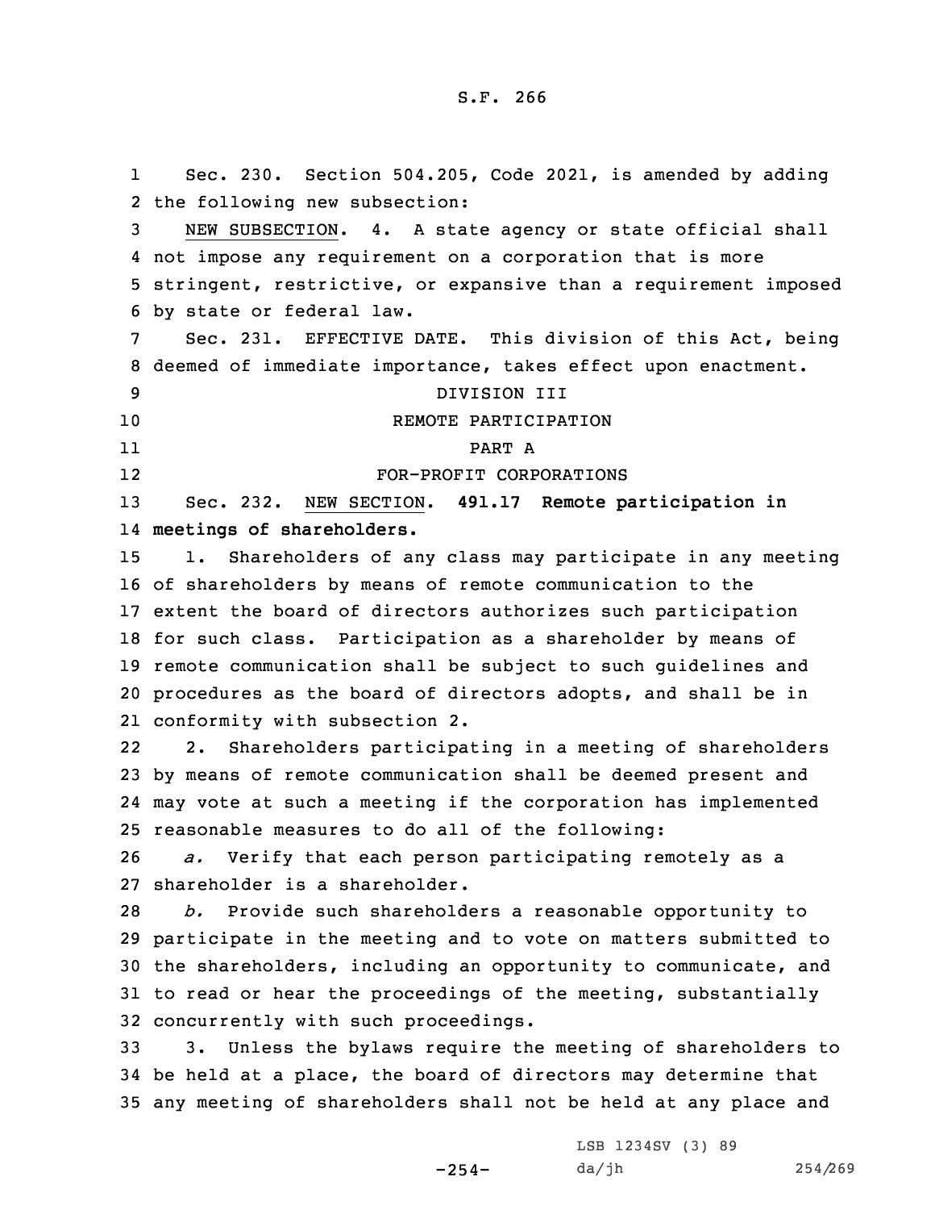Sec. 230. Section 504.205, Code 2021, is amended by adding the following new subsection:

NEW SUBSECTION. 4. A state agency or state official shall not impose any requirement on a corporation that is more stringent, restrictive, or expansive than a requirement imposed by state or federal law.

Sec. 231. EFFECTIVE DATE. This division of this Act, being deemed of immediate importance, takes effect upon enactment.

DIVISION III

REMOTE PARTICIPATION

PART A

FOR-PROFIT CORPORATIONS

Sec. 232. NEW SECTION. **491.17 Remote participation in meetings of shareholders.**

1. Shareholders of any class may participate in any meeting of shareholders by means of remote communication to the extent the board of directors authorizes such participation for such class. Participation as a shareholder by means of remote communication shall be subject to such guidelines and procedures as the board of directors adopts, and shall be in conformity with subsection 2.

2. Shareholders participating in a meeting of shareholders by means of remote communication shall be deemed present and may vote at such a meeting if the corporation has implemented reasonable measures to do all of the following:

*a.* Verify that each person participating remotely as a shareholder is a shareholder.

*b.* Provide such shareholders a reasonable opportunity to participate in the meeting and to vote on matters submitted to the shareholders, including an opportunity to communicate, and to read or hear the proceedings of the meeting, substantially concurrently with such proceedings.

3. Unless the bylaws require the meeting of shareholders to be held at a place, the board of directors may determine that any meeting of shareholders shall not be held at any place and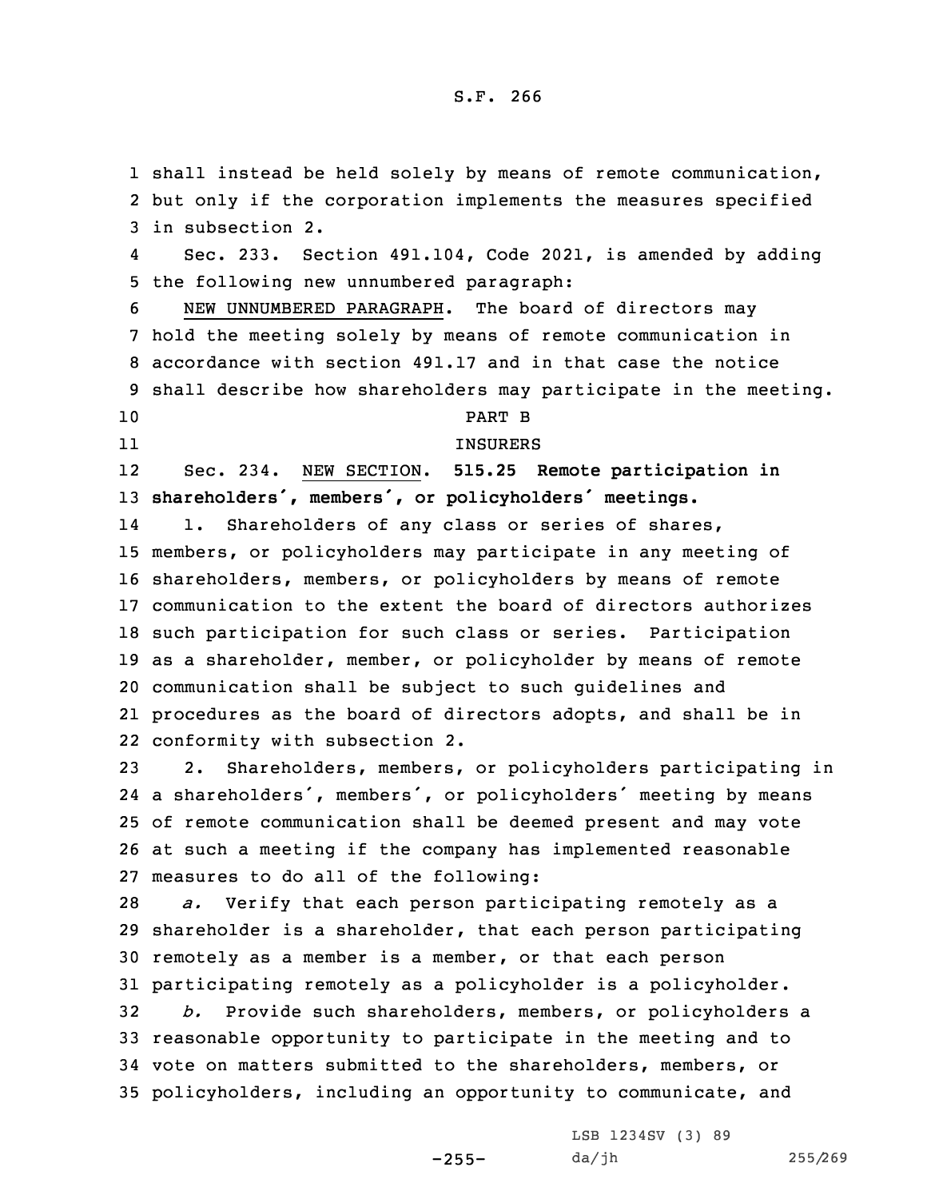shall instead be held solely by means of remote communication, but only if the corporation implements the measures specified in subsection 2.

Sec. 233. Section 491.104, Code 2021, is amended by adding the following new unnumbered paragraph:

NEW UNNUMBERED PARAGRAPH. The board of directors may hold the meeting solely by means of remote communication in accordance with section 491.17 and in that case the notice shall describe how shareholders may participate in the meeting.

PART B

INSURERS

Sec. 234. NEW SECTION. **515.25 Remote participation in shareholders', members', or policyholders' meetings.**

1. Shareholders of any class or series of shares, members, or policyholders may participate in any meeting of shareholders, members, or policyholders by means of remote communication to the extent the board of directors authorizes such participation for such class or series. Participation as a shareholder, member, or policyholder by means of remote communication shall be subject to such guidelines and procedures as the board of directors adopts, and shall be in conformity with subsection 2.

2. Shareholders, members, or policyholders participating in a shareholders', members', or policyholders' meeting by means of remote communication shall be deemed present and may vote at such a meeting if the company has implemented reasonable measures to do all of the following:

*a.* Verify that each person participating remotely as a shareholder is a shareholder, that each person participating remotely as a member is a member, or that each person participating remotely as a policyholder is a policyholder.

*b.* Provide such shareholders, members, or policyholders a reasonable opportunity to participate in the meeting and to vote on matters submitted to the shareholders, members, or policyholders, including an opportunity to communicate, and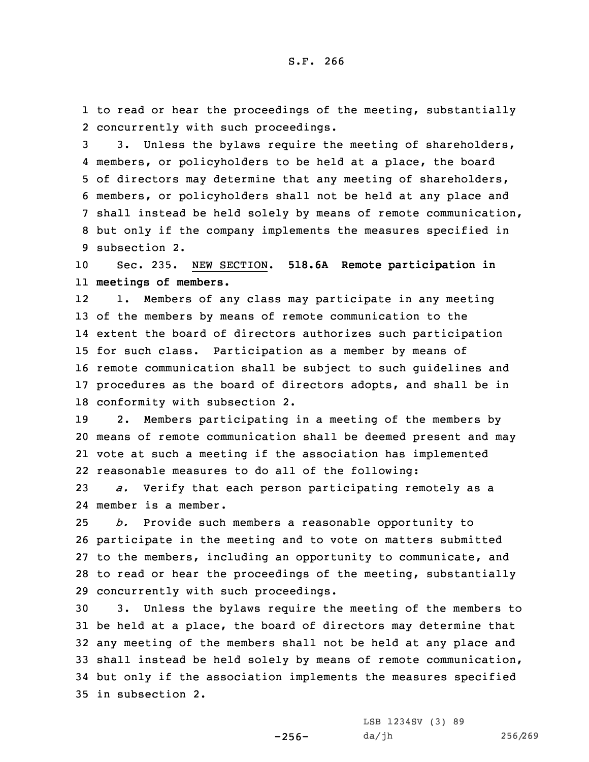to read or hear the proceedings of the meeting, substantially concurrently with such proceedings.

3. Unless the bylaws require the meeting of shareholders, members, or policyholders to be held at a place, the board of directors may determine that any meeting of shareholders, members, or policyholders shall not be held at any place and shall instead be held solely by means of remote communication, but only if the company implements the measures specified in subsection 2.

Sec. 235. NEW SECTION. **518.6A Remote participation in meetings of members.**

1. Members of any class may participate in any meeting of the members by means of remote communication to the extent the board of directors authorizes such participation for such class. Participation as a member by means of remote communication shall be subject to such guidelines and procedures as the board of directors adopts, and shall be in conformity with subsection 2.

2. Members participating in a meeting of the members by means of remote communication shall be deemed present and may vote at such a meeting if the association has implemented reasonable measures to do all of the following:

*a.* Verify that each person participating remotely as a member is a member.

*b.* Provide such members a reasonable opportunity to participate in the meeting and to vote on matters submitted to the members, including an opportunity to communicate, and to read or hear the proceedings of the meeting, substantially concurrently with such proceedings.

3. Unless the bylaws require the meeting of the members to be held at a place, the board of directors may determine that any meeting of the members shall not be held at any place and shall instead be held solely by means of remote communication, but only if the association implements the measures specified in subsection 2.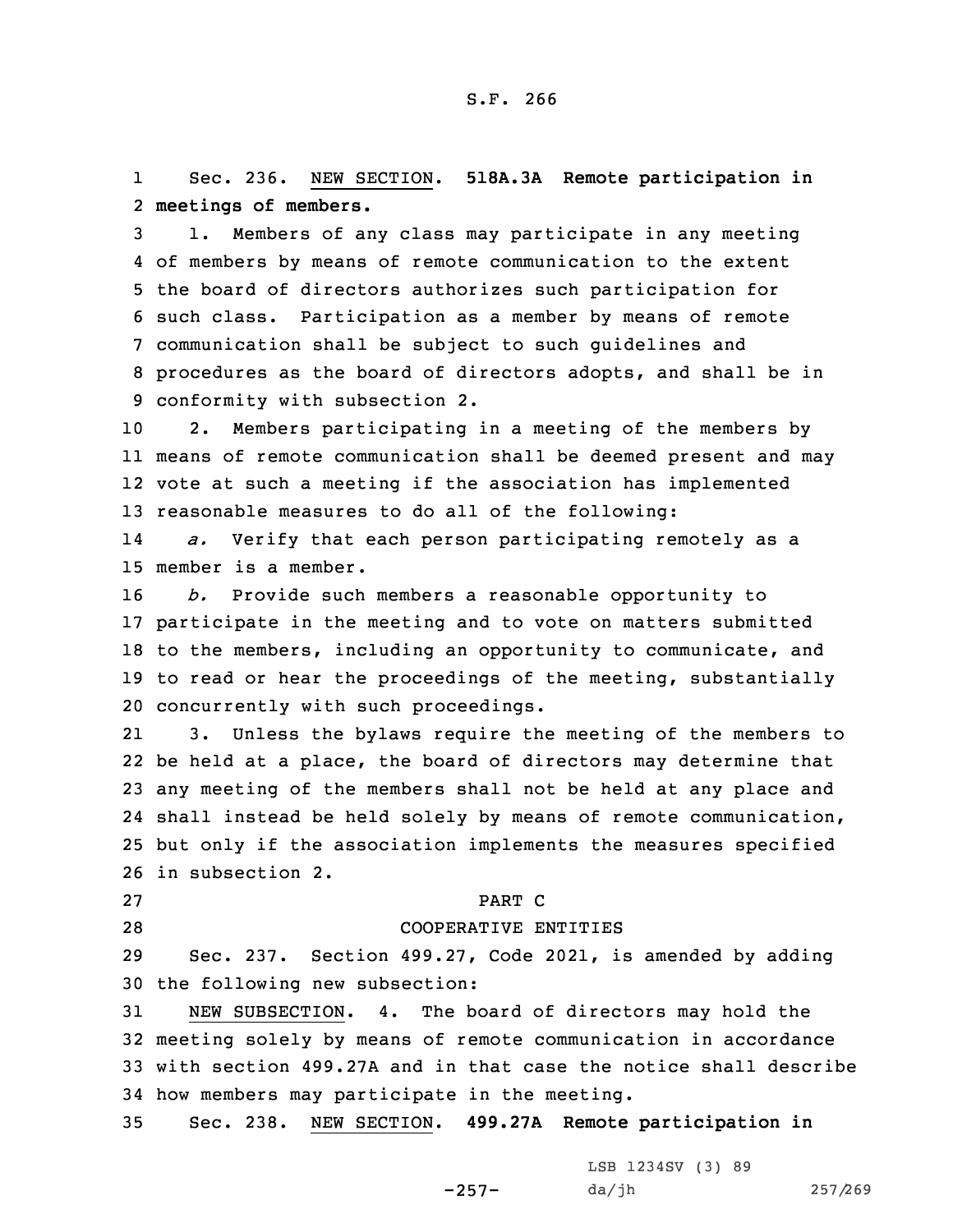Sec. 236. NEW SECTION. **518A.3A Remote participation in meetings of members.**

1. Members of any class may participate in any meeting of members by means of remote communication to the extent the board of directors authorizes such participation for such class. Participation as a member by means of remote communication shall be subject to such guidelines and procedures as the board of directors adopts, and shall be in conformity with subsection 2.

2. Members participating in a meeting of the members by means of remote communication shall be deemed present and may vote at such a meeting if the association has implemented reasonable measures to do all of the following:

*a.* Verify that each person participating remotely as a member is a member.

*b.* Provide such members a reasonable opportunity to participate in the meeting and to vote on matters submitted to the members, including an opportunity to communicate, and to read or hear the proceedings of the meeting, substantially concurrently with such proceedings.

3. Unless the bylaws require the meeting of the members to be held at a place, the board of directors may determine that any meeting of the members shall not be held at any place and shall instead be held solely by means of remote communication, but only if the association implements the measures specified in subsection 2.

PART C

COOPERATIVE ENTITIES

Sec. 237. Section 499.27, Code 2021, is amended by adding the following new subsection:

NEW SUBSECTION. 4. The board of directors may hold the meeting solely by means of remote communication in accordance with section 499.27A and in that case the notice shall describe how members may participate in the meeting.

Sec. 238. NEW SECTION. **499.27A Remote participation in**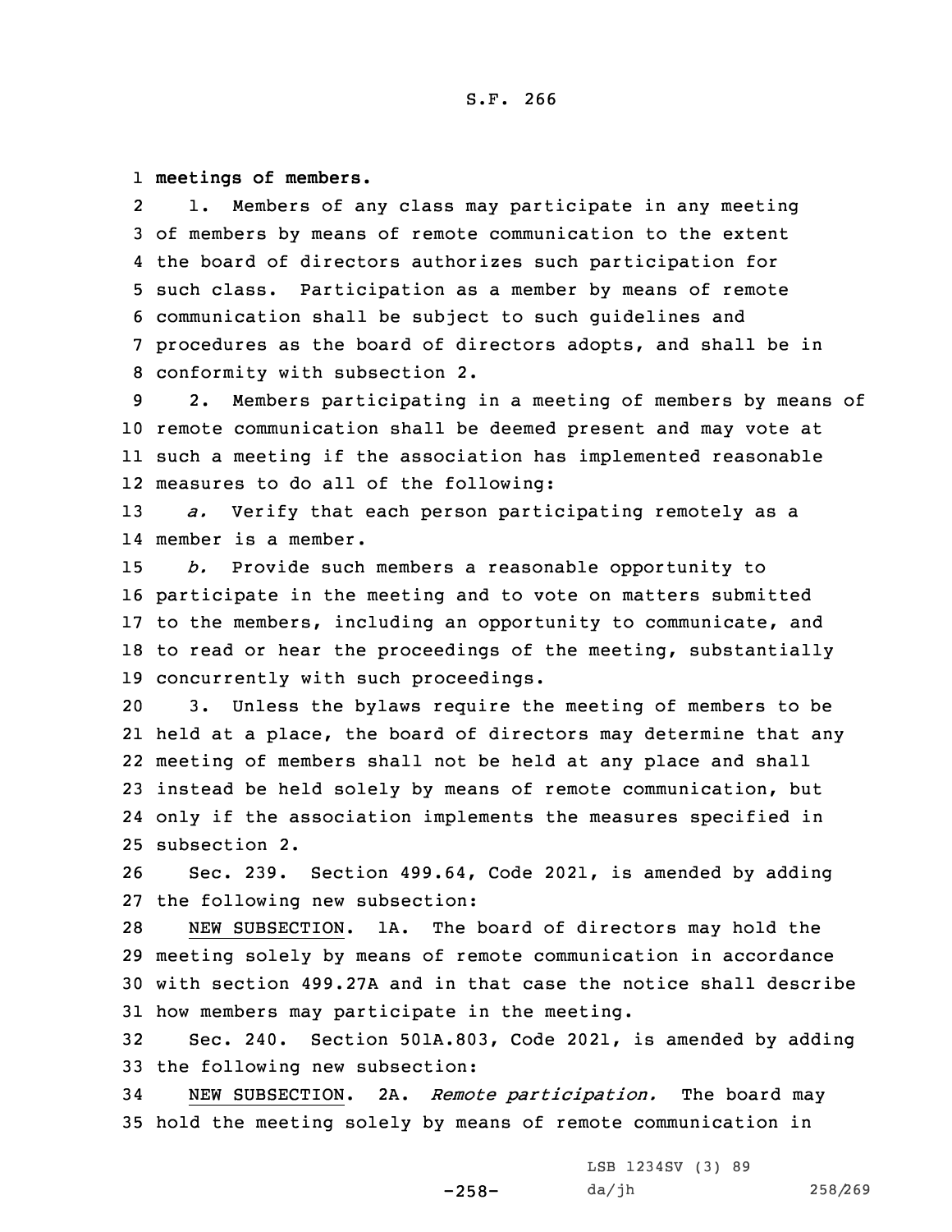**meetings of members.**

1. Members of any class may participate in any meeting of members by means of remote communication to the extent the board of directors authorizes such participation for such class. Participation as a member by means of remote communication shall be subject to such guidelines and procedures as the board of directors adopts, and shall be in conformity with subsection 2.

2. Members participating in a meeting of members by means of remote communication shall be deemed present and may vote at such a meeting if the association has implemented reasonable measures to do all of the following:

*a.* Verify that each person participating remotely as a member is a member.

*b.* Provide such members a reasonable opportunity to participate in the meeting and to vote on matters submitted to the members, including an opportunity to communicate, and to read or hear the proceedings of the meeting, substantially concurrently with such proceedings.

3. Unless the bylaws require the meeting of members to be held at a place, the board of directors may determine that any meeting of members shall not be held at any place and shall instead be held solely by means of remote communication, but only if the association implements the measures specified in subsection 2.

Sec. 239. Section 499.64, Code 2021, is amended by adding the following new subsection:

NEW SUBSECTION. 1A. The board of directors may hold the meeting solely by means of remote communication in accordance with section 499.27A and in that case the notice shall describe how members may participate in the meeting.

Sec. 240. Section 501A.803, Code 2021, is amended by adding the following new subsection:

NEW SUBSECTION. 2A. *Remote participation.* The board may hold the meeting solely by means of remote communication in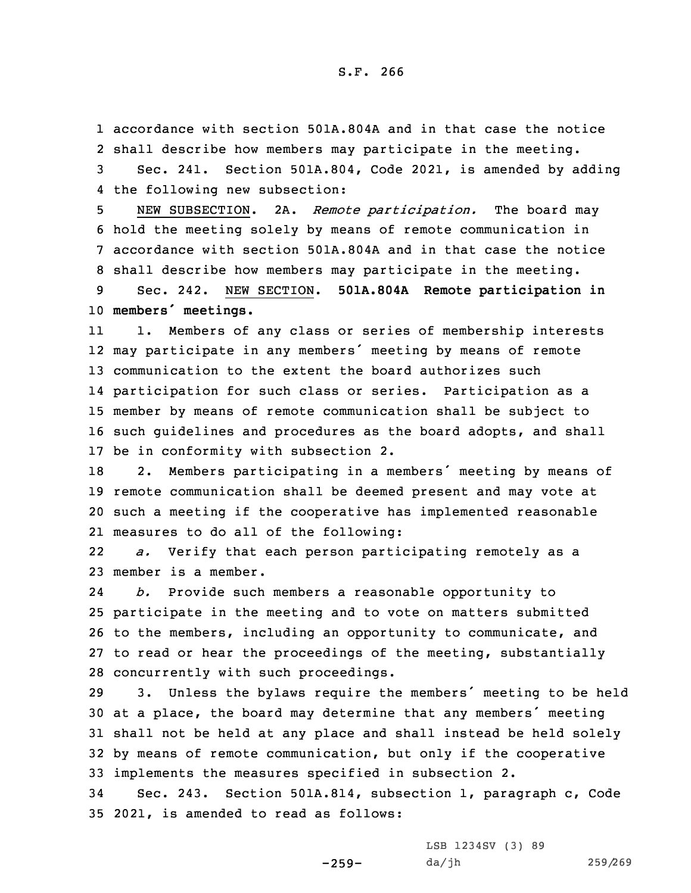accordance with section 501A.804A and in that case the notice shall describe how members may participate in the meeting.

Sec. 241. Section 501A.804, Code 2021, is amended by adding the following new subsection:

NEW SUBSECTION. 2A. *Remote participation.* The board may hold the meeting solely by means of remote communication in accordance with section 501A.804A and in that case the notice shall describe how members may participate in the meeting.

Sec. 242. NEW SECTION. **501A.804A Remote participation in members' meetings.**

1. Members of any class or series of membership interests may participate in any members' meeting by means of remote communication to the extent the board authorizes such participation for such class or series. Participation as a member by means of remote communication shall be subject to such guidelines and procedures as the board adopts, and shall be in conformity with subsection 2.

2. Members participating in a members' meeting by means of remote communication shall be deemed present and may vote at such a meeting if the cooperative has implemented reasonable measures to do all of the following:

*a.* Verify that each person participating remotely as a member is a member.

*b.* Provide such members a reasonable opportunity to participate in the meeting and to vote on matters submitted to the members, including an opportunity to communicate, and to read or hear the proceedings of the meeting, substantially concurrently with such proceedings.

3. Unless the bylaws require the members' meeting to be held at a place, the board may determine that any members' meeting shall not be held at any place and shall instead be held solely by means of remote communication, but only if the cooperative implements the measures specified in subsection 2.

Sec. 243. Section 501A.814, subsection 1, paragraph c, Code 2021, is amended to read as follows: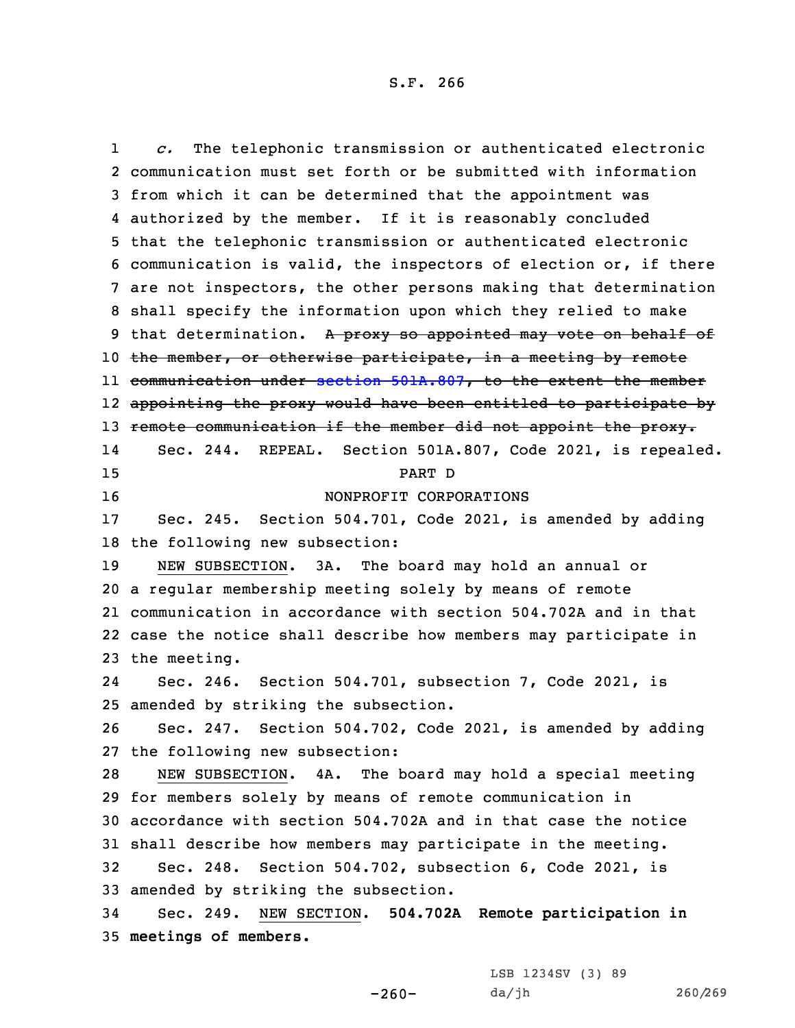*c.* The telephonic transmission or authenticated electronic communication must set forth or be submitted with information from which it can be determined that the appointment was authorized by the member. If it is reasonably concluded that the telephonic transmission or authenticated electronic communication is valid, the inspectors of election or, if there are not inspectors, the other persons making that determination shall specify the information upon which they relied to make that determination. ~~A proxy so appointed may vote on behalf of the member, or otherwise participate, in a meeting by remote communication under section 501A.807, to the extent the member appointing the proxy would have been entitled to participate by remote communication if the member did not appoint the proxy.~~

Sec. 244. REPEAL. Section 501A.807, Code 2021, is repealed.

PART D

NONPROFIT CORPORATIONS

Sec. 245. Section 504.701, Code 2021, is amended by adding the following new subsection:

NEW SUBSECTION. 3A. The board may hold an annual or a regular membership meeting solely by means of remote communication in accordance with section 504.702A and in that case the notice shall describe how members may participate in the meeting.

Sec. 246. Section 504.701, subsection 7, Code 2021, is amended by striking the subsection.

Sec. 247. Section 504.702, Code 2021, is amended by adding the following new subsection:

NEW SUBSECTION. 4A. The board may hold a special meeting for members solely by means of remote communication in accordance with section 504.702A and in that case the notice shall describe how members may participate in the meeting.

Sec. 248. Section 504.702, subsection 6, Code 2021, is amended by striking the subsection.

Sec. 249. NEW SECTION. **504.702A Remote participation in meetings of members.**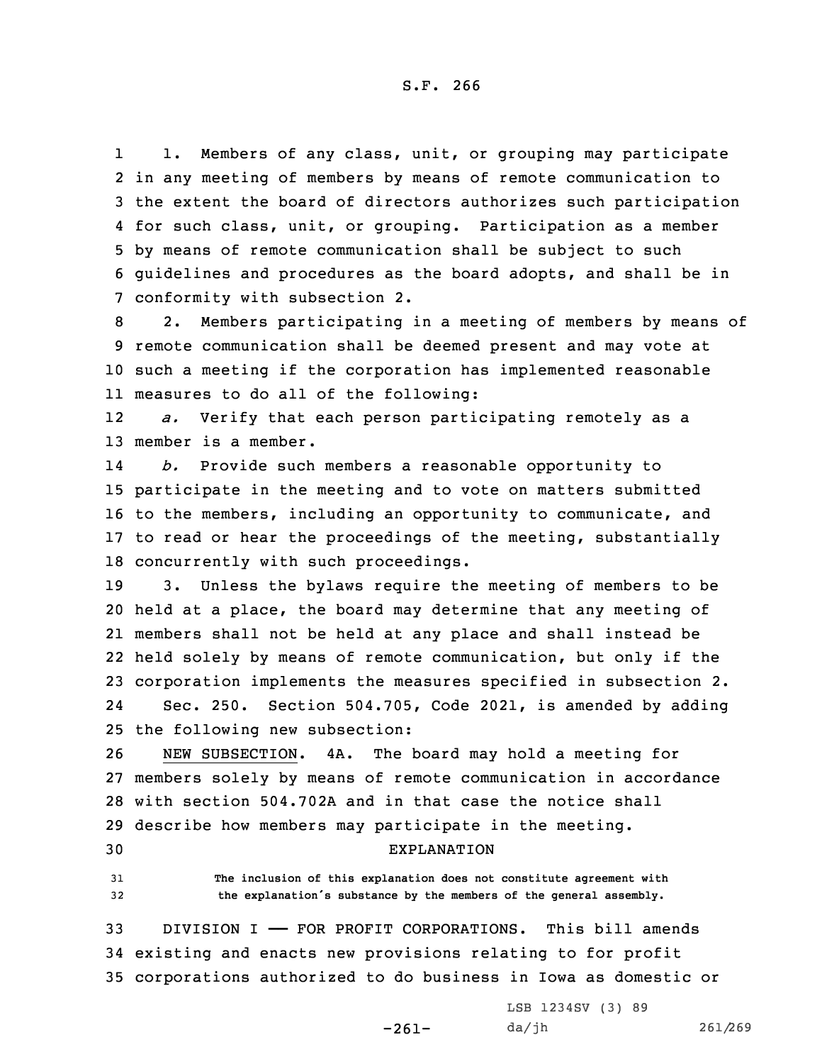1. Members of any class, unit, or grouping may participate in any meeting of members by means of remote communication to the extent the board of directors authorizes such participation for such class, unit, or grouping. Participation as a member by means of remote communication shall be subject to such guidelines and procedures as the board adopts, and shall be in conformity with subsection 2.

2. Members participating in a meeting of members by means of remote communication shall be deemed present and may vote at such a meeting if the corporation has implemented reasonable measures to do all of the following:

*a.* Verify that each person participating remotely as a member is a member.

*b.* Provide such members a reasonable opportunity to participate in the meeting and to vote on matters submitted to the members, including an opportunity to communicate, and to read or hear the proceedings of the meeting, substantially concurrently with such proceedings.

3. Unless the bylaws require the meeting of members to be held at a place, the board may determine that any meeting of members shall not be held at any place and shall instead be held solely by means of remote communication, but only if the corporation implements the measures specified in subsection 2.

Sec. 250. Section 504.705, Code 2021, is amended by adding the following new subsection:

NEW SUBSECTION. 4A. The board may hold a meeting for members solely by means of remote communication in accordance with section 504.702A and in that case the notice shall describe how members may participate in the meeting.

EXPLANATION

The inclusion of this explanation does not constitute agreement with the explanation's substance by the members of the general assembly.

DIVISION I —— FOR PROFIT CORPORATIONS. This bill amends existing and enacts new provisions relating to for profit corporations authorized to do business in Iowa as domestic or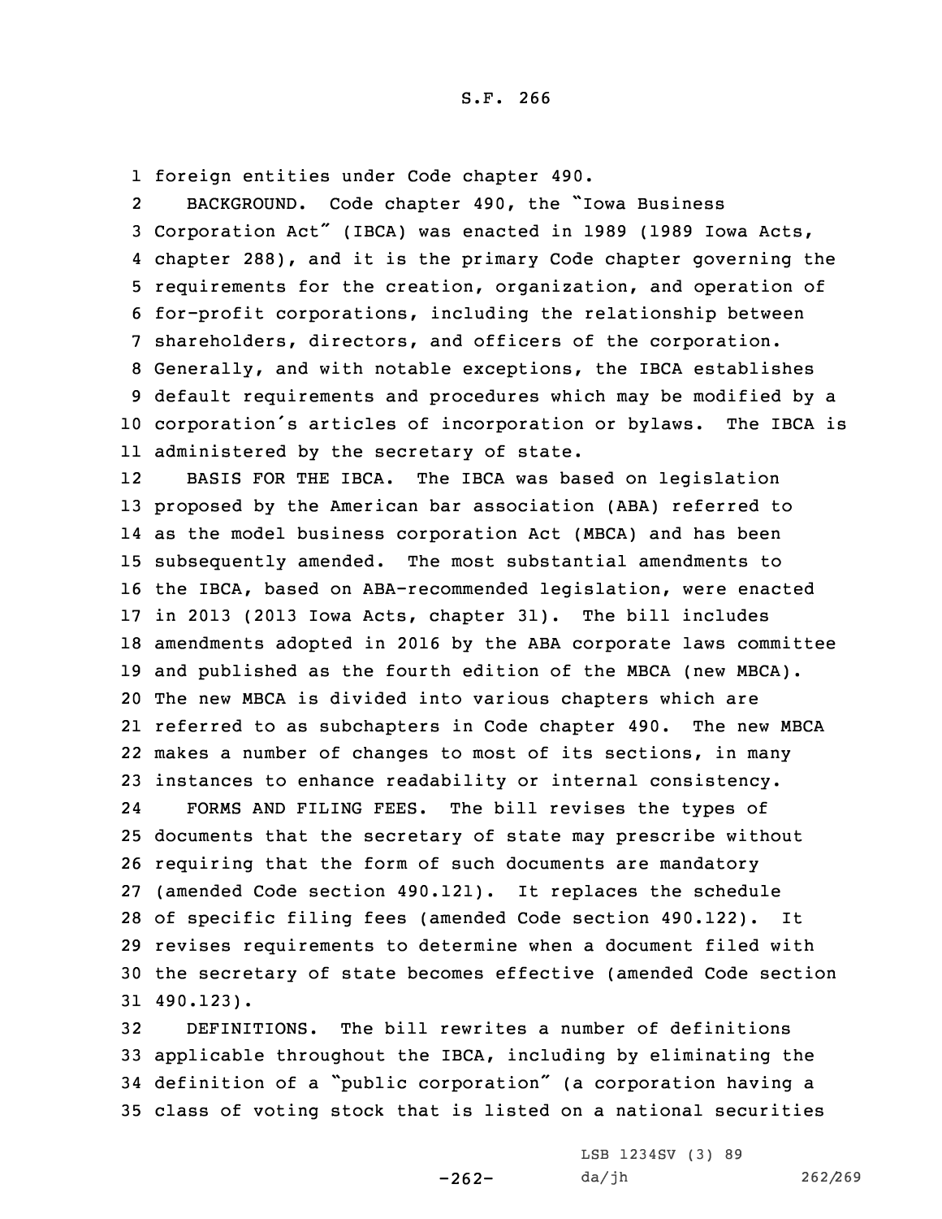foreign entities under Code chapter 490.

BACKGROUND. Code chapter 490, the "Iowa Business Corporation Act" (IBCA) was enacted in 1989 (1989 Iowa Acts, chapter 288), and it is the primary Code chapter governing the requirements for the creation, organization, and operation of for-profit corporations, including the relationship between shareholders, directors, and officers of the corporation. Generally, and with notable exceptions, the IBCA establishes default requirements and procedures which may be modified by a corporation's articles of incorporation or bylaws. The IBCA is administered by the secretary of state.

BASIS FOR THE IBCA. The IBCA was based on legislation proposed by the American bar association (ABA) referred to as the model business corporation Act (MBCA) and has been subsequently amended. The most substantial amendments to the IBCA, based on ABA-recommended legislation, were enacted in 2013 (2013 Iowa Acts, chapter 31). The bill includes amendments adopted in 2016 by the ABA corporate laws committee and published as the fourth edition of the MBCA (new MBCA). The new MBCA is divided into various chapters which are referred to as subchapters in Code chapter 490. The new MBCA makes a number of changes to most of its sections, in many instances to enhance readability or internal consistency.

FORMS AND FILING FEES. The bill revises the types of documents that the secretary of state may prescribe without requiring that the form of such documents are mandatory (amended Code section 490.121). It replaces the schedule of specific filing fees (amended Code section 490.122). It revises requirements to determine when a document filed with the secretary of state becomes effective (amended Code section 490.123).

DEFINITIONS. The bill rewrites a number of definitions applicable throughout the IBCA, including by eliminating the definition of a "public corporation" (a corporation having a class of voting stock that is listed on a national securities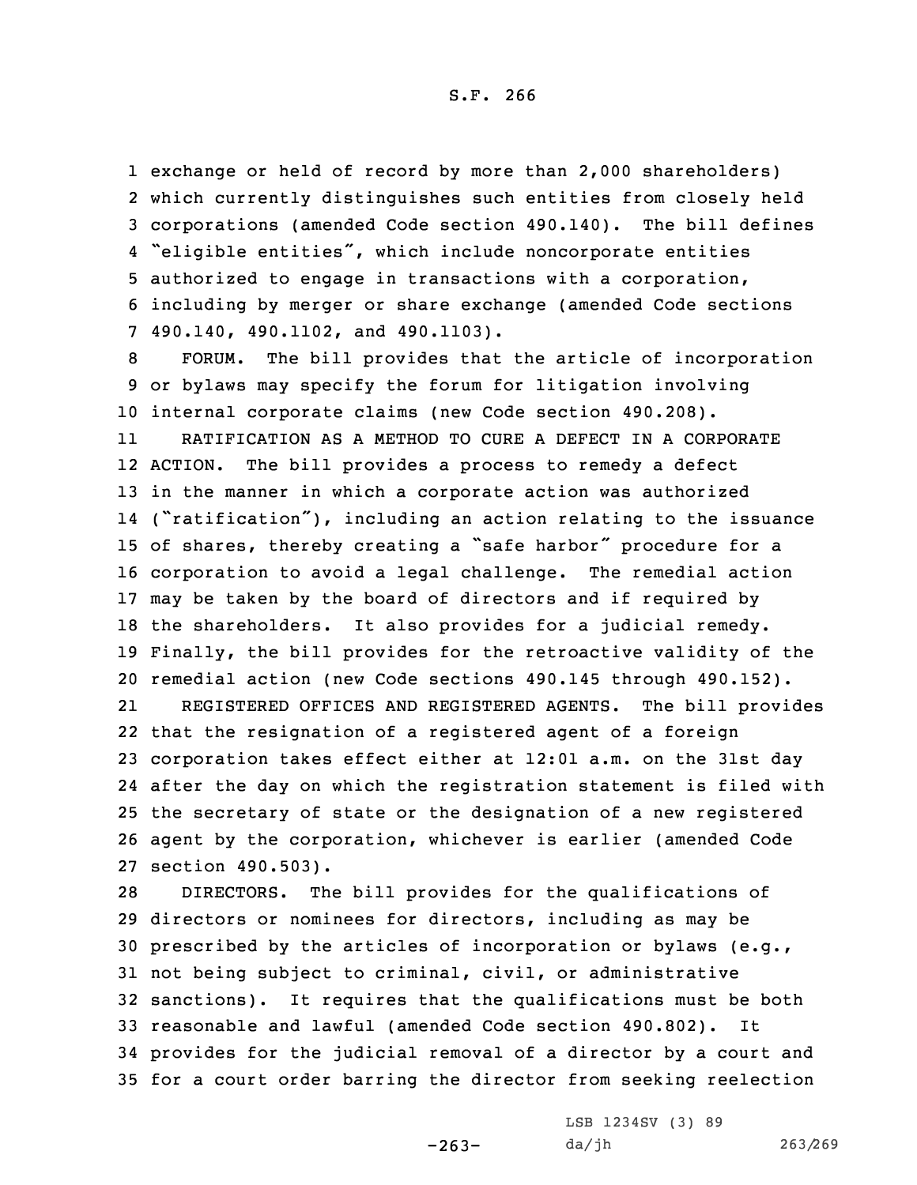exchange or held of record by more than 2,000 shareholders) which currently distinguishes such entities from closely held corporations (amended Code section 490.140). The bill defines "eligible entities", which include noncorporate entities authorized to engage in transactions with a corporation, including by merger or share exchange (amended Code sections 490.140, 490.1102, and 490.1103).

FORUM. The bill provides that the article of incorporation or bylaws may specify the forum for litigation involving internal corporate claims (new Code section 490.208).

RATIFICATION AS A METHOD TO CURE A DEFECT IN A CORPORATE ACTION. The bill provides a process to remedy a defect in the manner in which a corporate action was authorized ("ratification"), including an action relating to the issuance of shares, thereby creating a "safe harbor" procedure for a corporation to avoid a legal challenge. The remedial action may be taken by the board of directors and if required by the shareholders. It also provides for a judicial remedy. Finally, the bill provides for the retroactive validity of the remedial action (new Code sections 490.145 through 490.152).

REGISTERED OFFICES AND REGISTERED AGENTS. The bill provides that the resignation of a registered agent of a foreign corporation takes effect either at 12:01 a.m. on the 31st day after the day on which the registration statement is filed with the secretary of state or the designation of a new registered agent by the corporation, whichever is earlier (amended Code section 490.503).

DIRECTORS. The bill provides for the qualifications of directors or nominees for directors, including as may be prescribed by the articles of incorporation or bylaws (e.g., not being subject to criminal, civil, or administrative sanctions). It requires that the qualifications must be both reasonable and lawful (amended Code section 490.802). It provides for the judicial removal of a director by a court and for a court order barring the director from seeking reelection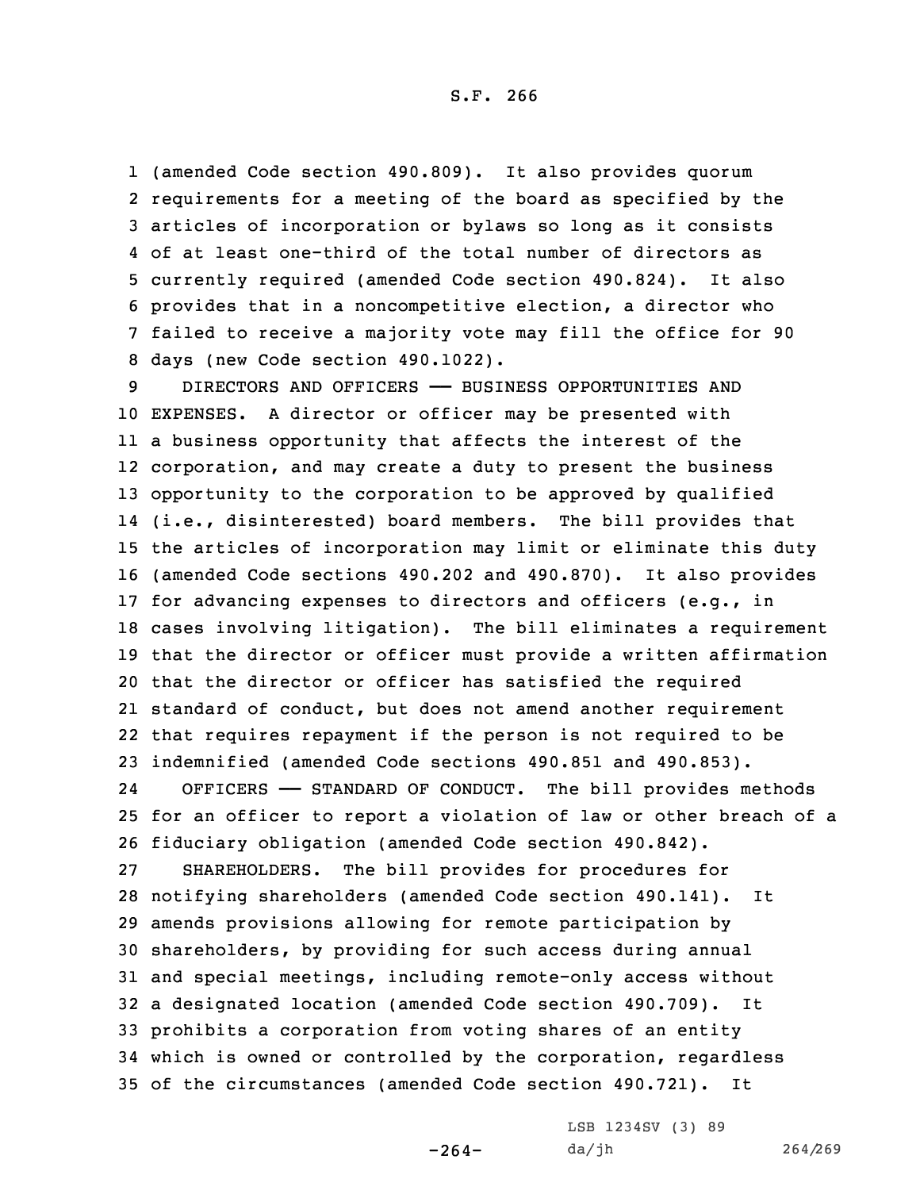(amended Code section 490.809). It also provides quorum requirements for a meeting of the board as specified by the articles of incorporation or bylaws so long as it consists of at least one-third of the total number of directors as currently required (amended Code section 490.824). It also provides that in a noncompetitive election, a director who failed to receive a majority vote may fill the office for 90 days (new Code section 490.1022).

DIRECTORS AND OFFICERS —— BUSINESS OPPORTUNITIES AND EXPENSES. A director or officer may be presented with a business opportunity that affects the interest of the corporation, and may create a duty to present the business opportunity to the corporation to be approved by qualified (i.e., disinterested) board members. The bill provides that the articles of incorporation may limit or eliminate this duty (amended Code sections 490.202 and 490.870). It also provides for advancing expenses to directors and officers (e.g., in cases involving litigation). The bill eliminates a requirement that the director or officer must provide a written affirmation that the director or officer has satisfied the required standard of conduct, but does not amend another requirement that requires repayment if the person is not required to be indemnified (amended Code sections 490.851 and 490.853).

OFFICERS —— STANDARD OF CONDUCT. The bill provides methods for an officer to report a violation of law or other breach of a fiduciary obligation (amended Code section 490.842).

SHAREHOLDERS. The bill provides for procedures for notifying shareholders (amended Code section 490.141). It amends provisions allowing for remote participation by shareholders, by providing for such access during annual and special meetings, including remote-only access without a designated location (amended Code section 490.709). It prohibits a corporation from voting shares of an entity which is owned or controlled by the corporation, regardless of the circumstances (amended Code section 490.721). It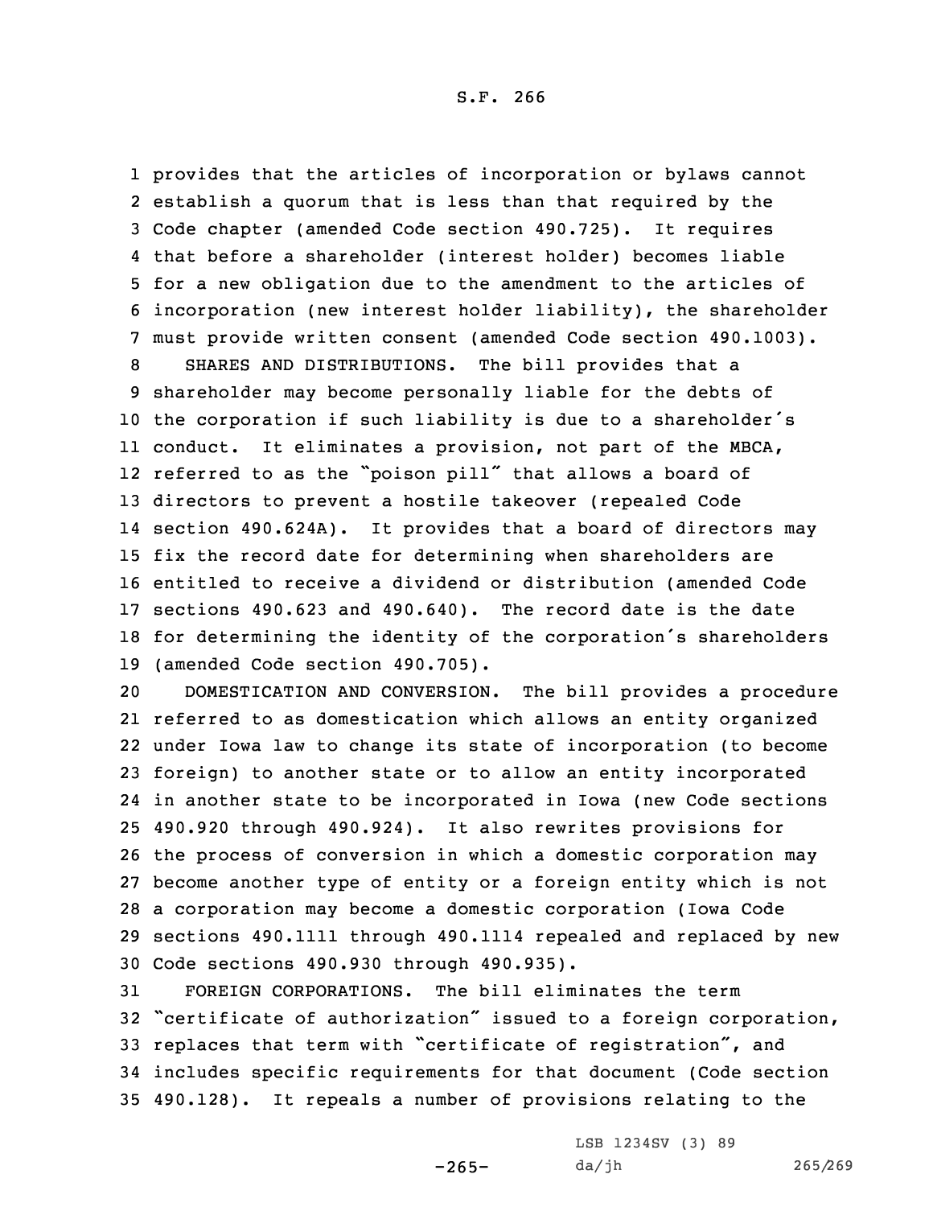provides that the articles of incorporation or bylaws cannot establish a quorum that is less than that required by the Code chapter (amended Code section 490.725). It requires that before a shareholder (interest holder) becomes liable for a new obligation due to the amendment to the articles of incorporation (new interest holder liability), the shareholder must provide written consent (amended Code section 490.1003).

SHARES AND DISTRIBUTIONS. The bill provides that a shareholder may become personally liable for the debts of the corporation if such liability is due to a shareholder's conduct. It eliminates a provision, not part of the MBCA, referred to as the "poison pill" that allows a board of directors to prevent a hostile takeover (repealed Code section 490.624A). It provides that a board of directors may fix the record date for determining when shareholders are entitled to receive a dividend or distribution (amended Code sections 490.623 and 490.640). The record date is the date for determining the identity of the corporation's shareholders (amended Code section 490.705).

DOMESTICATION AND CONVERSION. The bill provides a procedure referred to as domestication which allows an entity organized under Iowa law to change its state of incorporation (to become foreign) to another state or to allow an entity incorporated in another state to be incorporated in Iowa (new Code sections 490.920 through 490.924). It also rewrites provisions for the process of conversion in which a domestic corporation may become another type of entity or a foreign entity which is not a corporation may become a domestic corporation (Iowa Code sections 490.1111 through 490.1114 repealed and replaced by new Code sections 490.930 through 490.935).

FOREIGN CORPORATIONS. The bill eliminates the term "certificate of authorization" issued to a foreign corporation, replaces that term with "certificate of registration", and includes specific requirements for that document (Code section 490.128). It repeals a number of provisions relating to the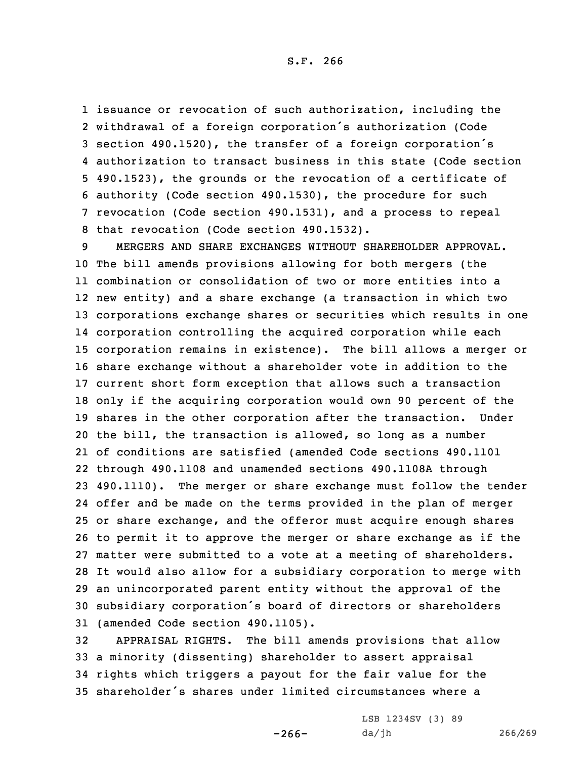issuance or revocation of such authorization, including the withdrawal of a foreign corporation's authorization (Code section 490.1520), the transfer of a foreign corporation's authorization to transact business in this state (Code section 490.1523), the grounds or the revocation of a certificate of authority (Code section 490.1530), the procedure for such revocation (Code section 490.1531), and a process to repeal that revocation (Code section 490.1532).

MERGERS AND SHARE EXCHANGES WITHOUT SHAREHOLDER APPROVAL. The bill amends provisions allowing for both mergers (the combination or consolidation of two or more entities into a new entity) and a share exchange (a transaction in which two corporations exchange shares or securities which results in one corporation controlling the acquired corporation while each corporation remains in existence). The bill allows a merger or share exchange without a shareholder vote in addition to the current short form exception that allows such a transaction only if the acquiring corporation would own 90 percent of the shares in the other corporation after the transaction. Under the bill, the transaction is allowed, so long as a number of conditions are satisfied (amended Code sections 490.1101 through 490.1108 and unamended sections 490.1108A through 490.1110). The merger or share exchange must follow the tender offer and be made on the terms provided in the plan of merger or share exchange, and the offeror must acquire enough shares to permit it to approve the merger or share exchange as if the matter were submitted to a vote at a meeting of shareholders. It would also allow for a subsidiary corporation to merge with an unincorporated parent entity without the approval of the subsidiary corporation's board of directors or shareholders (amended Code section 490.1105).

APPRAISAL RIGHTS. The bill amends provisions that allow a minority (dissenting) shareholder to assert appraisal rights which triggers a payout for the fair value for the shareholder's shares under limited circumstances where a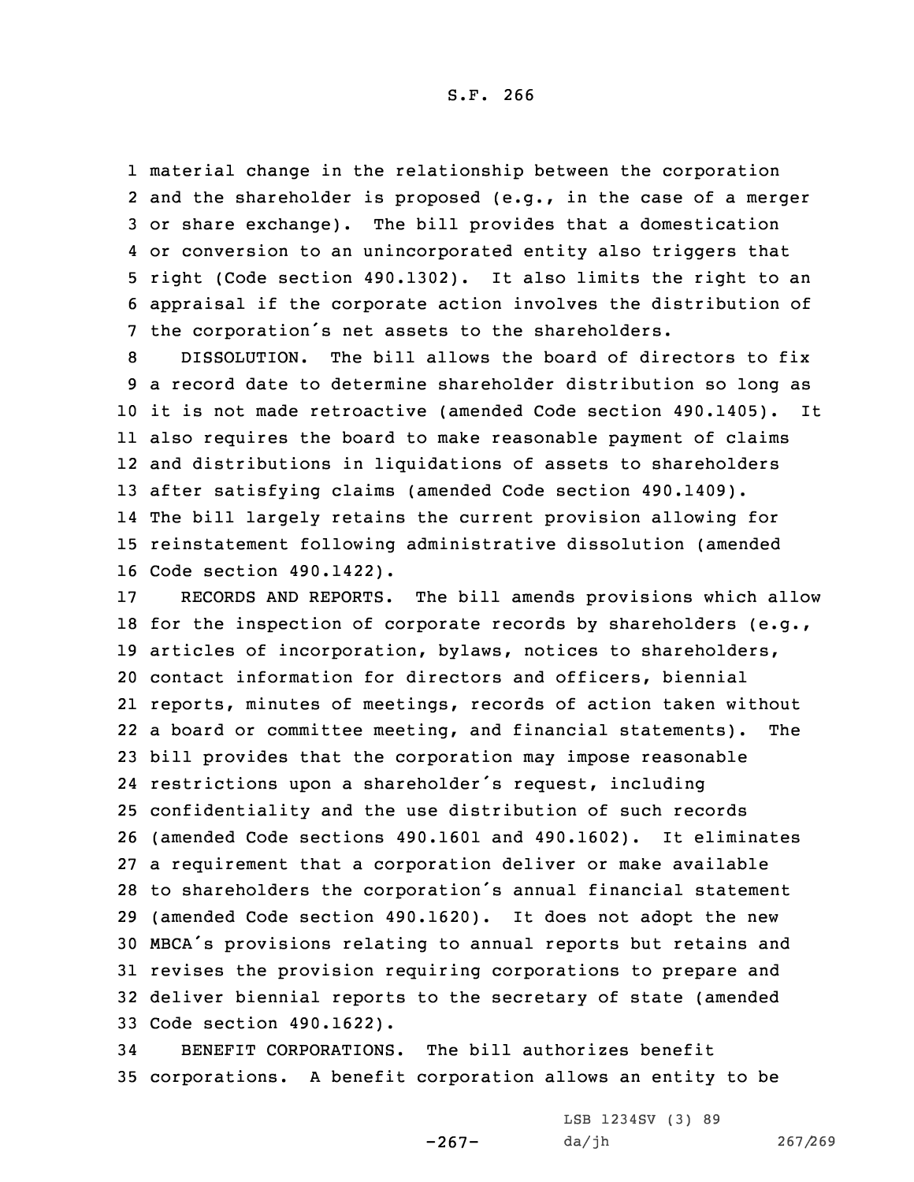material change in the relationship between the corporation and the shareholder is proposed (e.g., in the case of a merger or share exchange). The bill provides that a domestication or conversion to an unincorporated entity also triggers that right (Code section 490.1302). It also limits the right to an appraisal if the corporate action involves the distribution of the corporation's net assets to the shareholders.

DISSOLUTION. The bill allows the board of directors to fix a record date to determine shareholder distribution so long as it is not made retroactive (amended Code section 490.1405). It also requires the board to make reasonable payment of claims and distributions in liquidations of assets to shareholders after satisfying claims (amended Code section 490.1409). The bill largely retains the current provision allowing for reinstatement following administrative dissolution (amended Code section 490.1422).

RECORDS AND REPORTS. The bill amends provisions which allow for the inspection of corporate records by shareholders (e.g., articles of incorporation, bylaws, notices to shareholders, contact information for directors and officers, biennial reports, minutes of meetings, records of action taken without a board or committee meeting, and financial statements). The bill provides that the corporation may impose reasonable restrictions upon a shareholder's request, including confidentiality and the use distribution of such records (amended Code sections 490.1601 and 490.1602). It eliminates a requirement that a corporation deliver or make available to shareholders the corporation's annual financial statement (amended Code section 490.1620). It does not adopt the new MBCA's provisions relating to annual reports but retains and revises the provision requiring corporations to prepare and deliver biennial reports to the secretary of state (amended Code section 490.1622).

BENEFIT CORPORATIONS. The bill authorizes benefit corporations. A benefit corporation allows an entity to be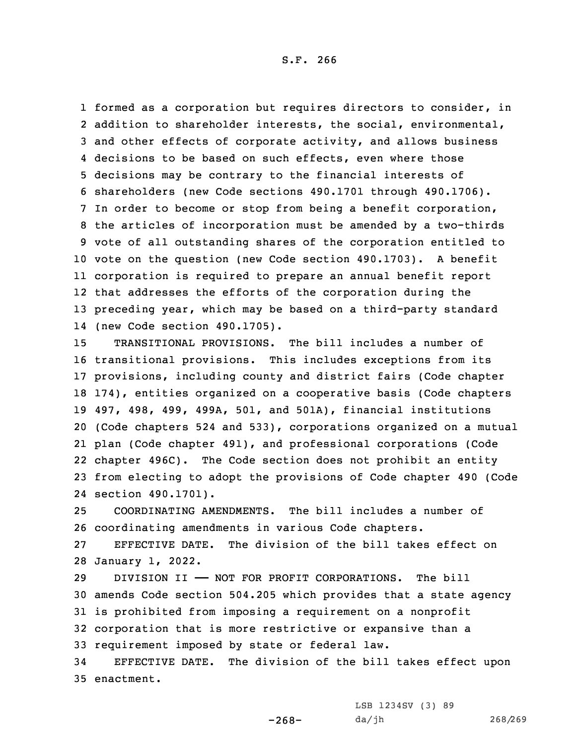formed as a corporation but requires directors to consider, in addition to shareholder interests, the social, environmental, and other effects of corporate activity, and allows business decisions to be based on such effects, even where those decisions may be contrary to the financial interests of shareholders (new Code sections 490.1701 through 490.1706). In order to become or stop from being a benefit corporation, the articles of incorporation must be amended by a two-thirds vote of all outstanding shares of the corporation entitled to vote on the question (new Code section 490.1703). A benefit corporation is required to prepare an annual benefit report that addresses the efforts of the corporation during the preceding year, which may be based on a third-party standard (new Code section 490.1705).

TRANSITIONAL PROVISIONS. The bill includes a number of transitional provisions. This includes exceptions from its provisions, including county and district fairs (Code chapter 174), entities organized on a cooperative basis (Code chapters 497, 498, 499, 499A, 501, and 501A), financial institutions (Code chapters 524 and 533), corporations organized on a mutual plan (Code chapter 491), and professional corporations (Code chapter 496C). The Code section does not prohibit an entity from electing to adopt the provisions of Code chapter 490 (Code section 490.1701).

COORDINATING AMENDMENTS. The bill includes a number of coordinating amendments in various Code chapters.

EFFECTIVE DATE. The division of the bill takes effect on January 1, 2022.

DIVISION II —— NOT FOR PROFIT CORPORATIONS. The bill amends Code section 504.205 which provides that a state agency is prohibited from imposing a requirement on a nonprofit corporation that is more restrictive or expansive than a requirement imposed by state or federal law.

EFFECTIVE DATE. The division of the bill takes effect upon enactment.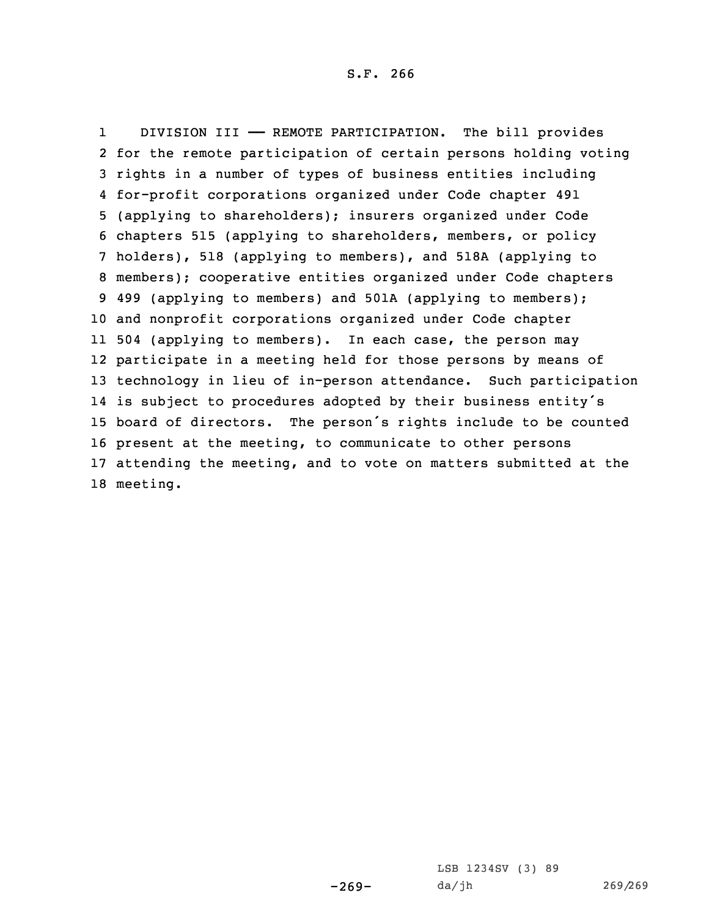DIVISION III —— REMOTE PARTICIPATION. The bill provides for the remote participation of certain persons holding voting rights in a number of types of business entities including for-profit corporations organized under Code chapter 491 (applying to shareholders); insurers organized under Code chapters 515 (applying to shareholders, members, or policy holders), 518 (applying to members), and 518A (applying to members); cooperative entities organized under Code chapters 499 (applying to members) and 501A (applying to members); and nonprofit corporations organized under Code chapter 504 (applying to members). In each case, the person may participate in a meeting held for those persons by means of technology in lieu of in-person attendance. Such participation is subject to procedures adopted by their business entity's board of directors. The person's rights include to be counted present at the meeting, to communicate to other persons attending the meeting, and to vote on matters submitted at the meeting.